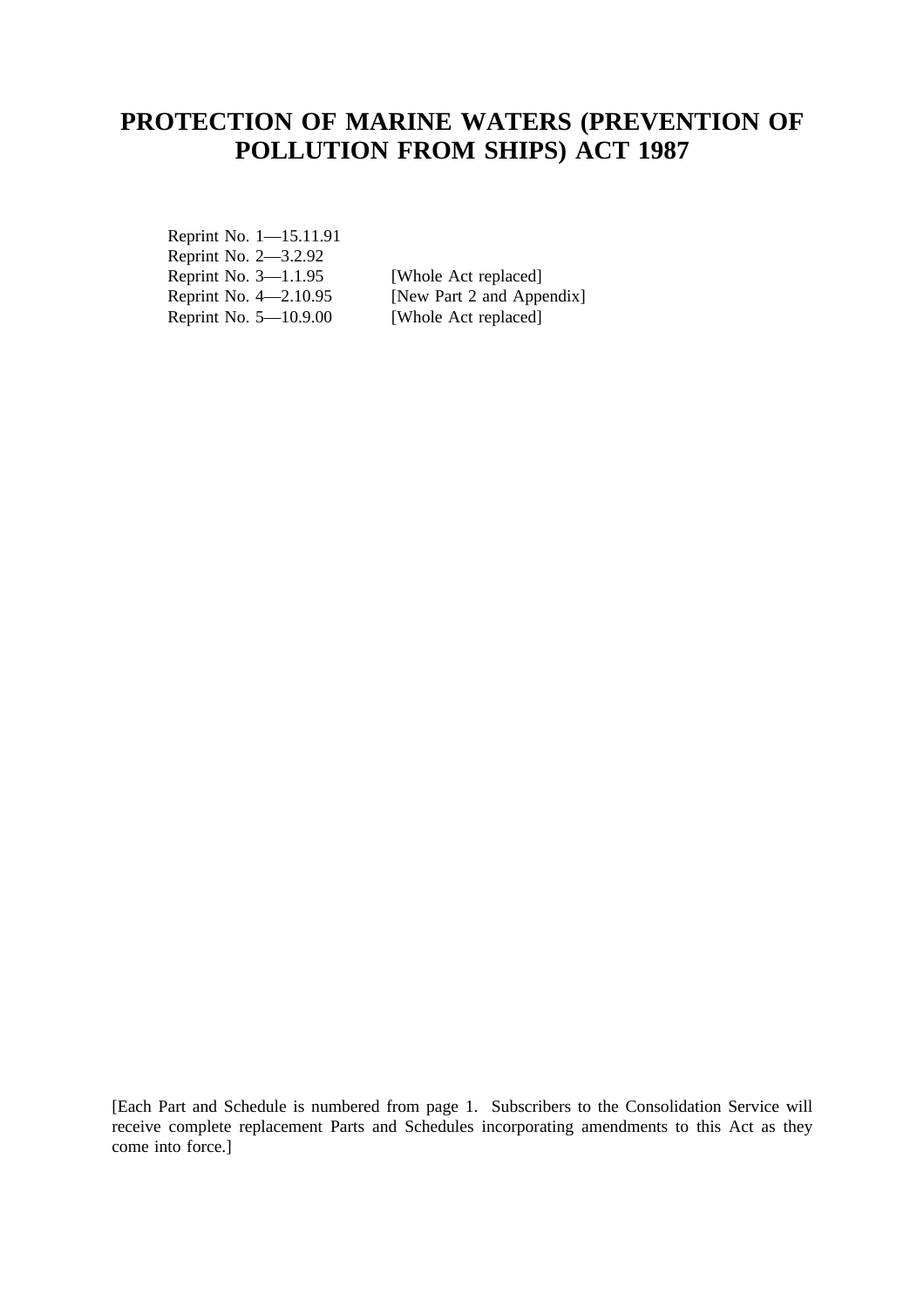# PROTECTION OF MARINE WATERS (PREVENTION OF POLLUTION FROM SHIPS) ACT 1987

| | |
|---|---|
| Reprint No. 1—15.11.91 | |
| Reprint No. 2—3.2.92 | |
| Reprint No. 3—1.1.95 | [Whole Act replaced] |
| Reprint No. 4—2.10.95 | [New Part 2 and Appendix] |
| Reprint No. 5—10.9.00 | [Whole Act replaced] |

[Each Part and Schedule is numbered from page 1. Subscribers to the Consolidation Service will receive complete replacement Parts and Schedules incorporating amendments to this Act as they come into force.]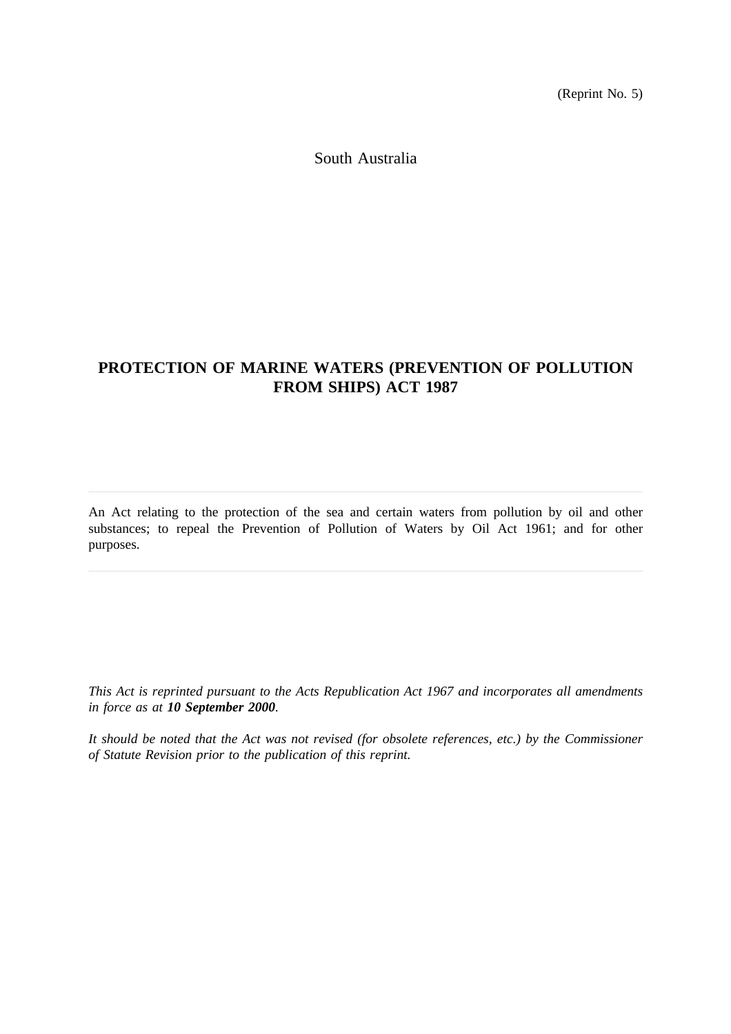(Reprint No. 5)

South Australia

# PROTECTION OF MARINE WATERS (PREVENTION OF POLLUTION FROM SHIPS) ACT 1987

---

An Act relating to the protection of the sea and certain waters from pollution by oil and other substances; to repeal the Prevention of Pollution of Waters by Oil Act 1961; and for other purposes.

---

*This Act is reprinted pursuant to the Acts Republication Act 1967 and incorporates all amendments in force as at **10 September 2000**.*

*It should be noted that the Act was not revised (for obsolete references, etc.) by the Commissioner of Statute Revision prior to the publication of this reprint.*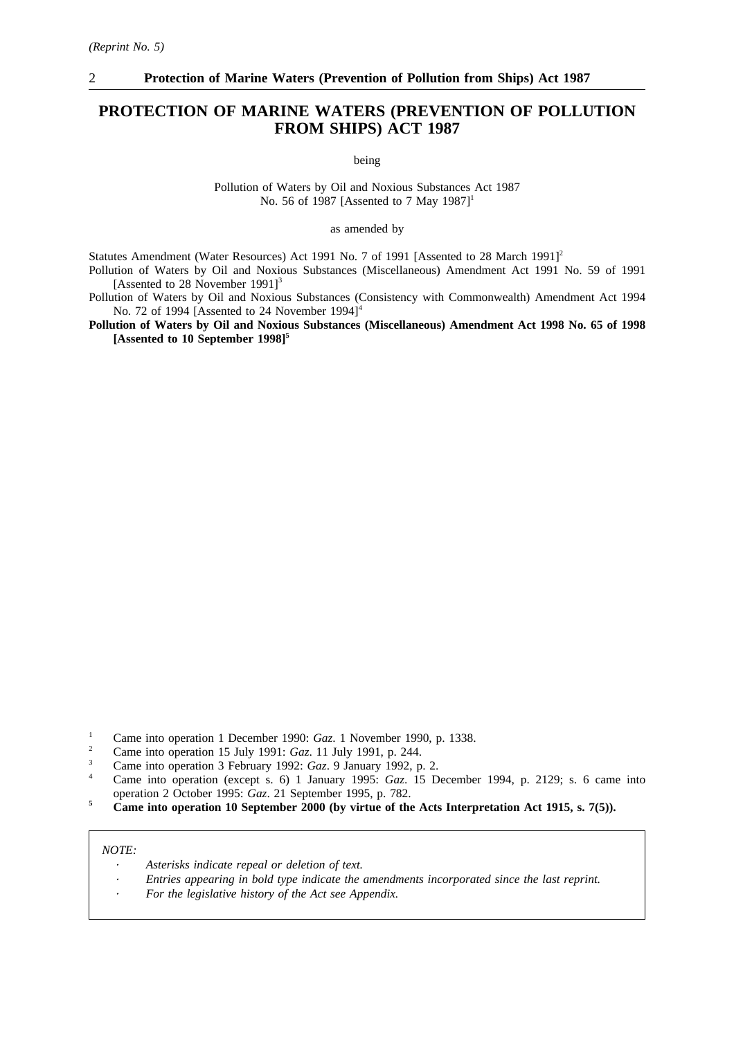*(Reprint No. 5)*

# PROTECTION OF MARINE WATERS (PREVENTION OF POLLUTION FROM SHIPS) ACT 1987

being

Pollution of Waters by Oil and Noxious Substances Act 1987 No. 56 of 1987 [Assented to 7 May 1987][1]

as amended by

Statutes Amendment (Water Resources) Act 1991 No. 7 of 1991 [Assented to 28 March 1991][2]

Pollution of Waters by Oil and Noxious Substances (Miscellaneous) Amendment Act 1991 No. 59 of 1991 [Assented to 28 November 1991][3]

Pollution of Waters by Oil and Noxious Substances (Consistency with Commonwealth) Amendment Act 1994 No. 72 of 1994 [Assented to 24 November 1994][4]

**Pollution of Waters by Oil and Noxious Substances (Miscellaneous) Amendment Act 1998 No. 65 of 1998 [Assented to 10 September 1998][5]**

[1] Came into operation 1 December 1990: *Gaz*. 1 November 1990, p. 1338.

[2] Came into operation 15 July 1991: *Gaz*. 11 July 1991, p. 244.

[3] Came into operation 3 February 1992: *Gaz*. 9 January 1992, p. 2.

[4] Came into operation (except s. 6) 1 January 1995: *Gaz*. 15 December 1994, p. 2129; s. 6 came into operation 2 October 1995: *Gaz*. 21 September 1995, p. 782.

**[5] Came into operation 10 September 2000 (by virtue of the Acts Interpretation Act 1915, s. 7(5)).**

*NOTE:*

- *Asterisks indicate repeal or deletion of text.*
- *Entries appearing in bold type indicate the amendments incorporated since the last reprint.*
- *For the legislative history of the Act see Appendix.*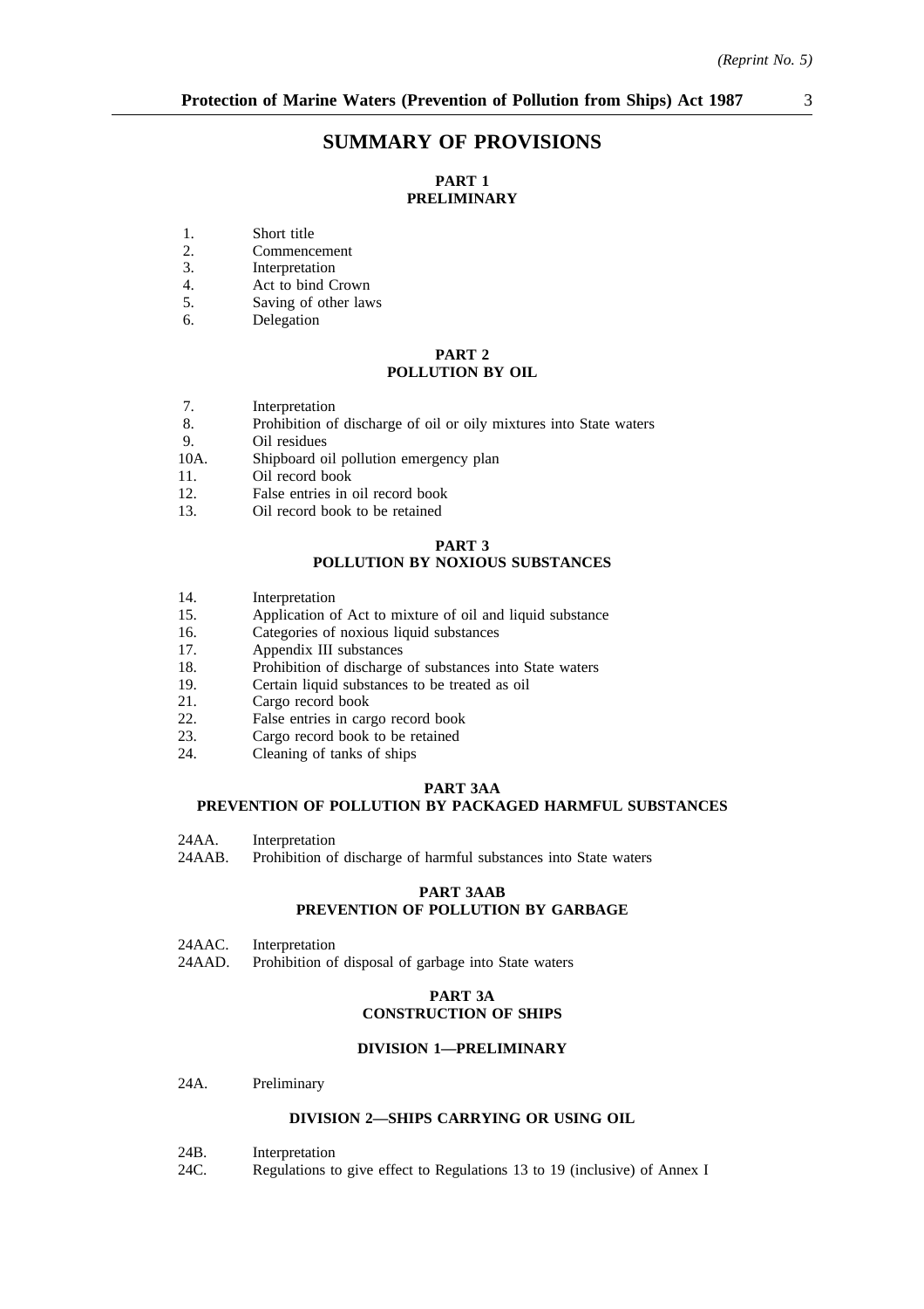## SUMMARY OF PROVISIONS

### PART 1
### PRELIMINARY

1. Short title
2. Commencement
3. Interpretation
4. Act to bind Crown
5. Saving of other laws
6. Delegation

### PART 2
### POLLUTION BY OIL

7. Interpretation
8. Prohibition of discharge of oil or oily mixtures into State waters
9. Oil residues
10A. Shipboard oil pollution emergency plan
11. Oil record book
12. False entries in oil record book
13. Oil record book to be retained

### PART 3
### POLLUTION BY NOXIOUS SUBSTANCES

14. Interpretation
15. Application of Act to mixture of oil and liquid substance
16. Categories of noxious liquid substances
17. Appendix III substances
18. Prohibition of discharge of substances into State waters
19. Certain liquid substances to be treated as oil
21. Cargo record book
22. False entries in cargo record book
23. Cargo record book to be retained
24. Cleaning of tanks of ships

### PART 3AA
### PREVENTION OF POLLUTION BY PACKAGED HARMFUL SUBSTANCES

24AA. Interpretation
24AAB. Prohibition of discharge of harmful substances into State waters

### PART 3AAB
### PREVENTION OF POLLUTION BY GARBAGE

24AAC. Interpretation
24AAD. Prohibition of disposal of garbage into State waters

### PART 3A
### CONSTRUCTION OF SHIPS

#### DIVISION 1—PRELIMINARY

24A. Preliminary

#### DIVISION 2—SHIPS CARRYING OR USING OIL

24B. Interpretation
24C. Regulations to give effect to Regulations 13 to 19 (inclusive) of Annex I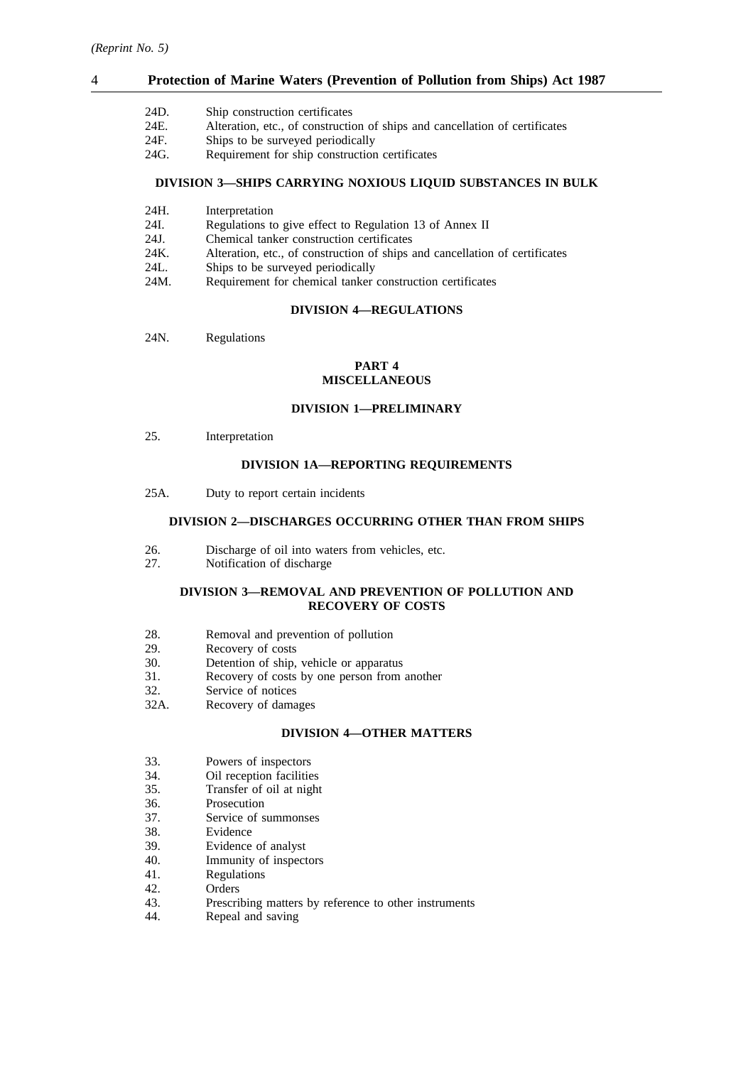24D. Ship construction certificates
24E. Alteration, etc., of construction of ships and cancellation of certificates
24F. Ships to be surveyed periodically
24G. Requirement for ship construction certificates

**DIVISION 3—SHIPS CARRYING NOXIOUS LIQUID SUBSTANCES IN BULK**

24H. Interpretation
24I. Regulations to give effect to Regulation 13 of Annex II
24J. Chemical tanker construction certificates
24K. Alteration, etc., of construction of ships and cancellation of certificates
24L. Ships to be surveyed periodically
24M. Requirement for chemical tanker construction certificates

**DIVISION 4—REGULATIONS**

24N. Regulations

## PART 4
## MISCELLANEOUS

**DIVISION 1—PRELIMINARY**

25. Interpretation

**DIVISION 1A—REPORTING REQUIREMENTS**

25A. Duty to report certain incidents

**DIVISION 2—DISCHARGES OCCURRING OTHER THAN FROM SHIPS**

26. Discharge of oil into waters from vehicles, etc.
27. Notification of discharge

**DIVISION 3—REMOVAL AND PREVENTION OF POLLUTION AND RECOVERY OF COSTS**

28. Removal and prevention of pollution
29. Recovery of costs
30. Detention of ship, vehicle or apparatus
31. Recovery of costs by one person from another
32. Service of notices
32A. Recovery of damages

**DIVISION 4—OTHER MATTERS**

33. Powers of inspectors
34. Oil reception facilities
35. Transfer of oil at night
36. Prosecution
37. Service of summonses
38. Evidence
39. Evidence of analyst
40. Immunity of inspectors
41. Regulations
42. Orders
43. Prescribing matters by reference to other instruments
44. Repeal and saving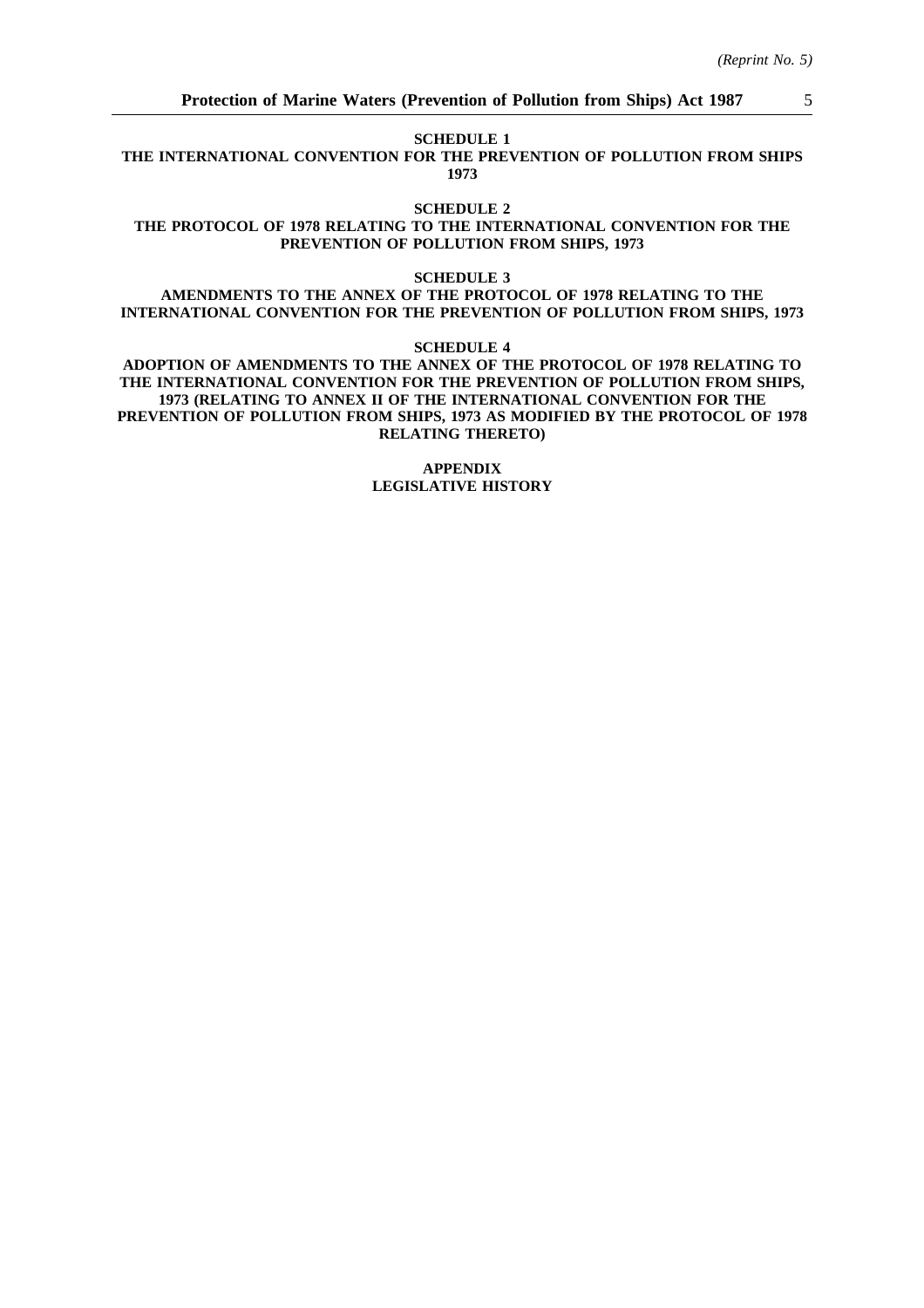**SCHEDULE 1**
**THE INTERNATIONAL CONVENTION FOR THE PREVENTION OF POLLUTION FROM SHIPS 1973**

**SCHEDULE 2**
**THE PROTOCOL OF 1978 RELATING TO THE INTERNATIONAL CONVENTION FOR THE PREVENTION OF POLLUTION FROM SHIPS, 1973**

**SCHEDULE 3**
**AMENDMENTS TO THE ANNEX OF THE PROTOCOL OF 1978 RELATING TO THE INTERNATIONAL CONVENTION FOR THE PREVENTION OF POLLUTION FROM SHIPS, 1973**

**SCHEDULE 4**
**ADOPTION OF AMENDMENTS TO THE ANNEX OF THE PROTOCOL OF 1978 RELATING TO THE INTERNATIONAL CONVENTION FOR THE PREVENTION OF POLLUTION FROM SHIPS, 1973 (RELATING TO ANNEX II OF THE INTERNATIONAL CONVENTION FOR THE PREVENTION OF POLLUTION FROM SHIPS, 1973 AS MODIFIED BY THE PROTOCOL OF 1978 RELATING THERETO)**

**APPENDIX**
**LEGISLATIVE HISTORY**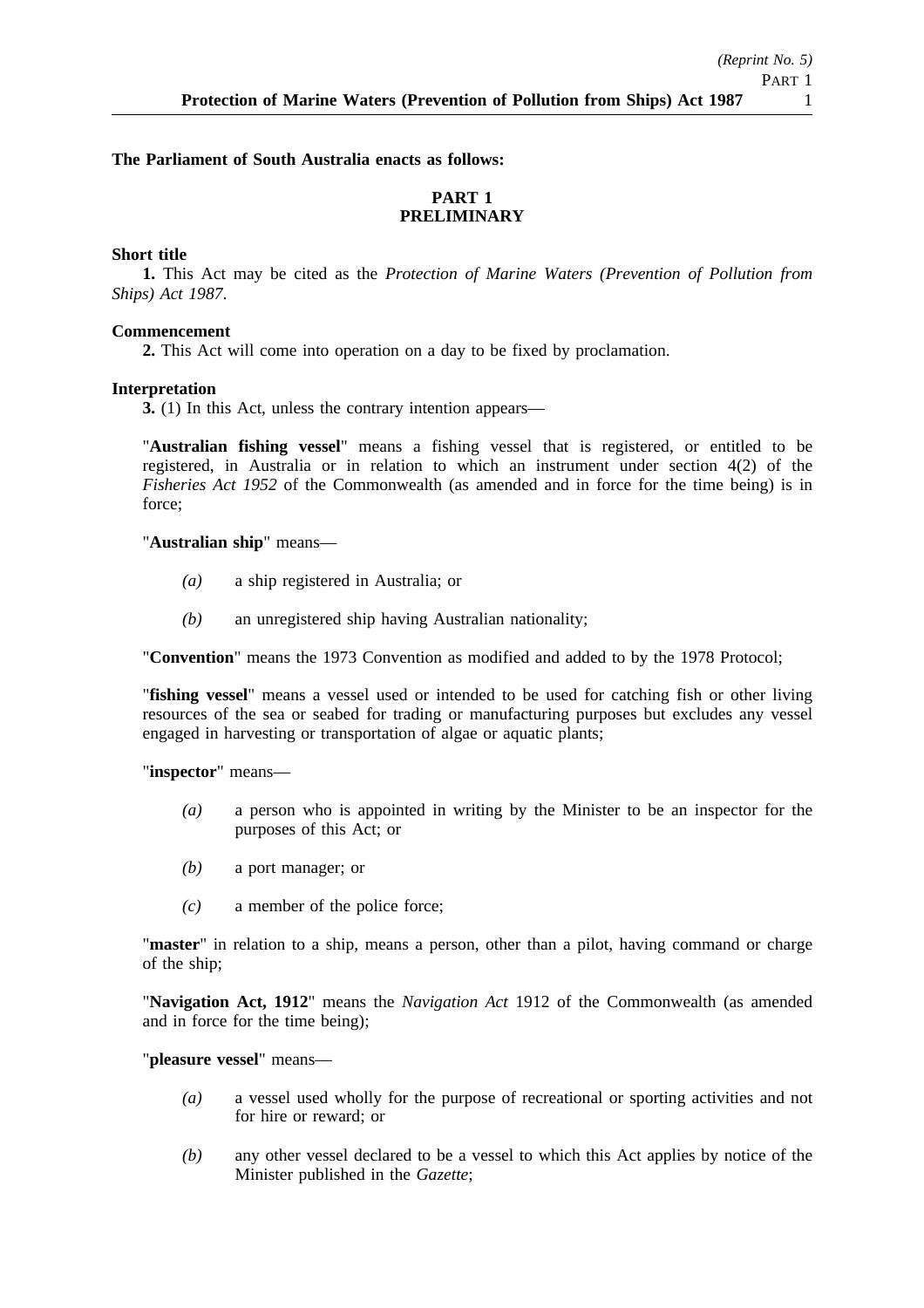**The Parliament of South Australia enacts as follows:**

## PART 1
## PRELIMINARY

**Short title**

**1.** This Act may be cited as the *Protection of Marine Waters (Prevention of Pollution from Ships) Act 1987*.

**Commencement**

**2.** This Act will come into operation on a day to be fixed by proclamation.

**Interpretation**

**3.** (1) In this Act, unless the contrary intention appears—

"**Australian fishing vessel**" means a fishing vessel that is registered, or entitled to be registered, in Australia or in relation to which an instrument under section 4(2) of the *Fisheries Act 1952* of the Commonwealth (as amended and in force for the time being) is in force;

"**Australian ship**" means—

*(a)* a ship registered in Australia; or

*(b)* an unregistered ship having Australian nationality;

"**Convention**" means the 1973 Convention as modified and added to by the 1978 Protocol;

"**fishing vessel**" means a vessel used or intended to be used for catching fish or other living resources of the sea or seabed for trading or manufacturing purposes but excludes any vessel engaged in harvesting or transportation of algae or aquatic plants;

"**inspector**" means—

*(a)* a person who is appointed in writing by the Minister to be an inspector for the purposes of this Act; or

*(b)* a port manager; or

*(c)* a member of the police force;

"**master**" in relation to a ship, means a person, other than a pilot, having command or charge of the ship;

"**Navigation Act, 1912**" means the *Navigation Act* 1912 of the Commonwealth (as amended and in force for the time being);

"**pleasure vessel**" means—

*(a)* a vessel used wholly for the purpose of recreational or sporting activities and not for hire or reward; or

*(b)* any other vessel declared to be a vessel to which this Act applies by notice of the Minister published in the *Gazette*;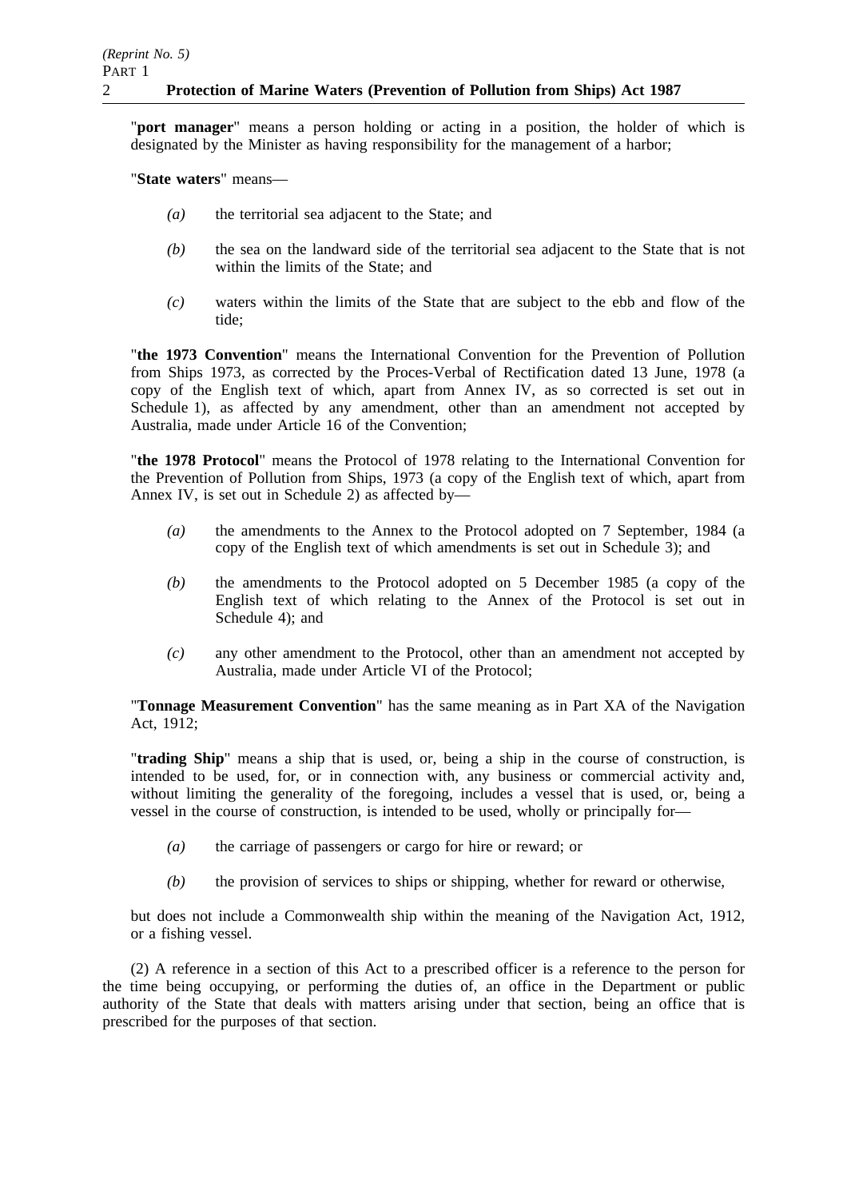"**port manager**" means a person holding or acting in a position, the holder of which is designated by the Minister as having responsibility for the management of a harbor;

"**State waters**" means—

*(a)* the territorial sea adjacent to the State; and

*(b)* the sea on the landward side of the territorial sea adjacent to the State that is not within the limits of the State; and

*(c)* waters within the limits of the State that are subject to the ebb and flow of the tide;

"**the 1973 Convention**" means the International Convention for the Prevention of Pollution from Ships 1973, as corrected by the Proces-Verbal of Rectification dated 13 June, 1978 (a copy of the English text of which, apart from Annex IV, as so corrected is set out in Schedule 1), as affected by any amendment, other than an amendment not accepted by Australia, made under Article 16 of the Convention;

"**the 1978 Protocol**" means the Protocol of 1978 relating to the International Convention for the Prevention of Pollution from Ships, 1973 (a copy of the English text of which, apart from Annex IV, is set out in Schedule 2) as affected by—

*(a)* the amendments to the Annex to the Protocol adopted on 7 September, 1984 (a copy of the English text of which amendments is set out in Schedule 3); and

*(b)* the amendments to the Protocol adopted on 5 December 1985 (a copy of the English text of which relating to the Annex of the Protocol is set out in Schedule 4); and

*(c)* any other amendment to the Protocol, other than an amendment not accepted by Australia, made under Article VI of the Protocol;

"**Tonnage Measurement Convention**" has the same meaning as in Part XA of the Navigation Act, 1912;

"**trading Ship**" means a ship that is used, or, being a ship in the course of construction, is intended to be used, for, or in connection with, any business or commercial activity and, without limiting the generality of the foregoing, includes a vessel that is used, or, being a vessel in the course of construction, is intended to be used, wholly or principally for—

*(a)* the carriage of passengers or cargo for hire or reward; or

*(b)* the provision of services to ships or shipping, whether for reward or otherwise,

but does not include a Commonwealth ship within the meaning of the Navigation Act, 1912, or a fishing vessel.

(2) A reference in a section of this Act to a prescribed officer is a reference to the person for the time being occupying, or performing the duties of, an office in the Department or public authority of the State that deals with matters arising under that section, being an office that is prescribed for the purposes of that section.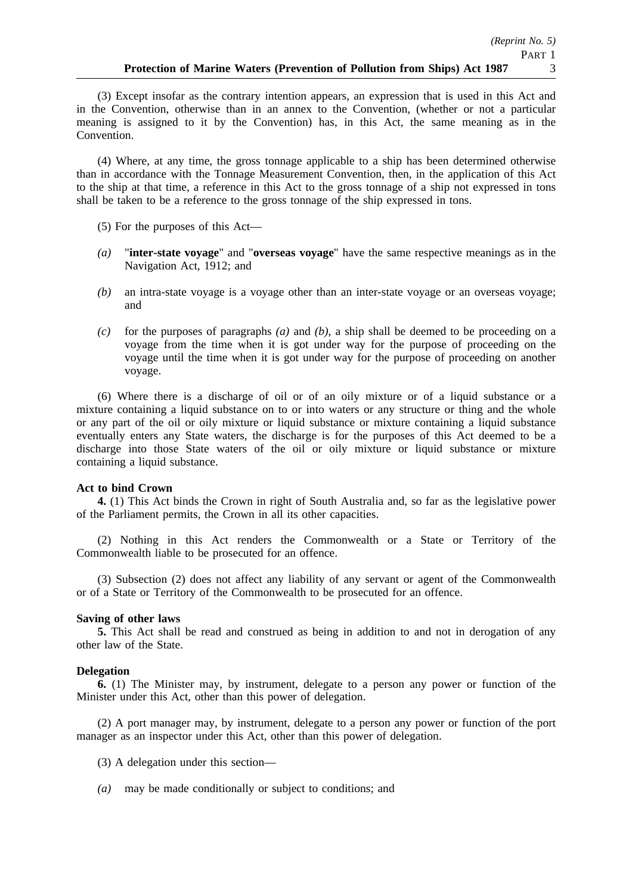(3) Except insofar as the contrary intention appears, an expression that is used in this Act and in the Convention, otherwise than in an annex to the Convention, (whether or not a particular meaning is assigned to it by the Convention) has, in this Act, the same meaning as in the Convention.

(4) Where, at any time, the gross tonnage applicable to a ship has been determined otherwise than in accordance with the Tonnage Measurement Convention, then, in the application of this Act to the ship at that time, a reference in this Act to the gross tonnage of a ship not expressed in tons shall be taken to be a reference to the gross tonnage of the ship expressed in tons.

(5) For the purposes of this Act—

*(a)* "**inter-state voyage**" and "**overseas voyage**" have the same respective meanings as in the Navigation Act, 1912; and

*(b)* an intra-state voyage is a voyage other than an inter-state voyage or an overseas voyage; and

*(c)* for the purposes of paragraphs *(a)* and *(b)*, a ship shall be deemed to be proceeding on a voyage from the time when it is got under way for the purpose of proceeding on the voyage until the time when it is got under way for the purpose of proceeding on another voyage.

(6) Where there is a discharge of oil or of an oily mixture or of a liquid substance or a mixture containing a liquid substance on to or into waters or any structure or thing and the whole or any part of the oil or oily mixture or liquid substance or mixture containing a liquid substance eventually enters any State waters, the discharge is for the purposes of this Act deemed to be a discharge into those State waters of the oil or oily mixture or liquid substance or mixture containing a liquid substance.

**Act to bind Crown**

**4.** (1) This Act binds the Crown in right of South Australia and, so far as the legislative power of the Parliament permits, the Crown in all its other capacities.

(2) Nothing in this Act renders the Commonwealth or a State or Territory of the Commonwealth liable to be prosecuted for an offence.

(3) Subsection (2) does not affect any liability of any servant or agent of the Commonwealth or of a State or Territory of the Commonwealth to be prosecuted for an offence.

**Saving of other laws**

**5.** This Act shall be read and construed as being in addition to and not in derogation of any other law of the State.

**Delegation**

**6.** (1) The Minister may, by instrument, delegate to a person any power or function of the Minister under this Act, other than this power of delegation.

(2) A port manager may, by instrument, delegate to a person any power or function of the port manager as an inspector under this Act, other than this power of delegation.

(3) A delegation under this section—

*(a)* may be made conditionally or subject to conditions; and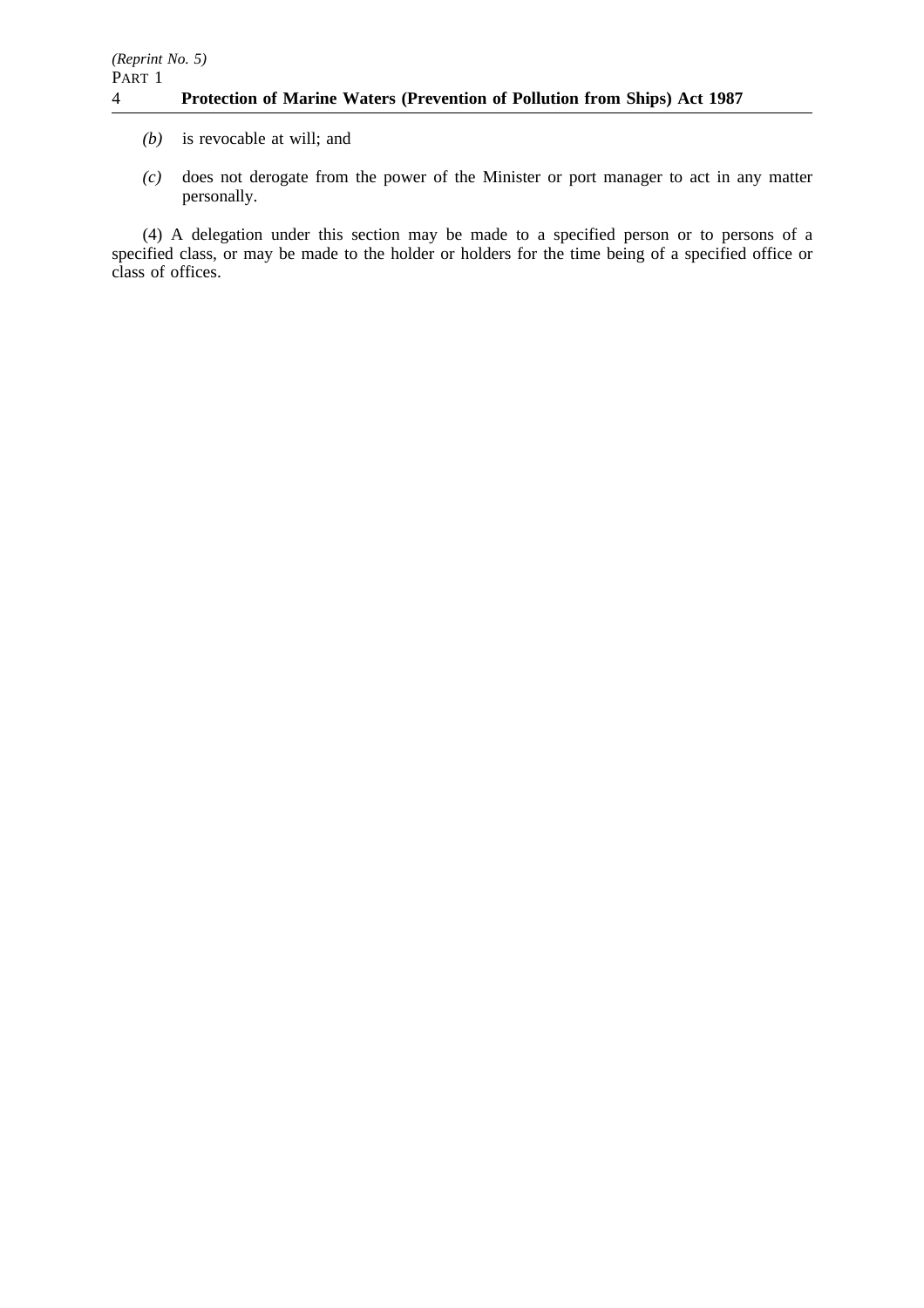*(b)* is revocable at will; and

*(c)* does not derogate from the power of the Minister or port manager to act in any matter personally.

(4) A delegation under this section may be made to a specified person or to persons of a specified class, or may be made to the holder or holders for the time being of a specified office or class of offices.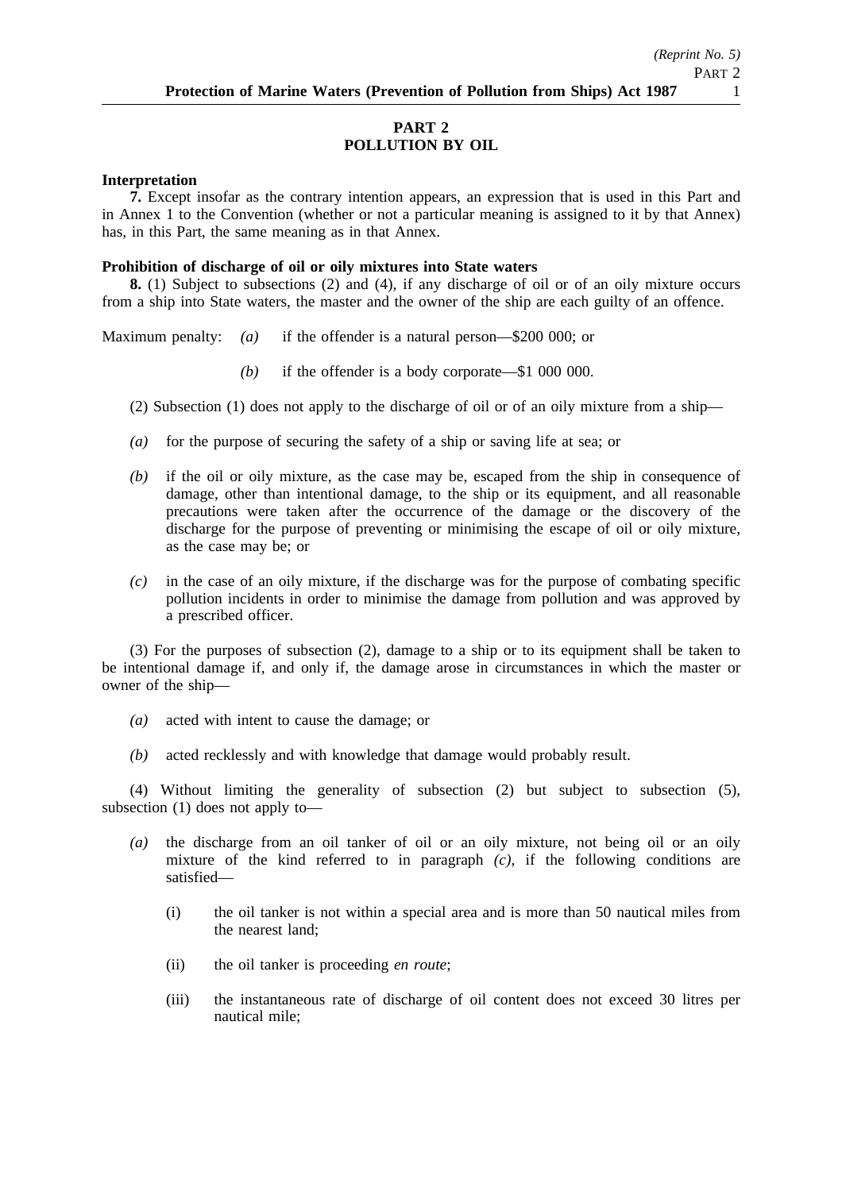# PART 2
# POLLUTION BY OIL

**Interpretation**

**7.** Except insofar as the contrary intention appears, an expression that is used in this Part and in Annex 1 to the Convention (whether or not a particular meaning is assigned to it by that Annex) has, in this Part, the same meaning as in that Annex.

**Prohibition of discharge of oil or oily mixtures into State waters**

**8.** (1) Subject to subsections (2) and (4), if any discharge of oil or of an oily mixture occurs from a ship into State waters, the master and the owner of the ship are each guilty of an offence.

Maximum penalty: *(a)* if the offender is a natural person—$200 000; or

*(b)* if the offender is a body corporate—$1 000 000.

(2) Subsection (1) does not apply to the discharge of oil or of an oily mixture from a ship—

*(a)* for the purpose of securing the safety of a ship or saving life at sea; or

*(b)* if the oil or oily mixture, as the case may be, escaped from the ship in consequence of damage, other than intentional damage, to the ship or its equipment, and all reasonable precautions were taken after the occurrence of the damage or the discovery of the discharge for the purpose of preventing or minimising the escape of oil or oily mixture, as the case may be; or

*(c)* in the case of an oily mixture, if the discharge was for the purpose of combating specific pollution incidents in order to minimise the damage from pollution and was approved by a prescribed officer.

(3) For the purposes of subsection (2), damage to a ship or to its equipment shall be taken to be intentional damage if, and only if, the damage arose in circumstances in which the master or owner of the ship—

*(a)* acted with intent to cause the damage; or

*(b)* acted recklessly and with knowledge that damage would probably result.

(4) Without limiting the generality of subsection (2) but subject to subsection (5), subsection (1) does not apply to—

*(a)* the discharge from an oil tanker of oil or an oily mixture, not being oil or an oily mixture of the kind referred to in paragraph *(c)*, if the following conditions are satisfied—

(i) the oil tanker is not within a special area and is more than 50 nautical miles from the nearest land;

(ii) the oil tanker is proceeding *en route*;

(iii) the instantaneous rate of discharge of oil content does not exceed 30 litres per nautical mile;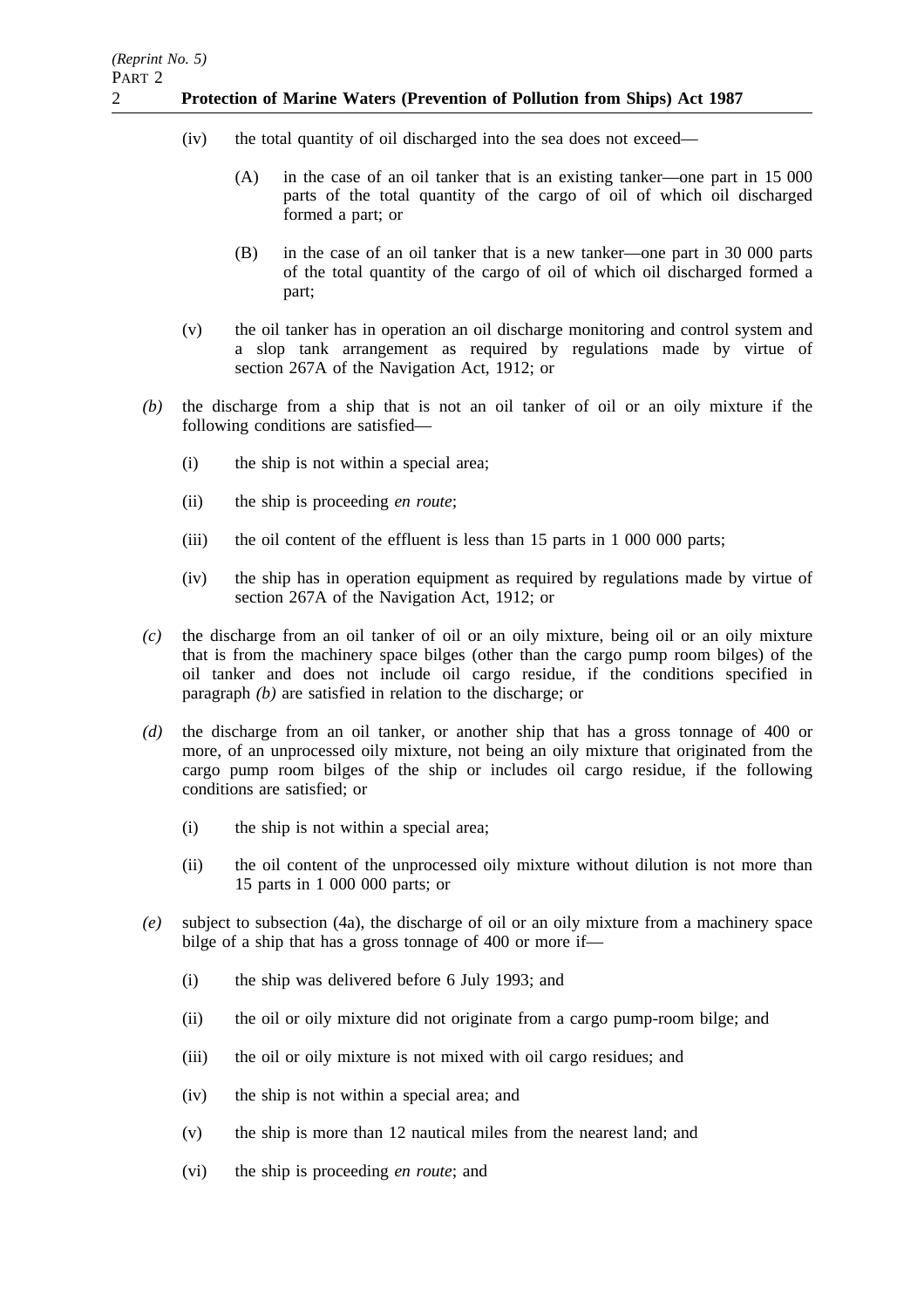(iv) the total quantity of oil discharged into the sea does not exceed—

(A) in the case of an oil tanker that is an existing tanker—one part in 15 000 parts of the total quantity of the cargo of oil of which oil discharged formed a part; or

(B) in the case of an oil tanker that is a new tanker—one part in 30 000 parts of the total quantity of the cargo of oil of which oil discharged formed a part;

(v) the oil tanker has in operation an oil discharge monitoring and control system and a slop tank arrangement as required by regulations made by virtue of section 267A of the Navigation Act, 1912; or

*(b)* the discharge from a ship that is not an oil tanker of oil or an oily mixture if the following conditions are satisfied—

(i) the ship is not within a special area;

(ii) the ship is proceeding *en route*;

(iii) the oil content of the effluent is less than 15 parts in 1 000 000 parts;

(iv) the ship has in operation equipment as required by regulations made by virtue of section 267A of the Navigation Act, 1912; or

*(c)* the discharge from an oil tanker of oil or an oily mixture, being oil or an oily mixture that is from the machinery space bilges (other than the cargo pump room bilges) of the oil tanker and does not include oil cargo residue, if the conditions specified in paragraph *(b)* are satisfied in relation to the discharge; or

*(d)* the discharge from an oil tanker, or another ship that has a gross tonnage of 400 or more, of an unprocessed oily mixture, not being an oily mixture that originated from the cargo pump room bilges of the ship or includes oil cargo residue, if the following conditions are satisfied; or

(i) the ship is not within a special area;

(ii) the oil content of the unprocessed oily mixture without dilution is not more than 15 parts in 1 000 000 parts; or

*(e)* subject to subsection (4a), the discharge of oil or an oily mixture from a machinery space bilge of a ship that has a gross tonnage of 400 or more if—

(i) the ship was delivered before 6 July 1993; and

(ii) the oil or oily mixture did not originate from a cargo pump-room bilge; and

(iii) the oil or oily mixture is not mixed with oil cargo residues; and

(iv) the ship is not within a special area; and

(v) the ship is more than 12 nautical miles from the nearest land; and

(vi) the ship is proceeding *en route*; and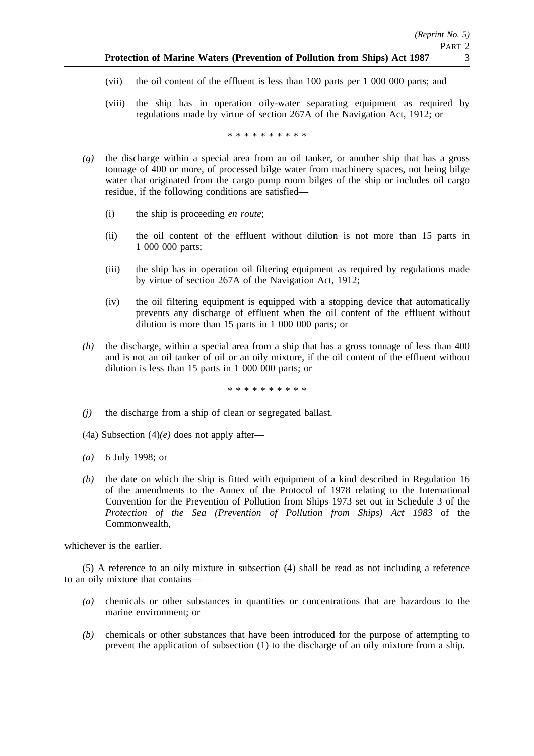(vii) the oil content of the effluent is less than 100 parts per 1 000 000 parts; and

(viii) the ship has in operation oily-water separating equipment as required by regulations made by virtue of section 267A of the Navigation Act, 1912; or

\* \* \* \* \* \* \* \* \* \*

*(g)* the discharge within a special area from an oil tanker, or another ship that has a gross tonnage of 400 or more, of processed bilge water from machinery spaces, not being bilge water that originated from the cargo pump room bilges of the ship or includes oil cargo residue, if the following conditions are satisfied—

(i) the ship is proceeding *en route*;

(ii) the oil content of the effluent without dilution is not more than 15 parts in 1 000 000 parts;

(iii) the ship has in operation oil filtering equipment as required by regulations made by virtue of section 267A of the Navigation Act, 1912;

(iv) the oil filtering equipment is equipped with a stopping device that automatically prevents any discharge of effluent when the oil content of the effluent without dilution is more than 15 parts in 1 000 000 parts; or

*(h)* the discharge, within a special area from a ship that has a gross tonnage of less than 400 and is not an oil tanker of oil or an oily mixture, if the oil content of the effluent without dilution is less than 15 parts in 1 000 000 parts; or

\* \* \* \* \* \* \* \* \* \*

*(j)* the discharge from a ship of clean or segregated ballast.

(4a) Subsection (4)*(e)* does not apply after—

*(a)* 6 July 1998; or

*(b)* the date on which the ship is fitted with equipment of a kind described in Regulation 16 of the amendments to the Annex of the Protocol of 1978 relating to the International Convention for the Prevention of Pollution from Ships 1973 set out in Schedule 3 of the *Protection of the Sea (Prevention of Pollution from Ships) Act 1983* of the Commonwealth,

whichever is the earlier.

(5) A reference to an oily mixture in subsection (4) shall be read as not including a reference to an oily mixture that contains—

*(a)* chemicals or other substances in quantities or concentrations that are hazardous to the marine environment; or

*(b)* chemicals or other substances that have been introduced for the purpose of attempting to prevent the application of subsection (1) to the discharge of an oily mixture from a ship.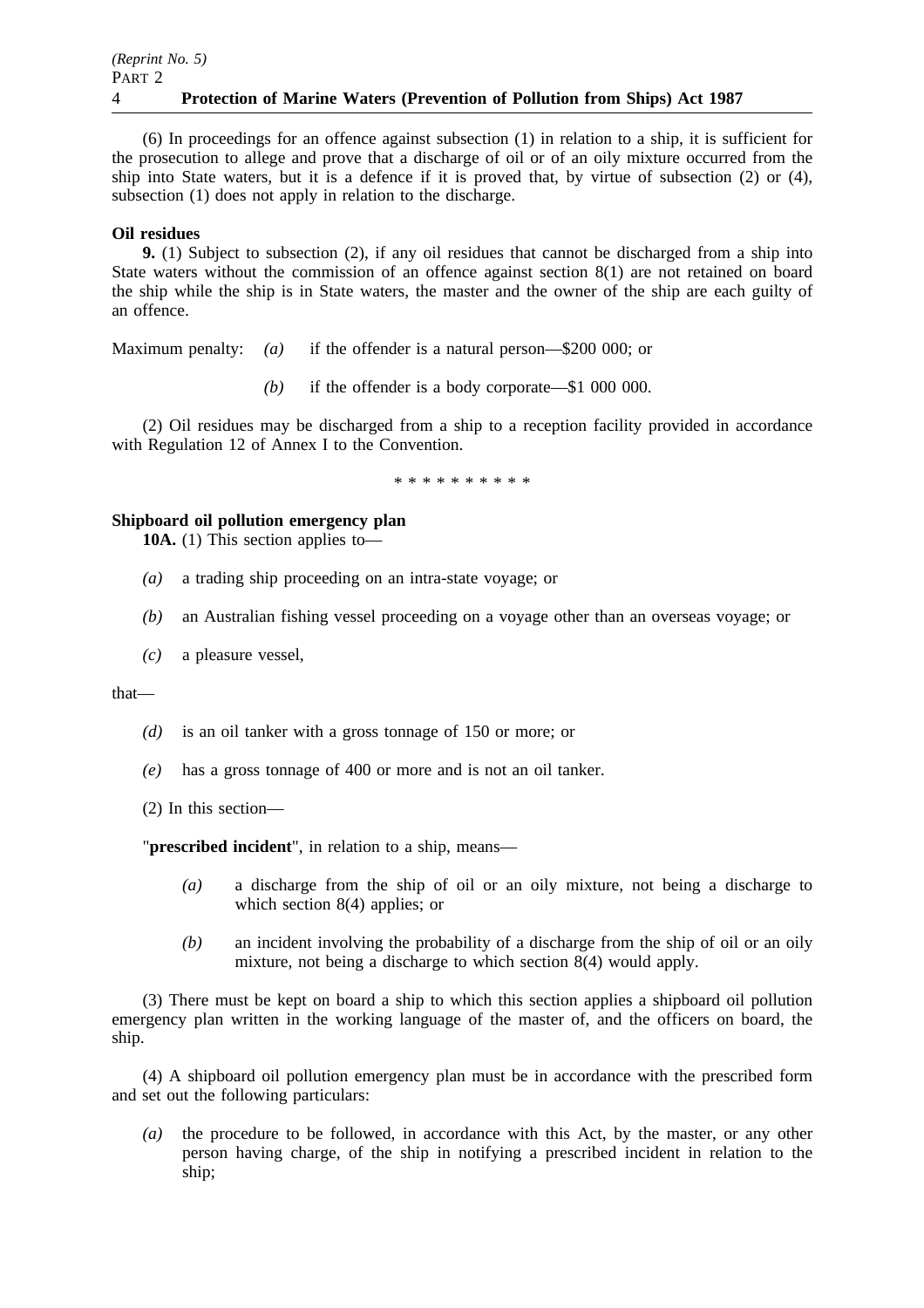(6) In proceedings for an offence against subsection (1) in relation to a ship, it is sufficient for the prosecution to allege and prove that a discharge of oil or of an oily mixture occurred from the ship into State waters, but it is a defence if it is proved that, by virtue of subsection (2) or (4), subsection (1) does not apply in relation to the discharge.

**Oil residues**

**9.** (1) Subject to subsection (2), if any oil residues that cannot be discharged from a ship into State waters without the commission of an offence against section 8(1) are not retained on board the ship while the ship is in State waters, the master and the owner of the ship are each guilty of an offence.

Maximum penalty: *(a)* if the offender is a natural person—$200 000; or

*(b)* if the offender is a body corporate—$1 000 000.

(2) Oil residues may be discharged from a ship to a reception facility provided in accordance with Regulation 12 of Annex I to the Convention.

\* \* \* \* \* \* \* \* \* \*

**Shipboard oil pollution emergency plan**

**10A.** (1) This section applies to—

*(a)* a trading ship proceeding on an intra-state voyage; or

*(b)* an Australian fishing vessel proceeding on a voyage other than an overseas voyage; or

*(c)* a pleasure vessel,

that—

*(d)* is an oil tanker with a gross tonnage of 150 or more; or

*(e)* has a gross tonnage of 400 or more and is not an oil tanker.

(2) In this section—

"**prescribed incident**", in relation to a ship, means—

*(a)* a discharge from the ship of oil or an oily mixture, not being a discharge to which section 8(4) applies; or

*(b)* an incident involving the probability of a discharge from the ship of oil or an oily mixture, not being a discharge to which section 8(4) would apply.

(3) There must be kept on board a ship to which this section applies a shipboard oil pollution emergency plan written in the working language of the master of, and the officers on board, the ship.

(4) A shipboard oil pollution emergency plan must be in accordance with the prescribed form and set out the following particulars:

*(a)* the procedure to be followed, in accordance with this Act, by the master, or any other person having charge, of the ship in notifying a prescribed incident in relation to the ship;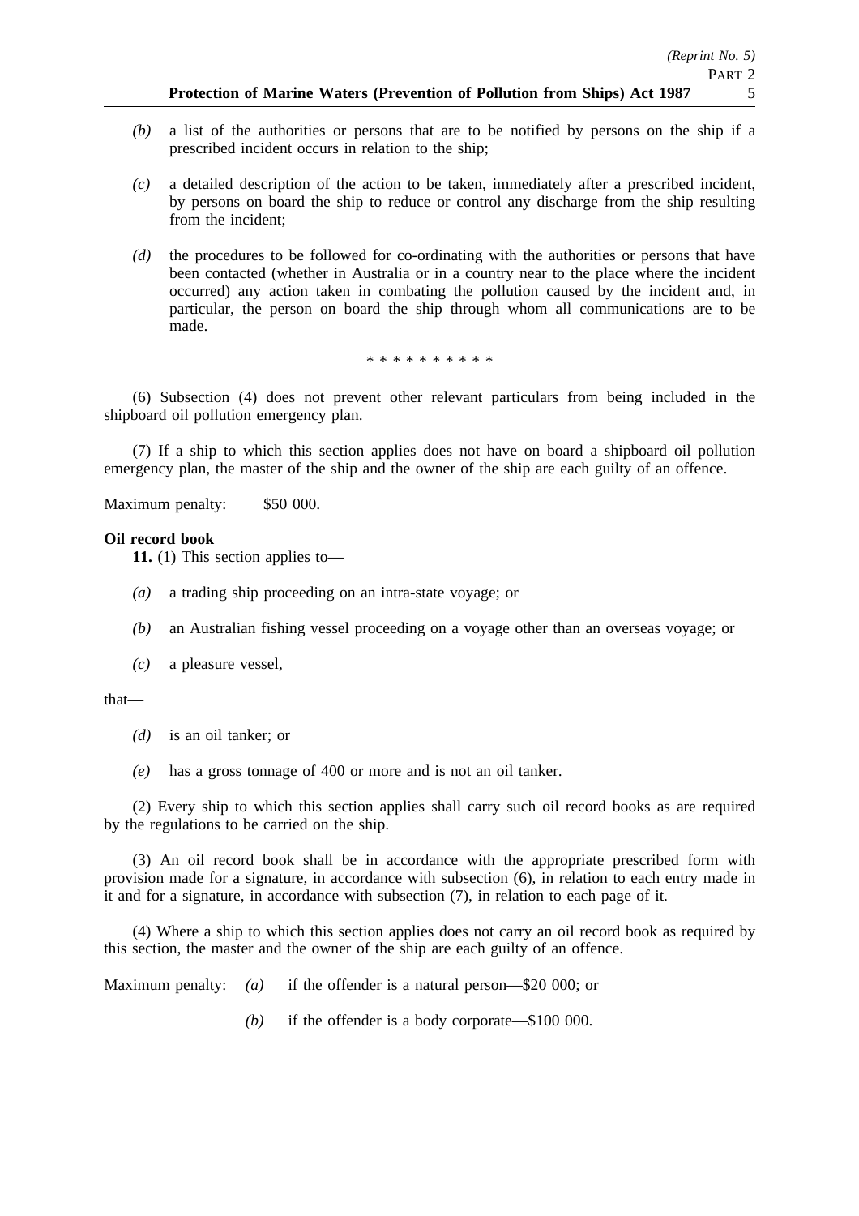*(b)* a list of the authorities or persons that are to be notified by persons on the ship if a prescribed incident occurs in relation to the ship;

*(c)* a detailed description of the action to be taken, immediately after a prescribed incident, by persons on board the ship to reduce or control any discharge from the ship resulting from the incident;

*(d)* the procedures to be followed for co-ordinating with the authorities or persons that have been contacted (whether in Australia or in a country near to the place where the incident occurred) any action taken in combating the pollution caused by the incident and, in particular, the person on board the ship through whom all communications are to be made.

* * * * * * * * * *

(6) Subsection (4) does not prevent other relevant particulars from being included in the shipboard oil pollution emergency plan.

(7) If a ship to which this section applies does not have on board a shipboard oil pollution emergency plan, the master of the ship and the owner of the ship are each guilty of an offence.

Maximum penalty: $50 000.

**Oil record book**

**11.** (1) This section applies to—

*(a)* a trading ship proceeding on an intra-state voyage; or

*(b)* an Australian fishing vessel proceeding on a voyage other than an overseas voyage; or

*(c)* a pleasure vessel,

that—

*(d)* is an oil tanker; or

*(e)* has a gross tonnage of 400 or more and is not an oil tanker.

(2) Every ship to which this section applies shall carry such oil record books as are required by the regulations to be carried on the ship.

(3) An oil record book shall be in accordance with the appropriate prescribed form with provision made for a signature, in accordance with subsection (6), in relation to each entry made in it and for a signature, in accordance with subsection (7), in relation to each page of it.

(4) Where a ship to which this section applies does not carry an oil record book as required by this section, the master and the owner of the ship are each guilty of an offence.

Maximum penalty: *(a)* if the offender is a natural person—$20 000; or

*(b)* if the offender is a body corporate—$100 000.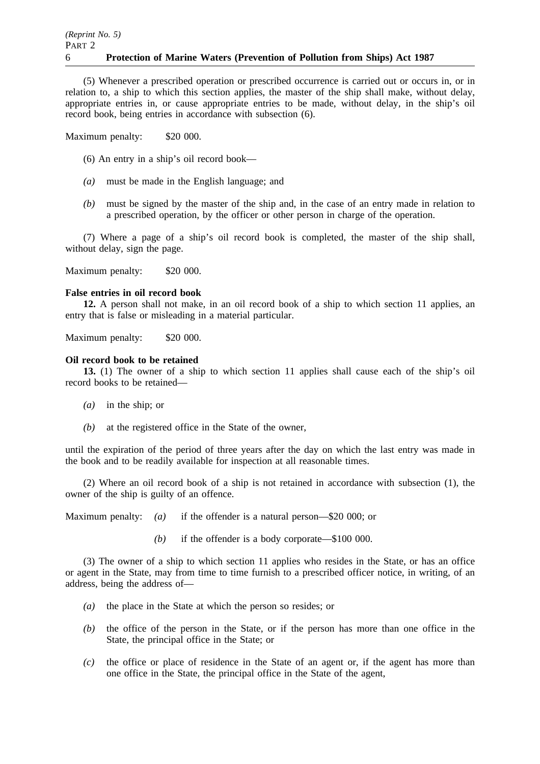(5) Whenever a prescribed operation or prescribed occurrence is carried out or occurs in, or in relation to, a ship to which this section applies, the master of the ship shall make, without delay, appropriate entries in, or cause appropriate entries to be made, without delay, in the ship's oil record book, being entries in accordance with subsection (6).

Maximum penalty: $20 000.

(6) An entry in a ship's oil record book—

*(a)* must be made in the English language; and

*(b)* must be signed by the master of the ship and, in the case of an entry made in relation to a prescribed operation, by the officer or other person in charge of the operation.

(7) Where a page of a ship's oil record book is completed, the master of the ship shall, without delay, sign the page.

Maximum penalty: $20 000.

**False entries in oil record book**

**12.** A person shall not make, in an oil record book of a ship to which section 11 applies, an entry that is false or misleading in a material particular.

Maximum penalty: $20 000.

**Oil record book to be retained**

**13.** (1) The owner of a ship to which section 11 applies shall cause each of the ship's oil record books to be retained—

*(a)* in the ship; or

*(b)* at the registered office in the State of the owner,

until the expiration of the period of three years after the day on which the last entry was made in the book and to be readily available for inspection at all reasonable times.

(2) Where an oil record book of a ship is not retained in accordance with subsection (1), the owner of the ship is guilty of an offence.

Maximum penalty: *(a)* if the offender is a natural person—$20 000; or

*(b)* if the offender is a body corporate—$100 000.

(3) The owner of a ship to which section 11 applies who resides in the State, or has an office or agent in the State, may from time to time furnish to a prescribed officer notice, in writing, of an address, being the address of—

*(a)* the place in the State at which the person so resides; or

*(b)* the office of the person in the State, or if the person has more than one office in the State, the principal office in the State; or

*(c)* the office or place of residence in the State of an agent or, if the agent has more than one office in the State, the principal office in the State of the agent,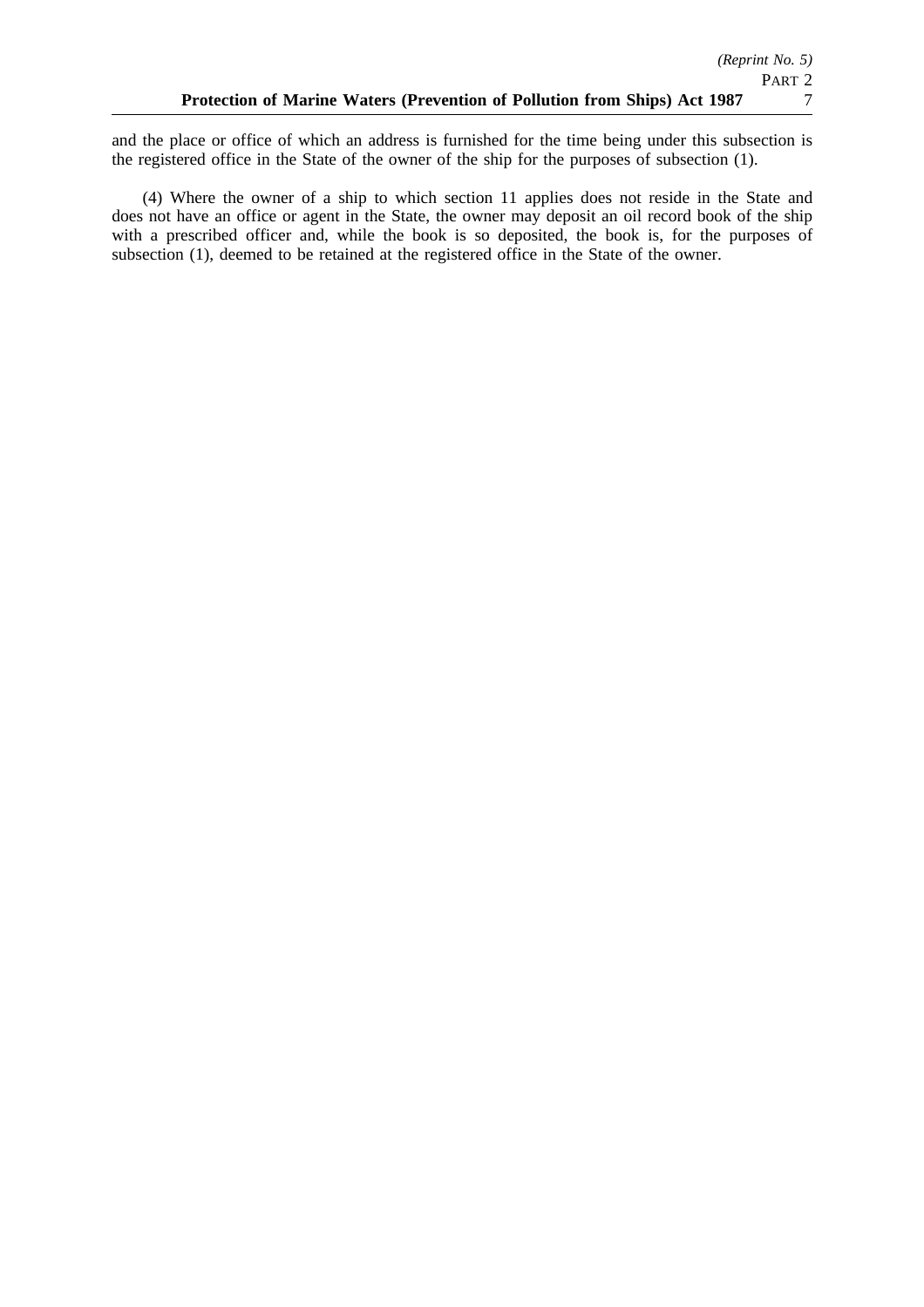and the place or office of which an address is furnished for the time being under this subsection is the registered office in the State of the owner of the ship for the purposes of subsection (1).

(4) Where the owner of a ship to which section 11 applies does not reside in the State and does not have an office or agent in the State, the owner may deposit an oil record book of the ship with a prescribed officer and, while the book is so deposited, the book is, for the purposes of subsection (1), deemed to be retained at the registered office in the State of the owner.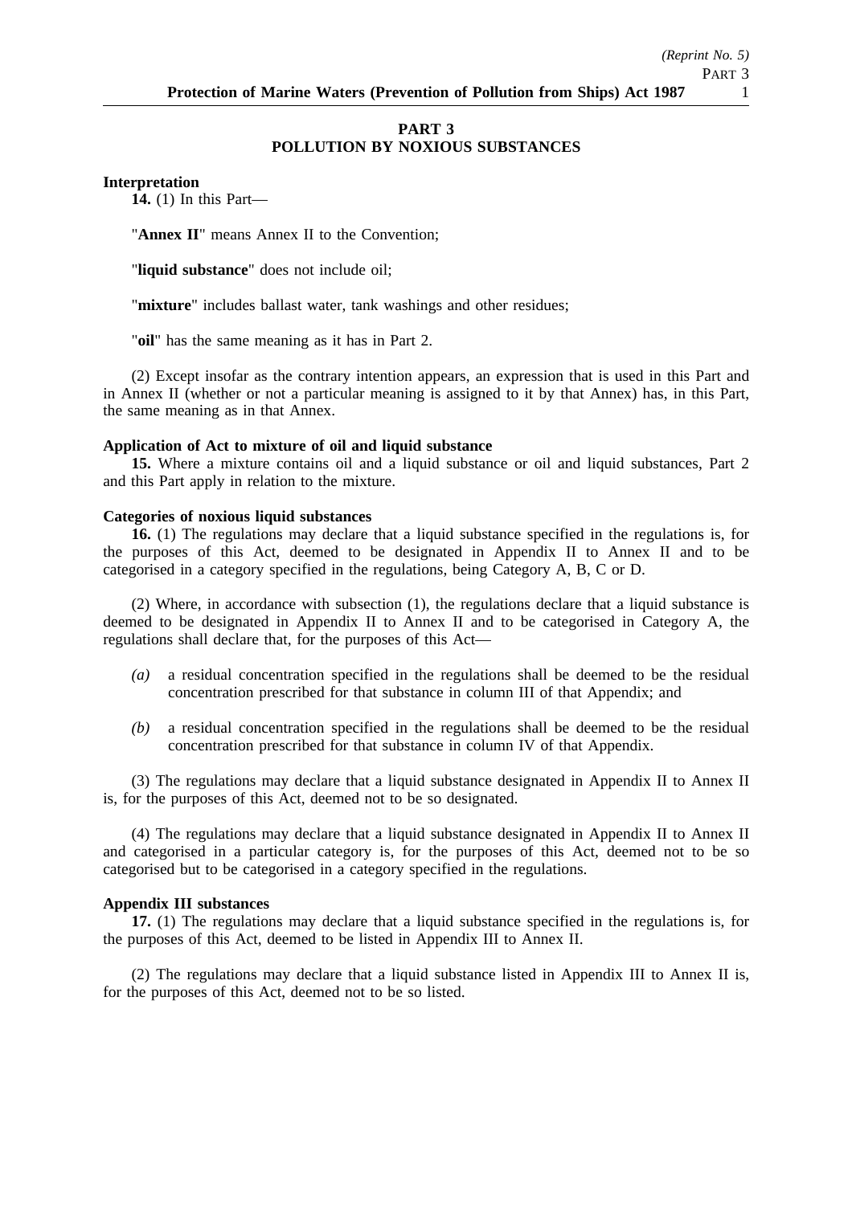## PART 3
## POLLUTION BY NOXIOUS SUBSTANCES

**Interpretation**

**14.** (1) In this Part—

"**Annex II**" means Annex II to the Convention;

"**liquid substance**" does not include oil;

"**mixture**" includes ballast water, tank washings and other residues;

"**oil**" has the same meaning as it has in Part 2.

(2) Except insofar as the contrary intention appears, an expression that is used in this Part and in Annex II (whether or not a particular meaning is assigned to it by that Annex) has, in this Part, the same meaning as in that Annex.

**Application of Act to mixture of oil and liquid substance**

**15.** Where a mixture contains oil and a liquid substance or oil and liquid substances, Part 2 and this Part apply in relation to the mixture.

**Categories of noxious liquid substances**

**16.** (1) The regulations may declare that a liquid substance specified in the regulations is, for the purposes of this Act, deemed to be designated in Appendix II to Annex II and to be categorised in a category specified in the regulations, being Category A, B, C or D.

(2) Where, in accordance with subsection (1), the regulations declare that a liquid substance is deemed to be designated in Appendix II to Annex II and to be categorised in Category A, the regulations shall declare that, for the purposes of this Act—

*(a)* a residual concentration specified in the regulations shall be deemed to be the residual concentration prescribed for that substance in column III of that Appendix; and

*(b)* a residual concentration specified in the regulations shall be deemed to be the residual concentration prescribed for that substance in column IV of that Appendix.

(3) The regulations may declare that a liquid substance designated in Appendix II to Annex II is, for the purposes of this Act, deemed not to be so designated.

(4) The regulations may declare that a liquid substance designated in Appendix II to Annex II and categorised in a particular category is, for the purposes of this Act, deemed not to be so categorised but to be categorised in a category specified in the regulations.

**Appendix III substances**

**17.** (1) The regulations may declare that a liquid substance specified in the regulations is, for the purposes of this Act, deemed to be listed in Appendix III to Annex II.

(2) The regulations may declare that a liquid substance listed in Appendix III to Annex II is, for the purposes of this Act, deemed not to be so listed.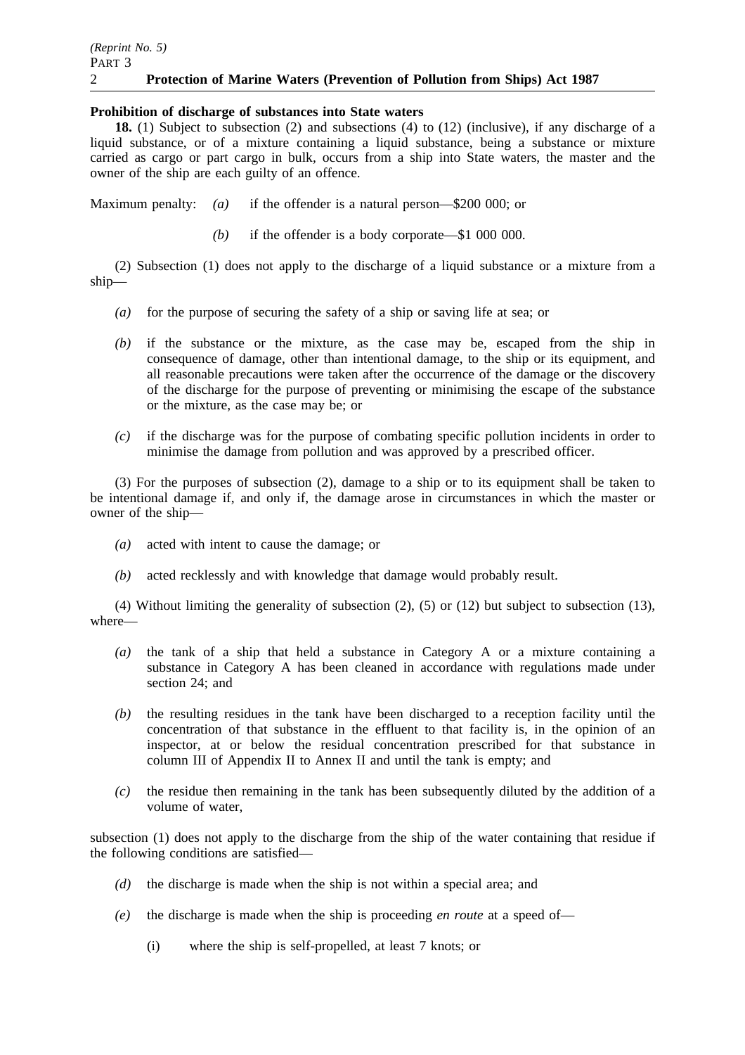**Prohibition of discharge of substances into State waters**

**18.** (1) Subject to subsection (2) and subsections (4) to (12) (inclusive), if any discharge of a liquid substance, or of a mixture containing a liquid substance, being a substance or mixture carried as cargo or part cargo in bulk, occurs from a ship into State waters, the master and the owner of the ship are each guilty of an offence.

Maximum penalty: *(a)* if the offender is a natural person—$200 000; or

*(b)* if the offender is a body corporate—$1 000 000.

(2) Subsection (1) does not apply to the discharge of a liquid substance or a mixture from a ship—

*(a)* for the purpose of securing the safety of a ship or saving life at sea; or

*(b)* if the substance or the mixture, as the case may be, escaped from the ship in consequence of damage, other than intentional damage, to the ship or its equipment, and all reasonable precautions were taken after the occurrence of the damage or the discovery of the discharge for the purpose of preventing or minimising the escape of the substance or the mixture, as the case may be; or

*(c)* if the discharge was for the purpose of combating specific pollution incidents in order to minimise the damage from pollution and was approved by a prescribed officer.

(3) For the purposes of subsection (2), damage to a ship or to its equipment shall be taken to be intentional damage if, and only if, the damage arose in circumstances in which the master or owner of the ship—

*(a)* acted with intent to cause the damage; or

*(b)* acted recklessly and with knowledge that damage would probably result.

(4) Without limiting the generality of subsection (2), (5) or (12) but subject to subsection (13), where—

*(a)* the tank of a ship that held a substance in Category A or a mixture containing a substance in Category A has been cleaned in accordance with regulations made under section 24; and

*(b)* the resulting residues in the tank have been discharged to a reception facility until the concentration of that substance in the effluent to that facility is, in the opinion of an inspector, at or below the residual concentration prescribed for that substance in column III of Appendix II to Annex II and until the tank is empty; and

*(c)* the residue then remaining in the tank has been subsequently diluted by the addition of a volume of water,

subsection (1) does not apply to the discharge from the ship of the water containing that residue if the following conditions are satisfied—

*(d)* the discharge is made when the ship is not within a special area; and

*(e)* the discharge is made when the ship is proceeding *en route* at a speed of—

(i) where the ship is self-propelled, at least 7 knots; or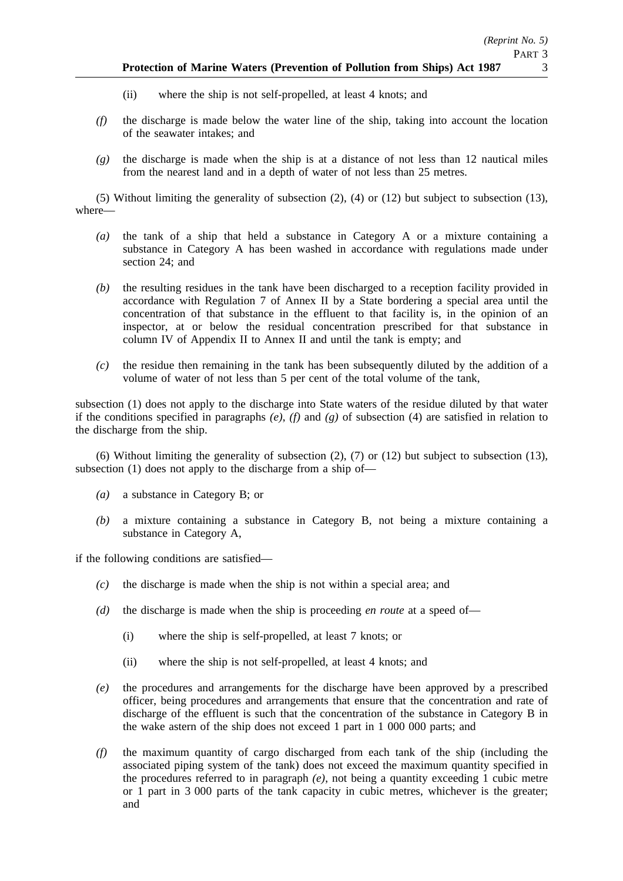(ii) where the ship is not self-propelled, at least 4 knots; and

*(f)* the discharge is made below the water line of the ship, taking into account the location of the seawater intakes; and

*(g)* the discharge is made when the ship is at a distance of not less than 12 nautical miles from the nearest land and in a depth of water of not less than 25 metres.

(5) Without limiting the generality of subsection (2), (4) or (12) but subject to subsection (13), where—

*(a)* the tank of a ship that held a substance in Category A or a mixture containing a substance in Category A has been washed in accordance with regulations made under section 24; and

*(b)* the resulting residues in the tank have been discharged to a reception facility provided in accordance with Regulation 7 of Annex II by a State bordering a special area until the concentration of that substance in the effluent to that facility is, in the opinion of an inspector, at or below the residual concentration prescribed for that substance in column IV of Appendix II to Annex II and until the tank is empty; and

*(c)* the residue then remaining in the tank has been subsequently diluted by the addition of a volume of water of not less than 5 per cent of the total volume of the tank,

subsection (1) does not apply to the discharge into State waters of the residue diluted by that water if the conditions specified in paragraphs *(e)*, *(f)* and *(g)* of subsection (4) are satisfied in relation to the discharge from the ship.

(6) Without limiting the generality of subsection (2), (7) or (12) but subject to subsection (13), subsection (1) does not apply to the discharge from a ship of—

*(a)* a substance in Category B; or

*(b)* a mixture containing a substance in Category B, not being a mixture containing a substance in Category A,

if the following conditions are satisfied—

*(c)* the discharge is made when the ship is not within a special area; and

*(d)* the discharge is made when the ship is proceeding *en route* at a speed of—

(i) where the ship is self-propelled, at least 7 knots; or

(ii) where the ship is not self-propelled, at least 4 knots; and

*(e)* the procedures and arrangements for the discharge have been approved by a prescribed officer, being procedures and arrangements that ensure that the concentration and rate of discharge of the effluent is such that the concentration of the substance in Category B in the wake astern of the ship does not exceed 1 part in 1 000 000 parts; and

*(f)* the maximum quantity of cargo discharged from each tank of the ship (including the associated piping system of the tank) does not exceed the maximum quantity specified in the procedures referred to in paragraph *(e)*, not being a quantity exceeding 1 cubic metre or 1 part in 3 000 parts of the tank capacity in cubic metres, whichever is the greater; and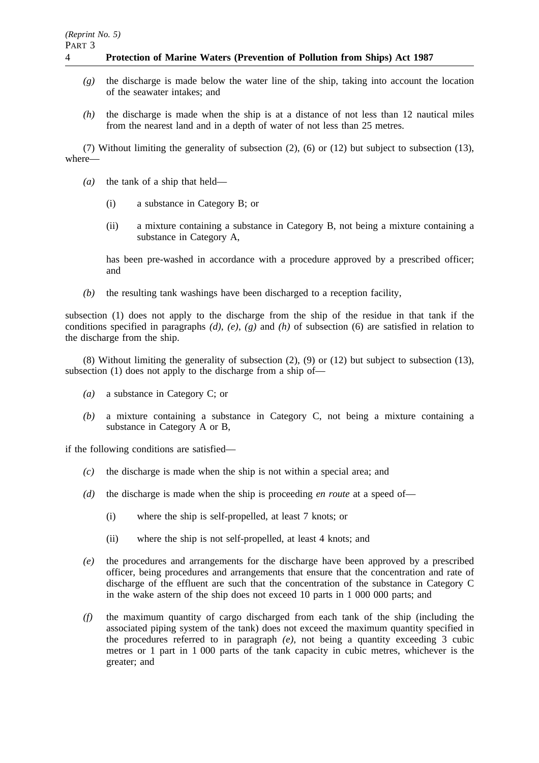*(g)* the discharge is made below the water line of the ship, taking into account the location of the seawater intakes; and

*(h)* the discharge is made when the ship is at a distance of not less than 12 nautical miles from the nearest land and in a depth of water of not less than 25 metres.

(7) Without limiting the generality of subsection (2), (6) or (12) but subject to subsection (13), where—

*(a)* the tank of a ship that held—

(i) a substance in Category B; or

(ii) a mixture containing a substance in Category B, not being a mixture containing a substance in Category A,

has been pre-washed in accordance with a procedure approved by a prescribed officer; and

*(b)* the resulting tank washings have been discharged to a reception facility,

subsection (1) does not apply to the discharge from the ship of the residue in that tank if the conditions specified in paragraphs *(d)*, *(e)*, *(g)* and *(h)* of subsection (6) are satisfied in relation to the discharge from the ship.

(8) Without limiting the generality of subsection (2), (9) or (12) but subject to subsection (13), subsection (1) does not apply to the discharge from a ship of—

*(a)* a substance in Category C; or

*(b)* a mixture containing a substance in Category C, not being a mixture containing a substance in Category A or B,

if the following conditions are satisfied—

*(c)* the discharge is made when the ship is not within a special area; and

*(d)* the discharge is made when the ship is proceeding *en route* at a speed of—

(i) where the ship is self-propelled, at least 7 knots; or

(ii) where the ship is not self-propelled, at least 4 knots; and

*(e)* the procedures and arrangements for the discharge have been approved by a prescribed officer, being procedures and arrangements that ensure that the concentration and rate of discharge of the effluent are such that the concentration of the substance in Category C in the wake astern of the ship does not exceed 10 parts in 1 000 000 parts; and

*(f)* the maximum quantity of cargo discharged from each tank of the ship (including the associated piping system of the tank) does not exceed the maximum quantity specified in the procedures referred to in paragraph *(e)*, not being a quantity exceeding 3 cubic metres or 1 part in 1 000 parts of the tank capacity in cubic metres, whichever is the greater; and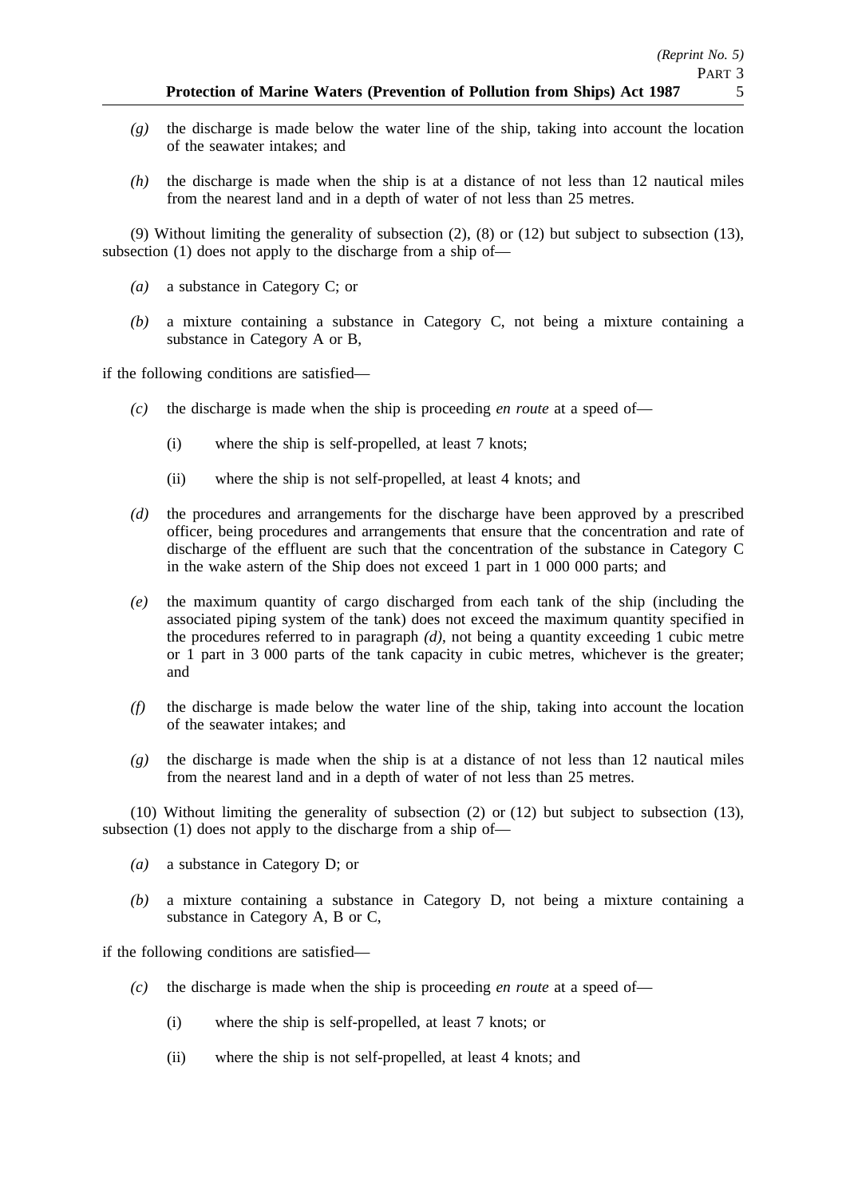- *(g)* the discharge is made below the water line of the ship, taking into account the location of the seawater intakes; and
- *(h)* the discharge is made when the ship is at a distance of not less than 12 nautical miles from the nearest land and in a depth of water of not less than 25 metres.

(9) Without limiting the generality of subsection (2), (8) or (12) but subject to subsection (13), subsection (1) does not apply to the discharge from a ship of—

- *(a)* a substance in Category C; or
- *(b)* a mixture containing a substance in Category C, not being a mixture containing a substance in Category A or B,

if the following conditions are satisfied—

- *(c)* the discharge is made when the ship is proceeding *en route* at a speed of—
  - (i) where the ship is self-propelled, at least 7 knots;
  - (ii) where the ship is not self-propelled, at least 4 knots; and
- *(d)* the procedures and arrangements for the discharge have been approved by a prescribed officer, being procedures and arrangements that ensure that the concentration and rate of discharge of the effluent are such that the concentration of the substance in Category C in the wake astern of the Ship does not exceed 1 part in 1 000 000 parts; and
- *(e)* the maximum quantity of cargo discharged from each tank of the ship (including the associated piping system of the tank) does not exceed the maximum quantity specified in the procedures referred to in paragraph *(d)*, not being a quantity exceeding 1 cubic metre or 1 part in 3 000 parts of the tank capacity in cubic metres, whichever is the greater; and
- *(f)* the discharge is made below the water line of the ship, taking into account the location of the seawater intakes; and
- *(g)* the discharge is made when the ship is at a distance of not less than 12 nautical miles from the nearest land and in a depth of water of not less than 25 metres.

(10) Without limiting the generality of subsection (2) or (12) but subject to subsection (13), subsection (1) does not apply to the discharge from a ship of—

- *(a)* a substance in Category D; or
- *(b)* a mixture containing a substance in Category D, not being a mixture containing a substance in Category A, B or C,

if the following conditions are satisfied—

- *(c)* the discharge is made when the ship is proceeding *en route* at a speed of—
  - (i) where the ship is self-propelled, at least 7 knots; or
  - (ii) where the ship is not self-propelled, at least 4 knots; and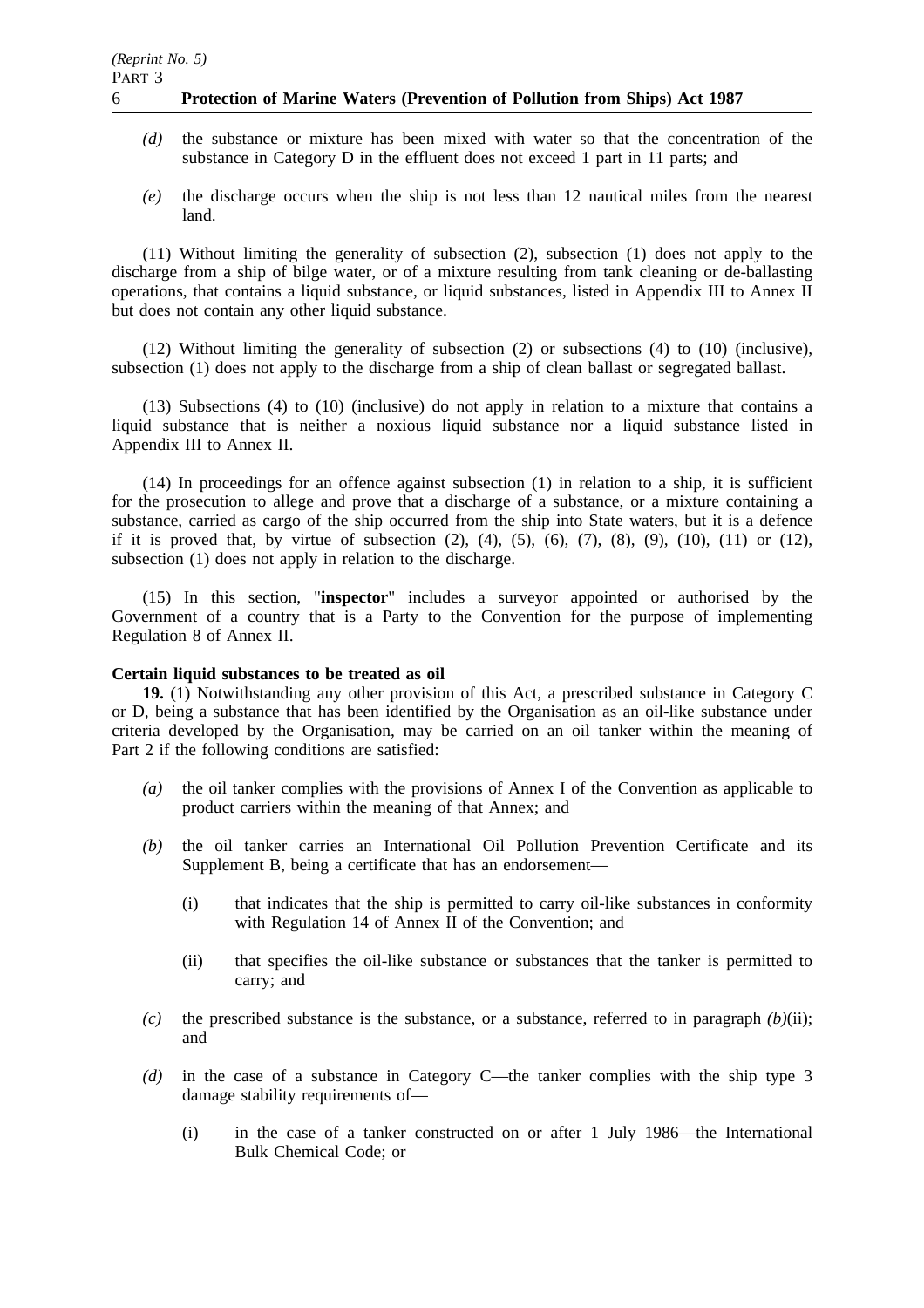*(d)* the substance or mixture has been mixed with water so that the concentration of the substance in Category D in the effluent does not exceed 1 part in 11 parts; and

*(e)* the discharge occurs when the ship is not less than 12 nautical miles from the nearest land.

(11) Without limiting the generality of subsection (2), subsection (1) does not apply to the discharge from a ship of bilge water, or of a mixture resulting from tank cleaning or de-ballasting operations, that contains a liquid substance, or liquid substances, listed in Appendix III to Annex II but does not contain any other liquid substance.

(12) Without limiting the generality of subsection (2) or subsections (4) to (10) (inclusive), subsection (1) does not apply to the discharge from a ship of clean ballast or segregated ballast.

(13) Subsections (4) to (10) (inclusive) do not apply in relation to a mixture that contains a liquid substance that is neither a noxious liquid substance nor a liquid substance listed in Appendix III to Annex II.

(14) In proceedings for an offence against subsection (1) in relation to a ship, it is sufficient for the prosecution to allege and prove that a discharge of a substance, or a mixture containing a substance, carried as cargo of the ship occurred from the ship into State waters, but it is a defence if it is proved that, by virtue of subsection (2), (4), (5), (6), (7), (8), (9), (10), (11) or (12), subsection (1) does not apply in relation to the discharge.

(15) In this section, "**inspector**" includes a surveyor appointed or authorised by the Government of a country that is a Party to the Convention for the purpose of implementing Regulation 8 of Annex II.

**Certain liquid substances to be treated as oil**

**19.** (1) Notwithstanding any other provision of this Act, a prescribed substance in Category C or D, being a substance that has been identified by the Organisation as an oil-like substance under criteria developed by the Organisation, may be carried on an oil tanker within the meaning of Part 2 if the following conditions are satisfied:

*(a)* the oil tanker complies with the provisions of Annex I of the Convention as applicable to product carriers within the meaning of that Annex; and

*(b)* the oil tanker carries an International Oil Pollution Prevention Certificate and its Supplement B, being a certificate that has an endorsement—

(i) that indicates that the ship is permitted to carry oil-like substances in conformity with Regulation 14 of Annex II of the Convention; and

(ii) that specifies the oil-like substance or substances that the tanker is permitted to carry; and

*(c)* the prescribed substance is the substance, or a substance, referred to in paragraph *(b)*(ii); and

*(d)* in the case of a substance in Category C—the tanker complies with the ship type 3 damage stability requirements of—

(i) in the case of a tanker constructed on or after 1 July 1986—the International Bulk Chemical Code; or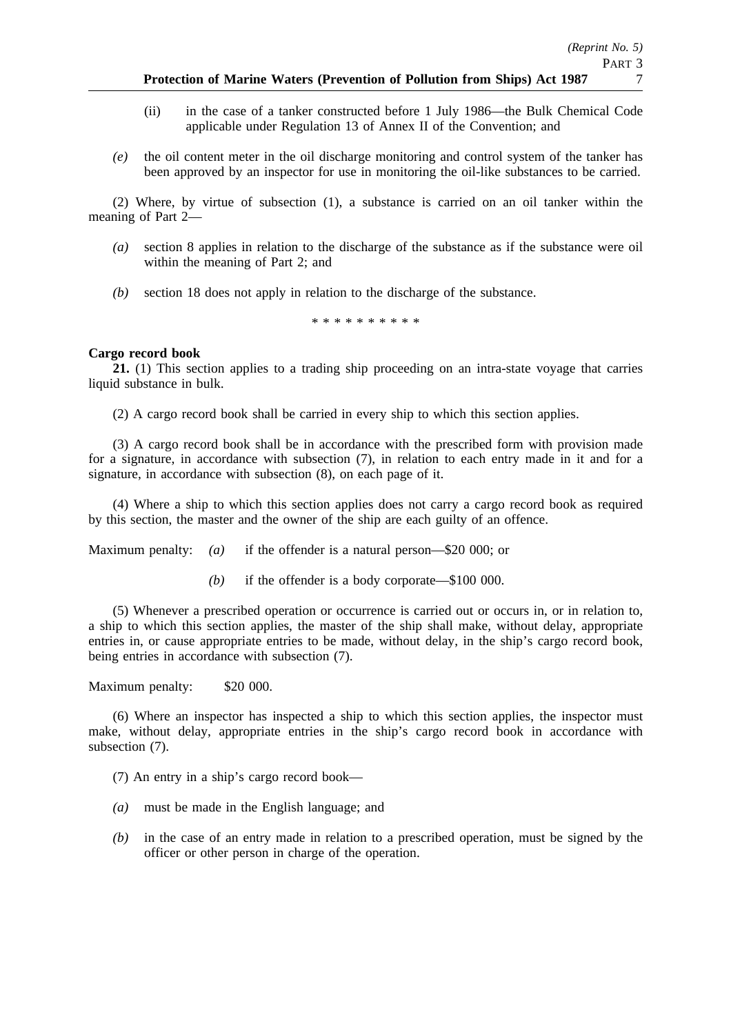(ii) in the case of a tanker constructed before 1 July 1986—the Bulk Chemical Code applicable under Regulation 13 of Annex II of the Convention; and

*(e)* the oil content meter in the oil discharge monitoring and control system of the tanker has been approved by an inspector for use in monitoring the oil-like substances to be carried.

(2) Where, by virtue of subsection (1), a substance is carried on an oil tanker within the meaning of Part 2—

*(a)* section 8 applies in relation to the discharge of the substance as if the substance were oil within the meaning of Part 2; and

*(b)* section 18 does not apply in relation to the discharge of the substance.

\* \* \* \* \* \* \* \* \* \*

**Cargo record book**

**21.** (1) This section applies to a trading ship proceeding on an intra-state voyage that carries liquid substance in bulk.

(2) A cargo record book shall be carried in every ship to which this section applies.

(3) A cargo record book shall be in accordance with the prescribed form with provision made for a signature, in accordance with subsection (7), in relation to each entry made in it and for a signature, in accordance with subsection (8), on each page of it.

(4) Where a ship to which this section applies does not carry a cargo record book as required by this section, the master and the owner of the ship are each guilty of an offence.

Maximum penalty: *(a)* if the offender is a natural person—$20 000; or

*(b)* if the offender is a body corporate—$100 000.

(5) Whenever a prescribed operation or occurrence is carried out or occurs in, or in relation to, a ship to which this section applies, the master of the ship shall make, without delay, appropriate entries in, or cause appropriate entries to be made, without delay, in the ship's cargo record book, being entries in accordance with subsection (7).

Maximum penalty: $20 000.

(6) Where an inspector has inspected a ship to which this section applies, the inspector must make, without delay, appropriate entries in the ship's cargo record book in accordance with subsection (7).

(7) An entry in a ship's cargo record book—

*(a)* must be made in the English language; and

*(b)* in the case of an entry made in relation to a prescribed operation, must be signed by the officer or other person in charge of the operation.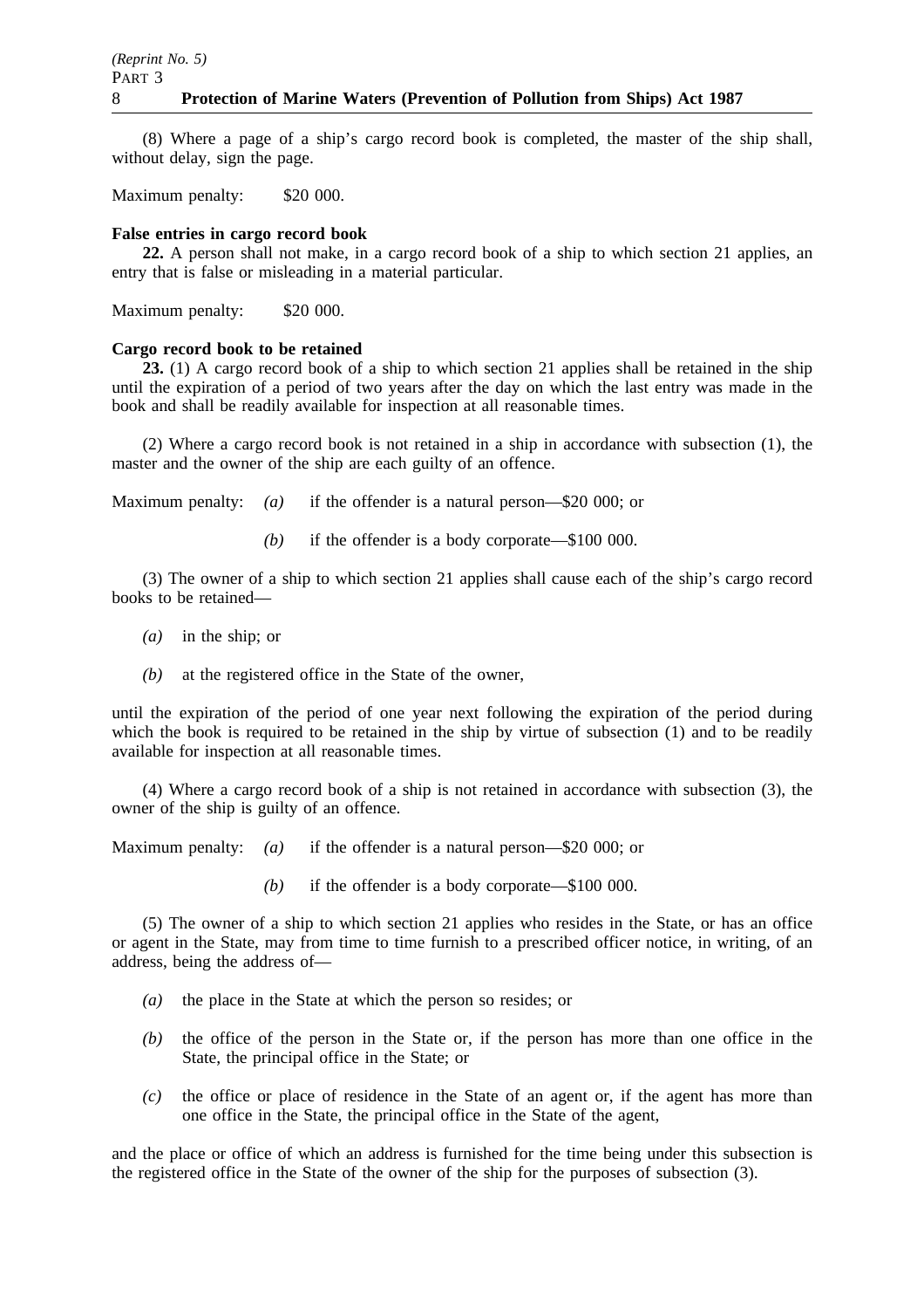(8) Where a page of a ship's cargo record book is completed, the master of the ship shall, without delay, sign the page.

Maximum penalty: $20 000.

**False entries in cargo record book**

**22.** A person shall not make, in a cargo record book of a ship to which section 21 applies, an entry that is false or misleading in a material particular.

Maximum penalty: $20 000.

**Cargo record book to be retained**

**23.** (1) A cargo record book of a ship to which section 21 applies shall be retained in the ship until the expiration of a period of two years after the day on which the last entry was made in the book and shall be readily available for inspection at all reasonable times.

(2) Where a cargo record book is not retained in a ship in accordance with subsection (1), the master and the owner of the ship are each guilty of an offence.

Maximum penalty:
*(a)* if the offender is a natural person—$20 000; or
*(b)* if the offender is a body corporate—$100 000.

(3) The owner of a ship to which section 21 applies shall cause each of the ship's cargo record books to be retained—

*(a)* in the ship; or

*(b)* at the registered office in the State of the owner,

until the expiration of the period of one year next following the expiration of the period during which the book is required to be retained in the ship by virtue of subsection (1) and to be readily available for inspection at all reasonable times.

(4) Where a cargo record book of a ship is not retained in accordance with subsection (3), the owner of the ship is guilty of an offence.

Maximum penalty:
*(a)* if the offender is a natural person—$20 000; or
*(b)* if the offender is a body corporate—$100 000.

(5) The owner of a ship to which section 21 applies who resides in the State, or has an office or agent in the State, may from time to time furnish to a prescribed officer notice, in writing, of an address, being the address of—

*(a)* the place in the State at which the person so resides; or

*(b)* the office of the person in the State or, if the person has more than one office in the State, the principal office in the State; or

*(c)* the office or place of residence in the State of an agent or, if the agent has more than one office in the State, the principal office in the State of the agent,

and the place or office of which an address is furnished for the time being under this subsection is the registered office in the State of the owner of the ship for the purposes of subsection (3).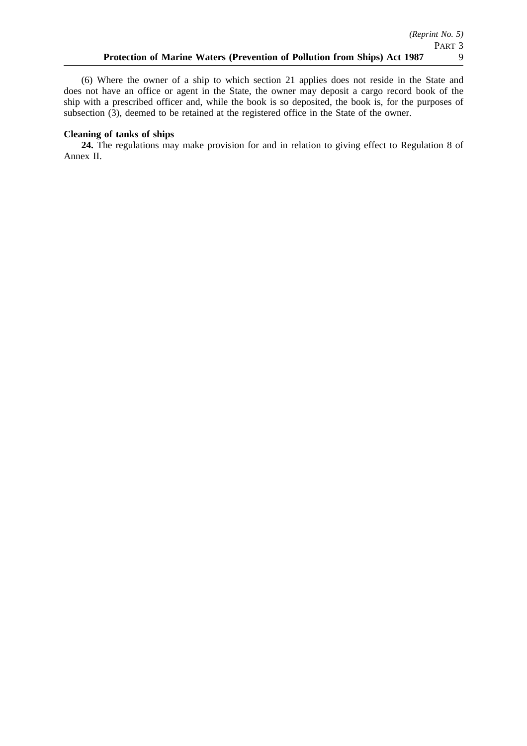(6) Where the owner of a ship to which section 21 applies does not reside in the State and does not have an office or agent in the State, the owner may deposit a cargo record book of the ship with a prescribed officer and, while the book is so deposited, the book is, for the purposes of subsection (3), deemed to be retained at the registered office in the State of the owner.

**Cleaning of tanks of ships**

**24.** The regulations may make provision for and in relation to giving effect to Regulation 8 of Annex II.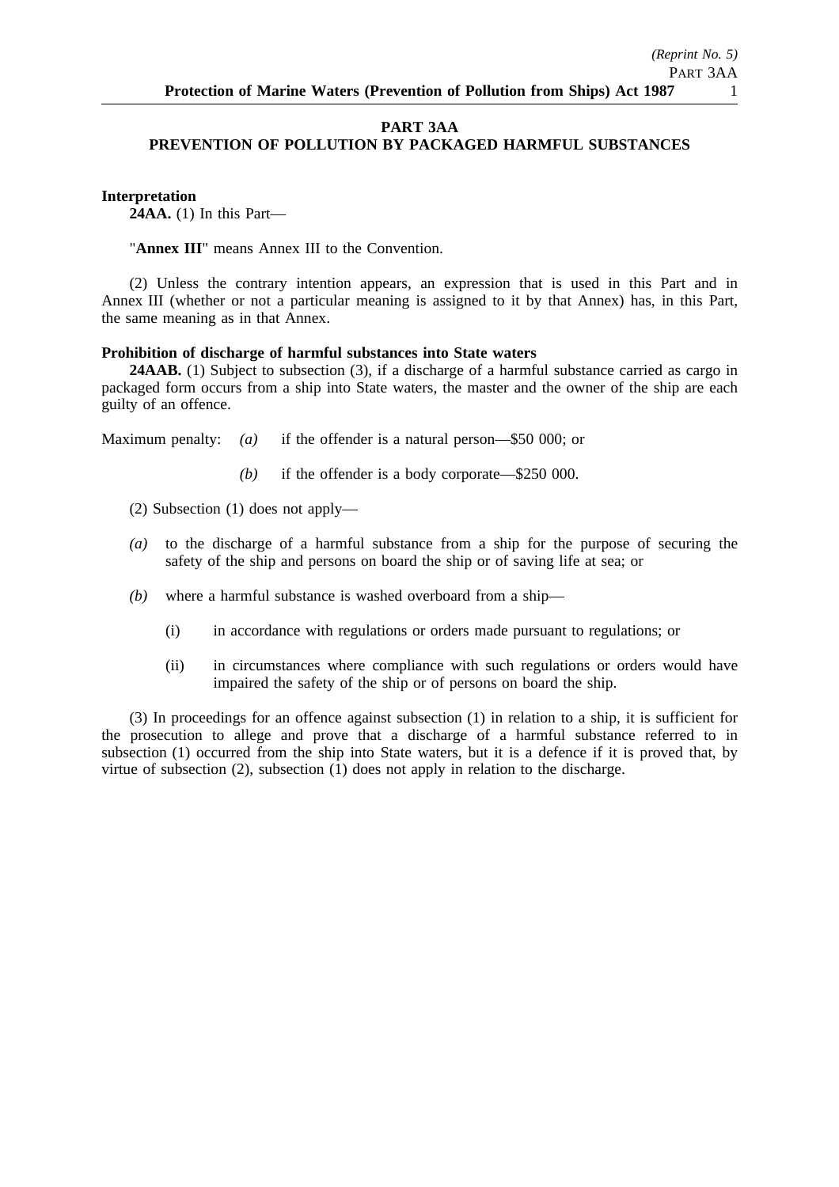## PART 3AA
## PREVENTION OF POLLUTION BY PACKAGED HARMFUL SUBSTANCES

**Interpretation**

**24AA.** (1) In this Part—

"**Annex III**" means Annex III to the Convention.

(2) Unless the contrary intention appears, an expression that is used in this Part and in Annex III (whether or not a particular meaning is assigned to it by that Annex) has, in this Part, the same meaning as in that Annex.

**Prohibition of discharge of harmful substances into State waters**

**24AAB.** (1) Subject to subsection (3), if a discharge of a harmful substance carried as cargo in packaged form occurs from a ship into State waters, the master and the owner of the ship are each guilty of an offence.

Maximum penalty: *(a)* if the offender is a natural person—$50 000; or

*(b)* if the offender is a body corporate—$250 000.

(2) Subsection (1) does not apply—

*(a)* to the discharge of a harmful substance from a ship for the purpose of securing the safety of the ship and persons on board the ship or of saving life at sea; or

*(b)* where a harmful substance is washed overboard from a ship—

(i) in accordance with regulations or orders made pursuant to regulations; or

(ii) in circumstances where compliance with such regulations or orders would have impaired the safety of the ship or of persons on board the ship.

(3) In proceedings for an offence against subsection (1) in relation to a ship, it is sufficient for the prosecution to allege and prove that a discharge of a harmful substance referred to in subsection (1) occurred from the ship into State waters, but it is a defence if it is proved that, by virtue of subsection (2), subsection (1) does not apply in relation to the discharge.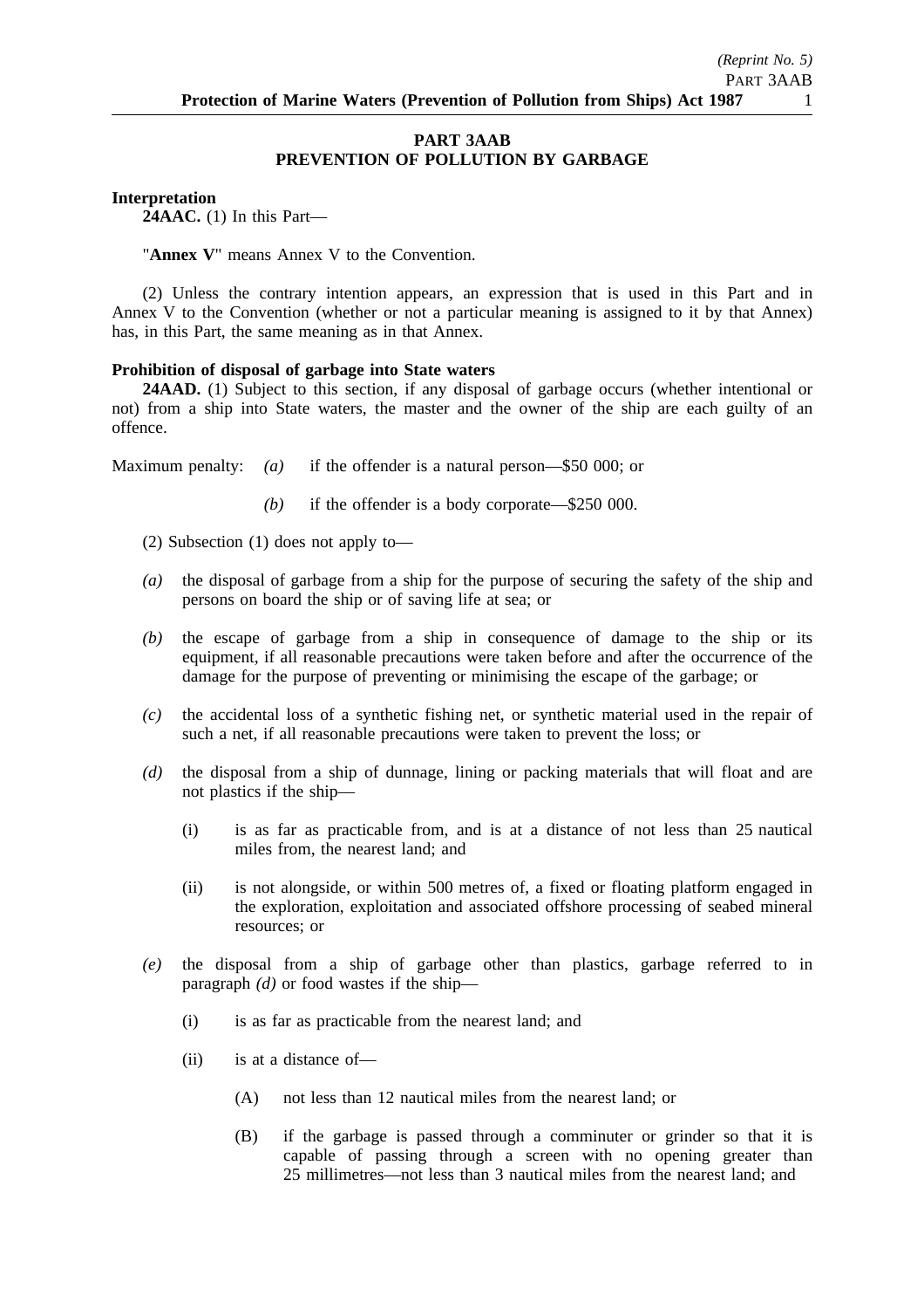## PART 3AAB
## PREVENTION OF POLLUTION BY GARBAGE

**Interpretation**

**24AAC.** (1) In this Part—

"**Annex V**" means Annex V to the Convention.

(2) Unless the contrary intention appears, an expression that is used in this Part and in Annex V to the Convention (whether or not a particular meaning is assigned to it by that Annex) has, in this Part, the same meaning as in that Annex.

**Prohibition of disposal of garbage into State waters**

**24AAD.** (1) Subject to this section, if any disposal of garbage occurs (whether intentional or not) from a ship into State waters, the master and the owner of the ship are each guilty of an offence.

Maximum penalty:
- *(a)* if the offender is a natural person—$50 000; or
- *(b)* if the offender is a body corporate—$250 000.

(2) Subsection (1) does not apply to—

*(a)* the disposal of garbage from a ship for the purpose of securing the safety of the ship and persons on board the ship or of saving life at sea; or

*(b)* the escape of garbage from a ship in consequence of damage to the ship or its equipment, if all reasonable precautions were taken before and after the occurrence of the damage for the purpose of preventing or minimising the escape of the garbage; or

*(c)* the accidental loss of a synthetic fishing net, or synthetic material used in the repair of such a net, if all reasonable precautions were taken to prevent the loss; or

*(d)* the disposal from a ship of dunnage, lining or packing materials that will float and are not plastics if the ship—

- (i) is as far as practicable from, and is at a distance of not less than 25 nautical miles from, the nearest land; and
- (ii) is not alongside, or within 500 metres of, a fixed or floating platform engaged in the exploration, exploitation and associated offshore processing of seabed mineral resources; or

*(e)* the disposal from a ship of garbage other than plastics, garbage referred to in paragraph *(d)* or food wastes if the ship—

- (i) is as far as practicable from the nearest land; and
- (ii) is at a distance of—
  - (A) not less than 12 nautical miles from the nearest land; or
  - (B) if the garbage is passed through a comminuter or grinder so that it is capable of passing through a screen with no opening greater than 25 millimetres—not less than 3 nautical miles from the nearest land; and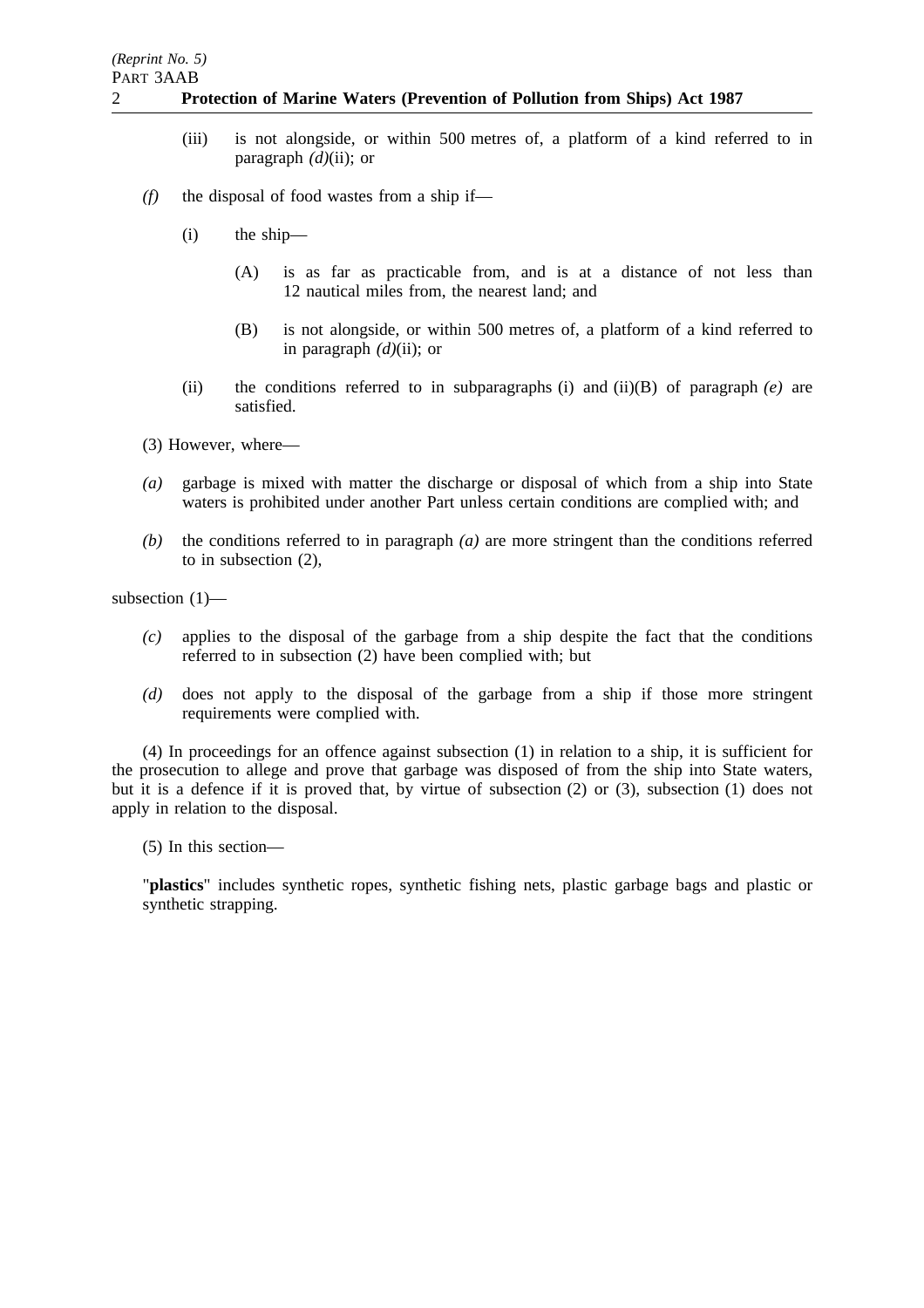(iii) is not alongside, or within 500 metres of, a platform of a kind referred to in paragraph *(d)*(ii); or

*(f)* the disposal of food wastes from a ship if—

(i) the ship—

(A) is as far as practicable from, and is at a distance of not less than 12 nautical miles from, the nearest land; and

(B) is not alongside, or within 500 metres of, a platform of a kind referred to in paragraph *(d)*(ii); or

(ii) the conditions referred to in subparagraphs (i) and (ii)(B) of paragraph *(e)* are satisfied.

(3) However, where—

*(a)* garbage is mixed with matter the discharge or disposal of which from a ship into State waters is prohibited under another Part unless certain conditions are complied with; and

*(b)* the conditions referred to in paragraph *(a)* are more stringent than the conditions referred to in subsection (2),

subsection (1)—

*(c)* applies to the disposal of the garbage from a ship despite the fact that the conditions referred to in subsection (2) have been complied with; but

*(d)* does not apply to the disposal of the garbage from a ship if those more stringent requirements were complied with.

(4) In proceedings for an offence against subsection (1) in relation to a ship, it is sufficient for the prosecution to allege and prove that garbage was disposed of from the ship into State waters, but it is a defence if it is proved that, by virtue of subsection (2) or (3), subsection (1) does not apply in relation to the disposal.

(5) In this section—

"**plastics**" includes synthetic ropes, synthetic fishing nets, plastic garbage bags and plastic or synthetic strapping.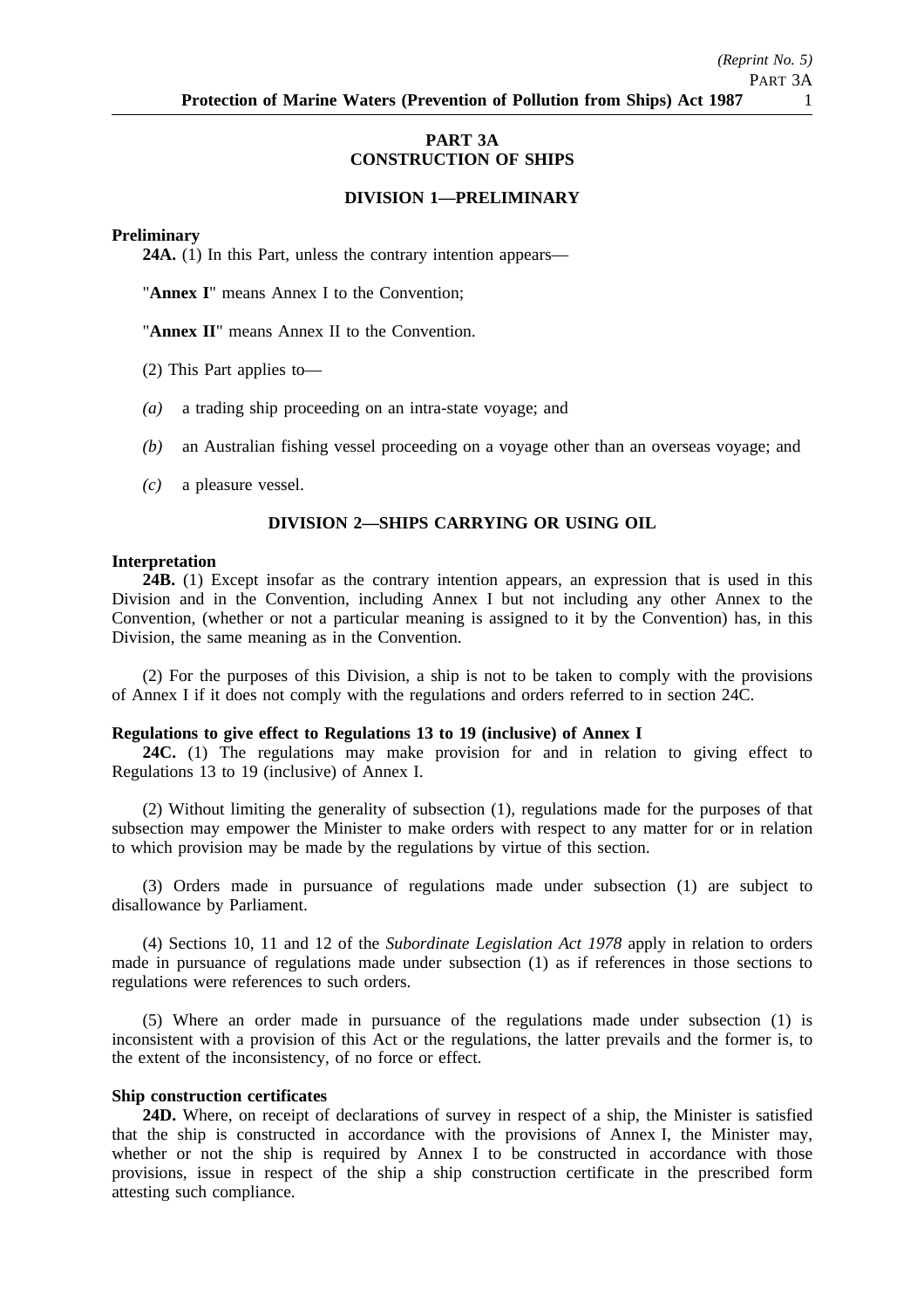## PART 3A
## CONSTRUCTION OF SHIPS

### DIVISION 1—PRELIMINARY

**Preliminary**

**24A.** (1) In this Part, unless the contrary intention appears—

"**Annex I**" means Annex I to the Convention;

"**Annex II**" means Annex II to the Convention.

(2) This Part applies to—

*(a)* a trading ship proceeding on an intra-state voyage; and

*(b)* an Australian fishing vessel proceeding on a voyage other than an overseas voyage; and

*(c)* a pleasure vessel.

### DIVISION 2—SHIPS CARRYING OR USING OIL

**Interpretation**

**24B.** (1) Except insofar as the contrary intention appears, an expression that is used in this Division and in the Convention, including Annex I but not including any other Annex to the Convention, (whether or not a particular meaning is assigned to it by the Convention) has, in this Division, the same meaning as in the Convention.

(2) For the purposes of this Division, a ship is not to be taken to comply with the provisions of Annex I if it does not comply with the regulations and orders referred to in section 24C.

**Regulations to give effect to Regulations 13 to 19 (inclusive) of Annex I**

**24C.** (1) The regulations may make provision for and in relation to giving effect to Regulations 13 to 19 (inclusive) of Annex I.

(2) Without limiting the generality of subsection (1), regulations made for the purposes of that subsection may empower the Minister to make orders with respect to any matter for or in relation to which provision may be made by the regulations by virtue of this section.

(3) Orders made in pursuance of regulations made under subsection (1) are subject to disallowance by Parliament.

(4) Sections 10, 11 and 12 of the *Subordinate Legislation Act 1978* apply in relation to orders made in pursuance of regulations made under subsection (1) as if references in those sections to regulations were references to such orders.

(5) Where an order made in pursuance of the regulations made under subsection (1) is inconsistent with a provision of this Act or the regulations, the latter prevails and the former is, to the extent of the inconsistency, of no force or effect.

**Ship construction certificates**

**24D.** Where, on receipt of declarations of survey in respect of a ship, the Minister is satisfied that the ship is constructed in accordance with the provisions of Annex I, the Minister may, whether or not the ship is required by Annex I to be constructed in accordance with those provisions, issue in respect of the ship a ship construction certificate in the prescribed form attesting such compliance.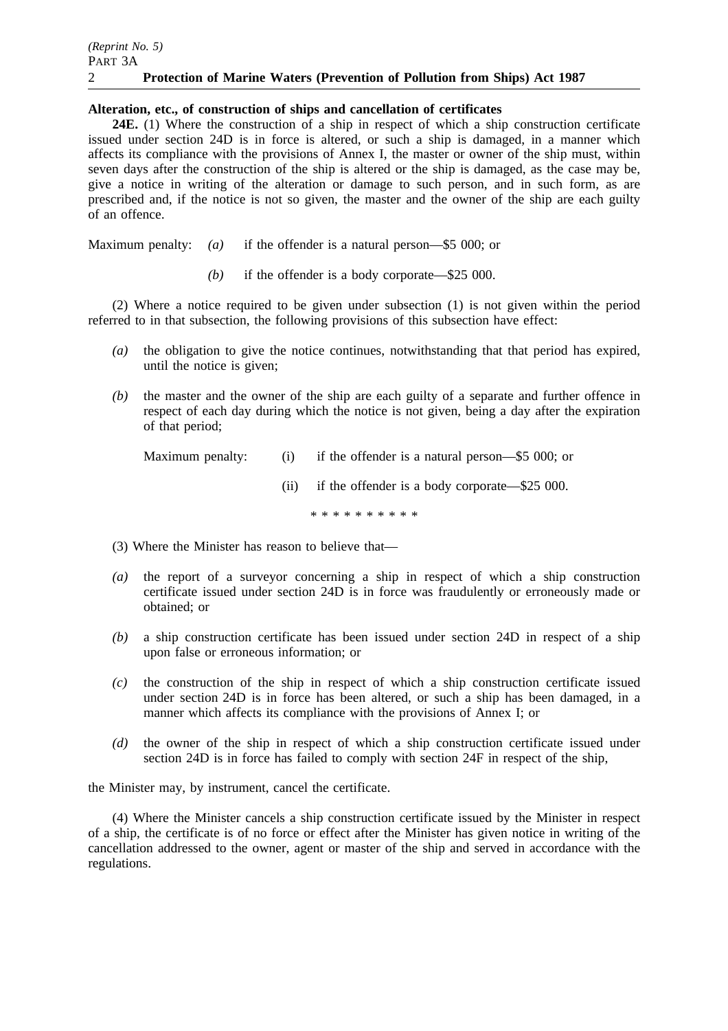**Alteration, etc., of construction of ships and cancellation of certificates**

**24E.** (1) Where the construction of a ship in respect of which a ship construction certificate issued under section 24D is in force is altered, or such a ship is damaged, in a manner which affects its compliance with the provisions of Annex I, the master or owner of the ship must, within seven days after the construction of the ship is altered or the ship is damaged, as the case may be, give a notice in writing of the alteration or damage to such person, and in such form, as are prescribed and, if the notice is not so given, the master and the owner of the ship are each guilty of an offence.

Maximum penalty: *(a)* if the offender is a natural person—$5 000; or

*(b)* if the offender is a body corporate—$25 000.

(2) Where a notice required to be given under subsection (1) is not given within the period referred to in that subsection, the following provisions of this subsection have effect:

*(a)* the obligation to give the notice continues, notwithstanding that that period has expired, until the notice is given;

*(b)* the master and the owner of the ship are each guilty of a separate and further offence in respect of each day during which the notice is not given, being a day after the expiration of that period;

Maximum penalty: (i) if the offender is a natural person—$5 000; or

(ii) if the offender is a body corporate—$25 000.

\* \* \* \* \* \* \* \* \* \*

(3) Where the Minister has reason to believe that—

*(a)* the report of a surveyor concerning a ship in respect of which a ship construction certificate issued under section 24D is in force was fraudulently or erroneously made or obtained; or

*(b)* a ship construction certificate has been issued under section 24D in respect of a ship upon false or erroneous information; or

*(c)* the construction of the ship in respect of which a ship construction certificate issued under section 24D is in force has been altered, or such a ship has been damaged, in a manner which affects its compliance with the provisions of Annex I; or

*(d)* the owner of the ship in respect of which a ship construction certificate issued under section 24D is in force has failed to comply with section 24F in respect of the ship,

the Minister may, by instrument, cancel the certificate.

(4) Where the Minister cancels a ship construction certificate issued by the Minister in respect of a ship, the certificate is of no force or effect after the Minister has given notice in writing of the cancellation addressed to the owner, agent or master of the ship and served in accordance with the regulations.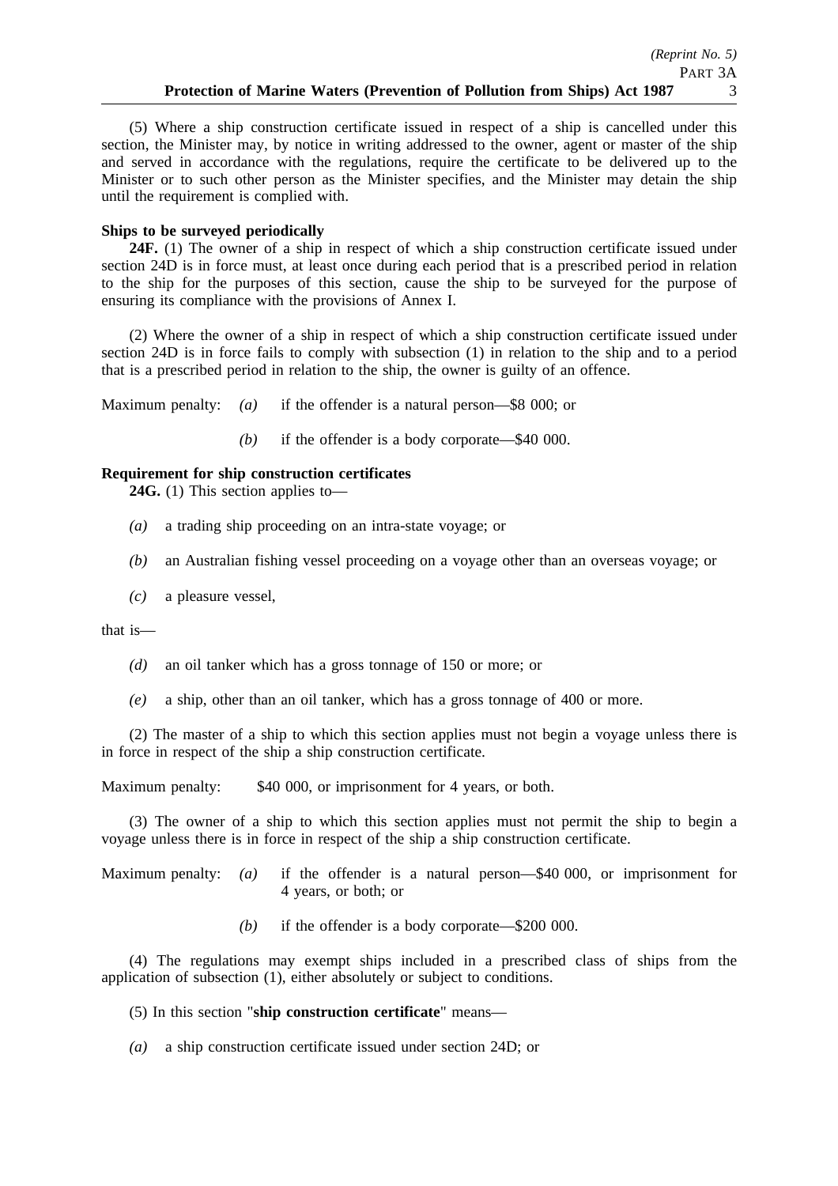(5) Where a ship construction certificate issued in respect of a ship is cancelled under this section, the Minister may, by notice in writing addressed to the owner, agent or master of the ship and served in accordance with the regulations, require the certificate to be delivered up to the Minister or to such other person as the Minister specifies, and the Minister may detain the ship until the requirement is complied with.

**Ships to be surveyed periodically**

**24F.** (1) The owner of a ship in respect of which a ship construction certificate issued under section 24D is in force must, at least once during each period that is a prescribed period in relation to the ship for the purposes of this section, cause the ship to be surveyed for the purpose of ensuring its compliance with the provisions of Annex I.

(2) Where the owner of a ship in respect of which a ship construction certificate issued under section 24D is in force fails to comply with subsection (1) in relation to the ship and to a period that is a prescribed period in relation to the ship, the owner is guilty of an offence.

Maximum penalty: *(a)* if the offender is a natural person—$8 000; or

*(b)* if the offender is a body corporate—$40 000.

**Requirement for ship construction certificates**

**24G.** (1) This section applies to—

*(a)* a trading ship proceeding on an intra-state voyage; or

*(b)* an Australian fishing vessel proceeding on a voyage other than an overseas voyage; or

*(c)* a pleasure vessel,

that is—

*(d)* an oil tanker which has a gross tonnage of 150 or more; or

*(e)* a ship, other than an oil tanker, which has a gross tonnage of 400 or more.

(2) The master of a ship to which this section applies must not begin a voyage unless there is in force in respect of the ship a ship construction certificate.

Maximum penalty: $40 000, or imprisonment for 4 years, or both.

(3) The owner of a ship to which this section applies must not permit the ship to begin a voyage unless there is in force in respect of the ship a ship construction certificate.

Maximum penalty: *(a)* if the offender is a natural person—$40 000, or imprisonment for 4 years, or both; or

*(b)* if the offender is a body corporate—$200 000.

(4) The regulations may exempt ships included in a prescribed class of ships from the application of subsection (1), either absolutely or subject to conditions.

(5) In this section "**ship construction certificate**" means—

*(a)* a ship construction certificate issued under section 24D; or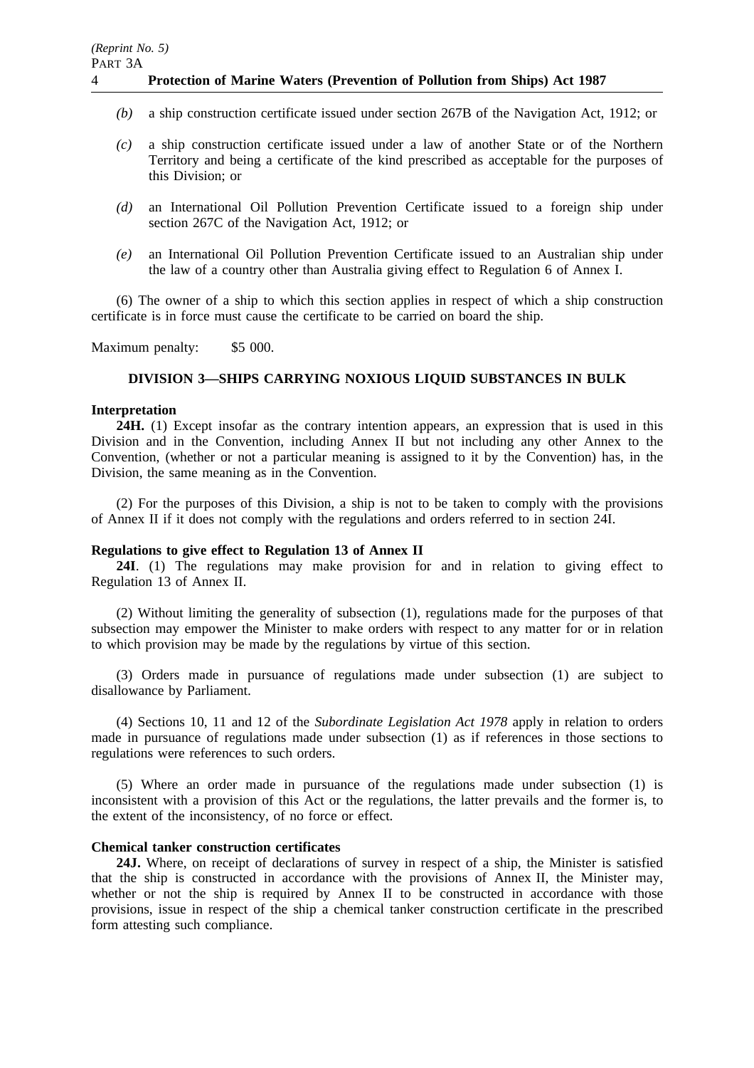*(b)* a ship construction certificate issued under section 267B of the Navigation Act, 1912; or

*(c)* a ship construction certificate issued under a law of another State or of the Northern Territory and being a certificate of the kind prescribed as acceptable for the purposes of this Division; or

*(d)* an International Oil Pollution Prevention Certificate issued to a foreign ship under section 267C of the Navigation Act, 1912; or

*(e)* an International Oil Pollution Prevention Certificate issued to an Australian ship under the law of a country other than Australia giving effect to Regulation 6 of Annex I.

(6) The owner of a ship to which this section applies in respect of which a ship construction certificate is in force must cause the certificate to be carried on board the ship.

Maximum penalty: $5 000.

## DIVISION 3—SHIPS CARRYING NOXIOUS LIQUID SUBSTANCES IN BULK

**Interpretation**

**24H.** (1) Except insofar as the contrary intention appears, an expression that is used in this Division and in the Convention, including Annex II but not including any other Annex to the Convention, (whether or not a particular meaning is assigned to it by the Convention) has, in the Division, the same meaning as in the Convention.

(2) For the purposes of this Division, a ship is not to be taken to comply with the provisions of Annex II if it does not comply with the regulations and orders referred to in section 24I.

**Regulations to give effect to Regulation 13 of Annex II**

**24I**. (1) The regulations may make provision for and in relation to giving effect to Regulation 13 of Annex II.

(2) Without limiting the generality of subsection (1), regulations made for the purposes of that subsection may empower the Minister to make orders with respect to any matter for or in relation to which provision may be made by the regulations by virtue of this section.

(3) Orders made in pursuance of regulations made under subsection (1) are subject to disallowance by Parliament.

(4) Sections 10, 11 and 12 of the *Subordinate Legislation Act 1978* apply in relation to orders made in pursuance of regulations made under subsection (1) as if references in those sections to regulations were references to such orders.

(5) Where an order made in pursuance of the regulations made under subsection (1) is inconsistent with a provision of this Act or the regulations, the latter prevails and the former is, to the extent of the inconsistency, of no force or effect.

**Chemical tanker construction certificates**

**24J.** Where, on receipt of declarations of survey in respect of a ship, the Minister is satisfied that the ship is constructed in accordance with the provisions of Annex II, the Minister may, whether or not the ship is required by Annex II to be constructed in accordance with those provisions, issue in respect of the ship a chemical tanker construction certificate in the prescribed form attesting such compliance.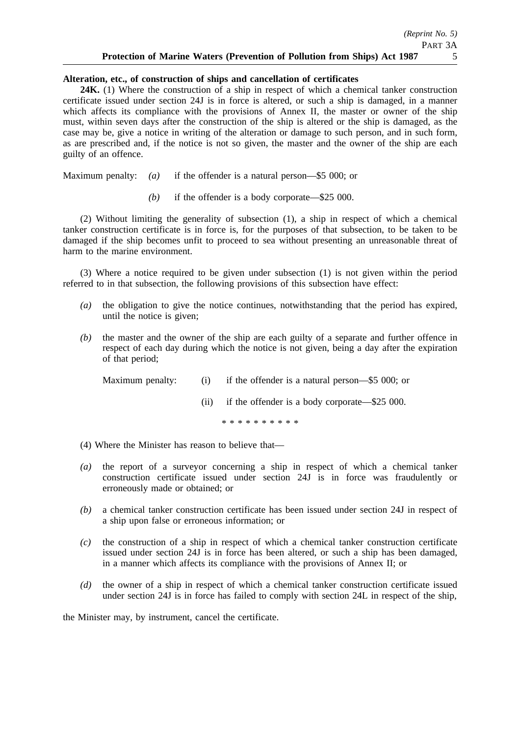**Alteration, etc., of construction of ships and cancellation of certificates**

**24K.** (1) Where the construction of a ship in respect of which a chemical tanker construction certificate issued under section 24J is in force is altered, or such a ship is damaged, in a manner which affects its compliance with the provisions of Annex II, the master or owner of the ship must, within seven days after the construction of the ship is altered or the ship is damaged, as the case may be, give a notice in writing of the alteration or damage to such person, and in such form, as are prescribed and, if the notice is not so given, the master and the owner of the ship are each guilty of an offence.

Maximum penalty: *(a)* if the offender is a natural person—$5 000; or

*(b)* if the offender is a body corporate—$25 000.

(2) Without limiting the generality of subsection (1), a ship in respect of which a chemical tanker construction certificate is in force is, for the purposes of that subsection, to be taken to be damaged if the ship becomes unfit to proceed to sea without presenting an unreasonable threat of harm to the marine environment.

(3) Where a notice required to be given under subsection (1) is not given within the period referred to in that subsection, the following provisions of this subsection have effect:

*(a)* the obligation to give the notice continues, notwithstanding that the period has expired, until the notice is given;

*(b)* the master and the owner of the ship are each guilty of a separate and further offence in respect of each day during which the notice is not given, being a day after the expiration of that period;

Maximum penalty: (i) if the offender is a natural person—$5 000; or

(ii) if the offender is a body corporate—$25 000.

* * * * * * * * * *

(4) Where the Minister has reason to believe that—

*(a)* the report of a surveyor concerning a ship in respect of which a chemical tanker construction certificate issued under section 24J is in force was fraudulently or erroneously made or obtained; or

*(b)* a chemical tanker construction certificate has been issued under section 24J in respect of a ship upon false or erroneous information; or

*(c)* the construction of a ship in respect of which a chemical tanker construction certificate issued under section 24J is in force has been altered, or such a ship has been damaged, in a manner which affects its compliance with the provisions of Annex II; or

*(d)* the owner of a ship in respect of which a chemical tanker construction certificate issued under section 24J is in force has failed to comply with section 24L in respect of the ship,

the Minister may, by instrument, cancel the certificate.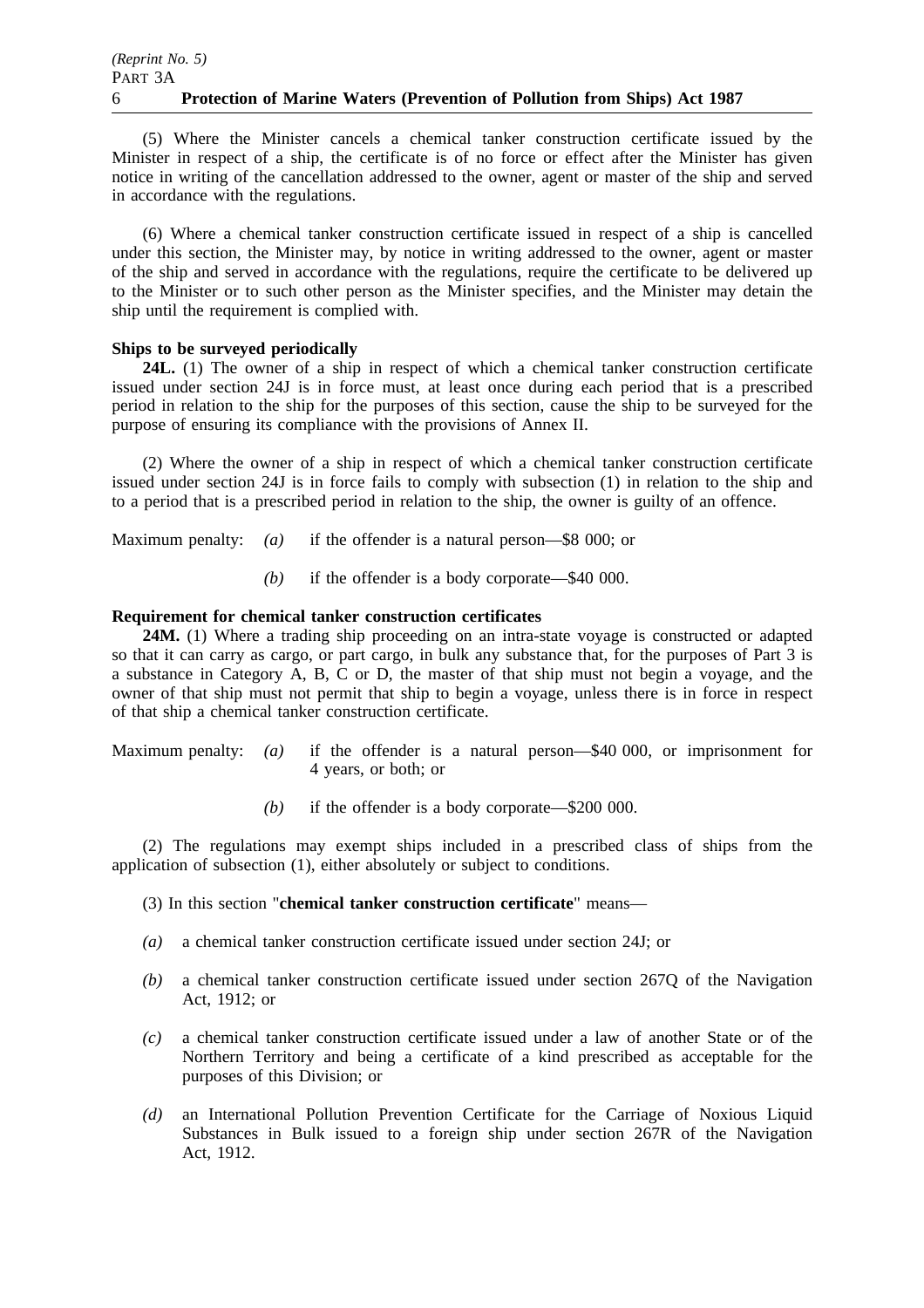(5) Where the Minister cancels a chemical tanker construction certificate issued by the Minister in respect of a ship, the certificate is of no force or effect after the Minister has given notice in writing of the cancellation addressed to the owner, agent or master of the ship and served in accordance with the regulations.

(6) Where a chemical tanker construction certificate issued in respect of a ship is cancelled under this section, the Minister may, by notice in writing addressed to the owner, agent or master of the ship and served in accordance with the regulations, require the certificate to be delivered up to the Minister or to such other person as the Minister specifies, and the Minister may detain the ship until the requirement is complied with.

**Ships to be surveyed periodically**

**24L.** (1) The owner of a ship in respect of which a chemical tanker construction certificate issued under section 24J is in force must, at least once during each period that is a prescribed period in relation to the ship for the purposes of this section, cause the ship to be surveyed for the purpose of ensuring its compliance with the provisions of Annex II.

(2) Where the owner of a ship in respect of which a chemical tanker construction certificate issued under section 24J is in force fails to comply with subsection (1) in relation to the ship and to a period that is a prescribed period in relation to the ship, the owner is guilty of an offence.

Maximum penalty: *(a)* if the offender is a natural person—$8 000; or

*(b)* if the offender is a body corporate—$40 000.

**Requirement for chemical tanker construction certificates**

**24M.** (1) Where a trading ship proceeding on an intra-state voyage is constructed or adapted so that it can carry as cargo, or part cargo, in bulk any substance that, for the purposes of Part 3 is a substance in Category A, B, C or D, the master of that ship must not begin a voyage, and the owner of that ship must not permit that ship to begin a voyage, unless there is in force in respect of that ship a chemical tanker construction certificate.

Maximum penalty: *(a)* if the offender is a natural person—$40 000, or imprisonment for 4 years, or both; or

*(b)* if the offender is a body corporate—$200 000.

(2) The regulations may exempt ships included in a prescribed class of ships from the application of subsection (1), either absolutely or subject to conditions.

(3) In this section "**chemical tanker construction certificate**" means—

*(a)* a chemical tanker construction certificate issued under section 24J; or

*(b)* a chemical tanker construction certificate issued under section 267Q of the Navigation Act, 1912; or

*(c)* a chemical tanker construction certificate issued under a law of another State or of the Northern Territory and being a certificate of a kind prescribed as acceptable for the purposes of this Division; or

*(d)* an International Pollution Prevention Certificate for the Carriage of Noxious Liquid Substances in Bulk issued to a foreign ship under section 267R of the Navigation Act, 1912.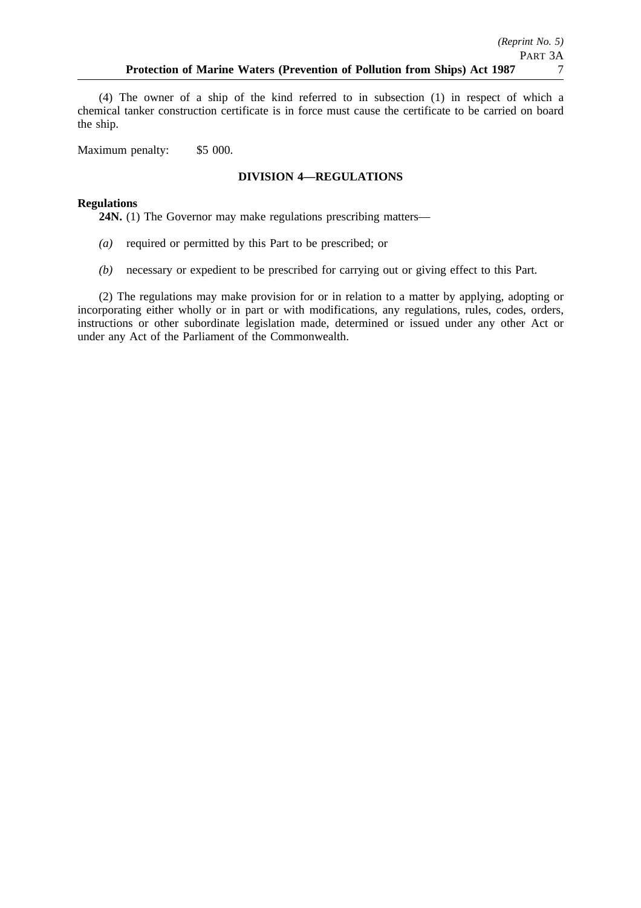(4) The owner of a ship of the kind referred to in subsection (1) in respect of which a chemical tanker construction certificate is in force must cause the certificate to be carried on board the ship.

Maximum penalty: $5 000.

### DIVISION 4—REGULATIONS

**Regulations**

**24N.** (1) The Governor may make regulations prescribing matters—

*(a)* required or permitted by this Part to be prescribed; or

*(b)* necessary or expedient to be prescribed for carrying out or giving effect to this Part.

(2) The regulations may make provision for or in relation to a matter by applying, adopting or incorporating either wholly or in part or with modifications, any regulations, rules, codes, orders, instructions or other subordinate legislation made, determined or issued under any other Act or under any Act of the Parliament of the Commonwealth.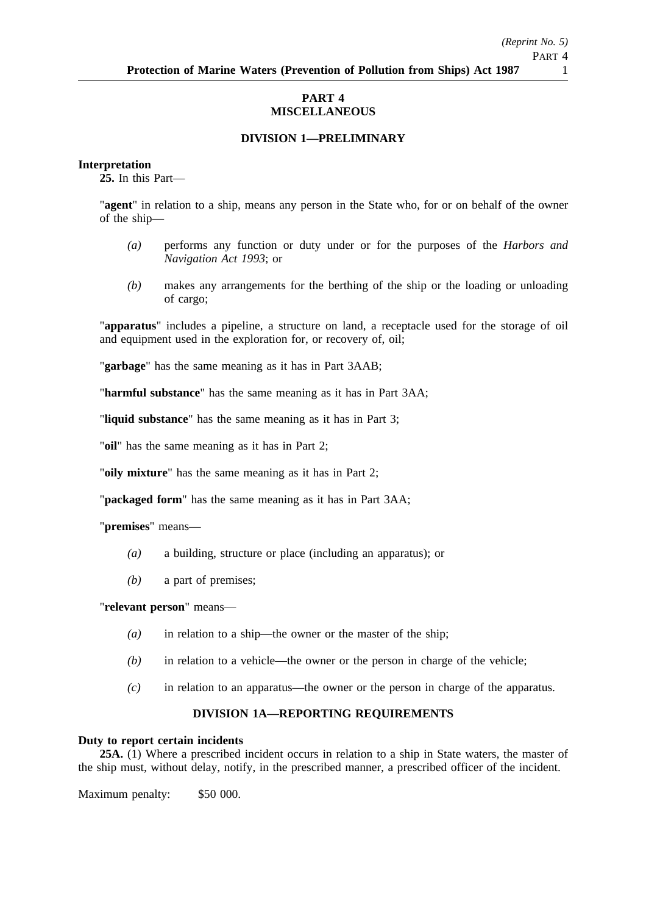# PART 4
# MISCELLANEOUS

## DIVISION 1—PRELIMINARY

**Interpretation**

**25.** In this Part—

"**agent**" in relation to a ship, means any person in the State who, for or on behalf of the owner of the ship—

*(a)* performs any function or duty under or for the purposes of the *Harbors and Navigation Act 1993*; or

*(b)* makes any arrangements for the berthing of the ship or the loading or unloading of cargo;

"**apparatus**" includes a pipeline, a structure on land, a receptacle used for the storage of oil and equipment used in the exploration for, or recovery of, oil;

"**garbage**" has the same meaning as it has in Part 3AAB;

"**harmful substance**" has the same meaning as it has in Part 3AA;

"**liquid substance**" has the same meaning as it has in Part 3;

"**oil**" has the same meaning as it has in Part 2;

"**oily mixture**" has the same meaning as it has in Part 2;

"**packaged form**" has the same meaning as it has in Part 3AA;

"**premises**" means—

*(a)* a building, structure or place (including an apparatus); or

*(b)* a part of premises;

"**relevant person**" means—

*(a)* in relation to a ship—the owner or the master of the ship;

*(b)* in relation to a vehicle—the owner or the person in charge of the vehicle;

*(c)* in relation to an apparatus—the owner or the person in charge of the apparatus.

## DIVISION 1A—REPORTING REQUIREMENTS

**Duty to report certain incidents**

**25A.** (1) Where a prescribed incident occurs in relation to a ship in State waters, the master of the ship must, without delay, notify, in the prescribed manner, a prescribed officer of the incident.

Maximum penalty: $50 000.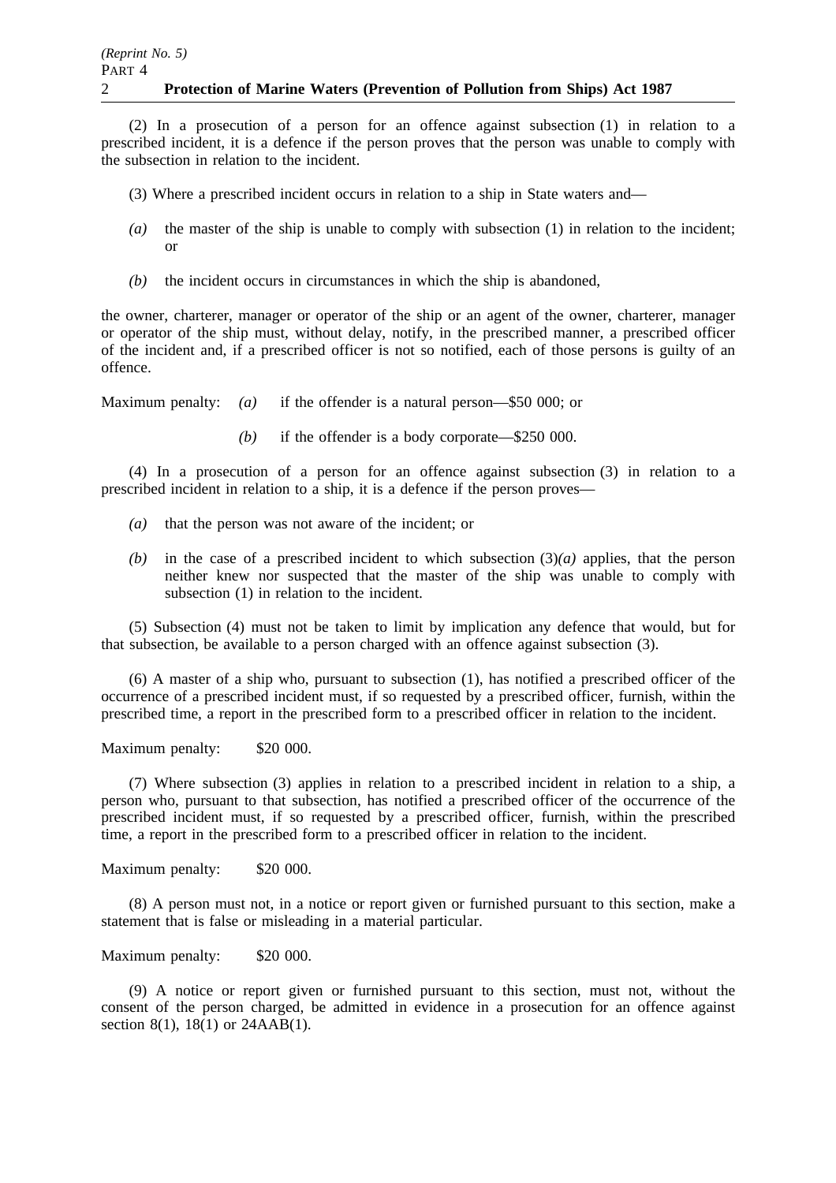(2) In a prosecution of a person for an offence against subsection (1) in relation to a prescribed incident, it is a defence if the person proves that the person was unable to comply with the subsection in relation to the incident.

(3) Where a prescribed incident occurs in relation to a ship in State waters and—

*(a)* the master of the ship is unable to comply with subsection (1) in relation to the incident; or

*(b)* the incident occurs in circumstances in which the ship is abandoned,

the owner, charterer, manager or operator of the ship or an agent of the owner, charterer, manager or operator of the ship must, without delay, notify, in the prescribed manner, a prescribed officer of the incident and, if a prescribed officer is not so notified, each of those persons is guilty of an offence.

Maximum penalty: *(a)* if the offender is a natural person—$50 000; or

*(b)* if the offender is a body corporate—$250 000.

(4) In a prosecution of a person for an offence against subsection (3) in relation to a prescribed incident in relation to a ship, it is a defence if the person proves—

*(a)* that the person was not aware of the incident; or

*(b)* in the case of a prescribed incident to which subsection (3)*(a)* applies, that the person neither knew nor suspected that the master of the ship was unable to comply with subsection (1) in relation to the incident.

(5) Subsection (4) must not be taken to limit by implication any defence that would, but for that subsection, be available to a person charged with an offence against subsection (3).

(6) A master of a ship who, pursuant to subsection (1), has notified a prescribed officer of the occurrence of a prescribed incident must, if so requested by a prescribed officer, furnish, within the prescribed time, a report in the prescribed form to a prescribed officer in relation to the incident.

Maximum penalty: $20 000.

(7) Where subsection (3) applies in relation to a prescribed incident in relation to a ship, a person who, pursuant to that subsection, has notified a prescribed officer of the occurrence of the prescribed incident must, if so requested by a prescribed officer, furnish, within the prescribed time, a report in the prescribed form to a prescribed officer in relation to the incident.

Maximum penalty: $20 000.

(8) A person must not, in a notice or report given or furnished pursuant to this section, make a statement that is false or misleading in a material particular.

Maximum penalty: $20 000.

(9) A notice or report given or furnished pursuant to this section, must not, without the consent of the person charged, be admitted in evidence in a prosecution for an offence against section 8(1), 18(1) or 24AAB(1).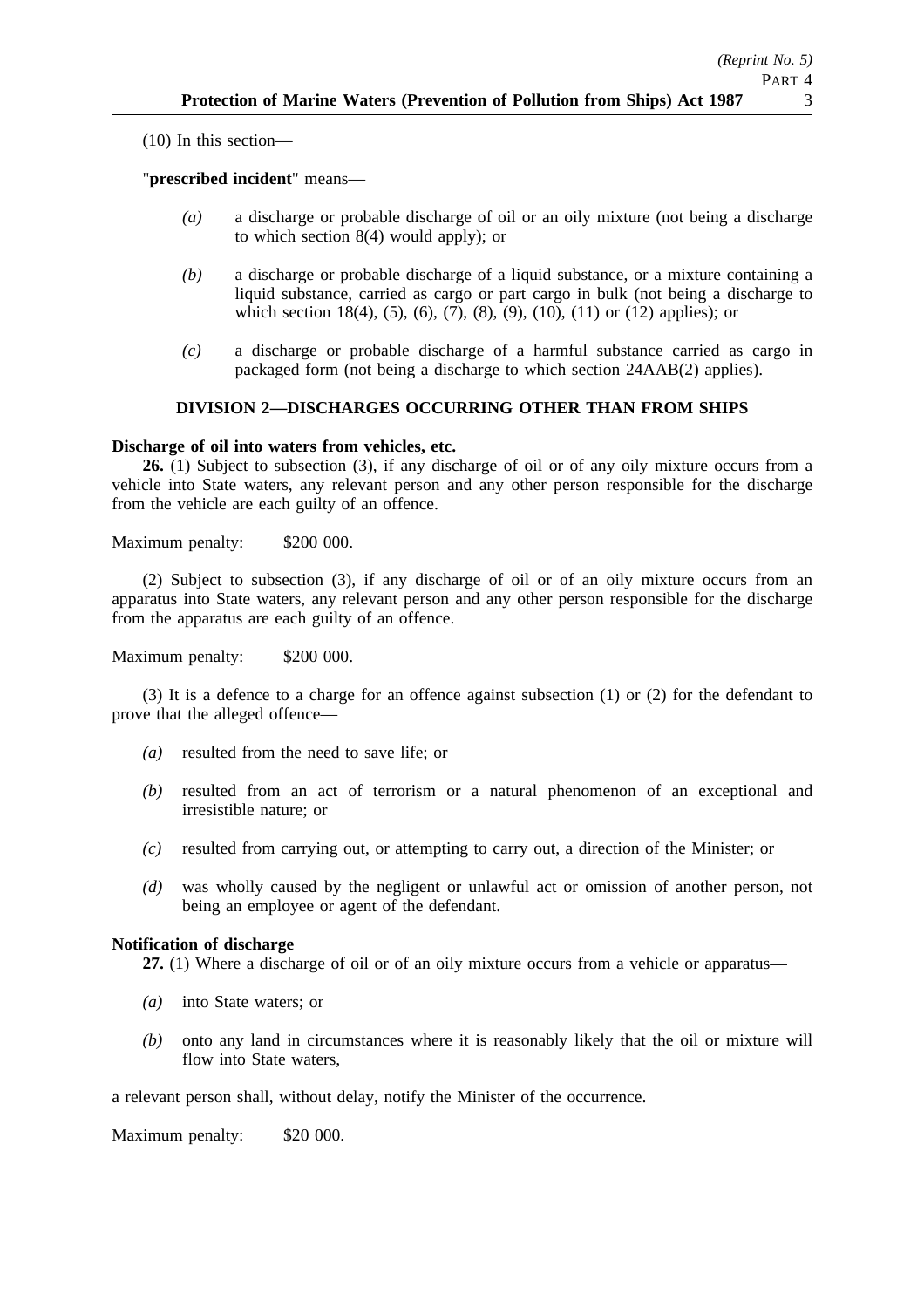(10) In this section—

"**prescribed incident**" means—

*(a)* a discharge or probable discharge of oil or an oily mixture (not being a discharge to which section 8(4) would apply); or

*(b)* a discharge or probable discharge of a liquid substance, or a mixture containing a liquid substance, carried as cargo or part cargo in bulk (not being a discharge to which section 18(4), (5), (6), (7), (8), (9), (10), (11) or (12) applies); or

*(c)* a discharge or probable discharge of a harmful substance carried as cargo in packaged form (not being a discharge to which section 24AAB(2) applies).

## DIVISION 2—DISCHARGES OCCURRING OTHER THAN FROM SHIPS

**Discharge of oil into waters from vehicles, etc.**

**26.** (1) Subject to subsection (3), if any discharge of oil or of any oily mixture occurs from a vehicle into State waters, any relevant person and any other person responsible for the discharge from the vehicle are each guilty of an offence.

Maximum penalty: $200 000.

(2) Subject to subsection (3), if any discharge of oil or of an oily mixture occurs from an apparatus into State waters, any relevant person and any other person responsible for the discharge from the apparatus are each guilty of an offence.

Maximum penalty: $200 000.

(3) It is a defence to a charge for an offence against subsection (1) or (2) for the defendant to prove that the alleged offence—

*(a)* resulted from the need to save life; or

*(b)* resulted from an act of terrorism or a natural phenomenon of an exceptional and irresistible nature; or

*(c)* resulted from carrying out, or attempting to carry out, a direction of the Minister; or

*(d)* was wholly caused by the negligent or unlawful act or omission of another person, not being an employee or agent of the defendant.

**Notification of discharge**

**27.** (1) Where a discharge of oil or of an oily mixture occurs from a vehicle or apparatus—

*(a)* into State waters; or

*(b)* onto any land in circumstances where it is reasonably likely that the oil or mixture will flow into State waters,

a relevant person shall, without delay, notify the Minister of the occurrence.

Maximum penalty: $20 000.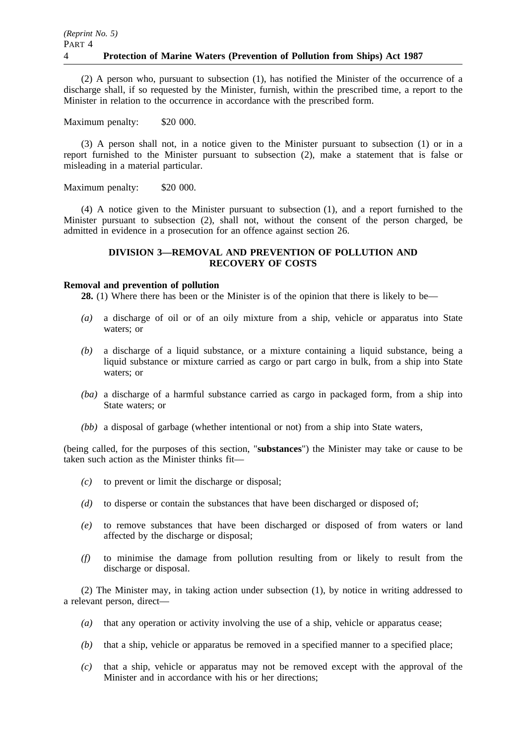(2) A person who, pursuant to subsection (1), has notified the Minister of the occurrence of a discharge shall, if so requested by the Minister, furnish, within the prescribed time, a report to the Minister in relation to the occurrence in accordance with the prescribed form.

Maximum penalty: $20 000.

(3) A person shall not, in a notice given to the Minister pursuant to subsection (1) or in a report furnished to the Minister pursuant to subsection (2), make a statement that is false or misleading in a material particular.

Maximum penalty: $20 000.

(4) A notice given to the Minister pursuant to subsection (1), and a report furnished to the Minister pursuant to subsection (2), shall not, without the consent of the person charged, be admitted in evidence in a prosecution for an offence against section 26.

## DIVISION 3—REMOVAL AND PREVENTION OF POLLUTION AND RECOVERY OF COSTS

**Removal and prevention of pollution**

**28.** (1) Where there has been or the Minister is of the opinion that there is likely to be—

*(a)* a discharge of oil or of an oily mixture from a ship, vehicle or apparatus into State waters; or

*(b)* a discharge of a liquid substance, or a mixture containing a liquid substance, being a liquid substance or mixture carried as cargo or part cargo in bulk, from a ship into State waters; or

*(ba)* a discharge of a harmful substance carried as cargo in packaged form, from a ship into State waters; or

*(bb)* a disposal of garbage (whether intentional or not) from a ship into State waters,

(being called, for the purposes of this section, "**substances**") the Minister may take or cause to be taken such action as the Minister thinks fit—

*(c)* to prevent or limit the discharge or disposal;

*(d)* to disperse or contain the substances that have been discharged or disposed of;

*(e)* to remove substances that have been discharged or disposed of from waters or land affected by the discharge or disposal;

*(f)* to minimise the damage from pollution resulting from or likely to result from the discharge or disposal.

(2) The Minister may, in taking action under subsection (1), by notice in writing addressed to a relevant person, direct—

*(a)* that any operation or activity involving the use of a ship, vehicle or apparatus cease;

*(b)* that a ship, vehicle or apparatus be removed in a specified manner to a specified place;

*(c)* that a ship, vehicle or apparatus may not be removed except with the approval of the Minister and in accordance with his or her directions;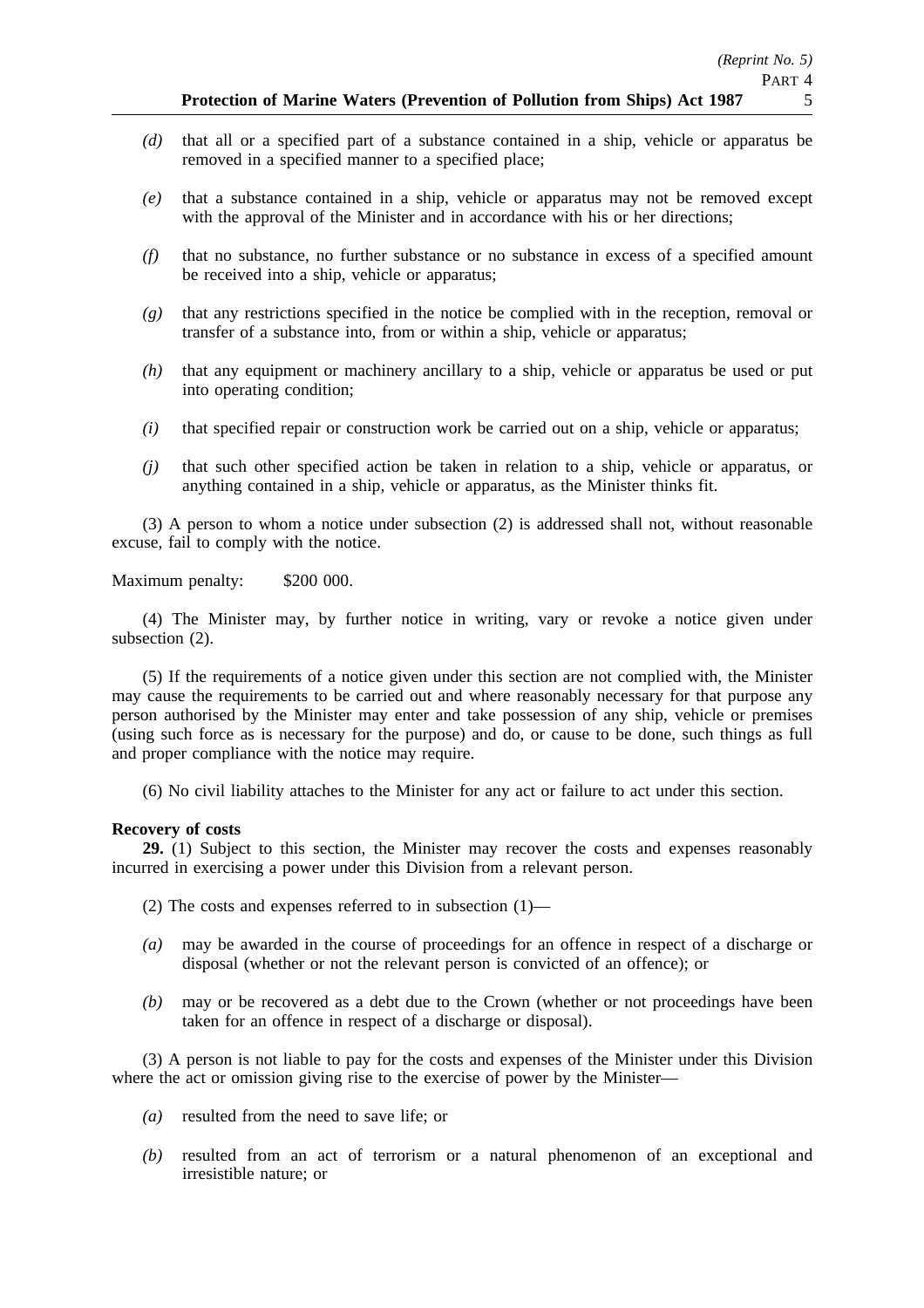*(d)* that all or a specified part of a substance contained in a ship, vehicle or apparatus be removed in a specified manner to a specified place;

*(e)* that a substance contained in a ship, vehicle or apparatus may not be removed except with the approval of the Minister and in accordance with his or her directions;

*(f)* that no substance, no further substance or no substance in excess of a specified amount be received into a ship, vehicle or apparatus;

*(g)* that any restrictions specified in the notice be complied with in the reception, removal or transfer of a substance into, from or within a ship, vehicle or apparatus;

*(h)* that any equipment or machinery ancillary to a ship, vehicle or apparatus be used or put into operating condition;

*(i)* that specified repair or construction work be carried out on a ship, vehicle or apparatus;

*(j)* that such other specified action be taken in relation to a ship, vehicle or apparatus, or anything contained in a ship, vehicle or apparatus, as the Minister thinks fit.

(3) A person to whom a notice under subsection (2) is addressed shall not, without reasonable excuse, fail to comply with the notice.

Maximum penalty: $200 000.

(4) The Minister may, by further notice in writing, vary or revoke a notice given under subsection (2).

(5) If the requirements of a notice given under this section are not complied with, the Minister may cause the requirements to be carried out and where reasonably necessary for that purpose any person authorised by the Minister may enter and take possession of any ship, vehicle or premises (using such force as is necessary for the purpose) and do, or cause to be done, such things as full and proper compliance with the notice may require.

(6) No civil liability attaches to the Minister for any act or failure to act under this section.

**Recovery of costs**

**29.** (1) Subject to this section, the Minister may recover the costs and expenses reasonably incurred in exercising a power under this Division from a relevant person.

(2) The costs and expenses referred to in subsection (1)—

*(a)* may be awarded in the course of proceedings for an offence in respect of a discharge or disposal (whether or not the relevant person is convicted of an offence); or

*(b)* may or be recovered as a debt due to the Crown (whether or not proceedings have been taken for an offence in respect of a discharge or disposal).

(3) A person is not liable to pay for the costs and expenses of the Minister under this Division where the act or omission giving rise to the exercise of power by the Minister—

*(a)* resulted from the need to save life; or

*(b)* resulted from an act of terrorism or a natural phenomenon of an exceptional and irresistible nature; or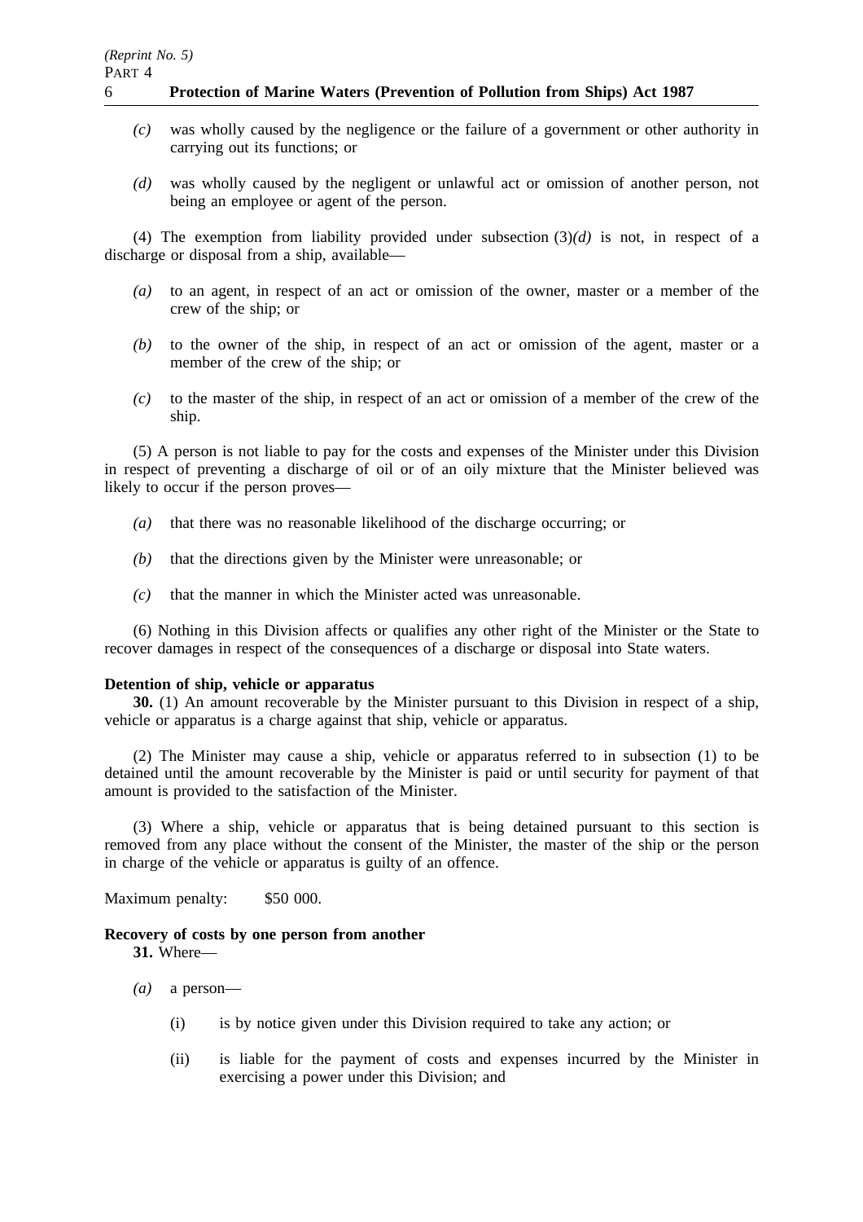*(c)* was wholly caused by the negligence or the failure of a government or other authority in carrying out its functions; or

*(d)* was wholly caused by the negligent or unlawful act or omission of another person, not being an employee or agent of the person.

(4) The exemption from liability provided under subsection (3)*(d)* is not, in respect of a discharge or disposal from a ship, available—

*(a)* to an agent, in respect of an act or omission of the owner, master or a member of the crew of the ship; or

*(b)* to the owner of the ship, in respect of an act or omission of the agent, master or a member of the crew of the ship; or

*(c)* to the master of the ship, in respect of an act or omission of a member of the crew of the ship.

(5) A person is not liable to pay for the costs and expenses of the Minister under this Division in respect of preventing a discharge of oil or of an oily mixture that the Minister believed was likely to occur if the person proves—

*(a)* that there was no reasonable likelihood of the discharge occurring; or

*(b)* that the directions given by the Minister were unreasonable; or

*(c)* that the manner in which the Minister acted was unreasonable.

(6) Nothing in this Division affects or qualifies any other right of the Minister or the State to recover damages in respect of the consequences of a discharge or disposal into State waters.

**Detention of ship, vehicle or apparatus**

**30.** (1) An amount recoverable by the Minister pursuant to this Division in respect of a ship, vehicle or apparatus is a charge against that ship, vehicle or apparatus.

(2) The Minister may cause a ship, vehicle or apparatus referred to in subsection (1) to be detained until the amount recoverable by the Minister is paid or until security for payment of that amount is provided to the satisfaction of the Minister.

(3) Where a ship, vehicle or apparatus that is being detained pursuant to this section is removed from any place without the consent of the Minister, the master of the ship or the person in charge of the vehicle or apparatus is guilty of an offence.

Maximum penalty: $50 000.

**Recovery of costs by one person from another**

**31.** Where—

*(a)* a person—

(i) is by notice given under this Division required to take any action; or

(ii) is liable for the payment of costs and expenses incurred by the Minister in exercising a power under this Division; and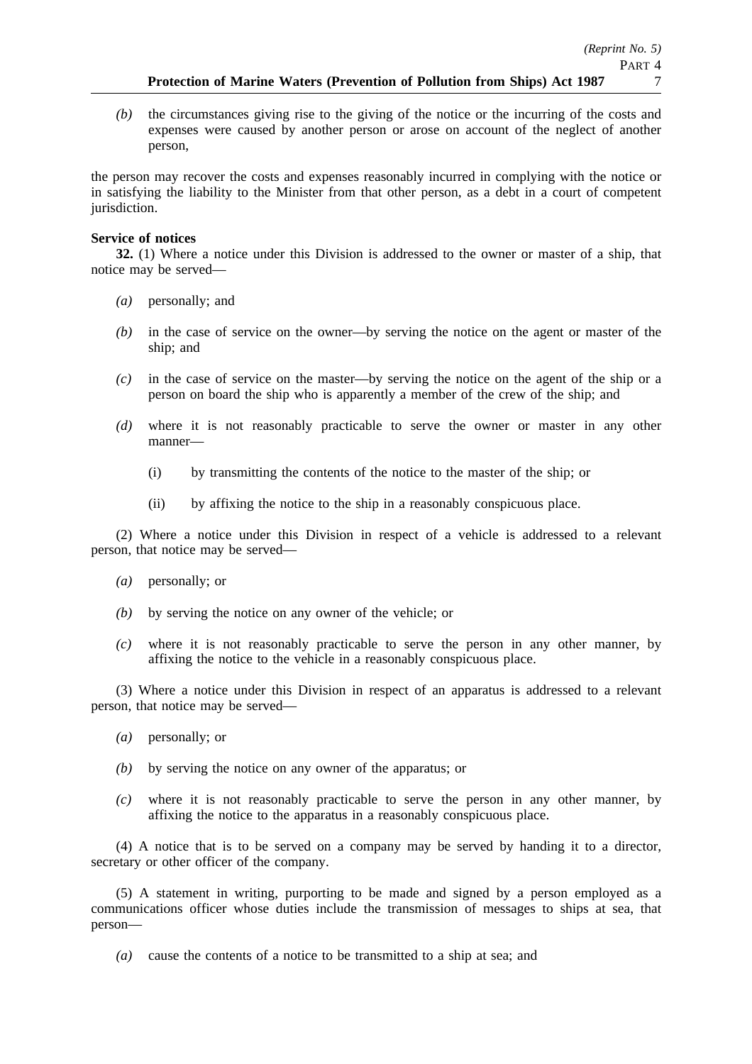*(b)* the circumstances giving rise to the giving of the notice or the incurring of the costs and expenses were caused by another person or arose on account of the neglect of another person,

the person may recover the costs and expenses reasonably incurred in complying with the notice or in satisfying the liability to the Minister from that other person, as a debt in a court of competent jurisdiction.

**Service of notices**

**32.** (1) Where a notice under this Division is addressed to the owner or master of a ship, that notice may be served—

*(a)* personally; and

*(b)* in the case of service on the owner—by serving the notice on the agent or master of the ship; and

*(c)* in the case of service on the master—by serving the notice on the agent of the ship or a person on board the ship who is apparently a member of the crew of the ship; and

*(d)* where it is not reasonably practicable to serve the owner or master in any other manner—

(i) by transmitting the contents of the notice to the master of the ship; or

(ii) by affixing the notice to the ship in a reasonably conspicuous place.

(2) Where a notice under this Division in respect of a vehicle is addressed to a relevant person, that notice may be served—

*(a)* personally; or

*(b)* by serving the notice on any owner of the vehicle; or

*(c)* where it is not reasonably practicable to serve the person in any other manner, by affixing the notice to the vehicle in a reasonably conspicuous place.

(3) Where a notice under this Division in respect of an apparatus is addressed to a relevant person, that notice may be served—

*(a)* personally; or

*(b)* by serving the notice on any owner of the apparatus; or

*(c)* where it is not reasonably practicable to serve the person in any other manner, by affixing the notice to the apparatus in a reasonably conspicuous place.

(4) A notice that is to be served on a company may be served by handing it to a director, secretary or other officer of the company.

(5) A statement in writing, purporting to be made and signed by a person employed as a communications officer whose duties include the transmission of messages to ships at sea, that person—

*(a)* cause the contents of a notice to be transmitted to a ship at sea; and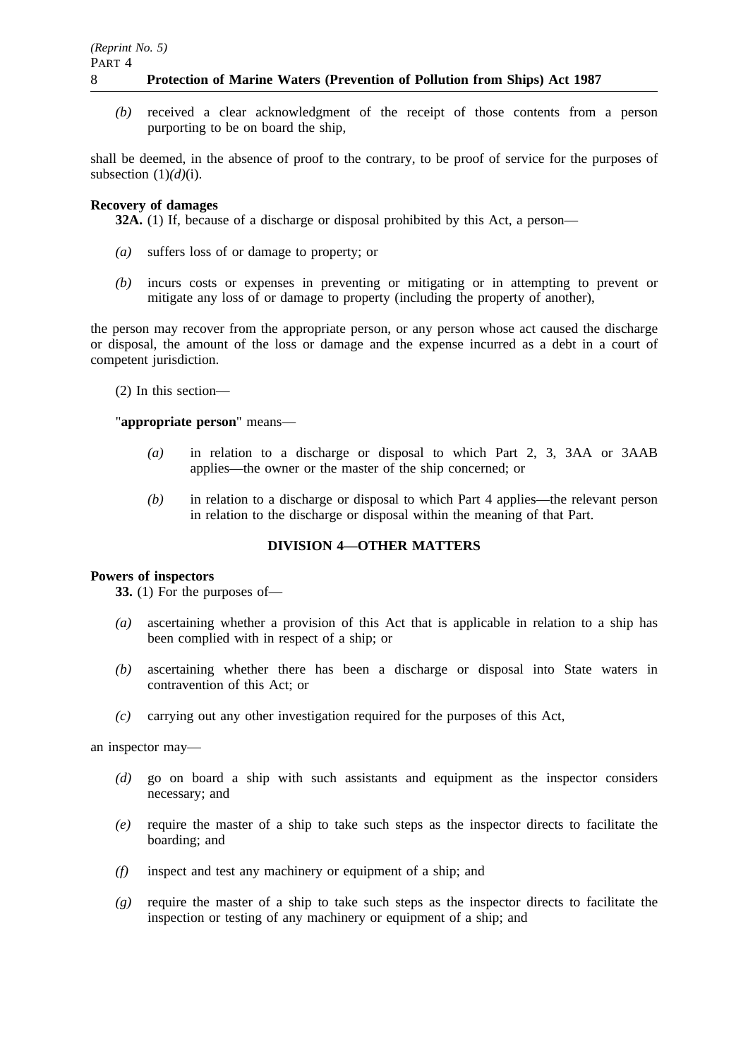*(b)* received a clear acknowledgment of the receipt of those contents from a person purporting to be on board the ship,

shall be deemed, in the absence of proof to the contrary, to be proof of service for the purposes of subsection (1)*(d)*(i).

**Recovery of damages**

**32A.** (1) If, because of a discharge or disposal prohibited by this Act, a person—

*(a)* suffers loss of or damage to property; or

*(b)* incurs costs or expenses in preventing or mitigating or in attempting to prevent or mitigate any loss of or damage to property (including the property of another),

the person may recover from the appropriate person, or any person whose act caused the discharge or disposal, the amount of the loss or damage and the expense incurred as a debt in a court of competent jurisdiction.

(2) In this section—

"**appropriate person**" means—

*(a)* in relation to a discharge or disposal to which Part 2, 3, 3AA or 3AAB applies—the owner or the master of the ship concerned; or

*(b)* in relation to a discharge or disposal to which Part 4 applies—the relevant person in relation to the discharge or disposal within the meaning of that Part.

## DIVISION 4—OTHER MATTERS

**Powers of inspectors**

**33.** (1) For the purposes of—

*(a)* ascertaining whether a provision of this Act that is applicable in relation to a ship has been complied with in respect of a ship; or

*(b)* ascertaining whether there has been a discharge or disposal into State waters in contravention of this Act; or

*(c)* carrying out any other investigation required for the purposes of this Act,

an inspector may—

*(d)* go on board a ship with such assistants and equipment as the inspector considers necessary; and

*(e)* require the master of a ship to take such steps as the inspector directs to facilitate the boarding; and

*(f)* inspect and test any machinery or equipment of a ship; and

*(g)* require the master of a ship to take such steps as the inspector directs to facilitate the inspection or testing of any machinery or equipment of a ship; and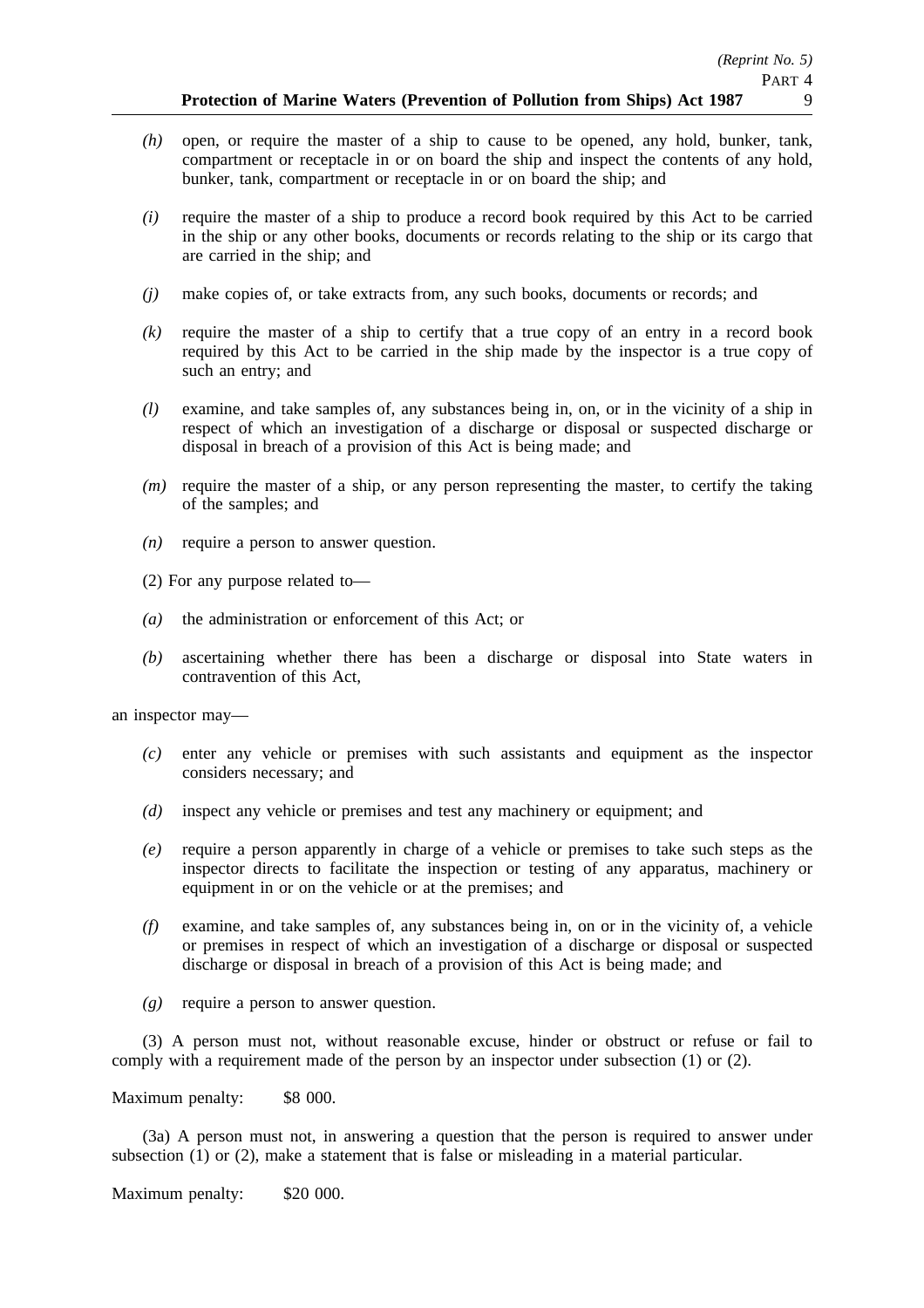*(h)* open, or require the master of a ship to cause to be opened, any hold, bunker, tank, compartment or receptacle in or on board the ship and inspect the contents of any hold, bunker, tank, compartment or receptacle in or on board the ship; and

*(i)* require the master of a ship to produce a record book required by this Act to be carried in the ship or any other books, documents or records relating to the ship or its cargo that are carried in the ship; and

*(j)* make copies of, or take extracts from, any such books, documents or records; and

*(k)* require the master of a ship to certify that a true copy of an entry in a record book required by this Act to be carried in the ship made by the inspector is a true copy of such an entry; and

*(l)* examine, and take samples of, any substances being in, on, or in the vicinity of a ship in respect of which an investigation of a discharge or disposal or suspected discharge or disposal in breach of a provision of this Act is being made; and

*(m)* require the master of a ship, or any person representing the master, to certify the taking of the samples; and

*(n)* require a person to answer question.

(2) For any purpose related to—

*(a)* the administration or enforcement of this Act; or

*(b)* ascertaining whether there has been a discharge or disposal into State waters in contravention of this Act,

an inspector may—

*(c)* enter any vehicle or premises with such assistants and equipment as the inspector considers necessary; and

*(d)* inspect any vehicle or premises and test any machinery or equipment; and

*(e)* require a person apparently in charge of a vehicle or premises to take such steps as the inspector directs to facilitate the inspection or testing of any apparatus, machinery or equipment in or on the vehicle or at the premises; and

*(f)* examine, and take samples of, any substances being in, on or in the vicinity of, a vehicle or premises in respect of which an investigation of a discharge or disposal or suspected discharge or disposal in breach of a provision of this Act is being made; and

*(g)* require a person to answer question.

(3) A person must not, without reasonable excuse, hinder or obstruct or refuse or fail to comply with a requirement made of the person by an inspector under subsection (1) or (2).

Maximum penalty: $8 000.

(3a) A person must not, in answering a question that the person is required to answer under subsection (1) or (2), make a statement that is false or misleading in a material particular.

Maximum penalty: $20 000.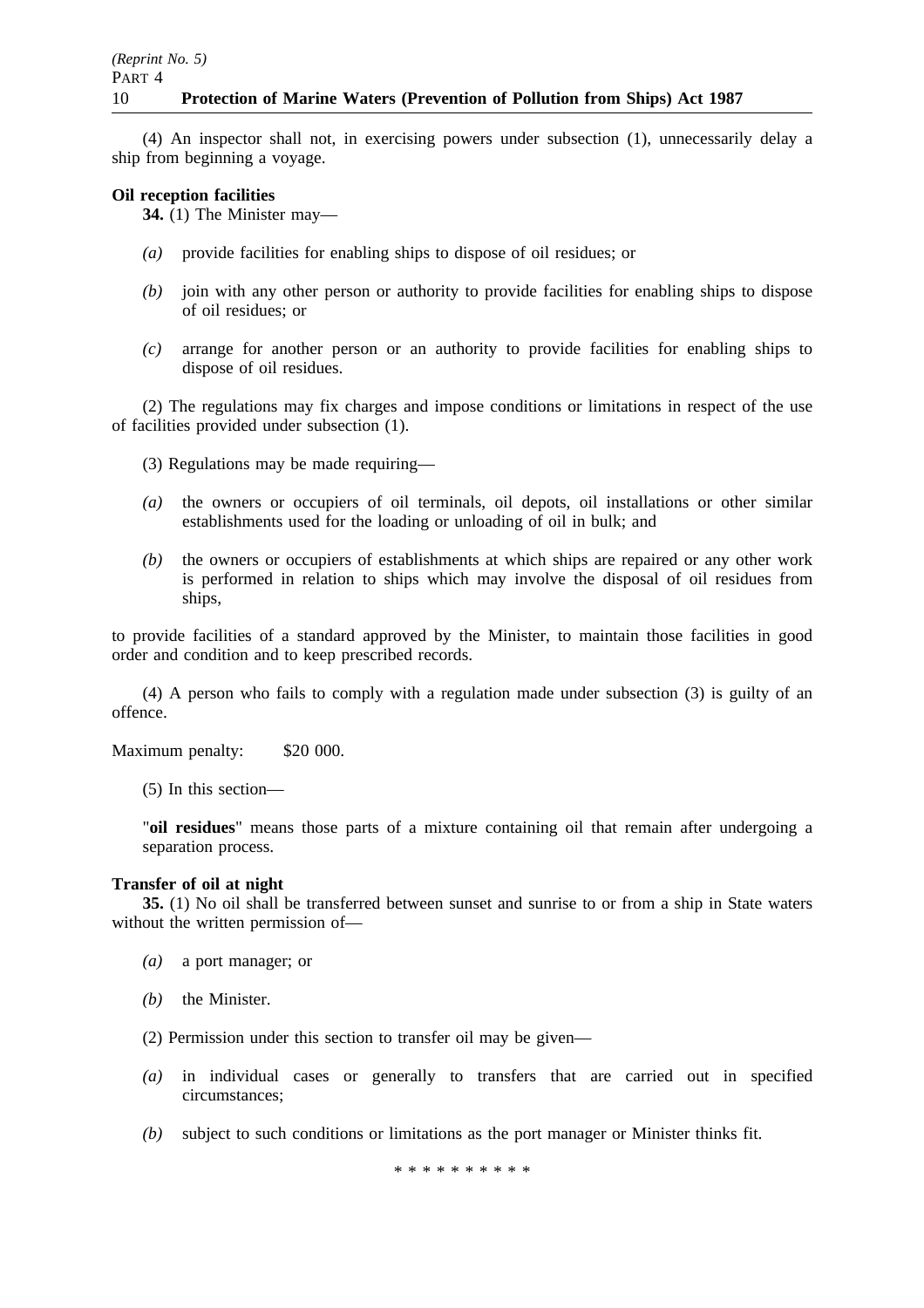(4) An inspector shall not, in exercising powers under subsection (1), unnecessarily delay a ship from beginning a voyage.

**Oil reception facilities**

**34.** (1) The Minister may—

*(a)* provide facilities for enabling ships to dispose of oil residues; or

*(b)* join with any other person or authority to provide facilities for enabling ships to dispose of oil residues; or

*(c)* arrange for another person or an authority to provide facilities for enabling ships to dispose of oil residues.

(2) The regulations may fix charges and impose conditions or limitations in respect of the use of facilities provided under subsection (1).

(3) Regulations may be made requiring—

*(a)* the owners or occupiers of oil terminals, oil depots, oil installations or other similar establishments used for the loading or unloading of oil in bulk; and

*(b)* the owners or occupiers of establishments at which ships are repaired or any other work is performed in relation to ships which may involve the disposal of oil residues from ships,

to provide facilities of a standard approved by the Minister, to maintain those facilities in good order and condition and to keep prescribed records.

(4) A person who fails to comply with a regulation made under subsection (3) is guilty of an offence.

Maximum penalty: $20 000.

(5) In this section—

"**oil residues**" means those parts of a mixture containing oil that remain after undergoing a separation process.

**Transfer of oil at night**

**35.** (1) No oil shall be transferred between sunset and sunrise to or from a ship in State waters without the written permission of—

*(a)* a port manager; or

*(b)* the Minister.

(2) Permission under this section to transfer oil may be given—

*(a)* in individual cases or generally to transfers that are carried out in specified circumstances;

*(b)* subject to such conditions or limitations as the port manager or Minister thinks fit.

* * * * * * * * * *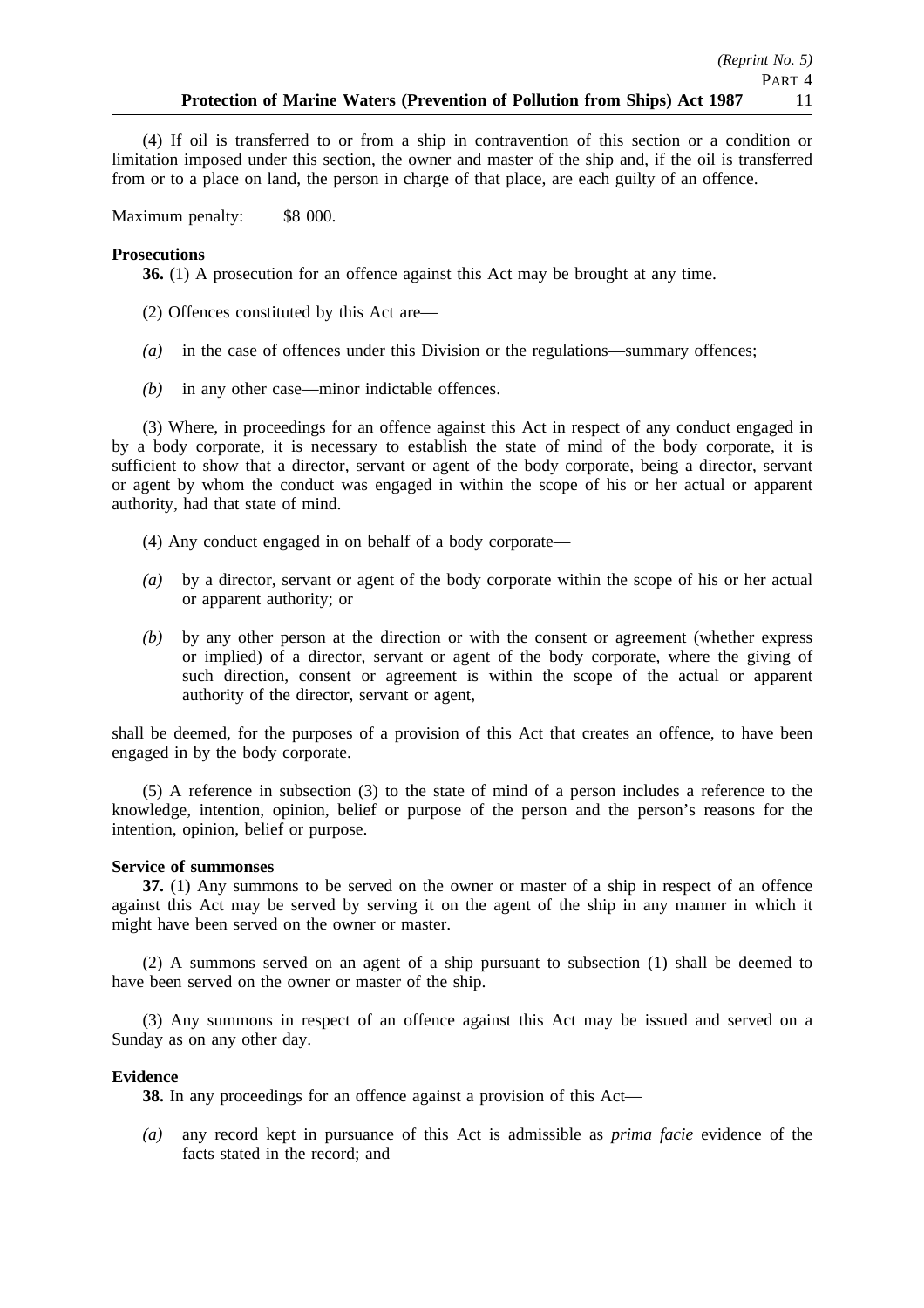(4) If oil is transferred to or from a ship in contravention of this section or a condition or limitation imposed under this section, the owner and master of the ship and, if the oil is transferred from or to a place on land, the person in charge of that place, are each guilty of an offence.

Maximum penalty: $8 000.

**Prosecutions**

**36.** (1) A prosecution for an offence against this Act may be brought at any time.

(2) Offences constituted by this Act are—

*(a)* in the case of offences under this Division or the regulations—summary offences;

*(b)* in any other case—minor indictable offences.

(3) Where, in proceedings for an offence against this Act in respect of any conduct engaged in by a body corporate, it is necessary to establish the state of mind of the body corporate, it is sufficient to show that a director, servant or agent of the body corporate, being a director, servant or agent by whom the conduct was engaged in within the scope of his or her actual or apparent authority, had that state of mind.

(4) Any conduct engaged in on behalf of a body corporate—

*(a)* by a director, servant or agent of the body corporate within the scope of his or her actual or apparent authority; or

*(b)* by any other person at the direction or with the consent or agreement (whether express or implied) of a director, servant or agent of the body corporate, where the giving of such direction, consent or agreement is within the scope of the actual or apparent authority of the director, servant or agent,

shall be deemed, for the purposes of a provision of this Act that creates an offence, to have been engaged in by the body corporate.

(5) A reference in subsection (3) to the state of mind of a person includes a reference to the knowledge, intention, opinion, belief or purpose of the person and the person's reasons for the intention, opinion, belief or purpose.

**Service of summonses**

**37.** (1) Any summons to be served on the owner or master of a ship in respect of an offence against this Act may be served by serving it on the agent of the ship in any manner in which it might have been served on the owner or master.

(2) A summons served on an agent of a ship pursuant to subsection (1) shall be deemed to have been served on the owner or master of the ship.

(3) Any summons in respect of an offence against this Act may be issued and served on a Sunday as on any other day.

**Evidence**

**38.** In any proceedings for an offence against a provision of this Act—

*(a)* any record kept in pursuance of this Act is admissible as *prima facie* evidence of the facts stated in the record; and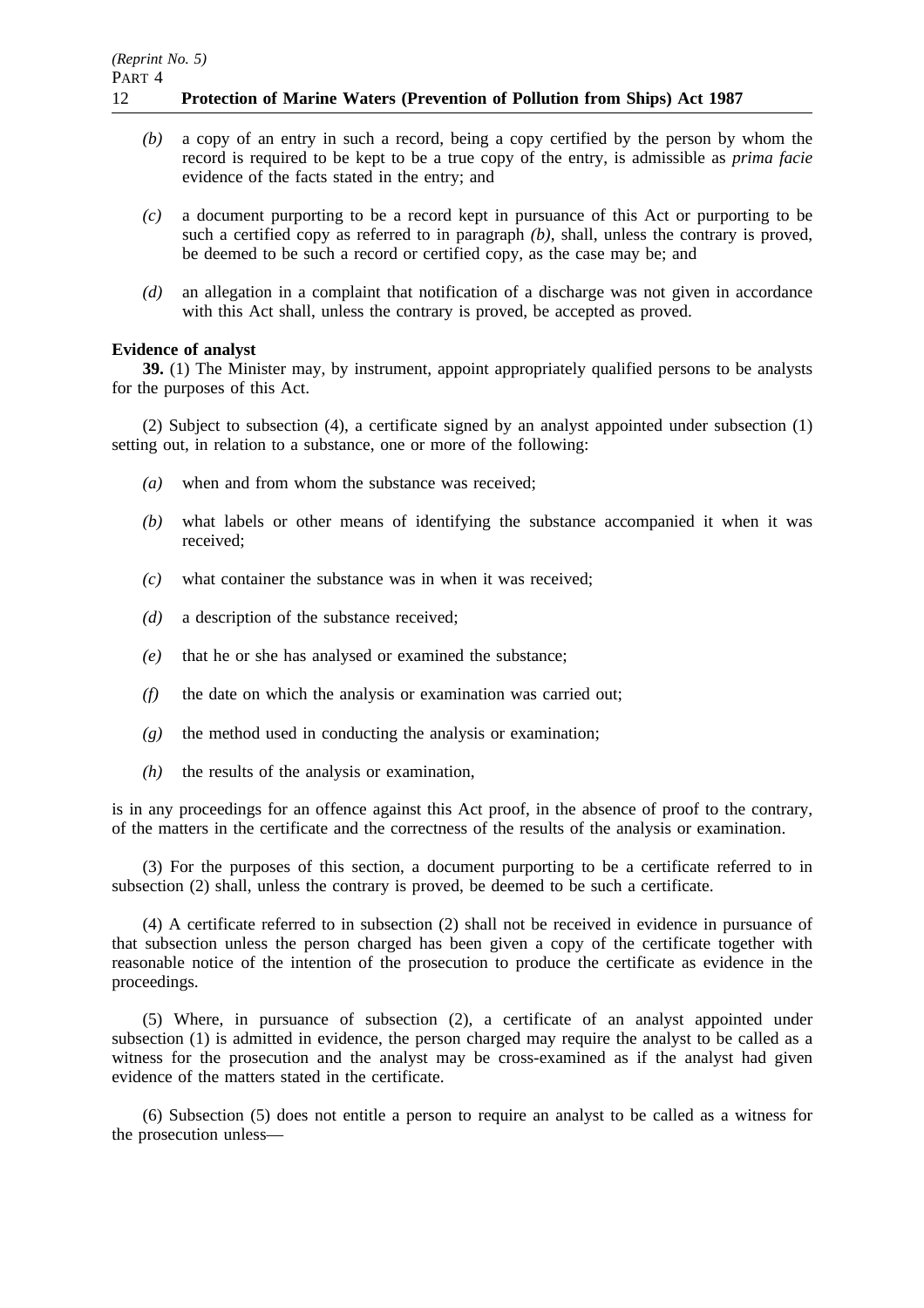*(b)* a copy of an entry in such a record, being a copy certified by the person by whom the record is required to be kept to be a true copy of the entry, is admissible as *prima facie* evidence of the facts stated in the entry; and

*(c)* a document purporting to be a record kept in pursuance of this Act or purporting to be such a certified copy as referred to in paragraph *(b)*, shall, unless the contrary is proved, be deemed to be such a record or certified copy, as the case may be; and

*(d)* an allegation in a complaint that notification of a discharge was not given in accordance with this Act shall, unless the contrary is proved, be accepted as proved.

**Evidence of analyst**

**39.** (1) The Minister may, by instrument, appoint appropriately qualified persons to be analysts for the purposes of this Act.

(2) Subject to subsection (4), a certificate signed by an analyst appointed under subsection (1) setting out, in relation to a substance, one or more of the following:

*(a)* when and from whom the substance was received;

*(b)* what labels or other means of identifying the substance accompanied it when it was received;

*(c)* what container the substance was in when it was received;

*(d)* a description of the substance received;

*(e)* that he or she has analysed or examined the substance;

*(f)* the date on which the analysis or examination was carried out;

*(g)* the method used in conducting the analysis or examination;

*(h)* the results of the analysis or examination,

is in any proceedings for an offence against this Act proof, in the absence of proof to the contrary, of the matters in the certificate and the correctness of the results of the analysis or examination.

(3) For the purposes of this section, a document purporting to be a certificate referred to in subsection (2) shall, unless the contrary is proved, be deemed to be such a certificate.

(4) A certificate referred to in subsection (2) shall not be received in evidence in pursuance of that subsection unless the person charged has been given a copy of the certificate together with reasonable notice of the intention of the prosecution to produce the certificate as evidence in the proceedings.

(5) Where, in pursuance of subsection (2), a certificate of an analyst appointed under subsection (1) is admitted in evidence, the person charged may require the analyst to be called as a witness for the prosecution and the analyst may be cross-examined as if the analyst had given evidence of the matters stated in the certificate.

(6) Subsection (5) does not entitle a person to require an analyst to be called as a witness for the prosecution unless—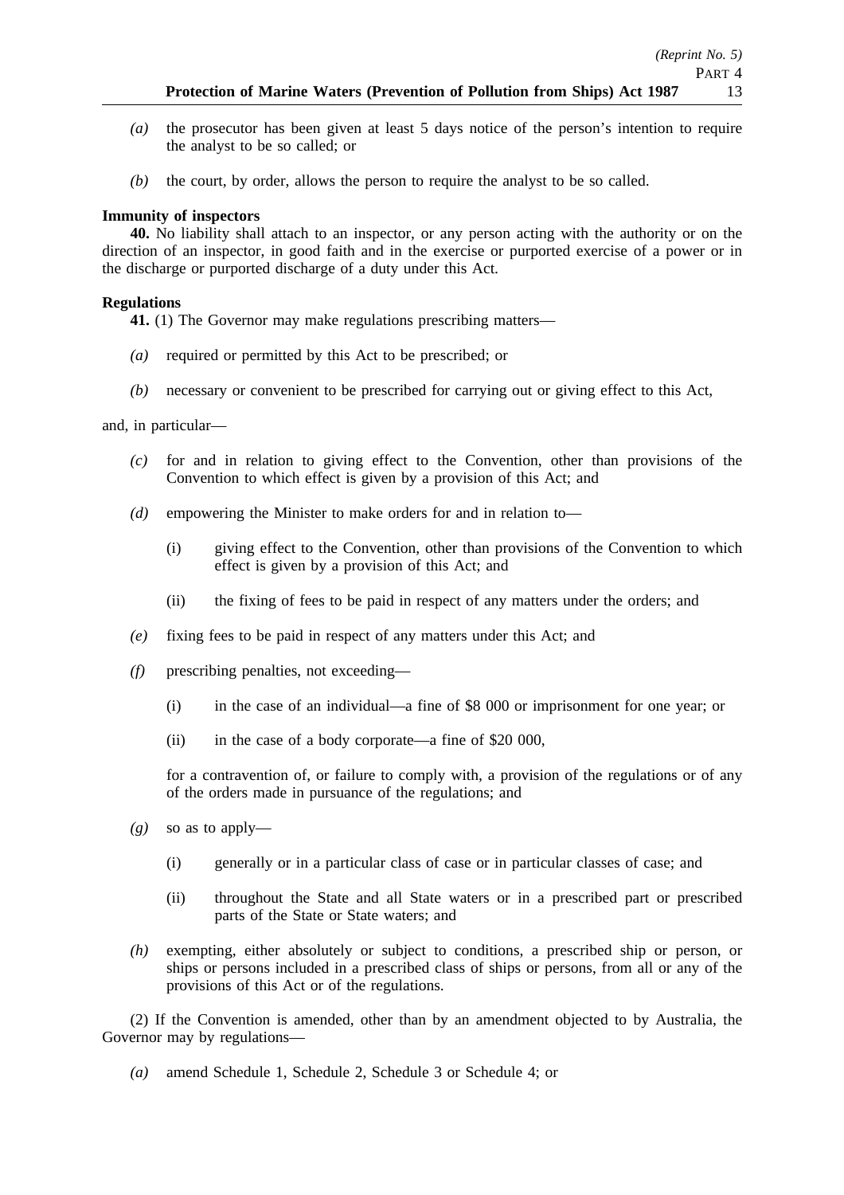*(a)* the prosecutor has been given at least 5 days notice of the person's intention to require the analyst to be so called; or

*(b)* the court, by order, allows the person to require the analyst to be so called.

**Immunity of inspectors**

**40.** No liability shall attach to an inspector, or any person acting with the authority or on the direction of an inspector, in good faith and in the exercise or purported exercise of a power or in the discharge or purported discharge of a duty under this Act.

**Regulations**

**41.** (1) The Governor may make regulations prescribing matters—

*(a)* required or permitted by this Act to be prescribed; or

*(b)* necessary or convenient to be prescribed for carrying out or giving effect to this Act,

and, in particular—

*(c)* for and in relation to giving effect to the Convention, other than provisions of the Convention to which effect is given by a provision of this Act; and

*(d)* empowering the Minister to make orders for and in relation to—

(i) giving effect to the Convention, other than provisions of the Convention to which effect is given by a provision of this Act; and

(ii) the fixing of fees to be paid in respect of any matters under the orders; and

*(e)* fixing fees to be paid in respect of any matters under this Act; and

*(f)* prescribing penalties, not exceeding—

(i) in the case of an individual—a fine of $8 000 or imprisonment for one year; or

(ii) in the case of a body corporate—a fine of $20 000,

for a contravention of, or failure to comply with, a provision of the regulations or of any of the orders made in pursuance of the regulations; and

*(g)* so as to apply—

(i) generally or in a particular class of case or in particular classes of case; and

(ii) throughout the State and all State waters or in a prescribed part or prescribed parts of the State or State waters; and

*(h)* exempting, either absolutely or subject to conditions, a prescribed ship or person, or ships or persons included in a prescribed class of ships or persons, from all or any of the provisions of this Act or of the regulations.

(2) If the Convention is amended, other than by an amendment objected to by Australia, the Governor may by regulations—

*(a)* amend Schedule 1, Schedule 2, Schedule 3 or Schedule 4; or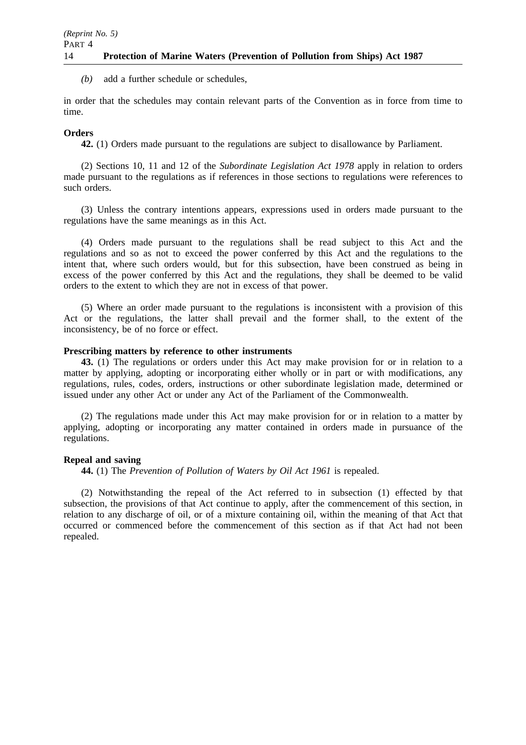*(b)* add a further schedule or schedules,

in order that the schedules may contain relevant parts of the Convention as in force from time to time.

**Orders**

**42.** (1) Orders made pursuant to the regulations are subject to disallowance by Parliament.

(2) Sections 10, 11 and 12 of the *Subordinate Legislation Act 1978* apply in relation to orders made pursuant to the regulations as if references in those sections to regulations were references to such orders.

(3) Unless the contrary intentions appears, expressions used in orders made pursuant to the regulations have the same meanings as in this Act.

(4) Orders made pursuant to the regulations shall be read subject to this Act and the regulations and so as not to exceed the power conferred by this Act and the regulations to the intent that, where such orders would, but for this subsection, have been construed as being in excess of the power conferred by this Act and the regulations, they shall be deemed to be valid orders to the extent to which they are not in excess of that power.

(5) Where an order made pursuant to the regulations is inconsistent with a provision of this Act or the regulations, the latter shall prevail and the former shall, to the extent of the inconsistency, be of no force or effect.

**Prescribing matters by reference to other instruments**

**43.** (1) The regulations or orders under this Act may make provision for or in relation to a matter by applying, adopting or incorporating either wholly or in part or with modifications, any regulations, rules, codes, orders, instructions or other subordinate legislation made, determined or issued under any other Act or under any Act of the Parliament of the Commonwealth.

(2) The regulations made under this Act may make provision for or in relation to a matter by applying, adopting or incorporating any matter contained in orders made in pursuance of the regulations.

**Repeal and saving**

**44.** (1) The *Prevention of Pollution of Waters by Oil Act 1961* is repealed.

(2) Notwithstanding the repeal of the Act referred to in subsection (1) effected by that subsection, the provisions of that Act continue to apply, after the commencement of this section, in relation to any discharge of oil, or of a mixture containing oil, within the meaning of that Act that occurred or commenced before the commencement of this section as if that Act had not been repealed.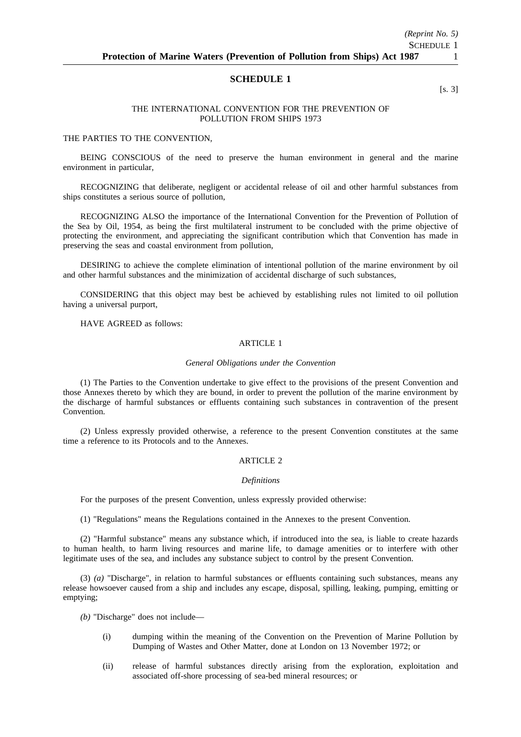# SCHEDULE 1

[s. 3]

THE INTERNATIONAL CONVENTION FOR THE PREVENTION OF POLLUTION FROM SHIPS 1973

THE PARTIES TO THE CONVENTION,

BEING CONSCIOUS of the need to preserve the human environment in general and the marine environment in particular,

RECOGNIZING that deliberate, negligent or accidental release of oil and other harmful substances from ships constitutes a serious source of pollution,

RECOGNIZING ALSO the importance of the International Convention for the Prevention of Pollution of the Sea by Oil, 1954, as being the first multilateral instrument to be concluded with the prime objective of protecting the environment, and appreciating the significant contribution which that Convention has made in preserving the seas and coastal environment from pollution,

DESIRING to achieve the complete elimination of intentional pollution of the marine environment by oil and other harmful substances and the minimization of accidental discharge of such substances,

CONSIDERING that this object may best be achieved by establishing rules not limited to oil pollution having a universal purport,

HAVE AGREED as follows:

## ARTICLE 1

*General Obligations under the Convention*

(1) The Parties to the Convention undertake to give effect to the provisions of the present Convention and those Annexes thereto by which they are bound, in order to prevent the pollution of the marine environment by the discharge of harmful substances or effluents containing such substances in contravention of the present Convention.

(2) Unless expressly provided otherwise, a reference to the present Convention constitutes at the same time a reference to its Protocols and to the Annexes.

## ARTICLE 2

*Definitions*

For the purposes of the present Convention, unless expressly provided otherwise:

(1) "Regulations" means the Regulations contained in the Annexes to the present Convention.

(2) "Harmful substance" means any substance which, if introduced into the sea, is liable to create hazards to human health, to harm living resources and marine life, to damage amenities or to interfere with other legitimate uses of the sea, and includes any substance subject to control by the present Convention.

(3) *(a)* "Discharge", in relation to harmful substances or effluents containing such substances, means any release howsoever caused from a ship and includes any escape, disposal, spilling, leaking, pumping, emitting or emptying;

*(b)* "Discharge" does not include—

(i) dumping within the meaning of the Convention on the Prevention of Marine Pollution by Dumping of Wastes and Other Matter, done at London on 13 November 1972; or

(ii) release of harmful substances directly arising from the exploration, exploitation and associated off-shore processing of sea-bed mineral resources; or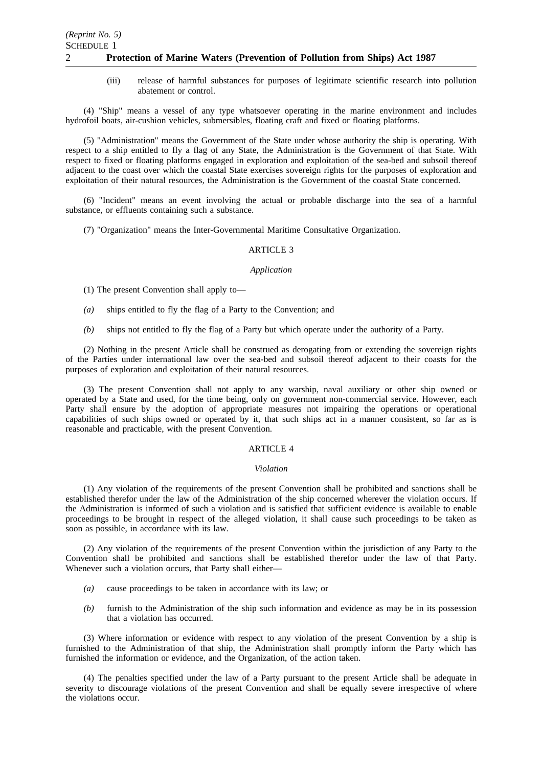(iii) release of harmful substances for purposes of legitimate scientific research into pollution abatement or control.

(4) "Ship" means a vessel of any type whatsoever operating in the marine environment and includes hydrofoil boats, air-cushion vehicles, submersibles, floating craft and fixed or floating platforms.

(5) "Administration" means the Government of the State under whose authority the ship is operating. With respect to a ship entitled to fly a flag of any State, the Administration is the Government of that State. With respect to fixed or floating platforms engaged in exploration and exploitation of the sea-bed and subsoil thereof adjacent to the coast over which the coastal State exercises sovereign rights for the purposes of exploration and exploitation of their natural resources, the Administration is the Government of the coastal State concerned.

(6) "Incident" means an event involving the actual or probable discharge into the sea of a harmful substance, or effluents containing such a substance.

(7) "Organization" means the Inter-Governmental Maritime Consultative Organization.

## ARTICLE 3

*Application*

(1) The present Convention shall apply to—

*(a)* ships entitled to fly the flag of a Party to the Convention; and

*(b)* ships not entitled to fly the flag of a Party but which operate under the authority of a Party.

(2) Nothing in the present Article shall be construed as derogating from or extending the sovereign rights of the Parties under international law over the sea-bed and subsoil thereof adjacent to their coasts for the purposes of exploration and exploitation of their natural resources.

(3) The present Convention shall not apply to any warship, naval auxiliary or other ship owned or operated by a State and used, for the time being, only on government non-commercial service. However, each Party shall ensure by the adoption of appropriate measures not impairing the operations or operational capabilities of such ships owned or operated by it, that such ships act in a manner consistent, so far as is reasonable and practicable, with the present Convention.

## ARTICLE 4

*Violation*

(1) Any violation of the requirements of the present Convention shall be prohibited and sanctions shall be established therefor under the law of the Administration of the ship concerned wherever the violation occurs. If the Administration is informed of such a violation and is satisfied that sufficient evidence is available to enable proceedings to be brought in respect of the alleged violation, it shall cause such proceedings to be taken as soon as possible, in accordance with its law.

(2) Any violation of the requirements of the present Convention within the jurisdiction of any Party to the Convention shall be prohibited and sanctions shall be established therefor under the law of that Party. Whenever such a violation occurs, that Party shall either—

*(a)* cause proceedings to be taken in accordance with its law; or

*(b)* furnish to the Administration of the ship such information and evidence as may be in its possession that a violation has occurred.

(3) Where information or evidence with respect to any violation of the present Convention by a ship is furnished to the Administration of that ship, the Administration shall promptly inform the Party which has furnished the information or evidence, and the Organization, of the action taken.

(4) The penalties specified under the law of a Party pursuant to the present Article shall be adequate in severity to discourage violations of the present Convention and shall be equally severe irrespective of where the violations occur.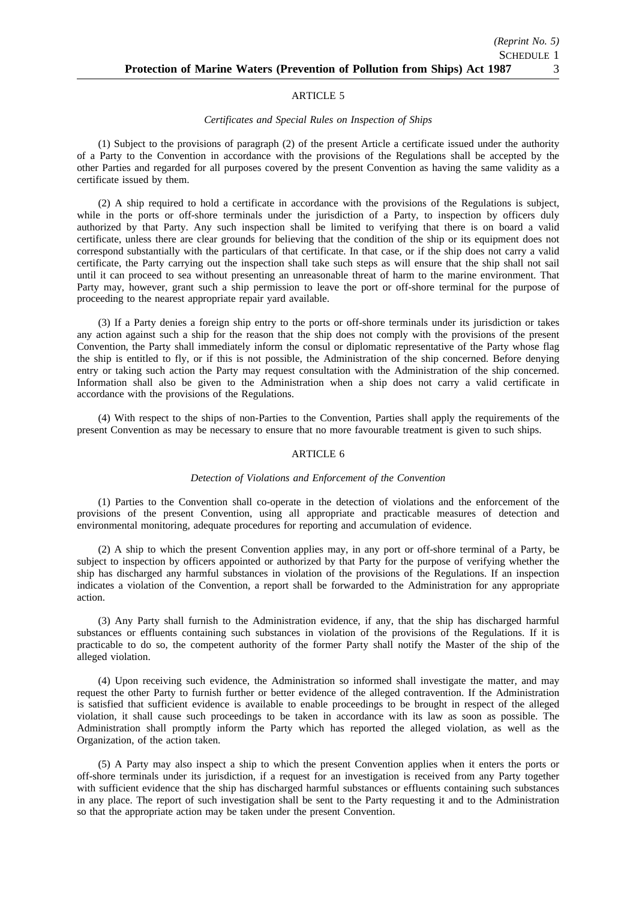## ARTICLE 5

*Certificates and Special Rules on Inspection of Ships*

(1) Subject to the provisions of paragraph (2) of the present Article a certificate issued under the authority of a Party to the Convention in accordance with the provisions of the Regulations shall be accepted by the other Parties and regarded for all purposes covered by the present Convention as having the same validity as a certificate issued by them.

(2) A ship required to hold a certificate in accordance with the provisions of the Regulations is subject, while in the ports or off-shore terminals under the jurisdiction of a Party, to inspection by officers duly authorized by that Party. Any such inspection shall be limited to verifying that there is on board a valid certificate, unless there are clear grounds for believing that the condition of the ship or its equipment does not correspond substantially with the particulars of that certificate. In that case, or if the ship does not carry a valid certificate, the Party carrying out the inspection shall take such steps as will ensure that the ship shall not sail until it can proceed to sea without presenting an unreasonable threat of harm to the marine environment. That Party may, however, grant such a ship permission to leave the port or off-shore terminal for the purpose of proceeding to the nearest appropriate repair yard available.

(3) If a Party denies a foreign ship entry to the ports or off-shore terminals under its jurisdiction or takes any action against such a ship for the reason that the ship does not comply with the provisions of the present Convention, the Party shall immediately inform the consul or diplomatic representative of the Party whose flag the ship is entitled to fly, or if this is not possible, the Administration of the ship concerned. Before denying entry or taking such action the Party may request consultation with the Administration of the ship concerned. Information shall also be given to the Administration when a ship does not carry a valid certificate in accordance with the provisions of the Regulations.

(4) With respect to the ships of non-Parties to the Convention, Parties shall apply the requirements of the present Convention as may be necessary to ensure that no more favourable treatment is given to such ships.

## ARTICLE 6

*Detection of Violations and Enforcement of the Convention*

(1) Parties to the Convention shall co-operate in the detection of violations and the enforcement of the provisions of the present Convention, using all appropriate and practicable measures of detection and environmental monitoring, adequate procedures for reporting and accumulation of evidence.

(2) A ship to which the present Convention applies may, in any port or off-shore terminal of a Party, be subject to inspection by officers appointed or authorized by that Party for the purpose of verifying whether the ship has discharged any harmful substances in violation of the provisions of the Regulations. If an inspection indicates a violation of the Convention, a report shall be forwarded to the Administration for any appropriate action.

(3) Any Party shall furnish to the Administration evidence, if any, that the ship has discharged harmful substances or effluents containing such substances in violation of the provisions of the Regulations. If it is practicable to do so, the competent authority of the former Party shall notify the Master of the ship of the alleged violation.

(4) Upon receiving such evidence, the Administration so informed shall investigate the matter, and may request the other Party to furnish further or better evidence of the alleged contravention. If the Administration is satisfied that sufficient evidence is available to enable proceedings to be brought in respect of the alleged violation, it shall cause such proceedings to be taken in accordance with its law as soon as possible. The Administration shall promptly inform the Party which has reported the alleged violation, as well as the Organization, of the action taken.

(5) A Party may also inspect a ship to which the present Convention applies when it enters the ports or off-shore terminals under its jurisdiction, if a request for an investigation is received from any Party together with sufficient evidence that the ship has discharged harmful substances or effluents containing such substances in any place. The report of such investigation shall be sent to the Party requesting it and to the Administration so that the appropriate action may be taken under the present Convention.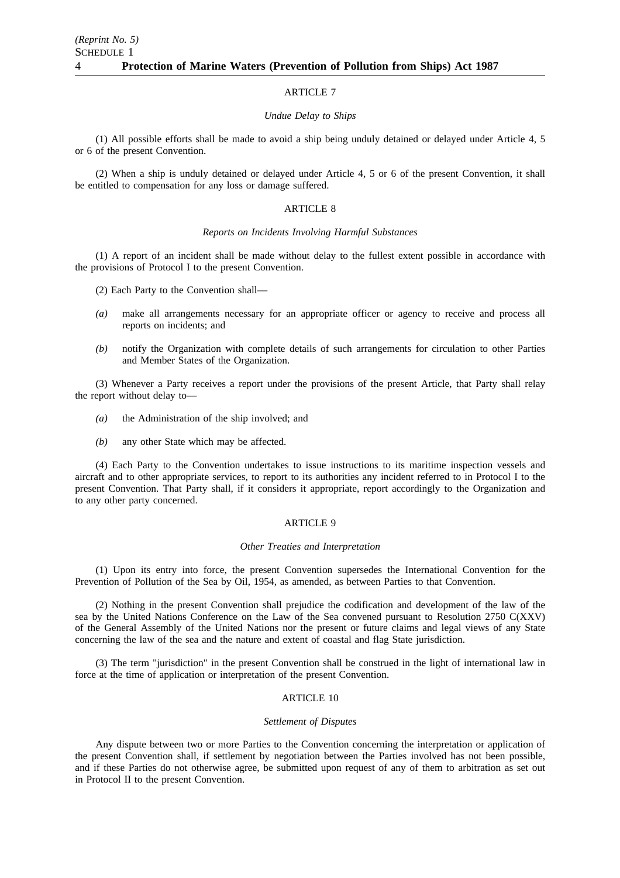## ARTICLE 7

*Undue Delay to Ships*

(1) All possible efforts shall be made to avoid a ship being unduly detained or delayed under Article 4, 5 or 6 of the present Convention.

(2) When a ship is unduly detained or delayed under Article 4, 5 or 6 of the present Convention, it shall be entitled to compensation for any loss or damage suffered.

## ARTICLE 8

*Reports on Incidents Involving Harmful Substances*

(1) A report of an incident shall be made without delay to the fullest extent possible in accordance with the provisions of Protocol I to the present Convention.

(2) Each Party to the Convention shall—

*(a)* make all arrangements necessary for an appropriate officer or agency to receive and process all reports on incidents; and

*(b)* notify the Organization with complete details of such arrangements for circulation to other Parties and Member States of the Organization.

(3) Whenever a Party receives a report under the provisions of the present Article, that Party shall relay the report without delay to—

*(a)* the Administration of the ship involved; and

*(b)* any other State which may be affected.

(4) Each Party to the Convention undertakes to issue instructions to its maritime inspection vessels and aircraft and to other appropriate services, to report to its authorities any incident referred to in Protocol I to the present Convention. That Party shall, if it considers it appropriate, report accordingly to the Organization and to any other party concerned.

## ARTICLE 9

*Other Treaties and Interpretation*

(1) Upon its entry into force, the present Convention supersedes the International Convention for the Prevention of Pollution of the Sea by Oil, 1954, as amended, as between Parties to that Convention.

(2) Nothing in the present Convention shall prejudice the codification and development of the law of the sea by the United Nations Conference on the Law of the Sea convened pursuant to Resolution 2750 C(XXV) of the General Assembly of the United Nations nor the present or future claims and legal views of any State concerning the law of the sea and the nature and extent of coastal and flag State jurisdiction.

(3) The term "jurisdiction" in the present Convention shall be construed in the light of international law in force at the time of application or interpretation of the present Convention.

## ARTICLE 10

*Settlement of Disputes*

Any dispute between two or more Parties to the Convention concerning the interpretation or application of the present Convention shall, if settlement by negotiation between the Parties involved has not been possible, and if these Parties do not otherwise agree, be submitted upon request of any of them to arbitration as set out in Protocol II to the present Convention.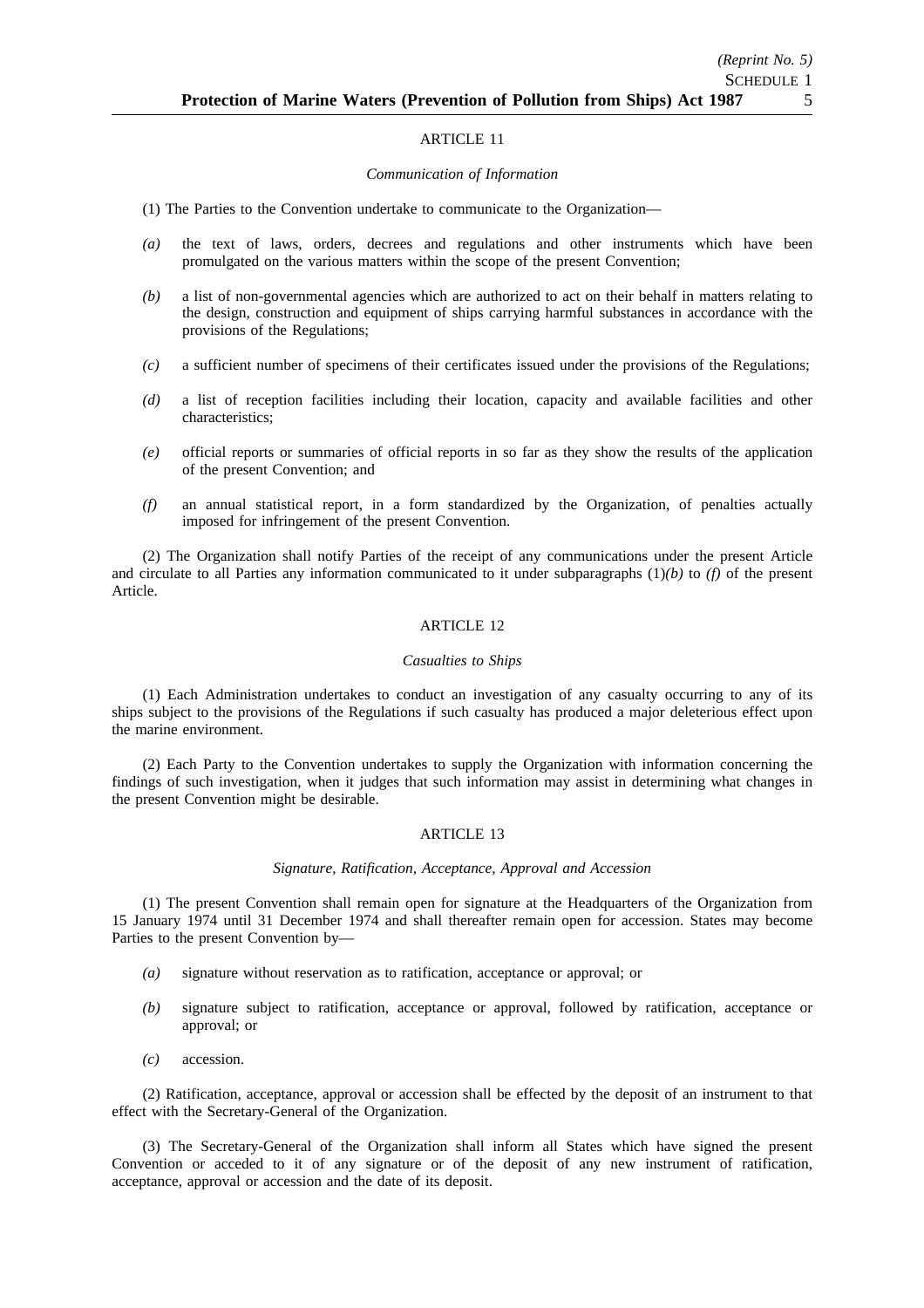ARTICLE 11

*Communication of Information*

(1) The Parties to the Convention undertake to communicate to the Organization—

*(a)* the text of laws, orders, decrees and regulations and other instruments which have been promulgated on the various matters within the scope of the present Convention;

*(b)* a list of non-governmental agencies which are authorized to act on their behalf in matters relating to the design, construction and equipment of ships carrying harmful substances in accordance with the provisions of the Regulations;

*(c)* a sufficient number of specimens of their certificates issued under the provisions of the Regulations;

*(d)* a list of reception facilities including their location, capacity and available facilities and other characteristics;

*(e)* official reports or summaries of official reports in so far as they show the results of the application of the present Convention; and

*(f)* an annual statistical report, in a form standardized by the Organization, of penalties actually imposed for infringement of the present Convention.

(2) The Organization shall notify Parties of the receipt of any communications under the present Article and circulate to all Parties any information communicated to it under subparagraphs (1)*(b)* to *(f)* of the present Article.

ARTICLE 12

*Casualties to Ships*

(1) Each Administration undertakes to conduct an investigation of any casualty occurring to any of its ships subject to the provisions of the Regulations if such casualty has produced a major deleterious effect upon the marine environment.

(2) Each Party to the Convention undertakes to supply the Organization with information concerning the findings of such investigation, when it judges that such information may assist in determining what changes in the present Convention might be desirable.

ARTICLE 13

*Signature, Ratification, Acceptance, Approval and Accession*

(1) The present Convention shall remain open for signature at the Headquarters of the Organization from 15 January 1974 until 31 December 1974 and shall thereafter remain open for accession. States may become Parties to the present Convention by—

*(a)* signature without reservation as to ratification, acceptance or approval; or

*(b)* signature subject to ratification, acceptance or approval, followed by ratification, acceptance or approval; or

*(c)* accession.

(2) Ratification, acceptance, approval or accession shall be effected by the deposit of an instrument to that effect with the Secretary-General of the Organization.

(3) The Secretary-General of the Organization shall inform all States which have signed the present Convention or acceded to it of any signature or of the deposit of any new instrument of ratification, acceptance, approval or accession and the date of its deposit.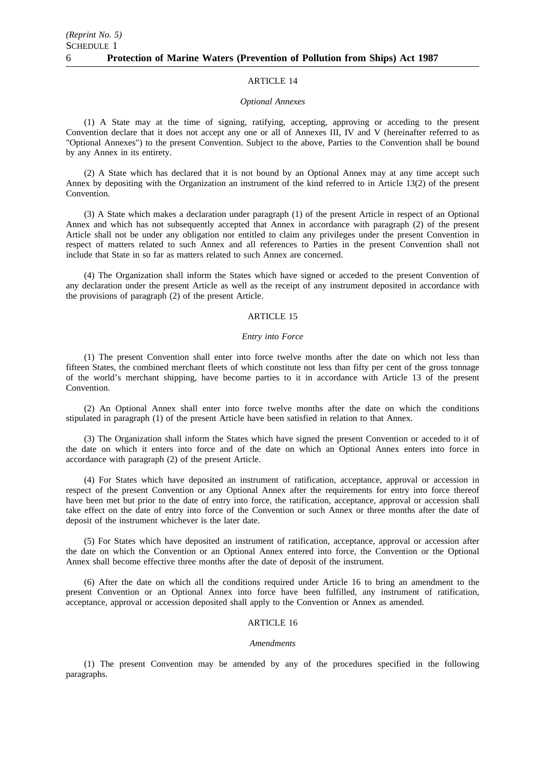## ARTICLE 14

*Optional Annexes*

(1) A State may at the time of signing, ratifying, accepting, approving or acceding to the present Convention declare that it does not accept any one or all of Annexes III, IV and V (hereinafter referred to as "Optional Annexes") to the present Convention. Subject to the above, Parties to the Convention shall be bound by any Annex in its entirety.

(2) A State which has declared that it is not bound by an Optional Annex may at any time accept such Annex by depositing with the Organization an instrument of the kind referred to in Article 13(2) of the present Convention.

(3) A State which makes a declaration under paragraph (1) of the present Article in respect of an Optional Annex and which has not subsequently accepted that Annex in accordance with paragraph (2) of the present Article shall not be under any obligation nor entitled to claim any privileges under the present Convention in respect of matters related to such Annex and all references to Parties in the present Convention shall not include that State in so far as matters related to such Annex are concerned.

(4) The Organization shall inform the States which have signed or acceded to the present Convention of any declaration under the present Article as well as the receipt of any instrument deposited in accordance with the provisions of paragraph (2) of the present Article.

## ARTICLE 15

*Entry into Force*

(1) The present Convention shall enter into force twelve months after the date on which not less than fifteen States, the combined merchant fleets of which constitute not less than fifty per cent of the gross tonnage of the world's merchant shipping, have become parties to it in accordance with Article 13 of the present Convention.

(2) An Optional Annex shall enter into force twelve months after the date on which the conditions stipulated in paragraph (1) of the present Article have been satisfied in relation to that Annex.

(3) The Organization shall inform the States which have signed the present Convention or acceded to it of the date on which it enters into force and of the date on which an Optional Annex enters into force in accordance with paragraph (2) of the present Article.

(4) For States which have deposited an instrument of ratification, acceptance, approval or accession in respect of the present Convention or any Optional Annex after the requirements for entry into force thereof have been met but prior to the date of entry into force, the ratification, acceptance, approval or accession shall take effect on the date of entry into force of the Convention or such Annex or three months after the date of deposit of the instrument whichever is the later date.

(5) For States which have deposited an instrument of ratification, acceptance, approval or accession after the date on which the Convention or an Optional Annex entered into force, the Convention or the Optional Annex shall become effective three months after the date of deposit of the instrument.

(6) After the date on which all the conditions required under Article 16 to bring an amendment to the present Convention or an Optional Annex into force have been fulfilled, any instrument of ratification, acceptance, approval or accession deposited shall apply to the Convention or Annex as amended.

## ARTICLE 16

*Amendments*

(1) The present Convention may be amended by any of the procedures specified in the following paragraphs.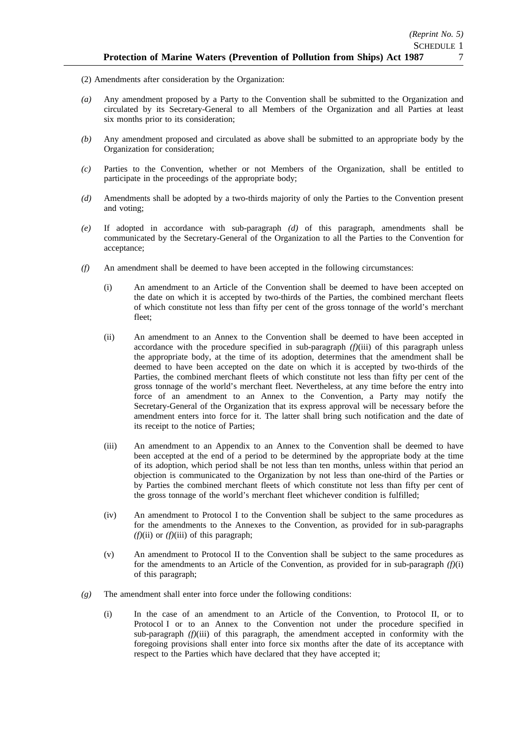(2) Amendments after consideration by the Organization:

*(a)* Any amendment proposed by a Party to the Convention shall be submitted to the Organization and circulated by its Secretary-General to all Members of the Organization and all Parties at least six months prior to its consideration;

*(b)* Any amendment proposed and circulated as above shall be submitted to an appropriate body by the Organization for consideration;

*(c)* Parties to the Convention, whether or not Members of the Organization, shall be entitled to participate in the proceedings of the appropriate body;

*(d)* Amendments shall be adopted by a two-thirds majority of only the Parties to the Convention present and voting;

*(e)* If adopted in accordance with sub-paragraph *(d)* of this paragraph, amendments shall be communicated by the Secretary-General of the Organization to all the Parties to the Convention for acceptance;

*(f)* An amendment shall be deemed to have been accepted in the following circumstances:

(i) An amendment to an Article of the Convention shall be deemed to have been accepted on the date on which it is accepted by two-thirds of the Parties, the combined merchant fleets of which constitute not less than fifty per cent of the gross tonnage of the world's merchant fleet;

(ii) An amendment to an Annex to the Convention shall be deemed to have been accepted in accordance with the procedure specified in sub-paragraph *(f)*(iii) of this paragraph unless the appropriate body, at the time of its adoption, determines that the amendment shall be deemed to have been accepted on the date on which it is accepted by two-thirds of the Parties, the combined merchant fleets of which constitute not less than fifty per cent of the gross tonnage of the world's merchant fleet. Nevertheless, at any time before the entry into force of an amendment to an Annex to the Convention, a Party may notify the Secretary-General of the Organization that its express approval will be necessary before the amendment enters into force for it. The latter shall bring such notification and the date of its receipt to the notice of Parties;

(iii) An amendment to an Appendix to an Annex to the Convention shall be deemed to have been accepted at the end of a period to be determined by the appropriate body at the time of its adoption, which period shall be not less than ten months, unless within that period an objection is communicated to the Organization by not less than one-third of the Parties or by Parties the combined merchant fleets of which constitute not less than fifty per cent of the gross tonnage of the world's merchant fleet whichever condition is fulfilled;

(iv) An amendment to Protocol I to the Convention shall be subject to the same procedures as for the amendments to the Annexes to the Convention, as provided for in sub-paragraphs *(f)*(ii) or *(f)*(iii) of this paragraph;

(v) An amendment to Protocol II to the Convention shall be subject to the same procedures as for the amendments to an Article of the Convention, as provided for in sub-paragraph *(f)*(i) of this paragraph;

*(g)* The amendment shall enter into force under the following conditions:

(i) In the case of an amendment to an Article of the Convention, to Protocol II, or to Protocol I or to an Annex to the Convention not under the procedure specified in sub-paragraph *(f)*(iii) of this paragraph, the amendment accepted in conformity with the foregoing provisions shall enter into force six months after the date of its acceptance with respect to the Parties which have declared that they have accepted it;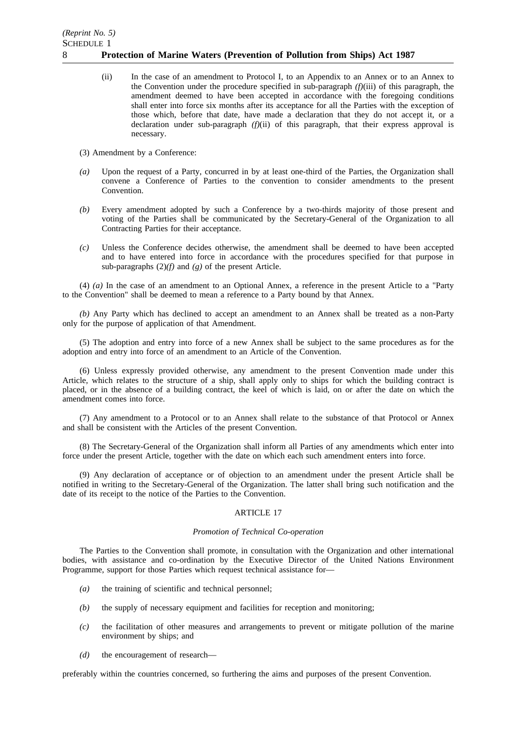(ii) In the case of an amendment to Protocol I, to an Appendix to an Annex or to an Annex to the Convention under the procedure specified in sub-paragraph *(f)*(iii) of this paragraph, the amendment deemed to have been accepted in accordance with the foregoing conditions shall enter into force six months after its acceptance for all the Parties with the exception of those which, before that date, have made a declaration that they do not accept it, or a declaration under sub-paragraph *(f)*(ii) of this paragraph, that their express approval is necessary.

(3) Amendment by a Conference:

*(a)* Upon the request of a Party, concurred in by at least one-third of the Parties, the Organization shall convene a Conference of Parties to the convention to consider amendments to the present Convention.

*(b)* Every amendment adopted by such a Conference by a two-thirds majority of those present and voting of the Parties shall be communicated by the Secretary-General of the Organization to all Contracting Parties for their acceptance.

*(c)* Unless the Conference decides otherwise, the amendment shall be deemed to have been accepted and to have entered into force in accordance with the procedures specified for that purpose in sub-paragraphs (2)*(f)* and *(g)* of the present Article.

(4) *(a)* In the case of an amendment to an Optional Annex, a reference in the present Article to a "Party to the Convention" shall be deemed to mean a reference to a Party bound by that Annex.

*(b)* Any Party which has declined to accept an amendment to an Annex shall be treated as a non-Party only for the purpose of application of that Amendment.

(5) The adoption and entry into force of a new Annex shall be subject to the same procedures as for the adoption and entry into force of an amendment to an Article of the Convention.

(6) Unless expressly provided otherwise, any amendment to the present Convention made under this Article, which relates to the structure of a ship, shall apply only to ships for which the building contract is placed, or in the absence of a building contract, the keel of which is laid, on or after the date on which the amendment comes into force.

(7) Any amendment to a Protocol or to an Annex shall relate to the substance of that Protocol or Annex and shall be consistent with the Articles of the present Convention.

(8) The Secretary-General of the Organization shall inform all Parties of any amendments which enter into force under the present Article, together with the date on which each such amendment enters into force.

(9) Any declaration of acceptance or of objection to an amendment under the present Article shall be notified in writing to the Secretary-General of the Organization. The latter shall bring such notification and the date of its receipt to the notice of the Parties to the Convention.

## ARTICLE 17

*Promotion of Technical Co-operation*

The Parties to the Convention shall promote, in consultation with the Organization and other international bodies, with assistance and co-ordination by the Executive Director of the United Nations Environment Programme, support for those Parties which request technical assistance for—

*(a)* the training of scientific and technical personnel;

*(b)* the supply of necessary equipment and facilities for reception and monitoring;

*(c)* the facilitation of other measures and arrangements to prevent or mitigate pollution of the marine environment by ships; and

*(d)* the encouragement of research—

preferably within the countries concerned, so furthering the aims and purposes of the present Convention.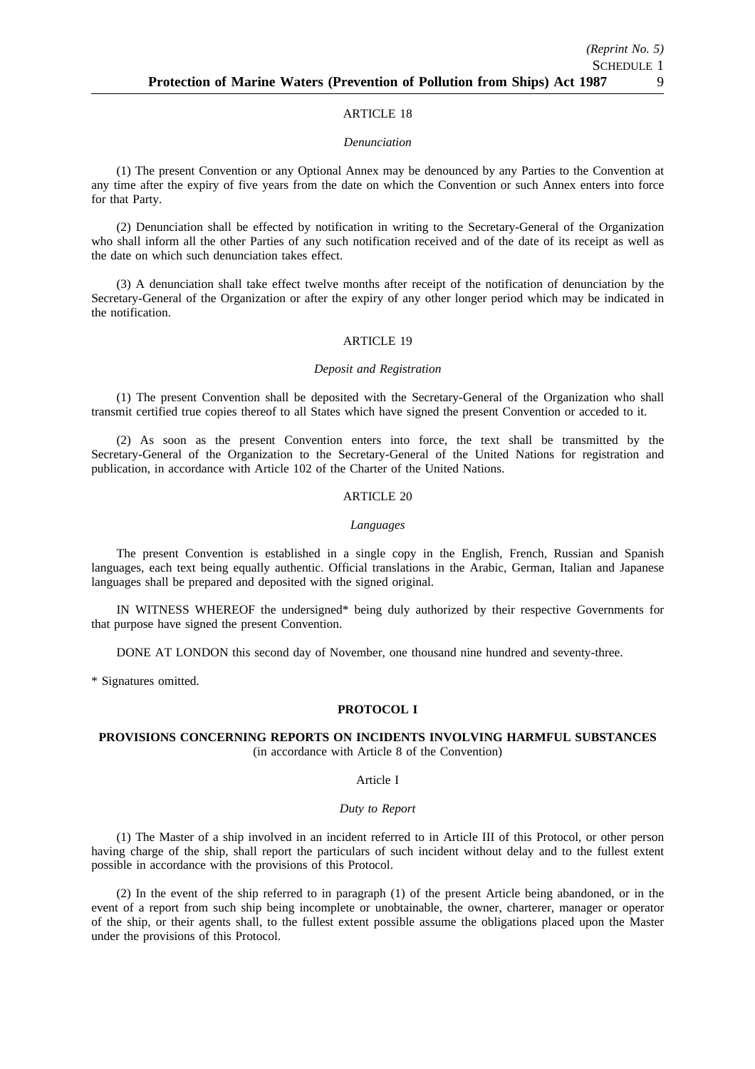ARTICLE 18

*Denunciation*

(1) The present Convention or any Optional Annex may be denounced by any Parties to the Convention at any time after the expiry of five years from the date on which the Convention or such Annex enters into force for that Party.

(2) Denunciation shall be effected by notification in writing to the Secretary-General of the Organization who shall inform all the other Parties of any such notification received and of the date of its receipt as well as the date on which such denunciation takes effect.

(3) A denunciation shall take effect twelve months after receipt of the notification of denunciation by the Secretary-General of the Organization or after the expiry of any other longer period which may be indicated in the notification.

ARTICLE 19

*Deposit and Registration*

(1) The present Convention shall be deposited with the Secretary-General of the Organization who shall transmit certified true copies thereof to all States which have signed the present Convention or acceded to it.

(2) As soon as the present Convention enters into force, the text shall be transmitted by the Secretary-General of the Organization to the Secretary-General of the United Nations for registration and publication, in accordance with Article 102 of the Charter of the United Nations.

ARTICLE 20

*Languages*

The present Convention is established in a single copy in the English, French, Russian and Spanish languages, each text being equally authentic. Official translations in the Arabic, German, Italian and Japanese languages shall be prepared and deposited with the signed original.

IN WITNESS WHEREOF the undersigned* being duly authorized by their respective Governments for that purpose have signed the present Convention.

DONE AT LONDON this second day of November, one thousand nine hundred and seventy-three.

\* Signatures omitted.

**PROTOCOL I**

**PROVISIONS CONCERNING REPORTS ON INCIDENTS INVOLVING HARMFUL SUBSTANCES**
(in accordance with Article 8 of the Convention)

Article I

*Duty to Report*

(1) The Master of a ship involved in an incident referred to in Article III of this Protocol, or other person having charge of the ship, shall report the particulars of such incident without delay and to the fullest extent possible in accordance with the provisions of this Protocol.

(2) In the event of the ship referred to in paragraph (1) of the present Article being abandoned, or in the event of a report from such ship being incomplete or unobtainable, the owner, charterer, manager or operator of the ship, or their agents shall, to the fullest extent possible assume the obligations placed upon the Master under the provisions of this Protocol.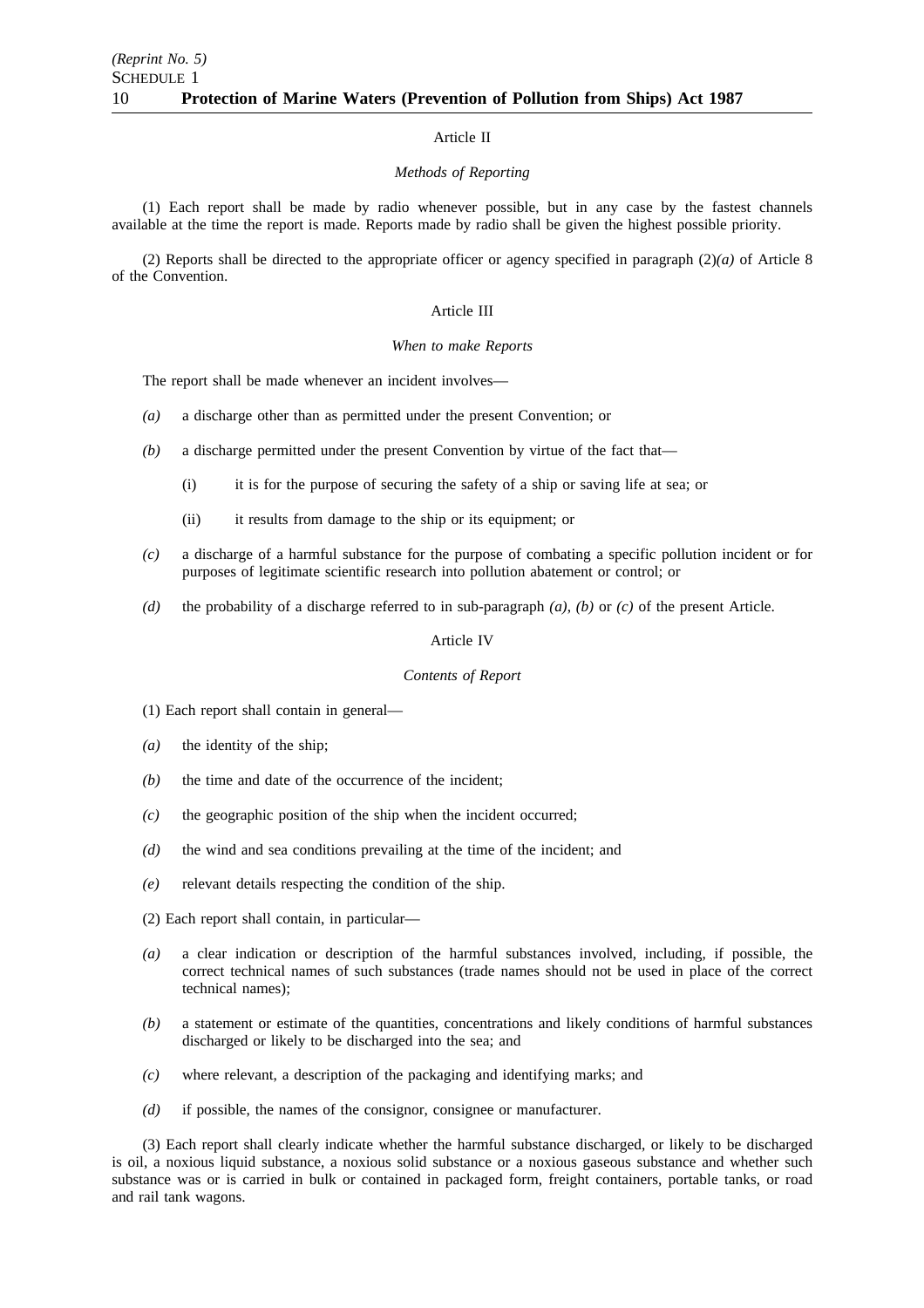### Article II

*Methods of Reporting*

(1) Each report shall be made by radio whenever possible, but in any case by the fastest channels available at the time the report is made. Reports made by radio shall be given the highest possible priority.

(2) Reports shall be directed to the appropriate officer or agency specified in paragraph (2)*(a)* of Article 8 of the Convention.

### Article III

*When to make Reports*

The report shall be made whenever an incident involves—

*(a)* a discharge other than as permitted under the present Convention; or

*(b)* a discharge permitted under the present Convention by virtue of the fact that—

- (i) it is for the purpose of securing the safety of a ship or saving life at sea; or
- (ii) it results from damage to the ship or its equipment; or

*(c)* a discharge of a harmful substance for the purpose of combating a specific pollution incident or for purposes of legitimate scientific research into pollution abatement or control; or

*(d)* the probability of a discharge referred to in sub-paragraph *(a)*, *(b)* or *(c)* of the present Article.

### Article IV

*Contents of Report*

(1) Each report shall contain in general—

*(a)* the identity of the ship;

*(b)* the time and date of the occurrence of the incident;

*(c)* the geographic position of the ship when the incident occurred;

*(d)* the wind and sea conditions prevailing at the time of the incident; and

*(e)* relevant details respecting the condition of the ship.

(2) Each report shall contain, in particular—

*(a)* a clear indication or description of the harmful substances involved, including, if possible, the correct technical names of such substances (trade names should not be used in place of the correct technical names);

*(b)* a statement or estimate of the quantities, concentrations and likely conditions of harmful substances discharged or likely to be discharged into the sea; and

*(c)* where relevant, a description of the packaging and identifying marks; and

*(d)* if possible, the names of the consignor, consignee or manufacturer.

(3) Each report shall clearly indicate whether the harmful substance discharged, or likely to be discharged is oil, a noxious liquid substance, a noxious solid substance or a noxious gaseous substance and whether such substance was or is carried in bulk or contained in packaged form, freight containers, portable tanks, or road and rail tank wagons.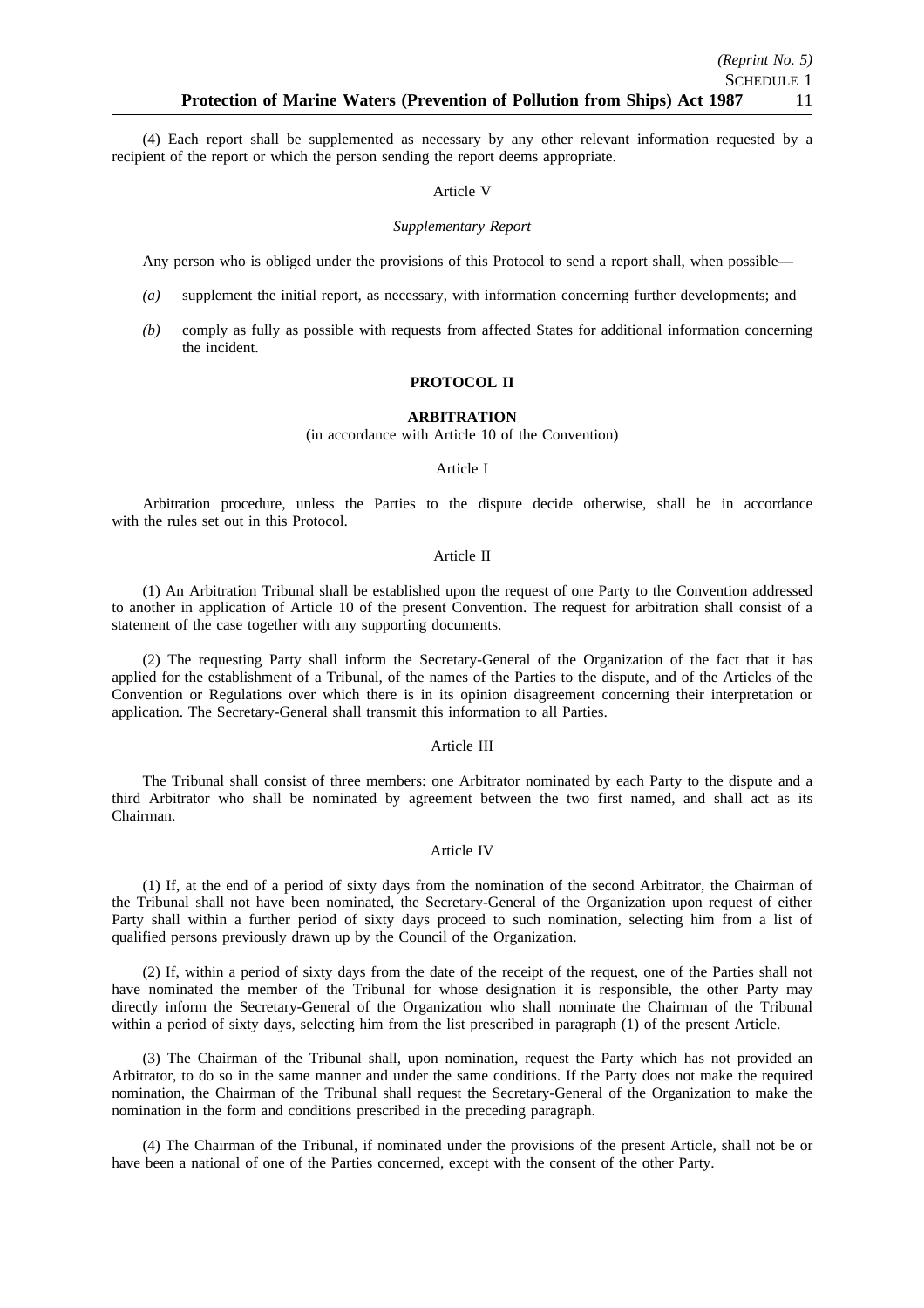(4) Each report shall be supplemented as necessary by any other relevant information requested by a recipient of the report or which the person sending the report deems appropriate.

Article V

*Supplementary Report*

Any person who is obliged under the provisions of this Protocol to send a report shall, when possible—

*(a)* supplement the initial report, as necessary, with information concerning further developments; and

*(b)* comply as fully as possible with requests from affected States for additional information concerning the incident.

## PROTOCOL II

### ARBITRATION

(in accordance with Article 10 of the Convention)

Article I

Arbitration procedure, unless the Parties to the dispute decide otherwise, shall be in accordance with the rules set out in this Protocol.

Article II

(1) An Arbitration Tribunal shall be established upon the request of one Party to the Convention addressed to another in application of Article 10 of the present Convention. The request for arbitration shall consist of a statement of the case together with any supporting documents.

(2) The requesting Party shall inform the Secretary-General of the Organization of the fact that it has applied for the establishment of a Tribunal, of the names of the Parties to the dispute, and of the Articles of the Convention or Regulations over which there is in its opinion disagreement concerning their interpretation or application. The Secretary-General shall transmit this information to all Parties.

Article III

The Tribunal shall consist of three members: one Arbitrator nominated by each Party to the dispute and a third Arbitrator who shall be nominated by agreement between the two first named, and shall act as its Chairman.

Article IV

(1) If, at the end of a period of sixty days from the nomination of the second Arbitrator, the Chairman of the Tribunal shall not have been nominated, the Secretary-General of the Organization upon request of either Party shall within a further period of sixty days proceed to such nomination, selecting him from a list of qualified persons previously drawn up by the Council of the Organization.

(2) If, within a period of sixty days from the date of the receipt of the request, one of the Parties shall not have nominated the member of the Tribunal for whose designation it is responsible, the other Party may directly inform the Secretary-General of the Organization who shall nominate the Chairman of the Tribunal within a period of sixty days, selecting him from the list prescribed in paragraph (1) of the present Article.

(3) The Chairman of the Tribunal shall, upon nomination, request the Party which has not provided an Arbitrator, to do so in the same manner and under the same conditions. If the Party does not make the required nomination, the Chairman of the Tribunal shall request the Secretary-General of the Organization to make the nomination in the form and conditions prescribed in the preceding paragraph.

(4) The Chairman of the Tribunal, if nominated under the provisions of the present Article, shall not be or have been a national of one of the Parties concerned, except with the consent of the other Party.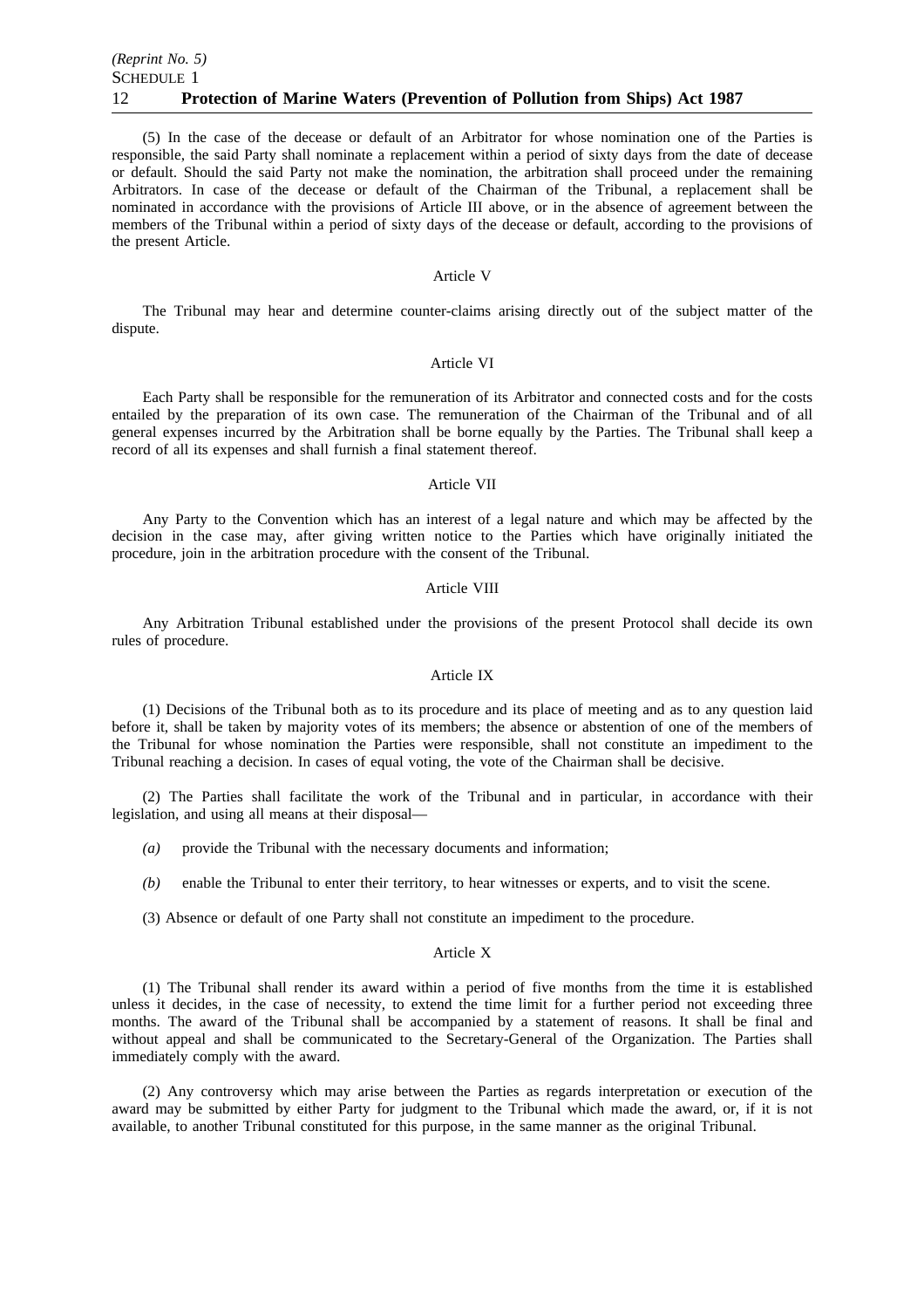(5) In the case of the decease or default of an Arbitrator for whose nomination one of the Parties is responsible, the said Party shall nominate a replacement within a period of sixty days from the date of decease or default. Should the said Party not make the nomination, the arbitration shall proceed under the remaining Arbitrators. In case of the decease or default of the Chairman of the Tribunal, a replacement shall be nominated in accordance with the provisions of Article III above, or in the absence of agreement between the members of the Tribunal within a period of sixty days of the decease or default, according to the provisions of the present Article.

### Article V

The Tribunal may hear and determine counter-claims arising directly out of the subject matter of the dispute.

### Article VI

Each Party shall be responsible for the remuneration of its Arbitrator and connected costs and for the costs entailed by the preparation of its own case. The remuneration of the Chairman of the Tribunal and of all general expenses incurred by the Arbitration shall be borne equally by the Parties. The Tribunal shall keep a record of all its expenses and shall furnish a final statement thereof.

### Article VII

Any Party to the Convention which has an interest of a legal nature and which may be affected by the decision in the case may, after giving written notice to the Parties which have originally initiated the procedure, join in the arbitration procedure with the consent of the Tribunal.

### Article VIII

Any Arbitration Tribunal established under the provisions of the present Protocol shall decide its own rules of procedure.

### Article IX

(1) Decisions of the Tribunal both as to its procedure and its place of meeting and as to any question laid before it, shall be taken by majority votes of its members; the absence or abstention of one of the members of the Tribunal for whose nomination the Parties were responsible, shall not constitute an impediment to the Tribunal reaching a decision. In cases of equal voting, the vote of the Chairman shall be decisive.

(2) The Parties shall facilitate the work of the Tribunal and in particular, in accordance with their legislation, and using all means at their disposal—

*(a)* provide the Tribunal with the necessary documents and information;

*(b)* enable the Tribunal to enter their territory, to hear witnesses or experts, and to visit the scene.

(3) Absence or default of one Party shall not constitute an impediment to the procedure.

### Article X

(1) The Tribunal shall render its award within a period of five months from the time it is established unless it decides, in the case of necessity, to extend the time limit for a further period not exceeding three months. The award of the Tribunal shall be accompanied by a statement of reasons. It shall be final and without appeal and shall be communicated to the Secretary-General of the Organization. The Parties shall immediately comply with the award.

(2) Any controversy which may arise between the Parties as regards interpretation or execution of the award may be submitted by either Party for judgment to the Tribunal which made the award, or, if it is not available, to another Tribunal constituted for this purpose, in the same manner as the original Tribunal.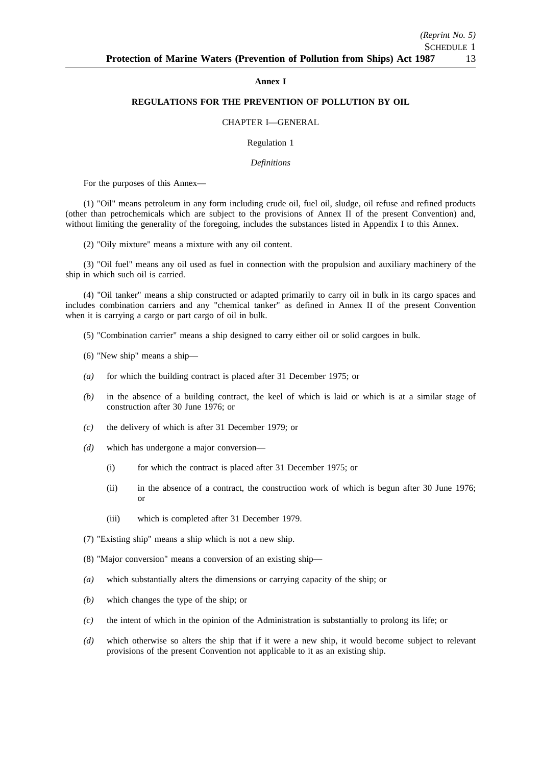## Annex I

### REGULATIONS FOR THE PREVENTION OF POLLUTION BY OIL

CHAPTER I—GENERAL

Regulation 1

*Definitions*

For the purposes of this Annex—

(1) "Oil" means petroleum in any form including crude oil, fuel oil, sludge, oil refuse and refined products (other than petrochemicals which are subject to the provisions of Annex II of the present Convention) and, without limiting the generality of the foregoing, includes the substances listed in Appendix I to this Annex.

(2) "Oily mixture" means a mixture with any oil content.

(3) "Oil fuel" means any oil used as fuel in connection with the propulsion and auxiliary machinery of the ship in which such oil is carried.

(4) "Oil tanker" means a ship constructed or adapted primarily to carry oil in bulk in its cargo spaces and includes combination carriers and any "chemical tanker" as defined in Annex II of the present Convention when it is carrying a cargo or part cargo of oil in bulk.

(5) "Combination carrier" means a ship designed to carry either oil or solid cargoes in bulk.

(6) "New ship" means a ship—

*(a)* for which the building contract is placed after 31 December 1975; or

*(b)* in the absence of a building contract, the keel of which is laid or which is at a similar stage of construction after 30 June 1976; or

*(c)* the delivery of which is after 31 December 1979; or

*(d)* which has undergone a major conversion—

(i) for which the contract is placed after 31 December 1975; or

(ii) in the absence of a contract, the construction work of which is begun after 30 June 1976; or

(iii) which is completed after 31 December 1979.

(7) "Existing ship" means a ship which is not a new ship.

(8) "Major conversion" means a conversion of an existing ship—

*(a)* which substantially alters the dimensions or carrying capacity of the ship; or

*(b)* which changes the type of the ship; or

*(c)* the intent of which in the opinion of the Administration is substantially to prolong its life; or

*(d)* which otherwise so alters the ship that if it were a new ship, it would become subject to relevant provisions of the present Convention not applicable to it as an existing ship.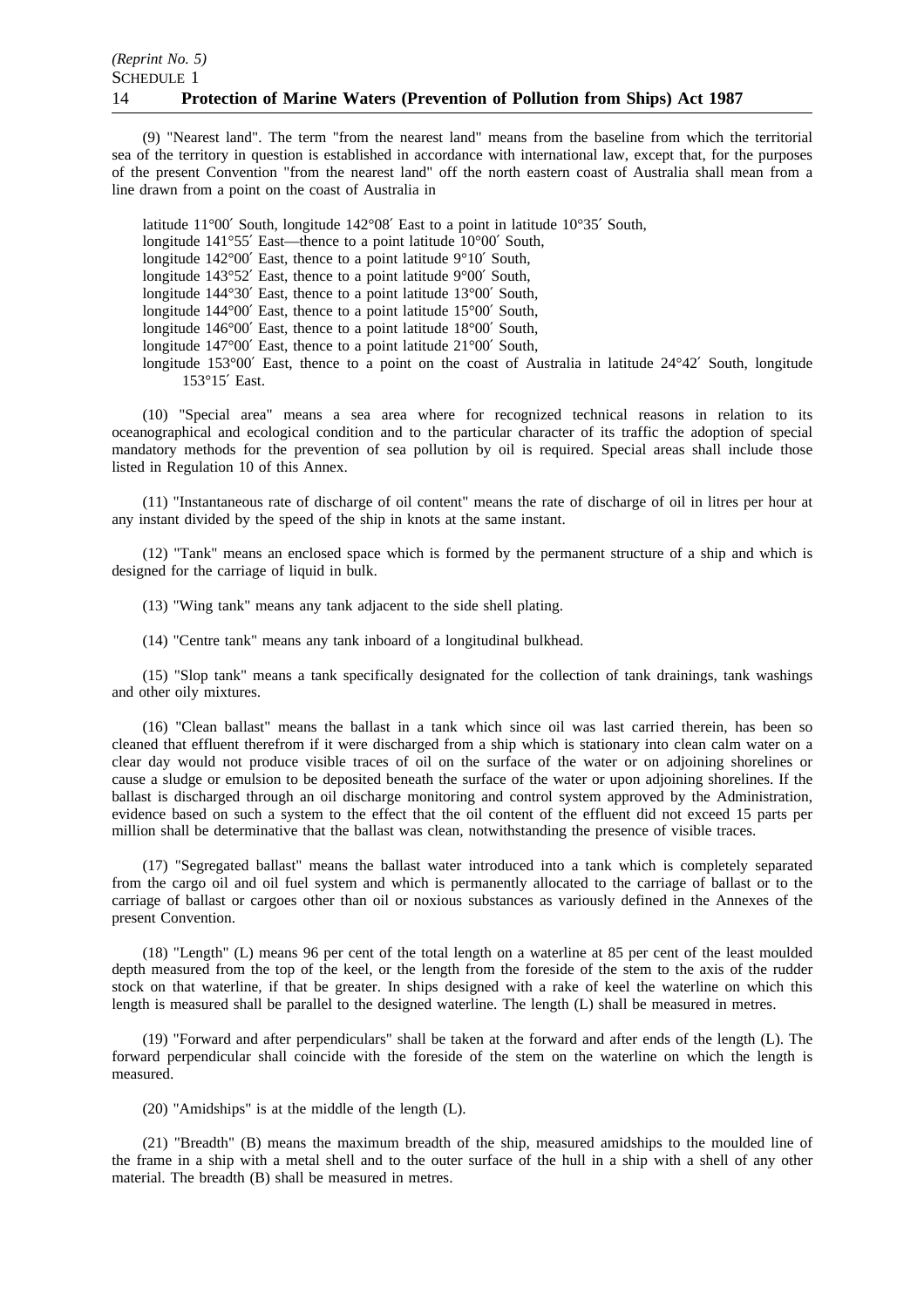(9) "Nearest land". The term "from the nearest land" means from the baseline from which the territorial sea of the territory in question is established in accordance with international law, except that, for the purposes of the present Convention "from the nearest land" off the north eastern coast of Australia shall mean from a line drawn from a point on the coast of Australia in

latitude 11°00′ South, longitude 142°08′ East to a point in latitude 10°35′ South,
longitude 141°55′ East—thence to a point latitude 10°00′ South,
longitude 142°00′ East, thence to a point latitude 9°10′ South,
longitude 143°52′ East, thence to a point latitude 9°00′ South,
longitude 144°30′ East, thence to a point latitude 13°00′ South,
longitude 144°00′ East, thence to a point latitude 15°00′ South,
longitude 146°00′ East, thence to a point latitude 18°00′ South,
longitude 147°00′ East, thence to a point latitude 21°00′ South,
longitude 153°00′ East, thence to a point on the coast of Australia in latitude 24°42′ South, longitude 153°15′ East.

(10) "Special area" means a sea area where for recognized technical reasons in relation to its oceanographical and ecological condition and to the particular character of its traffic the adoption of special mandatory methods for the prevention of sea pollution by oil is required. Special areas shall include those listed in Regulation 10 of this Annex.

(11) "Instantaneous rate of discharge of oil content" means the rate of discharge of oil in litres per hour at any instant divided by the speed of the ship in knots at the same instant.

(12) "Tank" means an enclosed space which is formed by the permanent structure of a ship and which is designed for the carriage of liquid in bulk.

(13) "Wing tank" means any tank adjacent to the side shell plating.

(14) "Centre tank" means any tank inboard of a longitudinal bulkhead.

(15) "Slop tank" means a tank specifically designated for the collection of tank drainings, tank washings and other oily mixtures.

(16) "Clean ballast" means the ballast in a tank which since oil was last carried therein, has been so cleaned that effluent therefrom if it were discharged from a ship which is stationary into clean calm water on a clear day would not produce visible traces of oil on the surface of the water or on adjoining shorelines or cause a sludge or emulsion to be deposited beneath the surface of the water or upon adjoining shorelines. If the ballast is discharged through an oil discharge monitoring and control system approved by the Administration, evidence based on such a system to the effect that the oil content of the effluent did not exceed 15 parts per million shall be determinative that the ballast was clean, notwithstanding the presence of visible traces.

(17) "Segregated ballast" means the ballast water introduced into a tank which is completely separated from the cargo oil and oil fuel system and which is permanently allocated to the carriage of ballast or to the carriage of ballast or cargoes other than oil or noxious substances as variously defined in the Annexes of the present Convention.

(18) "Length" (L) means 96 per cent of the total length on a waterline at 85 per cent of the least moulded depth measured from the top of the keel, or the length from the foreside of the stem to the axis of the rudder stock on that waterline, if that be greater. In ships designed with a rake of keel the waterline on which this length is measured shall be parallel to the designed waterline. The length (L) shall be measured in metres.

(19) "Forward and after perpendiculars" shall be taken at the forward and after ends of the length (L). The forward perpendicular shall coincide with the foreside of the stem on the waterline on which the length is measured.

(20) "Amidships" is at the middle of the length (L).

(21) "Breadth" (B) means the maximum breadth of the ship, measured amidships to the moulded line of the frame in a ship with a metal shell and to the outer surface of the hull in a ship with a shell of any other material. The breadth (B) shall be measured in metres.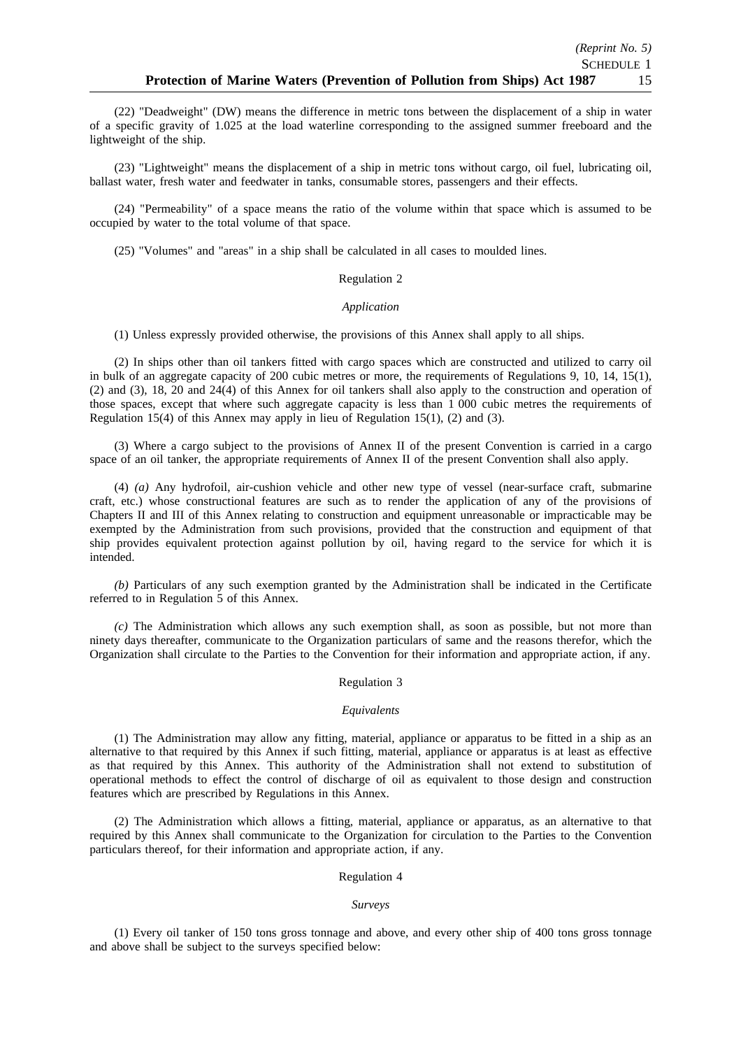(22) "Deadweight" (DW) means the difference in metric tons between the displacement of a ship in water of a specific gravity of 1.025 at the load waterline corresponding to the assigned summer freeboard and the lightweight of the ship.

(23) "Lightweight" means the displacement of a ship in metric tons without cargo, oil fuel, lubricating oil, ballast water, fresh water and feedwater in tanks, consumable stores, passengers and their effects.

(24) "Permeability" of a space means the ratio of the volume within that space which is assumed to be occupied by water to the total volume of that space.

(25) "Volumes" and "areas" in a ship shall be calculated in all cases to moulded lines.

Regulation 2

*Application*

(1) Unless expressly provided otherwise, the provisions of this Annex shall apply to all ships.

(2) In ships other than oil tankers fitted with cargo spaces which are constructed and utilized to carry oil in bulk of an aggregate capacity of 200 cubic metres or more, the requirements of Regulations 9, 10, 14, 15(1), (2) and (3), 18, 20 and 24(4) of this Annex for oil tankers shall also apply to the construction and operation of those spaces, except that where such aggregate capacity is less than 1 000 cubic metres the requirements of Regulation 15(4) of this Annex may apply in lieu of Regulation 15(1), (2) and (3).

(3) Where a cargo subject to the provisions of Annex II of the present Convention is carried in a cargo space of an oil tanker, the appropriate requirements of Annex II of the present Convention shall also apply.

(4) *(a)* Any hydrofoil, air-cushion vehicle and other new type of vessel (near-surface craft, submarine craft, etc.) whose constructional features are such as to render the application of any of the provisions of Chapters II and III of this Annex relating to construction and equipment unreasonable or impracticable may be exempted by the Administration from such provisions, provided that the construction and equipment of that ship provides equivalent protection against pollution by oil, having regard to the service for which it is intended.

*(b)* Particulars of any such exemption granted by the Administration shall be indicated in the Certificate referred to in Regulation 5 of this Annex.

*(c)* The Administration which allows any such exemption shall, as soon as possible, but not more than ninety days thereafter, communicate to the Organization particulars of same and the reasons therefor, which the Organization shall circulate to the Parties to the Convention for their information and appropriate action, if any.

Regulation 3

*Equivalents*

(1) The Administration may allow any fitting, material, appliance or apparatus to be fitted in a ship as an alternative to that required by this Annex if such fitting, material, appliance or apparatus is at least as effective as that required by this Annex. This authority of the Administration shall not extend to substitution of operational methods to effect the control of discharge of oil as equivalent to those design and construction features which are prescribed by Regulations in this Annex.

(2) The Administration which allows a fitting, material, appliance or apparatus, as an alternative to that required by this Annex shall communicate to the Organization for circulation to the Parties to the Convention particulars thereof, for their information and appropriate action, if any.

Regulation 4

*Surveys*

(1) Every oil tanker of 150 tons gross tonnage and above, and every other ship of 400 tons gross tonnage and above shall be subject to the surveys specified below: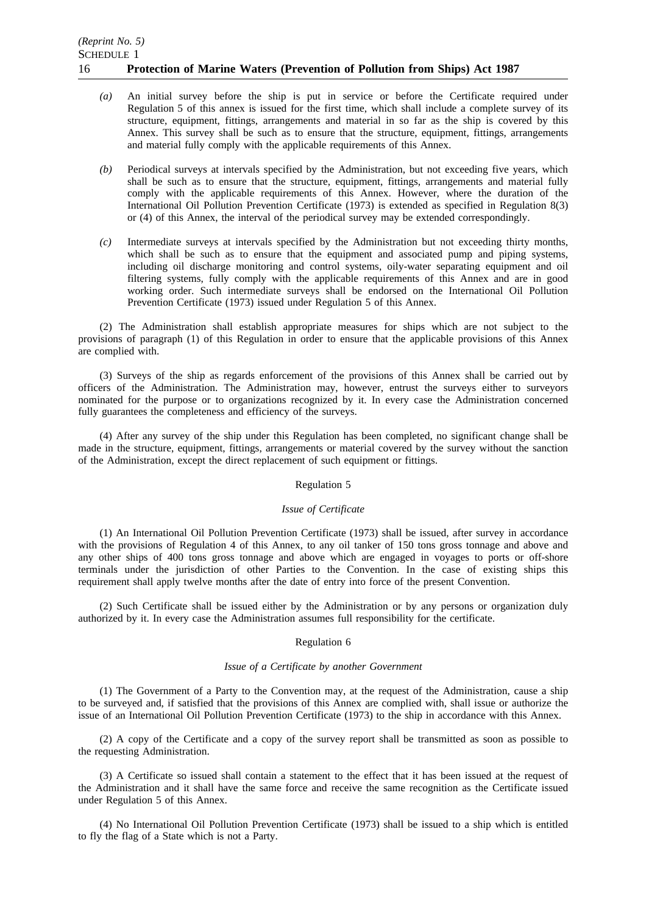*(a)* An initial survey before the ship is put in service or before the Certificate required under Regulation 5 of this annex is issued for the first time, which shall include a complete survey of its structure, equipment, fittings, arrangements and material in so far as the ship is covered by this Annex. This survey shall be such as to ensure that the structure, equipment, fittings, arrangements and material fully comply with the applicable requirements of this Annex.

*(b)* Periodical surveys at intervals specified by the Administration, but not exceeding five years, which shall be such as to ensure that the structure, equipment, fittings, arrangements and material fully comply with the applicable requirements of this Annex. However, where the duration of the International Oil Pollution Prevention Certificate (1973) is extended as specified in Regulation 8(3) or (4) of this Annex, the interval of the periodical survey may be extended correspondingly.

*(c)* Intermediate surveys at intervals specified by the Administration but not exceeding thirty months, which shall be such as to ensure that the equipment and associated pump and piping systems, including oil discharge monitoring and control systems, oily-water separating equipment and oil filtering systems, fully comply with the applicable requirements of this Annex and are in good working order. Such intermediate surveys shall be endorsed on the International Oil Pollution Prevention Certificate (1973) issued under Regulation 5 of this Annex.

(2) The Administration shall establish appropriate measures for ships which are not subject to the provisions of paragraph (1) of this Regulation in order to ensure that the applicable provisions of this Annex are complied with.

(3) Surveys of the ship as regards enforcement of the provisions of this Annex shall be carried out by officers of the Administration. The Administration may, however, entrust the surveys either to surveyors nominated for the purpose or to organizations recognized by it. In every case the Administration concerned fully guarantees the completeness and efficiency of the surveys.

(4) After any survey of the ship under this Regulation has been completed, no significant change shall be made in the structure, equipment, fittings, arrangements or material covered by the survey without the sanction of the Administration, except the direct replacement of such equipment or fittings.

Regulation 5

*Issue of Certificate*

(1) An International Oil Pollution Prevention Certificate (1973) shall be issued, after survey in accordance with the provisions of Regulation 4 of this Annex, to any oil tanker of 150 tons gross tonnage and above and any other ships of 400 tons gross tonnage and above which are engaged in voyages to ports or off-shore terminals under the jurisdiction of other Parties to the Convention. In the case of existing ships this requirement shall apply twelve months after the date of entry into force of the present Convention.

(2) Such Certificate shall be issued either by the Administration or by any persons or organization duly authorized by it. In every case the Administration assumes full responsibility for the certificate.

Regulation 6

*Issue of a Certificate by another Government*

(1) The Government of a Party to the Convention may, at the request of the Administration, cause a ship to be surveyed and, if satisfied that the provisions of this Annex are complied with, shall issue or authorize the issue of an International Oil Pollution Prevention Certificate (1973) to the ship in accordance with this Annex.

(2) A copy of the Certificate and a copy of the survey report shall be transmitted as soon as possible to the requesting Administration.

(3) A Certificate so issued shall contain a statement to the effect that it has been issued at the request of the Administration and it shall have the same force and receive the same recognition as the Certificate issued under Regulation 5 of this Annex.

(4) No International Oil Pollution Prevention Certificate (1973) shall be issued to a ship which is entitled to fly the flag of a State which is not a Party.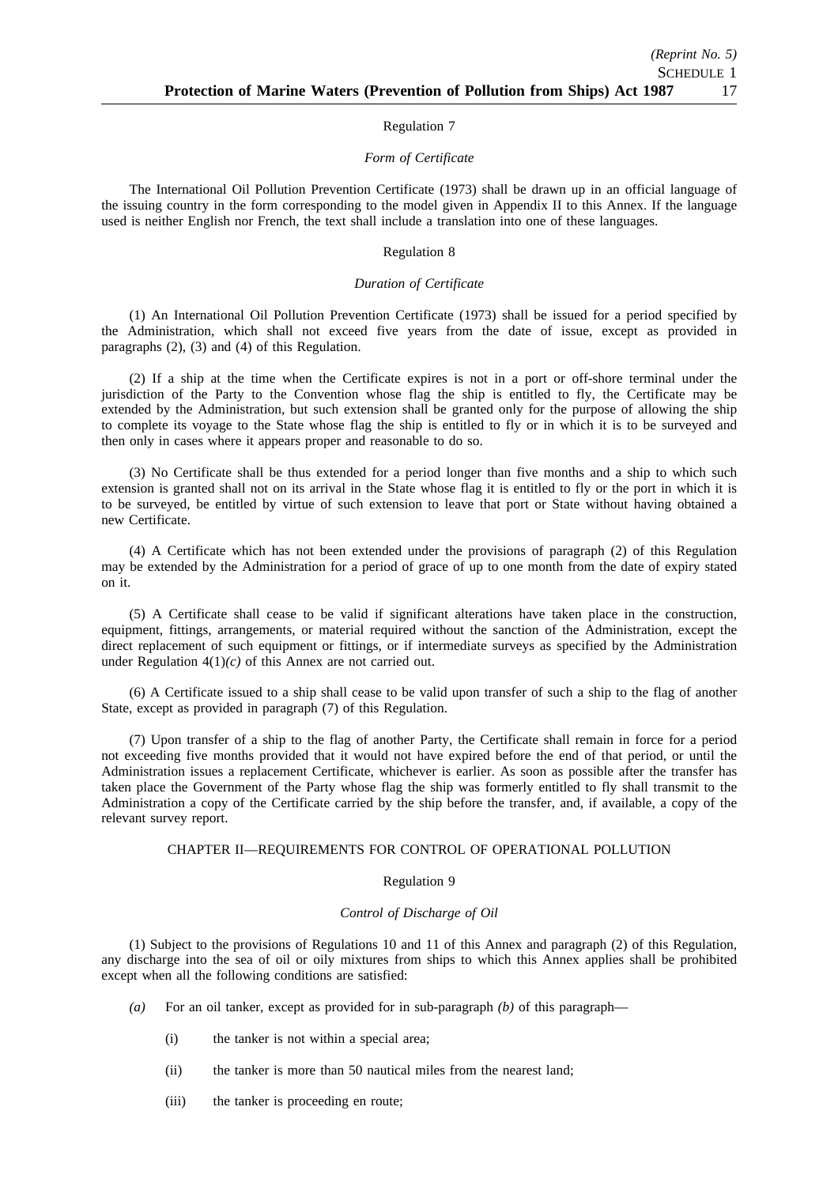Regulation 7

*Form of Certificate*

The International Oil Pollution Prevention Certificate (1973) shall be drawn up in an official language of the issuing country in the form corresponding to the model given in Appendix II to this Annex. If the language used is neither English nor French, the text shall include a translation into one of these languages.

Regulation 8

*Duration of Certificate*

(1) An International Oil Pollution Prevention Certificate (1973) shall be issued for a period specified by the Administration, which shall not exceed five years from the date of issue, except as provided in paragraphs (2), (3) and (4) of this Regulation.

(2) If a ship at the time when the Certificate expires is not in a port or off-shore terminal under the jurisdiction of the Party to the Convention whose flag the ship is entitled to fly, the Certificate may be extended by the Administration, but such extension shall be granted only for the purpose of allowing the ship to complete its voyage to the State whose flag the ship is entitled to fly or in which it is to be surveyed and then only in cases where it appears proper and reasonable to do so.

(3) No Certificate shall be thus extended for a period longer than five months and a ship to which such extension is granted shall not on its arrival in the State whose flag it is entitled to fly or the port in which it is to be surveyed, be entitled by virtue of such extension to leave that port or State without having obtained a new Certificate.

(4) A Certificate which has not been extended under the provisions of paragraph (2) of this Regulation may be extended by the Administration for a period of grace of up to one month from the date of expiry stated on it.

(5) A Certificate shall cease to be valid if significant alterations have taken place in the construction, equipment, fittings, arrangements, or material required without the sanction of the Administration, except the direct replacement of such equipment or fittings, or if intermediate surveys as specified by the Administration under Regulation 4(1)*(c)* of this Annex are not carried out.

(6) A Certificate issued to a ship shall cease to be valid upon transfer of such a ship to the flag of another State, except as provided in paragraph (7) of this Regulation.

(7) Upon transfer of a ship to the flag of another Party, the Certificate shall remain in force for a period not exceeding five months provided that it would not have expired before the end of that period, or until the Administration issues a replacement Certificate, whichever is earlier. As soon as possible after the transfer has taken place the Government of the Party whose flag the ship was formerly entitled to fly shall transmit to the Administration a copy of the Certificate carried by the ship before the transfer, and, if available, a copy of the relevant survey report.

CHAPTER II—REQUIREMENTS FOR CONTROL OF OPERATIONAL POLLUTION

Regulation 9

*Control of Discharge of Oil*

(1) Subject to the provisions of Regulations 10 and 11 of this Annex and paragraph (2) of this Regulation, any discharge into the sea of oil or oily mixtures from ships to which this Annex applies shall be prohibited except when all the following conditions are satisfied:

*(a)* For an oil tanker, except as provided for in sub-paragraph *(b)* of this paragraph—

(i) the tanker is not within a special area;

(ii) the tanker is more than 50 nautical miles from the nearest land;

(iii) the tanker is proceeding en route;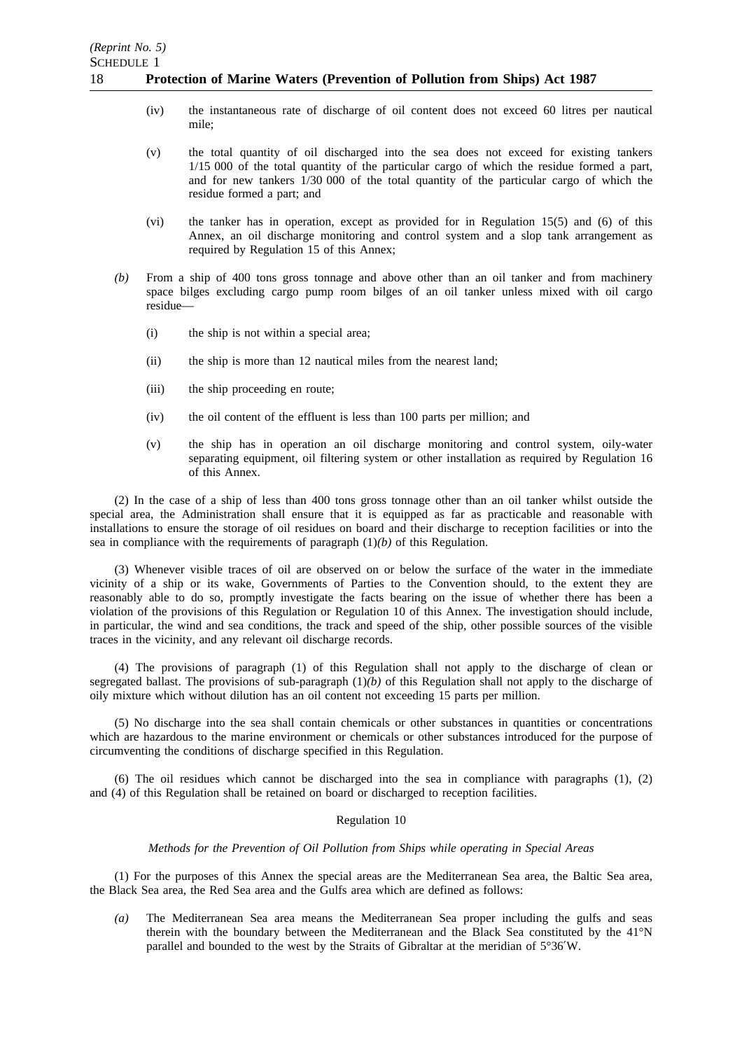(iv) the instantaneous rate of discharge of oil content does not exceed 60 litres per nautical mile;

(v) the total quantity of oil discharged into the sea does not exceed for existing tankers 1/15 000 of the total quantity of the particular cargo of which the residue formed a part, and for new tankers 1/30 000 of the total quantity of the particular cargo of which the residue formed a part; and

(vi) the tanker has in operation, except as provided for in Regulation 15(5) and (6) of this Annex, an oil discharge monitoring and control system and a slop tank arrangement as required by Regulation 15 of this Annex;

*(b)* From a ship of 400 tons gross tonnage and above other than an oil tanker and from machinery space bilges excluding cargo pump room bilges of an oil tanker unless mixed with oil cargo residue—

(i) the ship is not within a special area;

(ii) the ship is more than 12 nautical miles from the nearest land;

(iii) the ship proceeding en route;

(iv) the oil content of the effluent is less than 100 parts per million; and

(v) the ship has in operation an oil discharge monitoring and control system, oily-water separating equipment, oil filtering system or other installation as required by Regulation 16 of this Annex.

(2) In the case of a ship of less than 400 tons gross tonnage other than an oil tanker whilst outside the special area, the Administration shall ensure that it is equipped as far as practicable and reasonable with installations to ensure the storage of oil residues on board and their discharge to reception facilities or into the sea in compliance with the requirements of paragraph (1)*(b)* of this Regulation.

(3) Whenever visible traces of oil are observed on or below the surface of the water in the immediate vicinity of a ship or its wake, Governments of Parties to the Convention should, to the extent they are reasonably able to do so, promptly investigate the facts bearing on the issue of whether there has been a violation of the provisions of this Regulation or Regulation 10 of this Annex. The investigation should include, in particular, the wind and sea conditions, the track and speed of the ship, other possible sources of the visible traces in the vicinity, and any relevant oil discharge records.

(4) The provisions of paragraph (1) of this Regulation shall not apply to the discharge of clean or segregated ballast. The provisions of sub-paragraph (1)*(b)* of this Regulation shall not apply to the discharge of oily mixture which without dilution has an oil content not exceeding 15 parts per million.

(5) No discharge into the sea shall contain chemicals or other substances in quantities or concentrations which are hazardous to the marine environment or chemicals or other substances introduced for the purpose of circumventing the conditions of discharge specified in this Regulation.

(6) The oil residues which cannot be discharged into the sea in compliance with paragraphs (1), (2) and (4) of this Regulation shall be retained on board or discharged to reception facilities.

Regulation 10

*Methods for the Prevention of Oil Pollution from Ships while operating in Special Areas*

(1) For the purposes of this Annex the special areas are the Mediterranean Sea area, the Baltic Sea area, the Black Sea area, the Red Sea area and the Gulfs area which are defined as follows:

*(a)* The Mediterranean Sea area means the Mediterranean Sea proper including the gulfs and seas therein with the boundary between the Mediterranean and the Black Sea constituted by the 41°N parallel and bounded to the west by the Straits of Gibraltar at the meridian of 5°36′W.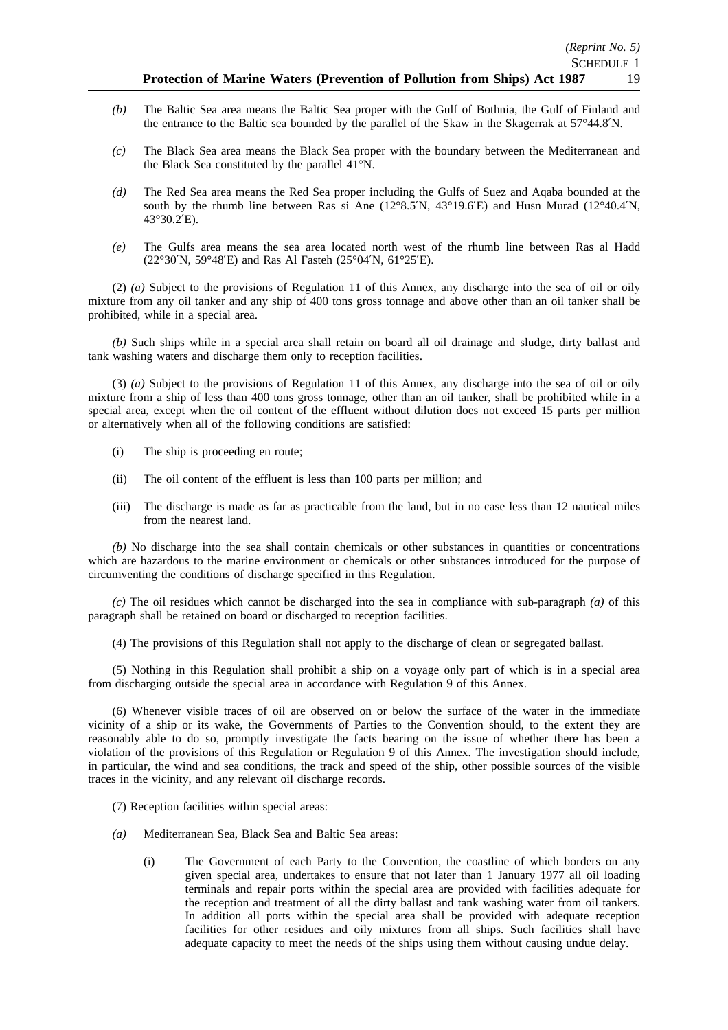*(b)* The Baltic Sea area means the Baltic Sea proper with the Gulf of Bothnia, the Gulf of Finland and the entrance to the Baltic sea bounded by the parallel of the Skaw in the Skagerrak at 57°44.8′N.

*(c)* The Black Sea area means the Black Sea proper with the boundary between the Mediterranean and the Black Sea constituted by the parallel 41°N.

*(d)* The Red Sea area means the Red Sea proper including the Gulfs of Suez and Aqaba bounded at the south by the rhumb line between Ras si Ane (12°8.5′N, 43°19.6′E) and Husn Murad (12°40.4′N, 43°30.2′E).

*(e)* The Gulfs area means the sea area located north west of the rhumb line between Ras al Hadd (22°30′N, 59°48′E) and Ras Al Fasteh (25°04′N, 61°25′E).

(2) *(a)* Subject to the provisions of Regulation 11 of this Annex, any discharge into the sea of oil or oily mixture from any oil tanker and any ship of 400 tons gross tonnage and above other than an oil tanker shall be prohibited, while in a special area.

*(b)* Such ships while in a special area shall retain on board all oil drainage and sludge, dirty ballast and tank washing waters and discharge them only to reception facilities.

(3) *(a)* Subject to the provisions of Regulation 11 of this Annex, any discharge into the sea of oil or oily mixture from a ship of less than 400 tons gross tonnage, other than an oil tanker, shall be prohibited while in a special area, except when the oil content of the effluent without dilution does not exceed 15 parts per million or alternatively when all of the following conditions are satisfied:

(i) The ship is proceeding en route;

(ii) The oil content of the effluent is less than 100 parts per million; and

(iii) The discharge is made as far as practicable from the land, but in no case less than 12 nautical miles from the nearest land.

*(b)* No discharge into the sea shall contain chemicals or other substances in quantities or concentrations which are hazardous to the marine environment or chemicals or other substances introduced for the purpose of circumventing the conditions of discharge specified in this Regulation.

*(c)* The oil residues which cannot be discharged into the sea in compliance with sub-paragraph *(a)* of this paragraph shall be retained on board or discharged to reception facilities.

(4) The provisions of this Regulation shall not apply to the discharge of clean or segregated ballast.

(5) Nothing in this Regulation shall prohibit a ship on a voyage only part of which is in a special area from discharging outside the special area in accordance with Regulation 9 of this Annex.

(6) Whenever visible traces of oil are observed on or below the surface of the water in the immediate vicinity of a ship or its wake, the Governments of Parties to the Convention should, to the extent they are reasonably able to do so, promptly investigate the facts bearing on the issue of whether there has been a violation of the provisions of this Regulation or Regulation 9 of this Annex. The investigation should include, in particular, the wind and sea conditions, the track and speed of the ship, other possible sources of the visible traces in the vicinity, and any relevant oil discharge records.

(7) Reception facilities within special areas:

*(a)* Mediterranean Sea, Black Sea and Baltic Sea areas:

(i) The Government of each Party to the Convention, the coastline of which borders on any given special area, undertakes to ensure that not later than 1 January 1977 all oil loading terminals and repair ports within the special area are provided with facilities adequate for the reception and treatment of all the dirty ballast and tank washing water from oil tankers. In addition all ports within the special area shall be provided with adequate reception facilities for other residues and oily mixtures from all ships. Such facilities shall have adequate capacity to meet the needs of the ships using them without causing undue delay.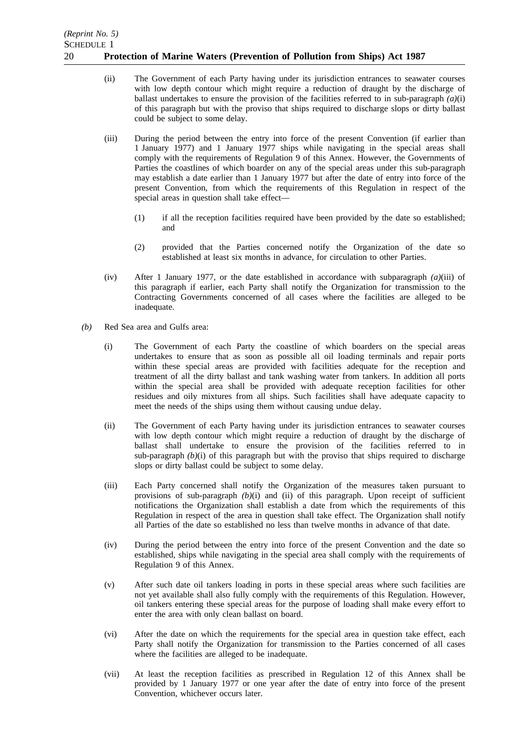(ii) The Government of each Party having under its jurisdiction entrances to seawater courses with low depth contour which might require a reduction of draught by the discharge of ballast undertakes to ensure the provision of the facilities referred to in sub-paragraph *(a)*(i) of this paragraph but with the proviso that ships required to discharge slops or dirty ballast could be subject to some delay.

(iii) During the period between the entry into force of the present Convention (if earlier than 1 January 1977) and 1 January 1977 ships while navigating in the special areas shall comply with the requirements of Regulation 9 of this Annex. However, the Governments of Parties the coastlines of which boarder on any of the special areas under this sub-paragraph may establish a date earlier than 1 January 1977 but after the date of entry into force of the present Convention, from which the requirements of this Regulation in respect of the special areas in question shall take effect—

(1) if all the reception facilities required have been provided by the date so established; and

(2) provided that the Parties concerned notify the Organization of the date so established at least six months in advance, for circulation to other Parties.

(iv) After 1 January 1977, or the date established in accordance with subparagraph *(a)*(iii) of this paragraph if earlier, each Party shall notify the Organization for transmission to the Contracting Governments concerned of all cases where the facilities are alleged to be inadequate.

*(b)* Red Sea area and Gulfs area:

(i) The Government of each Party the coastline of which boarders on the special areas undertakes to ensure that as soon as possible all oil loading terminals and repair ports within these special areas are provided with facilities adequate for the reception and treatment of all the dirty ballast and tank washing water from tankers. In addition all ports within the special area shall be provided with adequate reception facilities for other residues and oily mixtures from all ships. Such facilities shall have adequate capacity to meet the needs of the ships using them without causing undue delay.

(ii) The Government of each Party having under its jurisdiction entrances to seawater courses with low depth contour which might require a reduction of draught by the discharge of ballast shall undertake to ensure the provision of the facilities referred to in sub-paragraph *(b)*(i) of this paragraph but with the proviso that ships required to discharge slops or dirty ballast could be subject to some delay.

(iii) Each Party concerned shall notify the Organization of the measures taken pursuant to provisions of sub-paragraph *(b)*(i) and (ii) of this paragraph. Upon receipt of sufficient notifications the Organization shall establish a date from which the requirements of this Regulation in respect of the area in question shall take effect. The Organization shall notify all Parties of the date so established no less than twelve months in advance of that date.

(iv) During the period between the entry into force of the present Convention and the date so established, ships while navigating in the special area shall comply with the requirements of Regulation 9 of this Annex.

(v) After such date oil tankers loading in ports in these special areas where such facilities are not yet available shall also fully comply with the requirements of this Regulation. However, oil tankers entering these special areas for the purpose of loading shall make every effort to enter the area with only clean ballast on board.

(vi) After the date on which the requirements for the special area in question take effect, each Party shall notify the Organization for transmission to the Parties concerned of all cases where the facilities are alleged to be inadequate.

(vii) At least the reception facilities as prescribed in Regulation 12 of this Annex shall be provided by 1 January 1977 or one year after the date of entry into force of the present Convention, whichever occurs later.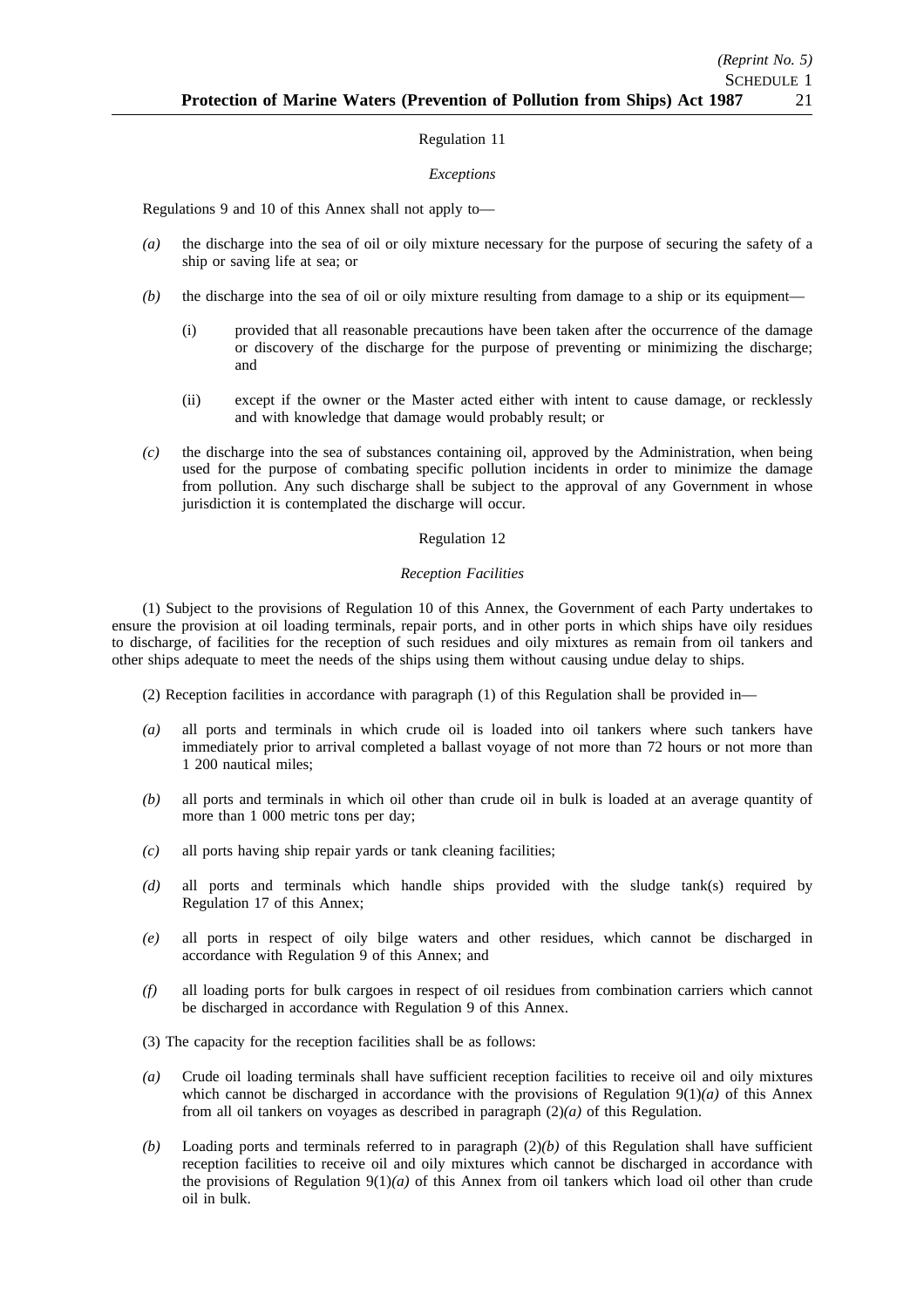Regulation 11

*Exceptions*

Regulations 9 and 10 of this Annex shall not apply to—

*(a)* the discharge into the sea of oil or oily mixture necessary for the purpose of securing the safety of a ship or saving life at sea; or

*(b)* the discharge into the sea of oil or oily mixture resulting from damage to a ship or its equipment—

(i) provided that all reasonable precautions have been taken after the occurrence of the damage or discovery of the discharge for the purpose of preventing or minimizing the discharge; and

(ii) except if the owner or the Master acted either with intent to cause damage, or recklessly and with knowledge that damage would probably result; or

*(c)* the discharge into the sea of substances containing oil, approved by the Administration, when being used for the purpose of combating specific pollution incidents in order to minimize the damage from pollution. Any such discharge shall be subject to the approval of any Government in whose jurisdiction it is contemplated the discharge will occur.

Regulation 12

*Reception Facilities*

(1) Subject to the provisions of Regulation 10 of this Annex, the Government of each Party undertakes to ensure the provision at oil loading terminals, repair ports, and in other ports in which ships have oily residues to discharge, of facilities for the reception of such residues and oily mixtures as remain from oil tankers and other ships adequate to meet the needs of the ships using them without causing undue delay to ships.

(2) Reception facilities in accordance with paragraph (1) of this Regulation shall be provided in—

*(a)* all ports and terminals in which crude oil is loaded into oil tankers where such tankers have immediately prior to arrival completed a ballast voyage of not more than 72 hours or not more than 1 200 nautical miles;

*(b)* all ports and terminals in which oil other than crude oil in bulk is loaded at an average quantity of more than 1 000 metric tons per day;

*(c)* all ports having ship repair yards or tank cleaning facilities;

*(d)* all ports and terminals which handle ships provided with the sludge tank(s) required by Regulation 17 of this Annex;

*(e)* all ports in respect of oily bilge waters and other residues, which cannot be discharged in accordance with Regulation 9 of this Annex; and

*(f)* all loading ports for bulk cargoes in respect of oil residues from combination carriers which cannot be discharged in accordance with Regulation 9 of this Annex.

(3) The capacity for the reception facilities shall be as follows:

*(a)* Crude oil loading terminals shall have sufficient reception facilities to receive oil and oily mixtures which cannot be discharged in accordance with the provisions of Regulation 9(1)*(a)* of this Annex from all oil tankers on voyages as described in paragraph (2)*(a)* of this Regulation.

*(b)* Loading ports and terminals referred to in paragraph (2)*(b)* of this Regulation shall have sufficient reception facilities to receive oil and oily mixtures which cannot be discharged in accordance with the provisions of Regulation 9(1)*(a)* of this Annex from oil tankers which load oil other than crude oil in bulk.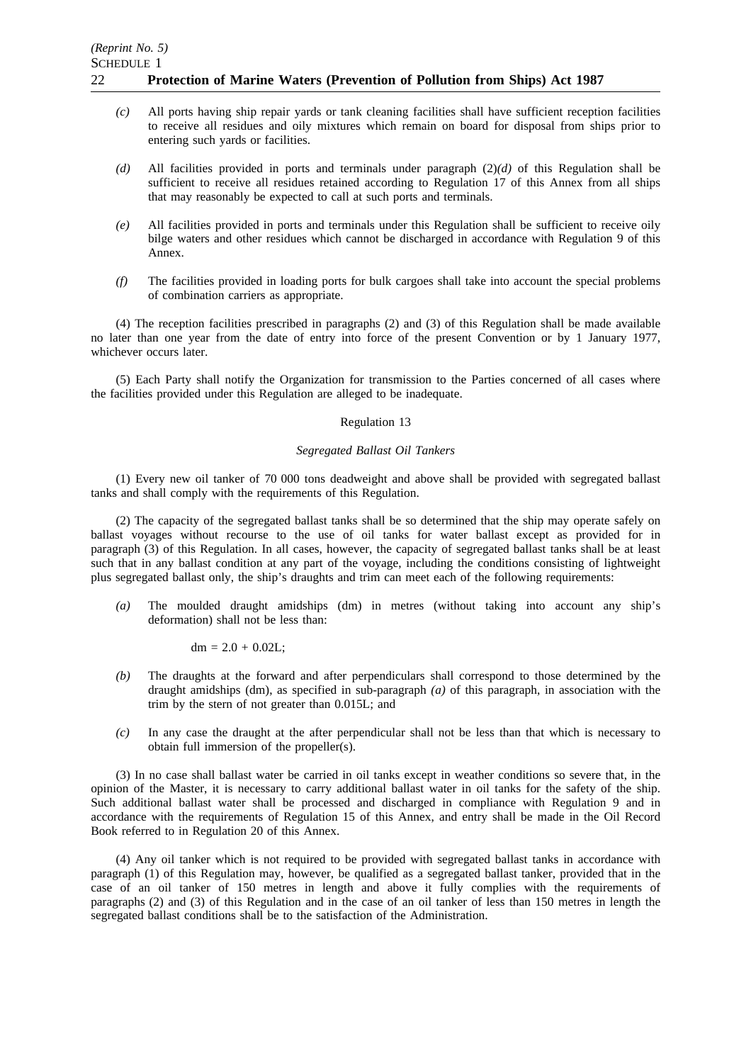*(c)* All ports having ship repair yards or tank cleaning facilities shall have sufficient reception facilities to receive all residues and oily mixtures which remain on board for disposal from ships prior to entering such yards or facilities.

*(d)* All facilities provided in ports and terminals under paragraph (2)*(d)* of this Regulation shall be sufficient to receive all residues retained according to Regulation 17 of this Annex from all ships that may reasonably be expected to call at such ports and terminals.

*(e)* All facilities provided in ports and terminals under this Regulation shall be sufficient to receive oily bilge waters and other residues which cannot be discharged in accordance with Regulation 9 of this Annex.

*(f)* The facilities provided in loading ports for bulk cargoes shall take into account the special problems of combination carriers as appropriate.

(4) The reception facilities prescribed in paragraphs (2) and (3) of this Regulation shall be made available no later than one year from the date of entry into force of the present Convention or by 1 January 1977, whichever occurs later.

(5) Each Party shall notify the Organization for transmission to the Parties concerned of all cases where the facilities provided under this Regulation are alleged to be inadequate.

Regulation 13

*Segregated Ballast Oil Tankers*

(1) Every new oil tanker of 70 000 tons deadweight and above shall be provided with segregated ballast tanks and shall comply with the requirements of this Regulation.

(2) The capacity of the segregated ballast tanks shall be so determined that the ship may operate safely on ballast voyages without recourse to the use of oil tanks for water ballast except as provided for in paragraph (3) of this Regulation. In all cases, however, the capacity of segregated ballast tanks shall be at least such that in any ballast condition at any part of the voyage, including the conditions consisting of lightweight plus segregated ballast only, the ship's draughts and trim can meet each of the following requirements:

*(a)* The moulded draught amidships (dm) in metres (without taking into account any ship's deformation) shall not be less than:

$$dm = 2.0 + 0.02L;$$

*(b)* The draughts at the forward and after perpendiculars shall correspond to those determined by the draught amidships (dm), as specified in sub-paragraph *(a)* of this paragraph, in association with the trim by the stern of not greater than 0.015L; and

*(c)* In any case the draught at the after perpendicular shall not be less than that which is necessary to obtain full immersion of the propeller(s).

(3) In no case shall ballast water be carried in oil tanks except in weather conditions so severe that, in the opinion of the Master, it is necessary to carry additional ballast water in oil tanks for the safety of the ship. Such additional ballast water shall be processed and discharged in compliance with Regulation 9 and in accordance with the requirements of Regulation 15 of this Annex, and entry shall be made in the Oil Record Book referred to in Regulation 20 of this Annex.

(4) Any oil tanker which is not required to be provided with segregated ballast tanks in accordance with paragraph (1) of this Regulation may, however, be qualified as a segregated ballast tanker, provided that in the case of an oil tanker of 150 metres in length and above it fully complies with the requirements of paragraphs (2) and (3) of this Regulation and in the case of an oil tanker of less than 150 metres in length the segregated ballast conditions shall be to the satisfaction of the Administration.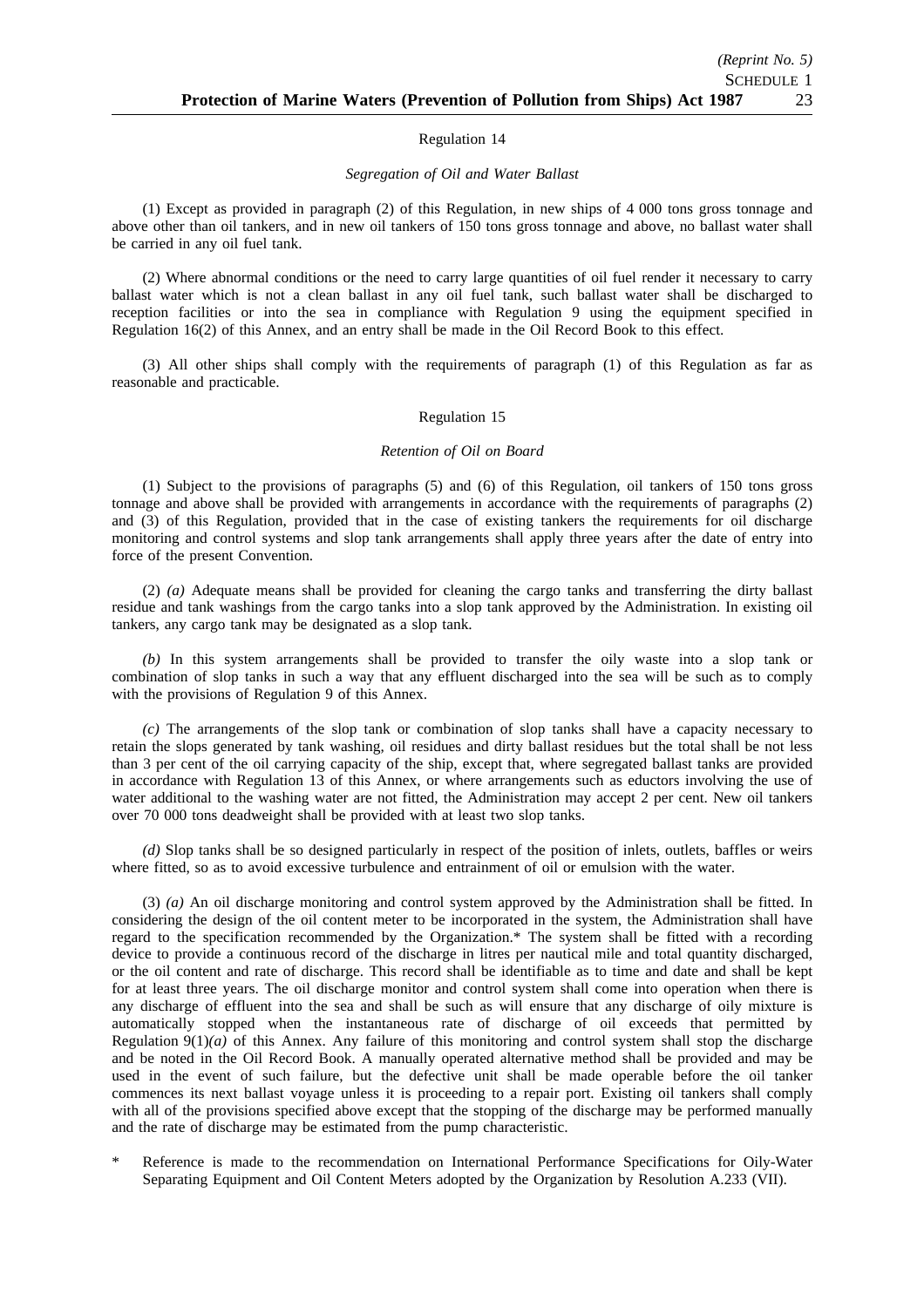Regulation 14

*Segregation of Oil and Water Ballast*

(1) Except as provided in paragraph (2) of this Regulation, in new ships of 4 000 tons gross tonnage and above other than oil tankers, and in new oil tankers of 150 tons gross tonnage and above, no ballast water shall be carried in any oil fuel tank.

(2) Where abnormal conditions or the need to carry large quantities of oil fuel render it necessary to carry ballast water which is not a clean ballast in any oil fuel tank, such ballast water shall be discharged to reception facilities or into the sea in compliance with Regulation 9 using the equipment specified in Regulation 16(2) of this Annex, and an entry shall be made in the Oil Record Book to this effect.

(3) All other ships shall comply with the requirements of paragraph (1) of this Regulation as far as reasonable and practicable.

Regulation 15

*Retention of Oil on Board*

(1) Subject to the provisions of paragraphs (5) and (6) of this Regulation, oil tankers of 150 tons gross tonnage and above shall be provided with arrangements in accordance with the requirements of paragraphs (2) and (3) of this Regulation, provided that in the case of existing tankers the requirements for oil discharge monitoring and control systems and slop tank arrangements shall apply three years after the date of entry into force of the present Convention.

(2) *(a)* Adequate means shall be provided for cleaning the cargo tanks and transferring the dirty ballast residue and tank washings from the cargo tanks into a slop tank approved by the Administration. In existing oil tankers, any cargo tank may be designated as a slop tank.

*(b)* In this system arrangements shall be provided to transfer the oily waste into a slop tank or combination of slop tanks in such a way that any effluent discharged into the sea will be such as to comply with the provisions of Regulation 9 of this Annex.

*(c)* The arrangements of the slop tank or combination of slop tanks shall have a capacity necessary to retain the slops generated by tank washing, oil residues and dirty ballast residues but the total shall be not less than 3 per cent of the oil carrying capacity of the ship, except that, where segregated ballast tanks are provided in accordance with Regulation 13 of this Annex, or where arrangements such as eductors involving the use of water additional to the washing water are not fitted, the Administration may accept 2 per cent. New oil tankers over 70 000 tons deadweight shall be provided with at least two slop tanks.

*(d)* Slop tanks shall be so designed particularly in respect of the position of inlets, outlets, baffles or weirs where fitted, so as to avoid excessive turbulence and entrainment of oil or emulsion with the water.

(3) *(a)* An oil discharge monitoring and control system approved by the Administration shall be fitted. In considering the design of the oil content meter to be incorporated in the system, the Administration shall have regard to the specification recommended by the Organization.* The system shall be fitted with a recording device to provide a continuous record of the discharge in litres per nautical mile and total quantity discharged, or the oil content and rate of discharge. This record shall be identifiable as to time and date and shall be kept for at least three years. The oil discharge monitor and control system shall come into operation when there is any discharge of effluent into the sea and shall be such as will ensure that any discharge of oily mixture is automatically stopped when the instantaneous rate of discharge of oil exceeds that permitted by Regulation 9(1)*(a)* of this Annex. Any failure of this monitoring and control system shall stop the discharge and be noted in the Oil Record Book. A manually operated alternative method shall be provided and may be used in the event of such failure, but the defective unit shall be made operable before the oil tanker commences its next ballast voyage unless it is proceeding to a repair port. Existing oil tankers shall comply with all of the provisions specified above except that the stopping of the discharge may be performed manually and the rate of discharge may be estimated from the pump characteristic.

\* Reference is made to the recommendation on International Performance Specifications for Oily-Water Separating Equipment and Oil Content Meters adopted by the Organization by Resolution A.233 (VII).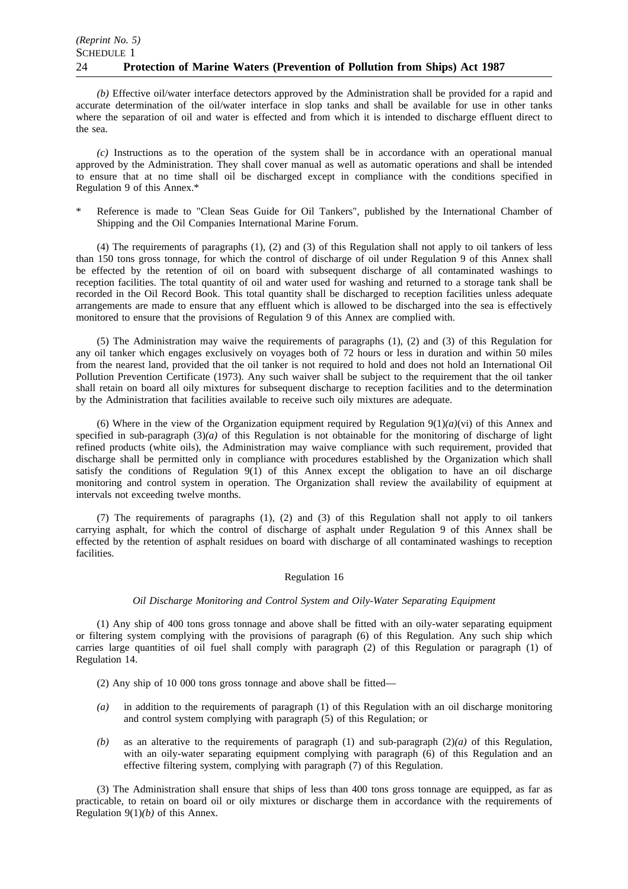*(b)* Effective oil/water interface detectors approved by the Administration shall be provided for a rapid and accurate determination of the oil/water interface in slop tanks and shall be available for use in other tanks where the separation of oil and water is effected and from which it is intended to discharge effluent direct to the sea.

*(c)* Instructions as to the operation of the system shall be in accordance with an operational manual approved by the Administration. They shall cover manual as well as automatic operations and shall be intended to ensure that at no time shall oil be discharged except in compliance with the conditions specified in Regulation 9 of this Annex.*

\* Reference is made to "Clean Seas Guide for Oil Tankers", published by the International Chamber of Shipping and the Oil Companies International Marine Forum.

(4) The requirements of paragraphs (1), (2) and (3) of this Regulation shall not apply to oil tankers of less than 150 tons gross tonnage, for which the control of discharge of oil under Regulation 9 of this Annex shall be effected by the retention of oil on board with subsequent discharge of all contaminated washings to reception facilities. The total quantity of oil and water used for washing and returned to a storage tank shall be recorded in the Oil Record Book. This total quantity shall be discharged to reception facilities unless adequate arrangements are made to ensure that any effluent which is allowed to be discharged into the sea is effectively monitored to ensure that the provisions of Regulation 9 of this Annex are complied with.

(5) The Administration may waive the requirements of paragraphs (1), (2) and (3) of this Regulation for any oil tanker which engages exclusively on voyages both of 72 hours or less in duration and within 50 miles from the nearest land, provided that the oil tanker is not required to hold and does not hold an International Oil Pollution Prevention Certificate (1973). Any such waiver shall be subject to the requirement that the oil tanker shall retain on board all oily mixtures for subsequent discharge to reception facilities and to the determination by the Administration that facilities available to receive such oily mixtures are adequate.

(6) Where in the view of the Organization equipment required by Regulation 9(1)*(a)*(vi) of this Annex and specified in sub-paragraph (3)*(a)* of this Regulation is not obtainable for the monitoring of discharge of light refined products (white oils), the Administration may waive compliance with such requirement, provided that discharge shall be permitted only in compliance with procedures established by the Organization which shall satisfy the conditions of Regulation 9(1) of this Annex except the obligation to have an oil discharge monitoring and control system in operation. The Organization shall review the availability of equipment at intervals not exceeding twelve months.

(7) The requirements of paragraphs (1), (2) and (3) of this Regulation shall not apply to oil tankers carrying asphalt, for which the control of discharge of asphalt under Regulation 9 of this Annex shall be effected by the retention of asphalt residues on board with discharge of all contaminated washings to reception facilities.

## Regulation 16

### *Oil Discharge Monitoring and Control System and Oily-Water Separating Equipment*

(1) Any ship of 400 tons gross tonnage and above shall be fitted with an oily-water separating equipment or filtering system complying with the provisions of paragraph (6) of this Regulation. Any such ship which carries large quantities of oil fuel shall comply with paragraph (2) of this Regulation or paragraph (1) of Regulation 14.

(2) Any ship of 10 000 tons gross tonnage and above shall be fitted—

*(a)* in addition to the requirements of paragraph (1) of this Regulation with an oil discharge monitoring and control system complying with paragraph (5) of this Regulation; or

*(b)* as an alterative to the requirements of paragraph (1) and sub-paragraph (2)*(a)* of this Regulation, with an oily-water separating equipment complying with paragraph (6) of this Regulation and an effective filtering system, complying with paragraph (7) of this Regulation.

(3) The Administration shall ensure that ships of less than 400 tons gross tonnage are equipped, as far as practicable, to retain on board oil or oily mixtures or discharge them in accordance with the requirements of Regulation 9(1)*(b)* of this Annex.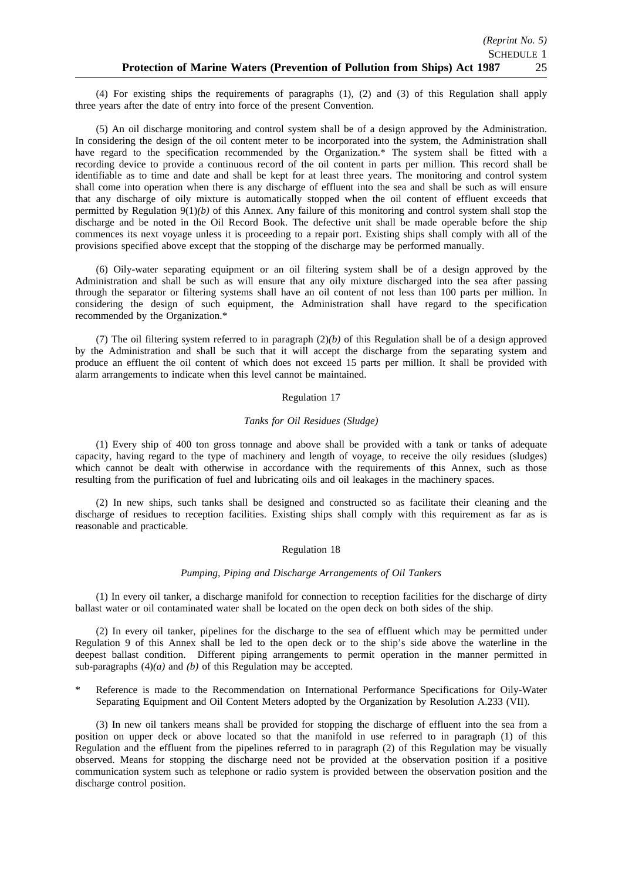(4) For existing ships the requirements of paragraphs (1), (2) and (3) of this Regulation shall apply three years after the date of entry into force of the present Convention.

(5) An oil discharge monitoring and control system shall be of a design approved by the Administration. In considering the design of the oil content meter to be incorporated into the system, the Administration shall have regard to the specification recommended by the Organization.* The system shall be fitted with a recording device to provide a continuous record of the oil content in parts per million. This record shall be identifiable as to time and date and shall be kept for at least three years. The monitoring and control system shall come into operation when there is any discharge of effluent into the sea and shall be such as will ensure that any discharge of oily mixture is automatically stopped when the oil content of effluent exceeds that permitted by Regulation 9(1)*(b)* of this Annex. Any failure of this monitoring and control system shall stop the discharge and be noted in the Oil Record Book. The defective unit shall be made operable before the ship commences its next voyage unless it is proceeding to a repair port. Existing ships shall comply with all of the provisions specified above except that the stopping of the discharge may be performed manually.

(6) Oily-water separating equipment or an oil filtering system shall be of a design approved by the Administration and shall be such as will ensure that any oily mixture discharged into the sea after passing through the separator or filtering systems shall have an oil content of not less than 100 parts per million. In considering the design of such equipment, the Administration shall have regard to the specification recommended by the Organization.*

(7) The oil filtering system referred to in paragraph (2)*(b)* of this Regulation shall be of a design approved by the Administration and shall be such that it will accept the discharge from the separating system and produce an effluent the oil content of which does not exceed 15 parts per million. It shall be provided with alarm arrangements to indicate when this level cannot be maintained.

### Regulation 17

*Tanks for Oil Residues (Sludge)*

(1) Every ship of 400 ton gross tonnage and above shall be provided with a tank or tanks of adequate capacity, having regard to the type of machinery and length of voyage, to receive the oily residues (sludges) which cannot be dealt with otherwise in accordance with the requirements of this Annex, such as those resulting from the purification of fuel and lubricating oils and oil leakages in the machinery spaces.

(2) In new ships, such tanks shall be designed and constructed so as facilitate their cleaning and the discharge of residues to reception facilities. Existing ships shall comply with this requirement as far as is reasonable and practicable.

### Regulation 18

*Pumping, Piping and Discharge Arrangements of Oil Tankers*

(1) In every oil tanker, a discharge manifold for connection to reception facilities for the discharge of dirty ballast water or oil contaminated water shall be located on the open deck on both sides of the ship.

(2) In every oil tanker, pipelines for the discharge to the sea of effluent which may be permitted under Regulation 9 of this Annex shall be led to the open deck or to the ship's side above the waterline in the deepest ballast condition. Different piping arrangements to permit operation in the manner permitted in sub-paragraphs (4)*(a)* and *(b)* of this Regulation may be accepted.

\* Reference is made to the Recommendation on International Performance Specifications for Oily-Water Separating Equipment and Oil Content Meters adopted by the Organization by Resolution A.233 (VII).

(3) In new oil tankers means shall be provided for stopping the discharge of effluent into the sea from a position on upper deck or above located so that the manifold in use referred to in paragraph (1) of this Regulation and the effluent from the pipelines referred to in paragraph (2) of this Regulation may be visually observed. Means for stopping the discharge need not be provided at the observation position if a positive communication system such as telephone or radio system is provided between the observation position and the discharge control position.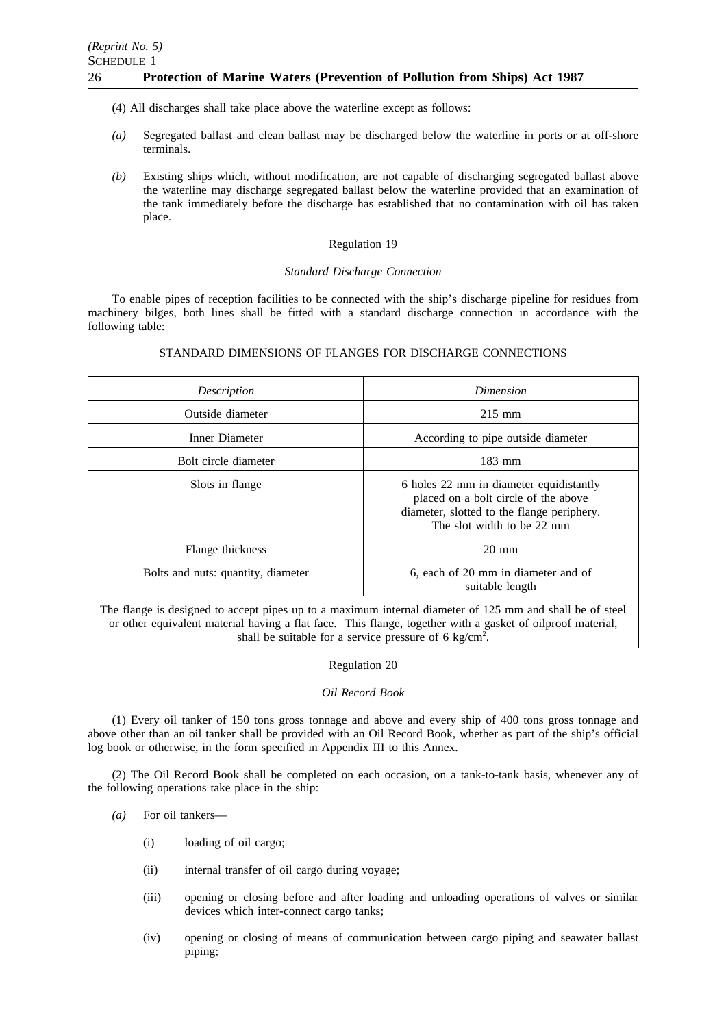(4) All discharges shall take place above the waterline except as follows:

*(a)* Segregated ballast and clean ballast may be discharged below the waterline in ports or at off-shore terminals.

*(b)* Existing ships which, without modification, are not capable of discharging segregated ballast above the waterline may discharge segregated ballast below the waterline provided that an examination of the tank immediately before the discharge has established that no contamination with oil has taken place.

Regulation 19

*Standard Discharge Connection*

To enable pipes of reception facilities to be connected with the ship's discharge pipeline for residues from machinery bilges, both lines shall be fitted with a standard discharge connection in accordance with the following table:

STANDARD DIMENSIONS OF FLANGES FOR DISCHARGE CONNECTIONS

| *Description* | *Dimension* |
|---|---|
| Outside diameter | 215 mm |
| Inner Diameter | According to pipe outside diameter |
| Bolt circle diameter | 183 mm |
| Slots in flange | 6 holes 22 mm in diameter equidistantly placed on a bolt circle of the above diameter, slotted to the flange periphery. The slot width to be 22 mm |
| Flange thickness | 20 mm |
| Bolts and nuts: quantity, diameter | 6, each of 20 mm in diameter and of suitable length |
| The flange is designed to accept pipes up to a maximum internal diameter of 125 mm and shall be of steel or other equivalent material having a flat face. This flange, together with a gasket of oilproof material, shall be suitable for a service pressure of 6 kg/cm$^2$. | |

Regulation 20

*Oil Record Book*

(1) Every oil tanker of 150 tons gross tonnage and above and every ship of 400 tons gross tonnage and above other than an oil tanker shall be provided with an Oil Record Book, whether as part of the ship's official log book or otherwise, in the form specified in Appendix III to this Annex.

(2) The Oil Record Book shall be completed on each occasion, on a tank-to-tank basis, whenever any of the following operations take place in the ship:

*(a)* For oil tankers—

(i) loading of oil cargo;

(ii) internal transfer of oil cargo during voyage;

(iii) opening or closing before and after loading and unloading operations of valves or similar devices which inter-connect cargo tanks;

(iv) opening or closing of means of communication between cargo piping and seawater ballast piping;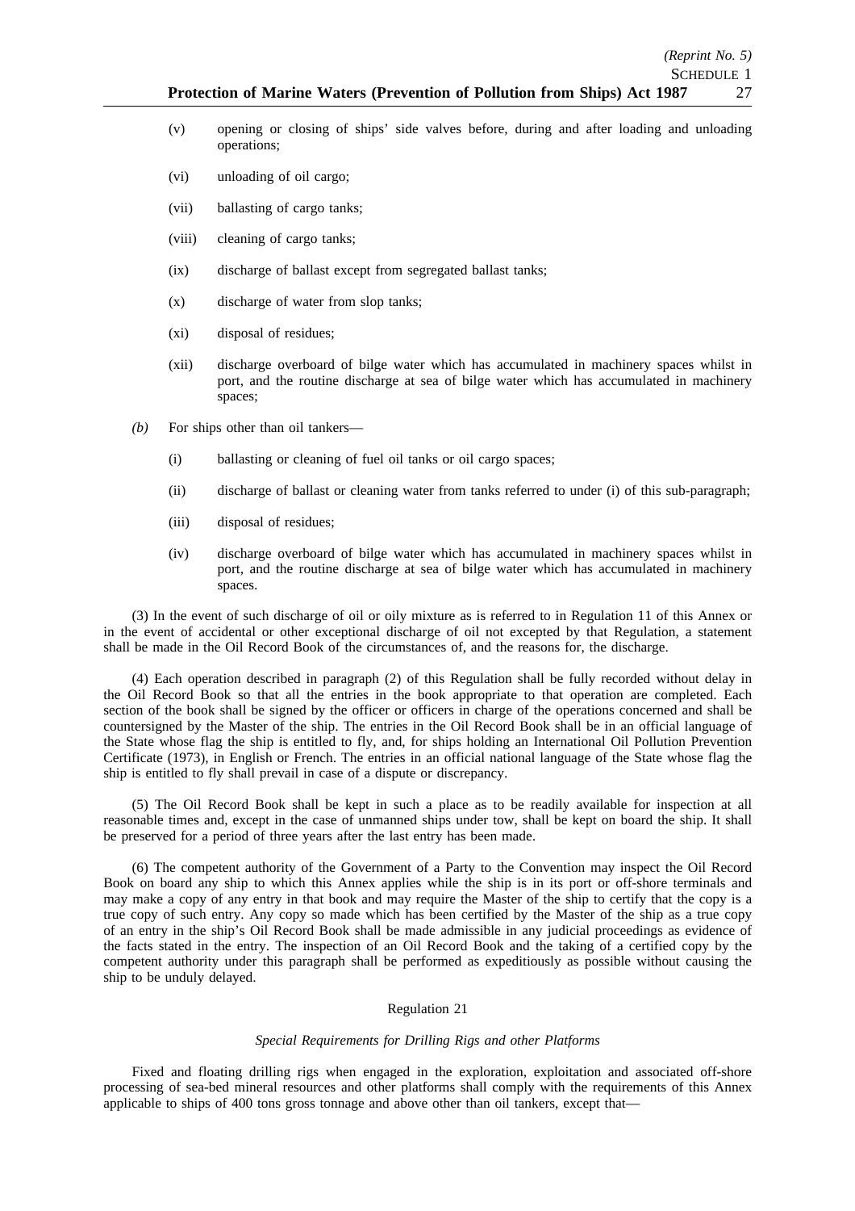(v) opening or closing of ships' side valves before, during and after loading and unloading operations;

(vi) unloading of oil cargo;

(vii) ballasting of cargo tanks;

(viii) cleaning of cargo tanks;

(ix) discharge of ballast except from segregated ballast tanks;

(x) discharge of water from slop tanks;

(xi) disposal of residues;

(xii) discharge overboard of bilge water which has accumulated in machinery spaces whilst in port, and the routine discharge at sea of bilge water which has accumulated in machinery spaces;

*(b)* For ships other than oil tankers—

(i) ballasting or cleaning of fuel oil tanks or oil cargo spaces;

(ii) discharge of ballast or cleaning water from tanks referred to under (i) of this sub-paragraph;

(iii) disposal of residues;

(iv) discharge overboard of bilge water which has accumulated in machinery spaces whilst in port, and the routine discharge at sea of bilge water which has accumulated in machinery spaces.

(3) In the event of such discharge of oil or oily mixture as is referred to in Regulation 11 of this Annex or in the event of accidental or other exceptional discharge of oil not excepted by that Regulation, a statement shall be made in the Oil Record Book of the circumstances of, and the reasons for, the discharge.

(4) Each operation described in paragraph (2) of this Regulation shall be fully recorded without delay in the Oil Record Book so that all the entries in the book appropriate to that operation are completed. Each section of the book shall be signed by the officer or officers in charge of the operations concerned and shall be countersigned by the Master of the ship. The entries in the Oil Record Book shall be in an official language of the State whose flag the ship is entitled to fly, and, for ships holding an International Oil Pollution Prevention Certificate (1973), in English or French. The entries in an official national language of the State whose flag the ship is entitled to fly shall prevail in case of a dispute or discrepancy.

(5) The Oil Record Book shall be kept in such a place as to be readily available for inspection at all reasonable times and, except in the case of unmanned ships under tow, shall be kept on board the ship. It shall be preserved for a period of three years after the last entry has been made.

(6) The competent authority of the Government of a Party to the Convention may inspect the Oil Record Book on board any ship to which this Annex applies while the ship is in its port or off-shore terminals and may make a copy of any entry in that book and may require the Master of the ship to certify that the copy is a true copy of such entry. Any copy so made which has been certified by the Master of the ship as a true copy of an entry in the ship's Oil Record Book shall be made admissible in any judicial proceedings as evidence of the facts stated in the entry. The inspection of an Oil Record Book and the taking of a certified copy by the competent authority under this paragraph shall be performed as expeditiously as possible without causing the ship to be unduly delayed.

Regulation 21

*Special Requirements for Drilling Rigs and other Platforms*

Fixed and floating drilling rigs when engaged in the exploration, exploitation and associated off-shore processing of sea-bed mineral resources and other platforms shall comply with the requirements of this Annex applicable to ships of 400 tons gross tonnage and above other than oil tankers, except that—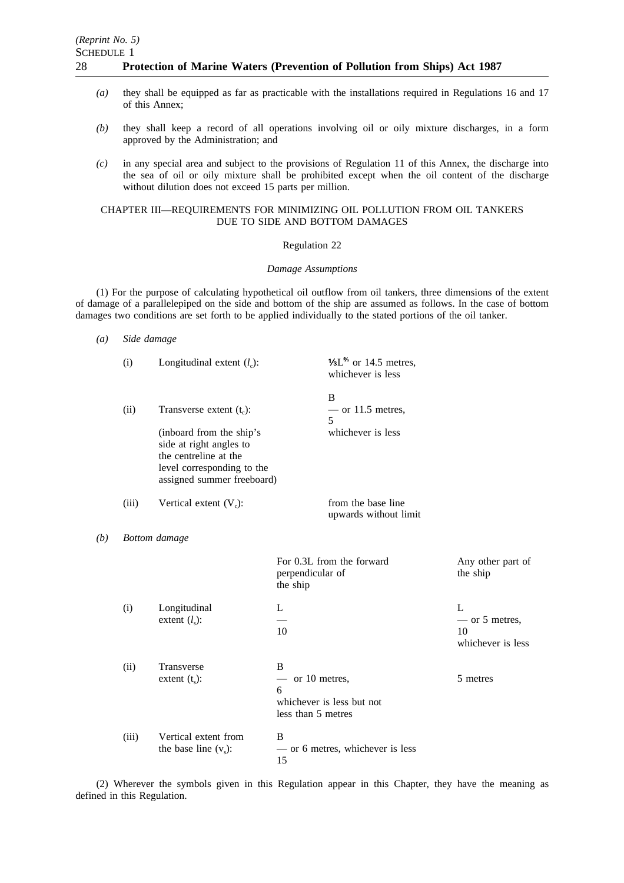- *(a)* they shall be equipped as far as practicable with the installations required in Regulations 16 and 17 of this Annex;

- *(b)* they shall keep a record of all operations involving oil or oily mixture discharges, in a form approved by the Administration; and

- *(c)* in any special area and subject to the provisions of Regulation 11 of this Annex, the discharge into the sea of oil or oily mixture shall be prohibited except when the oil content of the discharge without dilution does not exceed 15 parts per million.

## CHAPTER III—REQUIREMENTS FOR MINIMIZING OIL POLLUTION FROM OIL TANKERS DUE TO SIDE AND BOTTOM DAMAGES

### Regulation 22

*Damage Assumptions*

(1) For the purpose of calculating hypothetical oil outflow from oil tankers, three dimensions of the extent of damage of a parallelepiped on the side and bottom of the ship are assumed as follows. In the case of bottom damages two conditions are set forth to be applied individually to the stated portions of the oil tanker.

*(a)* *Side damage*

| | | |
|---|---|---|
| (i) | Longitudinal extent ($l_c$): | $\frac{1}{3}L^{\frac{2}{3}}$ or 14.5 metres, whichever is less |
| (ii) | Transverse extent ($t_c$): (inboard from the ship's side at right angles to the centreline at the level corresponding to the assigned summer freeboard) | $\frac{B}{5}$ or 11.5 metres, whichever is less |
| (iii) | Vertical extent ($V_c$): | from the base line upwards without limit |

*(b)* *Bottom damage*

| | | For 0.3L from the forward perpendicular of the ship | Any other part of the ship |
|---|---|---|---|
| (i) | Longitudinal extent ($l_s$): | $\frac{L}{10}$ | $\frac{L}{10}$ or 5 metres, whichever is less |
| (ii) | Transverse extent ($t_s$): | $\frac{B}{6}$ or 10 metres, whichever is less but not less than 5 metres | 5 metres |
| (iii) | Vertical extent from the base line ($v_s$): | $\frac{B}{15}$ or 6 metres, whichever is less | |

(2) Wherever the symbols given in this Regulation appear in this Chapter, they have the meaning as defined in this Regulation.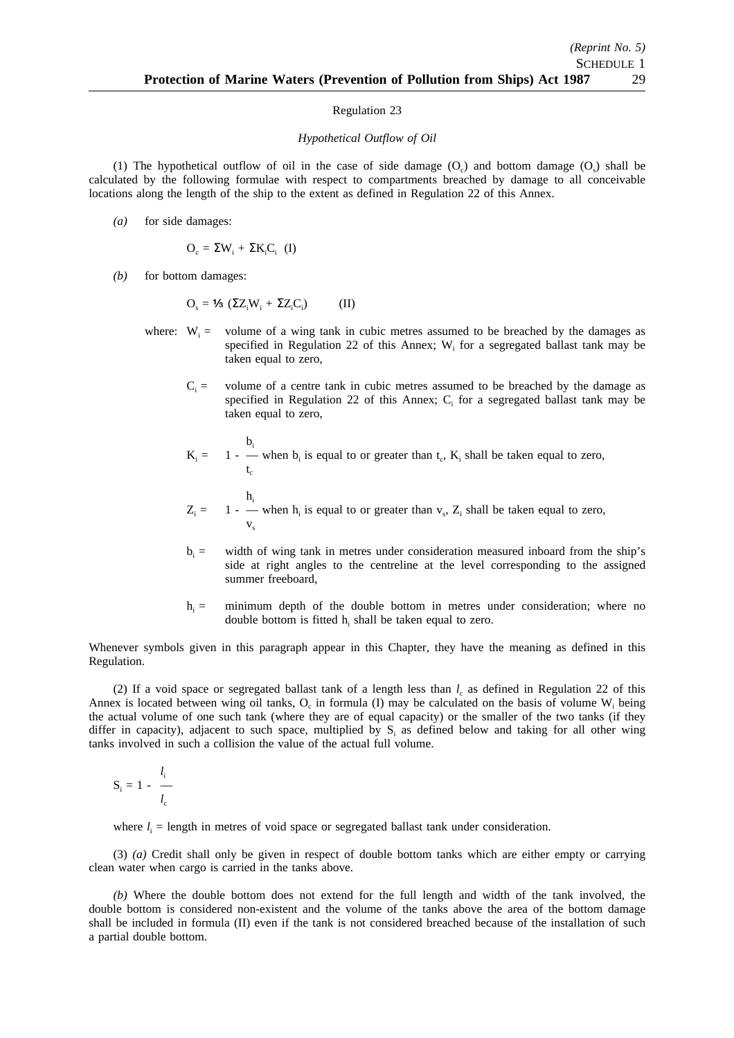Regulation 23

*Hypothetical Outflow of Oil*

(1) The hypothetical outflow of oil in the case of side damage ($O_c$) and bottom damage ($O_s$) shall be calculated by the following formulae with respect to compartments breached by damage to all conceivable locations along the length of the ship to the extent as defined in Regulation 22 of this Annex.

*(a)* for side damages:

$$O_c = \Sigma W_i + \Sigma K_i C_i \quad \text{(I)}$$

*(b)* for bottom damages:

$$O_s = \tfrac{1}{3} (\Sigma Z_i W_i + \Sigma Z_i C_i) \quad \text{(II)}$$

where: $W_i$ = volume of a wing tank in cubic metres assumed to be breached by the damages as specified in Regulation 22 of this Annex; $W_i$ for a segregated ballast tank may be taken equal to zero,

$C_i$ = volume of a centre tank in cubic metres assumed to be breached by the damage as specified in Regulation 22 of this Annex; $C_i$ for a segregated ballast tank may be taken equal to zero,

$K_i = 1 - \dfrac{b_i}{t_c}$ when $b_i$ is equal to or greater than $t_c$, $K_i$ shall be taken equal to zero,

$Z_i = 1 - \dfrac{h_i}{v_s}$ when $h_i$ is equal to or greater than $v_s$, $Z_i$ shall be taken equal to zero,

$b_i$ = width of wing tank in metres under consideration measured inboard from the ship's side at right angles to the centreline at the level corresponding to the assigned summer freeboard,

$h_i$ = minimum depth of the double bottom in metres under consideration; where no double bottom is fitted $h_i$ shall be taken equal to zero.

Whenever symbols given in this paragraph appear in this Chapter, they have the meaning as defined in this Regulation.

(2) If a void space or segregated ballast tank of a length less than $l_c$ as defined in Regulation 22 of this Annex is located between wing oil tanks, $O_c$ in formula (I) may be calculated on the basis of volume $W_i$ being the actual volume of one such tank (where they are of equal capacity) or the smaller of the two tanks (if they differ in capacity), adjacent to such space, multiplied by $S_i$ as defined below and taking for all other wing tanks involved in such a collision the value of the actual full volume.

$$S_i = 1 - \frac{l_i}{l_c}$$

where $l_i$ = length in metres of void space or segregated ballast tank under consideration.

(3) *(a)* Credit shall only be given in respect of double bottom tanks which are either empty or carrying clean water when cargo is carried in the tanks above.

*(b)* Where the double bottom does not extend for the full length and width of the tank involved, the double bottom is considered non-existent and the volume of the tanks above the area of the bottom damage shall be included in formula (II) even if the tank is not considered breached because of the installation of such a partial double bottom.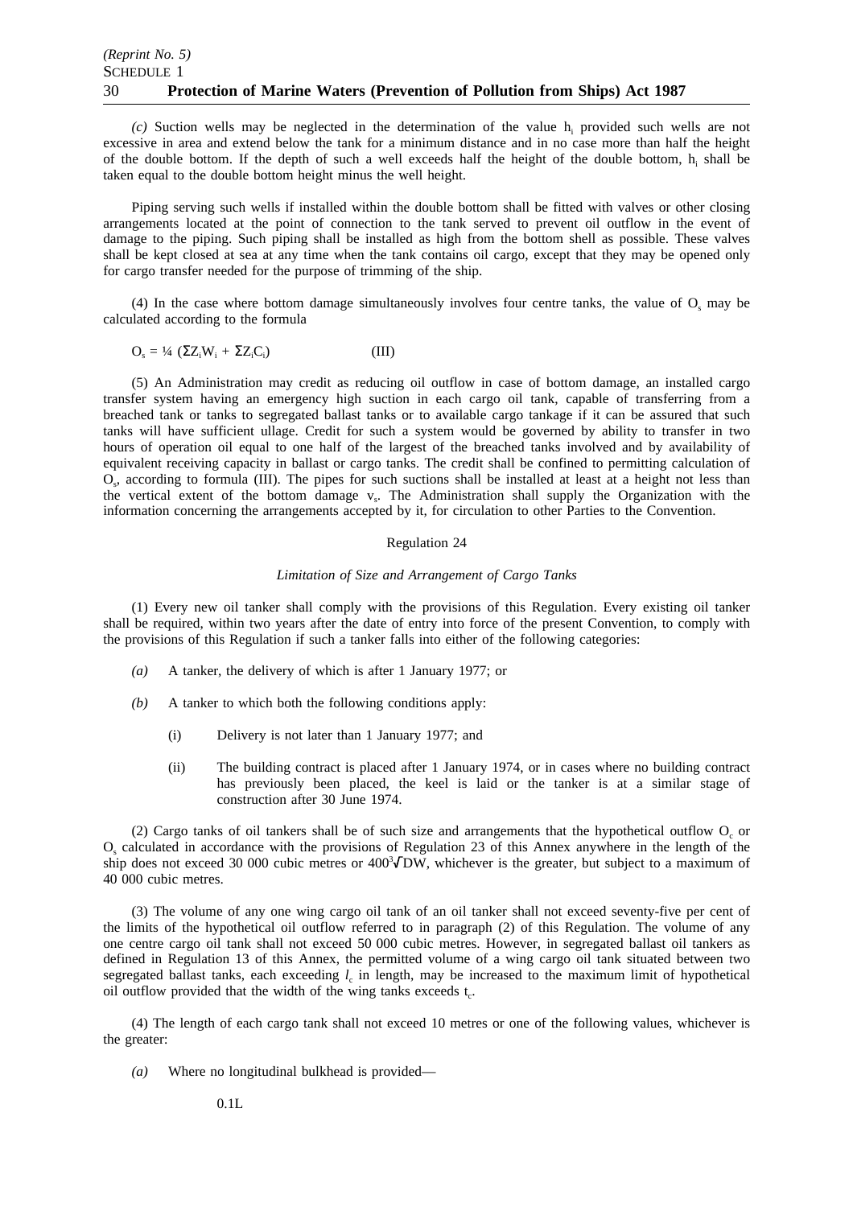*(c)* Suction wells may be neglected in the determination of the value $h_i$ provided such wells are not excessive in area and extend below the tank for a minimum distance and in no case more than half the height of the double bottom. If the depth of such a well exceeds half the height of the double bottom, $h_i$ shall be taken equal to the double bottom height minus the well height.

Piping serving such wells if installed within the double bottom shall be fitted with valves or other closing arrangements located at the point of connection to the tank served to prevent oil outflow in the event of damage to the piping. Such piping shall be installed as high from the bottom shell as possible. These valves shall be kept closed at sea at any time when the tank contains oil cargo, except that they may be opened only for cargo transfer needed for the purpose of trimming of the ship.

(4) In the case where bottom damage simultaneously involves four centre tanks, the value of $O_s$ may be calculated according to the formula

$$O_s = \tfrac{1}{4}\,(\Sigma Z_i W_i + \Sigma Z_i C_i) \qquad \text{(III)}$$

(5) An Administration may credit as reducing oil outflow in case of bottom damage, an installed cargo transfer system having an emergency high suction in each cargo oil tank, capable of transferring from a breached tank or tanks to segregated ballast tanks or to available cargo tankage if it can be assured that such tanks will have sufficient ullage. Credit for such a system would be governed by ability to transfer in two hours of operation oil equal to one half of the largest of the breached tanks involved and by availability of equivalent receiving capacity in ballast or cargo tanks. The credit shall be confined to permitting calculation of $O_s$, according to formula (III). The pipes for such suctions shall be installed at least at a height not less than the vertical extent of the bottom damage $v_s$. The Administration shall supply the Organization with the information concerning the arrangements accepted by it, for circulation to other Parties to the Convention.

Regulation 24

*Limitation of Size and Arrangement of Cargo Tanks*

(1) Every new oil tanker shall comply with the provisions of this Regulation. Every existing oil tanker shall be required, within two years after the date of entry into force of the present Convention, to comply with the provisions of this Regulation if such a tanker falls into either of the following categories:

*(a)* A tanker, the delivery of which is after 1 January 1977; or

*(b)* A tanker to which both the following conditions apply:

(i) Delivery is not later than 1 January 1977; and

(ii) The building contract is placed after 1 January 1974, or in cases where no building contract has previously been placed, the keel is laid or the tanker is at a similar stage of construction after 30 June 1974.

(2) Cargo tanks of oil tankers shall be of such size and arrangements that the hypothetical outflow $O_c$ or $O_s$ calculated in accordance with the provisions of Regulation 23 of this Annex anywhere in the length of the ship does not exceed 30 000 cubic metres or $400\sqrt[3]{DW}$, whichever is the greater, but subject to a maximum of 40 000 cubic metres.

(3) The volume of any one wing cargo oil tank of an oil tanker shall not exceed seventy-five per cent of the limits of the hypothetical oil outflow referred to in paragraph (2) of this Regulation. The volume of any one centre cargo oil tank shall not exceed 50 000 cubic metres. However, in segregated ballast oil tankers as defined in Regulation 13 of this Annex, the permitted volume of a wing cargo oil tank situated between two segregated ballast tanks, each exceeding $l_c$ in length, may be increased to the maximum limit of hypothetical oil outflow provided that the width of the wing tanks exceeds $t_c$.

(4) The length of each cargo tank shall not exceed 10 metres or one of the following values, whichever is the greater:

*(a)* Where no longitudinal bulkhead is provided—

$0.1L$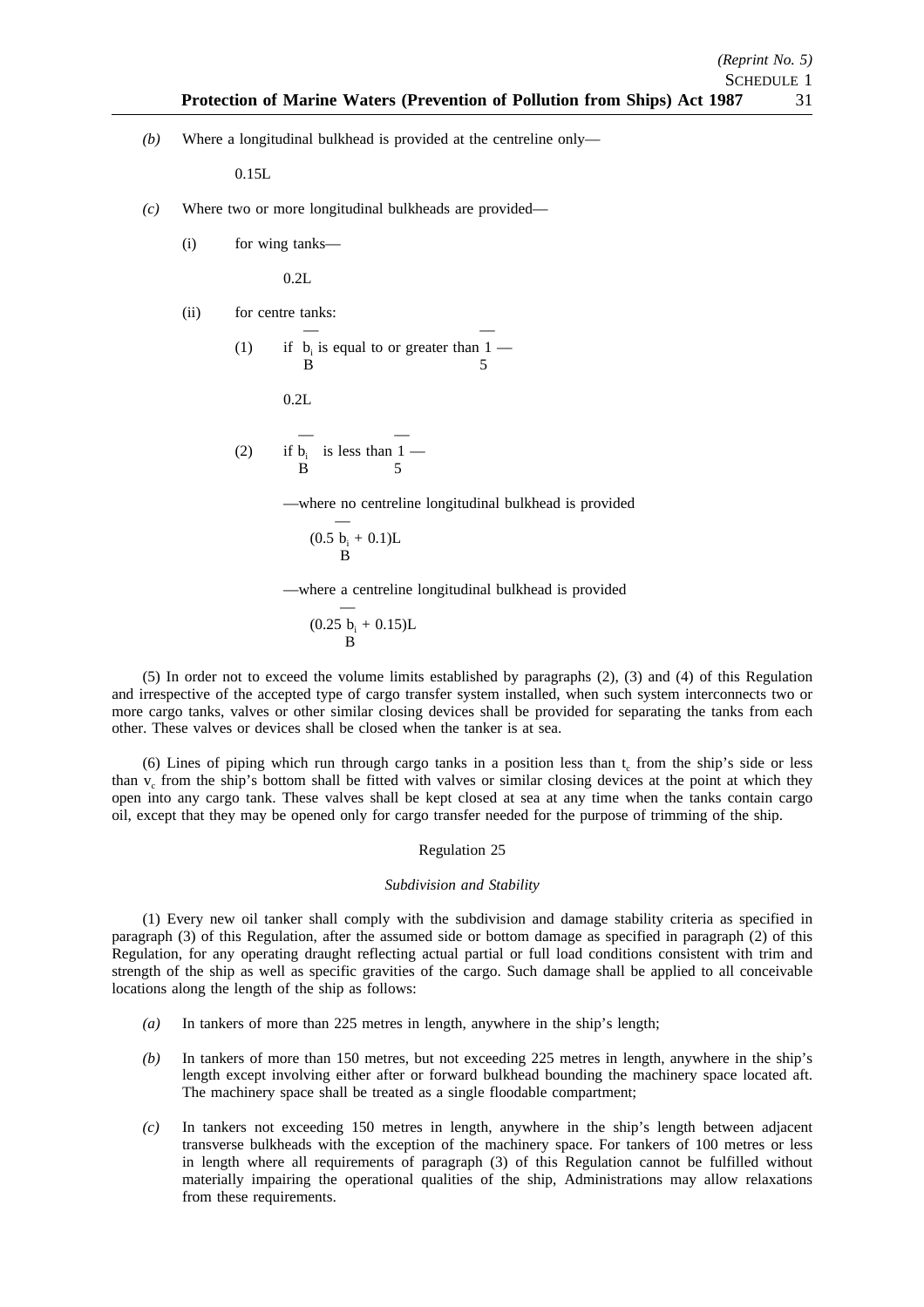*(b)* Where a longitudinal bulkhead is provided at the centreline only—

0.15L

*(c)* Where two or more longitudinal bulkheads are provided—

(i) for wing tanks—

0.2L

(ii) for centre tanks:

(1) if $\frac{b_i}{B}$ is equal to or greater than $\frac{1}{5}$ —

0.2L

(2) if $\frac{b_i}{B}$ is less than $\frac{1}{5}$ —

—where no centreline longitudinal bulkhead is provided

$$\left(0.5 \frac{b_i}{B} + 0.1\right)L$$

—where a centreline longitudinal bulkhead is provided

$$\left(0.25 \frac{b_i}{B} + 0.15\right)L$$

(5) In order not to exceed the volume limits established by paragraphs (2), (3) and (4) of this Regulation and irrespective of the accepted type of cargo transfer system installed, when such system interconnects two or more cargo tanks, valves or other similar closing devices shall be provided for separating the tanks from each other. These valves or devices shall be closed when the tanker is at sea.

(6) Lines of piping which run through cargo tanks in a position less than $t_c$ from the ship's side or less than $v_c$ from the ship's bottom shall be fitted with valves or similar closing devices at the point at which they open into any cargo tank. These valves shall be kept closed at sea at any time when the tanks contain cargo oil, except that they may be opened only for cargo transfer needed for the purpose of trimming of the ship.

Regulation 25

*Subdivision and Stability*

(1) Every new oil tanker shall comply with the subdivision and damage stability criteria as specified in paragraph (3) of this Regulation, after the assumed side or bottom damage as specified in paragraph (2) of this Regulation, for any operating draught reflecting actual partial or full load conditions consistent with trim and strength of the ship as well as specific gravities of the cargo. Such damage shall be applied to all conceivable locations along the length of the ship as follows:

*(a)* In tankers of more than 225 metres in length, anywhere in the ship's length;

*(b)* In tankers of more than 150 metres, but not exceeding 225 metres in length, anywhere in the ship's length except involving either after or forward bulkhead bounding the machinery space located aft. The machinery space shall be treated as a single floodable compartment;

*(c)* In tankers not exceeding 150 metres in length, anywhere in the ship's length between adjacent transverse bulkheads with the exception of the machinery space. For tankers of 100 metres or less in length where all requirements of paragraph (3) of this Regulation cannot be fulfilled without materially impairing the operational qualities of the ship, Administrations may allow relaxations from these requirements.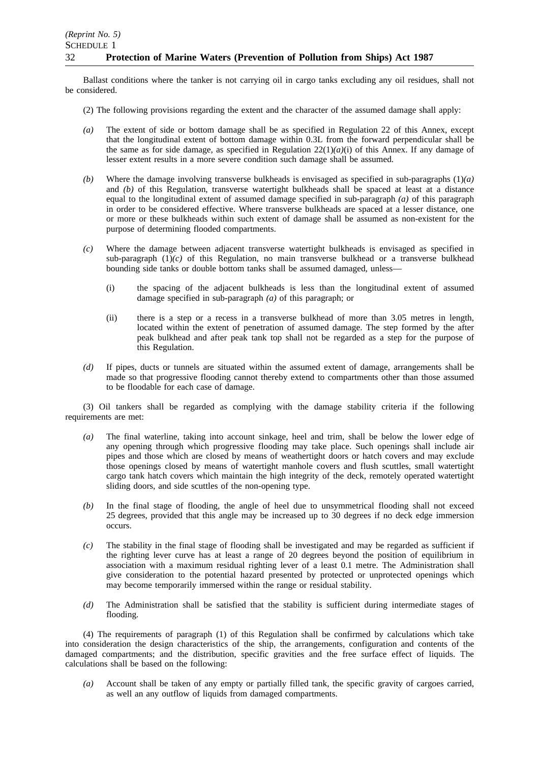Ballast conditions where the tanker is not carrying oil in cargo tanks excluding any oil residues, shall not be considered.

(2) The following provisions regarding the extent and the character of the assumed damage shall apply:

*(a)* The extent of side or bottom damage shall be as specified in Regulation 22 of this Annex, except that the longitudinal extent of bottom damage within 0.3L from the forward perpendicular shall be the same as for side damage, as specified in Regulation 22(1)*(a)*(i) of this Annex. If any damage of lesser extent results in a more severe condition such damage shall be assumed.

*(b)* Where the damage involving transverse bulkheads is envisaged as specified in sub-paragraphs (1)*(a)* and *(b)* of this Regulation, transverse watertight bulkheads shall be spaced at least at a distance equal to the longitudinal extent of assumed damage specified in sub-paragraph *(a)* of this paragraph in order to be considered effective. Where transverse bulkheads are spaced at a lesser distance, one or more or these bulkheads within such extent of damage shall be assumed as non-existent for the purpose of determining flooded compartments.

*(c)* Where the damage between adjacent transverse watertight bulkheads is envisaged as specified in sub-paragraph (1)*(c)* of this Regulation, no main transverse bulkhead or a transverse bulkhead bounding side tanks or double bottom tanks shall be assumed damaged, unless—

(i) the spacing of the adjacent bulkheads is less than the longitudinal extent of assumed damage specified in sub-paragraph *(a)* of this paragraph; or

(ii) there is a step or a recess in a transverse bulkhead of more than 3.05 metres in length, located within the extent of penetration of assumed damage. The step formed by the after peak bulkhead and after peak tank top shall not be regarded as a step for the purpose of this Regulation.

*(d)* If pipes, ducts or tunnels are situated within the assumed extent of damage, arrangements shall be made so that progressive flooding cannot thereby extend to compartments other than those assumed to be floodable for each case of damage.

(3) Oil tankers shall be regarded as complying with the damage stability criteria if the following requirements are met:

*(a)* The final waterline, taking into account sinkage, heel and trim, shall be below the lower edge of any opening through which progressive flooding may take place. Such openings shall include air pipes and those which are closed by means of weathertight doors or hatch covers and may exclude those openings closed by means of watertight manhole covers and flush scuttles, small watertight cargo tank hatch covers which maintain the high integrity of the deck, remotely operated watertight sliding doors, and side scuttles of the non-opening type.

*(b)* In the final stage of flooding, the angle of heel due to unsymmetrical flooding shall not exceed 25 degrees, provided that this angle may be increased up to 30 degrees if no deck edge immersion occurs.

*(c)* The stability in the final stage of flooding shall be investigated and may be regarded as sufficient if the righting lever curve has at least a range of 20 degrees beyond the position of equilibrium in association with a maximum residual righting lever of a least 0.1 metre. The Administration shall give consideration to the potential hazard presented by protected or unprotected openings which may become temporarily immersed within the range or residual stability.

*(d)* The Administration shall be satisfied that the stability is sufficient during intermediate stages of flooding.

(4) The requirements of paragraph (1) of this Regulation shall be confirmed by calculations which take into consideration the design characteristics of the ship, the arrangements, configuration and contents of the damaged compartments; and the distribution, specific gravities and the free surface effect of liquids. The calculations shall be based on the following:

*(a)* Account shall be taken of any empty or partially filled tank, the specific gravity of cargoes carried, as well an any outflow of liquids from damaged compartments.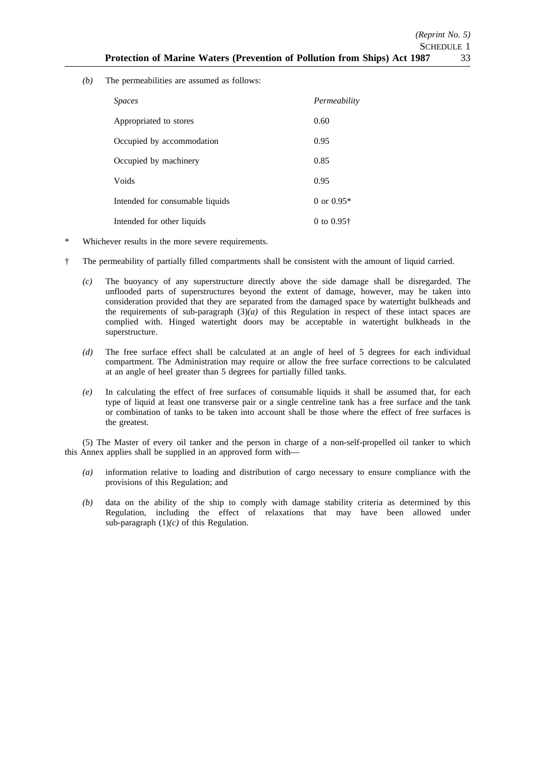*(b)* The permeabilities are assumed as follows:

| *Spaces* | *Permeability* |
|---|---|
| Appropriated to stores | 0.60 |
| Occupied by accommodation | 0.95 |
| Occupied by machinery | 0.85 |
| Voids | 0.95 |
| Intended for consumable liquids | 0 or 0.95* |
| Intended for other liquids | 0 to 0.95† |

\* Whichever results in the more severe requirements.

† The permeability of partially filled compartments shall be consistent with the amount of liquid carried.

*(c)* The buoyancy of any superstructure directly above the side damage shall be disregarded. The unflooded parts of superstructures beyond the extent of damage, however, may be taken into consideration provided that they are separated from the damaged space by watertight bulkheads and the requirements of sub-paragraph (3)*(a)* of this Regulation in respect of these intact spaces are complied with. Hinged watertight doors may be acceptable in watertight bulkheads in the superstructure.

*(d)* The free surface effect shall be calculated at an angle of heel of 5 degrees for each individual compartment. The Administration may require or allow the free surface corrections to be calculated at an angle of heel greater than 5 degrees for partially filled tanks.

*(e)* In calculating the effect of free surfaces of consumable liquids it shall be assumed that, for each type of liquid at least one transverse pair or a single centreline tank has a free surface and the tank or combination of tanks to be taken into account shall be those where the effect of free surfaces is the greatest.

(5) The Master of every oil tanker and the person in charge of a non-self-propelled oil tanker to which this Annex applies shall be supplied in an approved form with—

*(a)* information relative to loading and distribution of cargo necessary to ensure compliance with the provisions of this Regulation; and

*(b)* data on the ability of the ship to comply with damage stability criteria as determined by this Regulation, including the effect of relaxations that may have been allowed under sub-paragraph (1)*(c)* of this Regulation.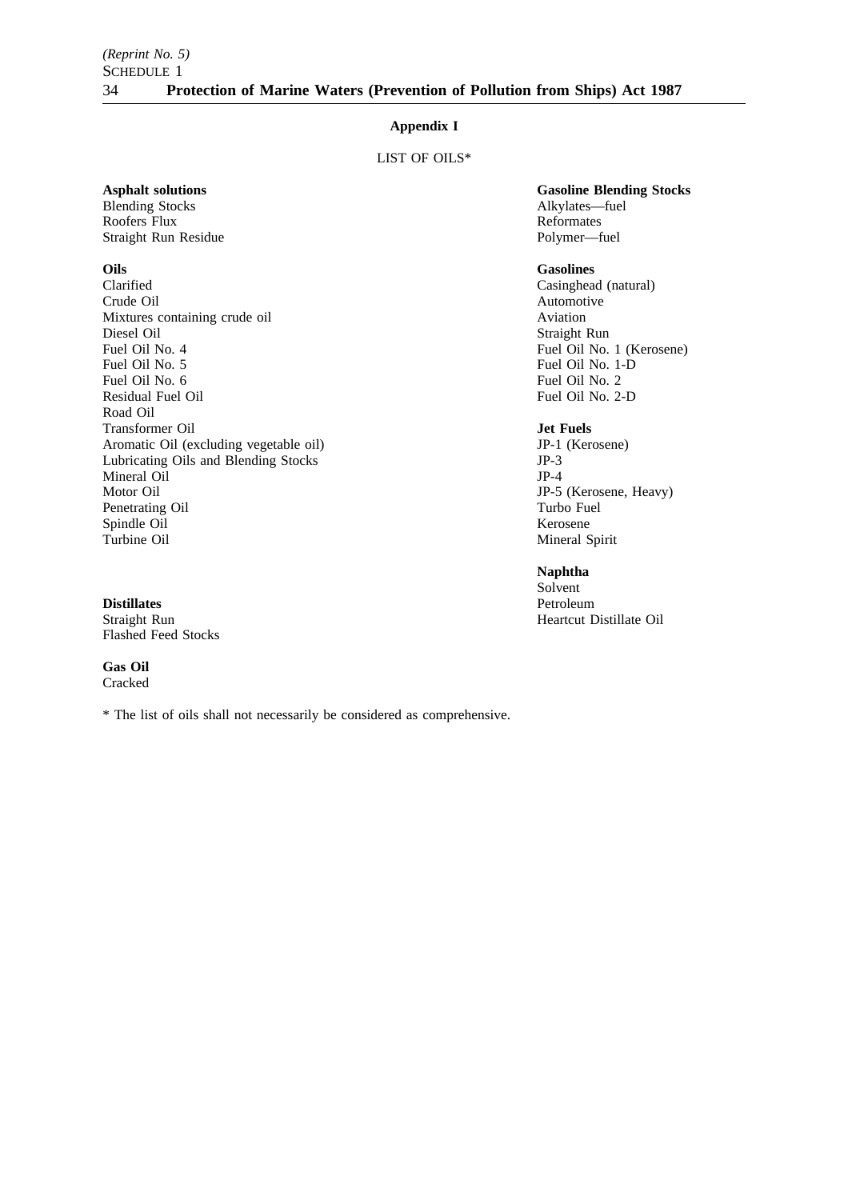## Appendix I

LIST OF OILS*

**Asphalt solutions**
Blending Stocks
Roofers Flux
Straight Run Residue

**Oils**
Clarified
Crude Oil
Mixtures containing crude oil
Diesel Oil
Fuel Oil No. 4
Fuel Oil No. 5
Fuel Oil No. 6
Residual Fuel Oil
Road Oil
Transformer Oil
Aromatic Oil (excluding vegetable oil)
Lubricating Oils and Blending Stocks
Mineral Oil
Motor Oil
Penetrating Oil
Spindle Oil
Turbine Oil

**Distillates**
Straight Run
Flashed Feed Stocks

**Gas Oil**
Cracked

**Gasoline Blending Stocks**
Alkylates—fuel
Reformates
Polymer—fuel

**Gasolines**
Casinghead (natural)
Automotive
Aviation
Straight Run
Fuel Oil No. 1 (Kerosene)
Fuel Oil No. 1-D
Fuel Oil No. 2
Fuel Oil No. 2-D

**Jet Fuels**
JP-1 (Kerosene)
JP-3
JP-4
JP-5 (Kerosene, Heavy)
Turbo Fuel
Kerosene
Mineral Spirit

**Naphtha**
Solvent
Petroleum
Heartcut Distillate Oil

* The list of oils shall not necessarily be considered as comprehensive.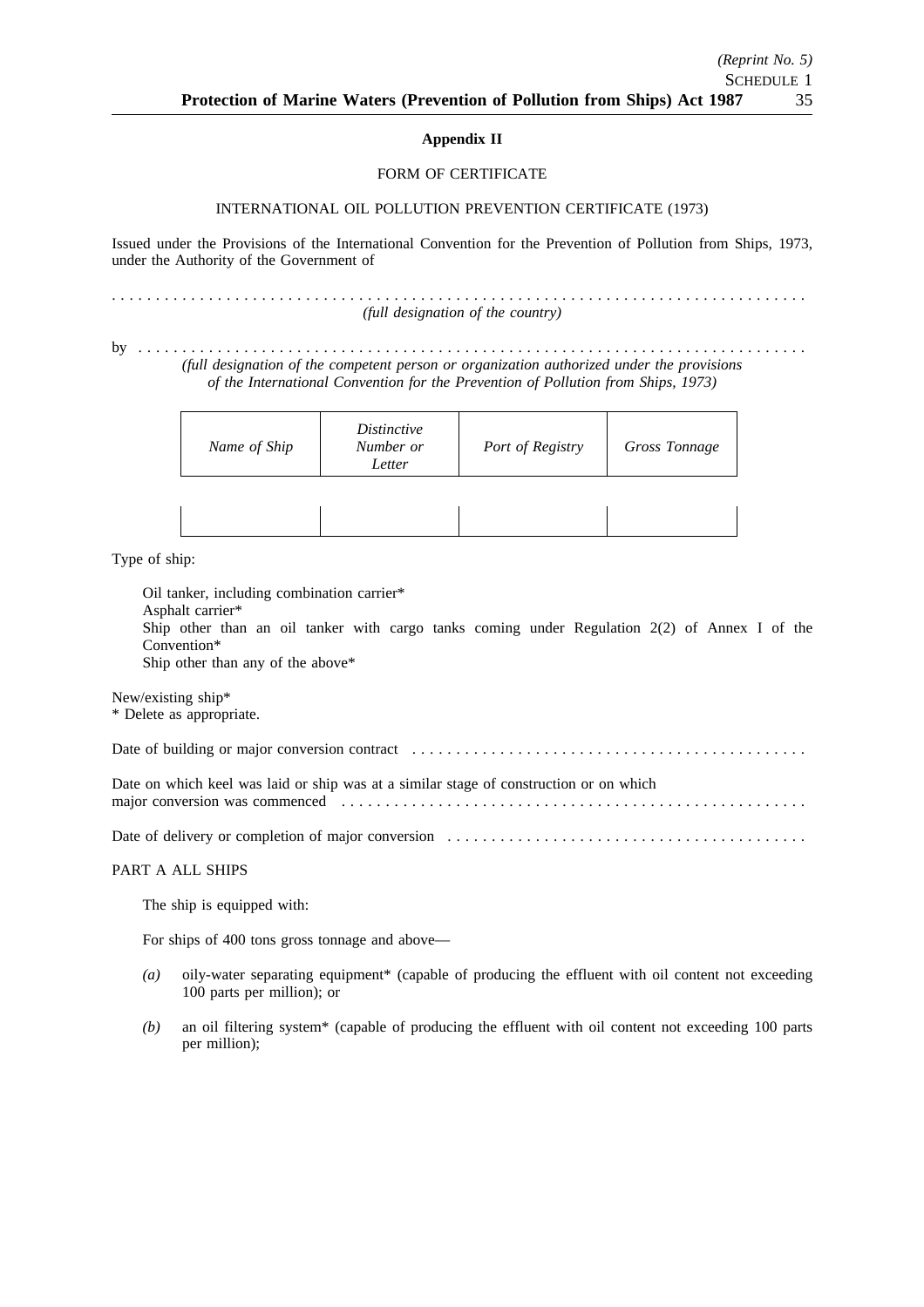**Appendix II**

FORM OF CERTIFICATE

INTERNATIONAL OIL POLLUTION PREVENTION CERTIFICATE (1973)

Issued under the Provisions of the International Convention for the Prevention of Pollution from Ships, 1973, under the Authority of the Government of

. . . . . . . . . . . . . . . . . . . . . . . . . . . . . . . . . . . . . . . . . . . . . . . . . . . . . . . . . . . . . . . . . . . . . . . . . . . . . .
*(full designation of the country)*

by . . . . . . . . . . . . . . . . . . . . . . . . . . . . . . . . . . . . . . . . . . . . . . . . . . . . . . . . . . . . . . . . . . . . . . . . . . . .
*(full designation of the competent person or organization authorized under the provisions of the International Convention for the Prevention of Pollution from Ships, 1973)*

| *Name of Ship* | *Distinctive Number or Letter* | *Port of Registry* | *Gross Tonnage* |
|---|---|---|---|
| | | | |

Type of ship:

Oil tanker, including combination carrier*
Asphalt carrier*
Ship other than an oil tanker with cargo tanks coming under Regulation 2(2) of Annex I of the Convention*
Ship other than any of the above*

New/existing ship*
* Delete as appropriate.

Date of building or major conversion contract . . . . . . . . . . . . . . . . . . . . . . . . . . . . . . . . . . . . . . . . . . . . .

Date on which keel was laid or ship was at a similar stage of construction or on which major conversion was commenced . . . . . . . . . . . . . . . . . . . . . . . . . . . . . . . . . . . . . . . . . . . . . . . . . . . . . .

Date of delivery or completion of major conversion . . . . . . . . . . . . . . . . . . . . . . . . . . . . . . . . . . . . . . . .

PART A ALL SHIPS

The ship is equipped with:

For ships of 400 tons gross tonnage and above—

*(a)* oily-water separating equipment* (capable of producing the effluent with oil content not exceeding 100 parts per million); or

*(b)* an oil filtering system* (capable of producing the effluent with oil content not exceeding 100 parts per million);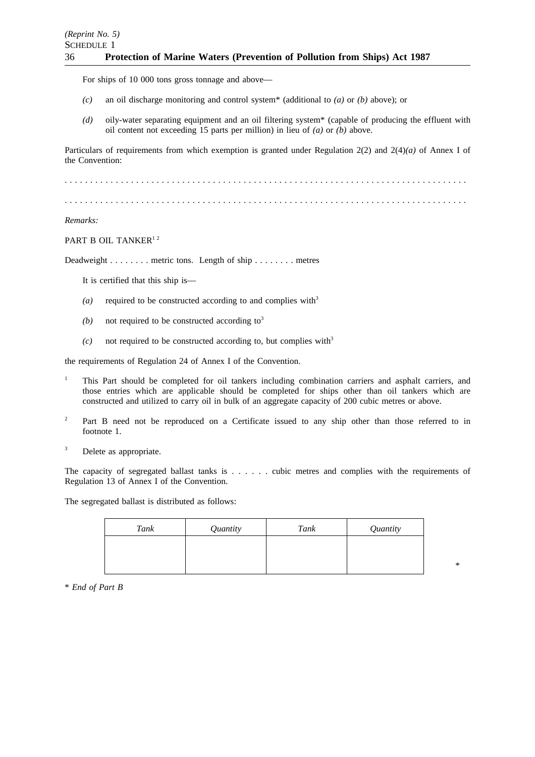For ships of 10 000 tons gross tonnage and above—

*(c)* an oil discharge monitoring and control system* (additional to *(a)* or *(b)* above); or

*(d)* oily-water separating equipment and an oil filtering system* (capable of producing the effluent with oil content not exceeding 15 parts per million) in lieu of *(a)* or *(b)* above.

Particulars of requirements from which exemption is granted under Regulation 2(2) and 2(4)*(a)* of Annex I of the Convention:

. . . . . . . . . . . . . . . . . . . . . . . . . . . . . . . . . . . . . . . . . . . . . . . . . . . . . . . . . . . . . . . . . . . . . . . . . . . . .

. . . . . . . . . . . . . . . . . . . . . . . . . . . . . . . . . . . . . . . . . . . . . . . . . . . . . . . . . . . . . . . . . . . . . . . . . . . . .

*Remarks:*

PART B OIL TANKER[1 2]

Deadweight . . . . . . . . metric tons. Length of ship . . . . . . . . metres

It is certified that this ship is—

*(a)* required to be constructed according to and complies with[3]

*(b)* not required to be constructed according to[3]

*(c)* not required to be constructed according to, but complies with[3]

the requirements of Regulation 24 of Annex I of the Convention.

[1] This Part should be completed for oil tankers including combination carriers and asphalt carriers, and those entries which are applicable should be completed for ships other than oil tankers which are constructed and utilized to carry oil in bulk of an aggregate capacity of 200 cubic metres or above.

[2] Part B need not be reproduced on a Certificate issued to any ship other than those referred to in footnote 1.

[3] Delete as appropriate.

The capacity of segregated ballast tanks is . . . . . . cubic metres and complies with the requirements of Regulation 13 of Annex I of the Convention.

The segregated ballast is distributed as follows:

| *Tank* | *Quantity* | *Tank* | *Quantity* |
|---|---|---|---|
| | | | |

*

\* *End of Part B*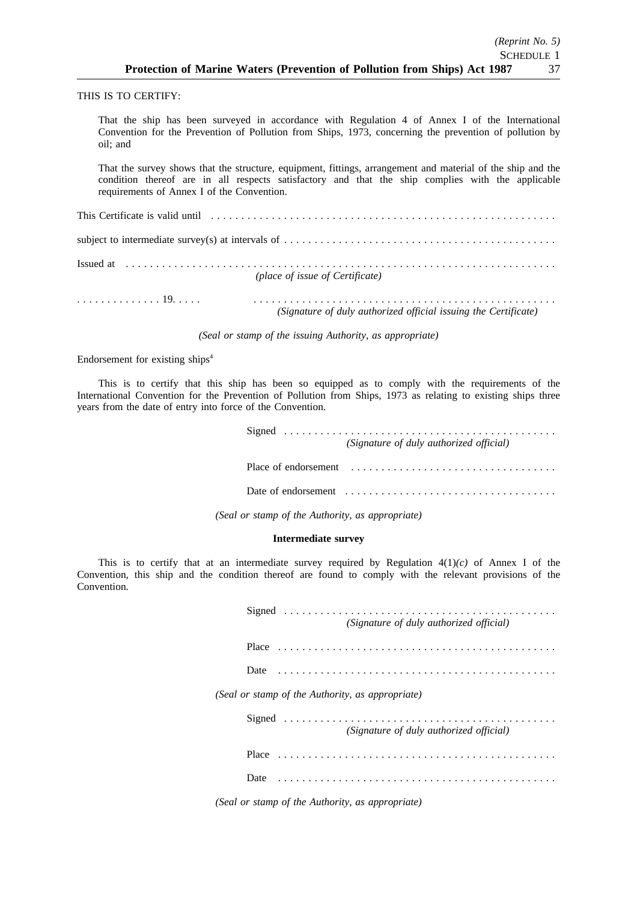THIS IS TO CERTIFY:

That the ship has been surveyed in accordance with Regulation 4 of Annex I of the International Convention for the Prevention of Pollution from Ships, 1973, concerning the prevention of pollution by oil; and

That the survey shows that the structure, equipment, fittings, arrangement and material of the ship and the condition thereof are in all respects satisfactory and that the ship complies with the applicable requirements of Annex I of the Convention.

This Certificate is valid until . . . . . . . . . . . . . . . . . . . . . . . . . . . . . . . . . . . . . . . . . . . . . . . . . . . . . . . . .

subject to intermediate survey(s) at intervals of . . . . . . . . . . . . . . . . . . . . . . . . . . . . . . . . . . . . . . . . . . . . .

Issued at . . . . . . . . . . . . . . . . . . . . . . . . . . . . . . . . . . . . . . . . . . . . . . . . . . . . . . . . . . . . . . . . . . . . . . . .
*(place of issue of Certificate)*

. . . . . . . . . . . . . . 19. . . . . . . . . . . . . . . . . . . . . . . . . . . . . . . . . . . . . . . . . . . . . . . . . . . . . . . . . . . . . . . .
*(Signature of duly authorized official issuing the Certificate)*

*(Seal or stamp of the issuing Authority, as appropriate)*

Endorsement for existing ships[4]

This is to certify that this ship has been so equipped as to comply with the requirements of the International Convention for the Prevention of Pollution from Ships, 1973 as relating to existing ships three years from the date of entry into force of the Convention.

Signed . . . . . . . . . . . . . . . . . . . . . . . . . . . . . . . . . . . . . . . . . . . . .
*(Signature of duly authorized official)*

Place of endorsement . . . . . . . . . . . . . . . . . . . . . . . . . . . . . . . . . .

Date of endorsement . . . . . . . . . . . . . . . . . . . . . . . . . . . . . . . . . . .

*(Seal or stamp of the Authority, as appropriate)*

**Intermediate survey**

This is to certify that at an intermediate survey required by Regulation 4(1)*(c)* of Annex I of the Convention, this ship and the condition thereof are found to comply with the relevant provisions of the Convention.

Signed . . . . . . . . . . . . . . . . . . . . . . . . . . . . . . . . . . . . . . . . . . . . .
*(Signature of duly authorized official)*

Place . . . . . . . . . . . . . . . . . . . . . . . . . . . . . . . . . . . . . . . . . . . . . .

Date . . . . . . . . . . . . . . . . . . . . . . . . . . . . . . . . . . . . . . . . . . . . . .

*(Seal or stamp of the Authority, as appropriate)*

Signed . . . . . . . . . . . . . . . . . . . . . . . . . . . . . . . . . . . . . . . . . . . . .
*(Signature of duly authorized official)*

Place . . . . . . . . . . . . . . . . . . . . . . . . . . . . . . . . . . . . . . . . . . . . . .

Date . . . . . . . . . . . . . . . . . . . . . . . . . . . . . . . . . . . . . . . . . . . . . .

*(Seal or stamp of the Authority, as appropriate)*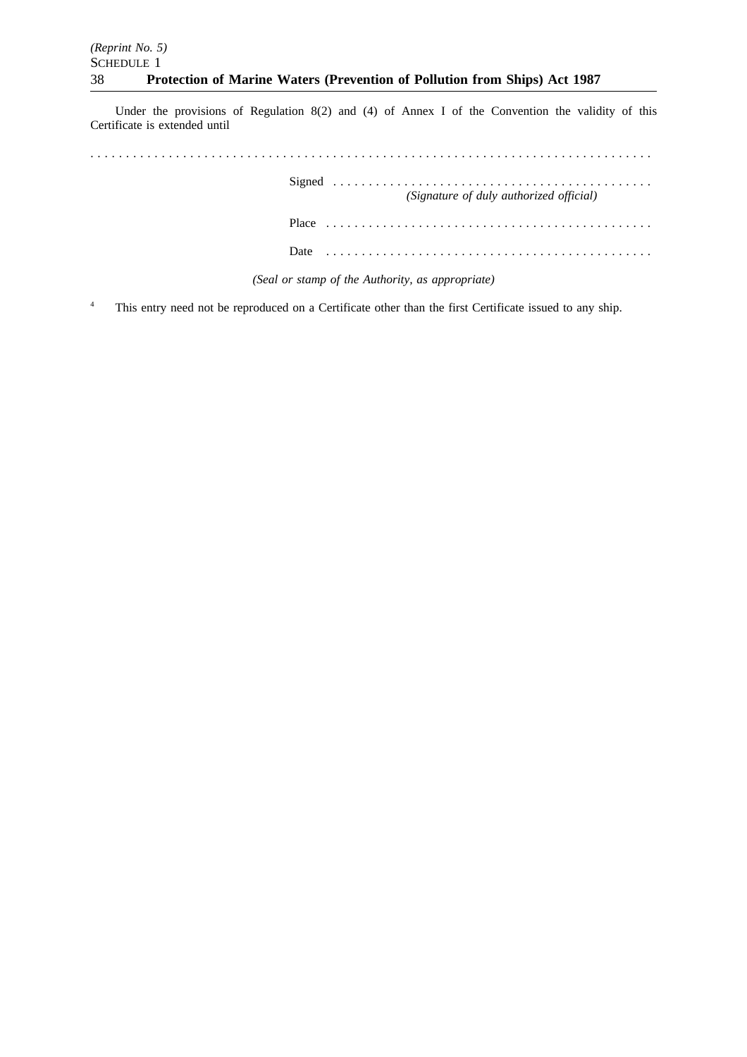Under the provisions of Regulation 8(2) and (4) of Annex I of the Convention the validity of this Certificate is extended until

. . . . . . . . . . . . . . . . . . . . . . . . . . . . . . . . . . . . . . . . . . . . . . . . . . . . . . . . . . . . . . . . . . . . . . . . . . . . . . .

Signed . . . . . . . . . . . . . . . . . . . . . . . . . . . . . . . . . . . . . . . . . . . . .
*(Signature of duly authorized official)*

Place . . . . . . . . . . . . . . . . . . . . . . . . . . . . . . . . . . . . . . . . . . . . . .

Date . . . . . . . . . . . . . . . . . . . . . . . . . . . . . . . . . . . . . . . . . . . . . .

*(Seal or stamp of the Authority, as appropriate)*

[4] This entry need not be reproduced on a Certificate other than the first Certificate issued to any ship.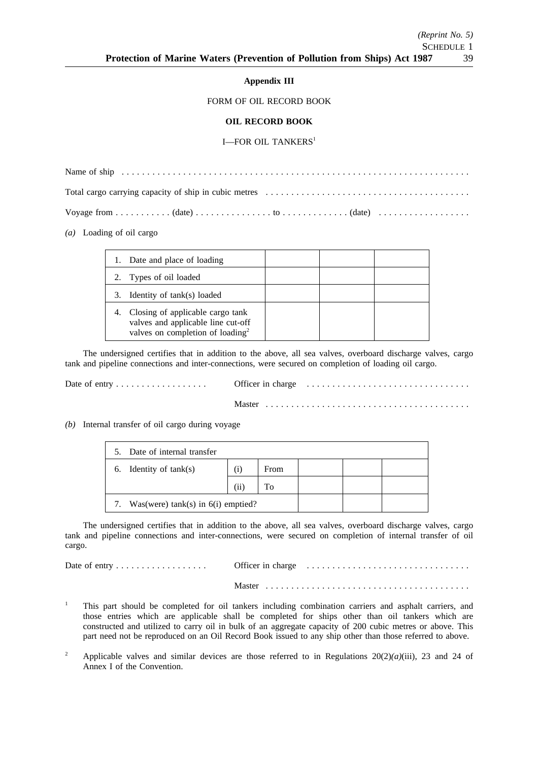### Appendix III

FORM OF OIL RECORD BOOK

**OIL RECORD BOOK**

I—FOR OIL TANKERS[1]

Name of ship . . . . . . . . . . . . . . . . . . . . . . . . . . . . . . . . . . . . . . . . . . . . . . . . . . . . . . . . . . . . . . . . . .

Total cargo carrying capacity of ship in cubic metres . . . . . . . . . . . . . . . . . . . . . . . . . . . . . . . . . . . . . . .

Voyage from . . . . . . . . . . . (date) . . . . . . . . . . . . . . . to . . . . . . . . . . . . . (date) . . . . . . . . . . . . . . . . . .

*(a)* Loading of oil cargo

| | | | |
|---|---|---|---|
| 1. Date and place of loading | | | |
| 2. Types of oil loaded | | | |
| 3. Identity of tank(s) loaded | | | |
| 4. Closing of applicable cargo tank valves and applicable line cut-off valves on completion of loading[2] | | | |

The undersigned certifies that in addition to the above, all sea valves, overboard discharge valves, cargo tank and pipeline connections and inter-connections, were secured on completion of loading oil cargo.

Date of entry . . . . . . . . . . . . . . . . . . Officer in charge . . . . . . . . . . . . . . . . . . . . . . . . . . . . . . . .

Master . . . . . . . . . . . . . . . . . . . . . . . . . . . . . . . . . . . . . . . .

*(b)* Internal transfer of oil cargo during voyage

| | | | | | |
|---|---|---|---|---|---|
| 5. Date of internal transfer | | | | | |
| 6. Identity of tank(s) | (i) | From | | | |
| | (ii) | To | | | |
| 7. Was(were) tank(s) in 6(i) emptied? | | | | | |

The undersigned certifies that in addition to the above, all sea valves, overboard discharge valves, cargo tank and pipeline connections and inter-connections, were secured on completion of internal transfer of oil cargo.

Date of entry . . . . . . . . . . . . . . . . . . Officer in charge . . . . . . . . . . . . . . . . . . . . . . . . . . . . . . . .

Master . . . . . . . . . . . . . . . . . . . . . . . . . . . . . . . . . . . . . . . .

[1] This part should be completed for oil tankers including combination carriers and asphalt carriers, and those entries which are applicable shall be completed for ships other than oil tankers which are constructed and utilized to carry oil in bulk of an aggregate capacity of 200 cubic metres or above. This part need not be reproduced on an Oil Record Book issued to any ship other than those referred to above.

[2] Applicable valves and similar devices are those referred to in Regulations 20(2)*(a)*(iii), 23 and 24 of Annex I of the Convention.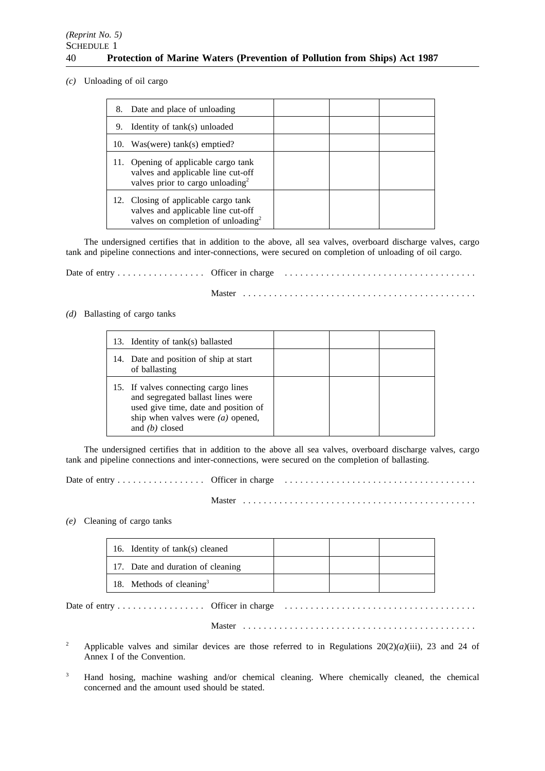*(c)* Unloading of oil cargo

| | | | |
|---|---|---|---|
| 8. Date and place of unloading | | | |
| 9. Identity of tank(s) unloaded | | | |
| 10. Was(were) tank(s) emptied? | | | |
| 11. Opening of applicable cargo tank valves and applicable line cut-off valves prior to cargo unloading[2] | | | |
| 12. Closing of applicable cargo tank valves and applicable line cut-off valves on completion of unloading[2] | | | |

The undersigned certifies that in addition to the above, all sea valves, overboard discharge valves, cargo tank and pipeline connections and inter-connections, were secured on completion of unloading of oil cargo.

Date of entry . . . . . . . . . . . . . . . . . Officer in charge . . . . . . . . . . . . . . . . . . . . . . . . . . . . . . . . . . . . .

Master . . . . . . . . . . . . . . . . . . . . . . . . . . . . . . . . . . . . . . . . . . . . .

*(d)* Ballasting of cargo tanks

| | | | |
|---|---|---|---|
| 13. Identity of tank(s) ballasted | | | |
| 14. Date and position of ship at start of ballasting | | | |
| 15. If valves connecting cargo lines and segregated ballast lines were used give time, date and position of ship when valves were *(a)* opened, and *(b)* closed | | | |

The undersigned certifies that in addition to the above all sea valves, overboard discharge valves, cargo tank and pipeline connections and inter-connections, were secured on the completion of ballasting.

Date of entry . . . . . . . . . . . . . . . . . Officer in charge . . . . . . . . . . . . . . . . . . . . . . . . . . . . . . . . . . . . .

Master . . . . . . . . . . . . . . . . . . . . . . . . . . . . . . . . . . . . . . . . . . . . .

*(e)* Cleaning of cargo tanks

| | | | |
|---|---|---|---|
| 16. Identity of tank(s) cleaned | | | |
| 17. Date and duration of cleaning | | | |
| 18. Methods of cleaning[3] | | | |

Date of entry . . . . . . . . . . . . . . . . . Officer in charge . . . . . . . . . . . . . . . . . . . . . . . . . . . . . . . . . . . . .

Master . . . . . . . . . . . . . . . . . . . . . . . . . . . . . . . . . . . . . . . . . . . . .

[2] Applicable valves and similar devices are those referred to in Regulations 20(2)*(a)*(iii), 23 and 24 of Annex I of the Convention.

[3] Hand hosing, machine washing and/or chemical cleaning. Where chemically cleaned, the chemical concerned and the amount used should be stated.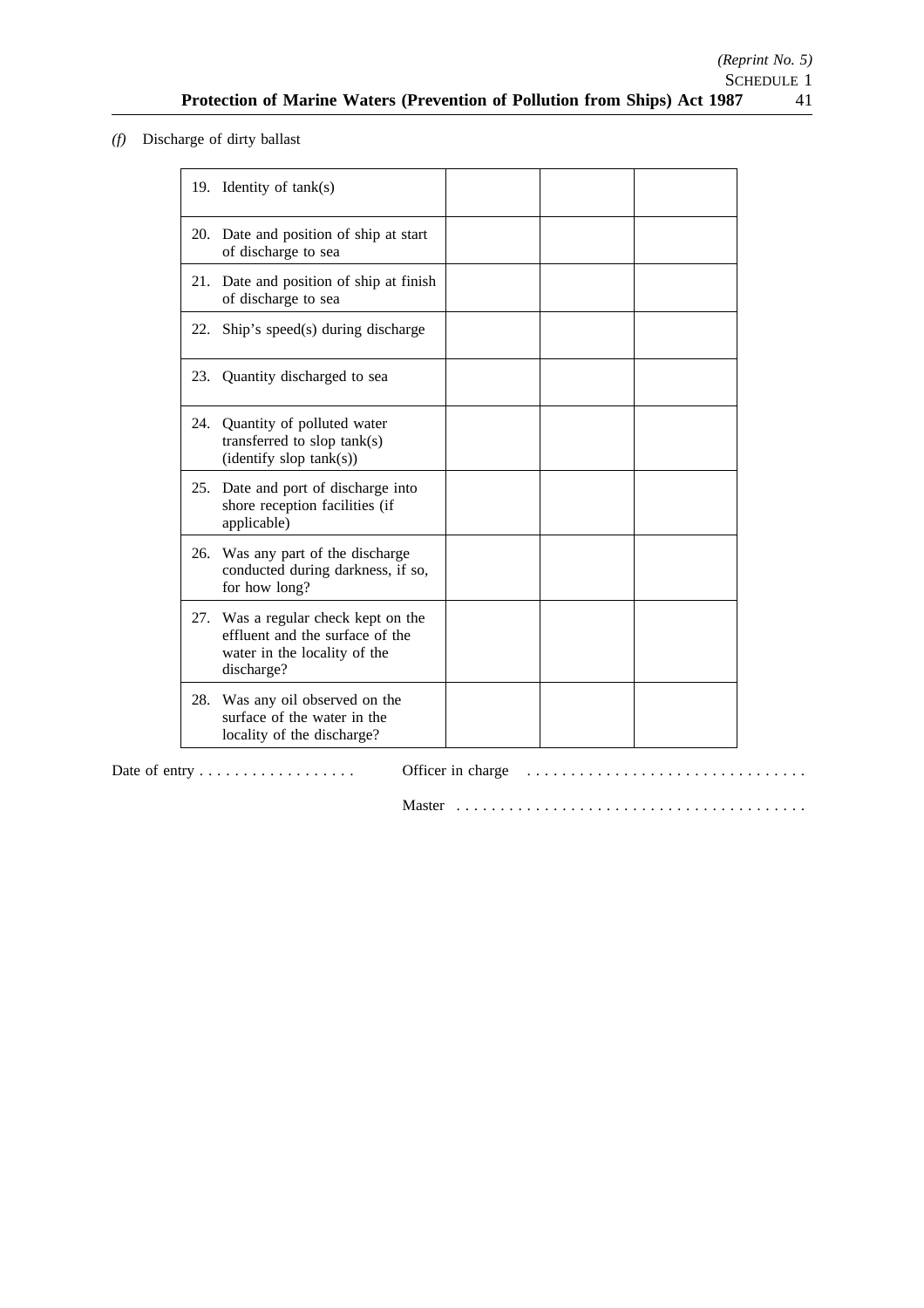*(f)* Discharge of dirty ballast

| | | | |
|---|---|---|---|
| 19. Identity of tank(s) | | | |
| 20. Date and position of ship at start of discharge to sea | | | |
| 21. Date and position of ship at finish of discharge to sea | | | |
| 22. Ship's speed(s) during discharge | | | |
| 23. Quantity discharged to sea | | | |
| 24. Quantity of polluted water transferred to slop tank(s) (identify slop tank(s)) | | | |
| 25. Date and port of discharge into shore reception facilities (if applicable) | | | |
| 26. Was any part of the discharge conducted during darkness, if so, for how long? | | | |
| 27. Was a regular check kept on the effluent and the surface of the water in the locality of the discharge? | | | |
| 28. Was any oil observed on the surface of the water in the locality of the discharge? | | | |

Date of entry . . . . . . . . . . . . . . . . . . Officer in charge . . . . . . . . . . . . . . . . . . . . . . . . . . . . . . . .

Master . . . . . . . . . . . . . . . . . . . . . . . . . . . . . . . . . . . . . . . .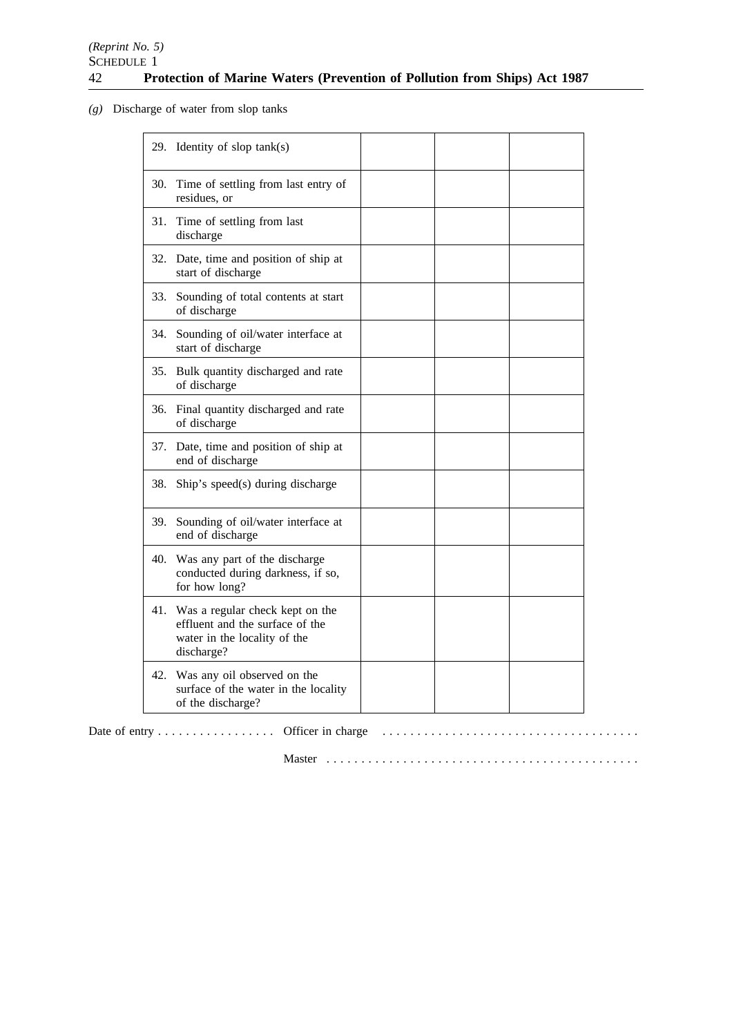*(g)* Discharge of water from slop tanks

| | | | |
|---|---|---|---|
| 29. Identity of slop tank(s) | | | |
| 30. Time of settling from last entry of residues, or | | | |
| 31. Time of settling from last discharge | | | |
| 32. Date, time and position of ship at start of discharge | | | |
| 33. Sounding of total contents at start of discharge | | | |
| 34. Sounding of oil/water interface at start of discharge | | | |
| 35. Bulk quantity discharged and rate of discharge | | | |
| 36. Final quantity discharged and rate of discharge | | | |
| 37. Date, time and position of ship at end of discharge | | | |
| 38. Ship's speed(s) during discharge | | | |
| 39. Sounding of oil/water interface at end of discharge | | | |
| 40. Was any part of the discharge conducted during darkness, if so, for how long? | | | |
| 41. Was a regular check kept on the effluent and the surface of the water in the locality of the discharge? | | | |
| 42. Was any oil observed on the surface of the water in the locality of the discharge? | | | |

Date of entry . . . . . . . . . . . . . . . . . Officer in charge . . . . . . . . . . . . . . . . . . . . . . . . . . . . . . . . . . . . .

Master . . . . . . . . . . . . . . . . . . . . . . . . . . . . . . . . . . . . . . . . . . . .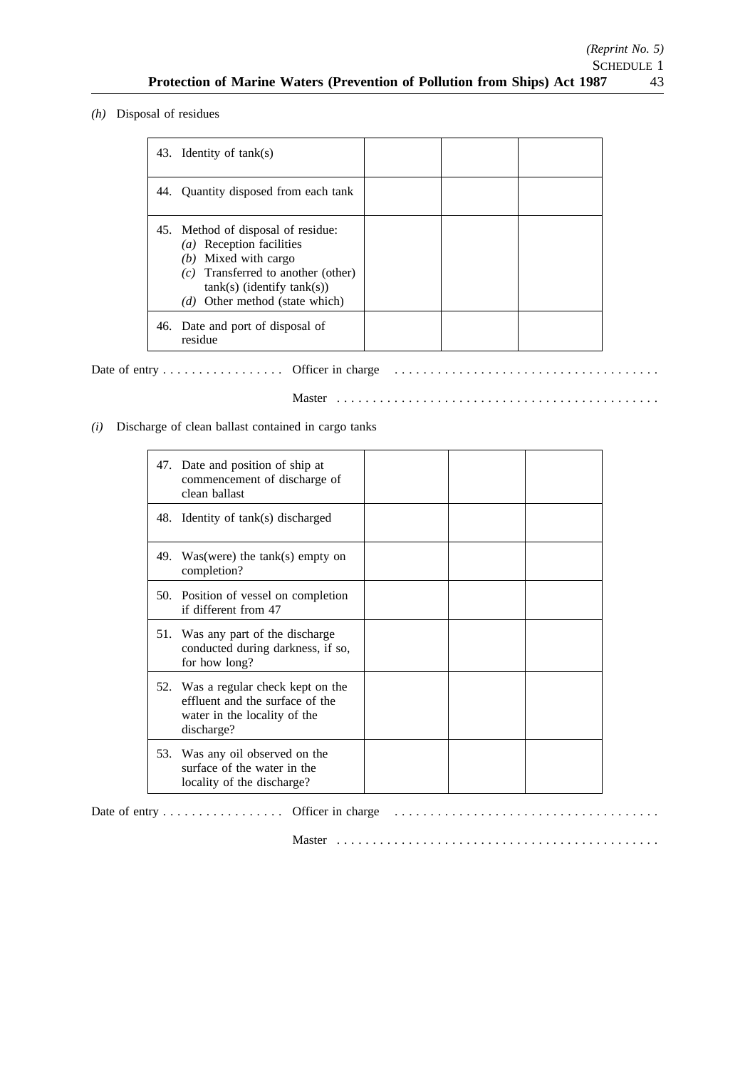*(h)* Disposal of residues

| | | | |
|---|---|---|---|
| 43. Identity of tank(s) | | | |
| 44. Quantity disposed from each tank | | | |
| 45. Method of disposal of residue:<br>*(a)* Reception facilities<br>*(b)* Mixed with cargo<br>*(c)* Transferred to another (other) tank(s) (identify tank(s))<br>*(d)* Other method (state which) | | | |
| 46. Date and port of disposal of residue | | | |

Date of entry . . . . . . . . . . . . . . . . . Officer in charge . . . . . . . . . . . . . . . . . . . . . . . . . . . . . . . . . . . . .

Master . . . . . . . . . . . . . . . . . . . . . . . . . . . . . . . . . . . . . . . . . . . . .

*(i)* Discharge of clean ballast contained in cargo tanks

| | | | |
|---|---|---|---|
| 47. Date and position of ship at commencement of discharge of clean ballast | | | |
| 48. Identity of tank(s) discharged | | | |
| 49. Was(were) the tank(s) empty on completion? | | | |
| 50. Position of vessel on completion if different from 47 | | | |
| 51. Was any part of the discharge conducted during darkness, if so, for how long? | | | |
| 52. Was a regular check kept on the effluent and the surface of the water in the locality of the discharge? | | | |
| 53. Was any oil observed on the surface of the water in the locality of the discharge? | | | |

Date of entry . . . . . . . . . . . . . . . . . Officer in charge . . . . . . . . . . . . . . . . . . . . . . . . . . . . . . . . . . . . .

Master . . . . . . . . . . . . . . . . . . . . . . . . . . . . . . . . . . . . . . . . . . . . .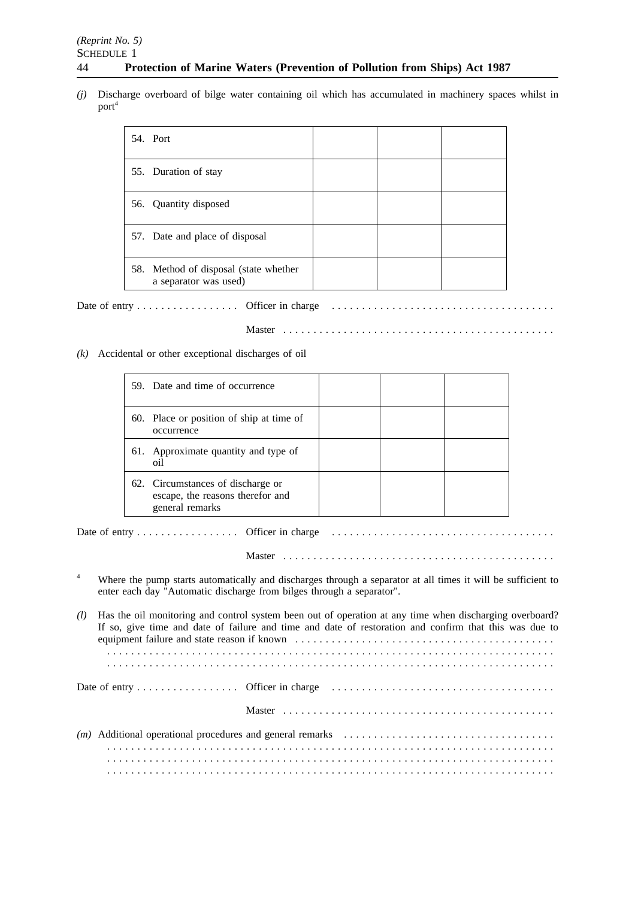*(j)* Discharge overboard of bilge water containing oil which has accumulated in machinery spaces whilst in port[4]

| | | | |
|---|---|---|---|
| 54. Port | | | |
| 55. Duration of stay | | | |
| 56. Quantity disposed | | | |
| 57. Date and place of disposal | | | |
| 58. Method of disposal (state whether a separator was used) | | | |

Date of entry . . . . . . . . . . . . . . . . . Officer in charge . . . . . . . . . . . . . . . . . . . . . . . . . . . . . . . . . . . . .

Master . . . . . . . . . . . . . . . . . . . . . . . . . . . . . . . . . . . . . . . . . . . . .

*(k)* Accidental or other exceptional discharges of oil

| | | | |
|---|---|---|---|
| 59. Date and time of occurrence | | | |
| 60. Place or position of ship at time of occurrence | | | |
| 61. Approximate quantity and type of oil | | | |
| 62. Circumstances of discharge or escape, the reasons therefor and general remarks | | | |

Date of entry . . . . . . . . . . . . . . . . . Officer in charge . . . . . . . . . . . . . . . . . . . . . . . . . . . . . . . . . . . . .

Master . . . . . . . . . . . . . . . . . . . . . . . . . . . . . . . . . . . . . . . . . . . . .

[4] Where the pump starts automatically and discharges through a separator at all times it will be sufficient to enter each day "Automatic discharge from bilges through a separator".

*(l)* Has the oil monitoring and control system been out of operation at any time when discharging overboard? If so, give time and date of failure and time and date of restoration and confirm that this was due to equipment failure and state reason if known . . . . . . . . . . . . . . . . . . . . . . . . . . . . . . . . . . . . . . . . . .
. . . . . . . . . . . . . . . . . . . . . . . . . . . . . . . . . . . . . . . . . . . . . . . . . . . . . . . . . . . . . . . . . . . . . . . .
. . . . . . . . . . . . . . . . . . . . . . . . . . . . . . . . . . . . . . . . . . . . . . . . . . . . . . . . . . . . . . . . . . . . . . . .

Date of entry . . . . . . . . . . . . . . . . . Officer in charge . . . . . . . . . . . . . . . . . . . . . . . . . . . . . . . . . . . . .

Master . . . . . . . . . . . . . . . . . . . . . . . . . . . . . . . . . . . . . . . . . . . . .

*(m)* Additional operational procedures and general remarks . . . . . . . . . . . . . . . . . . . . . . . . . . . . . . . . . . .
. . . . . . . . . . . . . . . . . . . . . . . . . . . . . . . . . . . . . . . . . . . . . . . . . . . . . . . . . . . . . . . . . . . . . . . .
. . . . . . . . . . . . . . . . . . . . . . . . . . . . . . . . . . . . . . . . . . . . . . . . . . . . . . . . . . . . . . . . . . . . . . . .
. . . . . . . . . . . . . . . . . . . . . . . . . . . . . . . . . . . . . . . . . . . . . . . . . . . . . . . . . . . . . . . . . . . . . . . .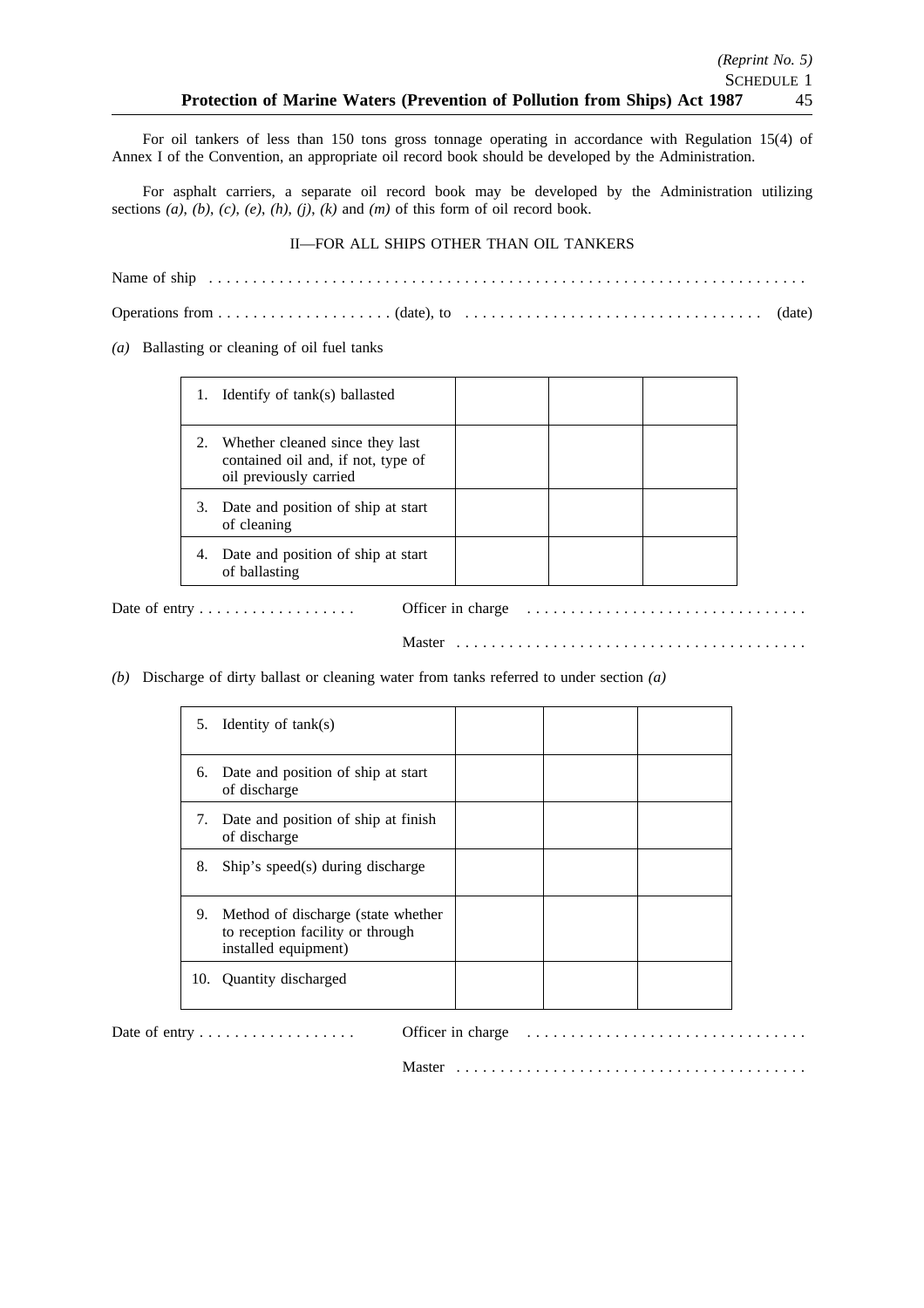For oil tankers of less than 150 tons gross tonnage operating in accordance with Regulation 15(4) of Annex I of the Convention, an appropriate oil record book should be developed by the Administration.

For asphalt carriers, a separate oil record book may be developed by the Administration utilizing sections *(a)*, *(b)*, *(c)*, *(e)*, *(h)*, *(j)*, *(k)* and *(m)* of this form of oil record book.

II—FOR ALL SHIPS OTHER THAN OIL TANKERS

Name of ship . . . . . . . . . . . . . . . . . . . . . . . . . . . . . . . . . . . . . . . . . . . . . . . . . . . . . . . . . . . . . . . . . . . .

Operations from . . . . . . . . . . . . . . . . . . . . (date), to . . . . . . . . . . . . . . . . . . . . . . . . . . . . . . . . . . (date)

*(a)* Ballasting or cleaning of oil fuel tanks

| | | | |
|---|---|---|---|
| 1. Identify of tank(s) ballasted | | | |
| 2. Whether cleaned since they last contained oil and, if not, type of oil previously carried | | | |
| 3. Date and position of ship at start of cleaning | | | |
| 4. Date and position of ship at start of ballasting | | | |

Date of entry . . . . . . . . . . . . . . . . . . Officer in charge . . . . . . . . . . . . . . . . . . . . . . . . . . . . . . . .

Master . . . . . . . . . . . . . . . . . . . . . . . . . . . . . . . . . . . . . . . .

*(b)* Discharge of dirty ballast or cleaning water from tanks referred to under section *(a)*

| | | | |
|---|---|---|---|
| 5. Identity of tank(s) | | | |
| 6. Date and position of ship at start of discharge | | | |
| 7. Date and position of ship at finish of discharge | | | |
| 8. Ship's speed(s) during discharge | | | |
| 9. Method of discharge (state whether to reception facility or through installed equipment) | | | |
| 10. Quantity discharged | | | |

Date of entry . . . . . . . . . . . . . . . . . . Officer in charge . . . . . . . . . . . . . . . . . . . . . . . . . . . . . . . .

Master . . . . . . . . . . . . . . . . . . . . . . . . . . . . . . . . . . . . . . . .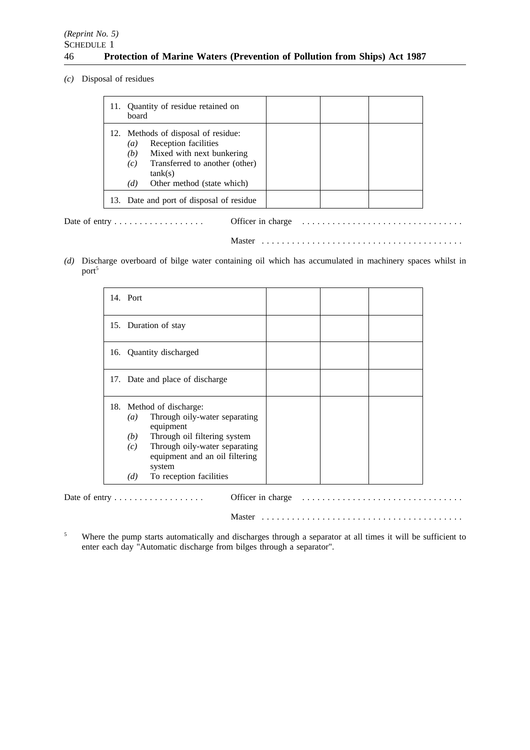*(c)* Disposal of residues

| | | | |
|---|---|---|---|
| 11. Quantity of residue retained on board | | | |
| 12. Methods of disposal of residue:<br>*(a)* Reception facilities<br>*(b)* Mixed with next bunkering<br>*(c)* Transferred to another (other) tank(s)<br>*(d)* Other method (state which) | | | |
| 13. Date and port of disposal of residue | | | |

Date of entry . . . . . . . . . . . . . . . . . . Officer in charge . . . . . . . . . . . . . . . . . . . . . . . . . . . . . . . .

Master . . . . . . . . . . . . . . . . . . . . . . . . . . . . . . . . . . . . . . . .

*(d)* Discharge overboard of bilge water containing oil which has accumulated in machinery spaces whilst in port[5]

| | | | |
|---|---|---|---|
| 14. Port | | | |
| 15. Duration of stay | | | |
| 16. Quantity discharged | | | |
| 17. Date and place of discharge | | | |
| 18. Method of discharge:<br>*(a)* Through oily-water separating equipment<br>*(b)* Through oil filtering system<br>*(c)* Through oily-water separating equipment and an oil filtering system<br>*(d)* To reception facilities | | | |

Date of entry . . . . . . . . . . . . . . . . . . Officer in charge . . . . . . . . . . . . . . . . . . . . . . . . . . . . . . . .

Master . . . . . . . . . . . . . . . . . . . . . . . . . . . . . . . . . . . . . . . .

[5] Where the pump starts automatically and discharges through a separator at all times it will be sufficient to enter each day "Automatic discharge from bilges through a separator".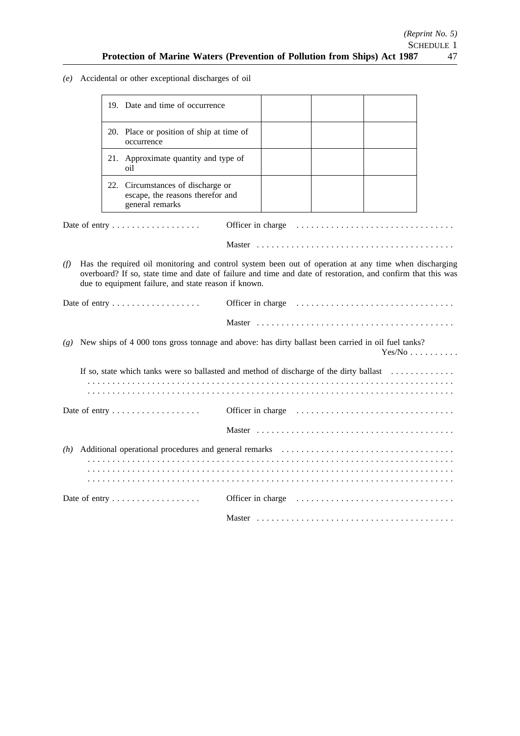*(e)* Accidental or other exceptional discharges of oil

| | | | |
|---|---|---|---|
| 19. Date and time of occurrence | | | |
| 20. Place or position of ship at time of occurrence | | | |
| 21. Approximate quantity and type of oil | | | |
| 22. Circumstances of discharge or escape, the reasons therefor and general remarks | | | |

Date of entry . . . . . . . . . . . . . . . . . . Officer in charge . . . . . . . . . . . . . . . . . . . . . . . . . . . . . . . .

Master . . . . . . . . . . . . . . . . . . . . . . . . . . . . . . . . . . . . . . . .

*(f)* Has the required oil monitoring and control system been out of operation at any time when discharging overboard? If so, state time and date of failure and time and date of restoration, and confirm that this was due to equipment failure, and state reason if known.

Date of entry . . . . . . . . . . . . . . . . . . Officer in charge . . . . . . . . . . . . . . . . . . . . . . . . . . . . . . . .

Master . . . . . . . . . . . . . . . . . . . . . . . . . . . . . . . . . . . . . . . .

*(g)* New ships of 4 000 tons gross tonnage and above: has dirty ballast been carried in oil fuel tanks? Yes/No . . . . . . . . . .

If so, state which tanks were so ballasted and method of discharge of the dirty ballast . . . . . . . . . . . . .
. . . . . . . . . . . . . . . . . . . . . . . . . . . . . . . . . . . . . . . . . . . . . . . . . . . . . . . . . . . . . . . . . . . . . . . . . . .
. . . . . . . . . . . . . . . . . . . . . . . . . . . . . . . . . . . . . . . . . . . . . . . . . . . . . . . . . . . . . . . . . . . . . . . . . . .

Date of entry . . . . . . . . . . . . . . . . . . Officer in charge . . . . . . . . . . . . . . . . . . . . . . . . . . . . . . . .

Master . . . . . . . . . . . . . . . . . . . . . . . . . . . . . . . . . . . . . . . .

*(h)* Additional operational procedures and general remarks . . . . . . . . . . . . . . . . . . . . . . . . . . . . . . . . . .
. . . . . . . . . . . . . . . . . . . . . . . . . . . . . . . . . . . . . . . . . . . . . . . . . . . . . . . . . . . . . . . . . . . . . . . . . . .
. . . . . . . . . . . . . . . . . . . . . . . . . . . . . . . . . . . . . . . . . . . . . . . . . . . . . . . . . . . . . . . . . . . . . . . . . . .
. . . . . . . . . . . . . . . . . . . . . . . . . . . . . . . . . . . . . . . . . . . . . . . . . . . . . . . . . . . . . . . . . . . . . . . . . . .

Date of entry . . . . . . . . . . . . . . . . . . Officer in charge . . . . . . . . . . . . . . . . . . . . . . . . . . . . . . . .

Master . . . . . . . . . . . . . . . . . . . . . . . . . . . . . . . . . . . . . . . .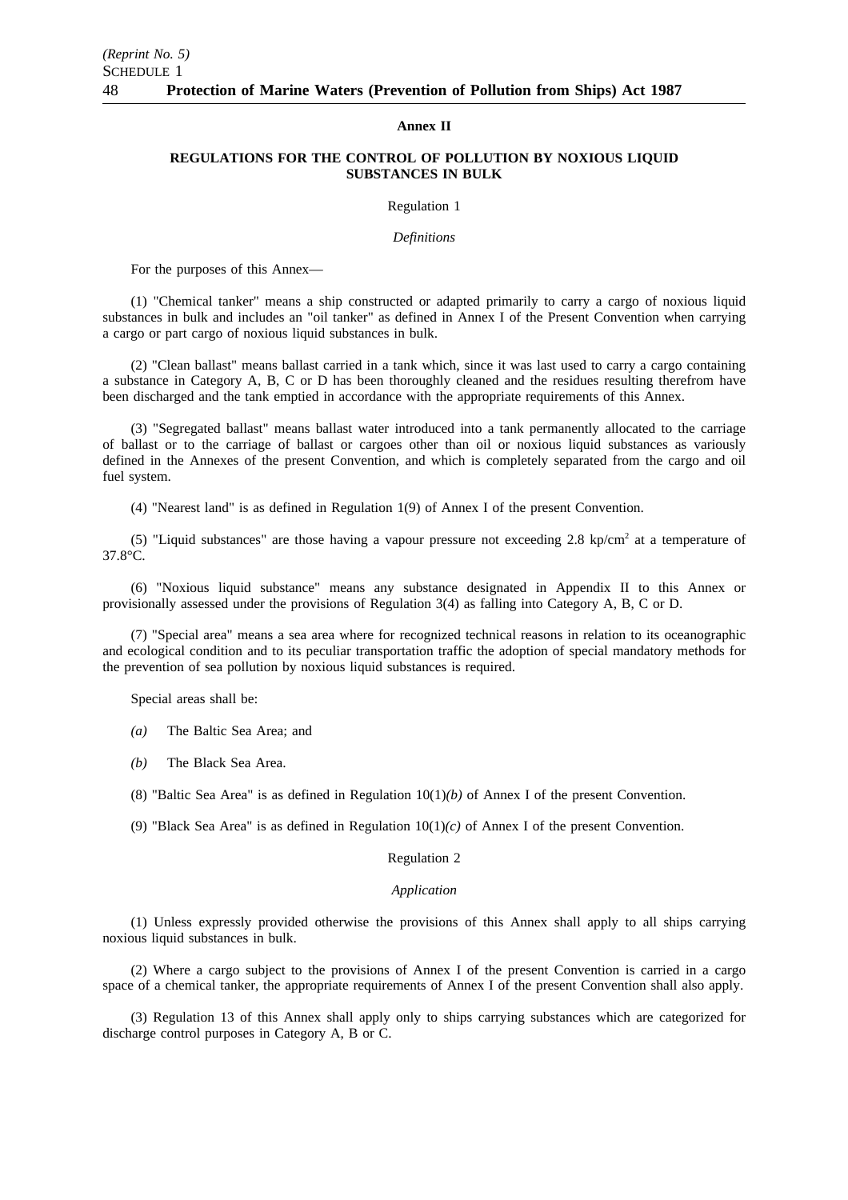## Annex II

### REGULATIONS FOR THE CONTROL OF POLLUTION BY NOXIOUS LIQUID SUBSTANCES IN BULK

Regulation 1

*Definitions*

For the purposes of this Annex—

(1) "Chemical tanker" means a ship constructed or adapted primarily to carry a cargo of noxious liquid substances in bulk and includes an "oil tanker" as defined in Annex I of the Present Convention when carrying a cargo or part cargo of noxious liquid substances in bulk.

(2) "Clean ballast" means ballast carried in a tank which, since it was last used to carry a cargo containing a substance in Category A, B, C or D has been thoroughly cleaned and the residues resulting therefrom have been discharged and the tank emptied in accordance with the appropriate requirements of this Annex.

(3) "Segregated ballast" means ballast water introduced into a tank permanently allocated to the carriage of ballast or to the carriage of ballast or cargoes other than oil or noxious liquid substances as variously defined in the Annexes of the present Convention, and which is completely separated from the cargo and oil fuel system.

(4) "Nearest land" is as defined in Regulation 1(9) of Annex I of the present Convention.

(5) "Liquid substances" are those having a vapour pressure not exceeding 2.8 kp/cm$^2$ at a temperature of 37.8°C.

(6) "Noxious liquid substance" means any substance designated in Appendix II to this Annex or provisionally assessed under the provisions of Regulation 3(4) as falling into Category A, B, C or D.

(7) "Special area" means a sea area where for recognized technical reasons in relation to its oceanographic and ecological condition and to its peculiar transportation traffic the adoption of special mandatory methods for the prevention of sea pollution by noxious liquid substances is required.

Special areas shall be:

*(a)* The Baltic Sea Area; and

*(b)* The Black Sea Area.

(8) "Baltic Sea Area" is as defined in Regulation 10(1)*(b)* of Annex I of the present Convention.

(9) "Black Sea Area" is as defined in Regulation 10(1)*(c)* of Annex I of the present Convention.

Regulation 2

*Application*

(1) Unless expressly provided otherwise the provisions of this Annex shall apply to all ships carrying noxious liquid substances in bulk.

(2) Where a cargo subject to the provisions of Annex I of the present Convention is carried in a cargo space of a chemical tanker, the appropriate requirements of Annex I of the present Convention shall also apply.

(3) Regulation 13 of this Annex shall apply only to ships carrying substances which are categorized for discharge control purposes in Category A, B or C.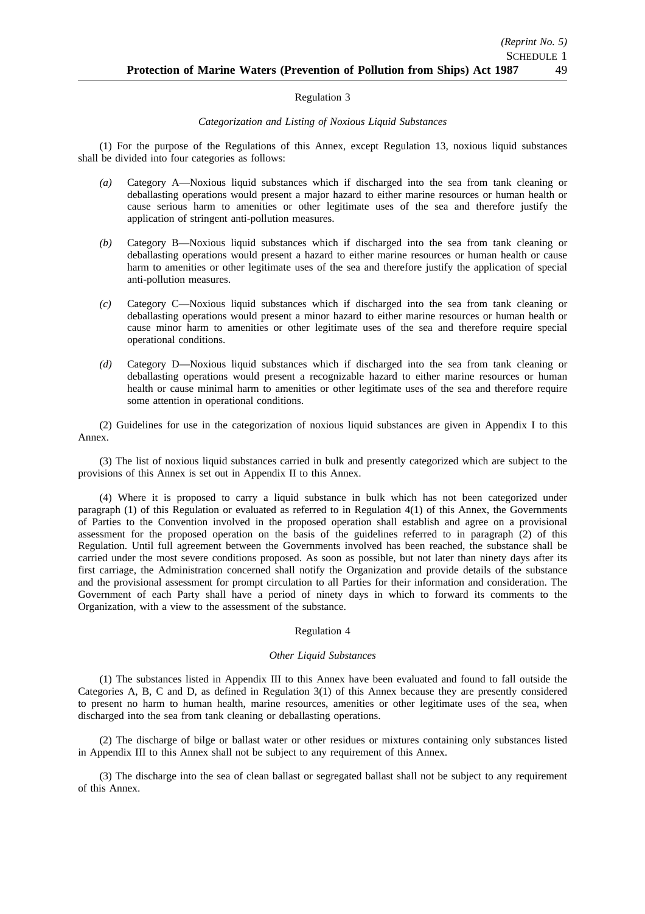## Regulation 3

*Categorization and Listing of Noxious Liquid Substances*

(1) For the purpose of the Regulations of this Annex, except Regulation 13, noxious liquid substances shall be divided into four categories as follows:

*(a)* Category A—Noxious liquid substances which if discharged into the sea from tank cleaning or deballasting operations would present a major hazard to either marine resources or human health or cause serious harm to amenities or other legitimate uses of the sea and therefore justify the application of stringent anti-pollution measures.

*(b)* Category B—Noxious liquid substances which if discharged into the sea from tank cleaning or deballasting operations would present a hazard to either marine resources or human health or cause harm to amenities or other legitimate uses of the sea and therefore justify the application of special anti-pollution measures.

*(c)* Category C—Noxious liquid substances which if discharged into the sea from tank cleaning or deballasting operations would present a minor hazard to either marine resources or human health or cause minor harm to amenities or other legitimate uses of the sea and therefore require special operational conditions.

*(d)* Category D—Noxious liquid substances which if discharged into the sea from tank cleaning or deballasting operations would present a recognizable hazard to either marine resources or human health or cause minimal harm to amenities or other legitimate uses of the sea and therefore require some attention in operational conditions.

(2) Guidelines for use in the categorization of noxious liquid substances are given in Appendix I to this Annex.

(3) The list of noxious liquid substances carried in bulk and presently categorized which are subject to the provisions of this Annex is set out in Appendix II to this Annex.

(4) Where it is proposed to carry a liquid substance in bulk which has not been categorized under paragraph (1) of this Regulation or evaluated as referred to in Regulation 4(1) of this Annex, the Governments of Parties to the Convention involved in the proposed operation shall establish and agree on a provisional assessment for the proposed operation on the basis of the guidelines referred to in paragraph (2) of this Regulation. Until full agreement between the Governments involved has been reached, the substance shall be carried under the most severe conditions proposed. As soon as possible, but not later than ninety days after its first carriage, the Administration concerned shall notify the Organization and provide details of the substance and the provisional assessment for prompt circulation to all Parties for their information and consideration. The Government of each Party shall have a period of ninety days in which to forward its comments to the Organization, with a view to the assessment of the substance.

## Regulation 4

*Other Liquid Substances*

(1) The substances listed in Appendix III to this Annex have been evaluated and found to fall outside the Categories A, B, C and D, as defined in Regulation 3(1) of this Annex because they are presently considered to present no harm to human health, marine resources, amenities or other legitimate uses of the sea, when discharged into the sea from tank cleaning or deballasting operations.

(2) The discharge of bilge or ballast water or other residues or mixtures containing only substances listed in Appendix III to this Annex shall not be subject to any requirement of this Annex.

(3) The discharge into the sea of clean ballast or segregated ballast shall not be subject to any requirement of this Annex.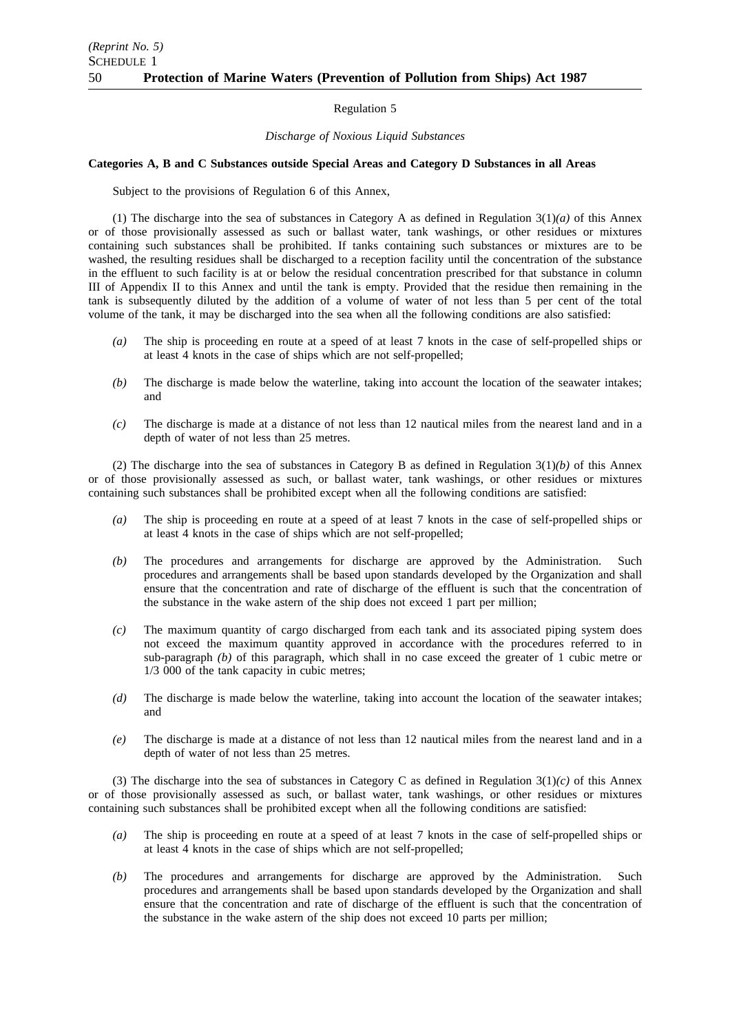Regulation 5

*Discharge of Noxious Liquid Substances*

**Categories A, B and C Substances outside Special Areas and Category D Substances in all Areas**

Subject to the provisions of Regulation 6 of this Annex,

(1) The discharge into the sea of substances in Category A as defined in Regulation 3(1)*(a)* of this Annex or of those provisionally assessed as such or ballast water, tank washings, or other residues or mixtures containing such substances shall be prohibited. If tanks containing such substances or mixtures are to be washed, the resulting residues shall be discharged to a reception facility until the concentration of the substance in the effluent to such facility is at or below the residual concentration prescribed for that substance in column III of Appendix II to this Annex and until the tank is empty. Provided that the residue then remaining in the tank is subsequently diluted by the addition of a volume of water of not less than 5 per cent of the total volume of the tank, it may be discharged into the sea when all the following conditions are also satisfied:

*(a)* The ship is proceeding en route at a speed of at least 7 knots in the case of self-propelled ships or at least 4 knots in the case of ships which are not self-propelled;

*(b)* The discharge is made below the waterline, taking into account the location of the seawater intakes; and

*(c)* The discharge is made at a distance of not less than 12 nautical miles from the nearest land and in a depth of water of not less than 25 metres.

(2) The discharge into the sea of substances in Category B as defined in Regulation 3(1)*(b)* of this Annex or of those provisionally assessed as such, or ballast water, tank washings, or other residues or mixtures containing such substances shall be prohibited except when all the following conditions are satisfied:

*(a)* The ship is proceeding en route at a speed of at least 7 knots in the case of self-propelled ships or at least 4 knots in the case of ships which are not self-propelled;

*(b)* The procedures and arrangements for discharge are approved by the Administration. Such procedures and arrangements shall be based upon standards developed by the Organization and shall ensure that the concentration and rate of discharge of the effluent is such that the concentration of the substance in the wake astern of the ship does not exceed 1 part per million;

*(c)* The maximum quantity of cargo discharged from each tank and its associated piping system does not exceed the maximum quantity approved in accordance with the procedures referred to in sub-paragraph *(b)* of this paragraph, which shall in no case exceed the greater of 1 cubic metre or 1/3 000 of the tank capacity in cubic metres;

*(d)* The discharge is made below the waterline, taking into account the location of the seawater intakes; and

*(e)* The discharge is made at a distance of not less than 12 nautical miles from the nearest land and in a depth of water of not less than 25 metres.

(3) The discharge into the sea of substances in Category C as defined in Regulation 3(1)*(c)* of this Annex or of those provisionally assessed as such, or ballast water, tank washings, or other residues or mixtures containing such substances shall be prohibited except when all the following conditions are satisfied:

*(a)* The ship is proceeding en route at a speed of at least 7 knots in the case of self-propelled ships or at least 4 knots in the case of ships which are not self-propelled;

*(b)* The procedures and arrangements for discharge are approved by the Administration. Such procedures and arrangements shall be based upon standards developed by the Organization and shall ensure that the concentration and rate of discharge of the effluent is such that the concentration of the substance in the wake astern of the ship does not exceed 10 parts per million;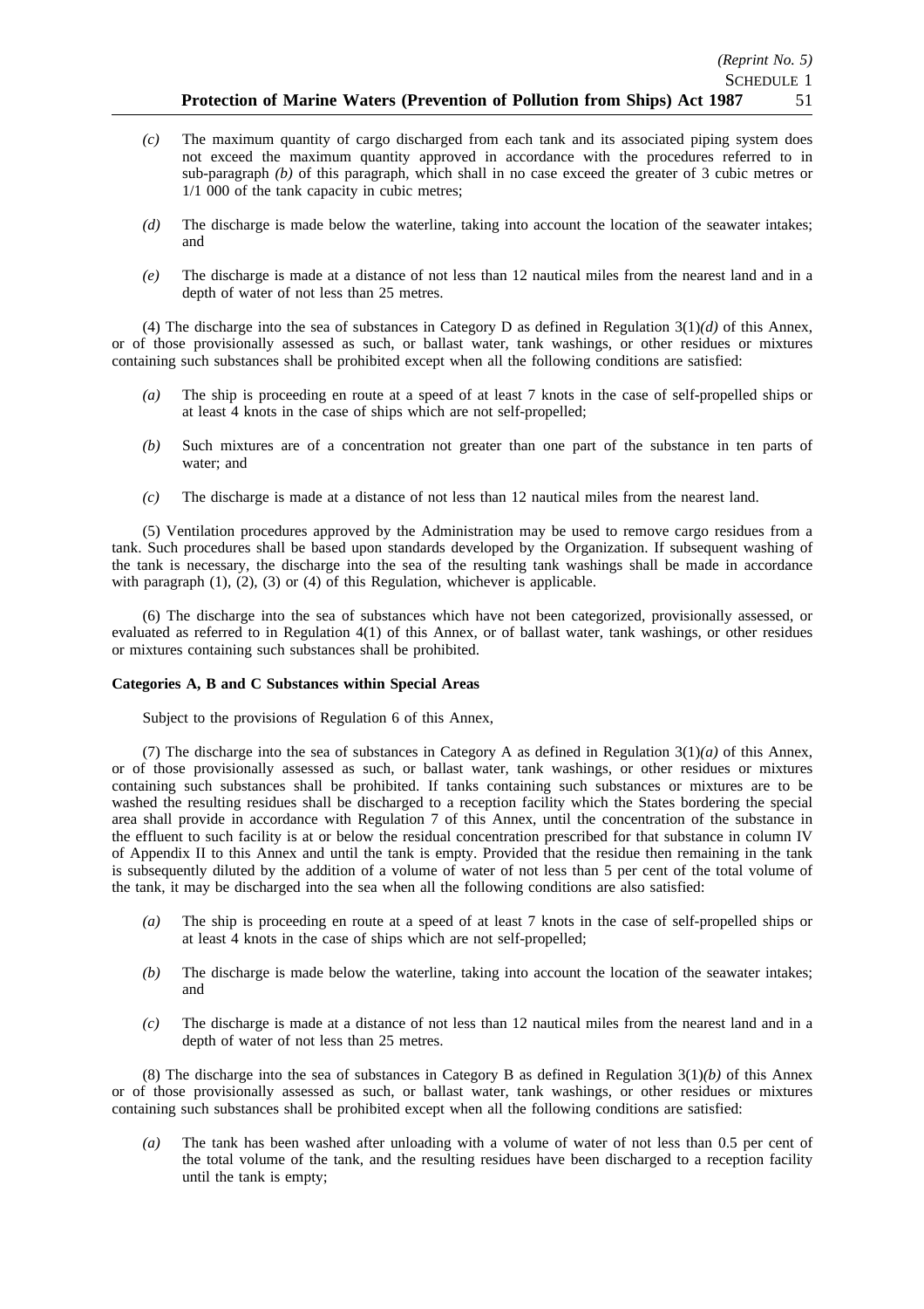*(c)* The maximum quantity of cargo discharged from each tank and its associated piping system does not exceed the maximum quantity approved in accordance with the procedures referred to in sub-paragraph *(b)* of this paragraph, which shall in no case exceed the greater of 3 cubic metres or 1/1 000 of the tank capacity in cubic metres;

*(d)* The discharge is made below the waterline, taking into account the location of the seawater intakes; and

*(e)* The discharge is made at a distance of not less than 12 nautical miles from the nearest land and in a depth of water of not less than 25 metres.

(4) The discharge into the sea of substances in Category D as defined in Regulation 3(1)*(d)* of this Annex, or of those provisionally assessed as such, or ballast water, tank washings, or other residues or mixtures containing such substances shall be prohibited except when all the following conditions are satisfied:

*(a)* The ship is proceeding en route at a speed of at least 7 knots in the case of self-propelled ships or at least 4 knots in the case of ships which are not self-propelled;

*(b)* Such mixtures are of a concentration not greater than one part of the substance in ten parts of water; and

*(c)* The discharge is made at a distance of not less than 12 nautical miles from the nearest land.

(5) Ventilation procedures approved by the Administration may be used to remove cargo residues from a tank. Such procedures shall be based upon standards developed by the Organization. If subsequent washing of the tank is necessary, the discharge into the sea of the resulting tank washings shall be made in accordance with paragraph (1), (2), (3) or (4) of this Regulation, whichever is applicable.

(6) The discharge into the sea of substances which have not been categorized, provisionally assessed, or evaluated as referred to in Regulation 4(1) of this Annex, or of ballast water, tank washings, or other residues or mixtures containing such substances shall be prohibited.

**Categories A, B and C Substances within Special Areas**

Subject to the provisions of Regulation 6 of this Annex,

(7) The discharge into the sea of substances in Category A as defined in Regulation 3(1)*(a)* of this Annex, or of those provisionally assessed as such, or ballast water, tank washings, or other residues or mixtures containing such substances shall be prohibited. If tanks containing such substances or mixtures are to be washed the resulting residues shall be discharged to a reception facility which the States bordering the special area shall provide in accordance with Regulation 7 of this Annex, until the concentration of the substance in the effluent to such facility is at or below the residual concentration prescribed for that substance in column IV of Appendix II to this Annex and until the tank is empty. Provided that the residue then remaining in the tank is subsequently diluted by the addition of a volume of water of not less than 5 per cent of the total volume of the tank, it may be discharged into the sea when all the following conditions are also satisfied:

*(a)* The ship is proceeding en route at a speed of at least 7 knots in the case of self-propelled ships or at least 4 knots in the case of ships which are not self-propelled;

*(b)* The discharge is made below the waterline, taking into account the location of the seawater intakes; and

*(c)* The discharge is made at a distance of not less than 12 nautical miles from the nearest land and in a depth of water of not less than 25 metres.

(8) The discharge into the sea of substances in Category B as defined in Regulation 3(1)*(b)* of this Annex or of those provisionally assessed as such, or ballast water, tank washings, or other residues or mixtures containing such substances shall be prohibited except when all the following conditions are satisfied:

*(a)* The tank has been washed after unloading with a volume of water of not less than 0.5 per cent of the total volume of the tank, and the resulting residues have been discharged to a reception facility until the tank is empty;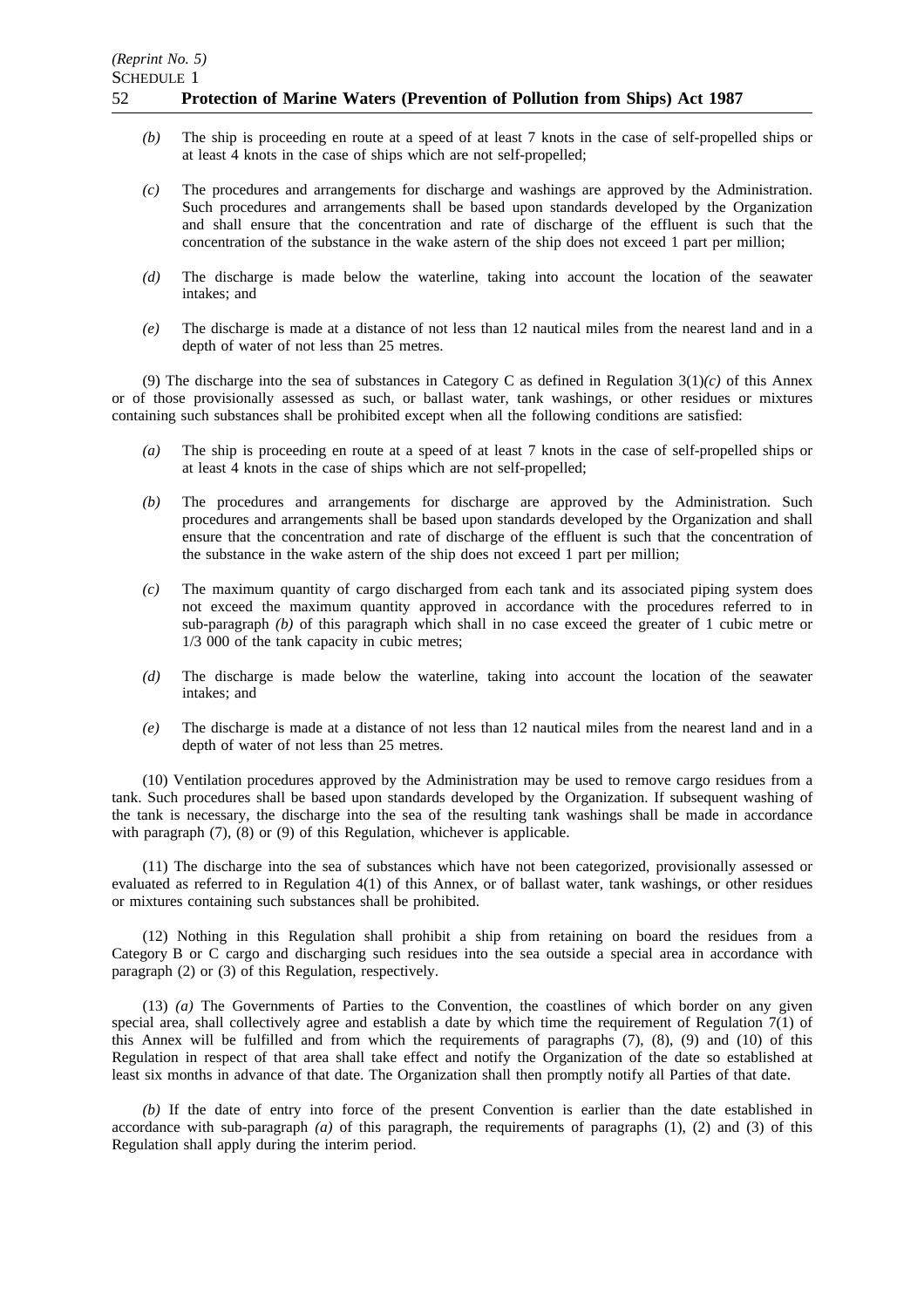*(b)* The ship is proceeding en route at a speed of at least 7 knots in the case of self-propelled ships or at least 4 knots in the case of ships which are not self-propelled;

*(c)* The procedures and arrangements for discharge and washings are approved by the Administration. Such procedures and arrangements shall be based upon standards developed by the Organization and shall ensure that the concentration and rate of discharge of the effluent is such that the concentration of the substance in the wake astern of the ship does not exceed 1 part per million;

*(d)* The discharge is made below the waterline, taking into account the location of the seawater intakes; and

*(e)* The discharge is made at a distance of not less than 12 nautical miles from the nearest land and in a depth of water of not less than 25 metres.

(9) The discharge into the sea of substances in Category C as defined in Regulation 3(1)*(c)* of this Annex or of those provisionally assessed as such, or ballast water, tank washings, or other residues or mixtures containing such substances shall be prohibited except when all the following conditions are satisfied:

*(a)* The ship is proceeding en route at a speed of at least 7 knots in the case of self-propelled ships or at least 4 knots in the case of ships which are not self-propelled;

*(b)* The procedures and arrangements for discharge are approved by the Administration. Such procedures and arrangements shall be based upon standards developed by the Organization and shall ensure that the concentration and rate of discharge of the effluent is such that the concentration of the substance in the wake astern of the ship does not exceed 1 part per million;

*(c)* The maximum quantity of cargo discharged from each tank and its associated piping system does not exceed the maximum quantity approved in accordance with the procedures referred to in sub-paragraph *(b)* of this paragraph which shall in no case exceed the greater of 1 cubic metre or 1/3 000 of the tank capacity in cubic metres;

*(d)* The discharge is made below the waterline, taking into account the location of the seawater intakes; and

*(e)* The discharge is made at a distance of not less than 12 nautical miles from the nearest land and in a depth of water of not less than 25 metres.

(10) Ventilation procedures approved by the Administration may be used to remove cargo residues from a tank. Such procedures shall be based upon standards developed by the Organization. If subsequent washing of the tank is necessary, the discharge into the sea of the resulting tank washings shall be made in accordance with paragraph (7), (8) or (9) of this Regulation, whichever is applicable.

(11) The discharge into the sea of substances which have not been categorized, provisionally assessed or evaluated as referred to in Regulation 4(1) of this Annex, or of ballast water, tank washings, or other residues or mixtures containing such substances shall be prohibited.

(12) Nothing in this Regulation shall prohibit a ship from retaining on board the residues from a Category B or C cargo and discharging such residues into the sea outside a special area in accordance with paragraph (2) or (3) of this Regulation, respectively.

(13) *(a)* The Governments of Parties to the Convention, the coastlines of which border on any given special area, shall collectively agree and establish a date by which time the requirement of Regulation 7(1) of this Annex will be fulfilled and from which the requirements of paragraphs (7), (8), (9) and (10) of this Regulation in respect of that area shall take effect and notify the Organization of the date so established at least six months in advance of that date. The Organization shall then promptly notify all Parties of that date.

*(b)* If the date of entry into force of the present Convention is earlier than the date established in accordance with sub-paragraph *(a)* of this paragraph, the requirements of paragraphs (1), (2) and (3) of this Regulation shall apply during the interim period.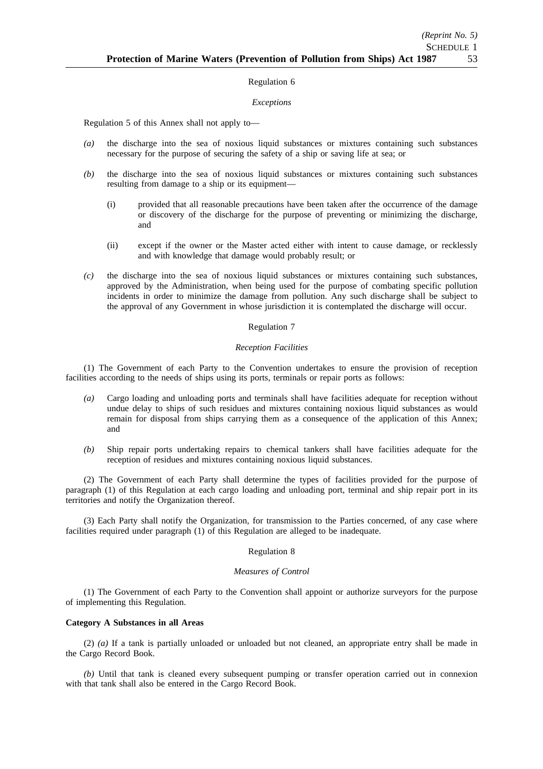Regulation 6

*Exceptions*

Regulation 5 of this Annex shall not apply to—

*(a)* the discharge into the sea of noxious liquid substances or mixtures containing such substances necessary for the purpose of securing the safety of a ship or saving life at sea; or

*(b)* the discharge into the sea of noxious liquid substances or mixtures containing such substances resulting from damage to a ship or its equipment—

(i) provided that all reasonable precautions have been taken after the occurrence of the damage or discovery of the discharge for the purpose of preventing or minimizing the discharge, and

(ii) except if the owner or the Master acted either with intent to cause damage, or recklessly and with knowledge that damage would probably result; or

*(c)* the discharge into the sea of noxious liquid substances or mixtures containing such substances, approved by the Administration, when being used for the purpose of combating specific pollution incidents in order to minimize the damage from pollution. Any such discharge shall be subject to the approval of any Government in whose jurisdiction it is contemplated the discharge will occur.

Regulation 7

*Reception Facilities*

(1) The Government of each Party to the Convention undertakes to ensure the provision of reception facilities according to the needs of ships using its ports, terminals or repair ports as follows:

*(a)* Cargo loading and unloading ports and terminals shall have facilities adequate for reception without undue delay to ships of such residues and mixtures containing noxious liquid substances as would remain for disposal from ships carrying them as a consequence of the application of this Annex; and

*(b)* Ship repair ports undertaking repairs to chemical tankers shall have facilities adequate for the reception of residues and mixtures containing noxious liquid substances.

(2) The Government of each Party shall determine the types of facilities provided for the purpose of paragraph (1) of this Regulation at each cargo loading and unloading port, terminal and ship repair port in its territories and notify the Organization thereof.

(3) Each Party shall notify the Organization, for transmission to the Parties concerned, of any case where facilities required under paragraph (1) of this Regulation are alleged to be inadequate.

Regulation 8

*Measures of Control*

(1) The Government of each Party to the Convention shall appoint or authorize surveyors for the purpose of implementing this Regulation.

**Category A Substances in all Areas**

(2) *(a)* If a tank is partially unloaded or unloaded but not cleaned, an appropriate entry shall be made in the Cargo Record Book.

*(b)* Until that tank is cleaned every subsequent pumping or transfer operation carried out in connexion with that tank shall also be entered in the Cargo Record Book.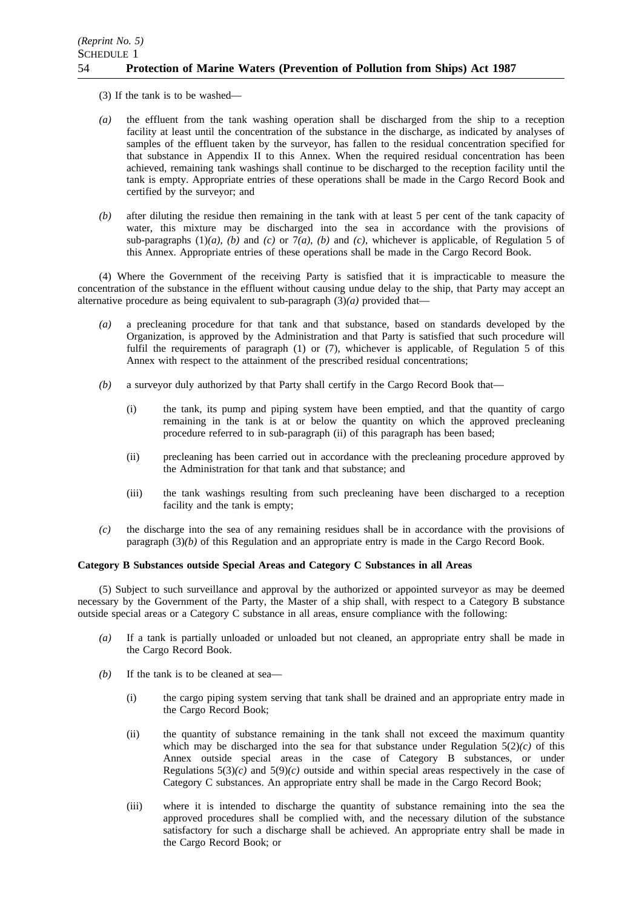(3) If the tank is to be washed—

*(a)* the effluent from the tank washing operation shall be discharged from the ship to a reception facility at least until the concentration of the substance in the discharge, as indicated by analyses of samples of the effluent taken by the surveyor, has fallen to the residual concentration specified for that substance in Appendix II to this Annex. When the required residual concentration has been achieved, remaining tank washings shall continue to be discharged to the reception facility until the tank is empty. Appropriate entries of these operations shall be made in the Cargo Record Book and certified by the surveyor; and

*(b)* after diluting the residue then remaining in the tank with at least 5 per cent of the tank capacity of water, this mixture may be discharged into the sea in accordance with the provisions of sub-paragraphs (1)*(a)*, *(b)* and *(c)* or 7*(a)*, *(b)* and *(c)*, whichever is applicable, of Regulation 5 of this Annex. Appropriate entries of these operations shall be made in the Cargo Record Book.

(4) Where the Government of the receiving Party is satisfied that it is impracticable to measure the concentration of the substance in the effluent without causing undue delay to the ship, that Party may accept an alternative procedure as being equivalent to sub-paragraph (3)*(a)* provided that—

*(a)* a precleaning procedure for that tank and that substance, based on standards developed by the Organization, is approved by the Administration and that Party is satisfied that such procedure will fulfil the requirements of paragraph (1) or (7), whichever is applicable, of Regulation 5 of this Annex with respect to the attainment of the prescribed residual concentrations;

*(b)* a surveyor duly authorized by that Party shall certify in the Cargo Record Book that—

(i) the tank, its pump and piping system have been emptied, and that the quantity of cargo remaining in the tank is at or below the quantity on which the approved precleaning procedure referred to in sub-paragraph (ii) of this paragraph has been based;

(ii) precleaning has been carried out in accordance with the precleaning procedure approved by the Administration for that tank and that substance; and

(iii) the tank washings resulting from such precleaning have been discharged to a reception facility and the tank is empty;

*(c)* the discharge into the sea of any remaining residues shall be in accordance with the provisions of paragraph (3)*(b)* of this Regulation and an appropriate entry is made in the Cargo Record Book.

**Category B Substances outside Special Areas and Category C Substances in all Areas**

(5) Subject to such surveillance and approval by the authorized or appointed surveyor as may be deemed necessary by the Government of the Party, the Master of a ship shall, with respect to a Category B substance outside special areas or a Category C substance in all areas, ensure compliance with the following:

*(a)* If a tank is partially unloaded or unloaded but not cleaned, an appropriate entry shall be made in the Cargo Record Book.

*(b)* If the tank is to be cleaned at sea—

(i) the cargo piping system serving that tank shall be drained and an appropriate entry made in the Cargo Record Book;

(ii) the quantity of substance remaining in the tank shall not exceed the maximum quantity which may be discharged into the sea for that substance under Regulation 5(2)*(c)* of this Annex outside special areas in the case of Category B substances, or under Regulations 5(3)*(c)* and 5(9)*(c)* outside and within special areas respectively in the case of Category C substances. An appropriate entry shall be made in the Cargo Record Book;

(iii) where it is intended to discharge the quantity of substance remaining into the sea the approved procedures shall be complied with, and the necessary dilution of the substance satisfactory for such a discharge shall be achieved. An appropriate entry shall be made in the Cargo Record Book; or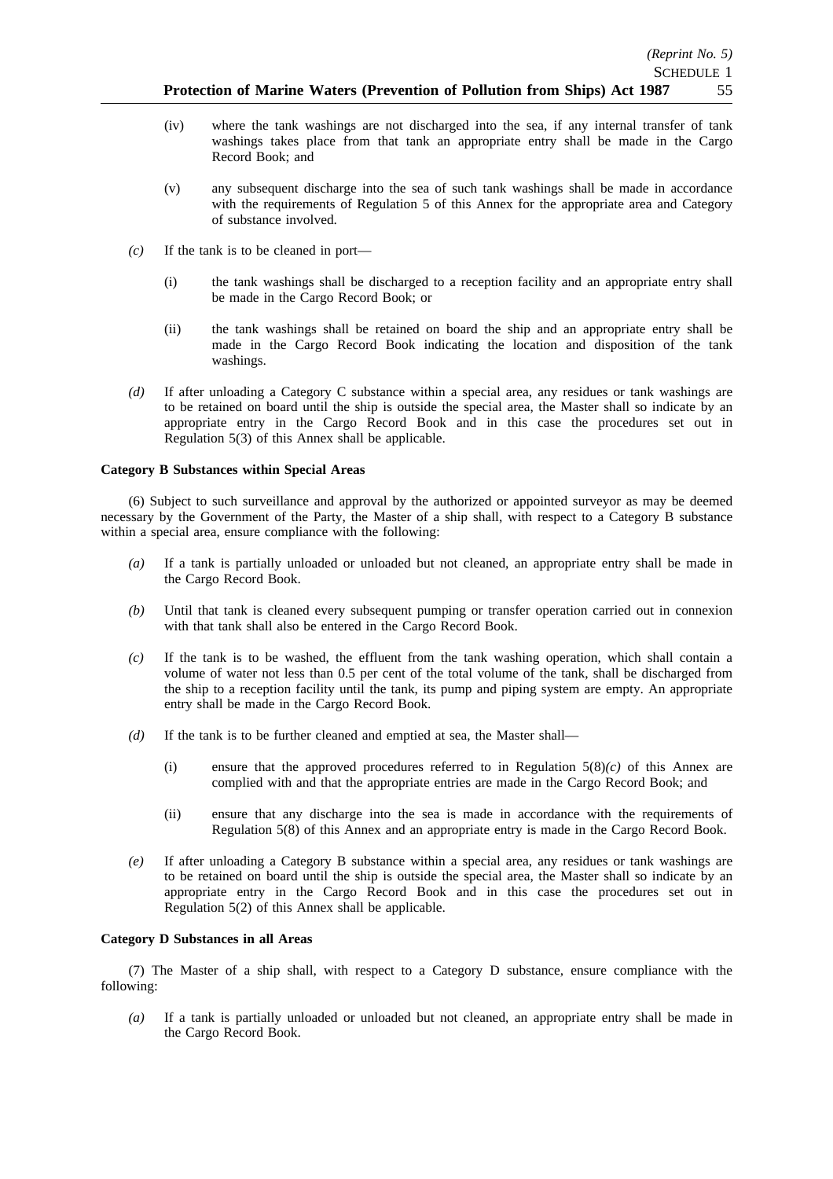(iv) where the tank washings are not discharged into the sea, if any internal transfer of tank washings takes place from that tank an appropriate entry shall be made in the Cargo Record Book; and

(v) any subsequent discharge into the sea of such tank washings shall be made in accordance with the requirements of Regulation 5 of this Annex for the appropriate area and Category of substance involved.

*(c)* If the tank is to be cleaned in port—

(i) the tank washings shall be discharged to a reception facility and an appropriate entry shall be made in the Cargo Record Book; or

(ii) the tank washings shall be retained on board the ship and an appropriate entry shall be made in the Cargo Record Book indicating the location and disposition of the tank washings.

*(d)* If after unloading a Category C substance within a special area, any residues or tank washings are to be retained on board until the ship is outside the special area, the Master shall so indicate by an appropriate entry in the Cargo Record Book and in this case the procedures set out in Regulation 5(3) of this Annex shall be applicable.

**Category B Substances within Special Areas**

(6) Subject to such surveillance and approval by the authorized or appointed surveyor as may be deemed necessary by the Government of the Party, the Master of a ship shall, with respect to a Category B substance within a special area, ensure compliance with the following:

*(a)* If a tank is partially unloaded or unloaded but not cleaned, an appropriate entry shall be made in the Cargo Record Book.

*(b)* Until that tank is cleaned every subsequent pumping or transfer operation carried out in connexion with that tank shall also be entered in the Cargo Record Book.

*(c)* If the tank is to be washed, the effluent from the tank washing operation, which shall contain a volume of water not less than 0.5 per cent of the total volume of the tank, shall be discharged from the ship to a reception facility until the tank, its pump and piping system are empty. An appropriate entry shall be made in the Cargo Record Book.

*(d)* If the tank is to be further cleaned and emptied at sea, the Master shall—

(i) ensure that the approved procedures referred to in Regulation 5(8)*(c)* of this Annex are complied with and that the appropriate entries are made in the Cargo Record Book; and

(ii) ensure that any discharge into the sea is made in accordance with the requirements of Regulation 5(8) of this Annex and an appropriate entry is made in the Cargo Record Book.

*(e)* If after unloading a Category B substance within a special area, any residues or tank washings are to be retained on board until the ship is outside the special area, the Master shall so indicate by an appropriate entry in the Cargo Record Book and in this case the procedures set out in Regulation 5(2) of this Annex shall be applicable.

**Category D Substances in all Areas**

(7) The Master of a ship shall, with respect to a Category D substance, ensure compliance with the following:

*(a)* If a tank is partially unloaded or unloaded but not cleaned, an appropriate entry shall be made in the Cargo Record Book.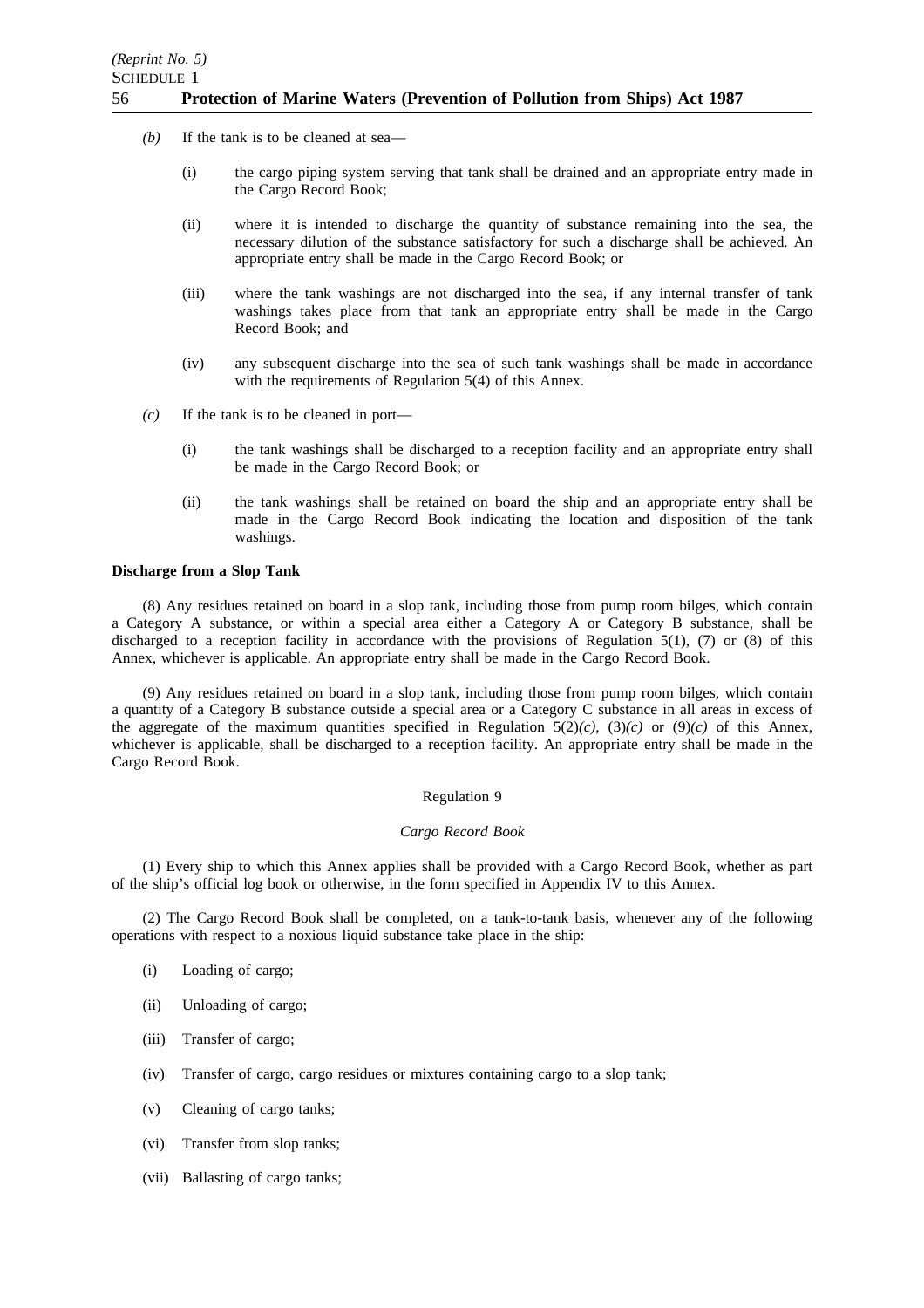*(b)* If the tank is to be cleaned at sea—

(i) the cargo piping system serving that tank shall be drained and an appropriate entry made in the Cargo Record Book;

(ii) where it is intended to discharge the quantity of substance remaining into the sea, the necessary dilution of the substance satisfactory for such a discharge shall be achieved. An appropriate entry shall be made in the Cargo Record Book; or

(iii) where the tank washings are not discharged into the sea, if any internal transfer of tank washings takes place from that tank an appropriate entry shall be made in the Cargo Record Book; and

(iv) any subsequent discharge into the sea of such tank washings shall be made in accordance with the requirements of Regulation 5(4) of this Annex.

*(c)* If the tank is to be cleaned in port—

(i) the tank washings shall be discharged to a reception facility and an appropriate entry shall be made in the Cargo Record Book; or

(ii) the tank washings shall be retained on board the ship and an appropriate entry shall be made in the Cargo Record Book indicating the location and disposition of the tank washings.

**Discharge from a Slop Tank**

(8) Any residues retained on board in a slop tank, including those from pump room bilges, which contain a Category A substance, or within a special area either a Category A or Category B substance, shall be discharged to a reception facility in accordance with the provisions of Regulation 5(1), (7) or (8) of this Annex, whichever is applicable. An appropriate entry shall be made in the Cargo Record Book.

(9) Any residues retained on board in a slop tank, including those from pump room bilges, which contain a quantity of a Category B substance outside a special area or a Category C substance in all areas in excess of the aggregate of the maximum quantities specified in Regulation 5(2)*(c)*, (3)*(c)* or (9)*(c)* of this Annex, whichever is applicable, shall be discharged to a reception facility. An appropriate entry shall be made in the Cargo Record Book.

Regulation 9

*Cargo Record Book*

(1) Every ship to which this Annex applies shall be provided with a Cargo Record Book, whether as part of the ship's official log book or otherwise, in the form specified in Appendix IV to this Annex.

(2) The Cargo Record Book shall be completed, on a tank-to-tank basis, whenever any of the following operations with respect to a noxious liquid substance take place in the ship:

(i) Loading of cargo;

(ii) Unloading of cargo;

(iii) Transfer of cargo;

(iv) Transfer of cargo, cargo residues or mixtures containing cargo to a slop tank;

(v) Cleaning of cargo tanks;

(vi) Transfer from slop tanks;

(vii) Ballasting of cargo tanks;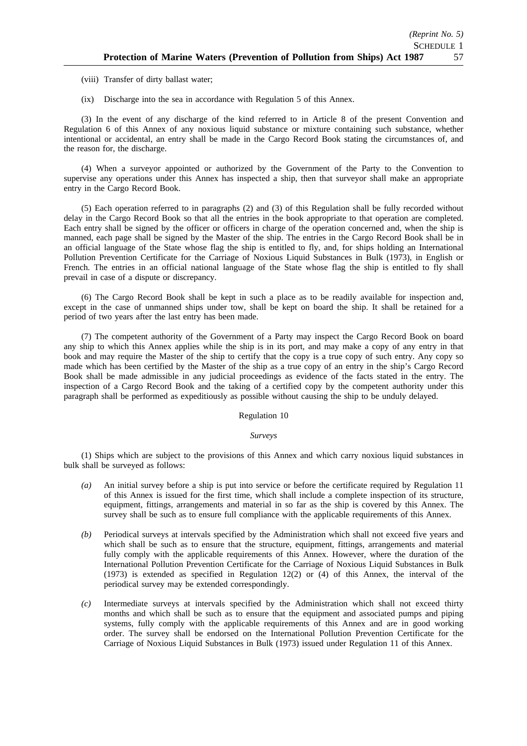(viii) Transfer of dirty ballast water;

(ix) Discharge into the sea in accordance with Regulation 5 of this Annex.

(3) In the event of any discharge of the kind referred to in Article 8 of the present Convention and Regulation 6 of this Annex of any noxious liquid substance or mixture containing such substance, whether intentional or accidental, an entry shall be made in the Cargo Record Book stating the circumstances of, and the reason for, the discharge.

(4) When a surveyor appointed or authorized by the Government of the Party to the Convention to supervise any operations under this Annex has inspected a ship, then that surveyor shall make an appropriate entry in the Cargo Record Book.

(5) Each operation referred to in paragraphs (2) and (3) of this Regulation shall be fully recorded without delay in the Cargo Record Book so that all the entries in the book appropriate to that operation are completed. Each entry shall be signed by the officer or officers in charge of the operation concerned and, when the ship is manned, each page shall be signed by the Master of the ship. The entries in the Cargo Record Book shall be in an official language of the State whose flag the ship is entitled to fly, and, for ships holding an International Pollution Prevention Certificate for the Carriage of Noxious Liquid Substances in Bulk (1973), in English or French. The entries in an official national language of the State whose flag the ship is entitled to fly shall prevail in case of a dispute or discrepancy.

(6) The Cargo Record Book shall be kept in such a place as to be readily available for inspection and, except in the case of unmanned ships under tow, shall be kept on board the ship. It shall be retained for a period of two years after the last entry has been made.

(7) The competent authority of the Government of a Party may inspect the Cargo Record Book on board any ship to which this Annex applies while the ship is in its port, and may make a copy of any entry in that book and may require the Master of the ship to certify that the copy is a true copy of such entry. Any copy so made which has been certified by the Master of the ship as a true copy of an entry in the ship's Cargo Record Book shall be made admissible in any judicial proceedings as evidence of the facts stated in the entry. The inspection of a Cargo Record Book and the taking of a certified copy by the competent authority under this paragraph shall be performed as expeditiously as possible without causing the ship to be unduly delayed.

Regulation 10

*Surveys*

(1) Ships which are subject to the provisions of this Annex and which carry noxious liquid substances in bulk shall be surveyed as follows:

*(a)* An initial survey before a ship is put into service or before the certificate required by Regulation 11 of this Annex is issued for the first time, which shall include a complete inspection of its structure, equipment, fittings, arrangements and material in so far as the ship is covered by this Annex. The survey shall be such as to ensure full compliance with the applicable requirements of this Annex.

*(b)* Periodical surveys at intervals specified by the Administration which shall not exceed five years and which shall be such as to ensure that the structure, equipment, fittings, arrangements and material fully comply with the applicable requirements of this Annex. However, where the duration of the International Pollution Prevention Certificate for the Carriage of Noxious Liquid Substances in Bulk (1973) is extended as specified in Regulation 12(2) or (4) of this Annex, the interval of the periodical survey may be extended correspondingly.

*(c)* Intermediate surveys at intervals specified by the Administration which shall not exceed thirty months and which shall be such as to ensure that the equipment and associated pumps and piping systems, fully comply with the applicable requirements of this Annex and are in good working order. The survey shall be endorsed on the International Pollution Prevention Certificate for the Carriage of Noxious Liquid Substances in Bulk (1973) issued under Regulation 11 of this Annex.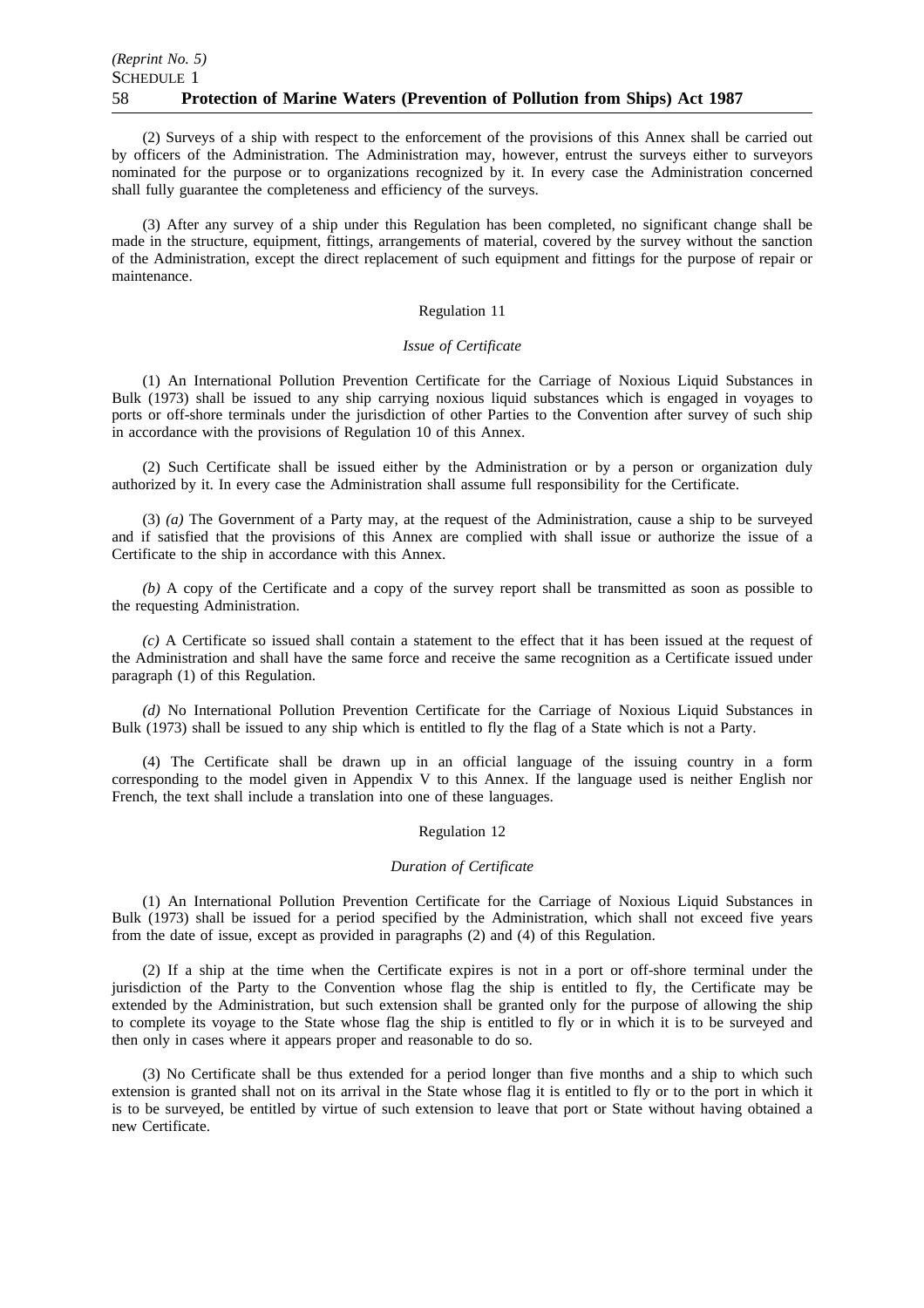(2) Surveys of a ship with respect to the enforcement of the provisions of this Annex shall be carried out by officers of the Administration. The Administration may, however, entrust the surveys either to surveyors nominated for the purpose or to organizations recognized by it. In every case the Administration concerned shall fully guarantee the completeness and efficiency of the surveys.

(3) After any survey of a ship under this Regulation has been completed, no significant change shall be made in the structure, equipment, fittings, arrangements of material, covered by the survey without the sanction of the Administration, except the direct replacement of such equipment and fittings for the purpose of repair or maintenance.

Regulation 11

*Issue of Certificate*

(1) An International Pollution Prevention Certificate for the Carriage of Noxious Liquid Substances in Bulk (1973) shall be issued to any ship carrying noxious liquid substances which is engaged in voyages to ports or off-shore terminals under the jurisdiction of other Parties to the Convention after survey of such ship in accordance with the provisions of Regulation 10 of this Annex.

(2) Such Certificate shall be issued either by the Administration or by a person or organization duly authorized by it. In every case the Administration shall assume full responsibility for the Certificate.

(3) *(a)* The Government of a Party may, at the request of the Administration, cause a ship to be surveyed and if satisfied that the provisions of this Annex are complied with shall issue or authorize the issue of a Certificate to the ship in accordance with this Annex.

*(b)* A copy of the Certificate and a copy of the survey report shall be transmitted as soon as possible to the requesting Administration.

*(c)* A Certificate so issued shall contain a statement to the effect that it has been issued at the request of the Administration and shall have the same force and receive the same recognition as a Certificate issued under paragraph (1) of this Regulation.

*(d)* No International Pollution Prevention Certificate for the Carriage of Noxious Liquid Substances in Bulk (1973) shall be issued to any ship which is entitled to fly the flag of a State which is not a Party.

(4) The Certificate shall be drawn up in an official language of the issuing country in a form corresponding to the model given in Appendix V to this Annex. If the language used is neither English nor French, the text shall include a translation into one of these languages.

Regulation 12

*Duration of Certificate*

(1) An International Pollution Prevention Certificate for the Carriage of Noxious Liquid Substances in Bulk (1973) shall be issued for a period specified by the Administration, which shall not exceed five years from the date of issue, except as provided in paragraphs (2) and (4) of this Regulation.

(2) If a ship at the time when the Certificate expires is not in a port or off-shore terminal under the jurisdiction of the Party to the Convention whose flag the ship is entitled to fly, the Certificate may be extended by the Administration, but such extension shall be granted only for the purpose of allowing the ship to complete its voyage to the State whose flag the ship is entitled to fly or in which it is to be surveyed and then only in cases where it appears proper and reasonable to do so.

(3) No Certificate shall be thus extended for a period longer than five months and a ship to which such extension is granted shall not on its arrival in the State whose flag it is entitled to fly or to the port in which it is to be surveyed, be entitled by virtue of such extension to leave that port or State without having obtained a new Certificate.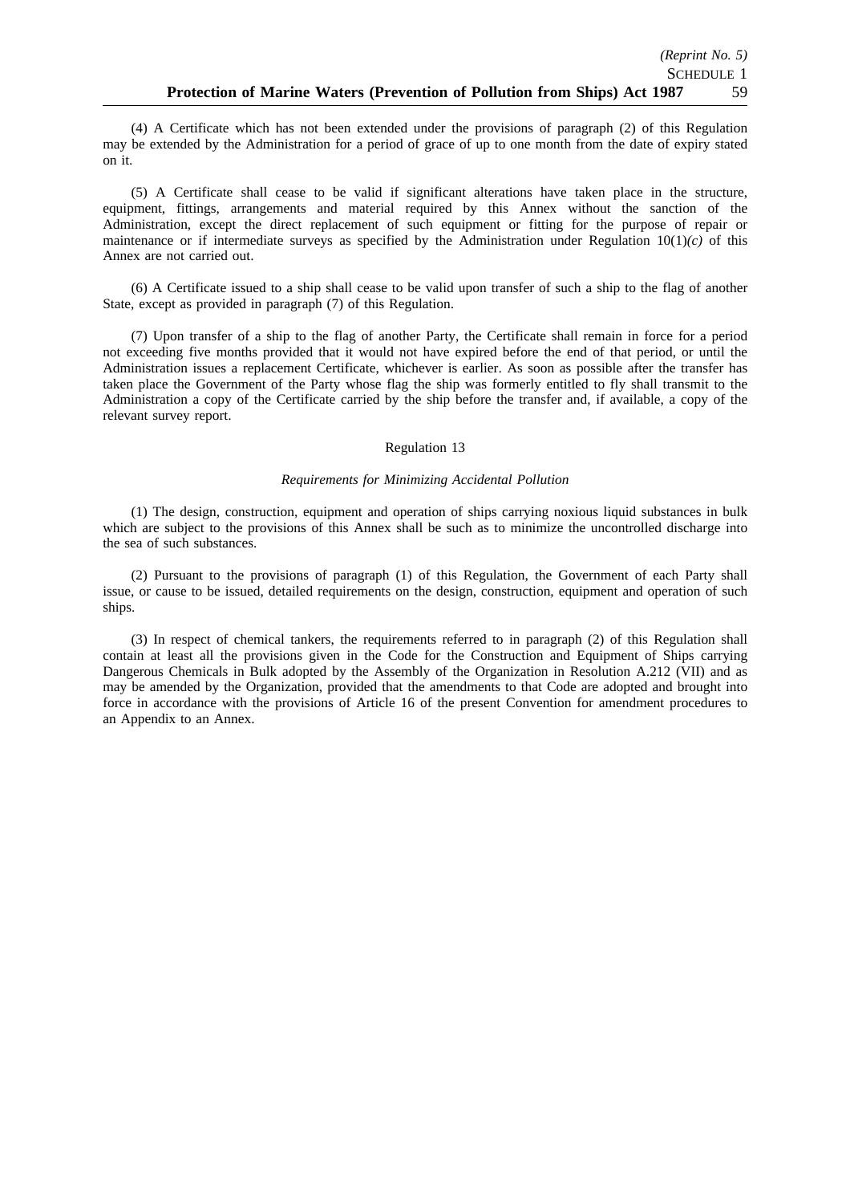(4) A Certificate which has not been extended under the provisions of paragraph (2) of this Regulation may be extended by the Administration for a period of grace of up to one month from the date of expiry stated on it.

(5) A Certificate shall cease to be valid if significant alterations have taken place in the structure, equipment, fittings, arrangements and material required by this Annex without the sanction of the Administration, except the direct replacement of such equipment or fitting for the purpose of repair or maintenance or if intermediate surveys as specified by the Administration under Regulation 10(1)*(c)* of this Annex are not carried out.

(6) A Certificate issued to a ship shall cease to be valid upon transfer of such a ship to the flag of another State, except as provided in paragraph (7) of this Regulation.

(7) Upon transfer of a ship to the flag of another Party, the Certificate shall remain in force for a period not exceeding five months provided that it would not have expired before the end of that period, or until the Administration issues a replacement Certificate, whichever is earlier. As soon as possible after the transfer has taken place the Government of the Party whose flag the ship was formerly entitled to fly shall transmit to the Administration a copy of the Certificate carried by the ship before the transfer and, if available, a copy of the relevant survey report.

## Regulation 13

### *Requirements for Minimizing Accidental Pollution*

(1) The design, construction, equipment and operation of ships carrying noxious liquid substances in bulk which are subject to the provisions of this Annex shall be such as to minimize the uncontrolled discharge into the sea of such substances.

(2) Pursuant to the provisions of paragraph (1) of this Regulation, the Government of each Party shall issue, or cause to be issued, detailed requirements on the design, construction, equipment and operation of such ships.

(3) In respect of chemical tankers, the requirements referred to in paragraph (2) of this Regulation shall contain at least all the provisions given in the Code for the Construction and Equipment of Ships carrying Dangerous Chemicals in Bulk adopted by the Assembly of the Organization in Resolution A.212 (VII) and as may be amended by the Organization, provided that the amendments to that Code are adopted and brought into force in accordance with the provisions of Article 16 of the present Convention for amendment procedures to an Appendix to an Annex.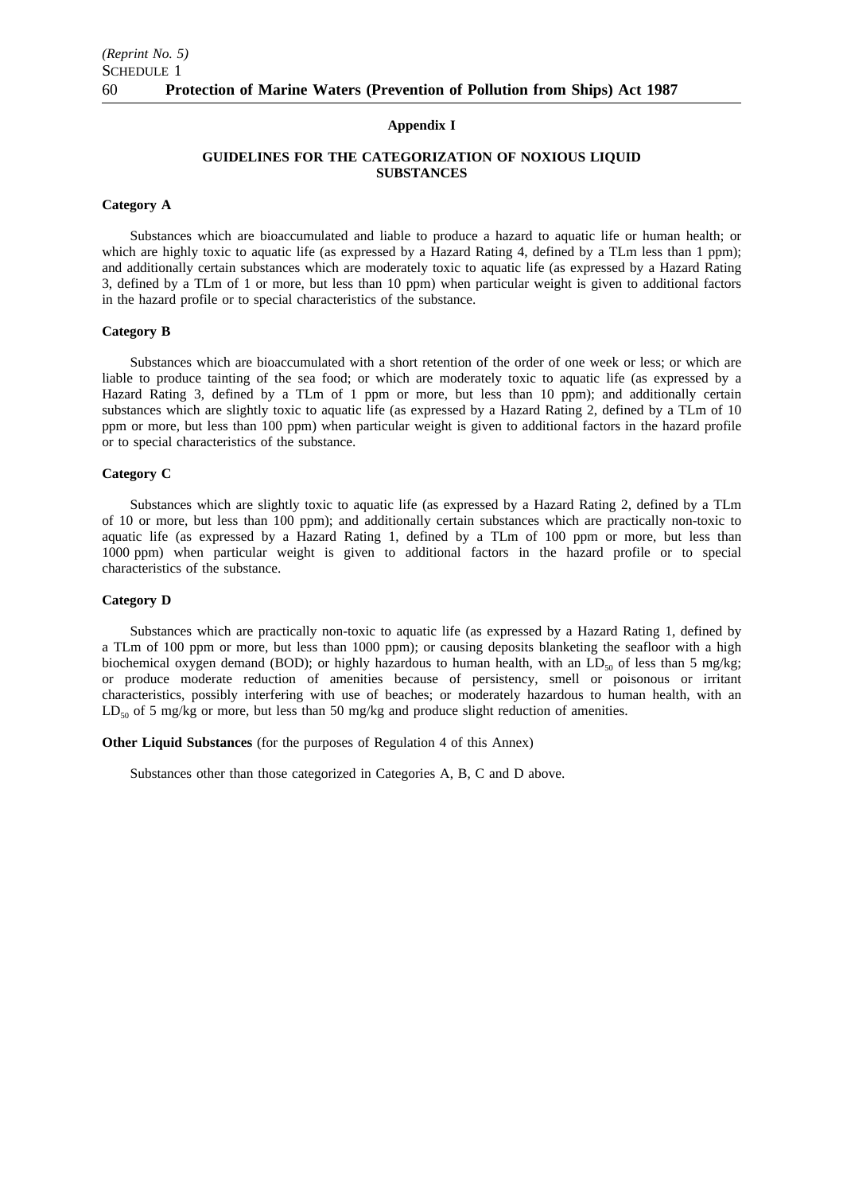## Appendix I

## GUIDELINES FOR THE CATEGORIZATION OF NOXIOUS LIQUID SUBSTANCES

**Category A**

Substances which are bioaccumulated and liable to produce a hazard to aquatic life or human health; or which are highly toxic to aquatic life (as expressed by a Hazard Rating 4, defined by a TLm less than 1 ppm); and additionally certain substances which are moderately toxic to aquatic life (as expressed by a Hazard Rating 3, defined by a TLm of 1 or more, but less than 10 ppm) when particular weight is given to additional factors in the hazard profile or to special characteristics of the substance.

**Category B**

Substances which are bioaccumulated with a short retention of the order of one week or less; or which are liable to produce tainting of the sea food; or which are moderately toxic to aquatic life (as expressed by a Hazard Rating 3, defined by a TLm of 1 ppm or more, but less than 10 ppm); and additionally certain substances which are slightly toxic to aquatic life (as expressed by a Hazard Rating 2, defined by a TLm of 10 ppm or more, but less than 100 ppm) when particular weight is given to additional factors in the hazard profile or to special characteristics of the substance.

**Category C**

Substances which are slightly toxic to aquatic life (as expressed by a Hazard Rating 2, defined by a TLm of 10 or more, but less than 100 ppm); and additionally certain substances which are practically non-toxic to aquatic life (as expressed by a Hazard Rating 1, defined by a TLm of 100 ppm or more, but less than 1000 ppm) when particular weight is given to additional factors in the hazard profile or to special characteristics of the substance.

**Category D**

Substances which are practically non-toxic to aquatic life (as expressed by a Hazard Rating 1, defined by a TLm of 100 ppm or more, but less than 1000 ppm); or causing deposits blanketing the seafloor with a high biochemical oxygen demand (BOD); or highly hazardous to human health, with an $LD_{50}$ of less than 5 mg/kg; or produce moderate reduction of amenities because of persistency, smell or poisonous or irritant characteristics, possibly interfering with use of beaches; or moderately hazardous to human health, with an $LD_{50}$ of 5 mg/kg or more, but less than 50 mg/kg and produce slight reduction of amenities.

**Other Liquid Substances** (for the purposes of Regulation 4 of this Annex)

Substances other than those categorized in Categories A, B, C and D above.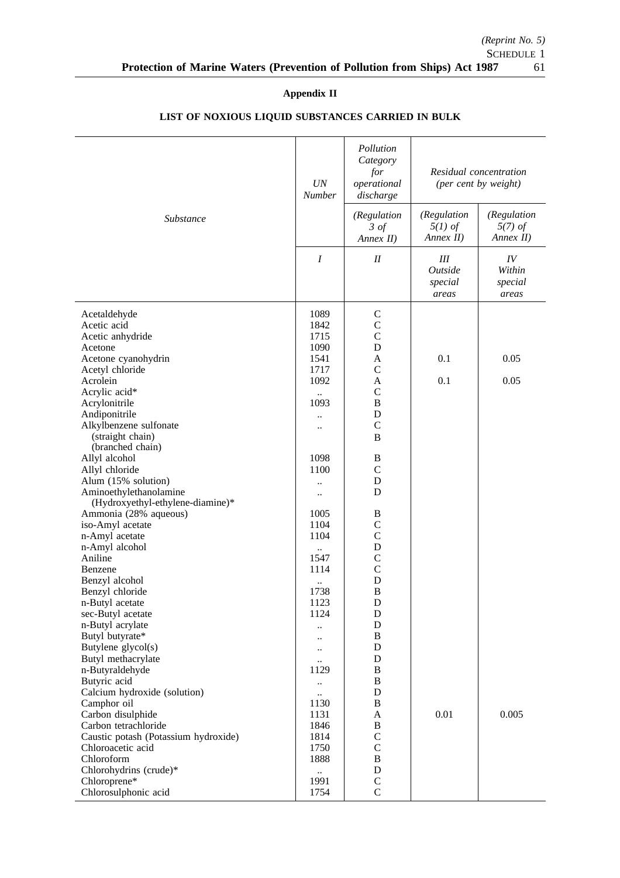## Appendix II

## LIST OF NOXIOUS LIQUID SUBSTANCES CARRIED IN BULK

| *Substance* | *UN Number* | *Pollution Category for operational discharge* (*Regulation 3 of Annex II*) | *Residual concentration (per cent by weight)* (*Regulation 5(1) of Annex II*) | (*Regulation 5(7) of Annex II*) |
|---|---|---|---|---|
| | *I* | *II* | *III Outside special areas* | *IV Within special areas* |
| Acetaldehyde | 1089 | C | | |
| Acetic acid | 1842 | C | | |
| Acetic anhydride | 1715 | C | | |
| Acetone | 1090 | D | | |
| Acetone cyanohydrin | 1541 | A | 0.1 | 0.05 |
| Acetyl chloride | 1717 | C | | |
| Acrolein | 1092 | A | 0.1 | 0.05 |
| Acrylic acid* | .. | C | | |
| Acrylonitrile | 1093 | B | | |
| Andiponitrile | .. | D | | |
| Alkylbenzene sulfonate | .. | | | |
| (straight chain) | | C | | |
| (branched chain) | | B | | |
| Allyl alcohol | 1098 | B | | |
| Allyl chloride | 1100 | C | | |
| Alum (15% solution) | .. | D | | |
| Aminoethylethanolamine (Hydroxyethyl-ethylene-diamine)* | .. | D | | |
| Ammonia (28% aqueous) | 1005 | B | | |
| iso-Amyl acetate | 1104 | C | | |
| n-Amyl acetate | 1104 | C | | |
| n-Amyl alcohol | .. | D | | |
| Aniline | 1547 | C | | |
| Benzene | 1114 | C | | |
| Benzyl alcohol | .. | D | | |
| Benzyl chloride | 1738 | B | | |
| n-Butyl acetate | 1123 | D | | |
| sec-Butyl acetate | 1124 | D | | |
| n-Butyl acrylate | .. | D | | |
| Butyl butyrate* | .. | B | | |
| Butylene glycol(s) | .. | D | | |
| Butyl methacrylate | .. | D | | |
| n-Butyraldehyde | 1129 | B | | |
| Butyric acid | .. | B | | |
| Calcium hydroxide (solution) | .. | D | | |
| Camphor oil | 1130 | B | | |
| Carbon disulphide | 1131 | A | 0.01 | 0.005 |
| Carbon tetrachloride | 1846 | B | | |
| Caustic potash (Potassium hydroxide) | 1814 | C | | |
| Chloroacetic acid | 1750 | C | | |
| Chloroform | 1888 | B | | |
| Chlorohydrins (crude)* | .. | D | | |
| Chloroprene* | 1991 | C | | |
| Chlorosulphonic acid | 1754 | C | | |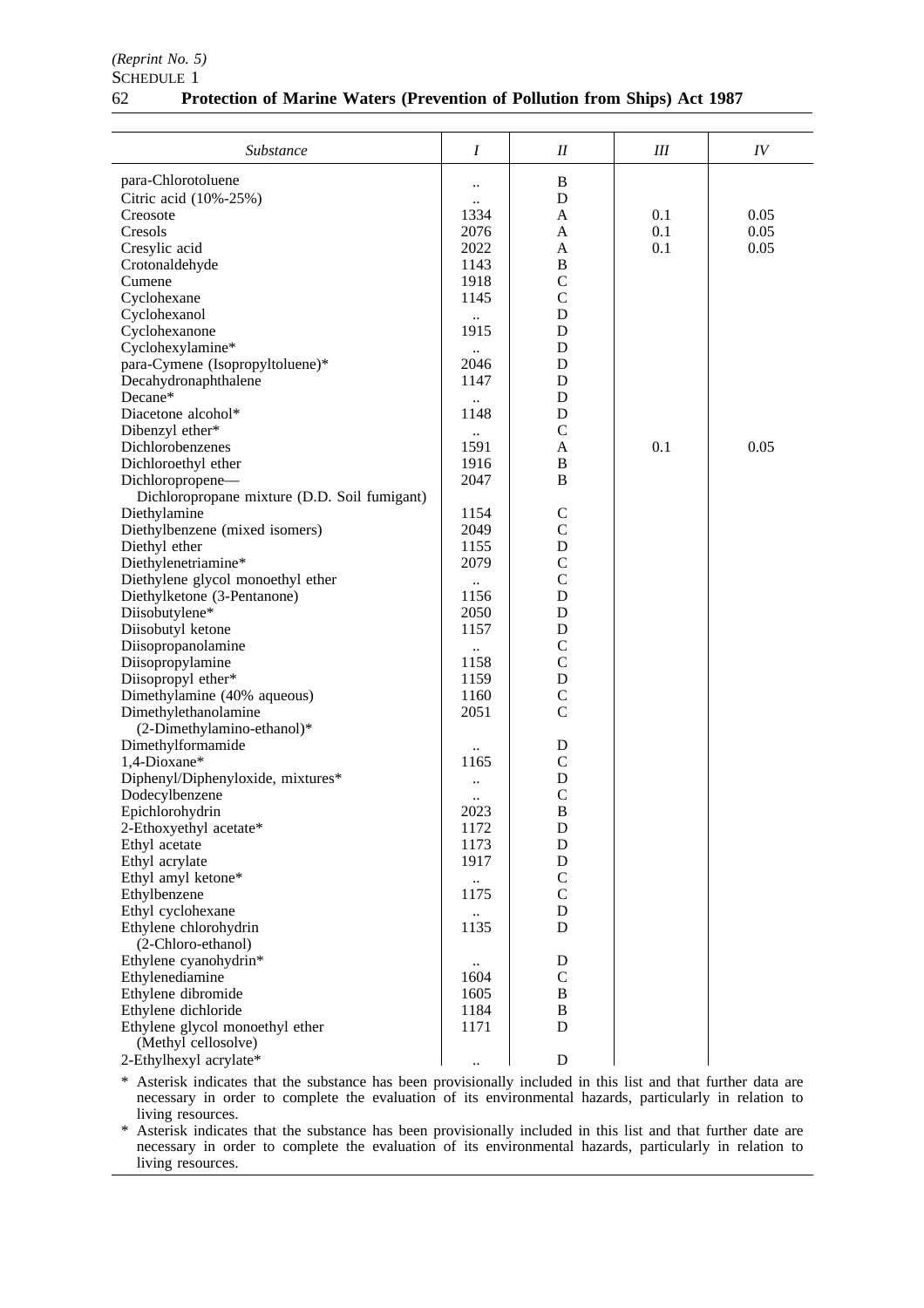| Substance | I | II | III | IV |
|---|---|---|---|---|
| para-Chlorotoluene | .. | B | | |
| Citric acid (10%-25%) | .. | D | | |
| Creosote | 1334 | A | 0.1 | 0.05 |
| Cresols | 2076 | A | 0.1 | 0.05 |
| Cresylic acid | 2022 | A | 0.1 | 0.05 |
| Crotonaldehyde | 1143 | B | | |
| Cumene | 1918 | C | | |
| Cyclohexane | 1145 | C | | |
| Cyclohexanol | .. | D | | |
| Cyclohexanone | 1915 | D | | |
| Cyclohexylamine* | .. | D | | |
| para-Cymene (Isopropyltoluene)* | 2046 | D | | |
| Decahydronaphthalene | 1147 | D | | |
| Decane* | .. | D | | |
| Diacetone alcohol* | 1148 | D | | |
| Dibenzyl ether* | .. | C | | |
| Dichlorobenzenes | 1591 | A | 0.1 | 0.05 |
| Dichloroethyl ether | 1916 | B | | |
| Dichloropropene—Dichloropropane mixture (D.D. Soil fumigant) | 2047 | B | | |
| Diethylamine | 1154 | C | | |
| Diethylbenzene (mixed isomers) | 2049 | C | | |
| Diethyl ether | 1155 | D | | |
| Diethylenetriamine* | 2079 | C | | |
| Diethylene glycol monoethyl ether | .. | C | | |
| Diethylketone (3-Pentanone) | 1156 | D | | |
| Diisobutylene* | 2050 | D | | |
| Diisobutyl ketone | 1157 | D | | |
| Diisopropanolamine | .. | C | | |
| Diisopropylamine | 1158 | C | | |
| Diisopropyl ether* | 1159 | D | | |
| Dimethylamine (40% aqueous) | 1160 | C | | |
| Dimethylethanolamine (2-Dimethylamino-ethanol)* | 2051 | C | | |
| Dimethylformamide | .. | D | | |
| 1,4-Dioxane* | 1165 | C | | |
| Diphenyl/Diphenyloxide, mixtures* | .. | D | | |
| Dodecylbenzene | .. | C | | |
| Epichlorohydrin | 2023 | B | | |
| 2-Ethoxyethyl acetate* | 1172 | D | | |
| Ethyl acetate | 1173 | D | | |
| Ethyl acrylate | 1917 | D | | |
| Ethyl amyl ketone* | .. | C | | |
| Ethylbenzene | 1175 | C | | |
| Ethyl cyclohexane | .. | D | | |
| Ethylene chlorohydrin (2-Chloro-ethanol) | 1135 | D | | |
| Ethylene cyanohydrin* | .. | D | | |
| Ethylenediamine | 1604 | C | | |
| Ethylene dibromide | 1605 | B | | |
| Ethylene dichloride | 1184 | B | | |
| Ethylene glycol monoethyl ether (Methyl cellosolve) | 1171 | D | | |
| 2-Ethylhexyl acrylate* | .. | D | | |

\* Asterisk indicates that the substance has been provisionally included in this list and that further data are necessary in order to complete the evaluation of its environmental hazards, particularly in relation to living resources.

\* Asterisk indicates that the substance has been provisionally included in this list and that further date are necessary in order to complete the evaluation of its environmental hazards, particularly in relation to living resources.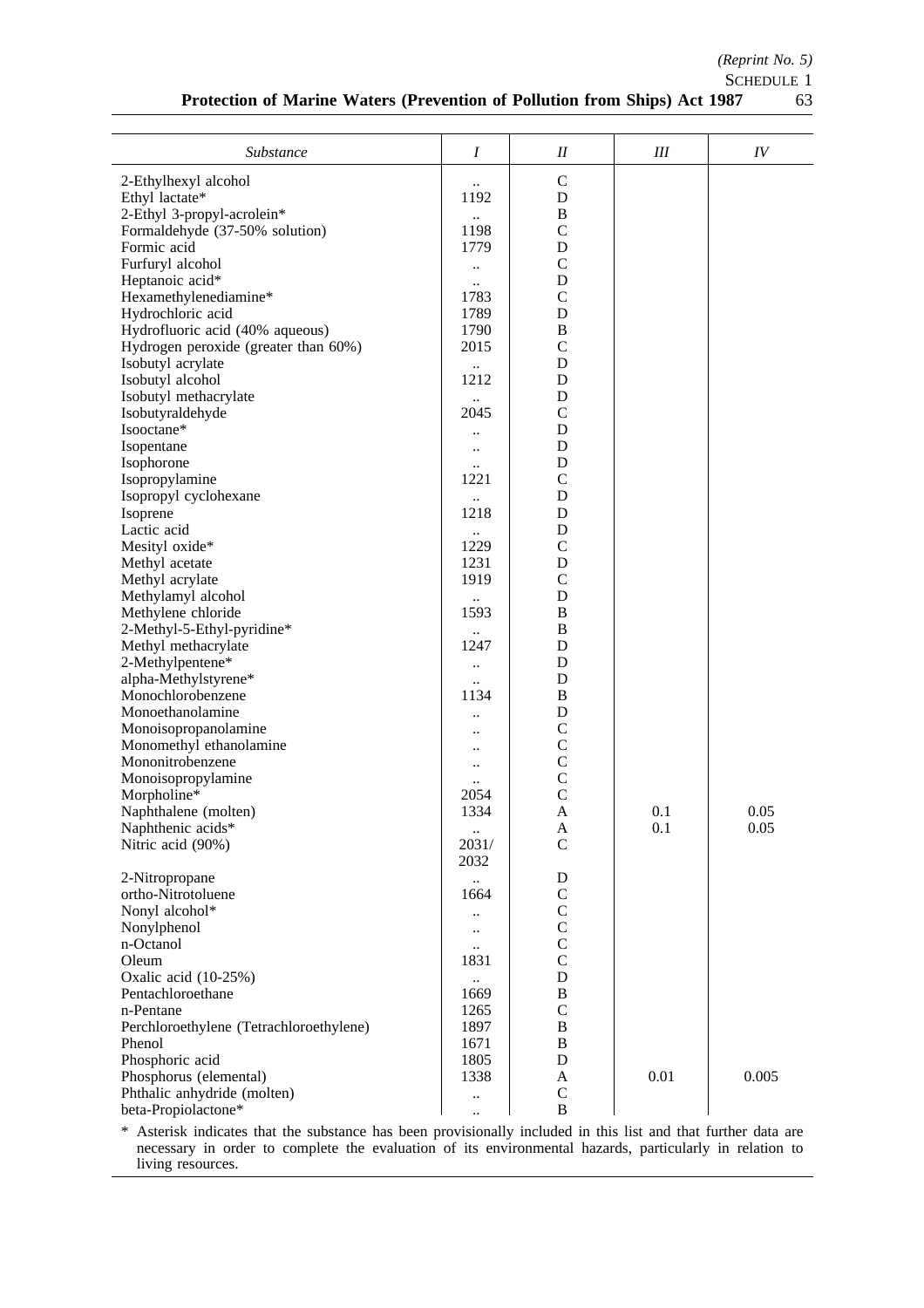| *Substance* | *I* | *II* | *III* | *IV* |
|---|---|---|---|---|
| 2-Ethylhexyl alcohol | .. | C | | |
| Ethyl lactate* | 1192 | D | | |
| 2-Ethyl 3-propyl-acrolein* | .. | B | | |
| Formaldehyde (37-50% solution) | 1198 | C | | |
| Formic acid | 1779 | D | | |
| Furfuryl alcohol | .. | C | | |
| Heptanoic acid* | .. | D | | |
| Hexamethylenediamine* | 1783 | C | | |
| Hydrochloric acid | 1789 | D | | |
| Hydrofluoric acid (40% aqueous) | 1790 | B | | |
| Hydrogen peroxide (greater than 60%) | 2015 | C | | |
| Isobutyl acrylate | .. | D | | |
| Isobutyl alcohol | 1212 | D | | |
| Isobutyl methacrylate | .. | D | | |
| Isobutyraldehyde | 2045 | C | | |
| Isooctane* | .. | D | | |
| Isopentane | .. | D | | |
| Isophorone | .. | D | | |
| Isopropylamine | 1221 | C | | |
| Isopropyl cyclohexane | .. | D | | |
| Isoprene | 1218 | D | | |
| Lactic acid | .. | D | | |
| Mesityl oxide* | 1229 | C | | |
| Methyl acetate | 1231 | D | | |
| Methyl acrylate | 1919 | C | | |
| Methylamyl alcohol | .. | D | | |
| Methylene chloride | 1593 | B | | |
| 2-Methyl-5-Ethyl-pyridine* | .. | B | | |
| Methyl methacrylate | 1247 | D | | |
| 2-Methylpentene* | .. | D | | |
| alpha-Methylstyrene* | .. | D | | |
| Monochlorobenzene | 1134 | B | | |
| Monoethanolamine | .. | D | | |
| Monoisopropanolamine | .. | C | | |
| Monomethyl ethanolamine | .. | C | | |
| Mononitrobenzene | .. | C | | |
| Monoisopropylamine | .. | C | | |
| Morpholine* | 2054 | C | | |
| Naphthalene (molten) | 1334 | A | 0.1 | 0.05 |
| Naphthenic acids* | .. | A | 0.1 | 0.05 |
| Nitric acid (90%) | 2031/ 2032 | C | | |
| 2-Nitropropane | .. | D | | |
| ortho-Nitrotoluene | 1664 | C | | |
| Nonyl alcohol* | .. | C | | |
| Nonylphenol | .. | C | | |
| n-Octanol | .. | C | | |
| Oleum | 1831 | C | | |
| Oxalic acid (10-25%) | .. | D | | |
| Pentachloroethane | 1669 | B | | |
| n-Pentane | 1265 | C | | |
| Perchloroethylene (Tetrachloroethylene) | 1897 | B | | |
| Phenol | 1671 | B | | |
| Phosphoric acid | 1805 | D | | |
| Phosphorus (elemental) | 1338 | A | 0.01 | 0.005 |
| Phthalic anhydride (molten) | .. | C | | |
| beta-Propiolactone* | .. | B | | |

\* Asterisk indicates that the substance has been provisionally included in this list and that further data are necessary in order to complete the evaluation of its environmental hazards, particularly in relation to living resources.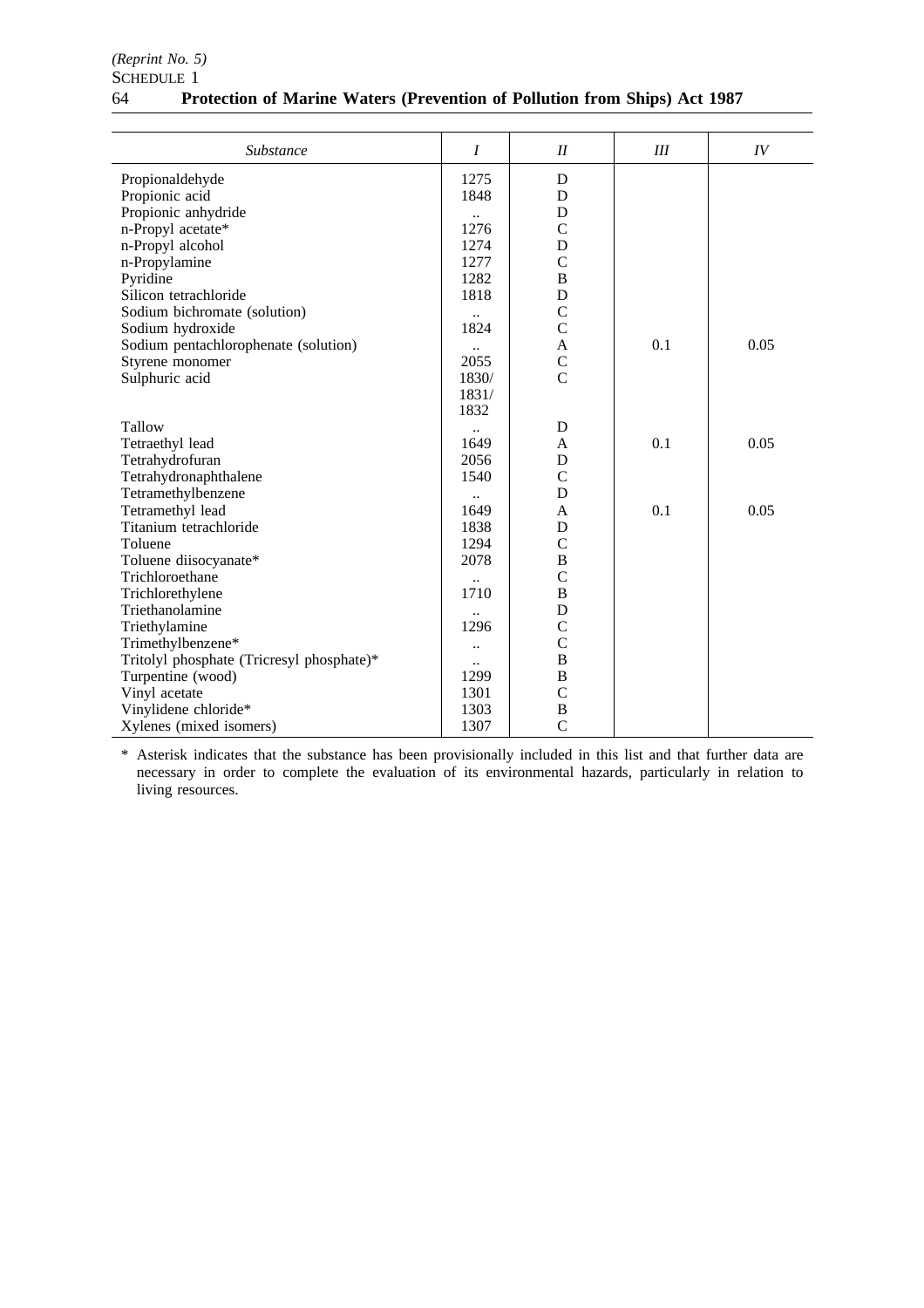| Substance | I | II | III | IV |
|---|---|---|---|---|
| Propionaldehyde | 1275 | D | | |
| Propionic acid | 1848 | D | | |
| Propionic anhydride | .. | D | | |
| n-Propyl acetate* | 1276 | C | | |
| n-Propyl alcohol | 1274 | D | | |
| n-Propylamine | 1277 | C | | |
| Pyridine | 1282 | B | | |
| Silicon tetrachloride | 1818 | D | | |
| Sodium bichromate (solution) | .. | C | | |
| Sodium hydroxide | 1824 | C | | |
| Sodium pentachlorophenate (solution) | .. | A | 0.1 | 0.05 |
| Styrene monomer | 2055 | C | | |
| Sulphuric acid | 1830/ 1831/ 1832 | C | | |
| Tallow | .. | D | | |
| Tetraethyl lead | 1649 | A | 0.1 | 0.05 |
| Tetrahydrofuran | 2056 | D | | |
| Tetrahydronaphthalene | 1540 | C | | |
| Tetramethylbenzene | .. | D | | |
| Tetramethyl lead | 1649 | A | 0.1 | 0.05 |
| Titanium tetrachloride | 1838 | D | | |
| Toluene | 1294 | C | | |
| Toluene diisocyanate* | 2078 | B | | |
| Trichloroethane | .. | C | | |
| Trichlorethylene | 1710 | B | | |
| Triethanolamine | .. | D | | |
| Triethylamine | 1296 | C | | |
| Trimethylbenzene* | .. | C | | |
| Tritolyl phosphate (Tricresyl phosphate)* | .. | B | | |
| Turpentine (wood) | 1299 | B | | |
| Vinyl acetate | 1301 | C | | |
| Vinylidene chloride* | 1303 | B | | |
| Xylenes (mixed isomers) | 1307 | C | | |

* Asterisk indicates that the substance has been provisionally included in this list and that further data are necessary in order to complete the evaluation of its environmental hazards, particularly in relation to living resources.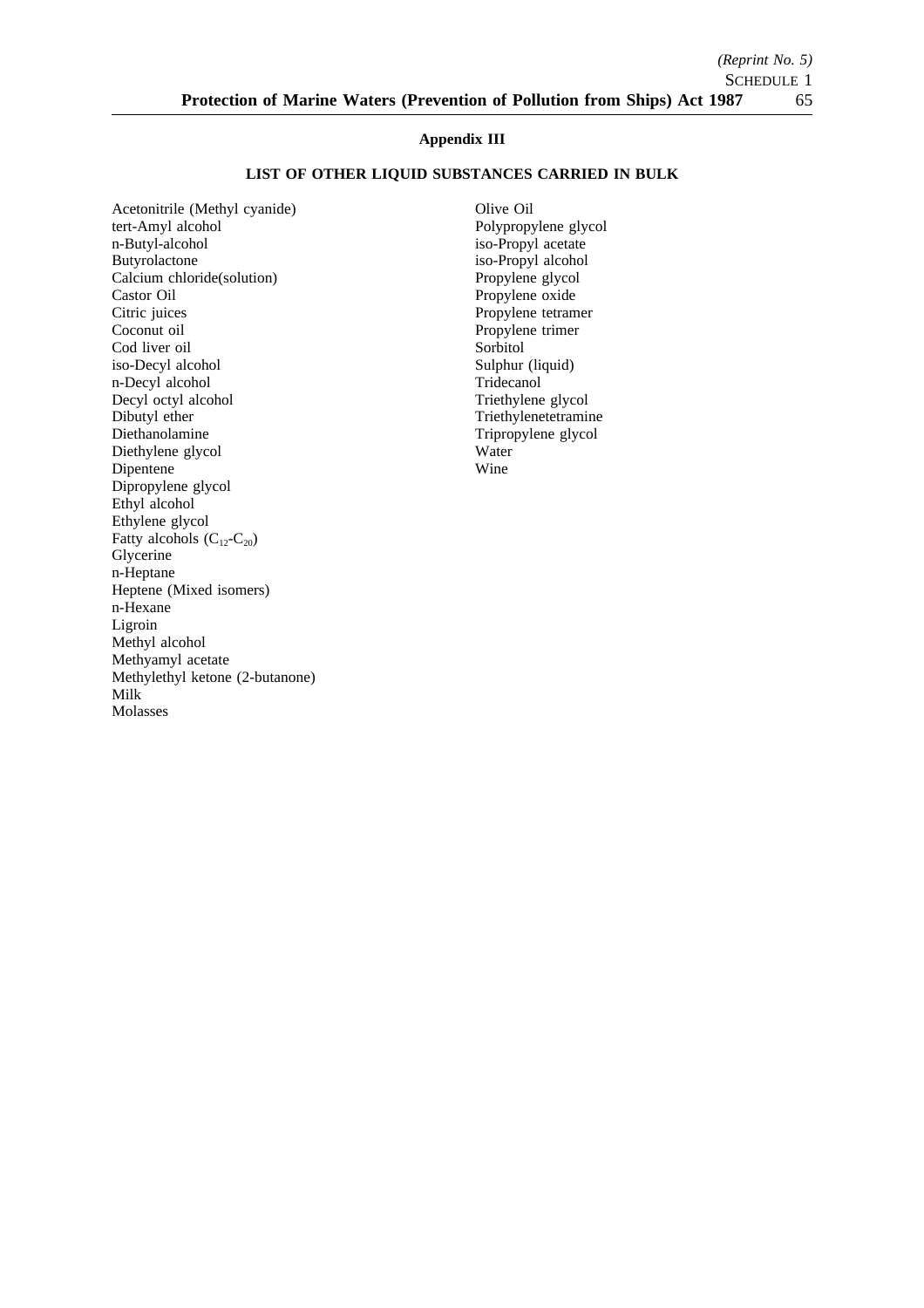## Appendix III

### LIST OF OTHER LIQUID SUBSTANCES CARRIED IN BULK

Acetonitrile (Methyl cyanide)
tert-Amyl alcohol
n-Butyl-alcohol
Butyrolactone
Calcium chloride(solution)
Castor Oil
Citric juices
Coconut oil
Cod liver oil
iso-Decyl alcohol
n-Decyl alcohol
Decyl octyl alcohol
Dibutyl ether
Diethanolamine
Diethylene glycol
Dipentene
Dipropylene glycol
Ethyl alcohol
Ethylene glycol
Fatty alcohols ($C_{12}$-$C_{20}$)
Glycerine
n-Heptane
Heptene (Mixed isomers)
n-Hexane
Ligroin
Methyl alcohol
Methyamyl acetate
Methylethyl ketone (2-butanone)
Milk
Molasses
Olive Oil
Polypropylene glycol
iso-Propyl acetate
iso-Propyl alcohol
Propylene glycol
Propylene oxide
Propylene tetramer
Propylene trimer
Sorbitol
Sulphur (liquid)
Tridecanol
Triethylene glycol
Triethylenetetramine
Tripropylene glycol
Water
Wine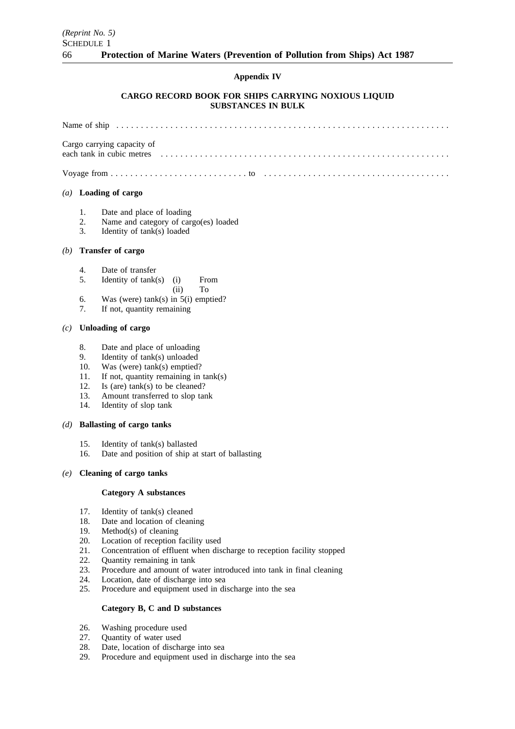## Appendix IV

### CARGO RECORD BOOK FOR SHIPS CARRYING NOXIOUS LIQUID SUBSTANCES IN BULK

Name of ship . . . . . . . . . . . . . . . . . . . . . . . . . . . . . . . . . . . . . . . . . . . . . . . . . . . . . . . . . . . . . . . . . .

Cargo carrying capacity of each tank in cubic metres . . . . . . . . . . . . . . . . . . . . . . . . . . . . . . . . . . . . . . . . . . . . . . . . . . . . . .

Voyage from . . . . . . . . . . . . . . . . . . . . . . . . . . . . to . . . . . . . . . . . . . . . . . . . . . . . . . . . . . . . . . . . . . .

*(a)* **Loading of cargo**

1. Date and place of loading
2. Name and category of cargo(es) loaded
3. Identity of tank(s) loaded

*(b)* **Transfer of cargo**

4. Date of transfer
5. Identity of tank(s) (i) From
   (ii) To
6. Was (were) tank(s) in 5(i) emptied?
7. If not, quantity remaining

*(c)* **Unloading of cargo**

8. Date and place of unloading
9. Identity of tank(s) unloaded
10. Was (were) tank(s) emptied?
11. If not, quantity remaining in tank(s)
12. Is (are) tank(s) to be cleaned?
13. Amount transferred to slop tank
14. Identity of slop tank

*(d)* **Ballasting of cargo tanks**

15. Identity of tank(s) ballasted
16. Date and position of ship at start of ballasting

*(e)* **Cleaning of cargo tanks**

**Category A substances**

17. Identity of tank(s) cleaned
18. Date and location of cleaning
19. Method(s) of cleaning
20. Location of reception facility used
21. Concentration of effluent when discharge to reception facility stopped
22. Quantity remaining in tank
23. Procedure and amount of water introduced into tank in final cleaning
24. Location, date of discharge into sea
25. Procedure and equipment used in discharge into the sea

**Category B, C and D substances**

26. Washing procedure used
27. Quantity of water used
28. Date, location of discharge into sea
29. Procedure and equipment used in discharge into the sea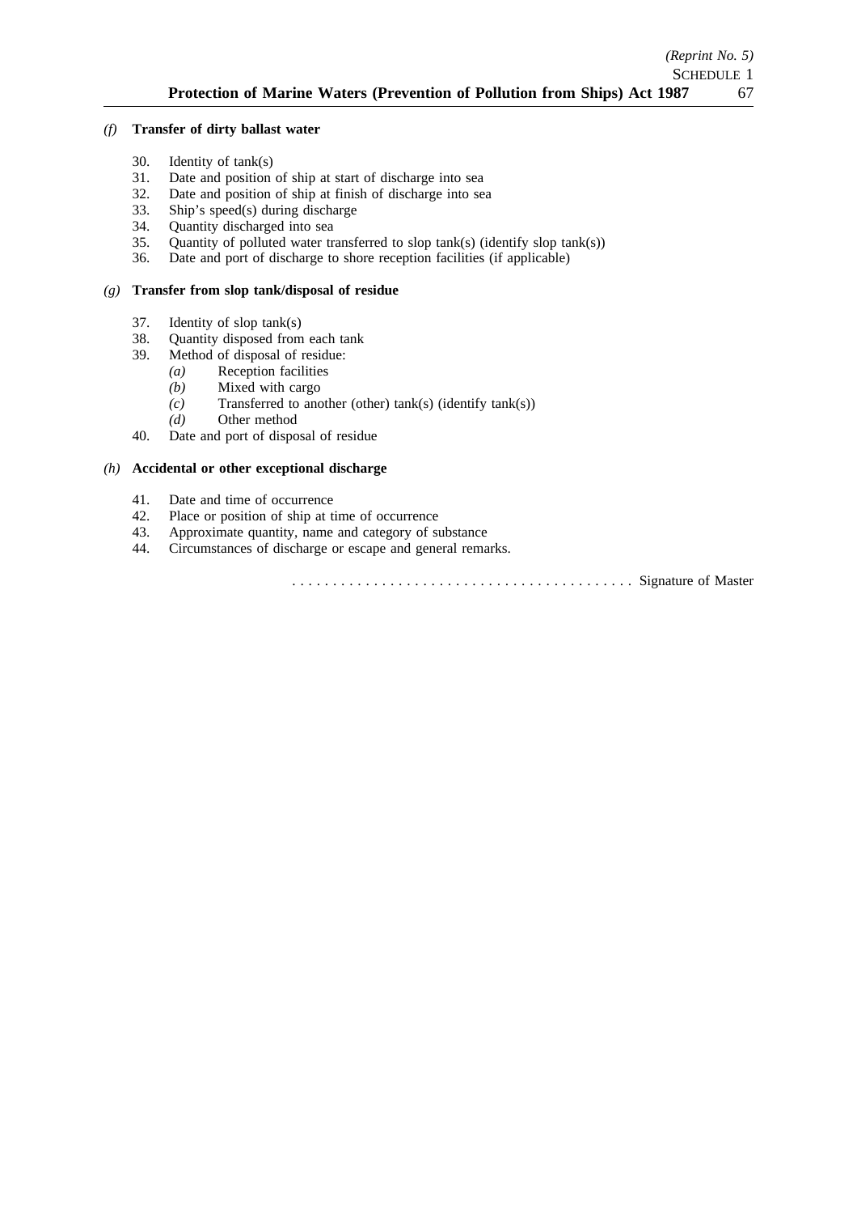*(f)* **Transfer of dirty ballast water**

30. Identity of tank(s)
31. Date and position of ship at start of discharge into sea
32. Date and position of ship at finish of discharge into sea
33. Ship's speed(s) during discharge
34. Quantity discharged into sea
35. Quantity of polluted water transferred to slop tank(s) (identify slop tank(s))
36. Date and port of discharge to shore reception facilities (if applicable)

*(g)* **Transfer from slop tank/disposal of residue**

37. Identity of slop tank(s)
38. Quantity disposed from each tank
39. Method of disposal of residue:
    - *(a)* Reception facilities
    - *(b)* Mixed with cargo
    - *(c)* Transferred to another (other) tank(s) (identify tank(s))
    - *(d)* Other method
40. Date and port of disposal of residue

*(h)* **Accidental or other exceptional discharge**

41. Date and time of occurrence
42. Place or position of ship at time of occurrence
43. Approximate quantity, name and category of substance
44. Circumstances of discharge or escape and general remarks.

. . . . . . . . . . . . . . . . . . . . . . . . . . . . . . . . . . . . . . . . . Signature of Master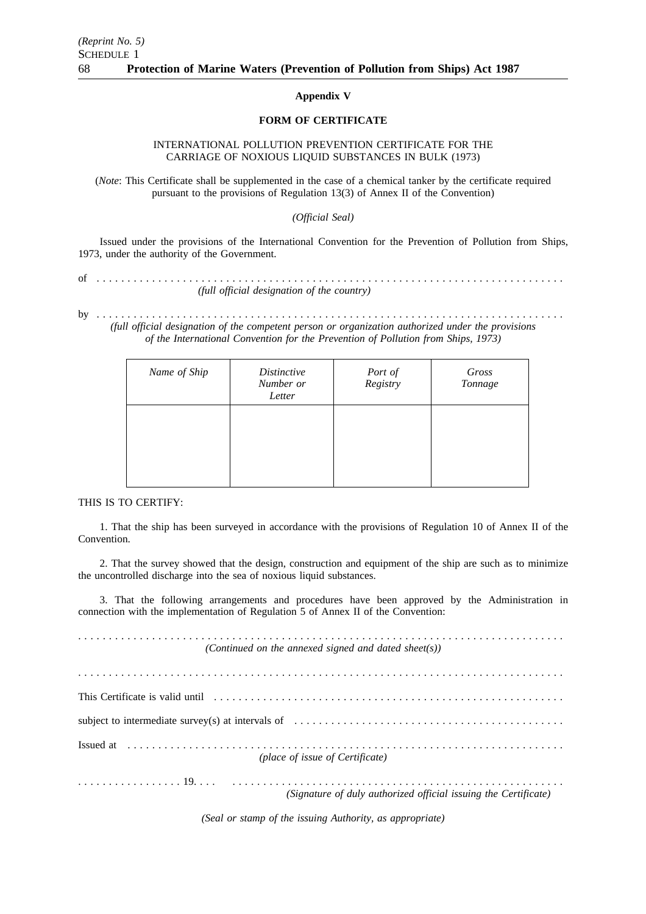**Appendix V**

**FORM OF CERTIFICATE**

INTERNATIONAL POLLUTION PREVENTION CERTIFICATE FOR THE CARRIAGE OF NOXIOUS LIQUID SUBSTANCES IN BULK (1973)

(*Note*: This Certificate shall be supplemented in the case of a chemical tanker by the certificate required pursuant to the provisions of Regulation 13(3) of Annex II of the Convention)

*(Official Seal)*

Issued under the provisions of the International Convention for the Prevention of Pollution from Ships, 1973, under the authority of the Government.

of . . . . . . . . . . . . . . . . . . . . . . . . . . . . . . . . . . . . . . . . . . . . . . . . . . . . . . . . . . . . . . . . . . . . . . . . . . . .
*(full official designation of the country)*

by . . . . . . . . . . . . . . . . . . . . . . . . . . . . . . . . . . . . . . . . . . . . . . . . . . . . . . . . . . . . . . . . . . . . . . . . . . . .
*(full official designation of the competent person or organization authorized under the provisions of the International Convention for the Prevention of Pollution from Ships, 1973)*

| *Name of Ship* | *Distinctive Number or Letter* | *Port of Registry* | *Gross Tonnage* |
|---|---|---|---|
| | | | |

THIS IS TO CERTIFY:

1. That the ship has been surveyed in accordance with the provisions of Regulation 10 of Annex II of the Convention.

2. That the survey showed that the design, construction and equipment of the ship are such as to minimize the uncontrolled discharge into the sea of noxious liquid substances.

3. That the following arrangements and procedures have been approved by the Administration in connection with the implementation of Regulation 5 of Annex II of the Convention:

. . . . . . . . . . . . . . . . . . . . . . . . . . . . . . . . . . . . . . . . . . . . . . . . . . . . . . . . . . . . . . . . . . . . . . . . . . . . . .
*(Continued on the annexed signed and dated sheet(s))*

. . . . . . . . . . . . . . . . . . . . . . . . . . . . . . . . . . . . . . . . . . . . . . . . . . . . . . . . . . . . . . . . . . . . . . . . . . . . . .

This Certificate is valid until . . . . . . . . . . . . . . . . . . . . . . . . . . . . . . . . . . . . . . . . . . . . . . . . . . . . . . . . .

subject to intermediate survey(s) at intervals of . . . . . . . . . . . . . . . . . . . . . . . . . . . . . . . . . . . . . . . . . . .

Issued at . . . . . . . . . . . . . . . . . . . . . . . . . . . . . . . . . . . . . . . . . . . . . . . . . . . . . . . . . . . . . . . . . . . . . . . .
*(place of issue of Certificate)*

. . . . . . . . . . . . . . . . . 19. . . . . . . . . . . . . . . . . . . . . . . . . . . . . . . . . . . . . . . . . . . . . . . . . . . . . . . . . . . . .
*(Signature of duly authorized official issuing the Certificate)*

*(Seal or stamp of the issuing Authority, as appropriate)*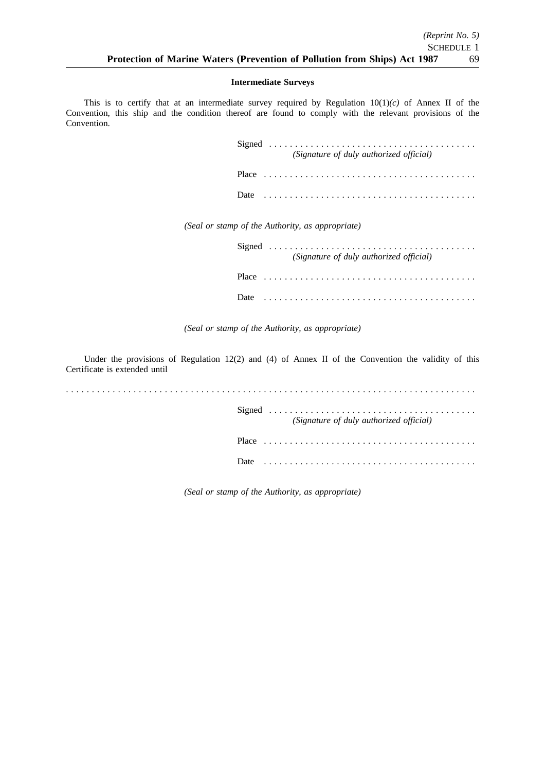**Intermediate Surveys**

This is to certify that at an intermediate survey required by Regulation 10(1)*(c)* of Annex II of the Convention, this ship and the condition thereof are found to comply with the relevant provisions of the Convention.

Signed . . . . . . . . . . . . . . . . . . . . . . . . . . . . . . . . . . . . . . . .
*(Signature of duly authorized official)*

Place . . . . . . . . . . . . . . . . . . . . . . . . . . . . . . . . . . . . . . . . .

Date . . . . . . . . . . . . . . . . . . . . . . . . . . . . . . . . . . . . . . . . .

*(Seal or stamp of the Authority, as appropriate)*

Signed . . . . . . . . . . . . . . . . . . . . . . . . . . . . . . . . . . . . . . . .
*(Signature of duly authorized official)*

Place . . . . . . . . . . . . . . . . . . . . . . . . . . . . . . . . . . . . . . . . .

Date . . . . . . . . . . . . . . . . . . . . . . . . . . . . . . . . . . . . . . . . .

*(Seal or stamp of the Authority, as appropriate)*

Under the provisions of Regulation 12(2) and (4) of Annex II of the Convention the validity of this Certificate is extended until

. . . . . . . . . . . . . . . . . . . . . . . . . . . . . . . . . . . . . . . . . . . . . . . . . . . . . . . . . . . . . . . . . . . . . . . . . . . . . .

Signed . . . . . . . . . . . . . . . . . . . . . . . . . . . . . . . . . . . . . . . .
*(Signature of duly authorized official)*

Place . . . . . . . . . . . . . . . . . . . . . . . . . . . . . . . . . . . . . . . . .

Date . . . . . . . . . . . . . . . . . . . . . . . . . . . . . . . . . . . . . . . . .

*(Seal or stamp of the Authority, as appropriate)*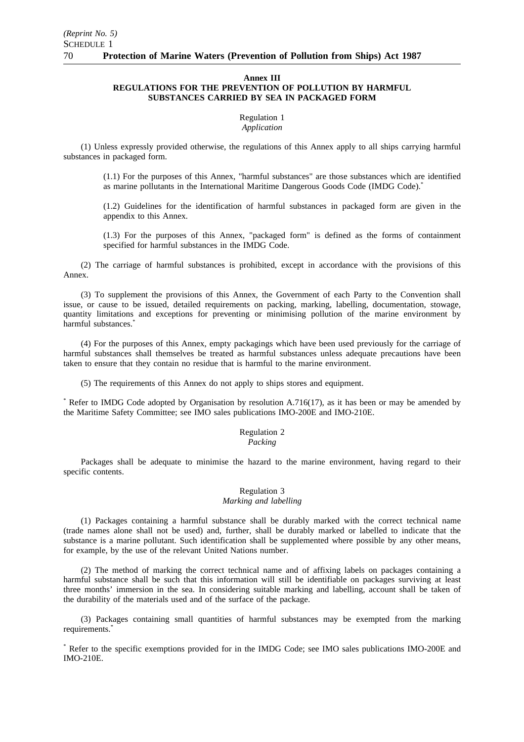## Annex III
## REGULATIONS FOR THE PREVENTION OF POLLUTION BY HARMFUL SUBSTANCES CARRIED BY SEA IN PACKAGED FORM

### Regulation 1
*Application*

(1) Unless expressly provided otherwise, the regulations of this Annex apply to all ships carrying harmful substances in packaged form.

(1.1) For the purposes of this Annex, "harmful substances" are those substances which are identified as marine pollutants in the International Maritime Dangerous Goods Code (IMDG Code).*

(1.2) Guidelines for the identification of harmful substances in packaged form are given in the appendix to this Annex.

(1.3) For the purposes of this Annex, "packaged form" is defined as the forms of containment specified for harmful substances in the IMDG Code.

(2) The carriage of harmful substances is prohibited, except in accordance with the provisions of this Annex.

(3) To supplement the provisions of this Annex, the Government of each Party to the Convention shall issue, or cause to be issued, detailed requirements on packing, marking, labelling, documentation, stowage, quantity limitations and exceptions for preventing or minimising pollution of the marine environment by harmful substances.*

(4) For the purposes of this Annex, empty packagings which have been used previously for the carriage of harmful substances shall themselves be treated as harmful substances unless adequate precautions have been taken to ensure that they contain no residue that is harmful to the marine environment.

(5) The requirements of this Annex do not apply to ships stores and equipment.

* Refer to IMDG Code adopted by Organisation by resolution A.716(17), as it has been or may be amended by the Maritime Safety Committee; see IMO sales publications IMO-200E and IMO-210E.

### Regulation 2
*Packing*

Packages shall be adequate to minimise the hazard to the marine environment, having regard to their specific contents.

### Regulation 3
*Marking and labelling*

(1) Packages containing a harmful substance shall be durably marked with the correct technical name (trade names alone shall not be used) and, further, shall be durably marked or labelled to indicate that the substance is a marine pollutant. Such identification shall be supplemented where possible by any other means, for example, by the use of the relevant United Nations number.

(2) The method of marking the correct technical name and of affixing labels on packages containing a harmful substance shall be such that this information will still be identifiable on packages surviving at least three months' immersion in the sea. In considering suitable marking and labelling, account shall be taken of the durability of the materials used and of the surface of the package.

(3) Packages containing small quantities of harmful substances may be exempted from the marking requirements.*

* Refer to the specific exemptions provided for in the IMDG Code; see IMO sales publications IMO-200E and IMO-210E.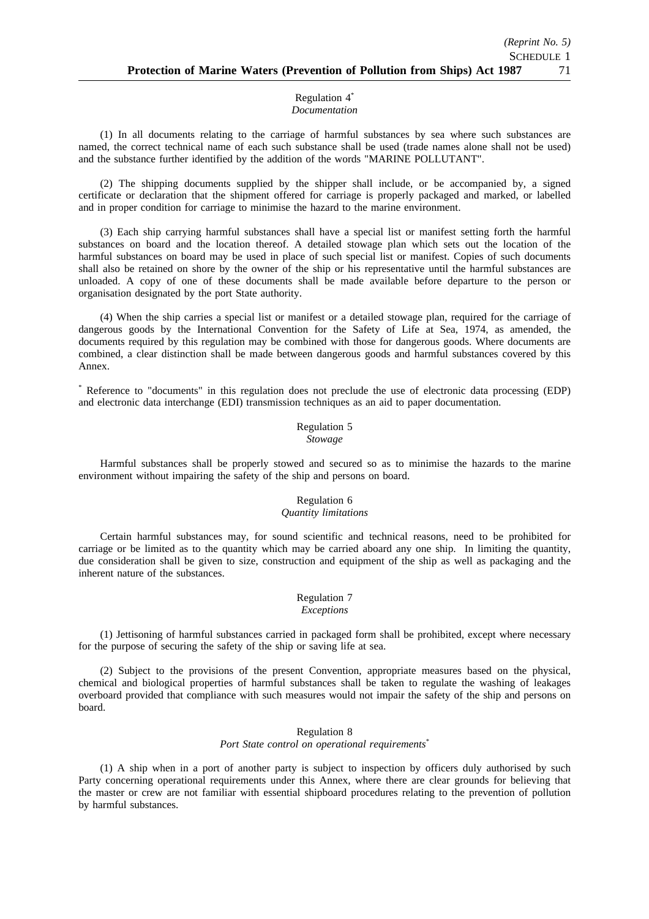Regulation 4[*]
*Documentation*

(1) In all documents relating to the carriage of harmful substances by sea where such substances are named, the correct technical name of each such substance shall be used (trade names alone shall not be used) and the substance further identified by the addition of the words "MARINE POLLUTANT".

(2) The shipping documents supplied by the shipper shall include, or be accompanied by, a signed certificate or declaration that the shipment offered for carriage is properly packaged and marked, or labelled and in proper condition for carriage to minimise the hazard to the marine environment.

(3) Each ship carrying harmful substances shall have a special list or manifest setting forth the harmful substances on board and the location thereof. A detailed stowage plan which sets out the location of the harmful substances on board may be used in place of such special list or manifest. Copies of such documents shall also be retained on shore by the owner of the ship or his representative until the harmful substances are unloaded. A copy of one of these documents shall be made available before departure to the person or organisation designated by the port State authority.

(4) When the ship carries a special list or manifest or a detailed stowage plan, required for the carriage of dangerous goods by the International Convention for the Safety of Life at Sea, 1974, as amended, the documents required by this regulation may be combined with those for dangerous goods. Where documents are combined, a clear distinction shall be made between dangerous goods and harmful substances covered by this Annex.

[*] Reference to "documents" in this regulation does not preclude the use of electronic data processing (EDP) and electronic data interchange (EDI) transmission techniques as an aid to paper documentation.

Regulation 5
*Stowage*

Harmful substances shall be properly stowed and secured so as to minimise the hazards to the marine environment without impairing the safety of the ship and persons on board.

Regulation 6
*Quantity limitations*

Certain harmful substances may, for sound scientific and technical reasons, need to be prohibited for carriage or be limited as to the quantity which may be carried aboard any one ship. In limiting the quantity, due consideration shall be given to size, construction and equipment of the ship as well as packaging and the inherent nature of the substances.

Regulation 7
*Exceptions*

(1) Jettisoning of harmful substances carried in packaged form shall be prohibited, except where necessary for the purpose of securing the safety of the ship or saving life at sea.

(2) Subject to the provisions of the present Convention, appropriate measures based on the physical, chemical and biological properties of harmful substances shall be taken to regulate the washing of leakages overboard provided that compliance with such measures would not impair the safety of the ship and persons on board.

Regulation 8
*Port State control on operational requirements*[*]

(1) A ship when in a port of another party is subject to inspection by officers duly authorised by such Party concerning operational requirements under this Annex, where there are clear grounds for believing that the master or crew are not familiar with essential shipboard procedures relating to the prevention of pollution by harmful substances.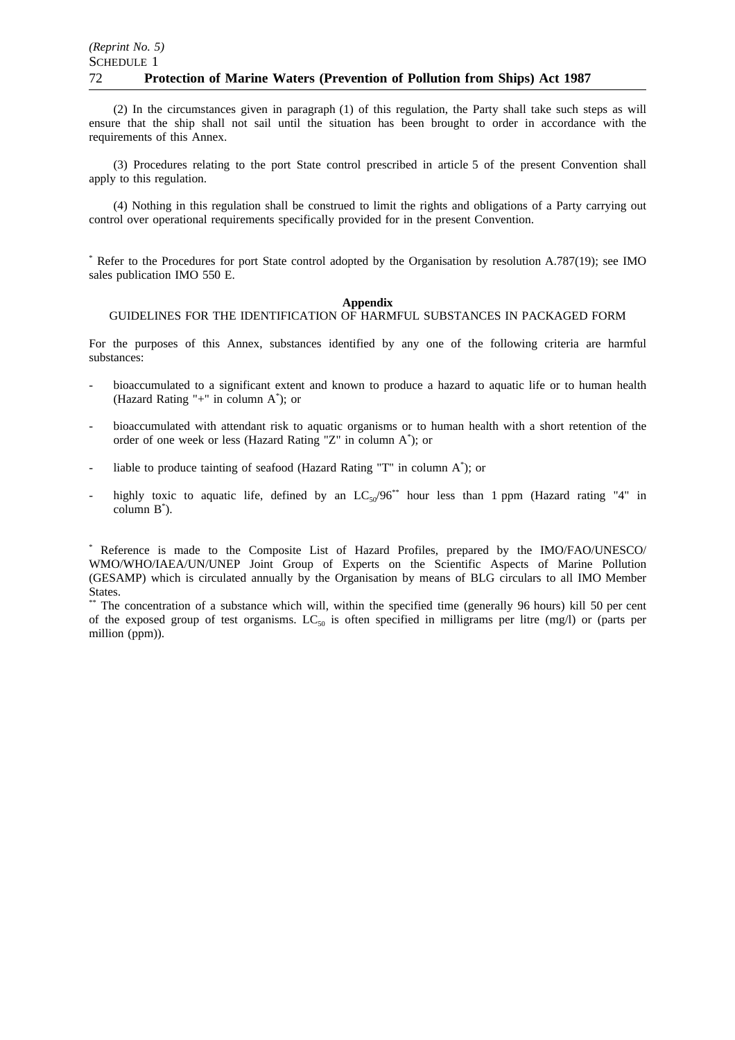(2) In the circumstances given in paragraph (1) of this regulation, the Party shall take such steps as will ensure that the ship shall not sail until the situation has been brought to order in accordance with the requirements of this Annex.

(3) Procedures relating to the port State control prescribed in article 5 of the present Convention shall apply to this regulation.

(4) Nothing in this regulation shall be construed to limit the rights and obligations of a Party carrying out control over operational requirements specifically provided for in the present Convention.

\* Refer to the Procedures for port State control adopted by the Organisation by resolution A.787(19); see IMO sales publication IMO 550 E.

**Appendix**

GUIDELINES FOR THE IDENTIFICATION OF HARMFUL SUBSTANCES IN PACKAGED FORM

For the purposes of this Annex, substances identified by any one of the following criteria are harmful substances:

- bioaccumulated to a significant extent and known to produce a hazard to aquatic life or to human health (Hazard Rating "+" in column A*); or
- bioaccumulated with attendant risk to aquatic organisms or to human health with a short retention of the order of one week or less (Hazard Rating "Z" in column A*); or
- liable to produce tainting of seafood (Hazard Rating "T" in column A*); or
- highly toxic to aquatic life, defined by an $LC_{50}/96$** hour less than 1 ppm (Hazard rating "4" in column B*).

\* Reference is made to the Composite List of Hazard Profiles, prepared by the IMO/FAO/UNESCO/WMO/WHO/IAEA/UN/UNEP Joint Group of Experts on the Scientific Aspects of Marine Pollution (GESAMP) which is circulated annually by the Organisation by means of BLG circulars to all IMO Member States.

\** The concentration of a substance which will, within the specified time (generally 96 hours) kill 50 per cent of the exposed group of test organisms. $LC_{50}$ is often specified in milligrams per litre (mg/l) or (parts per million (ppm)).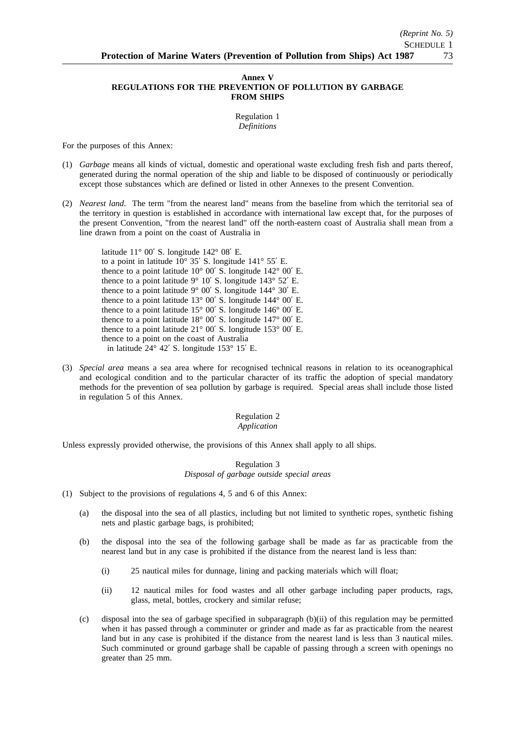## Annex V
## REGULATIONS FOR THE PREVENTION OF POLLUTION BY GARBAGE FROM SHIPS

Regulation 1
*Definitions*

For the purposes of this Annex:

(1) *Garbage* means all kinds of victual, domestic and operational waste excluding fresh fish and parts thereof, generated during the normal operation of the ship and liable to be disposed of continuously or periodically except those substances which are defined or listed in other Annexes to the present Convention.

(2) *Nearest land*. The term "from the nearest land" means from the baseline from which the territorial sea of the territory in question is established in accordance with international law except that, for the purposes of the present Convention, "from the nearest land" off the north-eastern coast of Australia shall mean from a line drawn from a point on the coast of Australia in

latitude 11° 00′ S. longitude 142° 08′ E.
to a point in latitude 10° 35′ S. longitude 141° 55′ E.
thence to a point latitude 10° 00′ S. longitude 142° 00′ E.
thence to a point latitude 9° 10′ S. longitude 143° 52′ E.
thence to a point latitude 9° 00′ S. longitude 144° 30′ E.
thence to a point latitude 13° 00′ S. longitude 144° 00′ E.
thence to a point latitude 15° 00′ S. longitude 146° 00′ E.
thence to a point latitude 18° 00′ S. longitude 147° 00′ E.
thence to a point latitude 21° 00′ S. longitude 153° 00′ E.
thence to a point on the coast of Australia
in latitude 24° 42′ S. longitude 153° 15′ E.

(3) *Special area* means a sea area where for recognised technical reasons in relation to its oceanographical and ecological condition and to the particular character of its traffic the adoption of special mandatory methods for the prevention of sea pollution by garbage is required. Special areas shall include those listed in regulation 5 of this Annex.

Regulation 2
*Application*

Unless expressly provided otherwise, the provisions of this Annex shall apply to all ships.

Regulation 3
*Disposal of garbage outside special areas*

(1) Subject to the provisions of regulations 4, 5 and 6 of this Annex:

(a) the disposal into the sea of all plastics, including but not limited to synthetic ropes, synthetic fishing nets and plastic garbage bags, is prohibited;

(b) the disposal into the sea of the following garbage shall be made as far as practicable from the nearest land but in any case is prohibited if the distance from the nearest land is less than:

(i) 25 nautical miles for dunnage, lining and packing materials which will float;

(ii) 12 nautical miles for food wastes and all other garbage including paper products, rags, glass, metal, bottles, crockery and similar refuse;

(c) disposal into the sea of garbage specified in subparagraph (b)(ii) of this regulation may be permitted when it has passed through a comminuter or grinder and made as far as practicable from the nearest land but in any case is prohibited if the distance from the nearest land is less than 3 nautical miles. Such comminuted or ground garbage shall be capable of passing through a screen with openings no greater than 25 mm.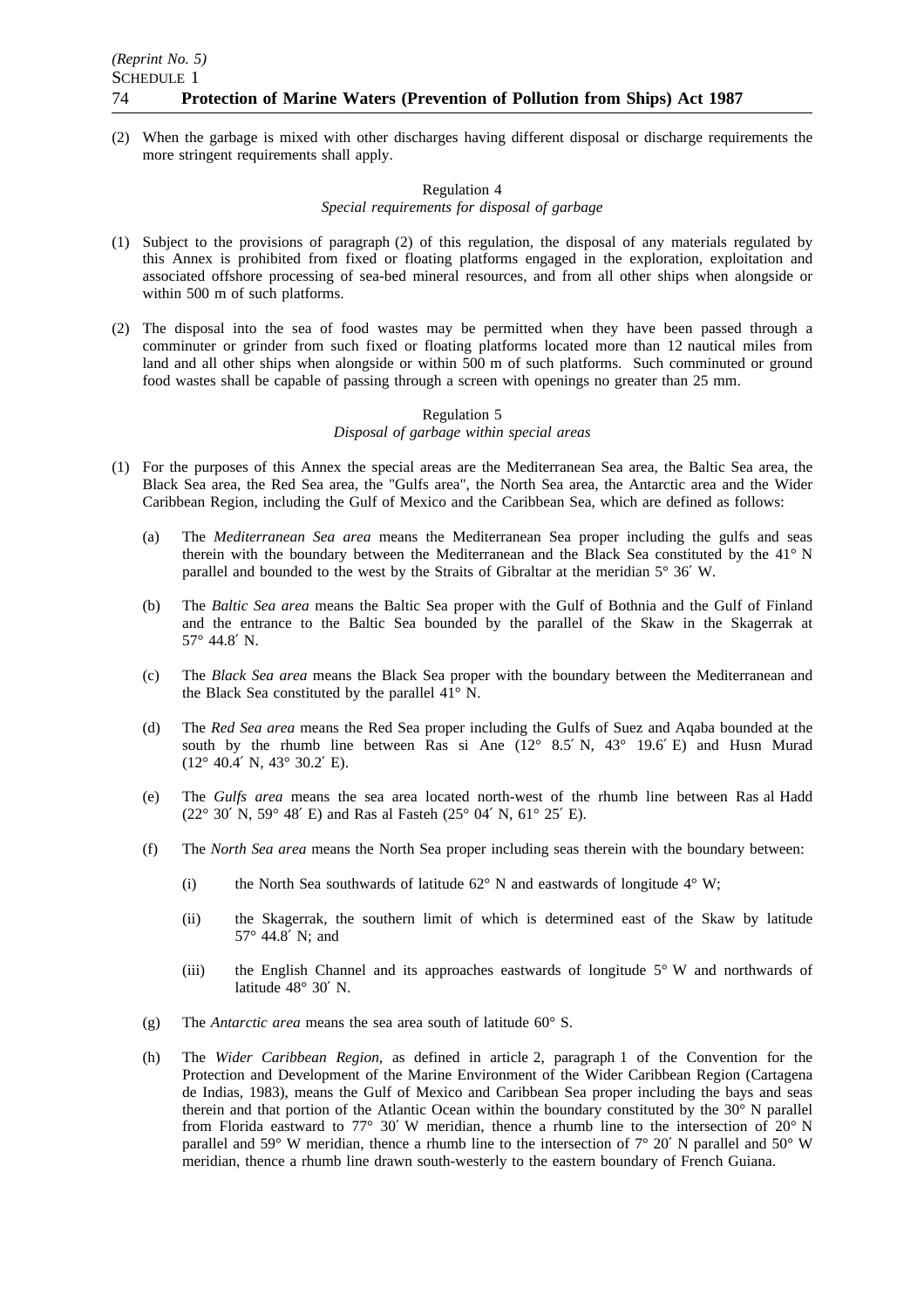(2) When the garbage is mixed with other discharges having different disposal or discharge requirements the more stringent requirements shall apply.

Regulation 4
*Special requirements for disposal of garbage*

(1) Subject to the provisions of paragraph (2) of this regulation, the disposal of any materials regulated by this Annex is prohibited from fixed or floating platforms engaged in the exploration, exploitation and associated offshore processing of sea-bed mineral resources, and from all other ships when alongside or within 500 m of such platforms.

(2) The disposal into the sea of food wastes may be permitted when they have been passed through a comminuter or grinder from such fixed or floating platforms located more than 12 nautical miles from land and all other ships when alongside or within 500 m of such platforms. Such comminuted or ground food wastes shall be capable of passing through a screen with openings no greater than 25 mm.

Regulation 5
*Disposal of garbage within special areas*

(1) For the purposes of this Annex the special areas are the Mediterranean Sea area, the Baltic Sea area, the Black Sea area, the Red Sea area, the "Gulfs area", the North Sea area, the Antarctic area and the Wider Caribbean Region, including the Gulf of Mexico and the Caribbean Sea, which are defined as follows:

  (a) The *Mediterranean Sea area* means the Mediterranean Sea proper including the gulfs and seas therein with the boundary between the Mediterranean and the Black Sea constituted by the 41° N parallel and bounded to the west by the Straits of Gibraltar at the meridian 5° 36′ W.

  (b) The *Baltic Sea area* means the Baltic Sea proper with the Gulf of Bothnia and the Gulf of Finland and the entrance to the Baltic Sea bounded by the parallel of the Skaw in the Skagerrak at 57° 44.8′ N.

  (c) The *Black Sea area* means the Black Sea proper with the boundary between the Mediterranean and the Black Sea constituted by the parallel 41° N.

  (d) The *Red Sea area* means the Red Sea proper including the Gulfs of Suez and Aqaba bounded at the south by the rhumb line between Ras si Ane (12° 8.5′ N, 43° 19.6′ E) and Husn Murad (12° 40.4′ N, 43° 30.2′ E).

  (e) The *Gulfs area* means the sea area located north-west of the rhumb line between Ras al Hadd (22° 30′ N, 59° 48′ E) and Ras al Fasteh (25° 04′ N, 61° 25′ E).

  (f) The *North Sea area* means the North Sea proper including seas therein with the boundary between:

    (i) the North Sea southwards of latitude 62° N and eastwards of longitude 4° W;

    (ii) the Skagerrak, the southern limit of which is determined east of the Skaw by latitude 57° 44.8′ N; and

    (iii) the English Channel and its approaches eastwards of longitude 5° W and northwards of latitude 48° 30′ N.

  (g) The *Antarctic area* means the sea area south of latitude 60° S.

  (h) The *Wider Caribbean Region*, as defined in article 2, paragraph 1 of the Convention for the Protection and Development of the Marine Environment of the Wider Caribbean Region (Cartagena de Indias, 1983), means the Gulf of Mexico and Caribbean Sea proper including the bays and seas therein and that portion of the Atlantic Ocean within the boundary constituted by the 30° N parallel from Florida eastward to 77° 30′ W meridian, thence a rhumb line to the intersection of 20° N parallel and 59° W meridian, thence a rhumb line to the intersection of 7° 20′ N parallel and 50° W meridian, thence a rhumb line drawn south-westerly to the eastern boundary of French Guiana.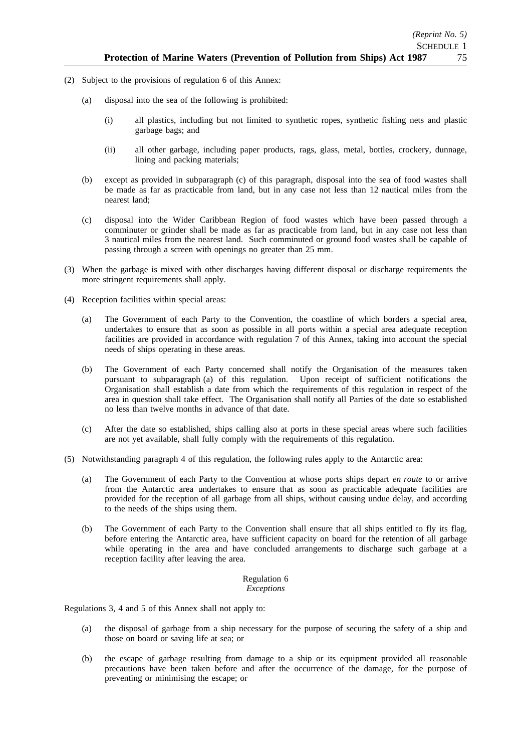(2) Subject to the provisions of regulation 6 of this Annex:

(a) disposal into the sea of the following is prohibited:

(i) all plastics, including but not limited to synthetic ropes, synthetic fishing nets and plastic garbage bags; and

(ii) all other garbage, including paper products, rags, glass, metal, bottles, crockery, dunnage, lining and packing materials;

(b) except as provided in subparagraph (c) of this paragraph, disposal into the sea of food wastes shall be made as far as practicable from land, but in any case not less than 12 nautical miles from the nearest land;

(c) disposal into the Wider Caribbean Region of food wastes which have been passed through a comminuter or grinder shall be made as far as practicable from land, but in any case not less than 3 nautical miles from the nearest land. Such comminuted or ground food wastes shall be capable of passing through a screen with openings no greater than 25 mm.

(3) When the garbage is mixed with other discharges having different disposal or discharge requirements the more stringent requirements shall apply.

(4) Reception facilities within special areas:

(a) The Government of each Party to the Convention, the coastline of which borders a special area, undertakes to ensure that as soon as possible in all ports within a special area adequate reception facilities are provided in accordance with regulation 7 of this Annex, taking into account the special needs of ships operating in these areas.

(b) The Government of each Party concerned shall notify the Organisation of the measures taken pursuant to subparagraph (a) of this regulation. Upon receipt of sufficient notifications the Organisation shall establish a date from which the requirements of this regulation in respect of the area in question shall take effect. The Organisation shall notify all Parties of the date so established no less than twelve months in advance of that date.

(c) After the date so established, ships calling also at ports in these special areas where such facilities are not yet available, shall fully comply with the requirements of this regulation.

(5) Notwithstanding paragraph 4 of this regulation, the following rules apply to the Antarctic area:

(a) The Government of each Party to the Convention at whose ports ships depart *en route* to or arrive from the Antarctic area undertakes to ensure that as soon as practicable adequate facilities are provided for the reception of all garbage from all ships, without causing undue delay, and according to the needs of the ships using them.

(b) The Government of each Party to the Convention shall ensure that all ships entitled to fly its flag, before entering the Antarctic area, have sufficient capacity on board for the retention of all garbage while operating in the area and have concluded arrangements to discharge such garbage at a reception facility after leaving the area.

Regulation 6
*Exceptions*

Regulations 3, 4 and 5 of this Annex shall not apply to:

(a) the disposal of garbage from a ship necessary for the purpose of securing the safety of a ship and those on board or saving life at sea; or

(b) the escape of garbage resulting from damage to a ship or its equipment provided all reasonable precautions have been taken before and after the occurrence of the damage, for the purpose of preventing or minimising the escape; or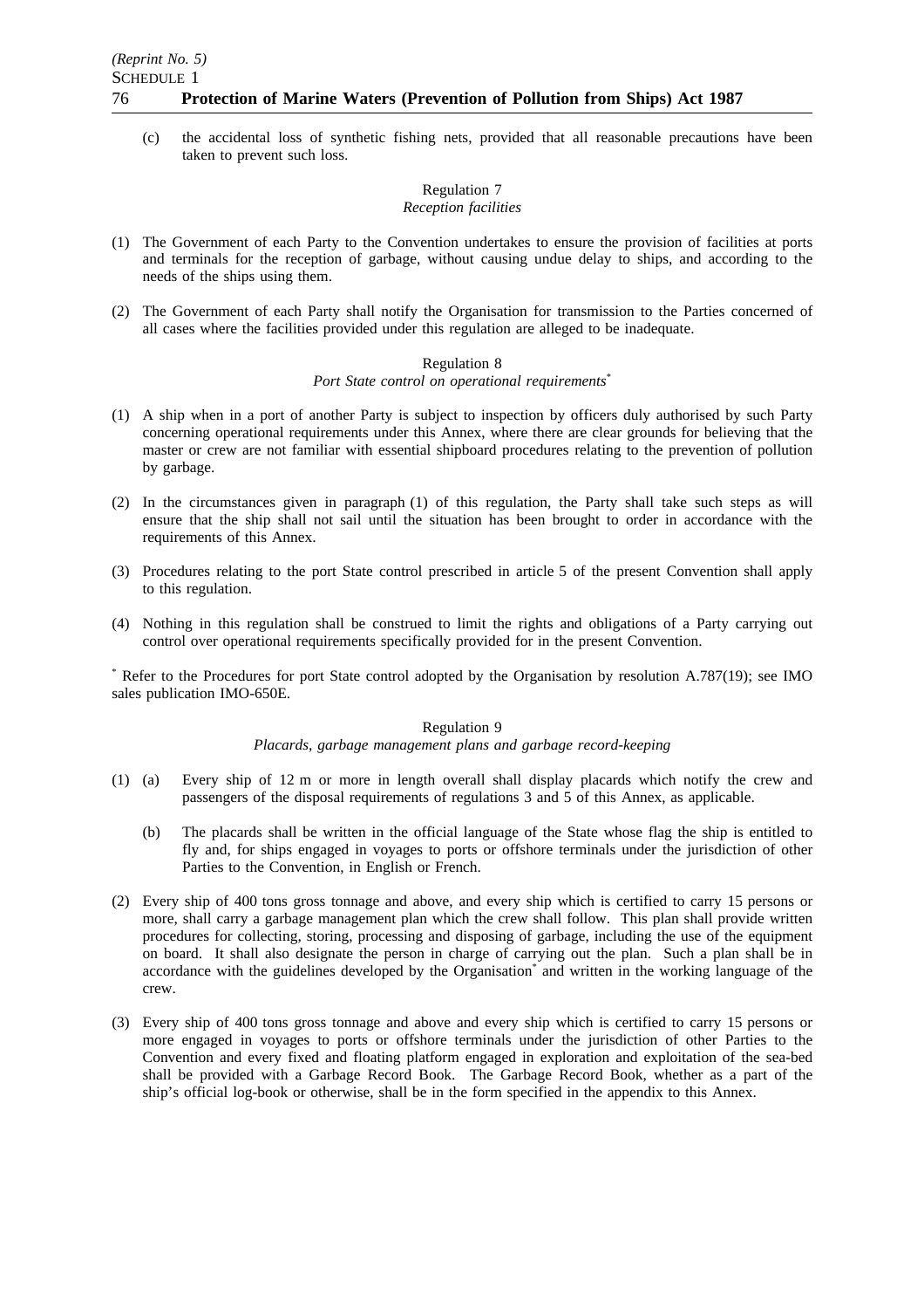(c) the accidental loss of synthetic fishing nets, provided that all reasonable precautions have been taken to prevent such loss.

Regulation 7

*Reception facilities*

(1) The Government of each Party to the Convention undertakes to ensure the provision of facilities at ports and terminals for the reception of garbage, without causing undue delay to ships, and according to the needs of the ships using them.

(2) The Government of each Party shall notify the Organisation for transmission to the Parties concerned of all cases where the facilities provided under this regulation are alleged to be inadequate.

Regulation 8

*Port State control on operational requirements*[*]

(1) A ship when in a port of another Party is subject to inspection by officers duly authorised by such Party concerning operational requirements under this Annex, where there are clear grounds for believing that the master or crew are not familiar with essential shipboard procedures relating to the prevention of pollution by garbage.

(2) In the circumstances given in paragraph (1) of this regulation, the Party shall take such steps as will ensure that the ship shall not sail until the situation has been brought to order in accordance with the requirements of this Annex.

(3) Procedures relating to the port State control prescribed in article 5 of the present Convention shall apply to this regulation.

(4) Nothing in this regulation shall be construed to limit the rights and obligations of a Party carrying out control over operational requirements specifically provided for in the present Convention.

[*] Refer to the Procedures for port State control adopted by the Organisation by resolution A.787(19); see IMO sales publication IMO-650E.

Regulation 9

*Placards, garbage management plans and garbage record-keeping*

(1) (a) Every ship of 12 m or more in length overall shall display placards which notify the crew and passengers of the disposal requirements of regulations 3 and 5 of this Annex, as applicable.

(b) The placards shall be written in the official language of the State whose flag the ship is entitled to fly and, for ships engaged in voyages to ports or offshore terminals under the jurisdiction of other Parties to the Convention, in English or French.

(2) Every ship of 400 tons gross tonnage and above, and every ship which is certified to carry 15 persons or more, shall carry a garbage management plan which the crew shall follow. This plan shall provide written procedures for collecting, storing, processing and disposing of garbage, including the use of the equipment on board. It shall also designate the person in charge of carrying out the plan. Such a plan shall be in accordance with the guidelines developed by the Organisation[*] and written in the working language of the crew.

(3) Every ship of 400 tons gross tonnage and above and every ship which is certified to carry 15 persons or more engaged in voyages to ports or offshore terminals under the jurisdiction of other Parties to the Convention and every fixed and floating platform engaged in exploration and exploitation of the sea-bed shall be provided with a Garbage Record Book. The Garbage Record Book, whether as a part of the ship's official log-book or otherwise, shall be in the form specified in the appendix to this Annex.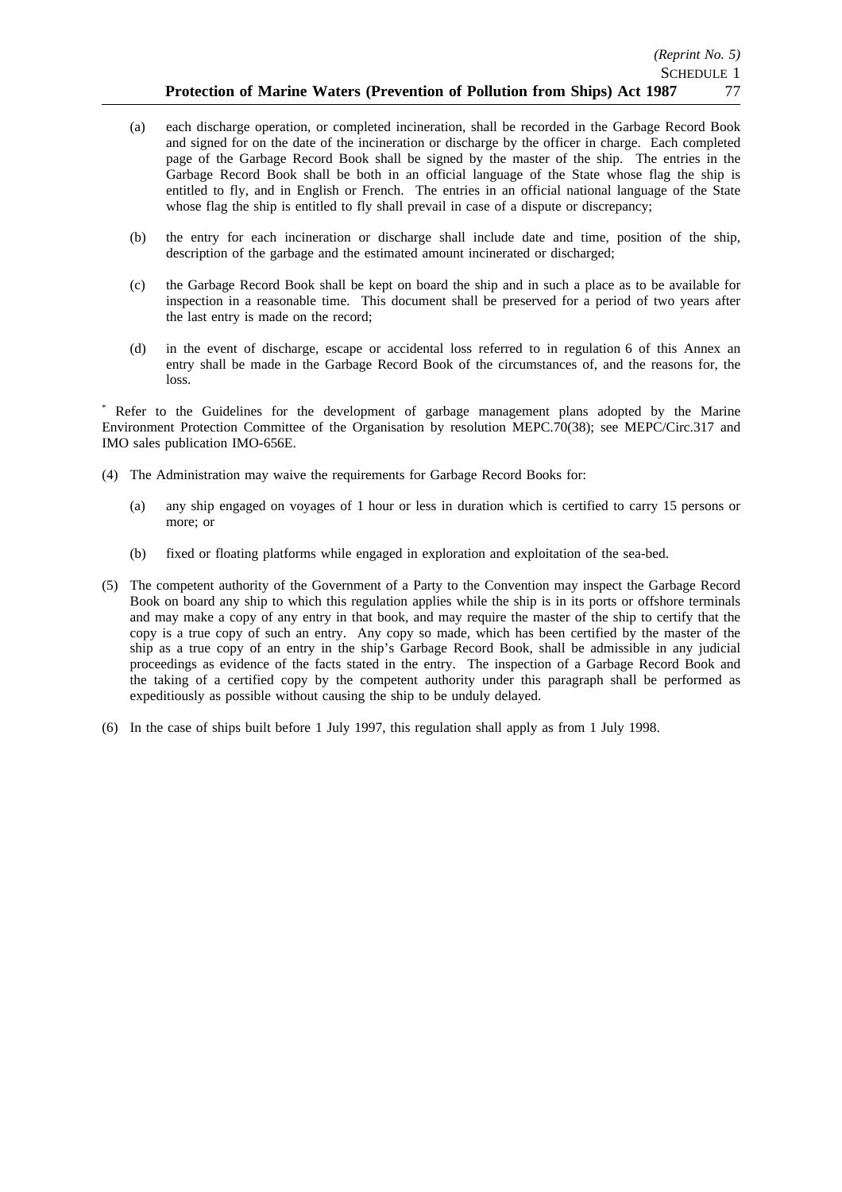(a) each discharge operation, or completed incineration, shall be recorded in the Garbage Record Book and signed for on the date of the incineration or discharge by the officer in charge. Each completed page of the Garbage Record Book shall be signed by the master of the ship. The entries in the Garbage Record Book shall be both in an official language of the State whose flag the ship is entitled to fly, and in English or French. The entries in an official national language of the State whose flag the ship is entitled to fly shall prevail in case of a dispute or discrepancy;

(b) the entry for each incineration or discharge shall include date and time, position of the ship, description of the garbage and the estimated amount incinerated or discharged;

(c) the Garbage Record Book shall be kept on board the ship and in such a place as to be available for inspection in a reasonable time. This document shall be preserved for a period of two years after the last entry is made on the record;

(d) in the event of discharge, escape or accidental loss referred to in regulation 6 of this Annex an entry shall be made in the Garbage Record Book of the circumstances of, and the reasons for, the loss.

* Refer to the Guidelines for the development of garbage management plans adopted by the Marine Environment Protection Committee of the Organisation by resolution MEPC.70(38); see MEPC/Circ.317 and IMO sales publication IMO-656E.

(4) The Administration may waive the requirements for Garbage Record Books for:

(a) any ship engaged on voyages of 1 hour or less in duration which is certified to carry 15 persons or more; or

(b) fixed or floating platforms while engaged in exploration and exploitation of the sea-bed.

(5) The competent authority of the Government of a Party to the Convention may inspect the Garbage Record Book on board any ship to which this regulation applies while the ship is in its ports or offshore terminals and may make a copy of any entry in that book, and may require the master of the ship to certify that the copy is a true copy of such an entry. Any copy so made, which has been certified by the master of the ship as a true copy of an entry in the ship's Garbage Record Book, shall be admissible in any judicial proceedings as evidence of the facts stated in the entry. The inspection of a Garbage Record Book and the taking of a certified copy by the competent authority under this paragraph shall be performed as expeditiously as possible without causing the ship to be unduly delayed.

(6) In the case of ships built before 1 July 1997, this regulation shall apply as from 1 July 1998.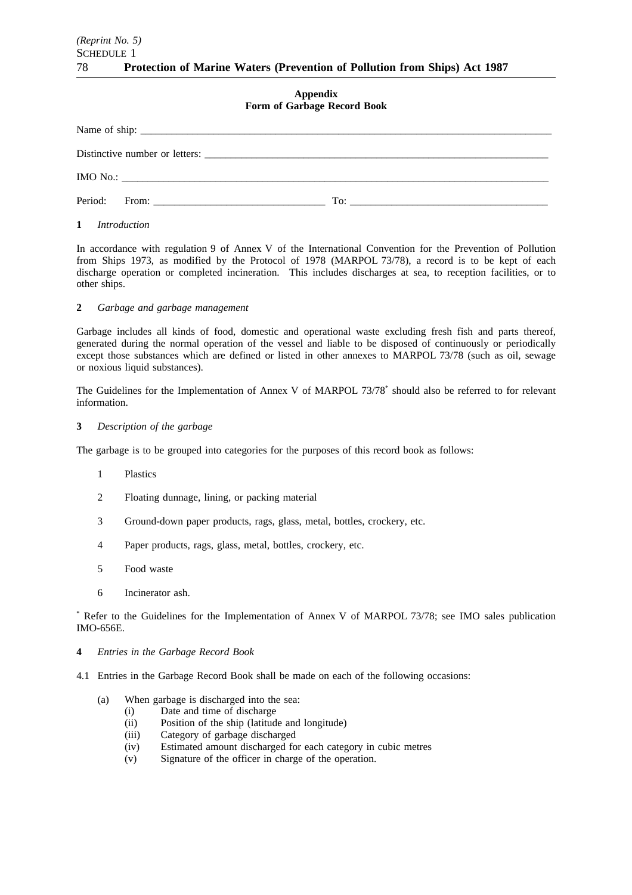## Appendix
## Form of Garbage Record Book

Name of ship: ______________________________________________

Distinctive number or letters: ______________________________________________

IMO No.: ______________________________________________

Period: From: ______________________ To: ______________________

**1** *Introduction*

In accordance with regulation 9 of Annex V of the International Convention for the Prevention of Pollution from Ships 1973, as modified by the Protocol of 1978 (MARPOL 73/78), a record is to be kept of each discharge operation or completed incineration. This includes discharges at sea, to reception facilities, or to other ships.

**2** *Garbage and garbage management*

Garbage includes all kinds of food, domestic and operational waste excluding fresh fish and parts thereof, generated during the normal operation of the vessel and liable to be disposed of continuously or periodically except those substances which are defined or listed in other annexes to MARPOL 73/78 (such as oil, sewage or noxious liquid substances).

The Guidelines for the Implementation of Annex V of MARPOL 73/78* should also be referred to for relevant information.

**3** *Description of the garbage*

The garbage is to be grouped into categories for the purposes of this record book as follows:

1 Plastics

2 Floating dunnage, lining, or packing material

3 Ground-down paper products, rags, glass, metal, bottles, crockery, etc.

4 Paper products, rags, glass, metal, bottles, crockery, etc.

5 Food waste

6 Incinerator ash.

* Refer to the Guidelines for the Implementation of Annex V of MARPOL 73/78; see IMO sales publication IMO-656E.

**4** *Entries in the Garbage Record Book*

4.1 Entries in the Garbage Record Book shall be made on each of the following occasions:

(a) When garbage is discharged into the sea:
  (i) Date and time of discharge
  (ii) Position of the ship (latitude and longitude)
  (iii) Category of garbage discharged
  (iv) Estimated amount discharged for each category in cubic metres
  (v) Signature of the officer in charge of the operation.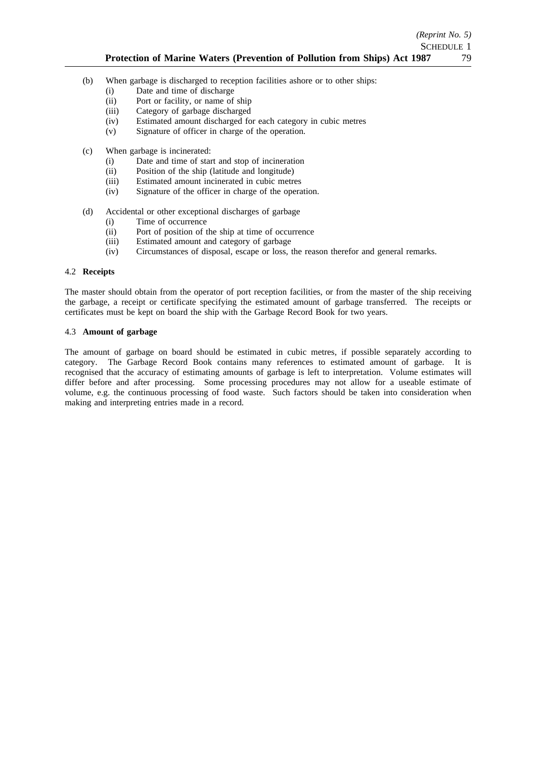(b) When garbage is discharged to reception facilities ashore or to other ships:
  - (i) Date and time of discharge
  - (ii) Port or facility, or name of ship
  - (iii) Category of garbage discharged
  - (iv) Estimated amount discharged for each category in cubic metres
  - (v) Signature of officer in charge of the operation.

(c) When garbage is incinerated:
  - (i) Date and time of start and stop of incineration
  - (ii) Position of the ship (latitude and longitude)
  - (iii) Estimated amount incinerated in cubic metres
  - (iv) Signature of the officer in charge of the operation.

(d) Accidental or other exceptional discharges of garbage
  - (i) Time of occurrence
  - (ii) Port of position of the ship at time of occurrence
  - (iii) Estimated amount and category of garbage
  - (iv) Circumstances of disposal, escape or loss, the reason therefor and general remarks.

4.2 **Receipts**

The master should obtain from the operator of port reception facilities, or from the master of the ship receiving the garbage, a receipt or certificate specifying the estimated amount of garbage transferred. The receipts or certificates must be kept on board the ship with the Garbage Record Book for two years.

4.3 **Amount of garbage**

The amount of garbage on board should be estimated in cubic metres, if possible separately according to category. The Garbage Record Book contains many references to estimated amount of garbage. It is recognised that the accuracy of estimating amounts of garbage is left to interpretation. Volume estimates will differ before and after processing. Some processing procedures may not allow for a useable estimate of volume, e.g. the continuous processing of food waste. Such factors should be taken into consideration when making and interpreting entries made in a record.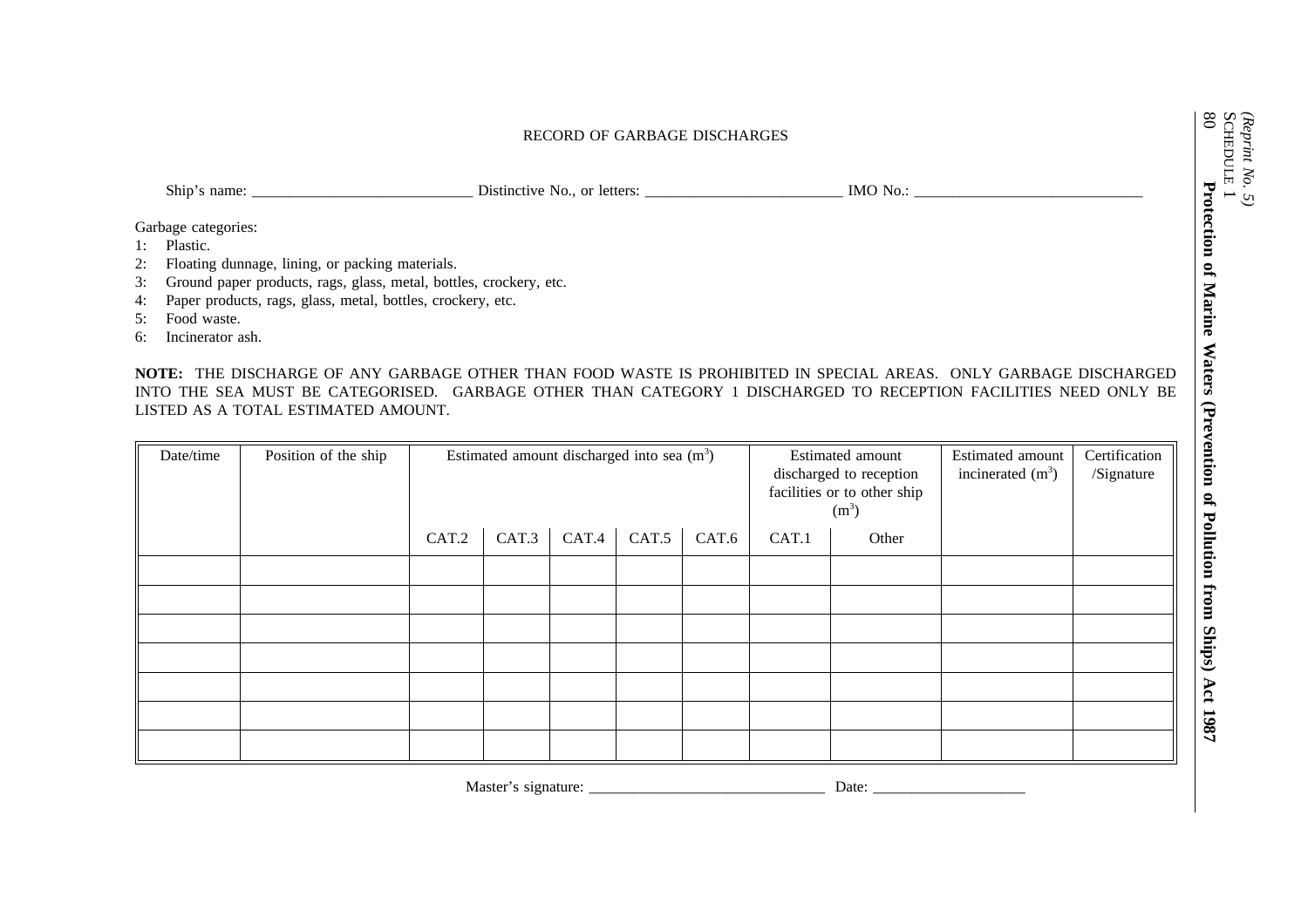# RECORD OF GARBAGE DISCHARGES

Ship's name: ____________________________ Distinctive No., or letters: _________________________ IMO No.: _____________________________

Garbage categories:

1: Plastic.
2: Floating dunnage, lining, or packing materials.
3: Ground paper products, rags, glass, metal, bottles, crockery, etc.
4: Paper products, rags, glass, metal, bottles, crockery, etc.
5: Food waste.
6: Incinerator ash.

**NOTE:** THE DISCHARGE OF ANY GARBAGE OTHER THAN FOOD WASTE IS PROHIBITED IN SPECIAL AREAS. ONLY GARBAGE DISCHARGED INTO THE SEA MUST BE CATEGORISED. GARBAGE OTHER THAN CATEGORY 1 DISCHARGED TO RECEPTION FACILITIES NEED ONLY BE LISTED AS A TOTAL ESTIMATED AMOUNT.

| Date/time | Position of the ship | Estimated amount discharged into sea ($m^3$) | | | | | Estimated amount discharged to reception facilities or to other ship ($m^3$) | | Estimated amount incinerated ($m^3$) | Certification /Signature |
|---|---|---|---|---|---|---|---|---|---|---|
| | | CAT.2 | CAT.3 | CAT.4 | CAT.5 | CAT.6 | CAT.1 | Other | | |
| | | | | | | | | | | |
| | | | | | | | | | | |
| | | | | | | | | | | |
| | | | | | | | | | | |
| | | | | | | | | | | |
| | | | | | | | | | | |
| | | | | | | | | | | |

Master's signature: ______________________________ Date: ___________________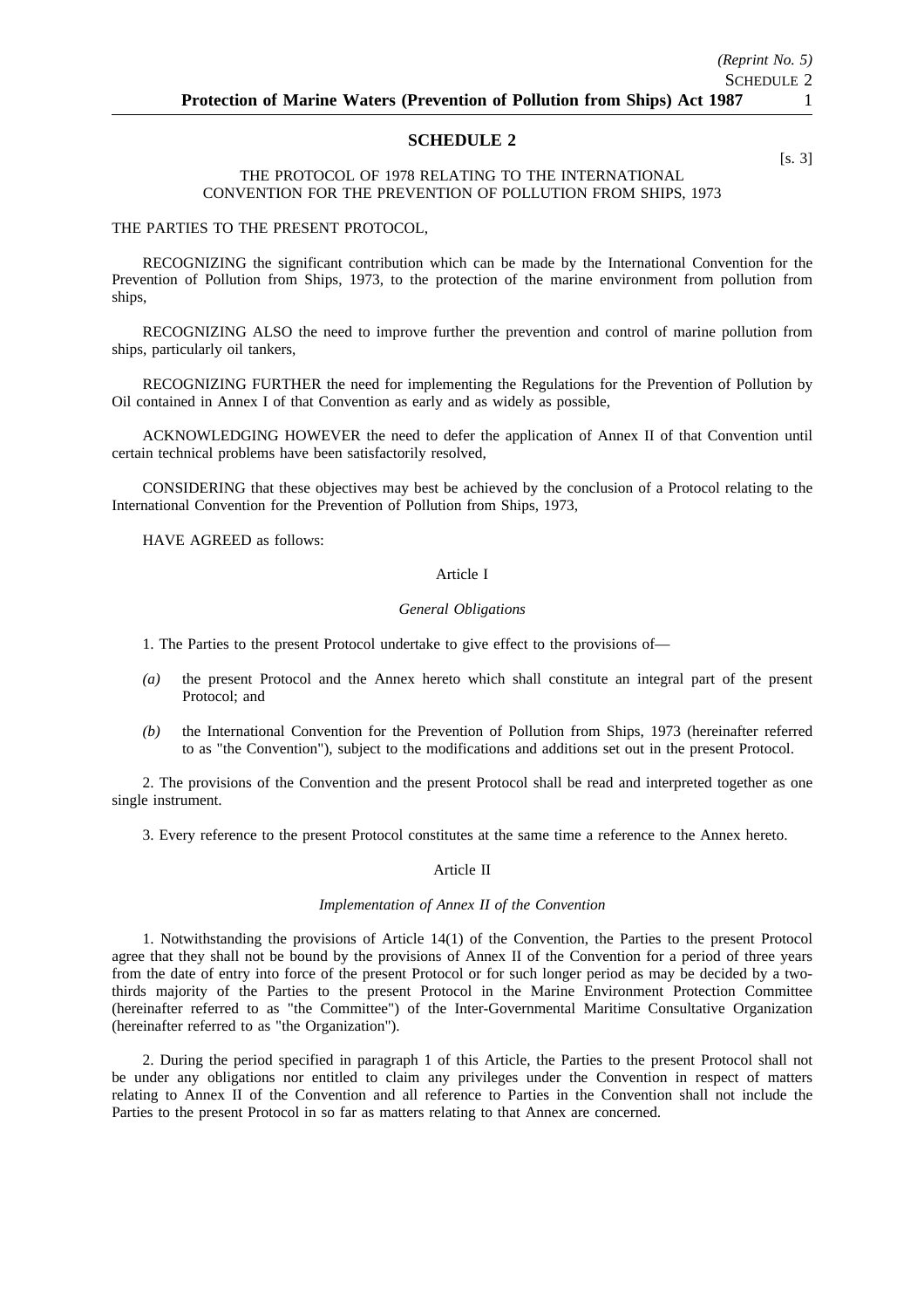## SCHEDULE 2

[s. 3]

THE PROTOCOL OF 1978 RELATING TO THE INTERNATIONAL CONVENTION FOR THE PREVENTION OF POLLUTION FROM SHIPS, 1973

THE PARTIES TO THE PRESENT PROTOCOL,

RECOGNIZING the significant contribution which can be made by the International Convention for the Prevention of Pollution from Ships, 1973, to the protection of the marine environment from pollution from ships,

RECOGNIZING ALSO the need to improve further the prevention and control of marine pollution from ships, particularly oil tankers,

RECOGNIZING FURTHER the need for implementing the Regulations for the Prevention of Pollution by Oil contained in Annex I of that Convention as early and as widely as possible,

ACKNOWLEDGING HOWEVER the need to defer the application of Annex II of that Convention until certain technical problems have been satisfactorily resolved,

CONSIDERING that these objectives may best be achieved by the conclusion of a Protocol relating to the International Convention for the Prevention of Pollution from Ships, 1973,

HAVE AGREED as follows:

Article I

*General Obligations*

1. The Parties to the present Protocol undertake to give effect to the provisions of—

*(a)* the present Protocol and the Annex hereto which shall constitute an integral part of the present Protocol; and

*(b)* the International Convention for the Prevention of Pollution from Ships, 1973 (hereinafter referred to as "the Convention"), subject to the modifications and additions set out in the present Protocol.

2. The provisions of the Convention and the present Protocol shall be read and interpreted together as one single instrument.

3. Every reference to the present Protocol constitutes at the same time a reference to the Annex hereto.

Article II

*Implementation of Annex II of the Convention*

1. Notwithstanding the provisions of Article 14(1) of the Convention, the Parties to the present Protocol agree that they shall not be bound by the provisions of Annex II of the Convention for a period of three years from the date of entry into force of the present Protocol or for such longer period as may be decided by a two-thirds majority of the Parties to the present Protocol in the Marine Environment Protection Committee (hereinafter referred to as "the Committee") of the Inter-Governmental Maritime Consultative Organization (hereinafter referred to as "the Organization").

2. During the period specified in paragraph 1 of this Article, the Parties to the present Protocol shall not be under any obligations nor entitled to claim any privileges under the Convention in respect of matters relating to Annex II of the Convention and all reference to Parties in the Convention shall not include the Parties to the present Protocol in so far as matters relating to that Annex are concerned.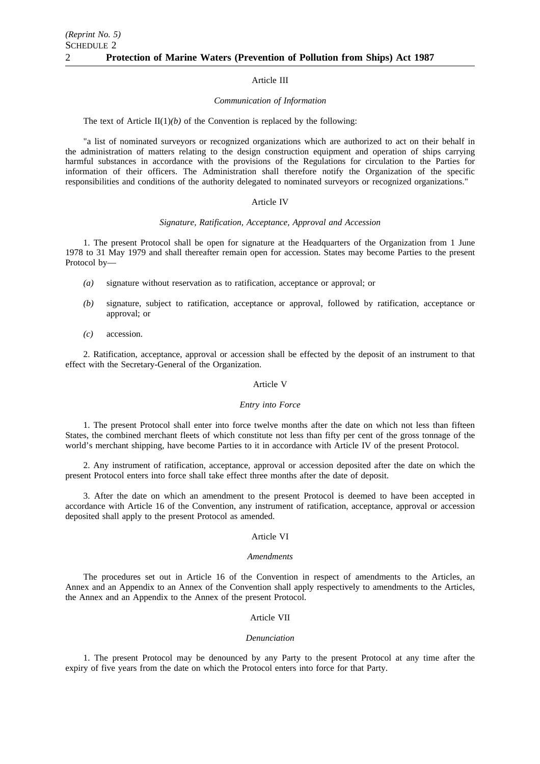Article III

*Communication of Information*

The text of Article II(1)*(b)* of the Convention is replaced by the following:

"a list of nominated surveyors or recognized organizations which are authorized to act on their behalf in the administration of matters relating to the design construction equipment and operation of ships carrying harmful substances in accordance with the provisions of the Regulations for circulation to the Parties for information of their officers. The Administration shall therefore notify the Organization of the specific responsibilities and conditions of the authority delegated to nominated surveyors or recognized organizations."

Article IV

*Signature, Ratification, Acceptance, Approval and Accession*

1. The present Protocol shall be open for signature at the Headquarters of the Organization from 1 June 1978 to 31 May 1979 and shall thereafter remain open for accession. States may become Parties to the present Protocol by—

*(a)* signature without reservation as to ratification, acceptance or approval; or

*(b)* signature, subject to ratification, acceptance or approval, followed by ratification, acceptance or approval; or

*(c)* accession.

2. Ratification, acceptance, approval or accession shall be effected by the deposit of an instrument to that effect with the Secretary-General of the Organization.

Article V

*Entry into Force*

1. The present Protocol shall enter into force twelve months after the date on which not less than fifteen States, the combined merchant fleets of which constitute not less than fifty per cent of the gross tonnage of the world's merchant shipping, have become Parties to it in accordance with Article IV of the present Protocol.

2. Any instrument of ratification, acceptance, approval or accession deposited after the date on which the present Protocol enters into force shall take effect three months after the date of deposit.

3. After the date on which an amendment to the present Protocol is deemed to have been accepted in accordance with Article 16 of the Convention, any instrument of ratification, acceptance, approval or accession deposited shall apply to the present Protocol as amended.

Article VI

*Amendments*

The procedures set out in Article 16 of the Convention in respect of amendments to the Articles, an Annex and an Appendix to an Annex of the Convention shall apply respectively to amendments to the Articles, the Annex and an Appendix to the Annex of the present Protocol.

Article VII

*Denunciation*

1. The present Protocol may be denounced by any Party to the present Protocol at any time after the expiry of five years from the date on which the Protocol enters into force for that Party.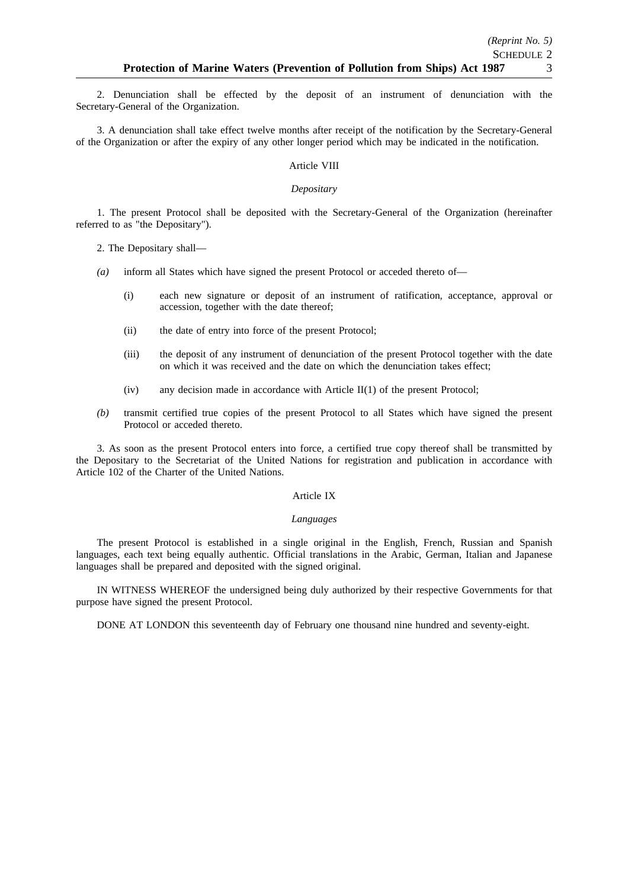2. Denunciation shall be effected by the deposit of an instrument of denunciation with the Secretary-General of the Organization.

3. A denunciation shall take effect twelve months after receipt of the notification by the Secretary-General of the Organization or after the expiry of any other longer period which may be indicated in the notification.

Article VIII

*Depositary*

1. The present Protocol shall be deposited with the Secretary-General of the Organization (hereinafter referred to as "the Depositary").

2. The Depositary shall—

*(a)* inform all States which have signed the present Protocol or acceded thereto of—

(i) each new signature or deposit of an instrument of ratification, acceptance, approval or accession, together with the date thereof;

(ii) the date of entry into force of the present Protocol;

(iii) the deposit of any instrument of denunciation of the present Protocol together with the date on which it was received and the date on which the denunciation takes effect;

(iv) any decision made in accordance with Article II(1) of the present Protocol;

*(b)* transmit certified true copies of the present Protocol to all States which have signed the present Protocol or acceded thereto.

3. As soon as the present Protocol enters into force, a certified true copy thereof shall be transmitted by the Depositary to the Secretariat of the United Nations for registration and publication in accordance with Article 102 of the Charter of the United Nations.

Article IX

*Languages*

The present Protocol is established in a single original in the English, French, Russian and Spanish languages, each text being equally authentic. Official translations in the Arabic, German, Italian and Japanese languages shall be prepared and deposited with the signed original.

IN WITNESS WHEREOF the undersigned being duly authorized by their respective Governments for that purpose have signed the present Protocol.

DONE AT LONDON this seventeenth day of February one thousand nine hundred and seventy-eight.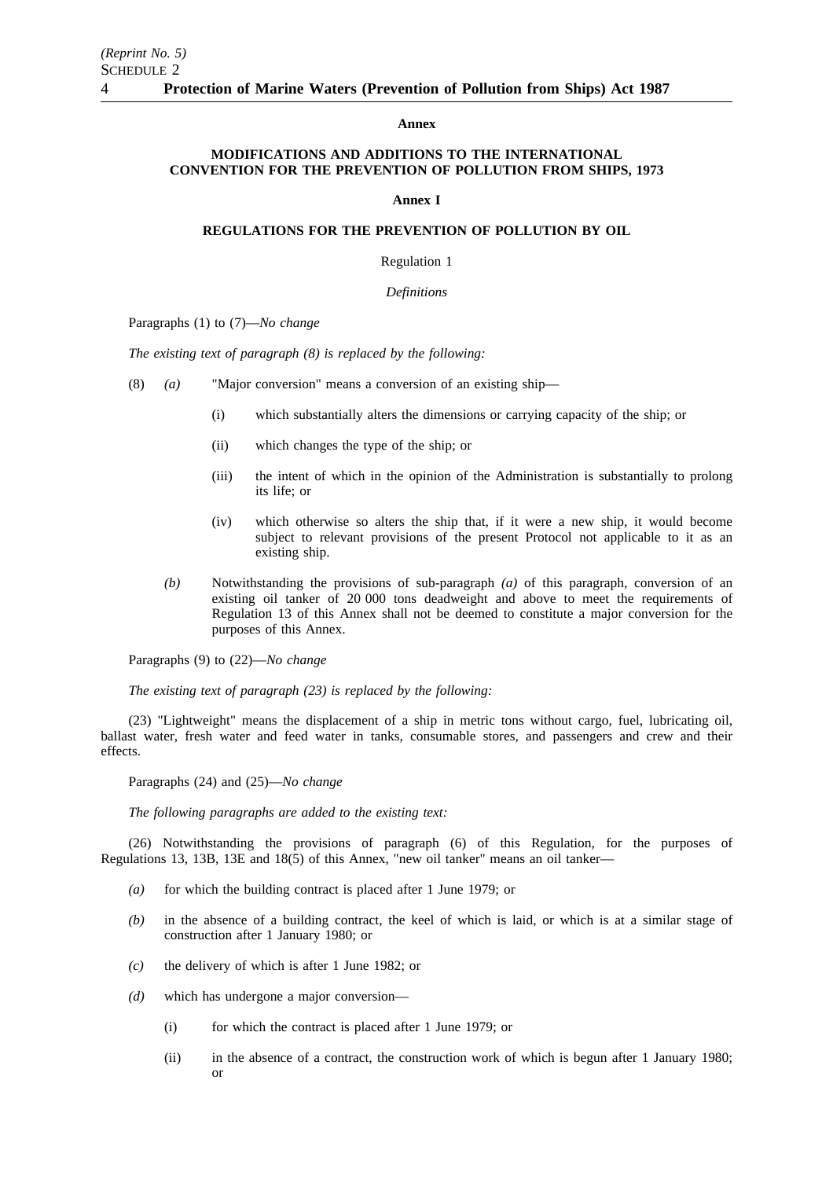**Annex**

**MODIFICATIONS AND ADDITIONS TO THE INTERNATIONAL CONVENTION FOR THE PREVENTION OF POLLUTION FROM SHIPS, 1973**

**Annex I**

**REGULATIONS FOR THE PREVENTION OF POLLUTION BY OIL**

Regulation 1

*Definitions*

Paragraphs (1) to (7)—*No change*

*The existing text of paragraph (8) is replaced by the following:*

(8) *(a)* "Major conversion" means a conversion of an existing ship—

- (i) which substantially alters the dimensions or carrying capacity of the ship; or
- (ii) which changes the type of the ship; or
- (iii) the intent of which in the opinion of the Administration is substantially to prolong its life; or
- (iv) which otherwise so alters the ship that, if it were a new ship, it would become subject to relevant provisions of the present Protocol not applicable to it as an existing ship.

*(b)* Notwithstanding the provisions of sub-paragraph *(a)* of this paragraph, conversion of an existing oil tanker of 20 000 tons deadweight and above to meet the requirements of Regulation 13 of this Annex shall not be deemed to constitute a major conversion for the purposes of this Annex.

Paragraphs (9) to (22)—*No change*

*The existing text of paragraph (23) is replaced by the following:*

(23) "Lightweight" means the displacement of a ship in metric tons without cargo, fuel, lubricating oil, ballast water, fresh water and feed water in tanks, consumable stores, and passengers and crew and their effects.

Paragraphs (24) and (25)—*No change*

*The following paragraphs are added to the existing text:*

(26) Notwithstanding the provisions of paragraph (6) of this Regulation, for the purposes of Regulations 13, 13B, 13E and 18(5) of this Annex, "new oil tanker" means an oil tanker—

*(a)* for which the building contract is placed after 1 June 1979; or

*(b)* in the absence of a building contract, the keel of which is laid, or which is at a similar stage of construction after 1 January 1980; or

*(c)* the delivery of which is after 1 June 1982; or

*(d)* which has undergone a major conversion—

- (i) for which the contract is placed after 1 June 1979; or
- (ii) in the absence of a contract, the construction work of which is begun after 1 January 1980; or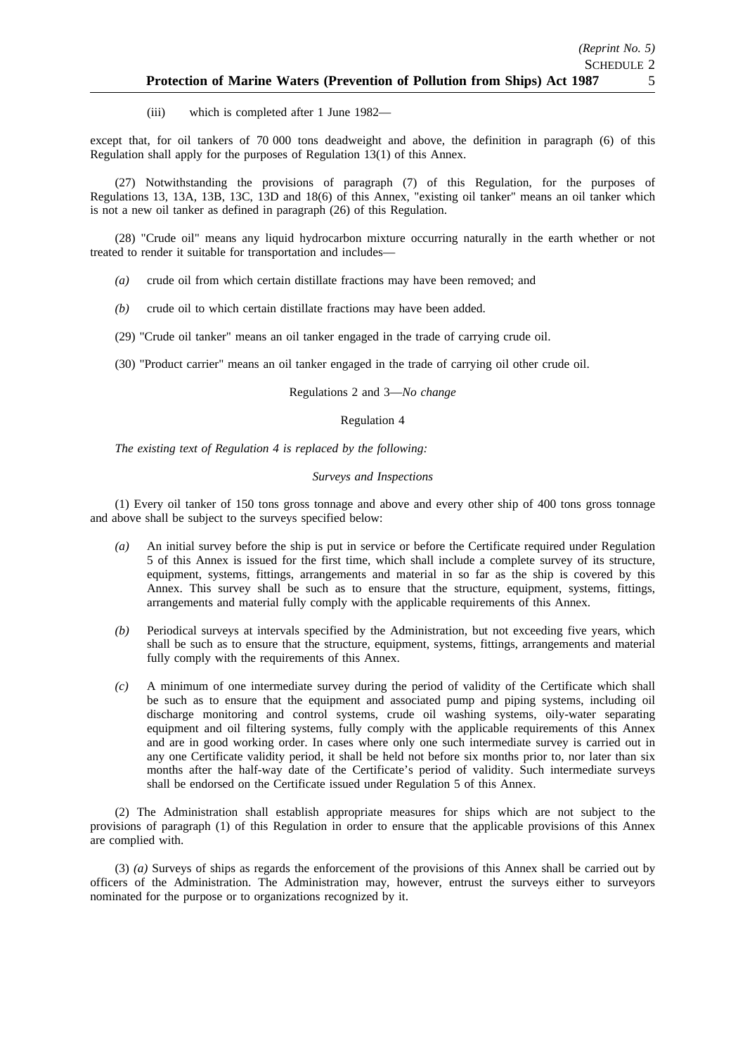(iii) which is completed after 1 June 1982—

except that, for oil tankers of 70 000 tons deadweight and above, the definition in paragraph (6) of this Regulation shall apply for the purposes of Regulation 13(1) of this Annex.

(27) Notwithstanding the provisions of paragraph (7) of this Regulation, for the purposes of Regulations 13, 13A, 13B, 13C, 13D and 18(6) of this Annex, "existing oil tanker" means an oil tanker which is not a new oil tanker as defined in paragraph (26) of this Regulation.

(28) "Crude oil" means any liquid hydrocarbon mixture occurring naturally in the earth whether or not treated to render it suitable for transportation and includes—

*(a)* crude oil from which certain distillate fractions may have been removed; and

*(b)* crude oil to which certain distillate fractions may have been added.

(29) "Crude oil tanker" means an oil tanker engaged in the trade of carrying crude oil.

(30) "Product carrier" means an oil tanker engaged in the trade of carrying oil other crude oil.

Regulations 2 and 3—*No change*

Regulation 4

*The existing text of Regulation 4 is replaced by the following:*

*Surveys and Inspections*

(1) Every oil tanker of 150 tons gross tonnage and above and every other ship of 400 tons gross tonnage and above shall be subject to the surveys specified below:

*(a)* An initial survey before the ship is put in service or before the Certificate required under Regulation 5 of this Annex is issued for the first time, which shall include a complete survey of its structure, equipment, systems, fittings, arrangements and material in so far as the ship is covered by this Annex. This survey shall be such as to ensure that the structure, equipment, systems, fittings, arrangements and material fully comply with the applicable requirements of this Annex.

*(b)* Periodical surveys at intervals specified by the Administration, but not exceeding five years, which shall be such as to ensure that the structure, equipment, systems, fittings, arrangements and material fully comply with the requirements of this Annex.

*(c)* A minimum of one intermediate survey during the period of validity of the Certificate which shall be such as to ensure that the equipment and associated pump and piping systems, including oil discharge monitoring and control systems, crude oil washing systems, oily-water separating equipment and oil filtering systems, fully comply with the applicable requirements of this Annex and are in good working order. In cases where only one such intermediate survey is carried out in any one Certificate validity period, it shall be held not before six months prior to, nor later than six months after the half-way date of the Certificate's period of validity. Such intermediate surveys shall be endorsed on the Certificate issued under Regulation 5 of this Annex.

(2) The Administration shall establish appropriate measures for ships which are not subject to the provisions of paragraph (1) of this Regulation in order to ensure that the applicable provisions of this Annex are complied with.

(3) *(a)* Surveys of ships as regards the enforcement of the provisions of this Annex shall be carried out by officers of the Administration. The Administration may, however, entrust the surveys either to surveyors nominated for the purpose or to organizations recognized by it.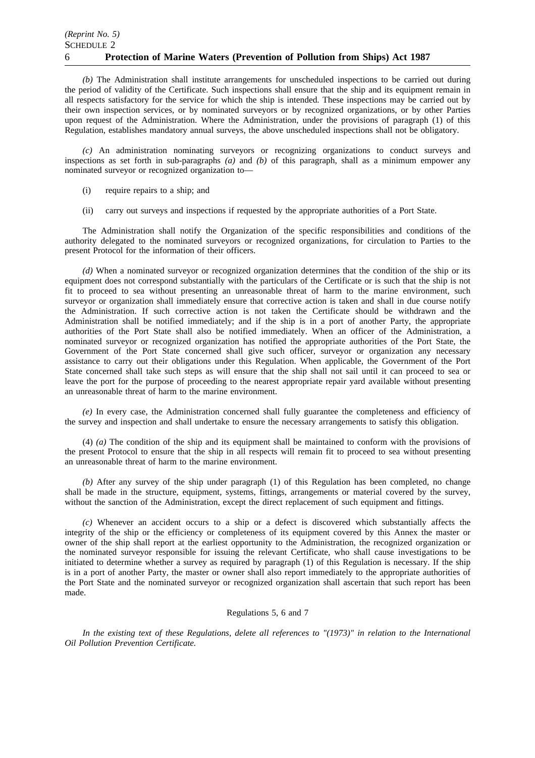*(b)* The Administration shall institute arrangements for unscheduled inspections to be carried out during the period of validity of the Certificate. Such inspections shall ensure that the ship and its equipment remain in all respects satisfactory for the service for which the ship is intended. These inspections may be carried out by their own inspection services, or by nominated surveyors or by recognized organizations, or by other Parties upon request of the Administration. Where the Administration, under the provisions of paragraph (1) of this Regulation, establishes mandatory annual surveys, the above unscheduled inspections shall not be obligatory.

*(c)* An administration nominating surveyors or recognizing organizations to conduct surveys and inspections as set forth in sub-paragraphs *(a)* and *(b)* of this paragraph, shall as a minimum empower any nominated surveyor or recognized organization to—

(i) require repairs to a ship; and

(ii) carry out surveys and inspections if requested by the appropriate authorities of a Port State.

The Administration shall notify the Organization of the specific responsibilities and conditions of the authority delegated to the nominated surveyors or recognized organizations, for circulation to Parties to the present Protocol for the information of their officers.

*(d)* When a nominated surveyor or recognized organization determines that the condition of the ship or its equipment does not correspond substantially with the particulars of the Certificate or is such that the ship is not fit to proceed to sea without presenting an unreasonable threat of harm to the marine environment, such surveyor or organization shall immediately ensure that corrective action is taken and shall in due course notify the Administration. If such corrective action is not taken the Certificate should be withdrawn and the Administration shall be notified immediately; and if the ship is in a port of another Party, the appropriate authorities of the Port State shall also be notified immediately. When an officer of the Administration, a nominated surveyor or recognized organization has notified the appropriate authorities of the Port State, the Government of the Port State concerned shall give such officer, surveyor or organization any necessary assistance to carry out their obligations under this Regulation. When applicable, the Government of the Port State concerned shall take such steps as will ensure that the ship shall not sail until it can proceed to sea or leave the port for the purpose of proceeding to the nearest appropriate repair yard available without presenting an unreasonable threat of harm to the marine environment.

*(e)* In every case, the Administration concerned shall fully guarantee the completeness and efficiency of the survey and inspection and shall undertake to ensure the necessary arrangements to satisfy this obligation.

(4) *(a)* The condition of the ship and its equipment shall be maintained to conform with the provisions of the present Protocol to ensure that the ship in all respects will remain fit to proceed to sea without presenting an unreasonable threat of harm to the marine environment.

*(b)* After any survey of the ship under paragraph (1) of this Regulation has been completed, no change shall be made in the structure, equipment, systems, fittings, arrangements or material covered by the survey, without the sanction of the Administration, except the direct replacement of such equipment and fittings.

*(c)* Whenever an accident occurs to a ship or a defect is discovered which substantially affects the integrity of the ship or the efficiency or completeness of its equipment covered by this Annex the master or owner of the ship shall report at the earliest opportunity to the Administration, the recognized organization or the nominated surveyor responsible for issuing the relevant Certificate, who shall cause investigations to be initiated to determine whether a survey as required by paragraph (1) of this Regulation is necessary. If the ship is in a port of another Party, the master or owner shall also report immediately to the appropriate authorities of the Port State and the nominated surveyor or recognized organization shall ascertain that such report has been made.

Regulations 5, 6 and 7

*In the existing text of these Regulations, delete all references to "(1973)" in relation to the International Oil Pollution Prevention Certificate.*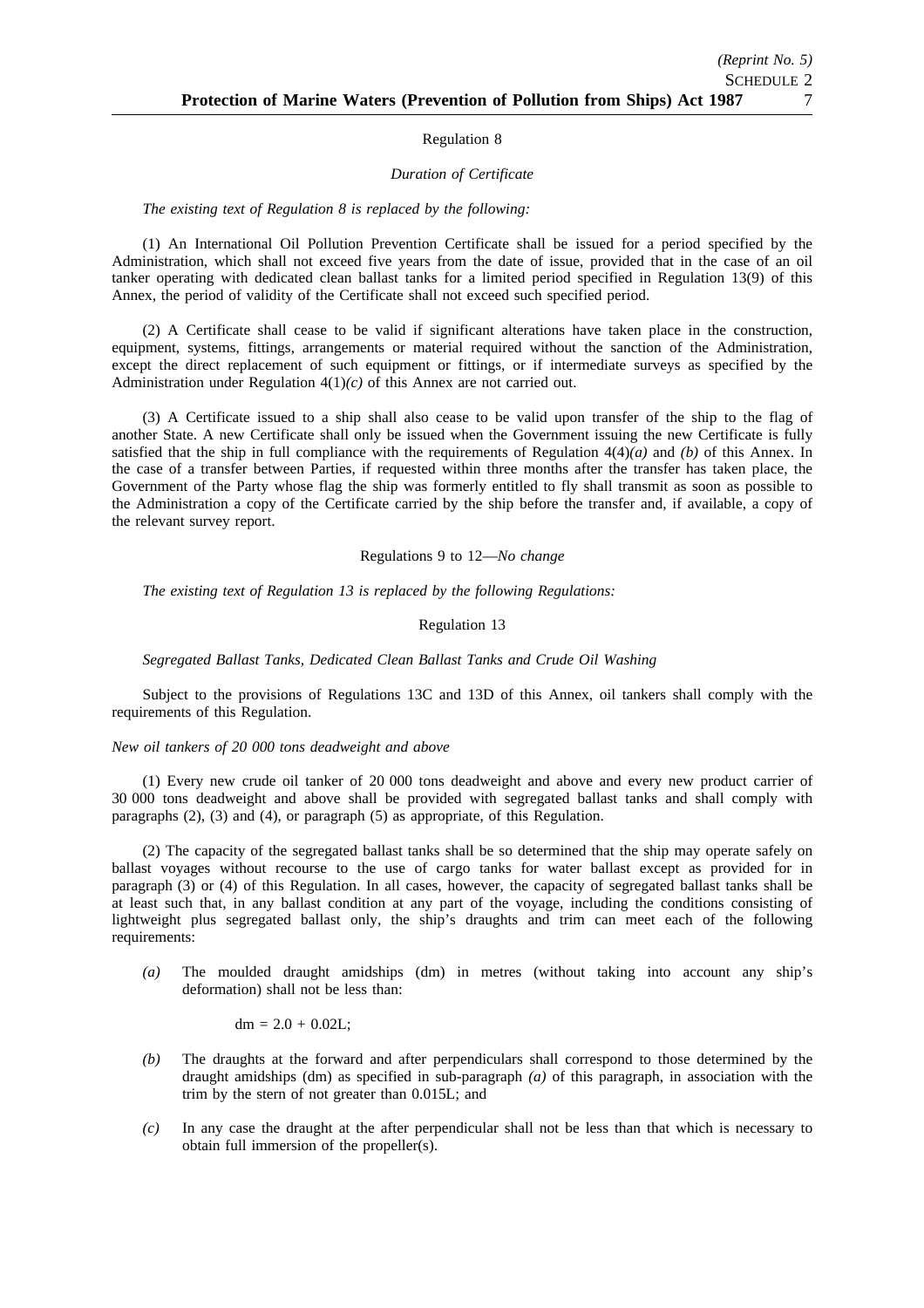Regulation 8

*Duration of Certificate*

*The existing text of Regulation 8 is replaced by the following:*

(1) An International Oil Pollution Prevention Certificate shall be issued for a period specified by the Administration, which shall not exceed five years from the date of issue, provided that in the case of an oil tanker operating with dedicated clean ballast tanks for a limited period specified in Regulation 13(9) of this Annex, the period of validity of the Certificate shall not exceed such specified period.

(2) A Certificate shall cease to be valid if significant alterations have taken place in the construction, equipment, systems, fittings, arrangements or material required without the sanction of the Administration, except the direct replacement of such equipment or fittings, or if intermediate surveys as specified by the Administration under Regulation 4(1)*(c)* of this Annex are not carried out.

(3) A Certificate issued to a ship shall also cease to be valid upon transfer of the ship to the flag of another State. A new Certificate shall only be issued when the Government issuing the new Certificate is fully satisfied that the ship in full compliance with the requirements of Regulation 4(4)*(a)* and *(b)* of this Annex. In the case of a transfer between Parties, if requested within three months after the transfer has taken place, the Government of the Party whose flag the ship was formerly entitled to fly shall transmit as soon as possible to the Administration a copy of the Certificate carried by the ship before the transfer and, if available, a copy of the relevant survey report.

Regulations 9 to 12—*No change*

*The existing text of Regulation 13 is replaced by the following Regulations:*

Regulation 13

*Segregated Ballast Tanks, Dedicated Clean Ballast Tanks and Crude Oil Washing*

Subject to the provisions of Regulations 13C and 13D of this Annex, oil tankers shall comply with the requirements of this Regulation.

*New oil tankers of 20 000 tons deadweight and above*

(1) Every new crude oil tanker of 20 000 tons deadweight and above and every new product carrier of 30 000 tons deadweight and above shall be provided with segregated ballast tanks and shall comply with paragraphs (2), (3) and (4), or paragraph (5) as appropriate, of this Regulation.

(2) The capacity of the segregated ballast tanks shall be so determined that the ship may operate safely on ballast voyages without recourse to the use of cargo tanks for water ballast except as provided for in paragraph (3) or (4) of this Regulation. In all cases, however, the capacity of segregated ballast tanks shall be at least such that, in any ballast condition at any part of the voyage, including the conditions consisting of lightweight plus segregated ballast only, the ship's draughts and trim can meet each of the following requirements:

*(a)* The moulded draught amidships (dm) in metres (without taking into account any ship's deformation) shall not be less than:

$$dm = 2.0 + 0.02L;$$

*(b)* The draughts at the forward and after perpendiculars shall correspond to those determined by the draught amidships (dm) as specified in sub-paragraph *(a)* of this paragraph, in association with the trim by the stern of not greater than 0.015L; and

*(c)* In any case the draught at the after perpendicular shall not be less than that which is necessary to obtain full immersion of the propeller(s).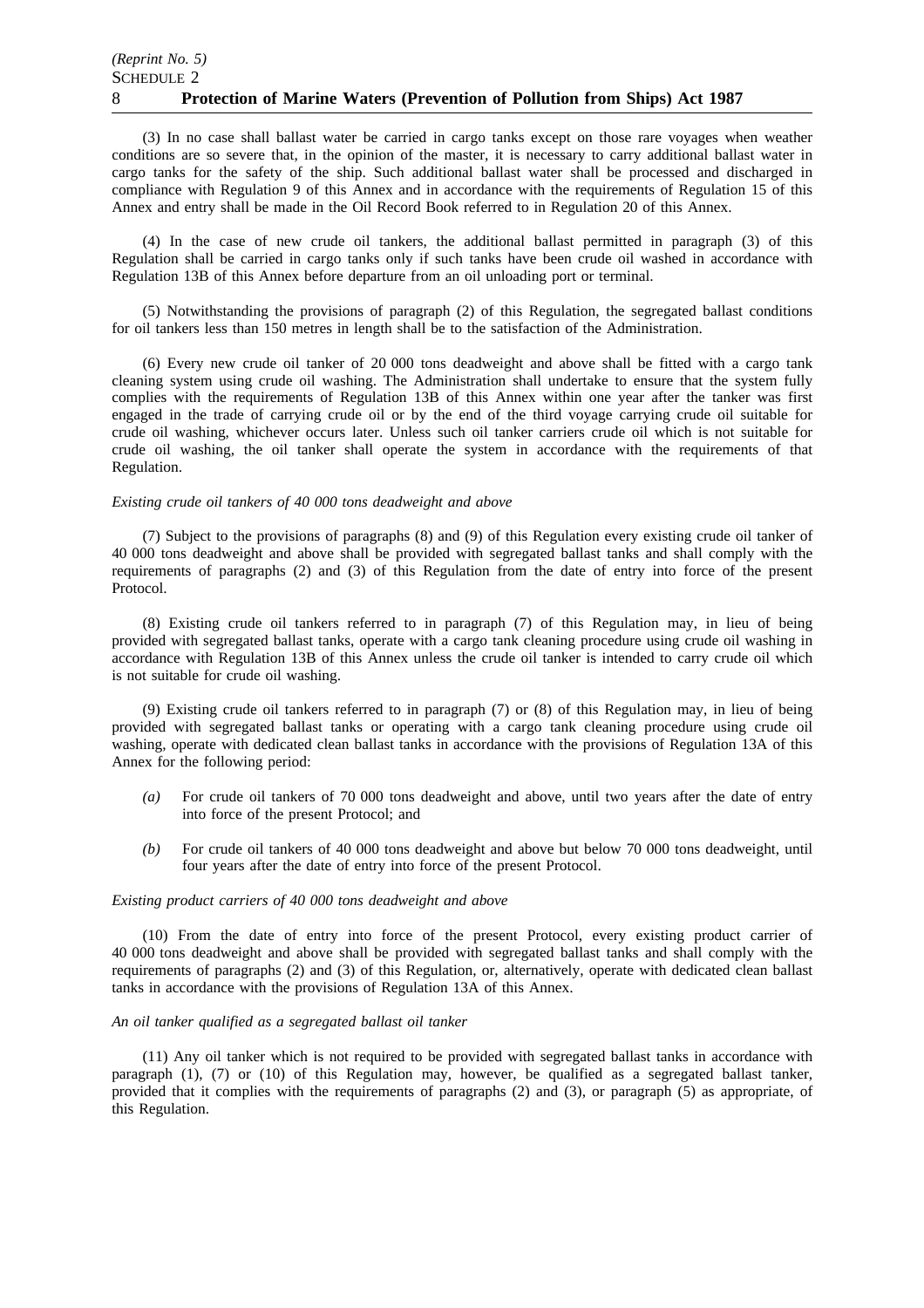(3) In no case shall ballast water be carried in cargo tanks except on those rare voyages when weather conditions are so severe that, in the opinion of the master, it is necessary to carry additional ballast water in cargo tanks for the safety of the ship. Such additional ballast water shall be processed and discharged in compliance with Regulation 9 of this Annex and in accordance with the requirements of Regulation 15 of this Annex and entry shall be made in the Oil Record Book referred to in Regulation 20 of this Annex.

(4) In the case of new crude oil tankers, the additional ballast permitted in paragraph (3) of this Regulation shall be carried in cargo tanks only if such tanks have been crude oil washed in accordance with Regulation 13B of this Annex before departure from an oil unloading port or terminal.

(5) Notwithstanding the provisions of paragraph (2) of this Regulation, the segregated ballast conditions for oil tankers less than 150 metres in length shall be to the satisfaction of the Administration.

(6) Every new crude oil tanker of 20 000 tons deadweight and above shall be fitted with a cargo tank cleaning system using crude oil washing. The Administration shall undertake to ensure that the system fully complies with the requirements of Regulation 13B of this Annex within one year after the tanker was first engaged in the trade of carrying crude oil or by the end of the third voyage carrying crude oil suitable for crude oil washing, whichever occurs later. Unless such oil tanker carriers crude oil which is not suitable for crude oil washing, the oil tanker shall operate the system in accordance with the requirements of that Regulation.

*Existing crude oil tankers of 40 000 tons deadweight and above*

(7) Subject to the provisions of paragraphs (8) and (9) of this Regulation every existing crude oil tanker of 40 000 tons deadweight and above shall be provided with segregated ballast tanks and shall comply with the requirements of paragraphs (2) and (3) of this Regulation from the date of entry into force of the present Protocol.

(8) Existing crude oil tankers referred to in paragraph (7) of this Regulation may, in lieu of being provided with segregated ballast tanks, operate with a cargo tank cleaning procedure using crude oil washing in accordance with Regulation 13B of this Annex unless the crude oil tanker is intended to carry crude oil which is not suitable for crude oil washing.

(9) Existing crude oil tankers referred to in paragraph (7) or (8) of this Regulation may, in lieu of being provided with segregated ballast tanks or operating with a cargo tank cleaning procedure using crude oil washing, operate with dedicated clean ballast tanks in accordance with the provisions of Regulation 13A of this Annex for the following period:

*(a)* For crude oil tankers of 70 000 tons deadweight and above, until two years after the date of entry into force of the present Protocol; and

*(b)* For crude oil tankers of 40 000 tons deadweight and above but below 70 000 tons deadweight, until four years after the date of entry into force of the present Protocol.

*Existing product carriers of 40 000 tons deadweight and above*

(10) From the date of entry into force of the present Protocol, every existing product carrier of 40 000 tons deadweight and above shall be provided with segregated ballast tanks and shall comply with the requirements of paragraphs (2) and (3) of this Regulation, or, alternatively, operate with dedicated clean ballast tanks in accordance with the provisions of Regulation 13A of this Annex.

*An oil tanker qualified as a segregated ballast oil tanker*

(11) Any oil tanker which is not required to be provided with segregated ballast tanks in accordance with paragraph (1), (7) or (10) of this Regulation may, however, be qualified as a segregated ballast tanker, provided that it complies with the requirements of paragraphs (2) and (3), or paragraph (5) as appropriate, of this Regulation.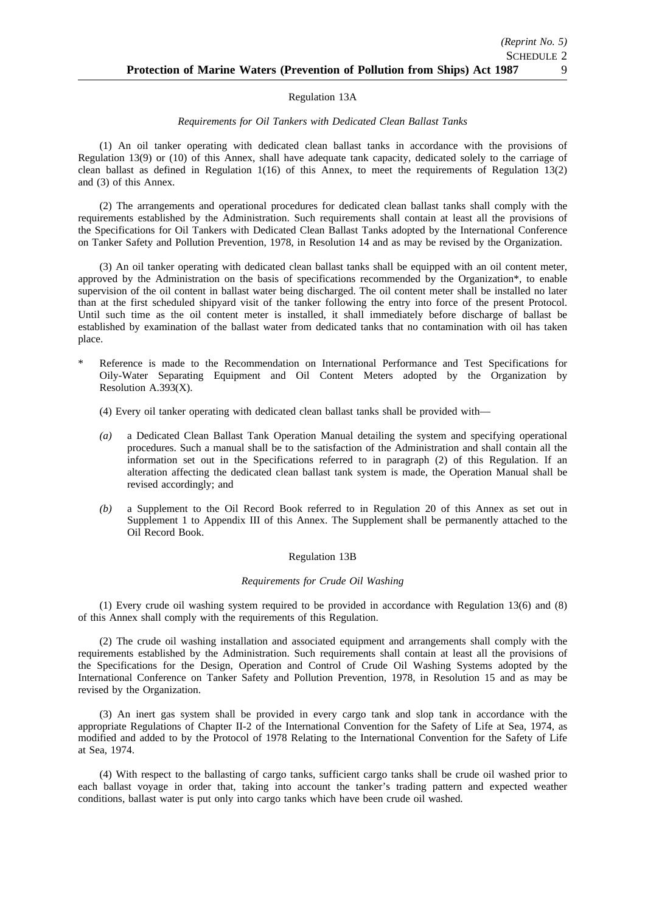Regulation 13A

*Requirements for Oil Tankers with Dedicated Clean Ballast Tanks*

(1) An oil tanker operating with dedicated clean ballast tanks in accordance with the provisions of Regulation 13(9) or (10) of this Annex, shall have adequate tank capacity, dedicated solely to the carriage of clean ballast as defined in Regulation 1(16) of this Annex, to meet the requirements of Regulation 13(2) and (3) of this Annex.

(2) The arrangements and operational procedures for dedicated clean ballast tanks shall comply with the requirements established by the Administration. Such requirements shall contain at least all the provisions of the Specifications for Oil Tankers with Dedicated Clean Ballast Tanks adopted by the International Conference on Tanker Safety and Pollution Prevention, 1978, in Resolution 14 and as may be revised by the Organization.

(3) An oil tanker operating with dedicated clean ballast tanks shall be equipped with an oil content meter, approved by the Administration on the basis of specifications recommended by the Organization*, to enable supervision of the oil content in ballast water being discharged. The oil content meter shall be installed no later than at the first scheduled shipyard visit of the tanker following the entry into force of the present Protocol. Until such time as the oil content meter is installed, it shall immediately before discharge of ballast be established by examination of the ballast water from dedicated tanks that no contamination with oil has taken place.

\* Reference is made to the Recommendation on International Performance and Test Specifications for Oily-Water Separating Equipment and Oil Content Meters adopted by the Organization by Resolution A.393(X).

(4) Every oil tanker operating with dedicated clean ballast tanks shall be provided with—

*(a)* a Dedicated Clean Ballast Tank Operation Manual detailing the system and specifying operational procedures. Such a manual shall be to the satisfaction of the Administration and shall contain all the information set out in the Specifications referred to in paragraph (2) of this Regulation. If an alteration affecting the dedicated clean ballast tank system is made, the Operation Manual shall be revised accordingly; and

*(b)* a Supplement to the Oil Record Book referred to in Regulation 20 of this Annex as set out in Supplement 1 to Appendix III of this Annex. The Supplement shall be permanently attached to the Oil Record Book.

Regulation 13B

*Requirements for Crude Oil Washing*

(1) Every crude oil washing system required to be provided in accordance with Regulation 13(6) and (8) of this Annex shall comply with the requirements of this Regulation.

(2) The crude oil washing installation and associated equipment and arrangements shall comply with the requirements established by the Administration. Such requirements shall contain at least all the provisions of the Specifications for the Design, Operation and Control of Crude Oil Washing Systems adopted by the International Conference on Tanker Safety and Pollution Prevention, 1978, in Resolution 15 and as may be revised by the Organization.

(3) An inert gas system shall be provided in every cargo tank and slop tank in accordance with the appropriate Regulations of Chapter II-2 of the International Convention for the Safety of Life at Sea, 1974, as modified and added to by the Protocol of 1978 Relating to the International Convention for the Safety of Life at Sea, 1974.

(4) With respect to the ballasting of cargo tanks, sufficient cargo tanks shall be crude oil washed prior to each ballast voyage in order that, taking into account the tanker's trading pattern and expected weather conditions, ballast water is put only into cargo tanks which have been crude oil washed.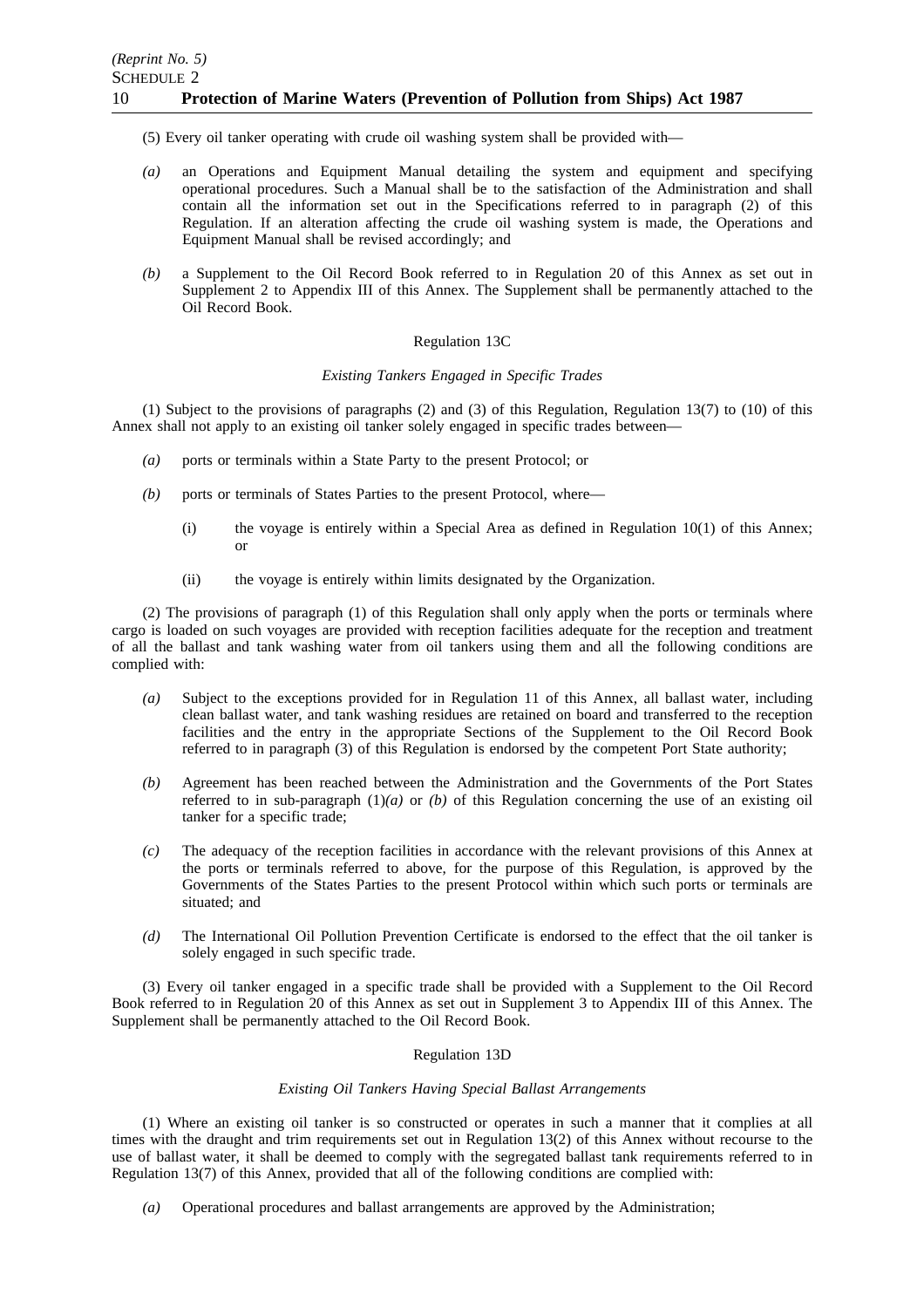(5) Every oil tanker operating with crude oil washing system shall be provided with—

*(a)* an Operations and Equipment Manual detailing the system and equipment and specifying operational procedures. Such a Manual shall be to the satisfaction of the Administration and shall contain all the information set out in the Specifications referred to in paragraph (2) of this Regulation. If an alteration affecting the crude oil washing system is made, the Operations and Equipment Manual shall be revised accordingly; and

*(b)* a Supplement to the Oil Record Book referred to in Regulation 20 of this Annex as set out in Supplement 2 to Appendix III of this Annex. The Supplement shall be permanently attached to the Oil Record Book.

Regulation 13C

*Existing Tankers Engaged in Specific Trades*

(1) Subject to the provisions of paragraphs (2) and (3) of this Regulation, Regulation 13(7) to (10) of this Annex shall not apply to an existing oil tanker solely engaged in specific trades between—

*(a)* ports or terminals within a State Party to the present Protocol; or

*(b)* ports or terminals of States Parties to the present Protocol, where—

(i) the voyage is entirely within a Special Area as defined in Regulation 10(1) of this Annex; or

(ii) the voyage is entirely within limits designated by the Organization.

(2) The provisions of paragraph (1) of this Regulation shall only apply when the ports or terminals where cargo is loaded on such voyages are provided with reception facilities adequate for the reception and treatment of all the ballast and tank washing water from oil tankers using them and all the following conditions are complied with:

*(a)* Subject to the exceptions provided for in Regulation 11 of this Annex, all ballast water, including clean ballast water, and tank washing residues are retained on board and transferred to the reception facilities and the entry in the appropriate Sections of the Supplement to the Oil Record Book referred to in paragraph (3) of this Regulation is endorsed by the competent Port State authority;

*(b)* Agreement has been reached between the Administration and the Governments of the Port States referred to in sub-paragraph (1)*(a)* or *(b)* of this Regulation concerning the use of an existing oil tanker for a specific trade;

*(c)* The adequacy of the reception facilities in accordance with the relevant provisions of this Annex at the ports or terminals referred to above, for the purpose of this Regulation, is approved by the Governments of the States Parties to the present Protocol within which such ports or terminals are situated; and

*(d)* The International Oil Pollution Prevention Certificate is endorsed to the effect that the oil tanker is solely engaged in such specific trade.

(3) Every oil tanker engaged in a specific trade shall be provided with a Supplement to the Oil Record Book referred to in Regulation 20 of this Annex as set out in Supplement 3 to Appendix III of this Annex. The Supplement shall be permanently attached to the Oil Record Book.

Regulation 13D

*Existing Oil Tankers Having Special Ballast Arrangements*

(1) Where an existing oil tanker is so constructed or operates in such a manner that it complies at all times with the draught and trim requirements set out in Regulation 13(2) of this Annex without recourse to the use of ballast water, it shall be deemed to comply with the segregated ballast tank requirements referred to in Regulation 13(7) of this Annex, provided that all of the following conditions are complied with:

*(a)* Operational procedures and ballast arrangements are approved by the Administration;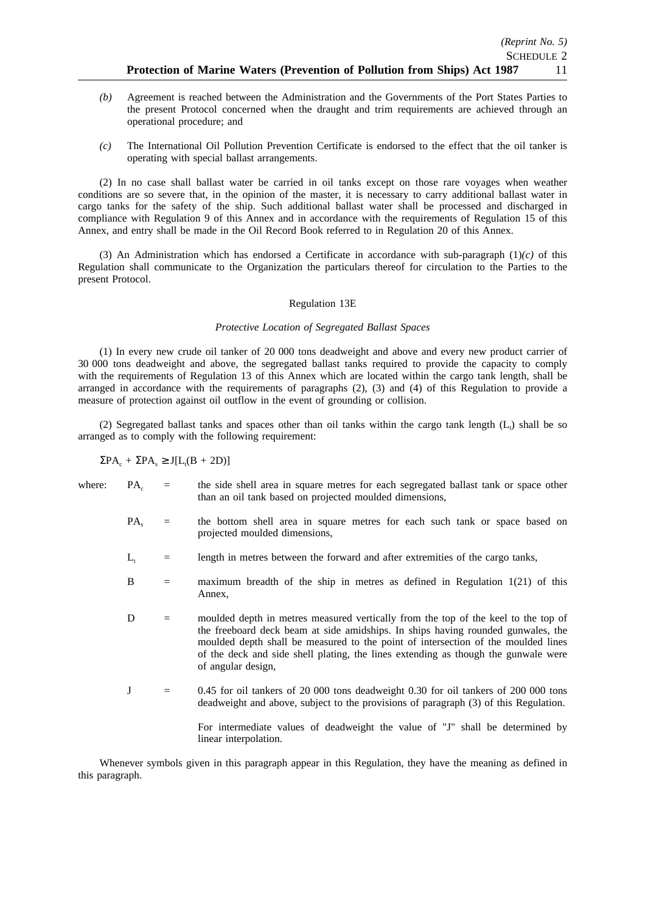*(b)* Agreement is reached between the Administration and the Governments of the Port States Parties to the present Protocol concerned when the draught and trim requirements are achieved through an operational procedure; and

*(c)* The International Oil Pollution Prevention Certificate is endorsed to the effect that the oil tanker is operating with special ballast arrangements.

(2) In no case shall ballast water be carried in oil tanks except on those rare voyages when weather conditions are so severe that, in the opinion of the master, it is necessary to carry additional ballast water in cargo tanks for the safety of the ship. Such additional ballast water shall be processed and discharged in compliance with Regulation 9 of this Annex and in accordance with the requirements of Regulation 15 of this Annex, and entry shall be made in the Oil Record Book referred to in Regulation 20 of this Annex.

(3) An Administration which has endorsed a Certificate in accordance with sub-paragraph (1)*(c)* of this Regulation shall communicate to the Organization the particulars thereof for circulation to the Parties to the present Protocol.

Regulation 13E

*Protective Location of Segregated Ballast Spaces*

(1) In every new crude oil tanker of 20 000 tons deadweight and above and every new product carrier of 30 000 tons deadweight and above, the segregated ballast tanks required to provide the capacity to comply with the requirements of Regulation 13 of this Annex which are located within the cargo tank length, shall be arranged in accordance with the requirements of paragraphs (2), (3) and (4) of this Regulation to provide a measure of protection against oil outflow in the event of grounding or collision.

(2) Segregated ballast tanks and spaces other than oil tanks within the cargo tank length ($L_t$) shall be so arranged as to comply with the following requirement:

$$\Sigma PA_c + \Sigma PA_s \geq J[L_t(B + 2D)]$$

where:

- $PA_c$ = the side shell area in square metres for each segregated ballast tank or space other than an oil tank based on projected moulded dimensions,
- $PA_s$ = the bottom shell area in square metres for each such tank or space based on projected moulded dimensions,
- $L_t$ = length in metres between the forward and after extremities of the cargo tanks,
- $B$ = maximum breadth of the ship in metres as defined in Regulation 1(21) of this Annex,
- $D$ = moulded depth in metres measured vertically from the top of the keel to the top of the freeboard deck beam at side amidships. In ships having rounded gunwales, the moulded depth shall be measured to the point of intersection of the moulded lines of the deck and side shell plating, the lines extending as though the gunwale were of angular design,
- $J$ = 0.45 for oil tankers of 20 000 tons deadweight 0.30 for oil tankers of 200 000 tons deadweight and above, subject to the provisions of paragraph (3) of this Regulation.

  For intermediate values of deadweight the value of "J" shall be determined by linear interpolation.

Whenever symbols given in this paragraph appear in this Regulation, they have the meaning as defined in this paragraph.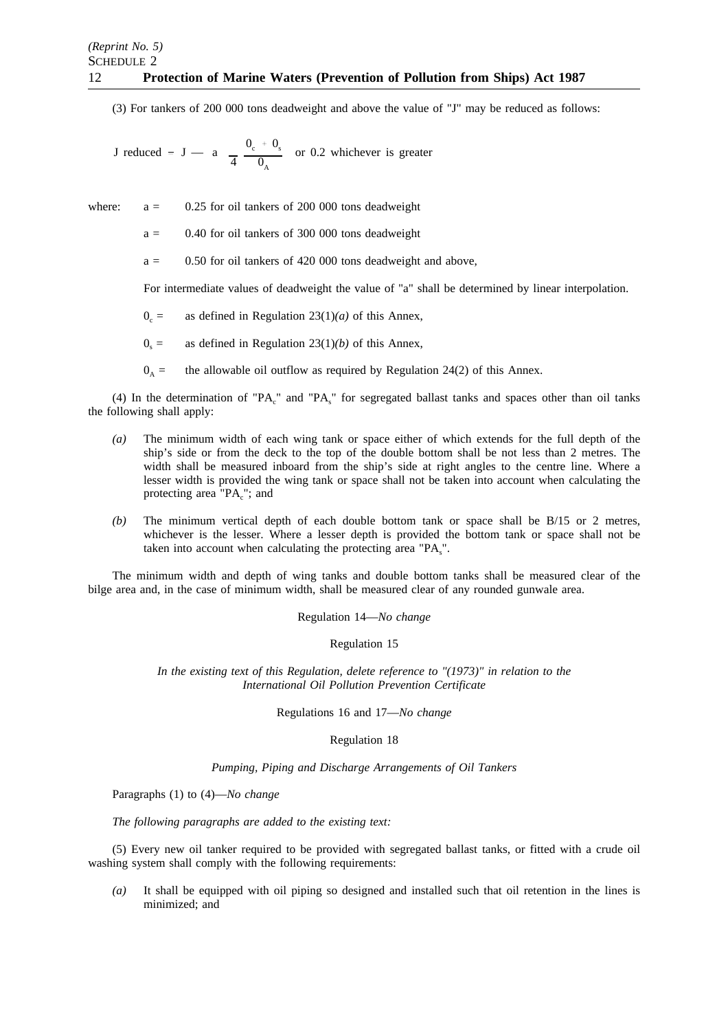(3) For tankers of 200 000 tons deadweight and above the value of "J" may be reduced as follows:

$$J \text{ reduced} = J - \left( a - \frac{4\,(0_c + 0_s)}{0_A} \right) \text{ or } 0.2 \text{ whichever is greater}$$

where: $a$ = 0.25 for oil tankers of 200 000 tons deadweight

$a$ = 0.40 for oil tankers of 300 000 tons deadweight

$a$ = 0.50 for oil tankers of 420 000 tons deadweight and above,

For intermediate values of deadweight the value of "a" shall be determined by linear interpolation.

$0_c$ = as defined in Regulation 23(1)*(a)* of this Annex,

$0_s$ = as defined in Regulation 23(1)*(b)* of this Annex,

$0_A$ = the allowable oil outflow as required by Regulation 24(2) of this Annex.

(4) In the determination of "$PA_c$" and "$PA_s$" for segregated ballast tanks and spaces other than oil tanks the following shall apply:

*(a)* The minimum width of each wing tank or space either of which extends for the full depth of the ship's side or from the deck to the top of the double bottom shall be not less than 2 metres. The width shall be measured inboard from the ship's side at right angles to the centre line. Where a lesser width is provided the wing tank or space shall not be taken into account when calculating the protecting area "$PA_c$"; and

*(b)* The minimum vertical depth of each double bottom tank or space shall be B/15 or 2 metres, whichever is the lesser. Where a lesser depth is provided the bottom tank or space shall not be taken into account when calculating the protecting area "$PA_s$".

The minimum width and depth of wing tanks and double bottom tanks shall be measured clear of the bilge area and, in the case of minimum width, shall be measured clear of any rounded gunwale area.

Regulation 14—*No change*

Regulation 15

*In the existing text of this Regulation, delete reference to "(1973)" in relation to the International Oil Pollution Prevention Certificate*

Regulations 16 and 17—*No change*

Regulation 18

*Pumping, Piping and Discharge Arrangements of Oil Tankers*

Paragraphs (1) to (4)—*No change*

*The following paragraphs are added to the existing text:*

(5) Every new oil tanker required to be provided with segregated ballast tanks, or fitted with a crude oil washing system shall comply with the following requirements:

*(a)* It shall be equipped with oil piping so designed and installed such that oil retention in the lines is minimized; and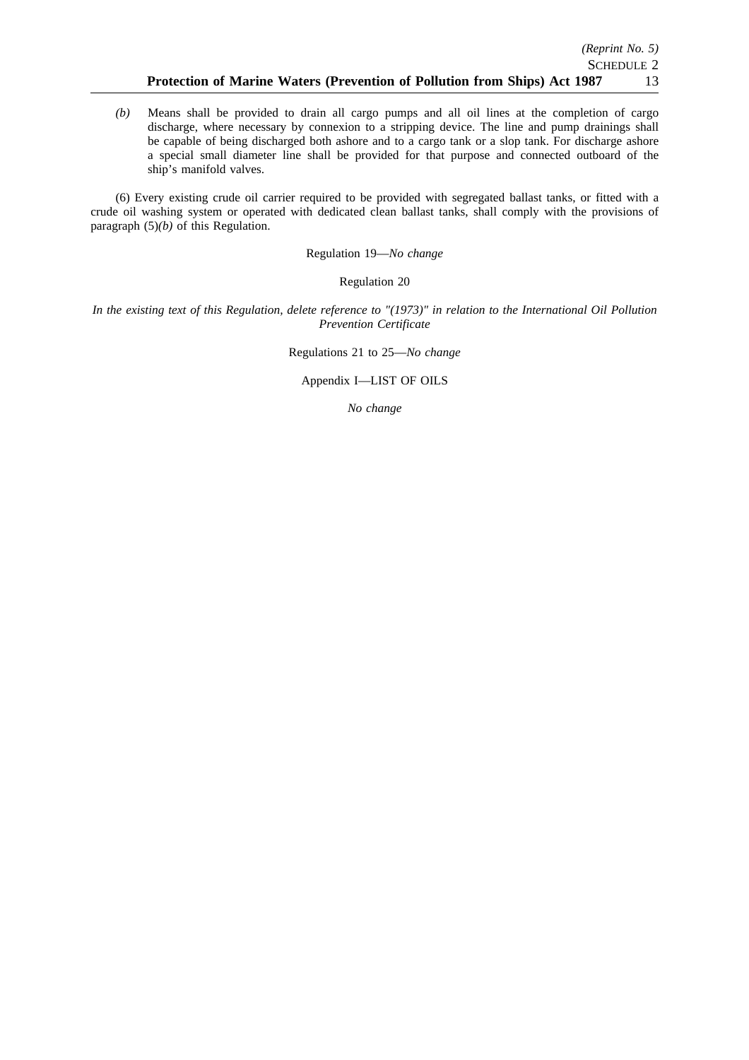*(b)* Means shall be provided to drain all cargo pumps and all oil lines at the completion of cargo discharge, where necessary by connexion to a stripping device. The line and pump drainings shall be capable of being discharged both ashore and to a cargo tank or a slop tank. For discharge ashore a special small diameter line shall be provided for that purpose and connected outboard of the ship's manifold valves.

(6) Every existing crude oil carrier required to be provided with segregated ballast tanks, or fitted with a crude oil washing system or operated with dedicated clean ballast tanks, shall comply with the provisions of paragraph (5)*(b)* of this Regulation.

Regulation 19—*No change*

Regulation 20

*In the existing text of this Regulation, delete reference to "(1973)" in relation to the International Oil Pollution Prevention Certificate*

Regulations 21 to 25—*No change*

Appendix I—LIST OF OILS

*No change*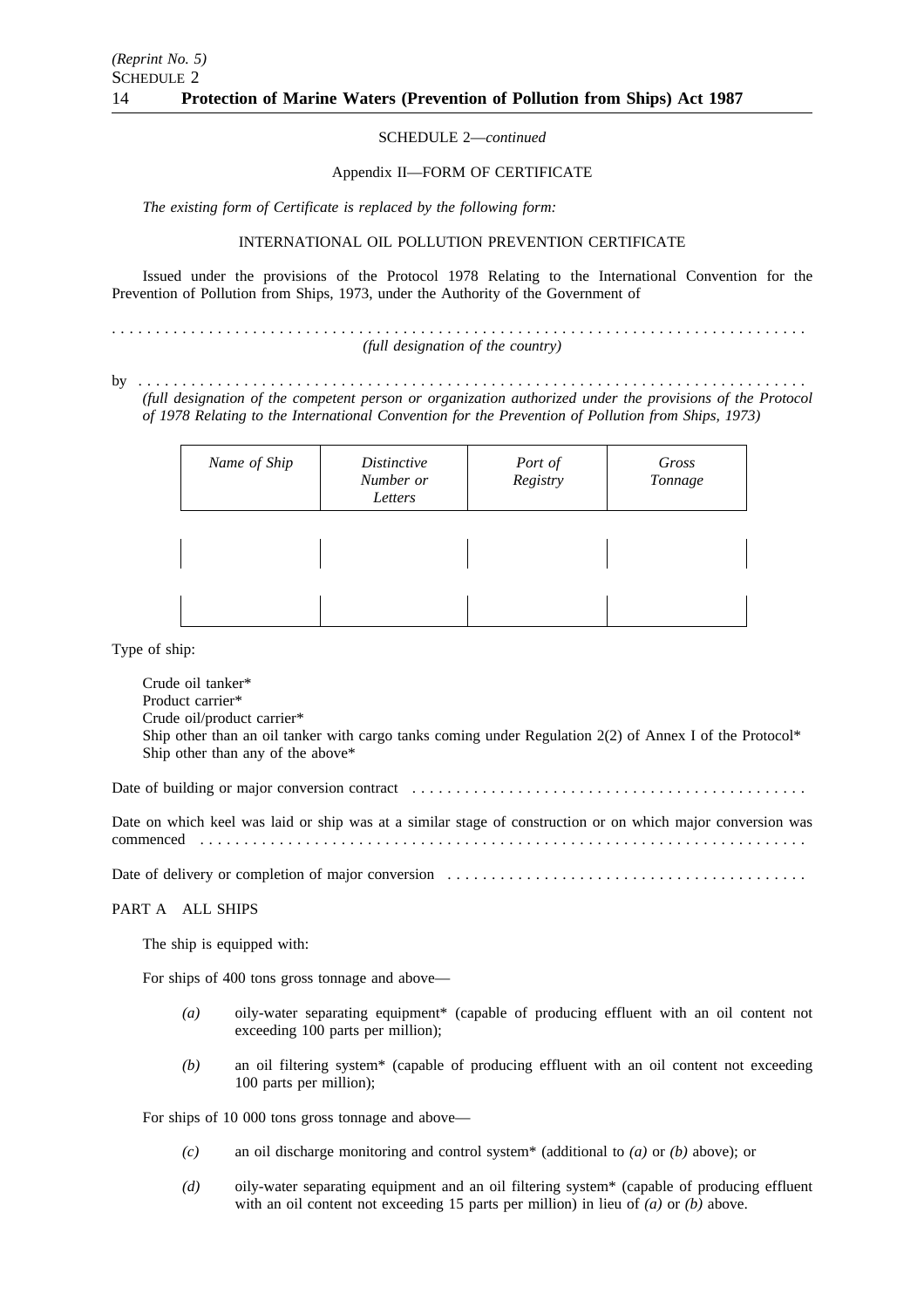SCHEDULE 2—*continued*

Appendix II—FORM OF CERTIFICATE

*The existing form of Certificate is replaced by the following form:*

INTERNATIONAL OIL POLLUTION PREVENTION CERTIFICATE

Issued under the provisions of the Protocol 1978 Relating to the International Convention for the Prevention of Pollution from Ships, 1973, under the Authority of the Government of

. . . . . . . . . . . . . . . . . . . . . . . . . . . . . . . . . . . . . . . . . . . . . . . . . . . . . . . . . . . . . . . . . . . . . . . . . . . . . .
*(full designation of the country)*

by . . . . . . . . . . . . . . . . . . . . . . . . . . . . . . . . . . . . . . . . . . . . . . . . . . . . . . . . . . . . . . . . . . . . . . . . . . .
*(full designation of the competent person or organization authorized under the provisions of the Protocol of 1978 Relating to the International Convention for the Prevention of Pollution from Ships, 1973)*

| *Name of Ship* | *Distinctive Number or Letters* | *Port of Registry* | *Gross Tonnage* |
|---|---|---|---|
| | | | |
| | | | |

Type of ship:

Crude oil tanker*
Product carrier*
Crude oil/product carrier*
Ship other than an oil tanker with cargo tanks coming under Regulation 2(2) of Annex I of the Protocol*
Ship other than any of the above*

Date of building or major conversion contract . . . . . . . . . . . . . . . . . . . . . . . . . . . . . . . . . . . . . . . . . . . .

Date on which keel was laid or ship was at a similar stage of construction or on which major conversion was commenced . . . . . . . . . . . . . . . . . . . . . . . . . . . . . . . . . . . . . . . . . . . . . . . . . . . . . . . . . . . . . . . . . . . .

Date of delivery or completion of major conversion . . . . . . . . . . . . . . . . . . . . . . . . . . . . . . . . . . . . . . . .

PART A ALL SHIPS

The ship is equipped with:

For ships of 400 tons gross tonnage and above—

*(a)* oily-water separating equipment* (capable of producing effluent with an oil content not exceeding 100 parts per million);

*(b)* an oil filtering system* (capable of producing effluent with an oil content not exceeding 100 parts per million);

For ships of 10 000 tons gross tonnage and above—

*(c)* an oil discharge monitoring and control system* (additional to *(a)* or *(b)* above); or

*(d)* oily-water separating equipment and an oil filtering system* (capable of producing effluent with an oil content not exceeding 15 parts per million) in lieu of *(a)* or *(b)* above.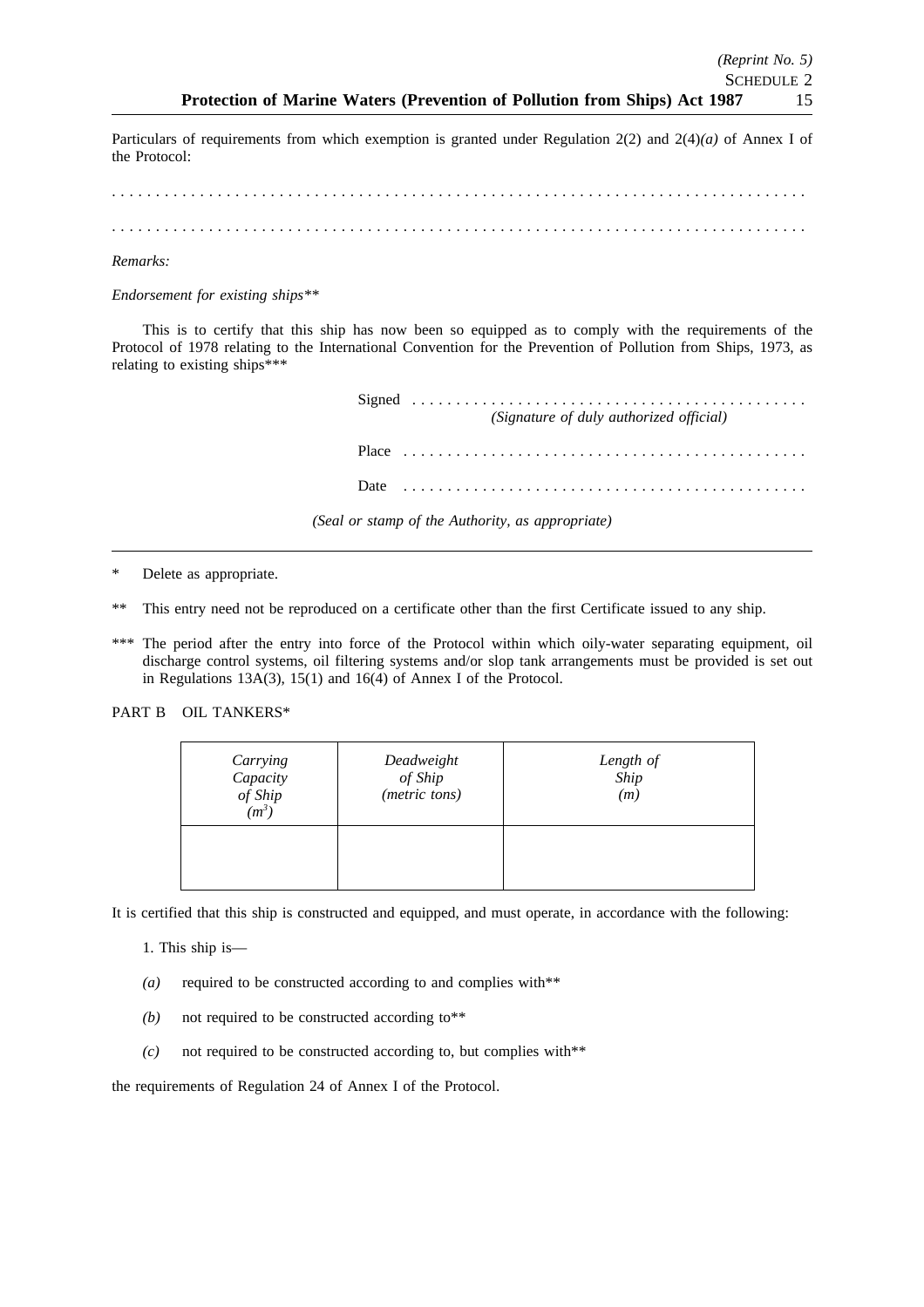Particulars of requirements from which exemption is granted under Regulation 2(2) and 2(4)*(a)* of Annex I of the Protocol:

. . . . . . . . . . . . . . . . . . . . . . . . . . . . . . . . . . . . . . . . . . . . . . . . . . . . . . . . . . . . . . . . . . . . . . . . . . . . . . . . . . .

. . . . . . . . . . . . . . . . . . . . . . . . . . . . . . . . . . . . . . . . . . . . . . . . . . . . . . . . . . . . . . . . . . . . . . . . . . . . . . . . . . .

*Remarks:*

*Endorsement for existing ships***

This is to certify that this ship has now been so equipped as to comply with the requirements of the Protocol of 1978 relating to the International Convention for the Prevention of Pollution from Ships, 1973, as relating to existing ships***

Signed . . . . . . . . . . . . . . . . . . . . . . . . . . . . . . . . . . . . . . . . . . . . .
*(Signature of duly authorized official)*

Place . . . . . . . . . . . . . . . . . . . . . . . . . . . . . . . . . . . . . . . . . . . . . .

Date . . . . . . . . . . . . . . . . . . . . . . . . . . . . . . . . . . . . . . . . . . . . . . .

*(Seal or stamp of the Authority, as appropriate)*

---

\* Delete as appropriate.

** This entry need not be reproduced on a certificate other than the first Certificate issued to any ship.

*** The period after the entry into force of the Protocol within which oily-water separating equipment, oil discharge control systems, oil filtering systems and/or slop tank arrangements must be provided is set out in Regulations 13A(3), 15(1) and 16(4) of Annex I of the Protocol.

PART B OIL TANKERS*

| *Carrying Capacity of Ship ($m^3$)* | *Deadweight of Ship (metric tons)* | *Length of Ship (m)* |
|---|---|---|
| | | |

It is certified that this ship is constructed and equipped, and must operate, in accordance with the following:

1. This ship is—

*(a)* required to be constructed according to and complies with**

*(b)* not required to be constructed according to**

*(c)* not required to be constructed according to, but complies with**

the requirements of Regulation 24 of Annex I of the Protocol.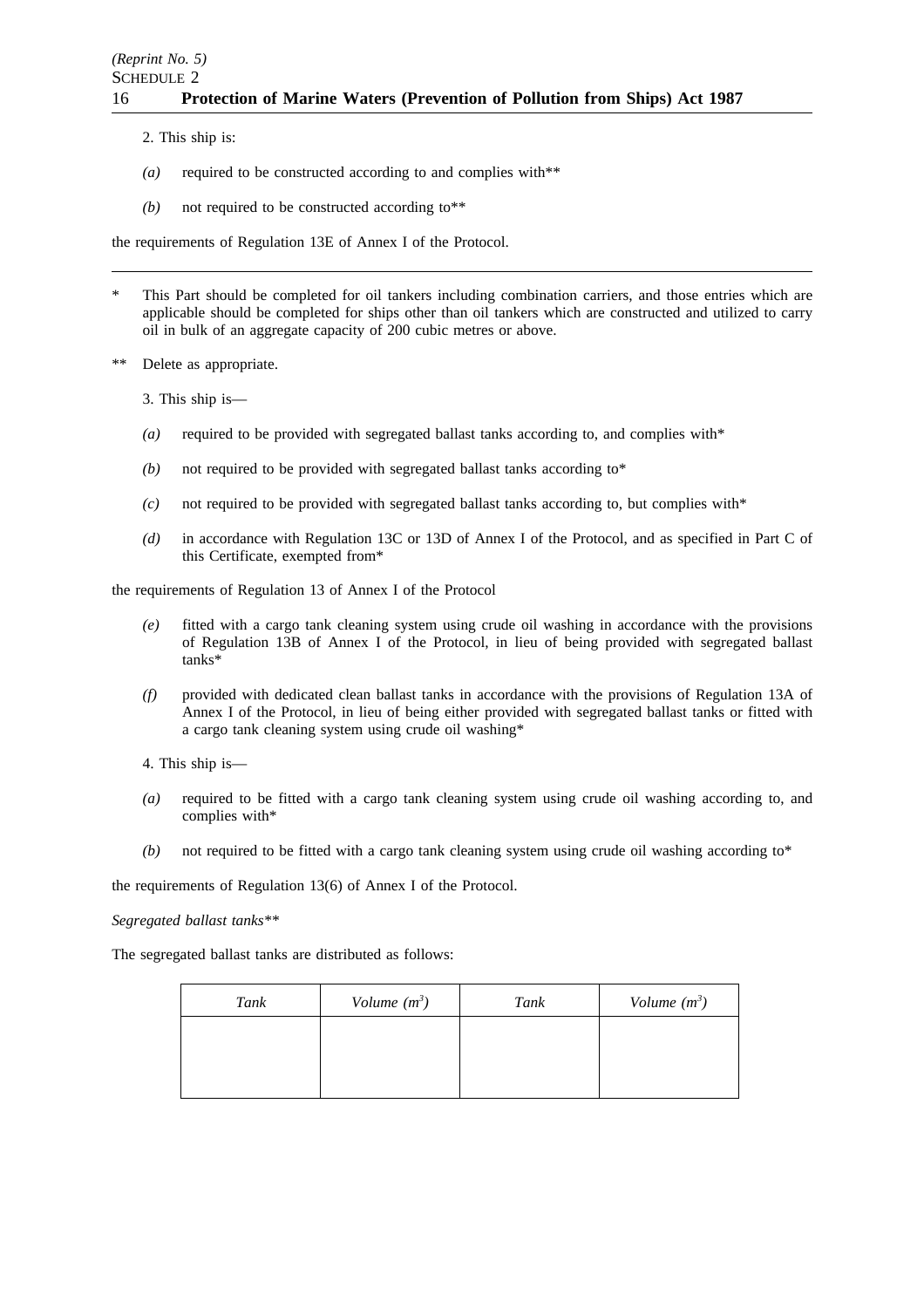2. This ship is:

*(a)* required to be constructed according to and complies with**

*(b)* not required to be constructed according to**

the requirements of Regulation 13E of Annex I of the Protocol.

---

\* This Part should be completed for oil tankers including combination carriers, and those entries which are applicable should be completed for ships other than oil tankers which are constructed and utilized to carry oil in bulk of an aggregate capacity of 200 cubic metres or above.

** Delete as appropriate.

3. This ship is—

*(a)* required to be provided with segregated ballast tanks according to, and complies with*

*(b)* not required to be provided with segregated ballast tanks according to*

*(c)* not required to be provided with segregated ballast tanks according to, but complies with*

*(d)* in accordance with Regulation 13C or 13D of Annex I of the Protocol, and as specified in Part C of this Certificate, exempted from*

the requirements of Regulation 13 of Annex I of the Protocol

*(e)* fitted with a cargo tank cleaning system using crude oil washing in accordance with the provisions of Regulation 13B of Annex I of the Protocol, in lieu of being provided with segregated ballast tanks*

*(f)* provided with dedicated clean ballast tanks in accordance with the provisions of Regulation 13A of Annex I of the Protocol, in lieu of being either provided with segregated ballast tanks or fitted with a cargo tank cleaning system using crude oil washing*

4. This ship is—

*(a)* required to be fitted with a cargo tank cleaning system using crude oil washing according to, and complies with*

*(b)* not required to be fitted with a cargo tank cleaning system using crude oil washing according to*

the requirements of Regulation 13(6) of Annex I of the Protocol.

*Segregated ballast tanks***

The segregated ballast tanks are distributed as follows:

| *Tank* | *Volume ($m^3$)* | *Tank* | *Volume ($m^3$)* |
|---|---|---|---|
| | | | |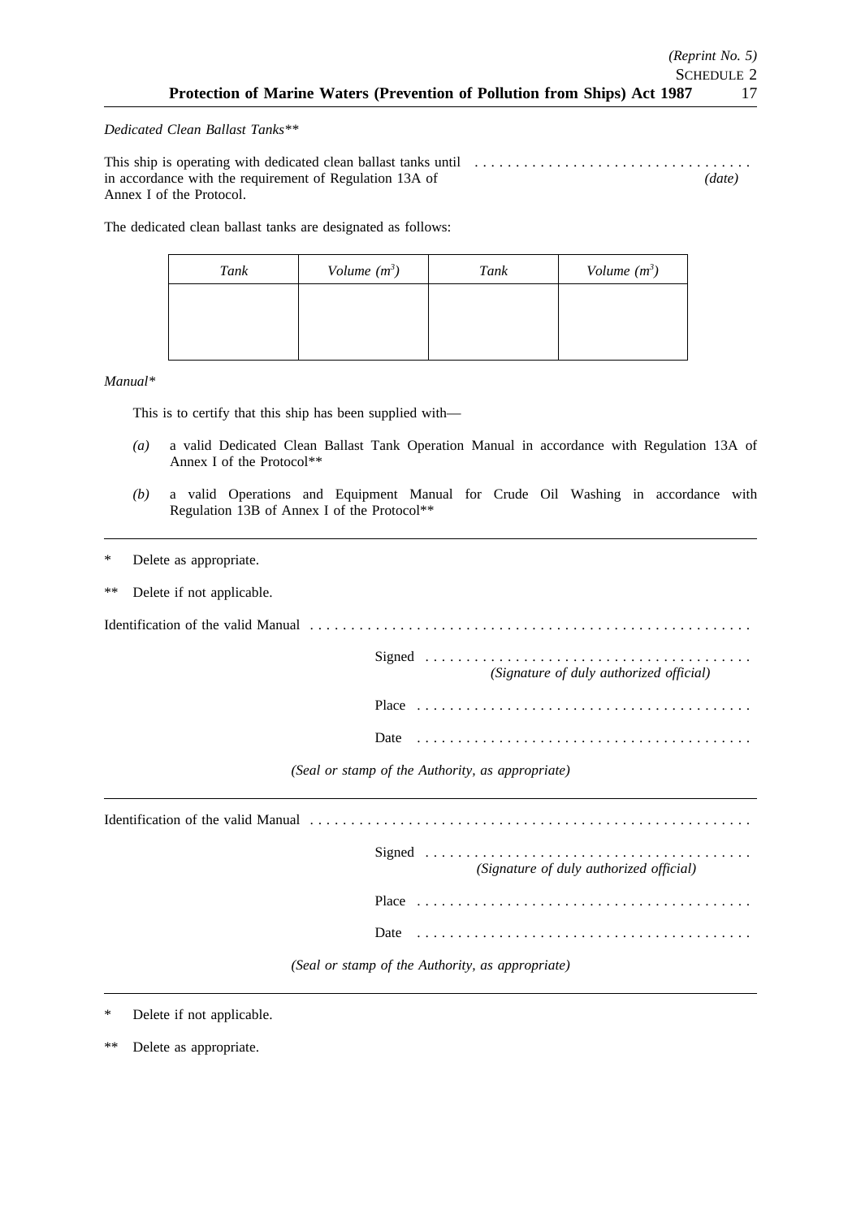*Dedicated Clean Ballast Tanks***

This ship is operating with dedicated clean ballast tanks until . . . . . . . . . . . . . . . . . . . . . . . . . . . . . . . . . . (*date*) in accordance with the requirement of Regulation 13A of Annex I of the Protocol.

The dedicated clean ballast tanks are designated as follows:

| *Tank* | *Volume ($m^3$)* | *Tank* | *Volume ($m^3$)* |
|---|---|---|---|
| | | | |

*Manual**

This is to certify that this ship has been supplied with—

*(a)* a valid Dedicated Clean Ballast Tank Operation Manual in accordance with Regulation 13A of Annex I of the Protocol**

*(b)* a valid Operations and Equipment Manual for Crude Oil Washing in accordance with Regulation 13B of Annex I of the Protocol**

---

\* Delete as appropriate.

** Delete if not applicable.

Identification of the valid Manual . . . . . . . . . . . . . . . . . . . . . . . . . . . . . . . . . . . . . . . . . . . . . . . . . . . . .

Signed . . . . . . . . . . . . . . . . . . . . . . . . . . . . . . . . . . . . . . . .
*(Signature of duly authorized official)*

Place . . . . . . . . . . . . . . . . . . . . . . . . . . . . . . . . . . . . . . . . .

Date . . . . . . . . . . . . . . . . . . . . . . . . . . . . . . . . . . . . . . . . .

*(Seal or stamp of the Authority, as appropriate)*

---

Identification of the valid Manual . . . . . . . . . . . . . . . . . . . . . . . . . . . . . . . . . . . . . . . . . . . . . . . . . . . . .

Signed . . . . . . . . . . . . . . . . . . . . . . . . . . . . . . . . . . . . . . . .
*(Signature of duly authorized official)*

Place . . . . . . . . . . . . . . . . . . . . . . . . . . . . . . . . . . . . . . . . .

Date . . . . . . . . . . . . . . . . . . . . . . . . . . . . . . . . . . . . . . . . .

*(Seal or stamp of the Authority, as appropriate)*

---

\* Delete if not applicable.

** Delete as appropriate.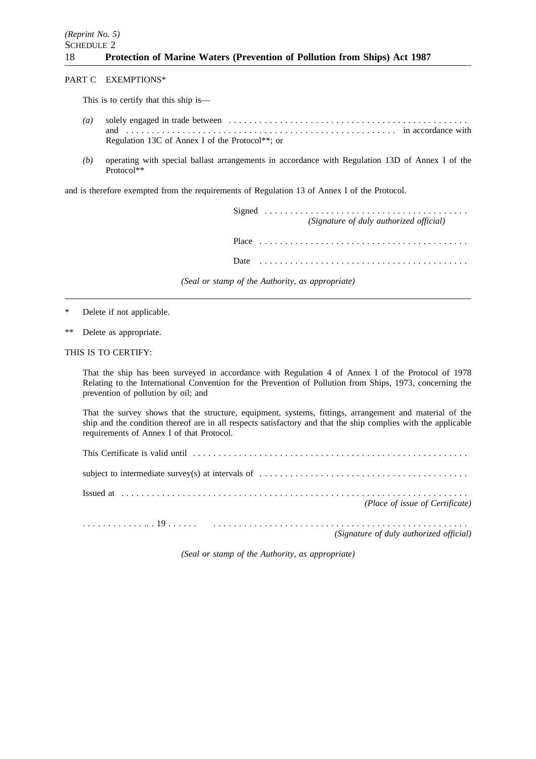PART C EXEMPTIONS*

This is to certify that this ship is—

*(a)* solely engaged in trade between . . . . . . . . . . . . . . . . . . . . . . . . . . . . . . . . . . . . . . . . . . . . . . and . . . . . . . . . . . . . . . . . . . . . . . . . . . . . . . . . . . . . . . . . . . . . in accordance with Regulation 13C of Annex I of the Protocol**; or

*(b)* operating with special ballast arrangements in accordance with Regulation 13D of Annex I of the Protocol**

and is therefore exempted from the requirements of Regulation 13 of Annex I of the Protocol.

Signed . . . . . . . . . . . . . . . . . . . . . . . . . . . . . . . . . . . . . . . .
*(Signature of duly authorized official)*

Place . . . . . . . . . . . . . . . . . . . . . . . . . . . . . . . . . . . . . . . .

Date . . . . . . . . . . . . . . . . . . . . . . . . . . . . . . . . . . . . . . . .

*(Seal or stamp of the Authority, as appropriate)*

---

\* Delete if not applicable.

** Delete as appropriate.

THIS IS TO CERTIFY:

That the ship has been surveyed in accordance with Regulation 4 of Annex I of the Protocol of 1978 Relating to the International Convention for the Prevention of Pollution from Ships, 1973, concerning the prevention of pollution by oil; and

That the survey shows that the structure, equipment, systems, fittings, arrangement and material of the ship and the condition thereof are in all respects satisfactory and that the ship complies with the applicable requirements of Annex I of that Protocol.

This Certificate is valid until . . . . . . . . . . . . . . . . . . . . . . . . . . . . . . . . . . . . . . . . . . . . . . . . . . . . .

subject to intermediate survey(s) at intervals of . . . . . . . . . . . . . . . . . . . . . . . . . . . . . . . . . . . . . . . .

Issued at . . . . . . . . . . . . . . . . . . . . . . . . . . . . . . . . . . . . . . . . . . . . . . . . . . . . . . . . . . . . . . . . . . . .
*(Place of issue of Certificate)*

. . . . . . . . . . . . .. . 19 . . . . . . . . . . . . . . . . . . . . . . . . . . . . . . . . . . . . . . . . . . . . . . . . . . . . . .
*(Signature of duly authorized official)*

*(Seal or stamp of the Authority, as appropriate)*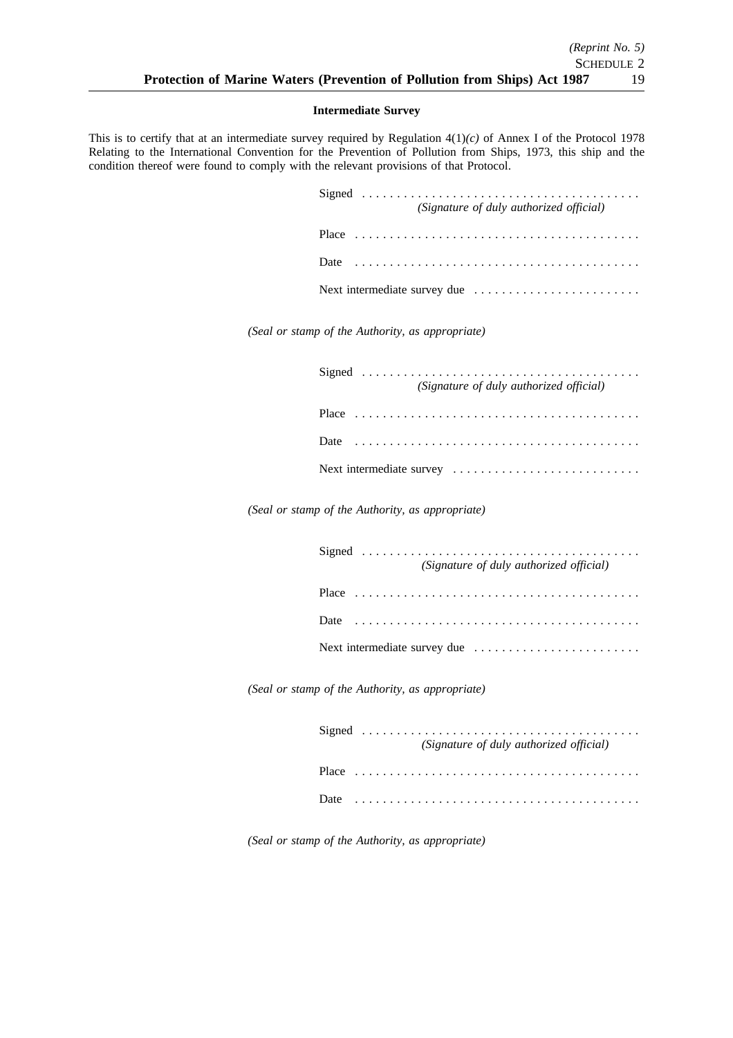**Intermediate Survey**

This is to certify that at an intermediate survey required by Regulation 4(1)*(c)* of Annex I of the Protocol 1978 Relating to the International Convention for the Prevention of Pollution from Ships, 1973, this ship and the condition thereof were found to comply with the relevant provisions of that Protocol.

Signed . . . . . . . . . . . . . . . . . . . . . . . . . . . . . . . . . . . . . . . .
*(Signature of duly authorized official)*

Place . . . . . . . . . . . . . . . . . . . . . . . . . . . . . . . . . . . . . . . . .

Date . . . . . . . . . . . . . . . . . . . . . . . . . . . . . . . . . . . . . . . . .

Next intermediate survey due . . . . . . . . . . . . . . . . . . . . . . . .

*(Seal or stamp of the Authority, as appropriate)*

Signed . . . . . . . . . . . . . . . . . . . . . . . . . . . . . . . . . . . . . . . .
*(Signature of duly authorized official)*

Place . . . . . . . . . . . . . . . . . . . . . . . . . . . . . . . . . . . . . . . . .

Date . . . . . . . . . . . . . . . . . . . . . . . . . . . . . . . . . . . . . . . . .

Next intermediate survey . . . . . . . . . . . . . . . . . . . . . . . . . . .

*(Seal or stamp of the Authority, as appropriate)*

Signed . . . . . . . . . . . . . . . . . . . . . . . . . . . . . . . . . . . . . . . .
*(Signature of duly authorized official)*

Place . . . . . . . . . . . . . . . . . . . . . . . . . . . . . . . . . . . . . . . . .

Date . . . . . . . . . . . . . . . . . . . . . . . . . . . . . . . . . . . . . . . . .

Next intermediate survey due . . . . . . . . . . . . . . . . . . . . . . . .

*(Seal or stamp of the Authority, as appropriate)*

Signed . . . . . . . . . . . . . . . . . . . . . . . . . . . . . . . . . . . . . . . .
*(Signature of duly authorized official)*

Place . . . . . . . . . . . . . . . . . . . . . . . . . . . . . . . . . . . . . . . . .

Date . . . . . . . . . . . . . . . . . . . . . . . . . . . . . . . . . . . . . . . . .

*(Seal or stamp of the Authority, as appropriate)*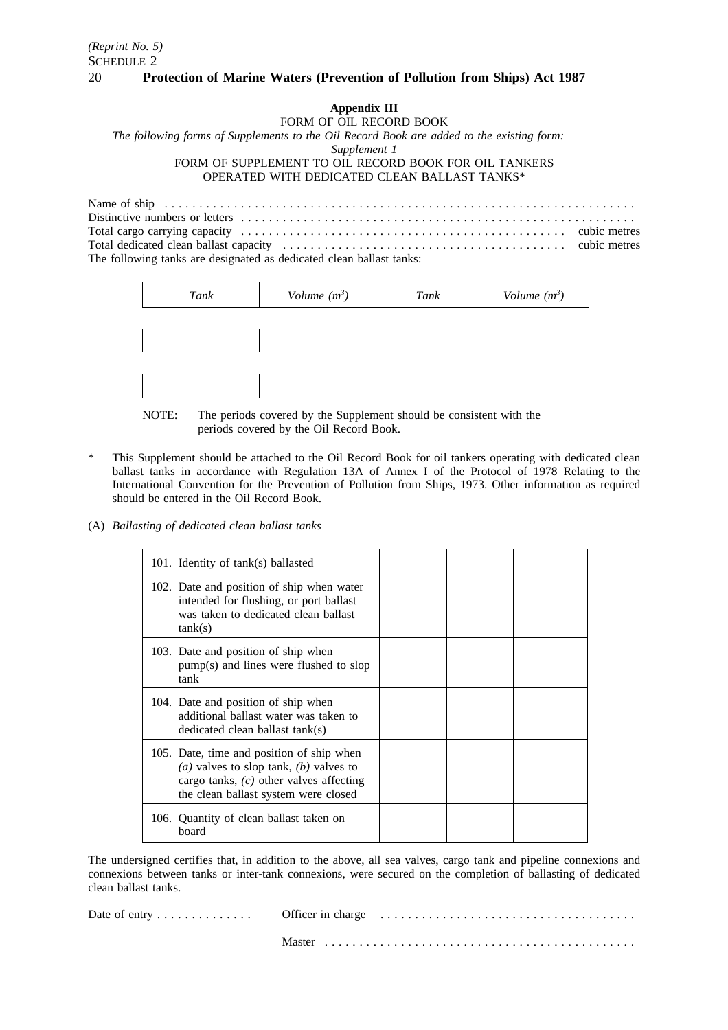**Appendix III**

FORM OF OIL RECORD BOOK

*The following forms of Supplements to the Oil Record Book are added to the existing form:*

*Supplement 1*

FORM OF SUPPLEMENT TO OIL RECORD BOOK FOR OIL TANKERS OPERATED WITH DEDICATED CLEAN BALLAST TANKS*

Name of ship . . . . . . . . . . . . . . . . . . . . . . . . . . . . . . . . . . . . . . . . . . . . . . . . . . . . . . . . . . . . . . . .

Distinctive numbers or letters . . . . . . . . . . . . . . . . . . . . . . . . . . . . . . . . . . . . . . . . . . . . . . . . . . . . . .

Total cargo carrying capacity . . . . . . . . . . . . . . . . . . . . . . . . . . . . . . . . . . . . . . . . . . . . cubic metres

Total dedicated clean ballast capacity . . . . . . . . . . . . . . . . . . . . . . . . . . . . . . . . . . . . . . . cubic metres

The following tanks are designated as dedicated clean ballast tanks:

| *Tank* | *Volume ($m^3$)* | *Tank* | *Volume ($m^3$)* |
|---|---|---|---|
| | | | |
| | | | |

NOTE: The periods covered by the Supplement should be consistent with the periods covered by the Oil Record Book.

\* This Supplement should be attached to the Oil Record Book for oil tankers operating with dedicated clean ballast tanks in accordance with Regulation 13A of Annex I of the Protocol of 1978 Relating to the International Convention for the Prevention of Pollution from Ships, 1973. Other information as required should be entered in the Oil Record Book.

(A) *Ballasting of dedicated clean ballast tanks*

| | | | |
|---|---|---|---|
| 101. Identity of tank(s) ballasted | | | |
| 102. Date and position of ship when water intended for flushing, or port ballast was taken to dedicated clean ballast tank(s) | | | |
| 103. Date and position of ship when pump(s) and lines were flushed to slop tank | | | |
| 104. Date and position of ship when additional ballast water was taken to dedicated clean ballast tank(s) | | | |
| 105. Date, time and position of ship when *(a)* valves to slop tank, *(b)* valves to cargo tanks, *(c)* other valves affecting the clean ballast system were closed | | | |
| 106. Quantity of clean ballast taken on board | | | |

The undersigned certifies that, in addition to the above, all sea valves, cargo tank and pipeline connexions and connexions between tanks or inter-tank connexions, were secured on the completion of ballasting of dedicated clean ballast tanks.

Date of entry . . . . . . . . . . . . . Officer in charge . . . . . . . . . . . . . . . . . . . . . . . . . . . . . . . . . . . .

Master . . . . . . . . . . . . . . . . . . . . . . . . . . . . . . . . . . . . . . . . . . . .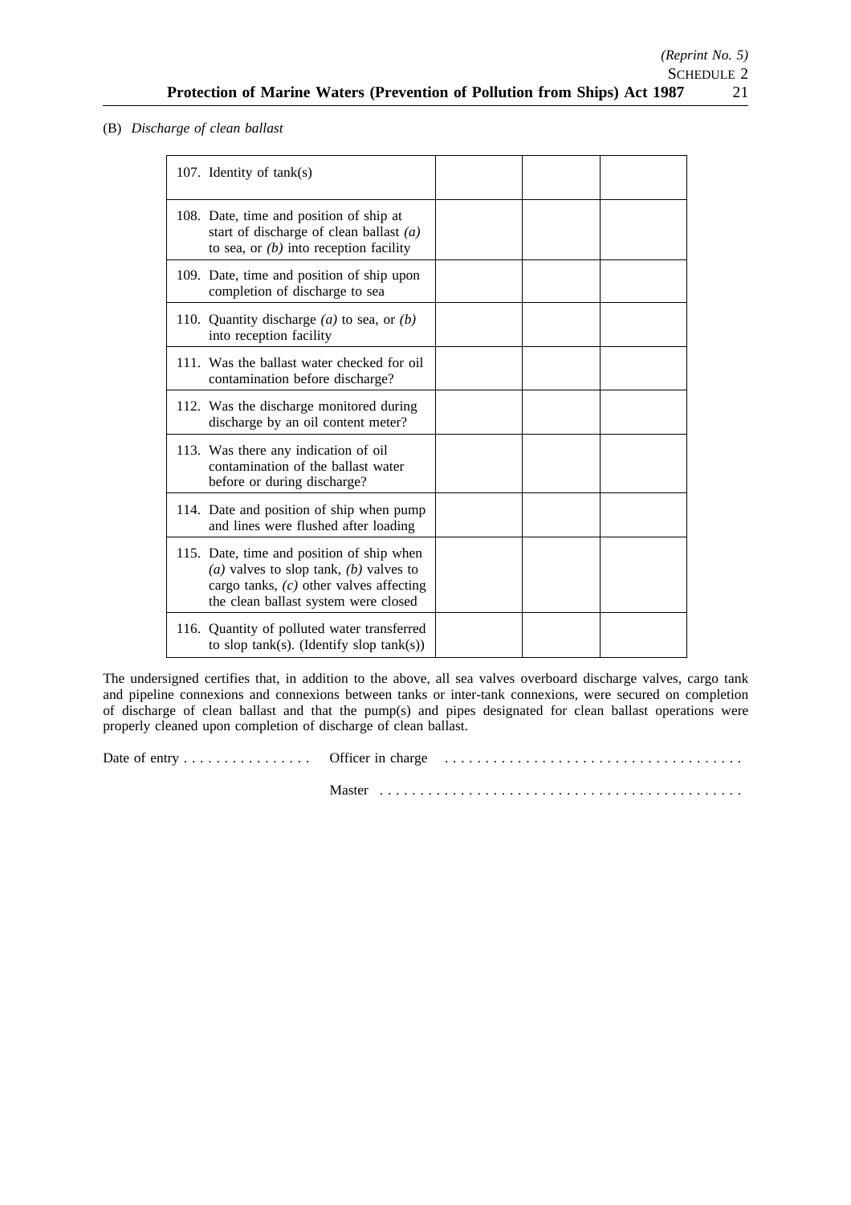(B) *Discharge of clean ballast*

| | | | |
|---|---|---|---|
| 107. Identity of tank(s) | | | |
| 108. Date, time and position of ship at start of discharge of clean ballast *(a)* to sea, or *(b)* into reception facility | | | |
| 109. Date, time and position of ship upon completion of discharge to sea | | | |
| 110. Quantity discharge *(a)* to sea, or *(b)* into reception facility | | | |
| 111. Was the ballast water checked for oil contamination before discharge? | | | |
| 112. Was the discharge monitored during discharge by an oil content meter? | | | |
| 113. Was there any indication of oil contamination of the ballast water before or during discharge? | | | |
| 114. Date and position of ship when pump and lines were flushed after loading | | | |
| 115. Date, time and position of ship when *(a)* valves to slop tank, *(b)* valves to cargo tanks, *(c)* other valves affecting the clean ballast system were closed | | | |
| 116. Quantity of polluted water transferred to slop tank(s). (Identify slop tank(s)) | | | |

The undersigned certifies that, in addition to the above, all sea valves overboard discharge valves, cargo tank and pipeline connexions and connexions between tanks or inter-tank connexions, were secured on completion of discharge of clean ballast and that the pump(s) and pipes designated for clean ballast operations were properly cleaned upon completion of discharge of clean ballast.

Date of entry . . . . . . . . . . . . . . . . Officer in charge . . . . . . . . . . . . . . . . . . . . . . . . . . . . . . . . . . . . .

Master . . . . . . . . . . . . . . . . . . . . . . . . . . . . . . . . . . . . . . . . . . . . .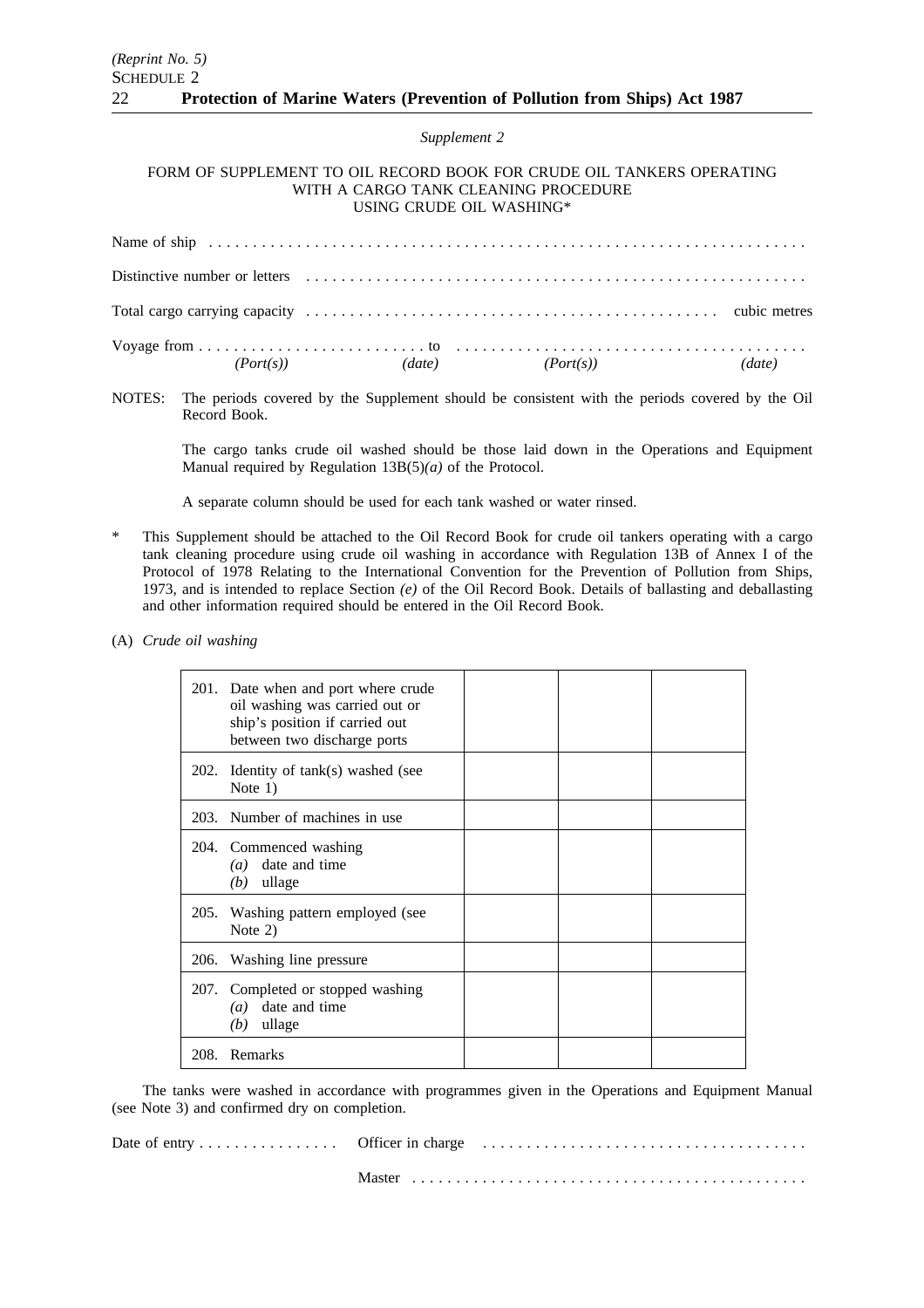*Supplement 2*

FORM OF SUPPLEMENT TO OIL RECORD BOOK FOR CRUDE OIL TANKERS OPERATING WITH A CARGO TANK CLEANING PROCEDURE USING CRUDE OIL WASHING*

Name of ship . . . . . . . . . . . . . . . . . . . . . . . . . . . . . . . . . . . . . . . . . . . . . . . . . . . . . . . . . . . . . . . . . . . . .

Distinctive number or letters . . . . . . . . . . . . . . . . . . . . . . . . . . . . . . . . . . . . . . . . . . . . . . . . . . . . . . . . .

Total cargo carrying capacity . . . . . . . . . . . . . . . . . . . . . . . . . . . . . . . . . . . . . . . . . . . . . . . cubic metres

Voyage from . . . . . . . . . . . . . . . . . . . . . . . . . . to . . . . . . . . . . . . . . . . . . . . . . . . . . . . . . . . . . . . . . . .
*(Port(s))* *(date)* *(Port(s))* *(date)*

NOTES: The periods covered by the Supplement should be consistent with the periods covered by the Oil Record Book.

The cargo tanks crude oil washed should be those laid down in the Operations and Equipment Manual required by Regulation 13B(5)*(a)* of the Protocol.

A separate column should be used for each tank washed or water rinsed.

\* This Supplement should be attached to the Oil Record Book for crude oil tankers operating with a cargo tank cleaning procedure using crude oil washing in accordance with Regulation 13B of Annex I of the Protocol of 1978 Relating to the International Convention for the Prevention of Pollution from Ships, 1973, and is intended to replace Section *(e)* of the Oil Record Book. Details of ballasting and deballasting and other information required should be entered in the Oil Record Book.

(A) *Crude oil washing*

| | | | |
|---|---|---|---|
| 201. Date when and port where crude oil washing was carried out or ship's position if carried out between two discharge ports | | | |
| 202. Identity of tank(s) washed (see Note 1) | | | |
| 203. Number of machines in use | | | |
| 204. Commenced washing *(a)* date and time *(b)* ullage | | | |
| 205. Washing pattern employed (see Note 2) | | | |
| 206. Washing line pressure | | | |
| 207. Completed or stopped washing *(a)* date and time *(b)* ullage | | | |
| 208. Remarks | | | |

The tanks were washed in accordance with programmes given in the Operations and Equipment Manual (see Note 3) and confirmed dry on completion.

Date of entry . . . . . . . . . . . . . . . . Officer in charge . . . . . . . . . . . . . . . . . . . . . . . . . . . . . . . . . . . . .

Master . . . . . . . . . . . . . . . . . . . . . . . . . . . . . . . . . . . . . . . . . . . .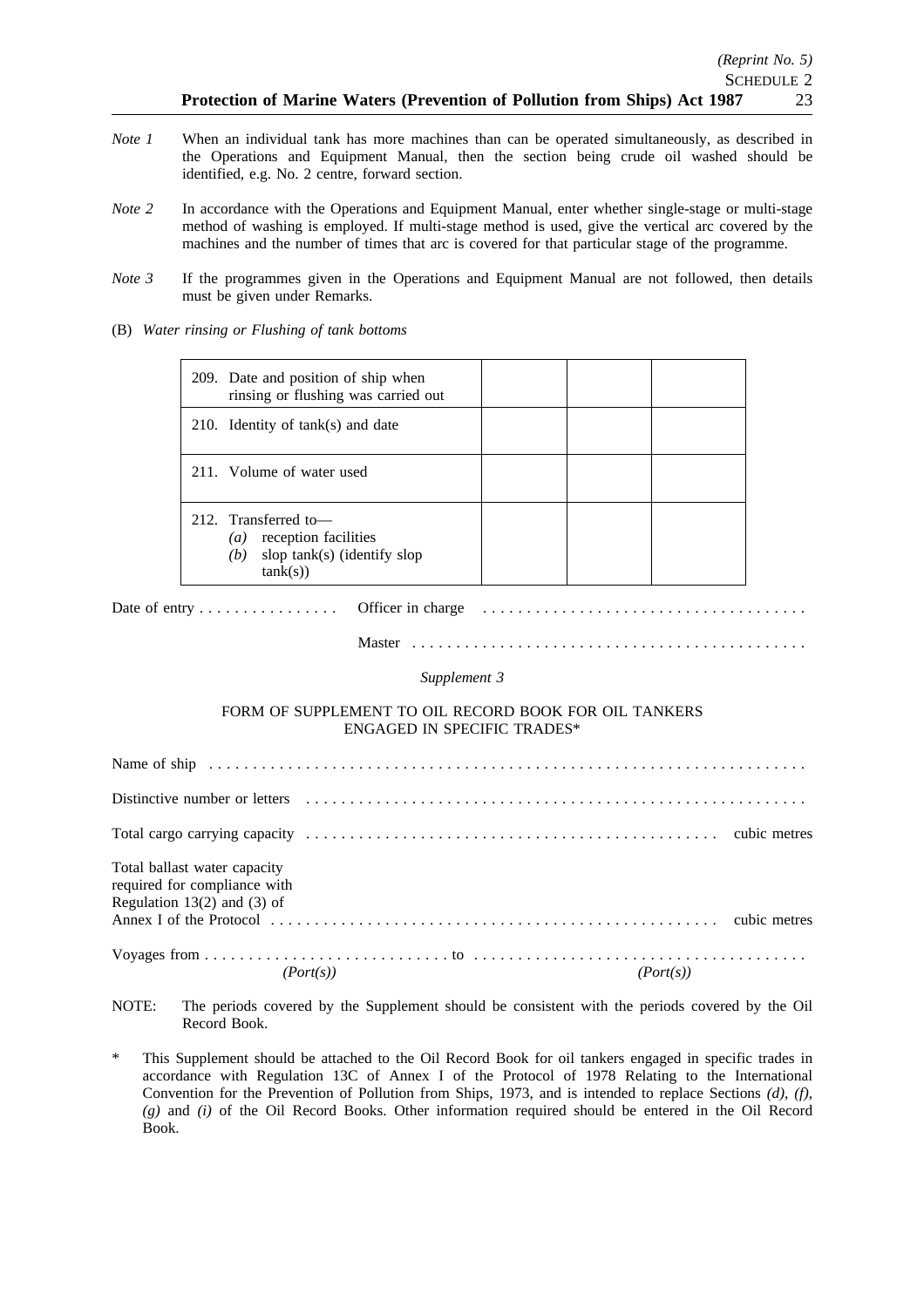*Note 1* When an individual tank has more machines than can be operated simultaneously, as described in the Operations and Equipment Manual, then the section being crude oil washed should be identified, e.g. No. 2 centre, forward section.

*Note 2* In accordance with the Operations and Equipment Manual, enter whether single-stage or multi-stage method of washing is employed. If multi-stage method is used, give the vertical arc covered by the machines and the number of times that arc is covered for that particular stage of the programme.

*Note 3* If the programmes given in the Operations and Equipment Manual are not followed, then details must be given under Remarks.

(B) *Water rinsing or Flushing of tank bottoms*

| | | | |
|---|---|---|---|
| 209. Date and position of ship when rinsing or flushing was carried out | | | |
| 210. Identity of tank(s) and date | | | |
| 211. Volume of water used | | | |
| 212. Transferred to— *(a)* reception facilities *(b)* slop tank(s) (identify slop tank(s)) | | | |

Date of entry . . . . . . . . . . . . . . . . Officer in charge . . . . . . . . . . . . . . . . . . . . . . . . . . . . . . . . . . . .

Master . . . . . . . . . . . . . . . . . . . . . . . . . . . . . . . . . . . . . . . . . . . . .

*Supplement 3*

FORM OF SUPPLEMENT TO OIL RECORD BOOK FOR OIL TANKERS ENGAGED IN SPECIFIC TRADES*

Name of ship . . . . . . . . . . . . . . . . . . . . . . . . . . . . . . . . . . . . . . . . . . . . . . . . . . . . . . . . . . . . . . . . . . . .

Distinctive number or letters . . . . . . . . . . . . . . . . . . . . . . . . . . . . . . . . . . . . . . . . . . . . . . . . . . . . . . . .

Total cargo carrying capacity . . . . . . . . . . . . . . . . . . . . . . . . . . . . . . . . . . . . . . . . . . . . . . cubic metres

Total ballast water capacity required for compliance with Regulation 13(2) and (3) of Annex I of the Protocol . . . . . . . . . . . . . . . . . . . . . . . . . . . . . . . . . . . . . . . . . . . . . . . . . . . cubic metres

Voyages from . . . . . . . . . . . . . . . . . . . . . . . . . . . . to . . . . . . . . . . . . . . . . . . . . . . . . . . . . . . . . . . . . . .
*(Port(s))* *(Port(s))*

NOTE: The periods covered by the Supplement should be consistent with the periods covered by the Oil Record Book.

\* This Supplement should be attached to the Oil Record Book for oil tankers engaged in specific trades in accordance with Regulation 13C of Annex I of the Protocol of 1978 Relating to the International Convention for the Prevention of Pollution from Ships, 1973, and is intended to replace Sections *(d)*, *(f)*, *(g)* and *(i)* of the Oil Record Books. Other information required should be entered in the Oil Record Book.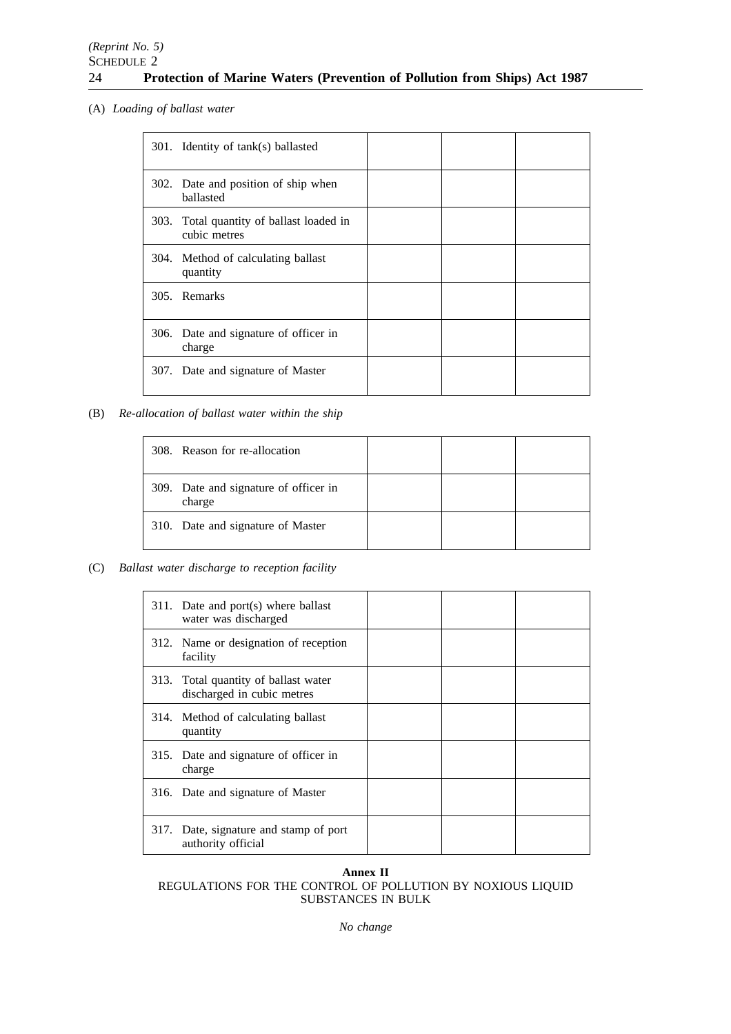(A) *Loading of ballast water*

| | | | |
|---|---|---|---|
| 301. Identity of tank(s) ballasted | | | |
| 302. Date and position of ship when ballasted | | | |
| 303. Total quantity of ballast loaded in cubic metres | | | |
| 304. Method of calculating ballast quantity | | | |
| 305. Remarks | | | |
| 306. Date and signature of officer in charge | | | |
| 307. Date and signature of Master | | | |

(B) *Re-allocation of ballast water within the ship*

| | | | |
|---|---|---|---|
| 308. Reason for re-allocation | | | |
| 309. Date and signature of officer in charge | | | |
| 310. Date and signature of Master | | | |

(C) *Ballast water discharge to reception facility*

| | | | |
|---|---|---|---|
| 311. Date and port(s) where ballast water was discharged | | | |
| 312. Name or designation of reception facility | | | |
| 313. Total quantity of ballast water discharged in cubic metres | | | |
| 314. Method of calculating ballast quantity | | | |
| 315. Date and signature of officer in charge | | | |
| 316. Date and signature of Master | | | |
| 317. Date, signature and stamp of port authority official | | | |

**Annex II**

REGULATIONS FOR THE CONTROL OF POLLUTION BY NOXIOUS LIQUID SUBSTANCES IN BULK

*No change*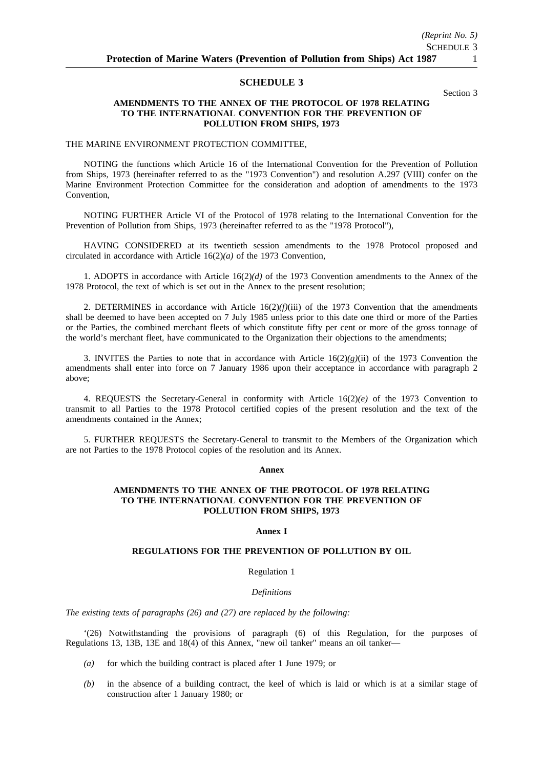# SCHEDULE 3

Section 3

## AMENDMENTS TO THE ANNEX OF THE PROTOCOL OF 1978 RELATING TO THE INTERNATIONAL CONVENTION FOR THE PREVENTION OF POLLUTION FROM SHIPS, 1973

THE MARINE ENVIRONMENT PROTECTION COMMITTEE,

NOTING the functions which Article 16 of the International Convention for the Prevention of Pollution from Ships, 1973 (hereinafter referred to as the "1973 Convention") and resolution A.297 (VIII) confer on the Marine Environment Protection Committee for the consideration and adoption of amendments to the 1973 Convention,

NOTING FURTHER Article VI of the Protocol of 1978 relating to the International Convention for the Prevention of Pollution from Ships, 1973 (hereinafter referred to as the "1978 Protocol"),

HAVING CONSIDERED at its twentieth session amendments to the 1978 Protocol proposed and circulated in accordance with Article 16(2)*(a)* of the 1973 Convention,

1. ADOPTS in accordance with Article 16(2)*(d)* of the 1973 Convention amendments to the Annex of the 1978 Protocol, the text of which is set out in the Annex to the present resolution;

2. DETERMINES in accordance with Article 16(2)*(f)*(iii) of the 1973 Convention that the amendments shall be deemed to have been accepted on 7 July 1985 unless prior to this date one third or more of the Parties or the Parties, the combined merchant fleets of which constitute fifty per cent or more of the gross tonnage of the world's merchant fleet, have communicated to the Organization their objections to the amendments;

3. INVITES the Parties to note that in accordance with Article 16(2)*(g)*(ii) of the 1973 Convention the amendments shall enter into force on 7 January 1986 upon their acceptance in accordance with paragraph 2 above;

4. REQUESTS the Secretary-General in conformity with Article 16(2)*(e)* of the 1973 Convention to transmit to all Parties to the 1978 Protocol certified copies of the present resolution and the text of the amendments contained in the Annex;

5. FURTHER REQUESTS the Secretary-General to transmit to the Members of the Organization which are not Parties to the 1978 Protocol copies of the resolution and its Annex.

### Annex

### AMENDMENTS TO THE ANNEX OF THE PROTOCOL OF 1978 RELATING TO THE INTERNATIONAL CONVENTION FOR THE PREVENTION OF POLLUTION FROM SHIPS, 1973

### Annex I

### REGULATIONS FOR THE PREVENTION OF POLLUTION BY OIL

Regulation 1

*Definitions*

*The existing texts of paragraphs (26) and (27) are replaced by the following:*

'(26) Notwithstanding the provisions of paragraph (6) of this Regulation, for the purposes of Regulations 13, 13B, 13E and 18(4) of this Annex, "new oil tanker" means an oil tanker—

*(a)* for which the building contract is placed after 1 June 1979; or

*(b)* in the absence of a building contract, the keel of which is laid or which is at a similar stage of construction after 1 January 1980; or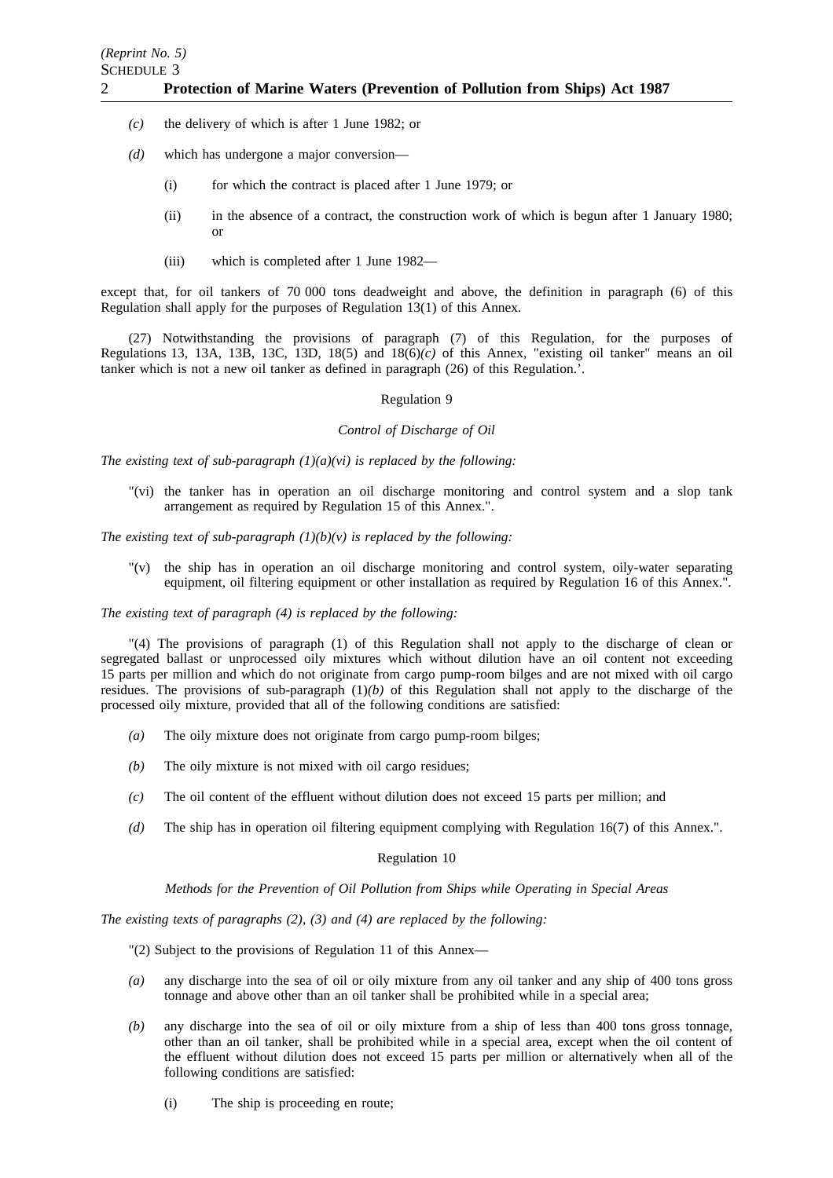*(c)* the delivery of which is after 1 June 1982; or

*(d)* which has undergone a major conversion—

(i) for which the contract is placed after 1 June 1979; or

(ii) in the absence of a contract, the construction work of which is begun after 1 January 1980; or

(iii) which is completed after 1 June 1982—

except that, for oil tankers of 70 000 tons deadweight and above, the definition in paragraph (6) of this Regulation shall apply for the purposes of Regulation 13(1) of this Annex.

(27) Notwithstanding the provisions of paragraph (7) of this Regulation, for the purposes of Regulations 13, 13A, 13B, 13C, 13D, 18(5) and 18(6)*(c)* of this Annex, "existing oil tanker" means an oil tanker which is not a new oil tanker as defined in paragraph (26) of this Regulation.'.

Regulation 9

*Control of Discharge of Oil*

*The existing text of sub-paragraph (1)(a)(vi) is replaced by the following:*

"(vi) the tanker has in operation an oil discharge monitoring and control system and a slop tank arrangement as required by Regulation 15 of this Annex.".

*The existing text of sub-paragraph (1)(b)(v) is replaced by the following:*

"(v) the ship has in operation an oil discharge monitoring and control system, oily-water separating equipment, oil filtering equipment or other installation as required by Regulation 16 of this Annex.".

*The existing text of paragraph (4) is replaced by the following:*

"(4) The provisions of paragraph (1) of this Regulation shall not apply to the discharge of clean or segregated ballast or unprocessed oily mixtures which without dilution have an oil content not exceeding 15 parts per million and which do not originate from cargo pump-room bilges and are not mixed with oil cargo residues. The provisions of sub-paragraph (1)*(b)* of this Regulation shall not apply to the discharge of the processed oily mixture, provided that all of the following conditions are satisfied:

*(a)* The oily mixture does not originate from cargo pump-room bilges;

*(b)* The oily mixture is not mixed with oil cargo residues;

*(c)* The oil content of the effluent without dilution does not exceed 15 parts per million; and

*(d)* The ship has in operation oil filtering equipment complying with Regulation 16(7) of this Annex.".

Regulation 10

*Methods for the Prevention of Oil Pollution from Ships while Operating in Special Areas*

*The existing texts of paragraphs (2), (3) and (4) are replaced by the following:*

"(2) Subject to the provisions of Regulation 11 of this Annex—

*(a)* any discharge into the sea of oil or oily mixture from any oil tanker and any ship of 400 tons gross tonnage and above other than an oil tanker shall be prohibited while in a special area;

*(b)* any discharge into the sea of oil or oily mixture from a ship of less than 400 tons gross tonnage, other than an oil tanker, shall be prohibited while in a special area, except when the oil content of the effluent without dilution does not exceed 15 parts per million or alternatively when all of the following conditions are satisfied:

(i) The ship is proceeding en route;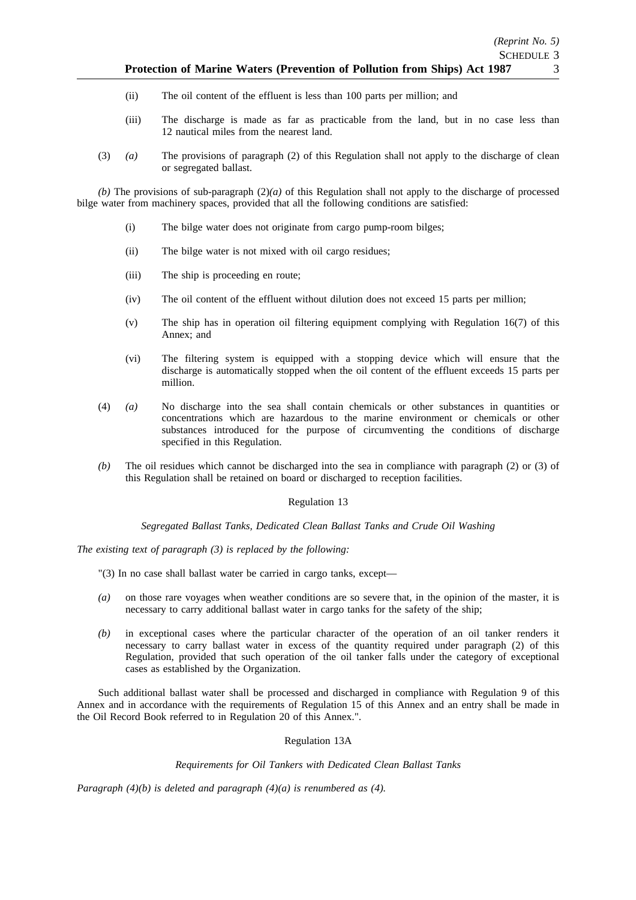(ii) The oil content of the effluent is less than 100 parts per million; and

(iii) The discharge is made as far as practicable from the land, but in no case less than 12 nautical miles from the nearest land.

(3) *(a)* The provisions of paragraph (2) of this Regulation shall not apply to the discharge of clean or segregated ballast.

*(b)* The provisions of sub-paragraph (2)*(a)* of this Regulation shall not apply to the discharge of processed bilge water from machinery spaces, provided that all the following conditions are satisfied:

(i) The bilge water does not originate from cargo pump-room bilges;

(ii) The bilge water is not mixed with oil cargo residues;

(iii) The ship is proceeding en route;

(iv) The oil content of the effluent without dilution does not exceed 15 parts per million;

(v) The ship has in operation oil filtering equipment complying with Regulation 16(7) of this Annex; and

(vi) The filtering system is equipped with a stopping device which will ensure that the discharge is automatically stopped when the oil content of the effluent exceeds 15 parts per million.

(4) *(a)* No discharge into the sea shall contain chemicals or other substances in quantities or concentrations which are hazardous to the marine environment or chemicals or other substances introduced for the purpose of circumventing the conditions of discharge specified in this Regulation.

*(b)* The oil residues which cannot be discharged into the sea in compliance with paragraph (2) or (3) of this Regulation shall be retained on board or discharged to reception facilities.

Regulation 13

*Segregated Ballast Tanks, Dedicated Clean Ballast Tanks and Crude Oil Washing*

*The existing text of paragraph (3) is replaced by the following:*

"(3) In no case shall ballast water be carried in cargo tanks, except—

*(a)* on those rare voyages when weather conditions are so severe that, in the opinion of the master, it is necessary to carry additional ballast water in cargo tanks for the safety of the ship;

*(b)* in exceptional cases where the particular character of the operation of an oil tanker renders it necessary to carry ballast water in excess of the quantity required under paragraph (2) of this Regulation, provided that such operation of the oil tanker falls under the category of exceptional cases as established by the Organization.

Such additional ballast water shall be processed and discharged in compliance with Regulation 9 of this Annex and in accordance with the requirements of Regulation 15 of this Annex and an entry shall be made in the Oil Record Book referred to in Regulation 20 of this Annex.".

Regulation 13A

*Requirements for Oil Tankers with Dedicated Clean Ballast Tanks*

*Paragraph (4)(b) is deleted and paragraph (4)(a) is renumbered as (4).*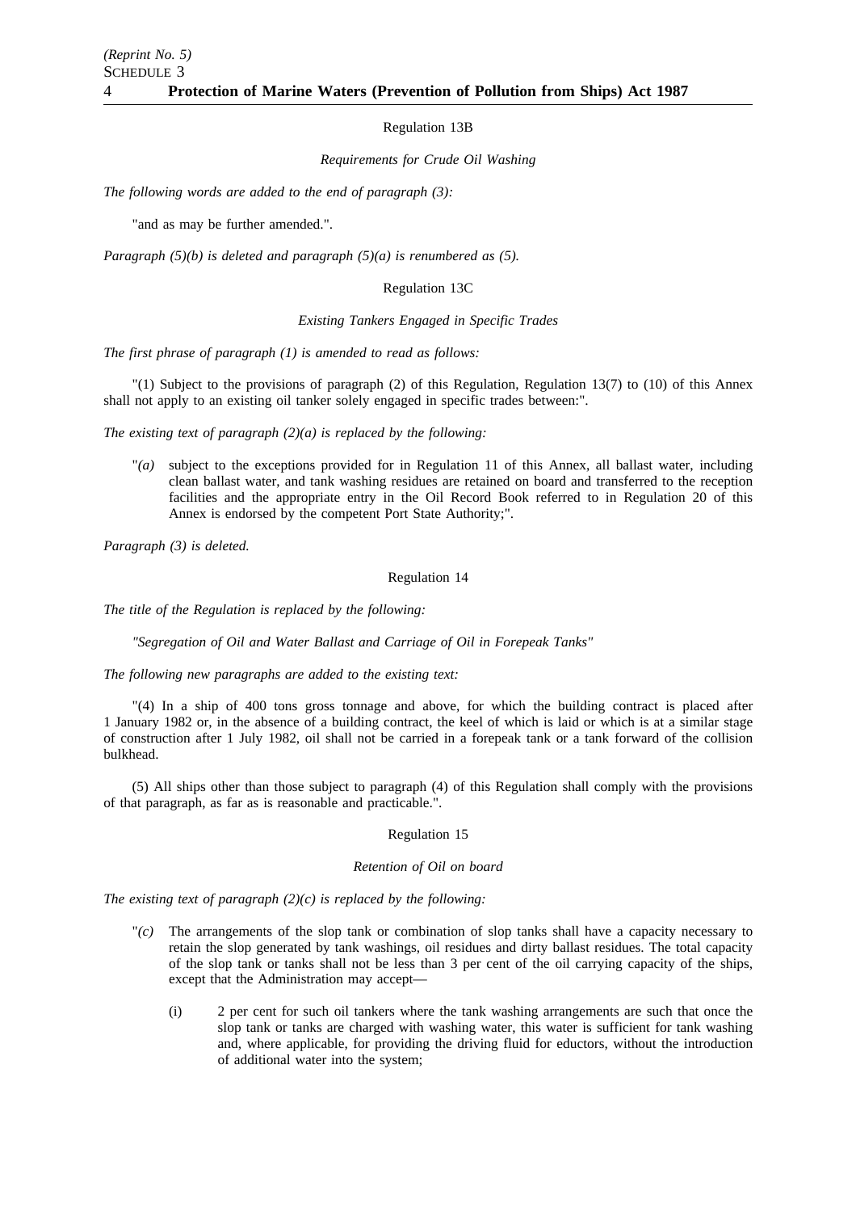Regulation 13B

*Requirements for Crude Oil Washing*

*The following words are added to the end of paragraph (3):*

"and as may be further amended.".

*Paragraph (5)(b) is deleted and paragraph (5)(a) is renumbered as (5).*

Regulation 13C

*Existing Tankers Engaged in Specific Trades*

*The first phrase of paragraph (1) is amended to read as follows:*

"(1) Subject to the provisions of paragraph (2) of this Regulation, Regulation 13(7) to (10) of this Annex shall not apply to an existing oil tanker solely engaged in specific trades between:".

*The existing text of paragraph (2)(a) is replaced by the following:*

"*(a)* subject to the exceptions provided for in Regulation 11 of this Annex, all ballast water, including clean ballast water, and tank washing residues are retained on board and transferred to the reception facilities and the appropriate entry in the Oil Record Book referred to in Regulation 20 of this Annex is endorsed by the competent Port State Authority;".

*Paragraph (3) is deleted.*

Regulation 14

*The title of the Regulation is replaced by the following:*

*"Segregation of Oil and Water Ballast and Carriage of Oil in Forepeak Tanks"*

*The following new paragraphs are added to the existing text:*

"(4) In a ship of 400 tons gross tonnage and above, for which the building contract is placed after 1 January 1982 or, in the absence of a building contract, the keel of which is laid or which is at a similar stage of construction after 1 July 1982, oil shall not be carried in a forepeak tank or a tank forward of the collision bulkhead.

(5) All ships other than those subject to paragraph (4) of this Regulation shall comply with the provisions of that paragraph, as far as is reasonable and practicable.".

Regulation 15

*Retention of Oil on board*

*The existing text of paragraph (2)(c) is replaced by the following:*

"*(c)* The arrangements of the slop tank or combination of slop tanks shall have a capacity necessary to retain the slop generated by tank washings, oil residues and dirty ballast residues. The total capacity of the slop tank or tanks shall not be less than 3 per cent of the oil carrying capacity of the ships, except that the Administration may accept—

(i) 2 per cent for such oil tankers where the tank washing arrangements are such that once the slop tank or tanks are charged with washing water, this water is sufficient for tank washing and, where applicable, for providing the driving fluid for eductors, without the introduction of additional water into the system;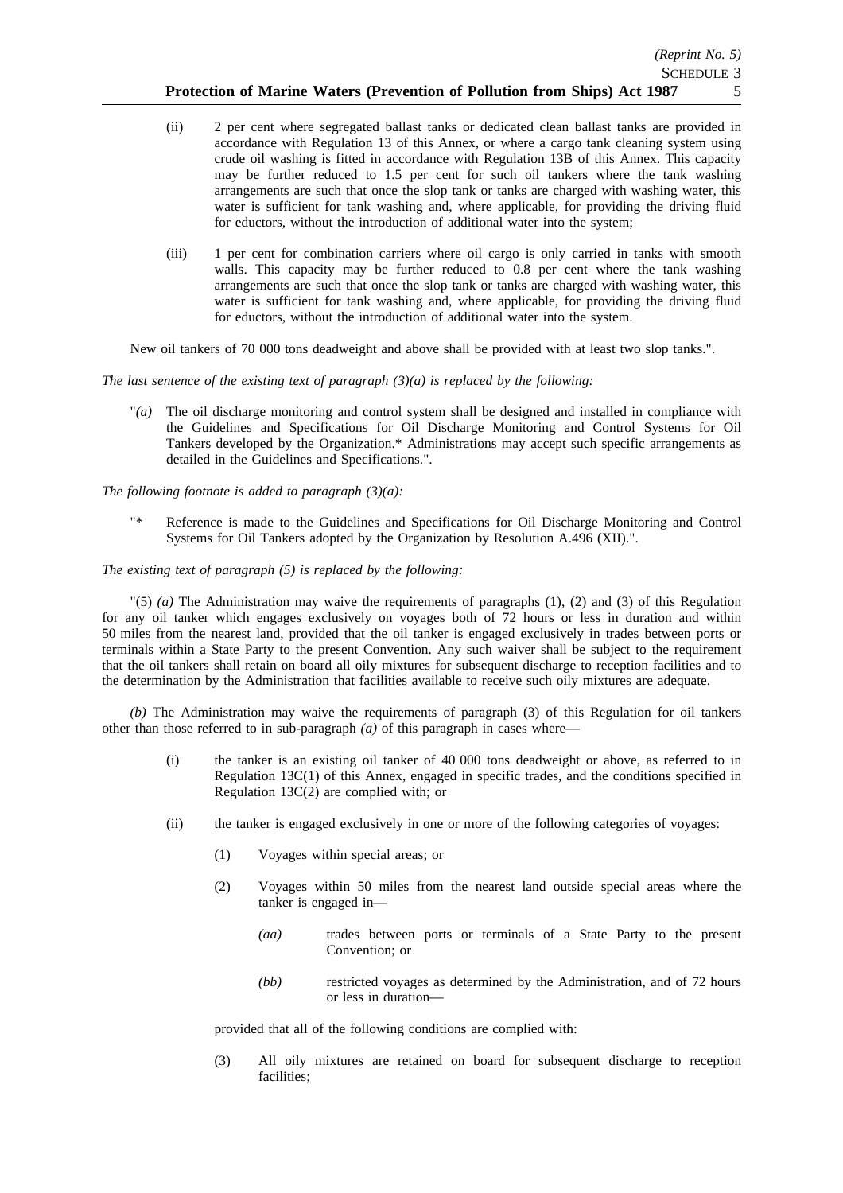(ii) 2 per cent where segregated ballast tanks or dedicated clean ballast tanks are provided in accordance with Regulation 13 of this Annex, or where a cargo tank cleaning system using crude oil washing is fitted in accordance with Regulation 13B of this Annex. This capacity may be further reduced to 1.5 per cent for such oil tankers where the tank washing arrangements are such that once the slop tank or tanks are charged with washing water, this water is sufficient for tank washing and, where applicable, for providing the driving fluid for eductors, without the introduction of additional water into the system;

(iii) 1 per cent for combination carriers where oil cargo is only carried in tanks with smooth walls. This capacity may be further reduced to 0.8 per cent where the tank washing arrangements are such that once the slop tank or tanks are charged with washing water, this water is sufficient for tank washing and, where applicable, for providing the driving fluid for eductors, without the introduction of additional water into the system.

New oil tankers of 70 000 tons deadweight and above shall be provided with at least two slop tanks.".

*The last sentence of the existing text of paragraph (3)(a) is replaced by the following:*

"*(a)* The oil discharge monitoring and control system shall be designed and installed in compliance with the Guidelines and Specifications for Oil Discharge Monitoring and Control Systems for Oil Tankers developed by the Organization.* Administrations may accept such specific arrangements as detailed in the Guidelines and Specifications.".

*The following footnote is added to paragraph (3)(a):*

"* Reference is made to the Guidelines and Specifications for Oil Discharge Monitoring and Control Systems for Oil Tankers adopted by the Organization by Resolution A.496 (XII).".

*The existing text of paragraph (5) is replaced by the following:*

"(5) *(a)* The Administration may waive the requirements of paragraphs (1), (2) and (3) of this Regulation for any oil tanker which engages exclusively on voyages both of 72 hours or less in duration and within 50 miles from the nearest land, provided that the oil tanker is engaged exclusively in trades between ports or terminals within a State Party to the present Convention. Any such waiver shall be subject to the requirement that the oil tankers shall retain on board all oily mixtures for subsequent discharge to reception facilities and to the determination by the Administration that facilities available to receive such oily mixtures are adequate.

*(b)* The Administration may waive the requirements of paragraph (3) of this Regulation for oil tankers other than those referred to in sub-paragraph *(a)* of this paragraph in cases where—

(i) the tanker is an existing oil tanker of 40 000 tons deadweight or above, as referred to in Regulation 13C(1) of this Annex, engaged in specific trades, and the conditions specified in Regulation 13C(2) are complied with; or

(ii) the tanker is engaged exclusively in one or more of the following categories of voyages:

(1) Voyages within special areas; or

(2) Voyages within 50 miles from the nearest land outside special areas where the tanker is engaged in—

*(aa)* trades between ports or terminals of a State Party to the present Convention; or

*(bb)* restricted voyages as determined by the Administration, and of 72 hours or less in duration—

provided that all of the following conditions are complied with:

(3) All oily mixtures are retained on board for subsequent discharge to reception facilities;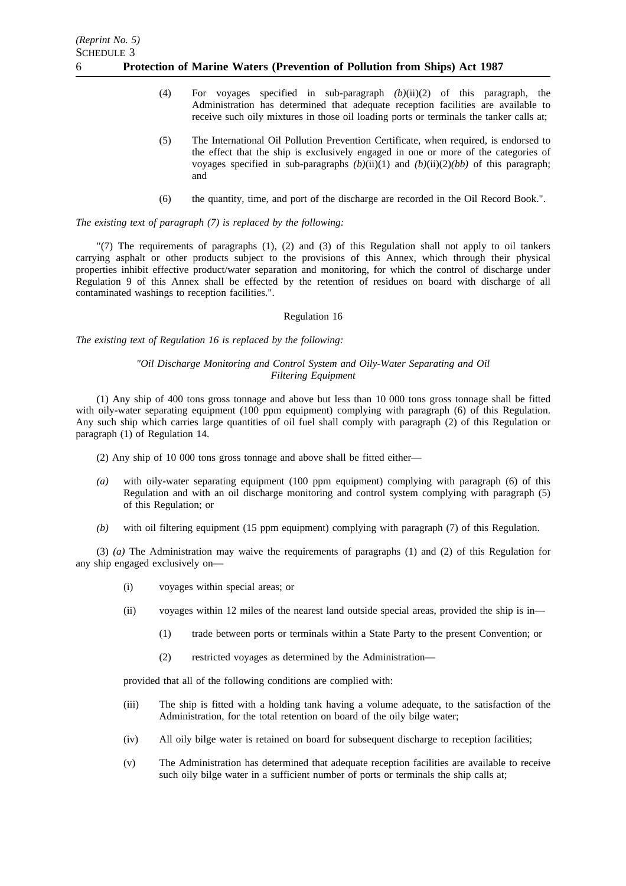(4) For voyages specified in sub-paragraph *(b)*(ii)(2) of this paragraph, the Administration has determined that adequate reception facilities are available to receive such oily mixtures in those oil loading ports or terminals the tanker calls at;

(5) The International Oil Pollution Prevention Certificate, when required, is endorsed to the effect that the ship is exclusively engaged in one or more of the categories of voyages specified in sub-paragraphs *(b)*(ii)(1) and *(b)*(ii)(2)*(bb)* of this paragraph; and

(6) the quantity, time, and port of the discharge are recorded in the Oil Record Book.".

*The existing text of paragraph (7) is replaced by the following:*

"(7) The requirements of paragraphs (1), (2) and (3) of this Regulation shall not apply to oil tankers carrying asphalt or other products subject to the provisions of this Annex, which through their physical properties inhibit effective product/water separation and monitoring, for which the control of discharge under Regulation 9 of this Annex shall be effected by the retention of residues on board with discharge of all contaminated washings to reception facilities.".

Regulation 16

*The existing text of Regulation 16 is replaced by the following:*

*"Oil Discharge Monitoring and Control System and Oily-Water Separating and Oil Filtering Equipment*

(1) Any ship of 400 tons gross tonnage and above but less than 10 000 tons gross tonnage shall be fitted with oily-water separating equipment (100 ppm equipment) complying with paragraph (6) of this Regulation. Any such ship which carries large quantities of oil fuel shall comply with paragraph (2) of this Regulation or paragraph (1) of Regulation 14.

(2) Any ship of 10 000 tons gross tonnage and above shall be fitted either—

*(a)* with oily-water separating equipment (100 ppm equipment) complying with paragraph (6) of this Regulation and with an oil discharge monitoring and control system complying with paragraph (5) of this Regulation; or

*(b)* with oil filtering equipment (15 ppm equipment) complying with paragraph (7) of this Regulation.

(3) *(a)* The Administration may waive the requirements of paragraphs (1) and (2) of this Regulation for any ship engaged exclusively on—

(i) voyages within special areas; or

(ii) voyages within 12 miles of the nearest land outside special areas, provided the ship is in—

(1) trade between ports or terminals within a State Party to the present Convention; or

(2) restricted voyages as determined by the Administration—

provided that all of the following conditions are complied with:

(iii) The ship is fitted with a holding tank having a volume adequate, to the satisfaction of the Administration, for the total retention on board of the oily bilge water;

(iv) All oily bilge water is retained on board for subsequent discharge to reception facilities;

(v) The Administration has determined that adequate reception facilities are available to receive such oily bilge water in a sufficient number of ports or terminals the ship calls at;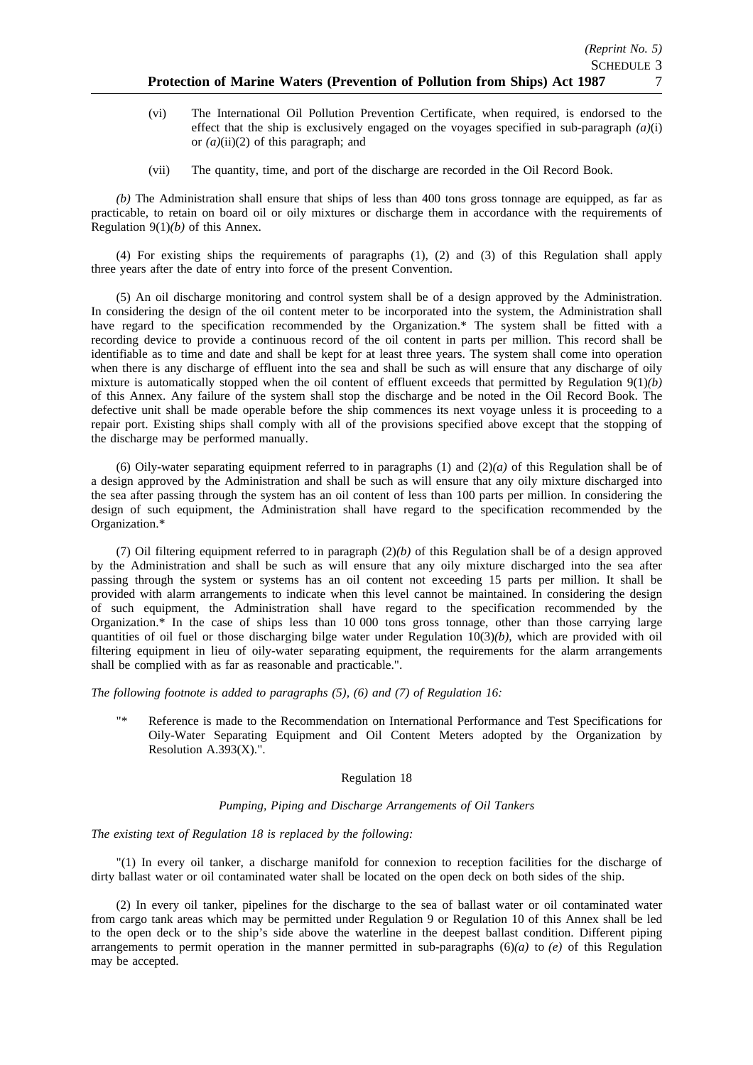(vi) The International Oil Pollution Prevention Certificate, when required, is endorsed to the effect that the ship is exclusively engaged on the voyages specified in sub-paragraph *(a)*(i) or *(a)*(ii)(2) of this paragraph; and

(vii) The quantity, time, and port of the discharge are recorded in the Oil Record Book.

*(b)* The Administration shall ensure that ships of less than 400 tons gross tonnage are equipped, as far as practicable, to retain on board oil or oily mixtures or discharge them in accordance with the requirements of Regulation 9(1)*(b)* of this Annex.

(4) For existing ships the requirements of paragraphs (1), (2) and (3) of this Regulation shall apply three years after the date of entry into force of the present Convention.

(5) An oil discharge monitoring and control system shall be of a design approved by the Administration. In considering the design of the oil content meter to be incorporated into the system, the Administration shall have regard to the specification recommended by the Organization.* The system shall be fitted with a recording device to provide a continuous record of the oil content in parts per million. This record shall be identifiable as to time and date and shall be kept for at least three years. The system shall come into operation when there is any discharge of effluent into the sea and shall be such as will ensure that any discharge of oily mixture is automatically stopped when the oil content of effluent exceeds that permitted by Regulation 9(1)*(b)* of this Annex. Any failure of the system shall stop the discharge and be noted in the Oil Record Book. The defective unit shall be made operable before the ship commences its next voyage unless it is proceeding to a repair port. Existing ships shall comply with all of the provisions specified above except that the stopping of the discharge may be performed manually.

(6) Oily-water separating equipment referred to in paragraphs (1) and (2)*(a)* of this Regulation shall be of a design approved by the Administration and shall be such as will ensure that any oily mixture discharged into the sea after passing through the system has an oil content of less than 100 parts per million. In considering the design of such equipment, the Administration shall have regard to the specification recommended by the Organization.*

(7) Oil filtering equipment referred to in paragraph (2)*(b)* of this Regulation shall be of a design approved by the Administration and shall be such as will ensure that any oily mixture discharged into the sea after passing through the system or systems has an oil content not exceeding 15 parts per million. It shall be provided with alarm arrangements to indicate when this level cannot be maintained. In considering the design of such equipment, the Administration shall have regard to the specification recommended by the Organization.* In the case of ships less than 10 000 tons gross tonnage, other than those carrying large quantities of oil fuel or those discharging bilge water under Regulation 10(3)*(b)*, which are provided with oil filtering equipment in lieu of oily-water separating equipment, the requirements for the alarm arrangements shall be complied with as far as reasonable and practicable.".

*The following footnote is added to paragraphs (5), (6) and (7) of Regulation 16:*

"* Reference is made to the Recommendation on International Performance and Test Specifications for Oily-Water Separating Equipment and Oil Content Meters adopted by the Organization by Resolution A.393(X).".

Regulation 18

*Pumping, Piping and Discharge Arrangements of Oil Tankers*

*The existing text of Regulation 18 is replaced by the following:*

"(1) In every oil tanker, a discharge manifold for connexion to reception facilities for the discharge of dirty ballast water or oil contaminated water shall be located on the open deck on both sides of the ship.

(2) In every oil tanker, pipelines for the discharge to the sea of ballast water or oil contaminated water from cargo tank areas which may be permitted under Regulation 9 or Regulation 10 of this Annex shall be led to the open deck or to the ship's side above the waterline in the deepest ballast condition. Different piping arrangements to permit operation in the manner permitted in sub-paragraphs (6)*(a)* to *(e)* of this Regulation may be accepted.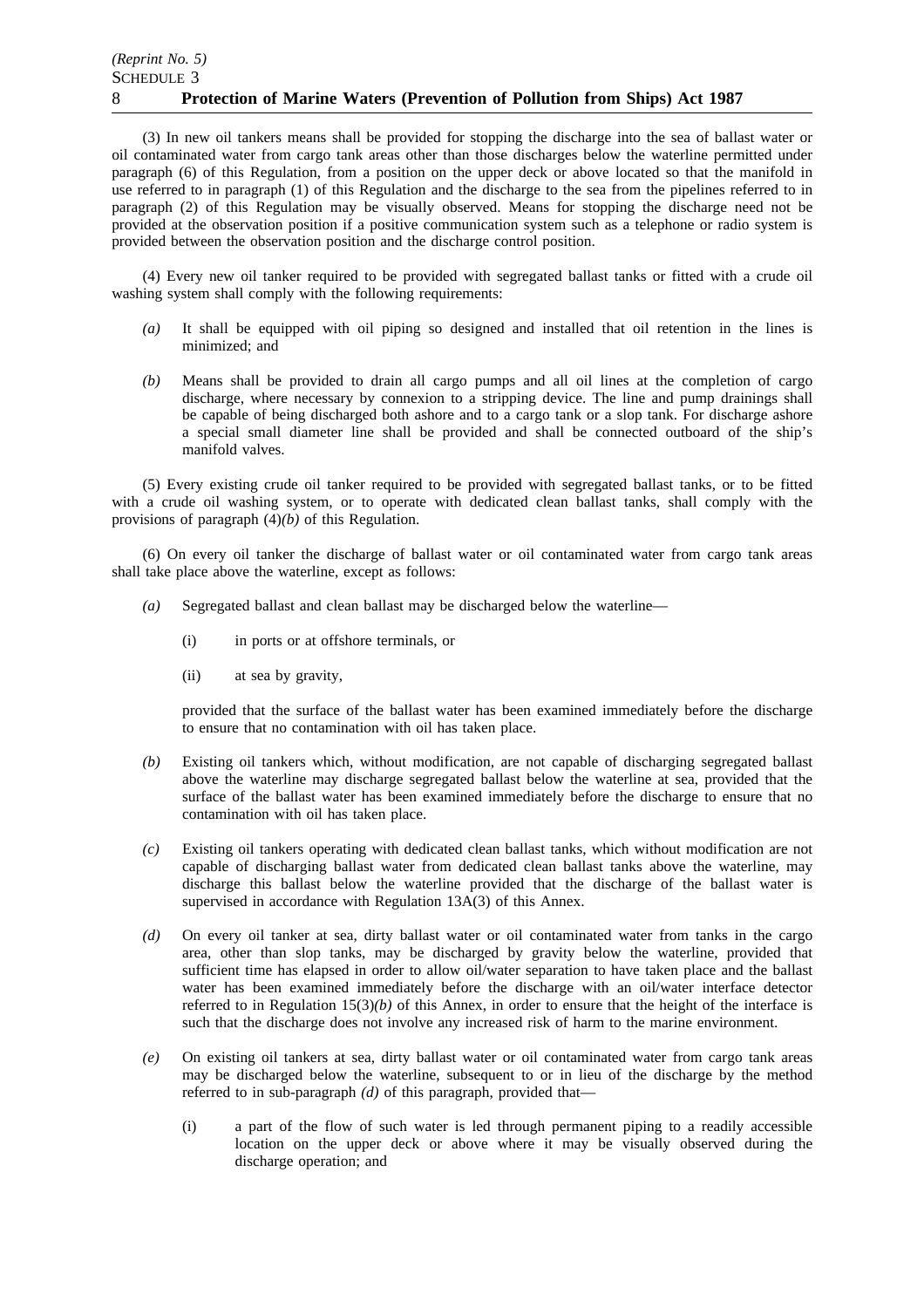(3) In new oil tankers means shall be provided for stopping the discharge into the sea of ballast water or oil contaminated water from cargo tank areas other than those discharges below the waterline permitted under paragraph (6) of this Regulation, from a position on the upper deck or above located so that the manifold in use referred to in paragraph (1) of this Regulation and the discharge to the sea from the pipelines referred to in paragraph (2) of this Regulation may be visually observed. Means for stopping the discharge need not be provided at the observation position if a positive communication system such as a telephone or radio system is provided between the observation position and the discharge control position.

(4) Every new oil tanker required to be provided with segregated ballast tanks or fitted with a crude oil washing system shall comply with the following requirements:

*(a)* It shall be equipped with oil piping so designed and installed that oil retention in the lines is minimized; and

*(b)* Means shall be provided to drain all cargo pumps and all oil lines at the completion of cargo discharge, where necessary by connexion to a stripping device. The line and pump drainings shall be capable of being discharged both ashore and to a cargo tank or a slop tank. For discharge ashore a special small diameter line shall be provided and shall be connected outboard of the ship's manifold valves.

(5) Every existing crude oil tanker required to be provided with segregated ballast tanks, or to be fitted with a crude oil washing system, or to operate with dedicated clean ballast tanks, shall comply with the provisions of paragraph (4)*(b)* of this Regulation.

(6) On every oil tanker the discharge of ballast water or oil contaminated water from cargo tank areas shall take place above the waterline, except as follows:

*(a)* Segregated ballast and clean ballast may be discharged below the waterline—

(i) in ports or at offshore terminals, or

(ii) at sea by gravity,

provided that the surface of the ballast water has been examined immediately before the discharge to ensure that no contamination with oil has taken place.

*(b)* Existing oil tankers which, without modification, are not capable of discharging segregated ballast above the waterline may discharge segregated ballast below the waterline at sea, provided that the surface of the ballast water has been examined immediately before the discharge to ensure that no contamination with oil has taken place.

*(c)* Existing oil tankers operating with dedicated clean ballast tanks, which without modification are not capable of discharging ballast water from dedicated clean ballast tanks above the waterline, may discharge this ballast below the waterline provided that the discharge of the ballast water is supervised in accordance with Regulation 13A(3) of this Annex.

*(d)* On every oil tanker at sea, dirty ballast water or oil contaminated water from tanks in the cargo area, other than slop tanks, may be discharged by gravity below the waterline, provided that sufficient time has elapsed in order to allow oil/water separation to have taken place and the ballast water has been examined immediately before the discharge with an oil/water interface detector referred to in Regulation 15(3)*(b)* of this Annex, in order to ensure that the height of the interface is such that the discharge does not involve any increased risk of harm to the marine environment.

*(e)* On existing oil tankers at sea, dirty ballast water or oil contaminated water from cargo tank areas may be discharged below the waterline, subsequent to or in lieu of the discharge by the method referred to in sub-paragraph *(d)* of this paragraph, provided that—

(i) a part of the flow of such water is led through permanent piping to a readily accessible location on the upper deck or above where it may be visually observed during the discharge operation; and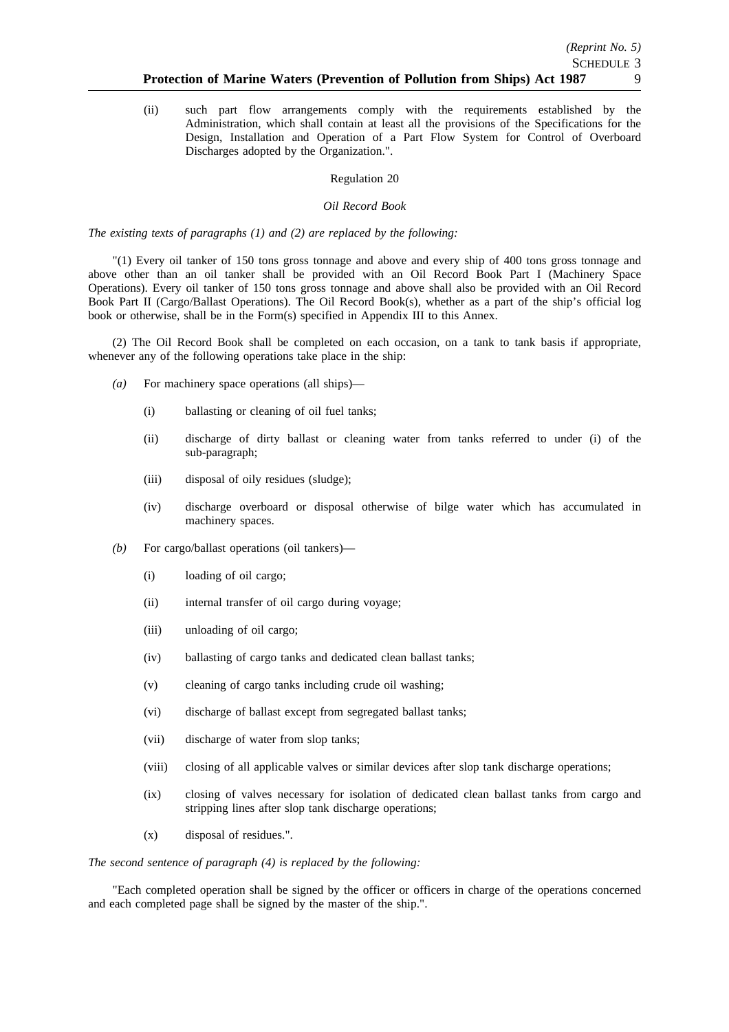(ii) such part flow arrangements comply with the requirements established by the Administration, which shall contain at least all the provisions of the Specifications for the Design, Installation and Operation of a Part Flow System for Control of Overboard Discharges adopted by the Organization.".

Regulation 20

*Oil Record Book*

*The existing texts of paragraphs (1) and (2) are replaced by the following:*

"(1) Every oil tanker of 150 tons gross tonnage and above and every ship of 400 tons gross tonnage and above other than an oil tanker shall be provided with an Oil Record Book Part I (Machinery Space Operations). Every oil tanker of 150 tons gross tonnage and above shall also be provided with an Oil Record Book Part II (Cargo/Ballast Operations). The Oil Record Book(s), whether as a part of the ship's official log book or otherwise, shall be in the Form(s) specified in Appendix III to this Annex.

(2) The Oil Record Book shall be completed on each occasion, on a tank to tank basis if appropriate, whenever any of the following operations take place in the ship:

*(a)* For machinery space operations (all ships)—

(i) ballasting or cleaning of oil fuel tanks;

(ii) discharge of dirty ballast or cleaning water from tanks referred to under (i) of the sub-paragraph;

(iii) disposal of oily residues (sludge);

(iv) discharge overboard or disposal otherwise of bilge water which has accumulated in machinery spaces.

*(b)* For cargo/ballast operations (oil tankers)—

(i) loading of oil cargo;

(ii) internal transfer of oil cargo during voyage;

(iii) unloading of oil cargo;

(iv) ballasting of cargo tanks and dedicated clean ballast tanks;

(v) cleaning of cargo tanks including crude oil washing;

(vi) discharge of ballast except from segregated ballast tanks;

(vii) discharge of water from slop tanks;

(viii) closing of all applicable valves or similar devices after slop tank discharge operations;

(ix) closing of valves necessary for isolation of dedicated clean ballast tanks from cargo and stripping lines after slop tank discharge operations;

(x) disposal of residues.".

*The second sentence of paragraph (4) is replaced by the following:*

"Each completed operation shall be signed by the officer or officers in charge of the operations concerned and each completed page shall be signed by the master of the ship.".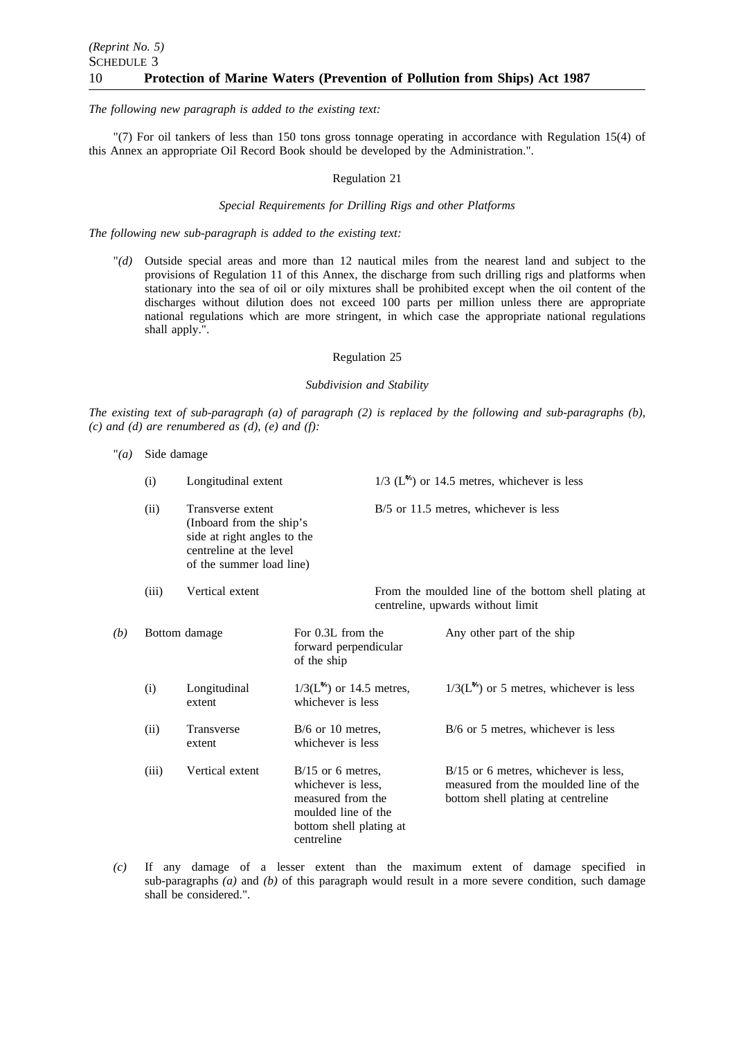*The following new paragraph is added to the existing text:*

"(7) For oil tankers of less than 150 tons gross tonnage operating in accordance with Regulation 15(4) of this Annex an appropriate Oil Record Book should be developed by the Administration.".

Regulation 21

*Special Requirements for Drilling Rigs and other Platforms*

*The following new sub-paragraph is added to the existing text:*

"*(d)* Outside special areas and more than 12 nautical miles from the nearest land and subject to the provisions of Regulation 11 of this Annex, the discharge from such drilling rigs and platforms when stationary into the sea of oil or oily mixtures shall be prohibited except when the oil content of the discharges without dilution does not exceed 100 parts per million unless there are appropriate national regulations which are more stringent, in which case the appropriate national regulations shall apply.".

Regulation 25

*Subdivision and Stability*

*The existing text of sub-paragraph (a) of paragraph (2) is replaced by the following and sub-paragraphs (b), (c) and (d) are renumbered as (d), (e) and (f):*

"*(a)* Side damage

| | | |
|---|---|---|
| (i) | Longitudinal extent | $1/3\ (L^{2/3})$ or 14.5 metres, whichever is less |
| (ii) | Transverse extent (Inboard from the ship's side at right angles to the centreline at the level of the summer load line) | B/5 or 11.5 metres, whichever is less |
| (iii) | Vertical extent | From the moulded line of the bottom shell plating at centreline, upwards without limit |

*(b)* Bottom damage

| | | For 0.3L from the forward perpendicular of the ship | Any other part of the ship |
|---|---|---|---|
| (i) | Longitudinal extent | $1/3(L^{2/3})$ or 14.5 metres, whichever is less | $1/3(L^{2/3})$ or 5 metres, whichever is less |
| (ii) | Transverse extent | B/6 or 10 metres, whichever is less | B/6 or 5 metres, whichever is less |
| (iii) | Vertical extent | B/15 or 6 metres, whichever is less, measured from the moulded line of the bottom shell plating at centreline | B/15 or 6 metres, whichever is less, measured from the moulded line of the bottom shell plating at centreline |

*(c)* If any damage of a lesser extent than the maximum extent of damage specified in sub-paragraphs *(a)* and *(b)* of this paragraph would result in a more severe condition, such damage shall be considered.".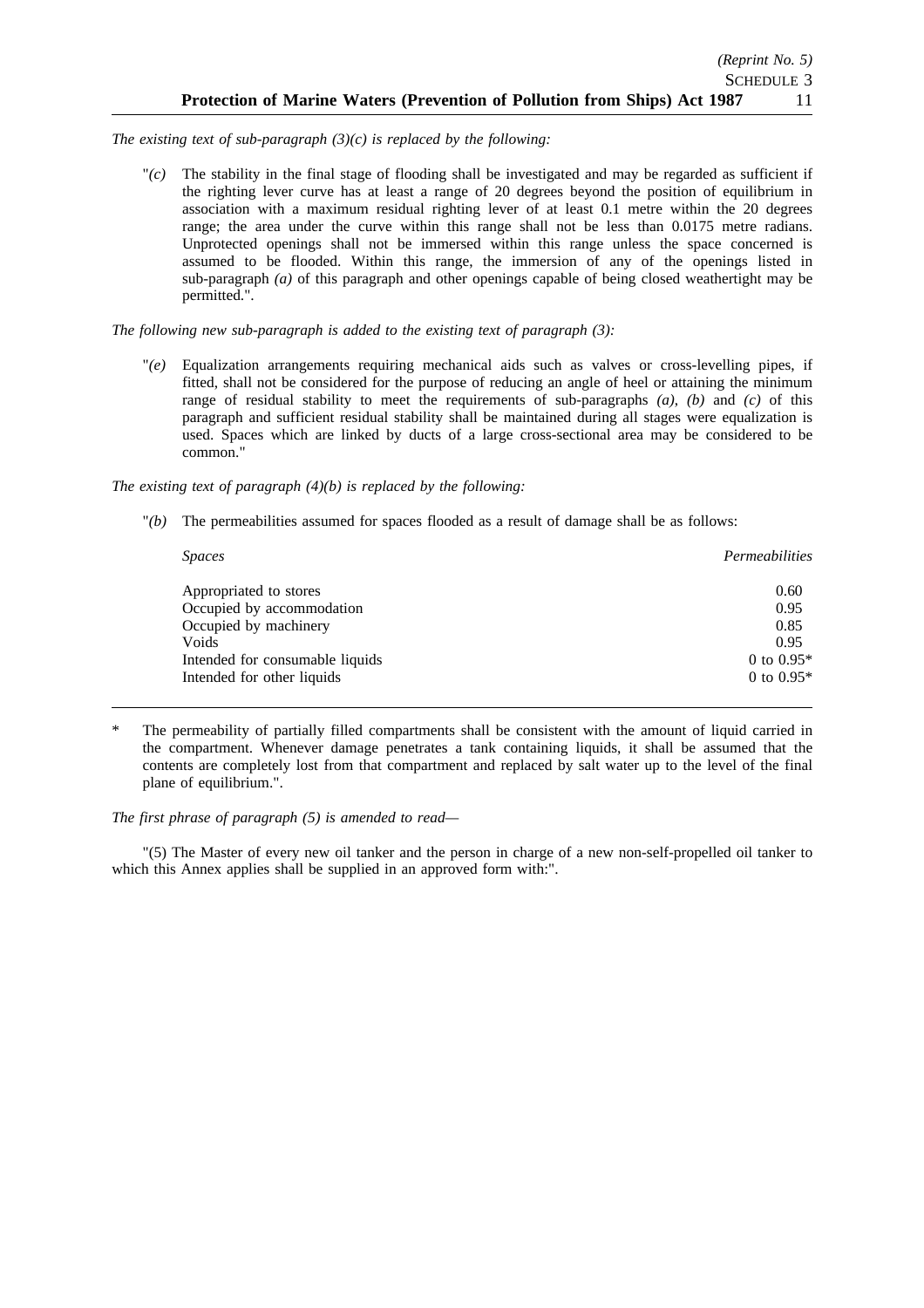*The existing text of sub-paragraph (3)(c) is replaced by the following:*

"*(c)* The stability in the final stage of flooding shall be investigated and may be regarded as sufficient if the righting lever curve has at least a range of 20 degrees beyond the position of equilibrium in association with a maximum residual righting lever of at least 0.1 metre within the 20 degrees range; the area under the curve within this range shall not be less than 0.0175 metre radians. Unprotected openings shall not be immersed within this range unless the space concerned is assumed to be flooded. Within this range, the immersion of any of the openings listed in sub-paragraph *(a)* of this paragraph and other openings capable of being closed weathertight may be permitted.".

*The following new sub-paragraph is added to the existing text of paragraph (3):*

"*(e)* Equalization arrangements requiring mechanical aids such as valves or cross-levelling pipes, if fitted, shall not be considered for the purpose of reducing an angle of heel or attaining the minimum range of residual stability to meet the requirements of sub-paragraphs *(a)*, *(b)* and *(c)* of this paragraph and sufficient residual stability shall be maintained during all stages were equalization is used. Spaces which are linked by ducts of a large cross-sectional area may be considered to be common."

*The existing text of paragraph (4)(b) is replaced by the following:*

"*(b)* The permeabilities assumed for spaces flooded as a result of damage shall be as follows:

| *Spaces* | *Permeabilities* |
|---|---|
| Appropriated to stores | 0.60 |
| Occupied by accommodation | 0.95 |
| Occupied by machinery | 0.85 |
| Voids | 0.95 |
| Intended for consumable liquids | 0 to 0.95* |
| Intended for other liquids | 0 to 0.95* |

\* The permeability of partially filled compartments shall be consistent with the amount of liquid carried in the compartment. Whenever damage penetrates a tank containing liquids, it shall be assumed that the contents are completely lost from that compartment and replaced by salt water up to the level of the final plane of equilibrium.".

*The first phrase of paragraph (5) is amended to read—*

"(5) The Master of every new oil tanker and the person in charge of a new non-self-propelled oil tanker to which this Annex applies shall be supplied in an approved form with:".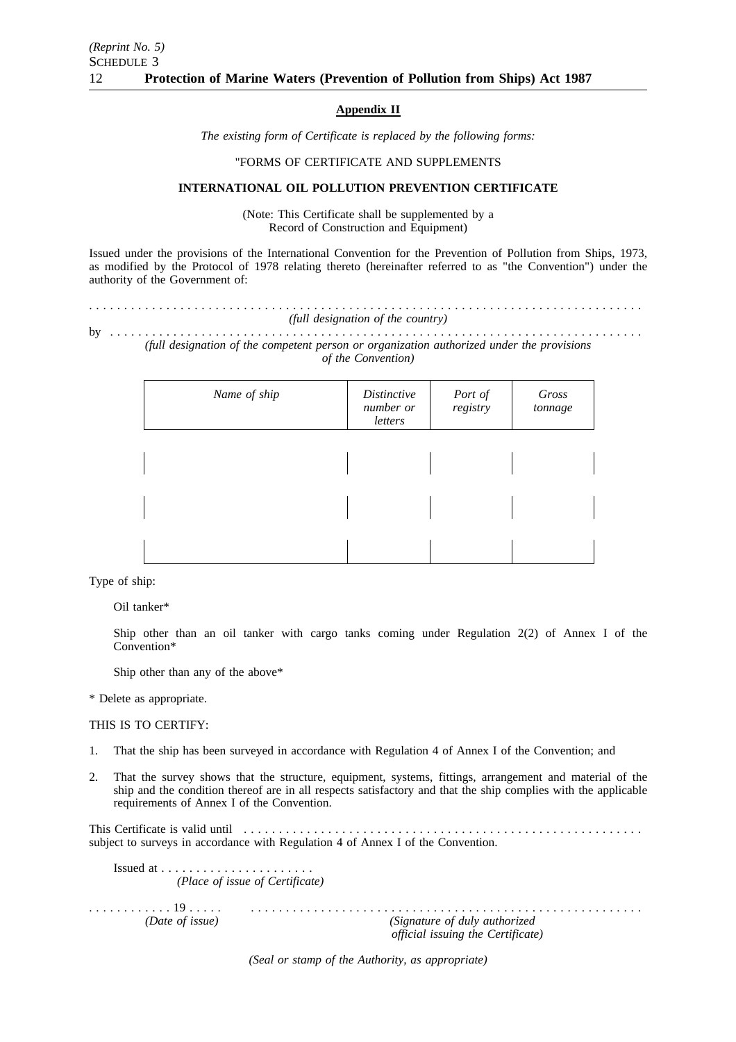## Appendix II

*The existing form of Certificate is replaced by the following forms:*

"FORMS OF CERTIFICATE AND SUPPLEMENTS

### INTERNATIONAL OIL POLLUTION PREVENTION CERTIFICATE

(Note: This Certificate shall be supplemented by a Record of Construction and Equipment)

Issued under the provisions of the International Convention for the Prevention of Pollution from Ships, 1973, as modified by the Protocol of 1978 relating thereto (hereinafter referred to as "the Convention") under the authority of the Government of:

. . . . . . . . . . . . . . . . . . . . . . . . . . . . . . . . . . . . . . . . . . . . . . . . . . . . . . . . . . . . . . . . . . . . . . . . . . . . .
*(full designation of the country)*

by . . . . . . . . . . . . . . . . . . . . . . . . . . . . . . . . . . . . . . . . . . . . . . . . . . . . . . . . . . . . . . . . . . . . . . . . . .
*(full designation of the competent person or organization authorized under the provisions of the Convention)*

| *Name of ship* | *Distinctive number or letters* | *Port of registry* | *Gross tonnage* |
|---|---|---|---|
| | | | |
| | | | |
| | | | |

Type of ship:

Oil tanker*

Ship other than an oil tanker with cargo tanks coming under Regulation 2(2) of Annex I of the Convention*

Ship other than any of the above*

\* Delete as appropriate.

THIS IS TO CERTIFY:

1. That the ship has been surveyed in accordance with Regulation 4 of Annex I of the Convention; and
2. That the survey shows that the structure, equipment, systems, fittings, arrangement and material of the ship and the condition thereof are in all respects satisfactory and that the ship complies with the applicable requirements of Annex I of the Convention.

This Certificate is valid until . . . . . . . . . . . . . . . . . . . . . . . . . . . . . . . . . . . . . . . . . . . . . . . . . . . . . . subject to surveys in accordance with Regulation 4 of Annex I of the Convention.

Issued at . . . . . . . . . . . . . . . . . . . . . .
*(Place of issue of Certificate)*

. . . . . . . . . . . . 19 . . . . . *(Date of issue)*

. . . . . . . . . . . . . . . . . . . . . . . . . . . . . . . . . . . . . . . . . . . . . . . . . . . . . . . .
*(Signature of duly authorized official issuing the Certificate)*

*(Seal or stamp of the Authority, as appropriate)*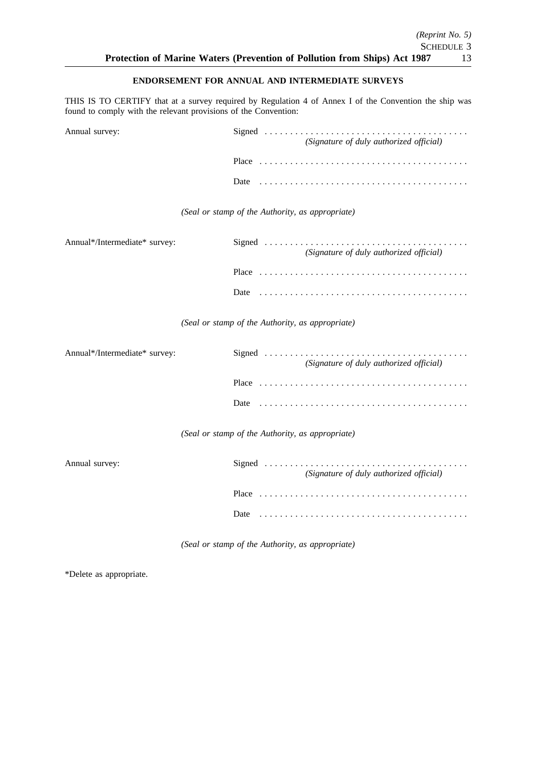## ENDORSEMENT FOR ANNUAL AND INTERMEDIATE SURVEYS

THIS IS TO CERTIFY that at a survey required by Regulation 4 of Annex I of the Convention the ship was found to comply with the relevant provisions of the Convention:

Annual survey:

Signed . . . . . . . . . . . . . . . . . . . . . . . . . . . . . . . . . . . . . . . .
*(Signature of duly authorized official)*

Place . . . . . . . . . . . . . . . . . . . . . . . . . . . . . . . . . . . . . . . . .

Date . . . . . . . . . . . . . . . . . . . . . . . . . . . . . . . . . . . . . . . . .

*(Seal or stamp of the Authority, as appropriate)*

Annual*/Intermediate* survey:

Signed . . . . . . . . . . . . . . . . . . . . . . . . . . . . . . . . . . . . . . . .
*(Signature of duly authorized official)*

Place . . . . . . . . . . . . . . . . . . . . . . . . . . . . . . . . . . . . . . . . .

Date . . . . . . . . . . . . . . . . . . . . . . . . . . . . . . . . . . . . . . . . .

*(Seal or stamp of the Authority, as appropriate)*

Annual*/Intermediate* survey:

Signed . . . . . . . . . . . . . . . . . . . . . . . . . . . . . . . . . . . . . . . .
*(Signature of duly authorized official)*

Place . . . . . . . . . . . . . . . . . . . . . . . . . . . . . . . . . . . . . . . . .

Date . . . . . . . . . . . . . . . . . . . . . . . . . . . . . . . . . . . . . . . . .

*(Seal or stamp of the Authority, as appropriate)*

Annual survey:

Signed . . . . . . . . . . . . . . . . . . . . . . . . . . . . . . . . . . . . . . . .
*(Signature of duly authorized official)*

Place . . . . . . . . . . . . . . . . . . . . . . . . . . . . . . . . . . . . . . . . .

Date . . . . . . . . . . . . . . . . . . . . . . . . . . . . . . . . . . . . . . . . .

*(Seal or stamp of the Authority, as appropriate)*

*Delete as appropriate.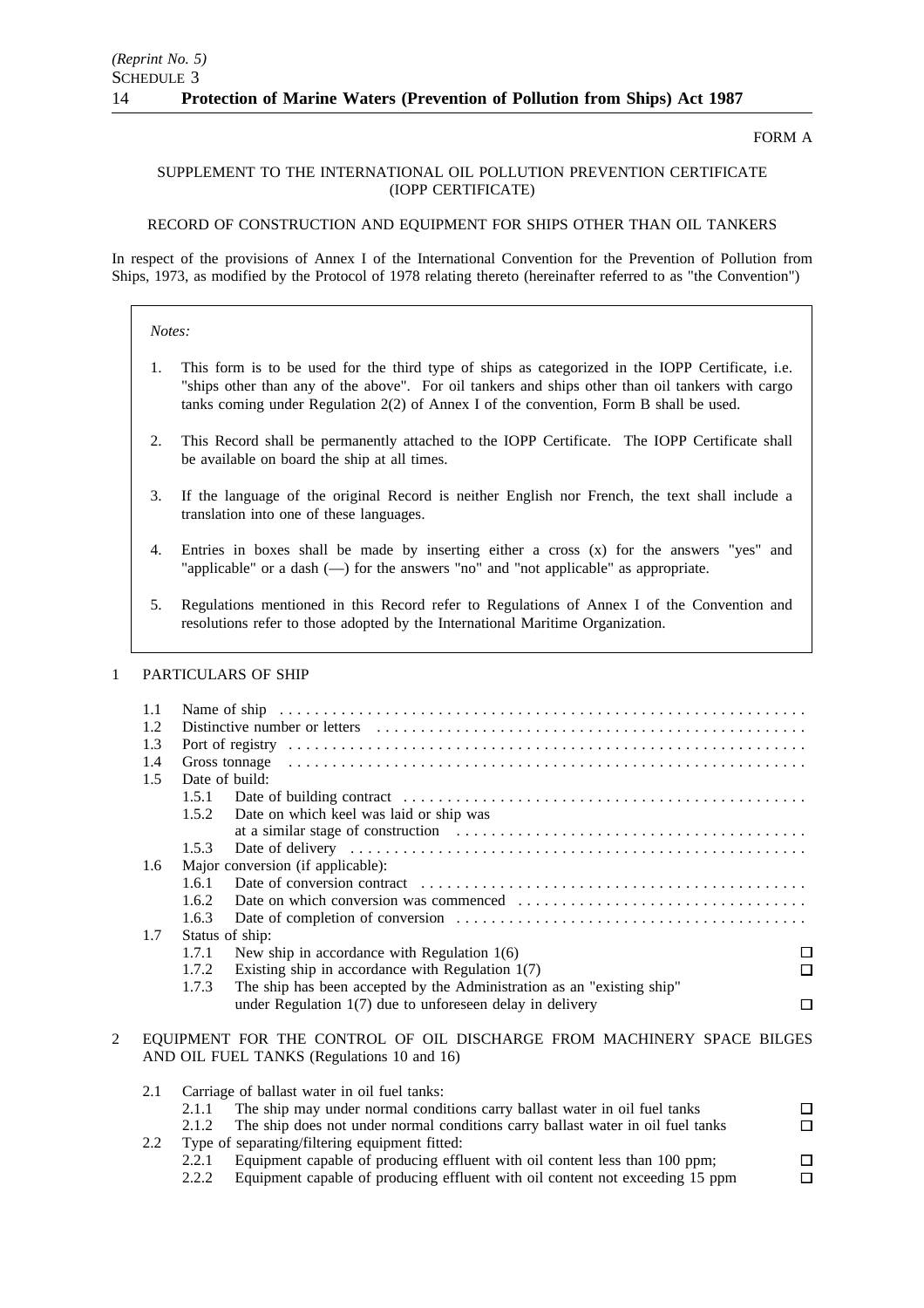FORM A

SUPPLEMENT TO THE INTERNATIONAL OIL POLLUTION PREVENTION CERTIFICATE (IOPP CERTIFICATE)

RECORD OF CONSTRUCTION AND EQUIPMENT FOR SHIPS OTHER THAN OIL TANKERS

In respect of the provisions of Annex I of the International Convention for the Prevention of Pollution from Ships, 1973, as modified by the Protocol of 1978 relating thereto (hereinafter referred to as "the Convention")

> *Notes:*
>
> 1. This form is to be used for the third type of ships as categorized in the IOPP Certificate, i.e. "ships other than any of the above". For oil tankers and ships other than oil tankers with cargo tanks coming under Regulation 2(2) of Annex I of the convention, Form B shall be used.
> 2. This Record shall be permanently attached to the IOPP Certificate. The IOPP Certificate shall be available on board the ship at all times.
> 3. If the language of the original Record is neither English nor French, the text shall include a translation into one of these languages.
> 4. Entries in boxes shall be made by inserting either a cross (x) for the answers "yes" and "applicable" or a dash (—) for the answers "no" and "not applicable" as appropriate.
> 5. Regulations mentioned in this Record refer to Regulations of Annex I of the Convention and resolutions refer to those adopted by the International Maritime Organization.

1 PARTICULARS OF SHIP

- 1.1 Name of ship . . . . . . . . . . . . . . . . . . . . . . . . . . . . . . . . . . . . . . . . . . . . . . . . . . . . . . . . . .
- 1.2 Distinctive number or letters . . . . . . . . . . . . . . . . . . . . . . . . . . . . . . . . . . . . . . . . . . . . . . .
- 1.3 Port of registry . . . . . . . . . . . . . . . . . . . . . . . . . . . . . . . . . . . . . . . . . . . . . . . . . . . . . . . .
- 1.4 Gross tonnage . . . . . . . . . . . . . . . . . . . . . . . . . . . . . . . . . . . . . . . . . . . . . . . . . . . . . . . . .
- 1.5 Date of build:
  - 1.5.1 Date of building contract . . . . . . . . . . . . . . . . . . . . . . . . . . . . . . . . . . . . . . . . . . . . .
  - 1.5.2 Date on which keel was laid or ship was at a similar stage of construction . . . . . . . . . . . . . . . . . . . . . . . . . . . . . . . . . . . . . . . .
  - 1.5.3 Date of delivery . . . . . . . . . . . . . . . . . . . . . . . . . . . . . . . . . . . . . . . . . . . . . . . . . . . .
- 1.6 Major conversion (if applicable):
  - 1.6.1 Date of conversion contract . . . . . . . . . . . . . . . . . . . . . . . . . . . . . . . . . . . . . . . . . . .
  - 1.6.2 Date on which conversion was commenced . . . . . . . . . . . . . . . . . . . . . . . . . . . . . . . .
  - 1.6.3 Date of completion of conversion . . . . . . . . . . . . . . . . . . . . . . . . . . . . . . . . . . . . . . .
- 1.7 Status of ship:
  - 1.7.1 New ship in accordance with Regulation 1(6) ☐
  - 1.7.2 Existing ship in accordance with Regulation 1(7) ☐
  - 1.7.3 The ship has been accepted by the Administration as an "existing ship" under Regulation 1(7) due to unforeseen delay in delivery ☐

2 EQUIPMENT FOR THE CONTROL OF OIL DISCHARGE FROM MACHINERY SPACE BILGES AND OIL FUEL TANKS (Regulations 10 and 16)

- 2.1 Carriage of ballast water in oil fuel tanks:
  - 2.1.1 The ship may under normal conditions carry ballast water in oil fuel tanks ☐
  - 2.1.2 The ship does not under normal conditions carry ballast water in oil fuel tanks ☐
- 2.2 Type of separating/filtering equipment fitted:
  - 2.2.1 Equipment capable of producing effluent with oil content less than 100 ppm; ☐
  - 2.2.2 Equipment capable of producing effluent with oil content not exceeding 15 ppm ☐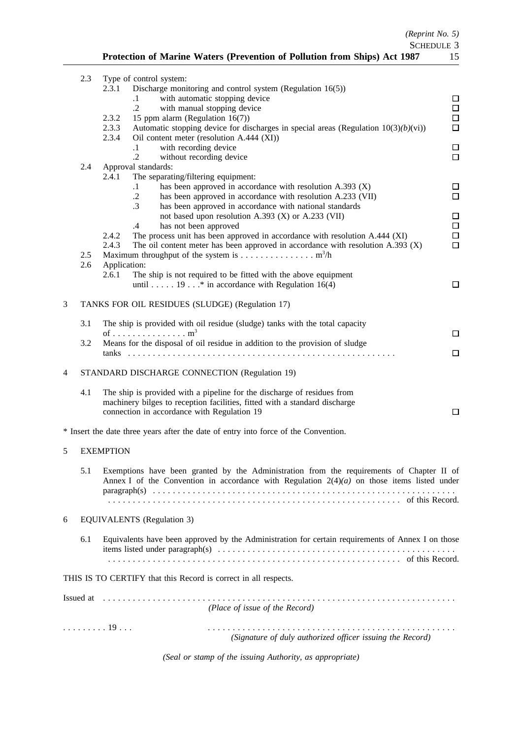2.3 Type of control system:

2.3.1 Discharge monitoring and control system (Regulation 16(5))

.1 with automatic stopping device ☐

.2 with manual stopping device ☐

2.3.2 15 ppm alarm (Regulation 16(7)) ☐

2.3.3 Automatic stopping device for discharges in special areas (Regulation 10(3)*(b)*(vi)) ☐

2.3.4 Oil content meter (resolution A.444 (XI))

.1 with recording device ☐

.2 without recording device ☐

2.4 Approval standards:

2.4.1 The separating/filtering equipment:

.1 has been approved in accordance with resolution A.393 (X) ☐

.2 has been approved in accordance with resolution A.233 (VII) ☐

.3 has been approved in accordance with national standards not based upon resolution A.393 (X) or A.233 (VII) ☐

.4 has not been approved ☐

2.4.2 The process unit has been approved in accordance with resolution A.444 (XI) ☐

2.4.3 The oil content meter has been approved in accordance with resolution A.393 (X) ☐

2.5 Maximum throughput of the system is . . . . . . . . . . . . . . . $m^3$/h

2.6 Application:

2.6.1 The ship is not required to be fitted with the above equipment until . . . . . 19 . . .* in accordance with Regulation 16(4) ☐

3 TANKS FOR OIL RESIDUES (SLUDGE) (Regulation 17)

3.1 The ship is provided with oil residue (sludge) tanks with the total capacity of . . . . . . . . . . . . . . . $m^3$ ☐

3.2 Means for the disposal of oil residue in addition to the provision of sludge tanks . . . . . . . . . . . . . . . . . . . . . . . . . . . . . . . . . . . . . . . . . . . . . . . . . . . . ☐

4 STANDARD DISCHARGE CONNECTION (Regulation 19)

4.1 The ship is provided with a pipeline for the discharge of residues from machinery bilges to reception facilities, fitted with a standard discharge connection in accordance with Regulation 19 ☐

* Insert the date three years after the date of entry into force of the Convention.

5 EXEMPTION

5.1 Exemptions have been granted by the Administration from the requirements of Chapter II of Annex I of the Convention in accordance with Regulation 2(4)*(a)* on those items listed under paragraph(s) . . . . . . . . . . . . . . . . . . . . . . . . . . . . . . . . . . . . . . . . . . . . . . . . . . . . . . . . . . . . . . . . . . . . . . . . . . . . . . . . . . . . . . . . . . . . . . . . . . . . . . . . . . . . . . of this Record.

6 EQUIVALENTS (Regulation 3)

6.1 Equivalents have been approved by the Administration for certain requirements of Annex I on those items listed under paragraph(s) . . . . . . . . . . . . . . . . . . . . . . . . . . . . . . . . . . . . . . . . . . . . . . . . . . . . . . . . . . . . . . . . . . . . . . . . . . . . . . . . . . . . . . . . . . . . . . . . . . of this Record.

THIS IS TO CERTIFY that this Record is correct in all respects.

Issued at . . . . . . . . . . . . . . . . . . . . . . . . . . . . . . . . . . . . . . . . . . . . . . . . . . . . . . . . . . . . . . . . . . . . . . . . . .
*(Place of issue of the Record)*

. . . . . . . . . 19 . . . . . . . . . . . . . . . . . . . . . . . . . . . . . . . . . . . . . . . . . . . . . . . . . . . . . . .
*(Signature of duly authorized officer issuing the Record)*

*(Seal or stamp of the issuing Authority, as appropriate)*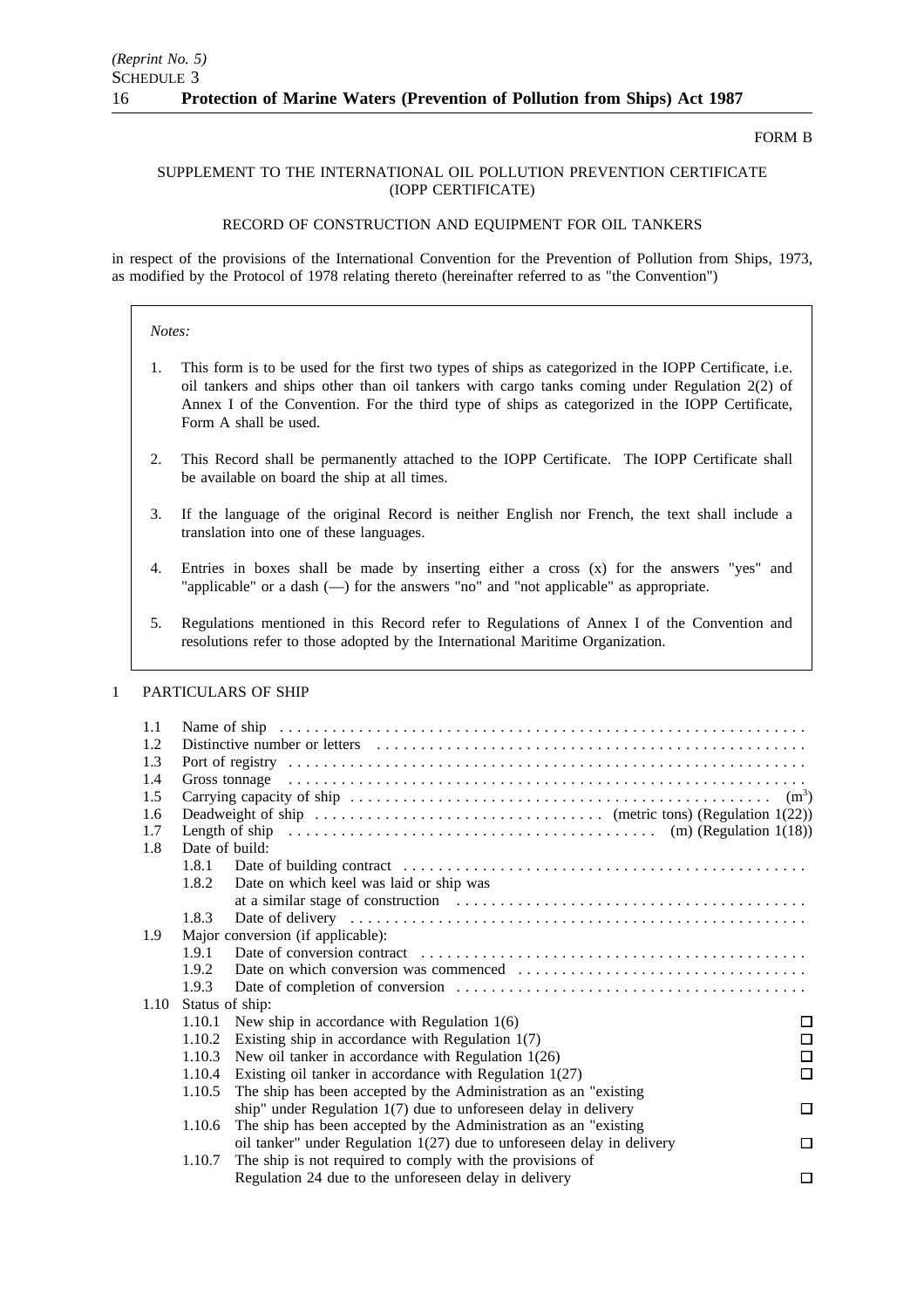FORM B

SUPPLEMENT TO THE INTERNATIONAL OIL POLLUTION PREVENTION CERTIFICATE (IOPP CERTIFICATE)

RECORD OF CONSTRUCTION AND EQUIPMENT FOR OIL TANKERS

in respect of the provisions of the International Convention for the Prevention of Pollution from Ships, 1973, as modified by the Protocol of 1978 relating thereto (hereinafter referred to as "the Convention")

*Notes:*

1. This form is to be used for the first two types of ships as categorized in the IOPP Certificate, i.e. oil tankers and ships other than oil tankers with cargo tanks coming under Regulation 2(2) of Annex I of the Convention. For the third type of ships as categorized in the IOPP Certificate, Form A shall be used.

2. This Record shall be permanently attached to the IOPP Certificate. The IOPP Certificate shall be available on board the ship at all times.

3. If the language of the original Record is neither English nor French, the text shall include a translation into one of these languages.

4. Entries in boxes shall be made by inserting either a cross (x) for the answers "yes" and "applicable" or a dash (—) for the answers "no" and "not applicable" as appropriate.

5. Regulations mentioned in this Record refer to Regulations of Annex I of the Convention and resolutions refer to those adopted by the International Maritime Organization.

1 PARTICULARS OF SHIP

1.1 Name of ship . . . . . . . . . . . . . . . . . . . . . . . . . . . . . . . . . . . . . . . . . . . . . . . . . . . . . . . . . . .

1.2 Distinctive number or letters . . . . . . . . . . . . . . . . . . . . . . . . . . . . . . . . . . . . . . . . . . . . . . . .

1.3 Port of registry . . . . . . . . . . . . . . . . . . . . . . . . . . . . . . . . . . . . . . . . . . . . . . . . . . . . . . . . . .

1.4 Gross tonnage . . . . . . . . . . . . . . . . . . . . . . . . . . . . . . . . . . . . . . . . . . . . . . . . . . . . . . . . . .

1.5 Carrying capacity of ship . . . . . . . . . . . . . . . . . . . . . . . . . . . . . . . . . . . . . . . . . . . . . . . . ($m^3$)

1.6 Deadweight of ship . . . . . . . . . . . . . . . . . . . . . . . . . . . . . . . . (metric tons) (Regulation 1(22))

1.7 Length of ship . . . . . . . . . . . . . . . . . . . . . . . . . . . . . . . . . . . . . . . . . . (m) (Regulation 1(18))

1.8 Date of build:

  1.8.1 Date of building contract . . . . . . . . . . . . . . . . . . . . . . . . . . . . . . . . . . . . . . . . . . . . . .

  1.8.2 Date on which keel was laid or ship was at a similar stage of construction . . . . . . . . . . . . . . . . . . . . . . . . . . . . . . . . . . . . . . . .

  1.8.3 Date of delivery . . . . . . . . . . . . . . . . . . . . . . . . . . . . . . . . . . . . . . . . . . . . . . . . . . . . .

1.9 Major conversion (if applicable):

  1.9.1 Date of conversion contract . . . . . . . . . . . . . . . . . . . . . . . . . . . . . . . . . . . . . . . . . . . .

  1.9.2 Date on which conversion was commenced . . . . . . . . . . . . . . . . . . . . . . . . . . . . . . . . .

  1.9.3 Date of completion of conversion . . . . . . . . . . . . . . . . . . . . . . . . . . . . . . . . . . . . . . . .

1.10 Status of ship:

  1.10.1 New ship in accordance with Regulation 1(6) ☐

  1.10.2 Existing ship in accordance with Regulation 1(7) ☐

  1.10.3 New oil tanker in accordance with Regulation 1(26) ☐

  1.10.4 Existing oil tanker in accordance with Regulation 1(27) ☐

  1.10.5 The ship has been accepted by the Administration as an "existing ship" under Regulation 1(7) due to unforeseen delay in delivery ☐

  1.10.6 The ship has been accepted by the Administration as an "existing oil tanker" under Regulation 1(27) due to unforeseen delay in delivery ☐

  1.10.7 The ship is not required to comply with the provisions of Regulation 24 due to the unforeseen delay in delivery ☐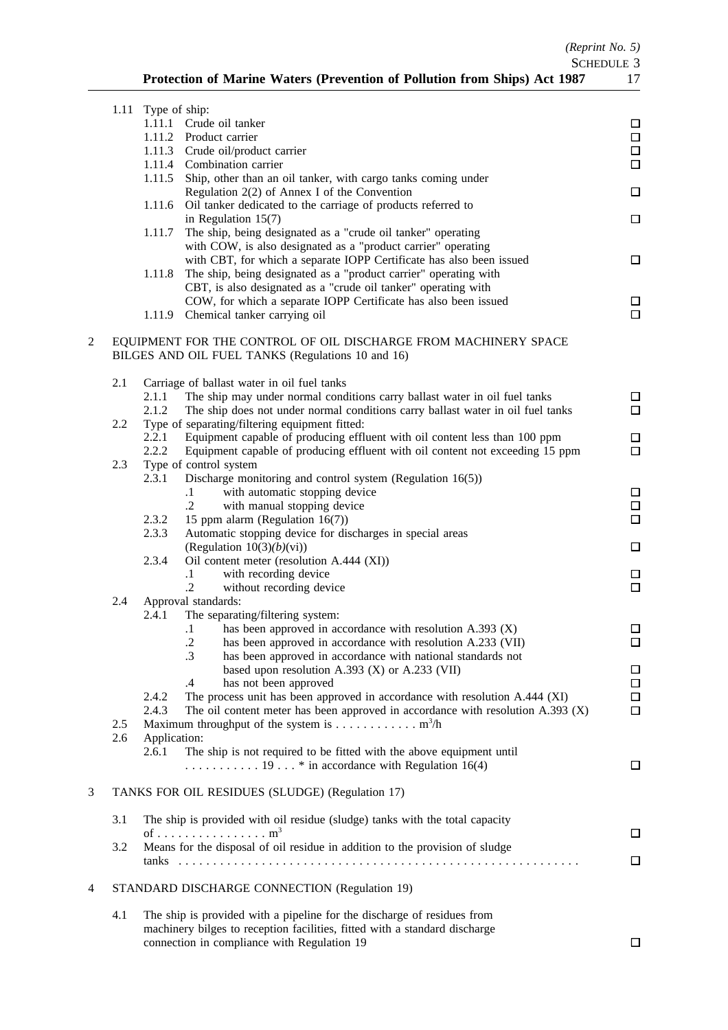1.11 Type of ship:

- 1.11.1 Crude oil tanker ☐
- 1.11.2 Product carrier ☐
- 1.11.3 Crude oil/product carrier ☐
- 1.11.4 Combination carrier ☐
- 1.11.5 Ship, other than an oil tanker, with cargo tanks coming under Regulation 2(2) of Annex I of the Convention ☐
- 1.11.6 Oil tanker dedicated to the carriage of products referred to in Regulation 15(7) ☐
- 1.11.7 The ship, being designated as a "crude oil tanker" operating with COW, is also designated as a "product carrier" operating with CBT, for which a separate IOPP Certificate has also been issued ☐
- 1.11.8 The ship, being designated as a "product carrier" operating with CBT, is also designated as a "crude oil tanker" operating with COW, for which a separate IOPP Certificate has also been issued ☐
- 1.11.9 Chemical tanker carrying oil ☐

2 EQUIPMENT FOR THE CONTROL OF OIL DISCHARGE FROM MACHINERY SPACE BILGES AND OIL FUEL TANKS (Regulations 10 and 16)

2.1 Carriage of ballast water in oil fuel tanks

- 2.1.1 The ship may under normal conditions carry ballast water in oil fuel tanks ☐
- 2.1.2 The ship does not under normal conditions carry ballast water in oil fuel tanks ☐

2.2 Type of separating/filtering equipment fitted:

- 2.2.1 Equipment capable of producing effluent with oil content less than 100 ppm ☐
- 2.2.2 Equipment capable of producing effluent with oil content not exceeding 15 ppm ☐

2.3 Type of control system

- 2.3.1 Discharge monitoring and control system (Regulation 16(5))
  - .1 with automatic stopping device ☐
  - .2 with manual stopping device ☐
- 2.3.2 15 ppm alarm (Regulation 16(7)) ☐
- 2.3.3 Automatic stopping device for discharges in special areas (Regulation 10(3)*(b)*(vi)) ☐
- 2.3.4 Oil content meter (resolution A.444 (XI))
  - .1 with recording device ☐
  - .2 without recording device ☐

2.4 Approval standards:

- 2.4.1 The separating/filtering system:
  - .1 has been approved in accordance with resolution A.393 (X) ☐
  - .2 has been approved in accordance with resolution A.233 (VII) ☐
  - .3 has been approved in accordance with national standards not based upon resolution A.393 (X) or A.233 (VII) ☐
  - .4 has not been approved ☐
- 2.4.2 The process unit has been approved in accordance with resolution A.444 (XI) ☐
- 2.4.3 The oil content meter has been approved in accordance with resolution A.393 (X) ☐

2.5 Maximum throughput of the system is . . . . . . . . . . . . $m^3$/h

2.6 Application:

- 2.6.1 The ship is not required to be fitted with the above equipment until . . . . . . . . . . . 19 . . . * in accordance with Regulation 16(4) ☐

3 TANKS FOR OIL RESIDUES (SLUDGE) (Regulation 17)

3.1 The ship is provided with oil residue (sludge) tanks with the total capacity of . . . . . . . . . . . . . . . . $m^3$ ☐

3.2 Means for the disposal of oil residue in addition to the provision of sludge tanks . . . . . . . . . . . . . . . . . . . . . . . . . . . . . . . . . . . . . . . . . . . . . . . . . . . . . . . . ☐

4 STANDARD DISCHARGE CONNECTION (Regulation 19)

4.1 The ship is provided with a pipeline for the discharge of residues from machinery bilges to reception facilities, fitted with a standard discharge connection in compliance with Regulation 19 ☐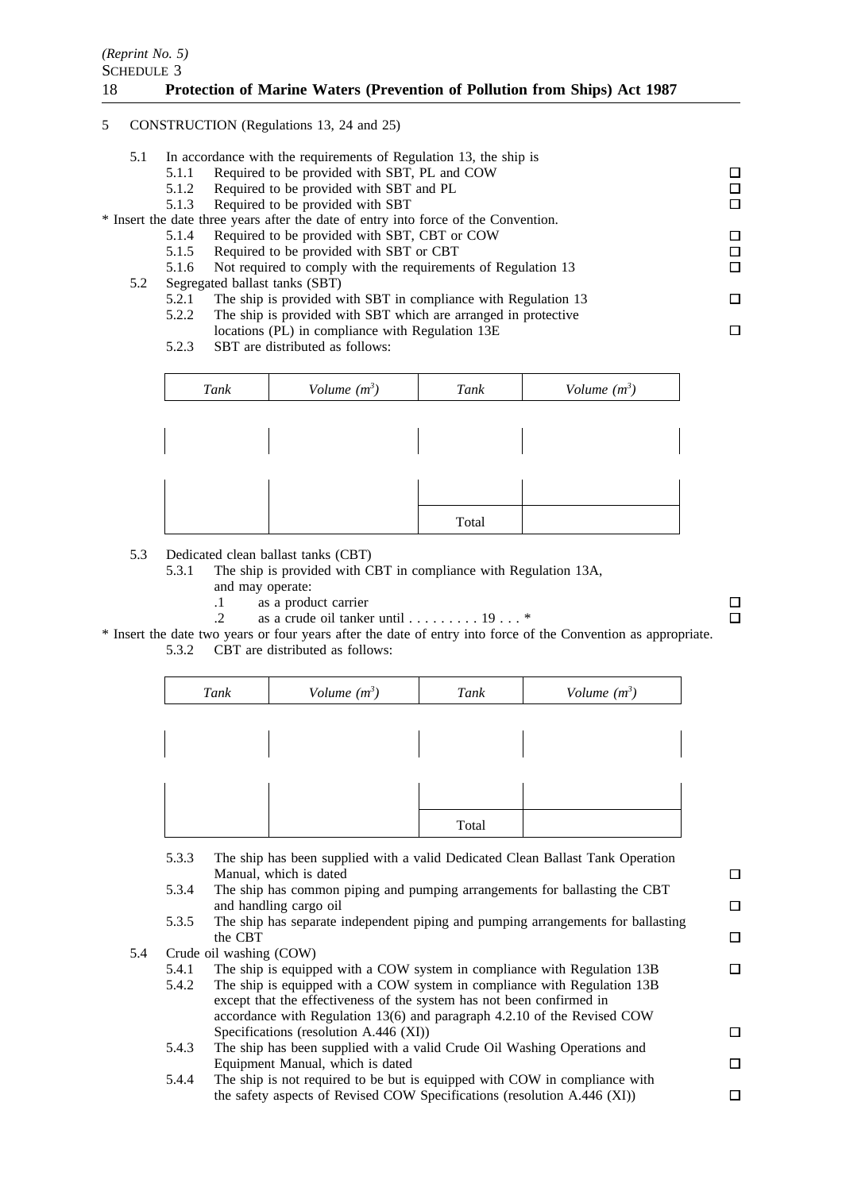## 5 CONSTRUCTION (Regulations 13, 24 and 25)

5.1 In accordance with the requirements of Regulation 13, the ship is

- 5.1.1 Required to be provided with SBT, PL and COW ☐
- 5.1.2 Required to be provided with SBT and PL ☐
- 5.1.3 Required to be provided with SBT ☐

\* Insert the date three years after the date of entry into force of the Convention.

- 5.1.4 Required to be provided with SBT, CBT or COW ☐
- 5.1.5 Required to be provided with SBT or CBT ☐
- 5.1.6 Not required to comply with the requirements of Regulation 13 ☐

5.2 Segregated ballast tanks (SBT)

- 5.2.1 The ship is provided with SBT in compliance with Regulation 13 ☐
- 5.2.2 The ship is provided with SBT which are arranged in protective locations (PL) in compliance with Regulation 13E ☐
- 5.2.3 SBT are distributed as follows:

| *Tank* | *Volume ($m^3$)* | *Tank* | *Volume ($m^3$)* |
|---|---|---|---|
| | | | |
| | | | |
| | | Total | |

5.3 Dedicated clean ballast tanks (CBT)

- 5.3.1 The ship is provided with CBT in compliance with Regulation 13A, and may operate:
  - .1 as a product carrier ☐
  - .2 as a crude oil tanker until . . . . . . . . . 19 . . . * ☐

\* Insert the date two years or four years after the date of entry into force of the Convention as appropriate.

- 5.3.2 CBT are distributed as follows:

| *Tank* | *Volume ($m^3$)* | *Tank* | *Volume ($m^3$)* |
|---|---|---|---|
| | | | |
| | | | |
| | | Total | |

- 5.3.3 The ship has been supplied with a valid Dedicated Clean Ballast Tank Operation Manual, which is dated ☐
- 5.3.4 The ship has common piping and pumping arrangements for ballasting the CBT and handling cargo oil ☐
- 5.3.5 The ship has separate independent piping and pumping arrangements for ballasting the CBT ☐

5.4 Crude oil washing (COW)

- 5.4.1 The ship is equipped with a COW system in compliance with Regulation 13B ☐
- 5.4.2 The ship is equipped with a COW system in compliance with Regulation 13B except that the effectiveness of the system has not been confirmed in accordance with Regulation 13(6) and paragraph 4.2.10 of the Revised COW Specifications (resolution A.446 (XI)) ☐
- 5.4.3 The ship has been supplied with a valid Crude Oil Washing Operations and Equipment Manual, which is dated ☐
- 5.4.4 The ship is not required to be but is equipped with COW in compliance with the safety aspects of Revised COW Specifications (resolution A.446 (XI)) ☐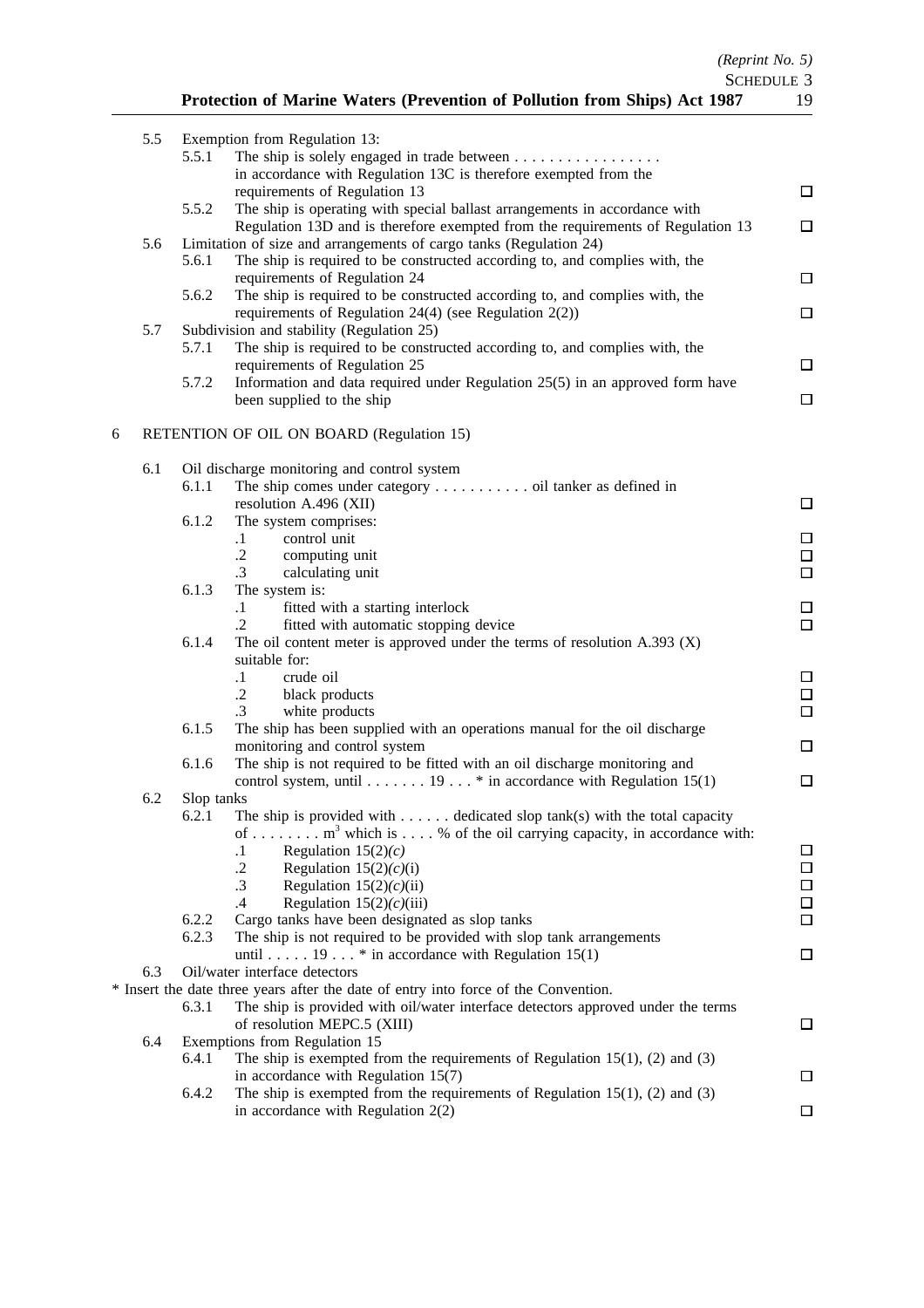5.5 Exemption from Regulation 13:

5.5.1 The ship is solely engaged in trade between . . . . . . . . . . . . . . . . . in accordance with Regulation 13C is therefore exempted from the requirements of Regulation 13 ☐

5.5.2 The ship is operating with special ballast arrangements in accordance with Regulation 13D and is therefore exempted from the requirements of Regulation 13 ☐

5.6 Limitation of size and arrangements of cargo tanks (Regulation 24)

5.6.1 The ship is required to be constructed according to, and complies with, the requirements of Regulation 24 ☐

5.6.2 The ship is required to be constructed according to, and complies with, the requirements of Regulation 24(4) (see Regulation 2(2)) ☐

5.7 Subdivision and stability (Regulation 25)

5.7.1 The ship is required to be constructed according to, and complies with, the requirements of Regulation 25 ☐

5.7.2 Information and data required under Regulation 25(5) in an approved form have been supplied to the ship ☐

6 RETENTION OF OIL ON BOARD (Regulation 15)

6.1 Oil discharge monitoring and control system

6.1.1 The ship comes under category . . . . . . . . . . . oil tanker as defined in resolution A.496 (XII) ☐

6.1.2 The system comprises:

.1 control unit ☐

.2 computing unit ☐

.3 calculating unit ☐

6.1.3 The system is:

.1 fitted with a starting interlock ☐

.2 fitted with automatic stopping device ☐

6.1.4 The oil content meter is approved under the terms of resolution A.393 (X) suitable for:

.1 crude oil ☐

.2 black products ☐

.3 white products ☐

6.1.5 The ship has been supplied with an operations manual for the oil discharge monitoring and control system ☐

6.1.6 The ship is not required to be fitted with an oil discharge monitoring and control system, until . . . . . . . 19 . . . * in accordance with Regulation 15(1) ☐

6.2 Slop tanks

6.2.1 The ship is provided with . . . . . . dedicated slop tank(s) with the total capacity of . . . . . . . . m$^3$ which is . . . . % of the oil carrying capacity, in accordance with:

.1 Regulation 15(2)*(c)* ☐

.2 Regulation 15(2)*(c)*(i) ☐

.3 Regulation 15(2)*(c)*(ii) ☐

.4 Regulation 15(2)*(c)*(iii) ☐

6.2.2 Cargo tanks have been designated as slop tanks ☐

6.2.3 The ship is not required to be provided with slop tank arrangements until . . . . . 19 . . . * in accordance with Regulation 15(1) ☐

6.3 Oil/water interface detectors

6.3.1 The ship is provided with oil/water interface detectors approved under the terms of resolution MEPC.5 (XIII) ☐

6.4 Exemptions from Regulation 15

6.4.1 The ship is exempted from the requirements of Regulation 15(1), (2) and (3) in accordance with Regulation 15(7) ☐

6.4.2 The ship is exempted from the requirements of Regulation 15(1), (2) and (3) in accordance with Regulation 2(2) ☐

* Insert the date three years after the date of entry into force of the Convention.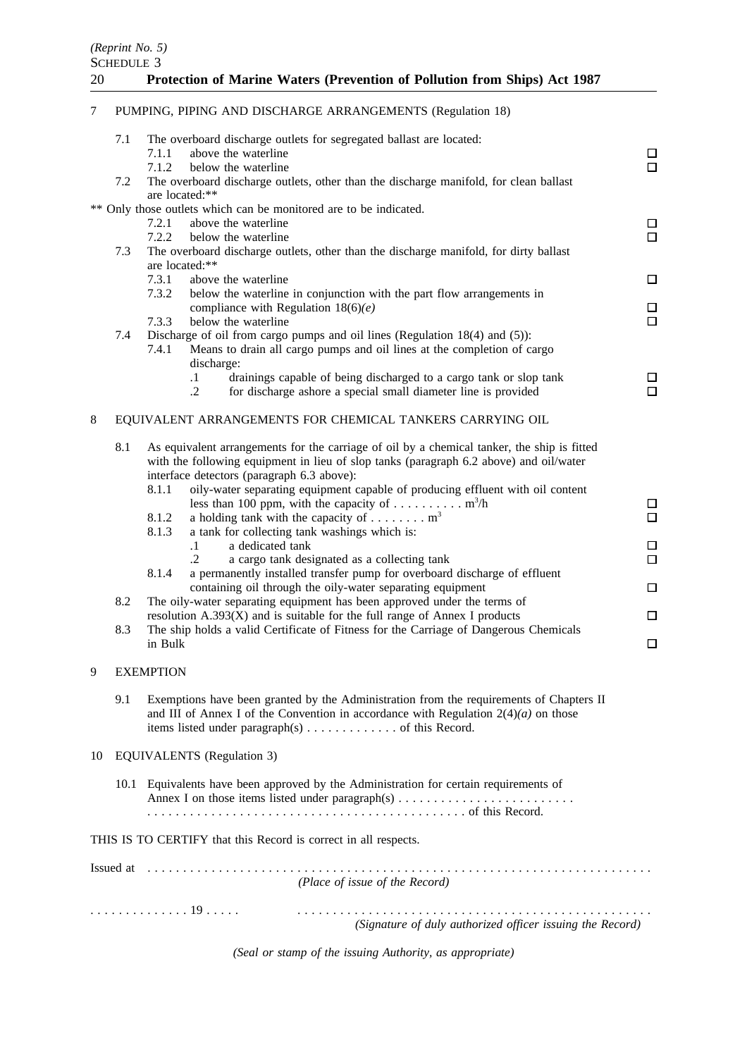7 PUMPING, PIPING AND DISCHARGE ARRANGEMENTS (Regulation 18)

7.1 The overboard discharge outlets for segregated ballast are located:
- 7.1.1 above the waterline ☐
- 7.1.2 below the waterline ☐

7.2 The overboard discharge outlets, other than the discharge manifold, for clean ballast are located:**

** Only those outlets which can be monitored are to be indicated.
- 7.2.1 above the waterline ☐
- 7.2.2 below the waterline ☐

7.3 The overboard discharge outlets, other than the discharge manifold, for dirty ballast are located:**
- 7.3.1 above the waterline ☐
- 7.3.2 below the waterline in conjunction with the part flow arrangements in compliance with Regulation 18(6)*(e)* ☐
- 7.3.3 below the waterline ☐

7.4 Discharge of oil from cargo pumps and oil lines (Regulation 18(4) and (5)):
- 7.4.1 Means to drain all cargo pumps and oil lines at the completion of cargo discharge:
  - .1 drainings capable of being discharged to a cargo tank or slop tank ☐
  - .2 for discharge ashore a special small diameter line is provided ☐

8 EQUIVALENT ARRANGEMENTS FOR CHEMICAL TANKERS CARRYING OIL

8.1 As equivalent arrangements for the carriage of oil by a chemical tanker, the ship is fitted with the following equipment in lieu of slop tanks (paragraph 6.2 above) and oil/water interface detectors (paragraph 6.3 above):
- 8.1.1 oily-water separating equipment capable of producing effluent with oil content less than 100 ppm, with the capacity of . . . . . . . . . . $m^3$/h ☐
- 8.1.2 a holding tank with the capacity of . . . . . . . . $m^3$ ☐
- 8.1.3 a tank for collecting tank washings which is:
  - .1 a dedicated tank ☐
  - .2 a cargo tank designated as a collecting tank ☐
- 8.1.4 a permanently installed transfer pump for overboard discharge of effluent containing oil through the oily-water separating equipment ☐

8.2 The oily-water separating equipment has been approved under the terms of resolution A.393(X) and is suitable for the full range of Annex I products ☐

8.3 The ship holds a valid Certificate of Fitness for the Carriage of Dangerous Chemicals in Bulk ☐

9 EXEMPTION

9.1 Exemptions have been granted by the Administration from the requirements of Chapters II and III of Annex I of the Convention in accordance with Regulation 2(4)*(a)* on those items listed under paragraph(s) . . . . . . . . . . . . . of this Record.

10 EQUIVALENTS (Regulation 3)

10.1 Equivalents have been approved by the Administration for certain requirements of Annex I on those items listed under paragraph(s) . . . . . . . . . . . . . . . . . . . . . . . . . . . . . . . . . . . . . . . . . . . . . . . . . . . . . . . . . . . . . . . . . . . . of this Record.

THIS IS TO CERTIFY that this Record is correct in all respects.

Issued at . . . . . . . . . . . . . . . . . . . . . . . . . . . . . . . . . . . . . . . . . . . . . . . . . . . . . . . . . . . . . . . . . . . .
*(Place of issue of the Record)*

. . . . . . . . . . . . . . 19 . . . . .  . . . . . . . . . . . . . . . . . . . . . . . . . . . . . . . . . . . . . . . . . . . . . . . .
*(Signature of duly authorized officer issuing the Record)*

*(Seal or stamp of the issuing Authority, as appropriate)*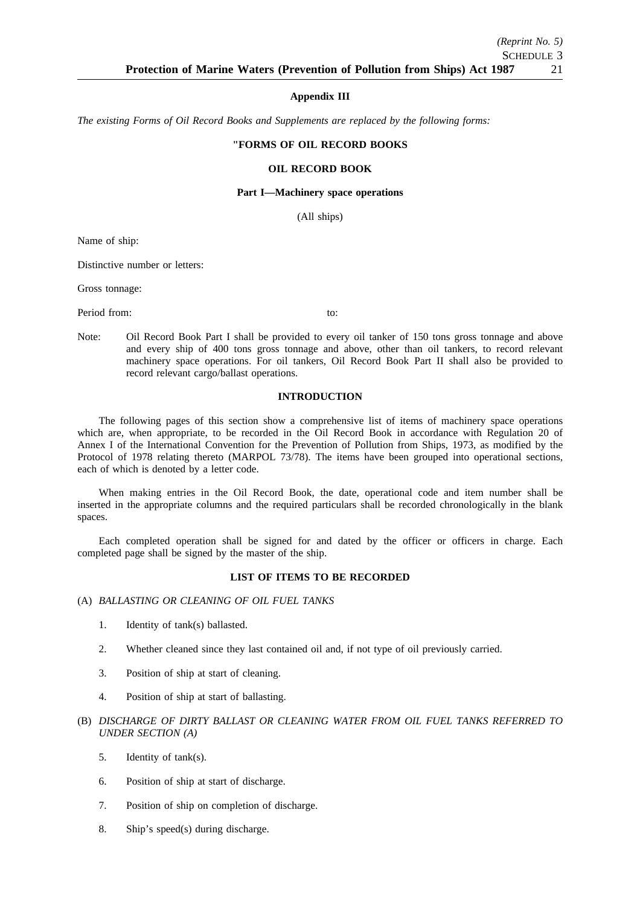**Appendix III**

*The existing Forms of Oil Record Books and Supplements are replaced by the following forms:*

**"FORMS OF OIL RECORD BOOKS**

**OIL RECORD BOOK**

**Part I—Machinery space operations**

(All ships)

Name of ship:

Distinctive number or letters:

Gross tonnage:

Period from: to:

Note: Oil Record Book Part I shall be provided to every oil tanker of 150 tons gross tonnage and above and every ship of 400 tons gross tonnage and above, other than oil tankers, to record relevant machinery space operations. For oil tankers, Oil Record Book Part II shall also be provided to record relevant cargo/ballast operations.

**INTRODUCTION**

The following pages of this section show a comprehensive list of items of machinery space operations which are, when appropriate, to be recorded in the Oil Record Book in accordance with Regulation 20 of Annex I of the International Convention for the Prevention of Pollution from Ships, 1973, as modified by the Protocol of 1978 relating thereto (MARPOL 73/78). The items have been grouped into operational sections, each of which is denoted by a letter code.

When making entries in the Oil Record Book, the date, operational code and item number shall be inserted in the appropriate columns and the required particulars shall be recorded chronologically in the blank spaces.

Each completed operation shall be signed for and dated by the officer or officers in charge. Each completed page shall be signed by the master of the ship.

**LIST OF ITEMS TO BE RECORDED**

(A) *BALLASTING OR CLEANING OF OIL FUEL TANKS*

1. Identity of tank(s) ballasted.
2. Whether cleaned since they last contained oil and, if not type of oil previously carried.
3. Position of ship at start of cleaning.
4. Position of ship at start of ballasting.

(B) *DISCHARGE OF DIRTY BALLAST OR CLEANING WATER FROM OIL FUEL TANKS REFERRED TO UNDER SECTION (A)*

5. Identity of tank(s).
6. Position of ship at start of discharge.
7. Position of ship on completion of discharge.
8. Ship's speed(s) during discharge.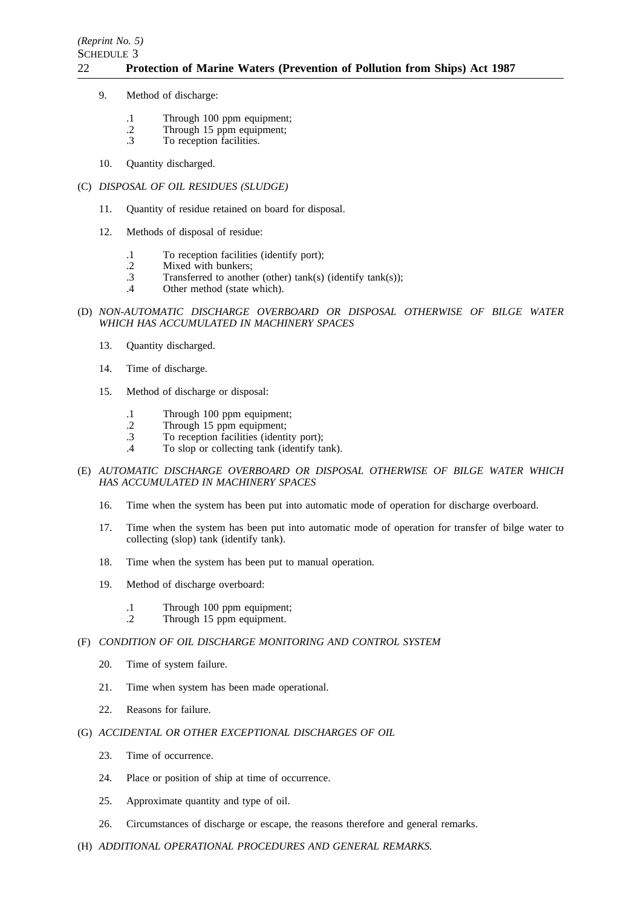9. Method of discharge:

   .1 Through 100 ppm equipment;
   .2 Through 15 ppm equipment;
   .3 To reception facilities.

10. Quantity discharged.

(C) *DISPOSAL OF OIL RESIDUES (SLUDGE)*

11. Quantity of residue retained on board for disposal.

12. Methods of disposal of residue:

   .1 To reception facilities (identify port);
   .2 Mixed with bunkers;
   .3 Transferred to another (other) tank(s) (identify tank(s));
   .4 Other method (state which).

(D) *NON-AUTOMATIC DISCHARGE OVERBOARD OR DISPOSAL OTHERWISE OF BILGE WATER WHICH HAS ACCUMULATED IN MACHINERY SPACES*

13. Quantity discharged.

14. Time of discharge.

15. Method of discharge or disposal:

   .1 Through 100 ppm equipment;
   .2 Through 15 ppm equipment;
   .3 To reception facilities (identity port);
   .4 To slop or collecting tank (identify tank).

(E) *AUTOMATIC DISCHARGE OVERBOARD OR DISPOSAL OTHERWISE OF BILGE WATER WHICH HAS ACCUMULATED IN MACHINERY SPACES*

16. Time when the system has been put into automatic mode of operation for discharge overboard.

17. Time when the system has been put into automatic mode of operation for transfer of bilge water to collecting (slop) tank (identify tank).

18. Time when the system has been put to manual operation.

19. Method of discharge overboard:

   .1 Through 100 ppm equipment;
   .2 Through 15 ppm equipment.

(F) *CONDITION OF OIL DISCHARGE MONITORING AND CONTROL SYSTEM*

20. Time of system failure.

21. Time when system has been made operational.

22. Reasons for failure.

(G) *ACCIDENTAL OR OTHER EXCEPTIONAL DISCHARGES OF OIL*

23. Time of occurrence.

24. Place or position of ship at time of occurrence.

25. Approximate quantity and type of oil.

26. Circumstances of discharge or escape, the reasons therefore and general remarks.

(H) *ADDITIONAL OPERATIONAL PROCEDURES AND GENERAL REMARKS.*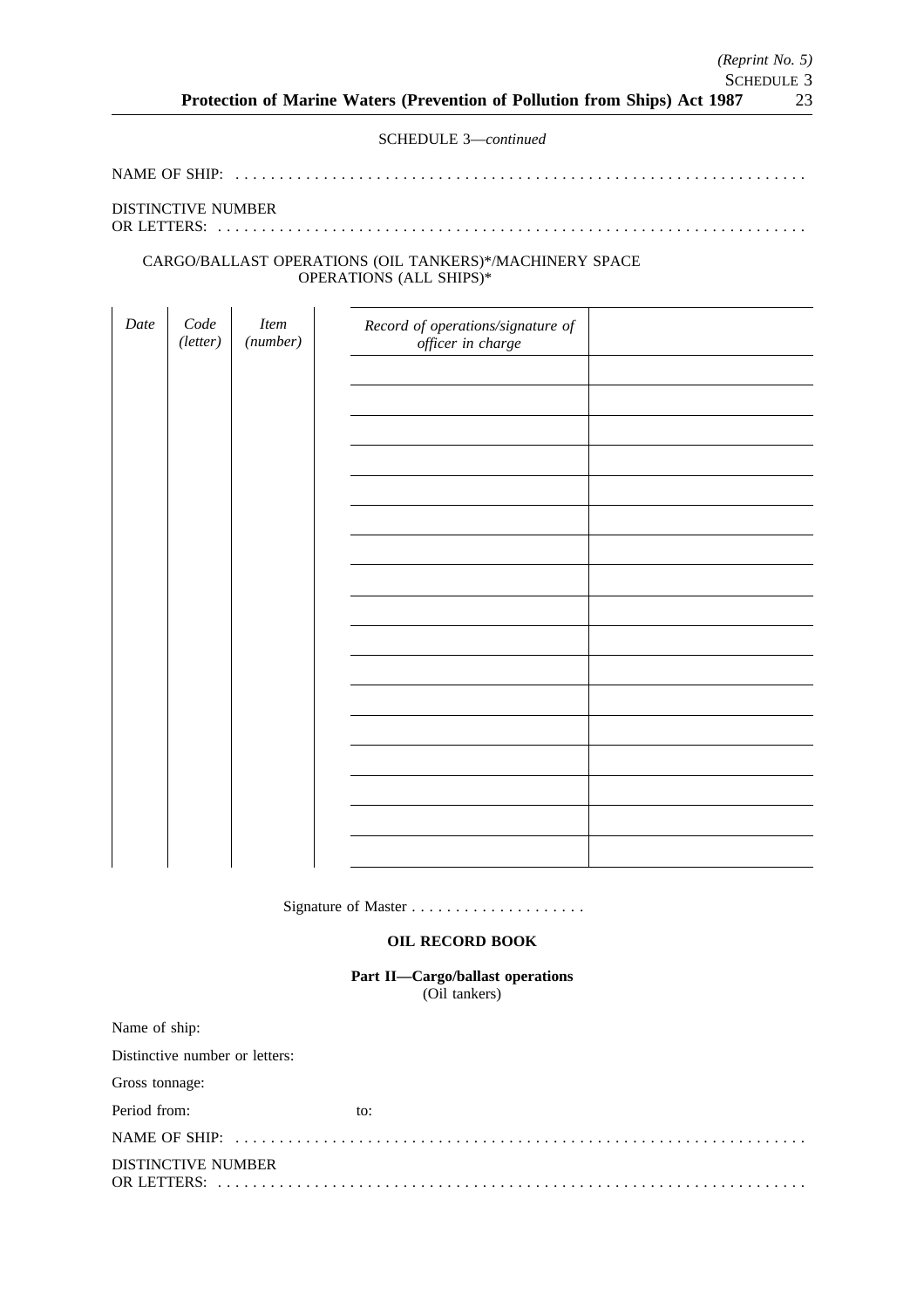SCHEDULE 3—*continued*

NAME OF SHIP: . . . . . . . . . . . . . . . . . . . . . . . . . . . . . . . . . . . . . . . . . . . . . . . . . . . . . . . . . . . . . . . . .

DISTINCTIVE NUMBER
OR LETTERS: . . . . . . . . . . . . . . . . . . . . . . . . . . . . . . . . . . . . . . . . . . . . . . . . . . . . . . . . . . . . . . . . . . .

CARGO/BALLAST OPERATIONS (OIL TANKERS)*/MACHINERY SPACE OPERATIONS (ALL SHIPS)*

| *Date* | *Code (letter)* | *Item (number)* | *Record of operations/signature of officer in charge* | |
|---|---|---|---|---|
| | | | | |
| | | | | |
| | | | | |
| | | | | |
| | | | | |
| | | | | |
| | | | | |
| | | | | |
| | | | | |
| | | | | |
| | | | | |
| | | | | |
| | | | | |
| | | | | |
| | | | | |
| | | | | |
| | | | | |

Signature of Master . . . . . . . . . . . . . . . . . . . .

**OIL RECORD BOOK**

**Part II—Cargo/ballast operations**
(Oil tankers)

Name of ship:

Distinctive number or letters:

Gross tonnage:

Period from: to:

NAME OF SHIP: . . . . . . . . . . . . . . . . . . . . . . . . . . . . . . . . . . . . . . . . . . . . . . . . . . . . . . . . . . . . . . . . .

DISTINCTIVE NUMBER
OR LETTERS: . . . . . . . . . . . . . . . . . . . . . . . . . . . . . . . . . . . . . . . . . . . . . . . . . . . . . . . . . . . . . . . . . . .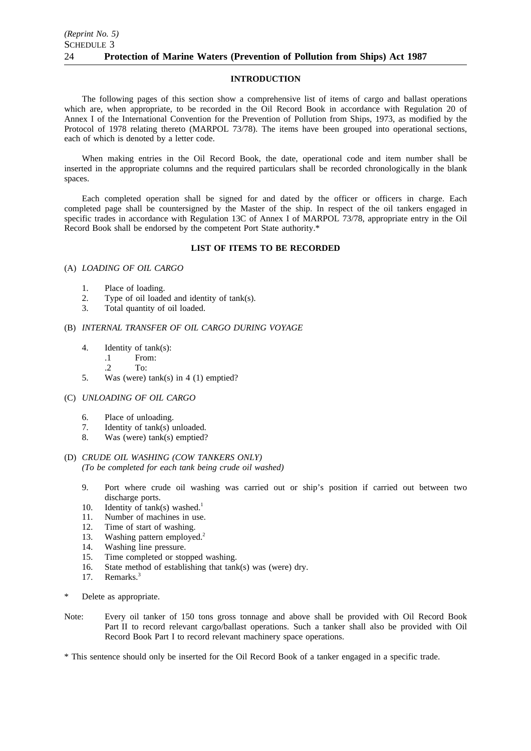## INTRODUCTION

The following pages of this section show a comprehensive list of items of cargo and ballast operations which are, when appropriate, to be recorded in the Oil Record Book in accordance with Regulation 20 of Annex I of the International Convention for the Prevention of Pollution from Ships, 1973, as modified by the Protocol of 1978 relating thereto (MARPOL 73/78). The items have been grouped into operational sections, each of which is denoted by a letter code.

When making entries in the Oil Record Book, the date, operational code and item number shall be inserted in the appropriate columns and the required particulars shall be recorded chronologically in the blank spaces.

Each completed operation shall be signed for and dated by the officer or officers in charge. Each completed page shall be countersigned by the Master of the ship. In respect of the oil tankers engaged in specific trades in accordance with Regulation 13C of Annex I of MARPOL 73/78, appropriate entry in the Oil Record Book shall be endorsed by the competent Port State authority.*

## LIST OF ITEMS TO BE RECORDED

(A) *LOADING OF OIL CARGO*

1. Place of loading.
2. Type of oil loaded and identity of tank(s).
3. Total quantity of oil loaded.

(B) *INTERNAL TRANSFER OF OIL CARGO DURING VOYAGE*

4. Identity of tank(s):
   - .1 From:
   - .2 To:
5. Was (were) tank(s) in 4 (1) emptied?

(C) *UNLOADING OF OIL CARGO*

6. Place of unloading.
7. Identity of tank(s) unloaded.
8. Was (were) tank(s) emptied?

(D) *CRUDE OIL WASHING (COW TANKERS ONLY)*
*(To be completed for each tank being crude oil washed)*

9. Port where crude oil washing was carried out or ship's position if carried out between two discharge ports.
10. Identity of tank(s) washed.[1]
11. Number of machines in use.
12. Time of start of washing.
13. Washing pattern employed.[2]
14. Washing line pressure.
15. Time completed or stopped washing.
16. State method of establishing that tank(s) was (were) dry.
17. Remarks.[3]

\* Delete as appropriate.

Note: Every oil tanker of 150 tons gross tonnage and above shall be provided with Oil Record Book Part II to record relevant cargo/ballast operations. Such a tanker shall also be provided with Oil Record Book Part I to record relevant machinery space operations.

\* This sentence should only be inserted for the Oil Record Book of a tanker engaged in a specific trade.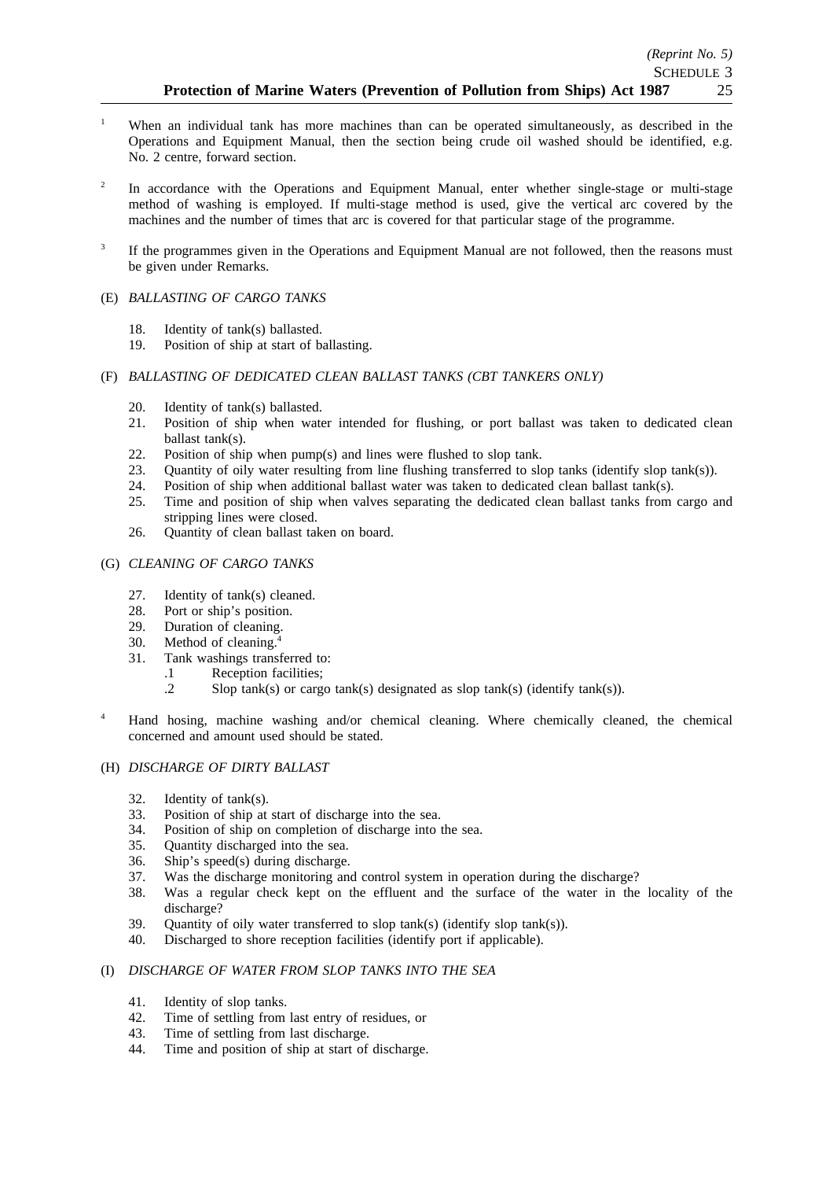[1] When an individual tank has more machines than can be operated simultaneously, as described in the Operations and Equipment Manual, then the section being crude oil washed should be identified, e.g. No. 2 centre, forward section.

[2] In accordance with the Operations and Equipment Manual, enter whether single-stage or multi-stage method of washing is employed. If multi-stage method is used, give the vertical arc covered by the machines and the number of times that arc is covered for that particular stage of the programme.

[3] If the programmes given in the Operations and Equipment Manual are not followed, then the reasons must be given under Remarks.

(E) *BALLASTING OF CARGO TANKS*

18. Identity of tank(s) ballasted.
19. Position of ship at start of ballasting.

(F) *BALLASTING OF DEDICATED CLEAN BALLAST TANKS (CBT TANKERS ONLY)*

20. Identity of tank(s) ballasted.
21. Position of ship when water intended for flushing, or port ballast was taken to dedicated clean ballast tank(s).
22. Position of ship when pump(s) and lines were flushed to slop tank.
23. Quantity of oily water resulting from line flushing transferred to slop tanks (identify slop tank(s)).
24. Position of ship when additional ballast water was taken to dedicated clean ballast tank(s).
25. Time and position of ship when valves separating the dedicated clean ballast tanks from cargo and stripping lines were closed.
26. Quantity of clean ballast taken on board.

(G) *CLEANING OF CARGO TANKS*

27. Identity of tank(s) cleaned.
28. Port or ship's position.
29. Duration of cleaning.
30. Method of cleaning.[4]
31. Tank washings transferred to:
    .1 Reception facilities;
    .2 Slop tank(s) or cargo tank(s) designated as slop tank(s) (identify tank(s)).

[4] Hand hosing, machine washing and/or chemical cleaning. Where chemically cleaned, the chemical concerned and amount used should be stated.

(H) *DISCHARGE OF DIRTY BALLAST*

32. Identity of tank(s).
33. Position of ship at start of discharge into the sea.
34. Position of ship on completion of discharge into the sea.
35. Quantity discharged into the sea.
36. Ship's speed(s) during discharge.
37. Was the discharge monitoring and control system in operation during the discharge?
38. Was a regular check kept on the effluent and the surface of the water in the locality of the discharge?
39. Quantity of oily water transferred to slop tank(s) (identify slop tank(s)).
40. Discharged to shore reception facilities (identify port if applicable).

(I) *DISCHARGE OF WATER FROM SLOP TANKS INTO THE SEA*

41. Identity of slop tanks.
42. Time of settling from last entry of residues, or
43. Time of settling from last discharge.
44. Time and position of ship at start of discharge.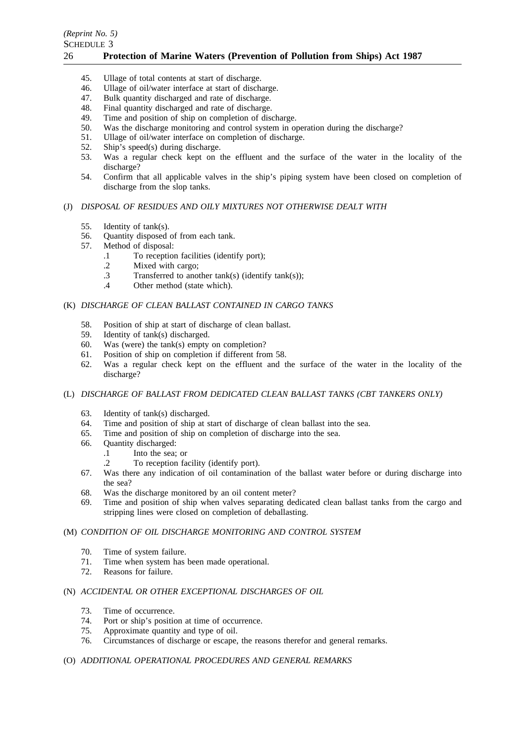45. Ullage of total contents at start of discharge.
46. Ullage of oil/water interface at start of discharge.
47. Bulk quantity discharged and rate of discharge.
48. Final quantity discharged and rate of discharge.
49. Time and position of ship on completion of discharge.
50. Was the discharge monitoring and control system in operation during the discharge?
51. Ullage of oil/water interface on completion of discharge.
52. Ship's speed(s) during discharge.
53. Was a regular check kept on the effluent and the surface of the water in the locality of the discharge?
54. Confirm that all applicable valves in the ship's piping system have been closed on completion of discharge from the slop tanks.

(J) *DISPOSAL OF RESIDUES AND OILY MIXTURES NOT OTHERWISE DEALT WITH*

55. Identity of tank(s).
56. Quantity disposed of from each tank.
57. Method of disposal:
    .1 To reception facilities (identify port);
    .2 Mixed with cargo;
    .3 Transferred to another tank(s) (identify tank(s));
    .4 Other method (state which).

(K) *DISCHARGE OF CLEAN BALLAST CONTAINED IN CARGO TANKS*

58. Position of ship at start of discharge of clean ballast.
59. Identity of tank(s) discharged.
60. Was (were) the tank(s) empty on completion?
61. Position of ship on completion if different from 58.
62. Was a regular check kept on the effluent and the surface of the water in the locality of the discharge?

(L) *DISCHARGE OF BALLAST FROM DEDICATED CLEAN BALLAST TANKS (CBT TANKERS ONLY)*

63. Identity of tank(s) discharged.
64. Time and position of ship at start of discharge of clean ballast into the sea.
65. Time and position of ship on completion of discharge into the sea.
66. Quantity discharged:
    .1 Into the sea; or
    .2 To reception facility (identify port).
67. Was there any indication of oil contamination of the ballast water before or during discharge into the sea?
68. Was the discharge monitored by an oil content meter?
69. Time and position of ship when valves separating dedicated clean ballast tanks from the cargo and stripping lines were closed on completion of deballasting.

(M) *CONDITION OF OIL DISCHARGE MONITORING AND CONTROL SYSTEM*

70. Time of system failure.
71. Time when system has been made operational.
72. Reasons for failure.

(N) *ACCIDENTAL OR OTHER EXCEPTIONAL DISCHARGES OF OIL*

73. Time of occurrence.
74. Port or ship's position at time of occurrence.
75. Approximate quantity and type of oil.
76. Circumstances of discharge or escape, the reasons therefor and general remarks.

(O) *ADDITIONAL OPERATIONAL PROCEDURES AND GENERAL REMARKS*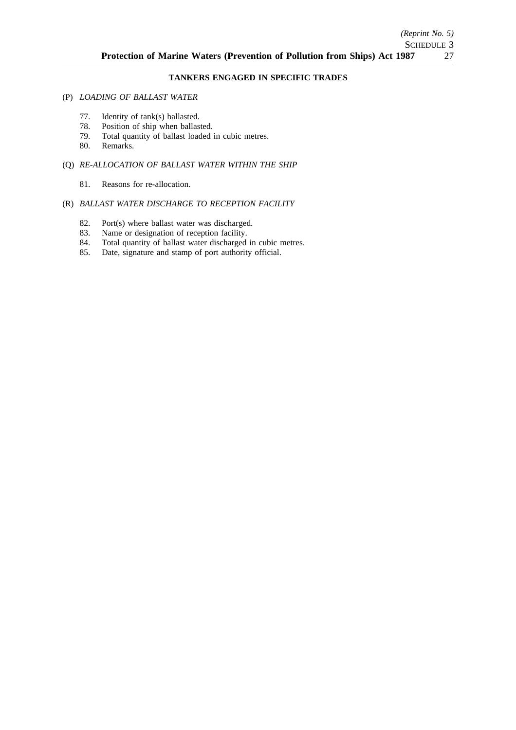**TANKERS ENGAGED IN SPECIFIC TRADES**

(P) *LOADING OF BALLAST WATER*

77. Identity of tank(s) ballasted.
78. Position of ship when ballasted.
79. Total quantity of ballast loaded in cubic metres.
80. Remarks.

(Q) *RE-ALLOCATION OF BALLAST WATER WITHIN THE SHIP*

81. Reasons for re-allocation.

(R) *BALLAST WATER DISCHARGE TO RECEPTION FACILITY*

82. Port(s) where ballast water was discharged.
83. Name or designation of reception facility.
84. Total quantity of ballast water discharged in cubic metres.
85. Date, signature and stamp of port authority official.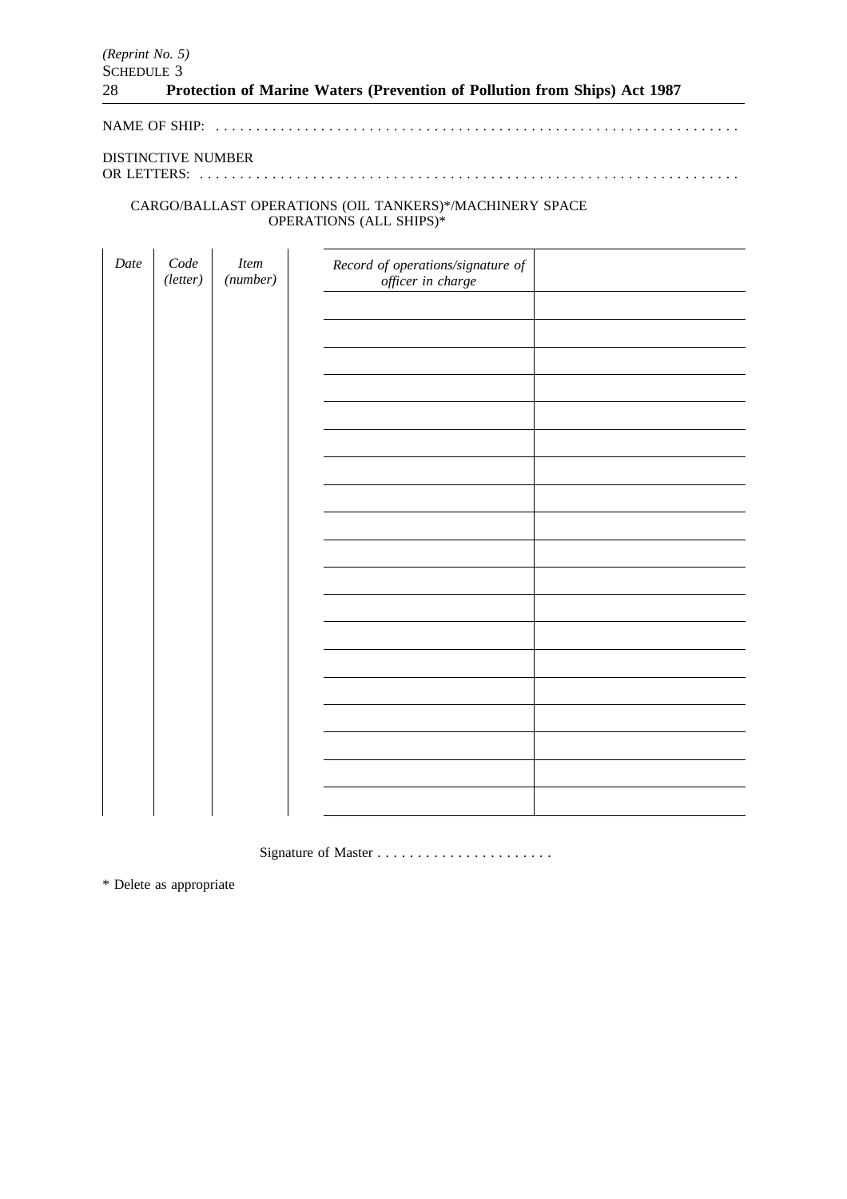NAME OF SHIP: . . . . . . . . . . . . . . . . . . . . . . . . . . . . . . . . . . . . . . . . . . . . . . . . . . . . . . . . . . . . . . . .

DISTINCTIVE NUMBER
OR LETTERS: . . . . . . . . . . . . . . . . . . . . . . . . . . . . . . . . . . . . . . . . . . . . . . . . . . . . . . . . . . . . . . . . . .

CARGO/BALLAST OPERATIONS (OIL TANKERS)*/MACHINERY SPACE OPERATIONS (ALL SHIPS)*

| *Date* | *Code (letter)* | *Item (number)* | *Record of operations/signature of officer in charge* | |
|---|---|---|---|---|
| | | | | |
| | | | | |
| | | | | |
| | | | | |
| | | | | |
| | | | | |
| | | | | |
| | | | | |
| | | | | |
| | | | | |
| | | | | |
| | | | | |
| | | | | |
| | | | | |
| | | | | |
| | | | | |
| | | | | |
| | | | | |
| | | | | |

Signature of Master . . . . . . . . . . . . . . . . . . . . . .

\* Delete as appropriate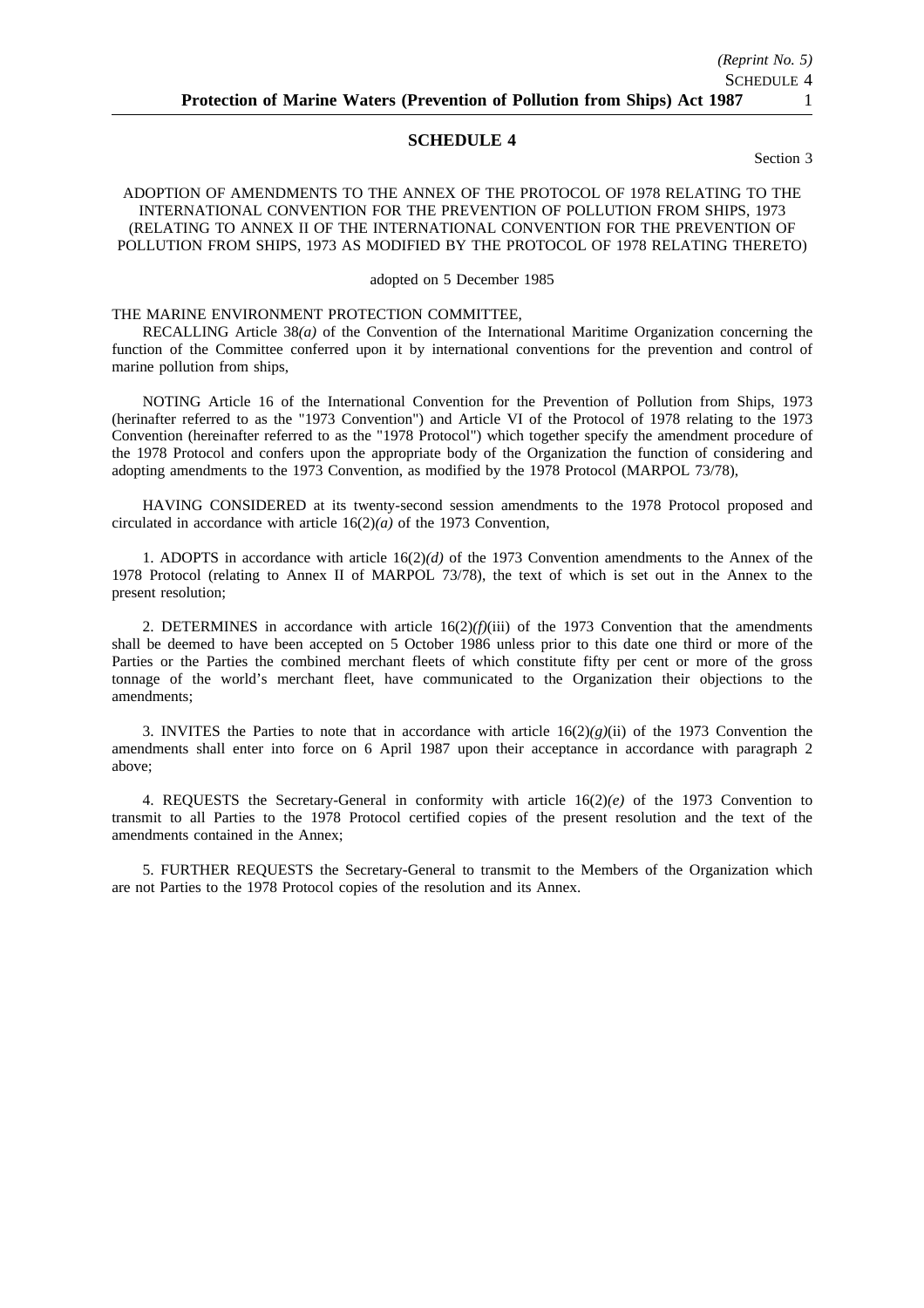## SCHEDULE 4

Section 3

ADOPTION OF AMENDMENTS TO THE ANNEX OF THE PROTOCOL OF 1978 RELATING TO THE INTERNATIONAL CONVENTION FOR THE PREVENTION OF POLLUTION FROM SHIPS, 1973 (RELATING TO ANNEX II OF THE INTERNATIONAL CONVENTION FOR THE PREVENTION OF POLLUTION FROM SHIPS, 1973 AS MODIFIED BY THE PROTOCOL OF 1978 RELATING THERETO)

adopted on 5 December 1985

THE MARINE ENVIRONMENT PROTECTION COMMITTEE,

RECALLING Article 38*(a)* of the Convention of the International Maritime Organization concerning the function of the Committee conferred upon it by international conventions for the prevention and control of marine pollution from ships,

NOTING Article 16 of the International Convention for the Prevention of Pollution from Ships, 1973 (herinafter referred to as the "1973 Convention") and Article VI of the Protocol of 1978 relating to the 1973 Convention (hereinafter referred to as the "1978 Protocol") which together specify the amendment procedure of the 1978 Protocol and confers upon the appropriate body of the Organization the function of considering and adopting amendments to the 1973 Convention, as modified by the 1978 Protocol (MARPOL 73/78),

HAVING CONSIDERED at its twenty-second session amendments to the 1978 Protocol proposed and circulated in accordance with article 16(2)*(a)* of the 1973 Convention,

1. ADOPTS in accordance with article 16(2)*(d)* of the 1973 Convention amendments to the Annex of the 1978 Protocol (relating to Annex II of MARPOL 73/78), the text of which is set out in the Annex to the present resolution;

2. DETERMINES in accordance with article 16(2)*(f)*(iii) of the 1973 Convention that the amendments shall be deemed to have been accepted on 5 October 1986 unless prior to this date one third or more of the Parties or the Parties the combined merchant fleets of which constitute fifty per cent or more of the gross tonnage of the world's merchant fleet, have communicated to the Organization their objections to the amendments;

3. INVITES the Parties to note that in accordance with article 16(2)*(g)*(ii) of the 1973 Convention the amendments shall enter into force on 6 April 1987 upon their acceptance in accordance with paragraph 2 above;

4. REQUESTS the Secretary-General in conformity with article 16(2)*(e)* of the 1973 Convention to transmit to all Parties to the 1978 Protocol certified copies of the present resolution and the text of the amendments contained in the Annex;

5. FURTHER REQUESTS the Secretary-General to transmit to the Members of the Organization which are not Parties to the 1978 Protocol copies of the resolution and its Annex.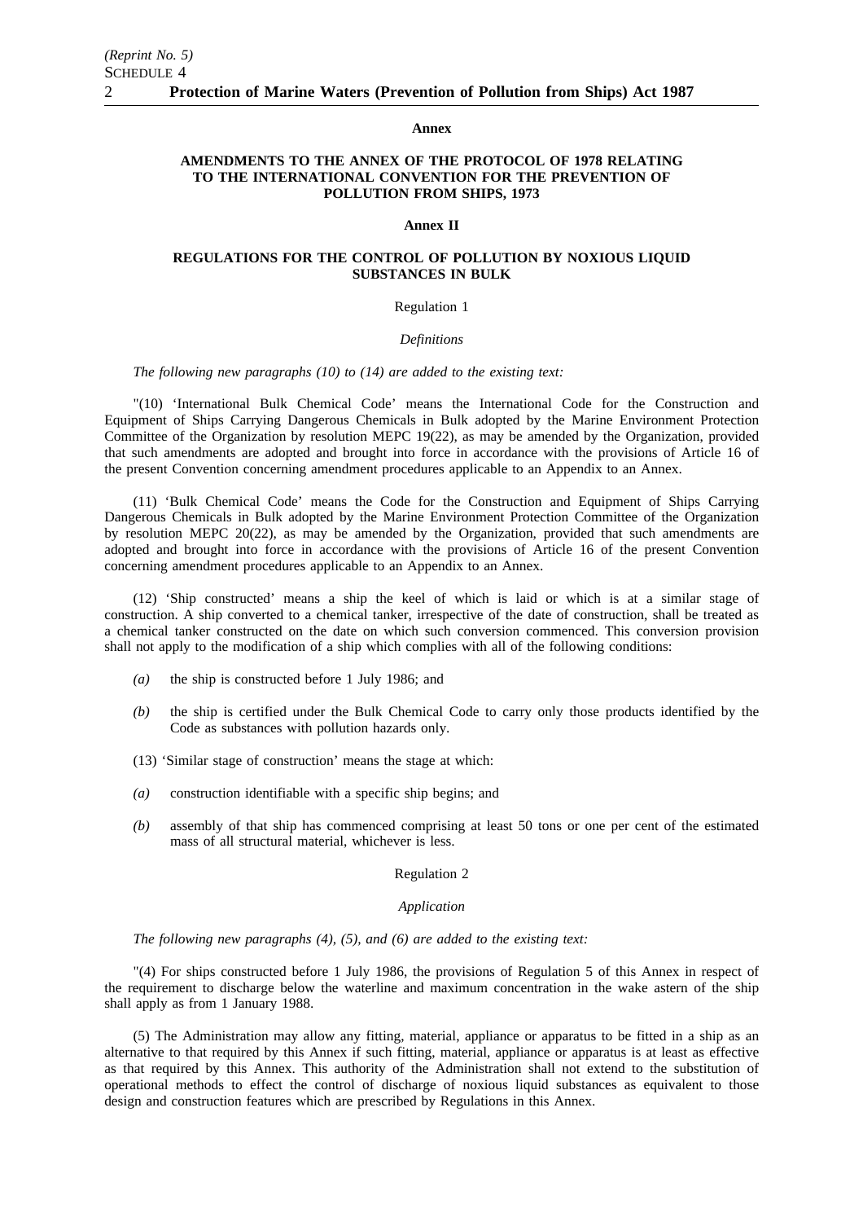**Annex**

**AMENDMENTS TO THE ANNEX OF THE PROTOCOL OF 1978 RELATING TO THE INTERNATIONAL CONVENTION FOR THE PREVENTION OF POLLUTION FROM SHIPS, 1973**

**Annex II**

**REGULATIONS FOR THE CONTROL OF POLLUTION BY NOXIOUS LIQUID SUBSTANCES IN BULK**

Regulation 1

*Definitions*

*The following new paragraphs (10) to (14) are added to the existing text:*

"(10) 'International Bulk Chemical Code' means the International Code for the Construction and Equipment of Ships Carrying Dangerous Chemicals in Bulk adopted by the Marine Environment Protection Committee of the Organization by resolution MEPC 19(22), as may be amended by the Organization, provided that such amendments are adopted and brought into force in accordance with the provisions of Article 16 of the present Convention concerning amendment procedures applicable to an Appendix to an Annex.

(11) 'Bulk Chemical Code' means the Code for the Construction and Equipment of Ships Carrying Dangerous Chemicals in Bulk adopted by the Marine Environment Protection Committee of the Organization by resolution MEPC 20(22), as may be amended by the Organization, provided that such amendments are adopted and brought into force in accordance with the provisions of Article 16 of the present Convention concerning amendment procedures applicable to an Appendix to an Annex.

(12) 'Ship constructed' means a ship the keel of which is laid or which is at a similar stage of construction. A ship converted to a chemical tanker, irrespective of the date of construction, shall be treated as a chemical tanker constructed on the date on which such conversion commenced. This conversion provision shall not apply to the modification of a ship which complies with all of the following conditions:

*(a)* the ship is constructed before 1 July 1986; and

*(b)* the ship is certified under the Bulk Chemical Code to carry only those products identified by the Code as substances with pollution hazards only.

(13) 'Similar stage of construction' means the stage at which:

*(a)* construction identifiable with a specific ship begins; and

*(b)* assembly of that ship has commenced comprising at least 50 tons or one per cent of the estimated mass of all structural material, whichever is less.

Regulation 2

*Application*

*The following new paragraphs (4), (5), and (6) are added to the existing text:*

"(4) For ships constructed before 1 July 1986, the provisions of Regulation 5 of this Annex in respect of the requirement to discharge below the waterline and maximum concentration in the wake astern of the ship shall apply as from 1 January 1988.

(5) The Administration may allow any fitting, material, appliance or apparatus to be fitted in a ship as an alternative to that required by this Annex if such fitting, material, appliance or apparatus is at least as effective as that required by this Annex. This authority of the Administration shall not extend to the substitution of operational methods to effect the control of discharge of noxious liquid substances as equivalent to those design and construction features which are prescribed by Regulations in this Annex.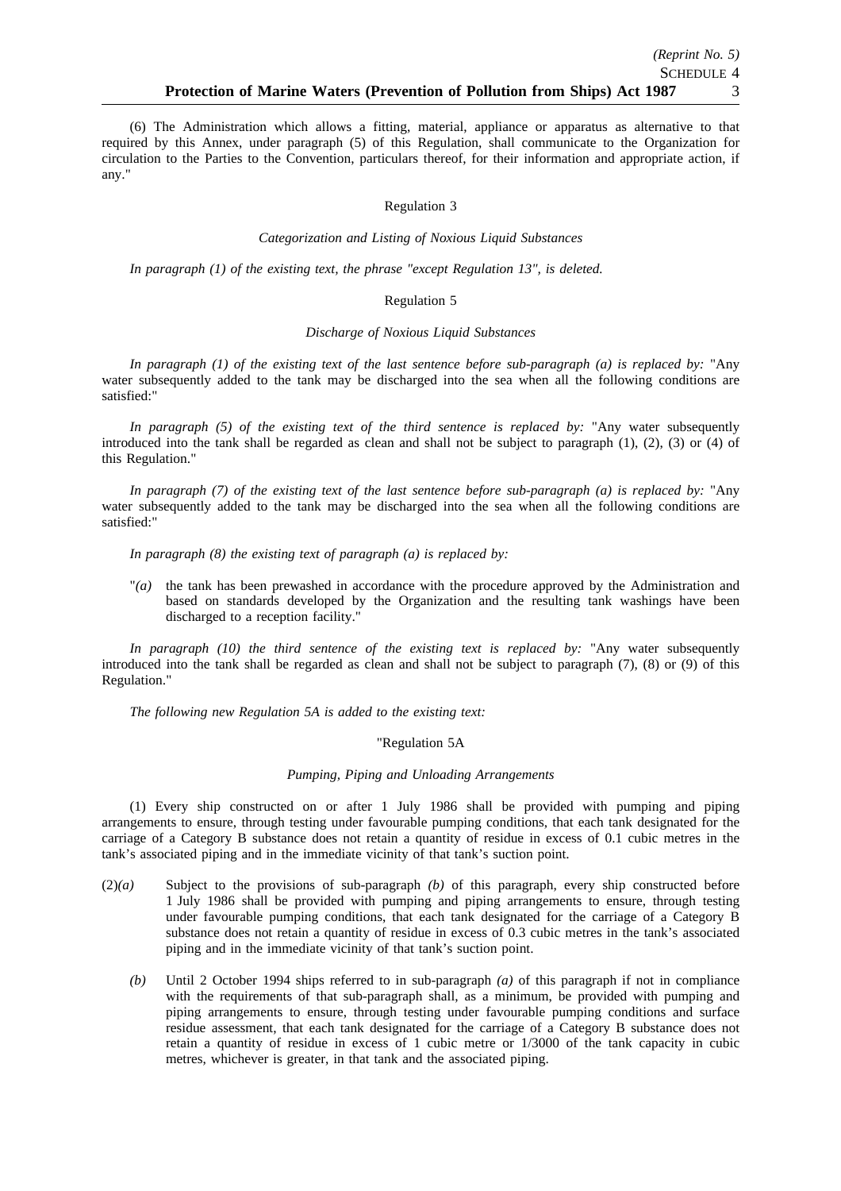(6) The Administration which allows a fitting, material, appliance or apparatus as alternative to that required by this Annex, under paragraph (5) of this Regulation, shall communicate to the Organization for circulation to the Parties to the Convention, particulars thereof, for their information and appropriate action, if any."

Regulation 3

*Categorization and Listing of Noxious Liquid Substances*

*In paragraph (1) of the existing text, the phrase "except Regulation 13", is deleted.*

Regulation 5

*Discharge of Noxious Liquid Substances*

*In paragraph (1) of the existing text of the last sentence before sub-paragraph (a) is replaced by:* "Any water subsequently added to the tank may be discharged into the sea when all the following conditions are satisfied:"

*In paragraph (5) of the existing text of the third sentence is replaced by:* "Any water subsequently introduced into the tank shall be regarded as clean and shall not be subject to paragraph (1), (2), (3) or (4) of this Regulation."

*In paragraph (7) of the existing text of the last sentence before sub-paragraph (a) is replaced by:* "Any water subsequently added to the tank may be discharged into the sea when all the following conditions are satisfied:"

*In paragraph (8) the existing text of paragraph (a) is replaced by:*

"*(a)* the tank has been prewashed in accordance with the procedure approved by the Administration and based on standards developed by the Organization and the resulting tank washings have been discharged to a reception facility."

*In paragraph (10) the third sentence of the existing text is replaced by:* "Any water subsequently introduced into the tank shall be regarded as clean and shall not be subject to paragraph (7), (8) or (9) of this Regulation."

*The following new Regulation 5A is added to the existing text:*

"Regulation 5A

*Pumping, Piping and Unloading Arrangements*

(1) Every ship constructed on or after 1 July 1986 shall be provided with pumping and piping arrangements to ensure, through testing under favourable pumping conditions, that each tank designated for the carriage of a Category B substance does not retain a quantity of residue in excess of 0.1 cubic metres in the tank's associated piping and in the immediate vicinity of that tank's suction point.

(2)*(a)* Subject to the provisions of sub-paragraph *(b)* of this paragraph, every ship constructed before 1 July 1986 shall be provided with pumping and piping arrangements to ensure, through testing under favourable pumping conditions, that each tank designated for the carriage of a Category B substance does not retain a quantity of residue in excess of 0.3 cubic metres in the tank's associated piping and in the immediate vicinity of that tank's suction point.

*(b)* Until 2 October 1994 ships referred to in sub-paragraph *(a)* of this paragraph if not in compliance with the requirements of that sub-paragraph shall, as a minimum, be provided with pumping and piping arrangements to ensure, through testing under favourable pumping conditions and surface residue assessment, that each tank designated for the carriage of a Category B substance does not retain a quantity of residue in excess of 1 cubic metre or 1/3000 of the tank capacity in cubic metres, whichever is greater, in that tank and the associated piping.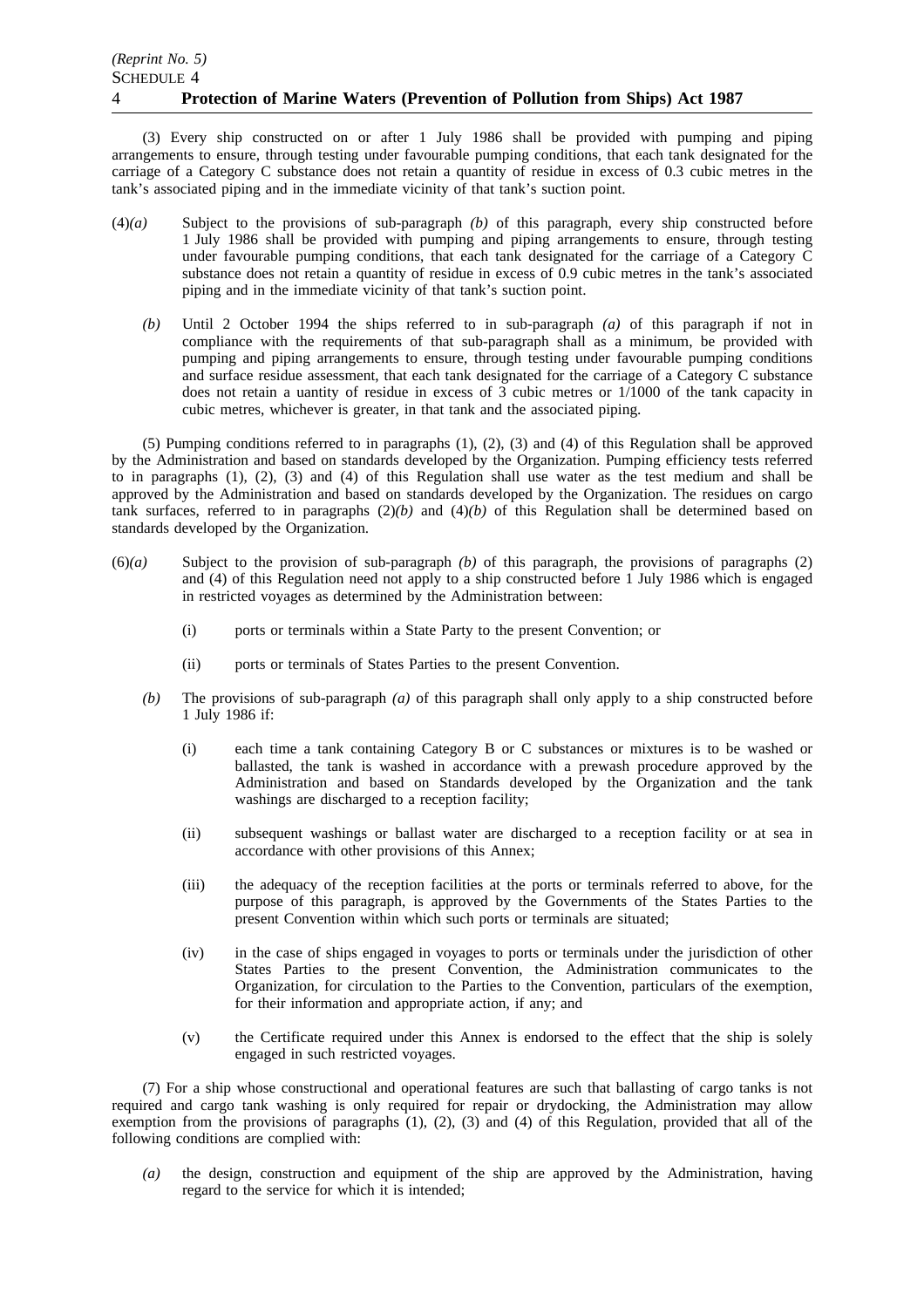(3) Every ship constructed on or after 1 July 1986 shall be provided with pumping and piping arrangements to ensure, through testing under favourable pumping conditions, that each tank designated for the carriage of a Category C substance does not retain a quantity of residue in excess of 0.3 cubic metres in the tank's associated piping and in the immediate vicinity of that tank's suction point.

(4)*(a)* Subject to the provisions of sub-paragraph *(b)* of this paragraph, every ship constructed before 1 July 1986 shall be provided with pumping and piping arrangements to ensure, through testing under favourable pumping conditions, that each tank designated for the carriage of a Category C substance does not retain a quantity of residue in excess of 0.9 cubic metres in the tank's associated piping and in the immediate vicinity of that tank's suction point.

*(b)* Until 2 October 1994 the ships referred to in sub-paragraph *(a)* of this paragraph if not in compliance with the requirements of that sub-paragraph shall as a minimum, be provided with pumping and piping arrangements to ensure, through testing under favourable pumping conditions and surface residue assessment, that each tank designated for the carriage of a Category C substance does not retain a uantity of residue in excess of 3 cubic metres or 1/1000 of the tank capacity in cubic metres, whichever is greater, in that tank and the associated piping.

(5) Pumping conditions referred to in paragraphs (1), (2), (3) and (4) of this Regulation shall be approved by the Administration and based on standards developed by the Organization. Pumping efficiency tests referred to in paragraphs (1), (2), (3) and (4) of this Regulation shall use water as the test medium and shall be approved by the Administration and based on standards developed by the Organization. The residues on cargo tank surfaces, referred to in paragraphs (2)*(b)* and (4)*(b)* of this Regulation shall be determined based on standards developed by the Organization.

(6)*(a)* Subject to the provision of sub-paragraph *(b)* of this paragraph, the provisions of paragraphs (2) and (4) of this Regulation need not apply to a ship constructed before 1 July 1986 which is engaged in restricted voyages as determined by the Administration between:

(i) ports or terminals within a State Party to the present Convention; or

(ii) ports or terminals of States Parties to the present Convention.

*(b)* The provisions of sub-paragraph *(a)* of this paragraph shall only apply to a ship constructed before 1 July 1986 if:

(i) each time a tank containing Category B or C substances or mixtures is to be washed or ballasted, the tank is washed in accordance with a prewash procedure approved by the Administration and based on Standards developed by the Organization and the tank washings are discharged to a reception facility;

(ii) subsequent washings or ballast water are discharged to a reception facility or at sea in accordance with other provisions of this Annex;

(iii) the adequacy of the reception facilities at the ports or terminals referred to above, for the purpose of this paragraph, is approved by the Governments of the States Parties to the present Convention within which such ports or terminals are situated;

(iv) in the case of ships engaged in voyages to ports or terminals under the jurisdiction of other States Parties to the present Convention, the Administration communicates to the Organization, for circulation to the Parties to the Convention, particulars of the exemption, for their information and appropriate action, if any; and

(v) the Certificate required under this Annex is endorsed to the effect that the ship is solely engaged in such restricted voyages.

(7) For a ship whose constructional and operational features are such that ballasting of cargo tanks is not required and cargo tank washing is only required for repair or drydocking, the Administration may allow exemption from the provisions of paragraphs (1), (2), (3) and (4) of this Regulation, provided that all of the following conditions are complied with:

*(a)* the design, construction and equipment of the ship are approved by the Administration, having regard to the service for which it is intended;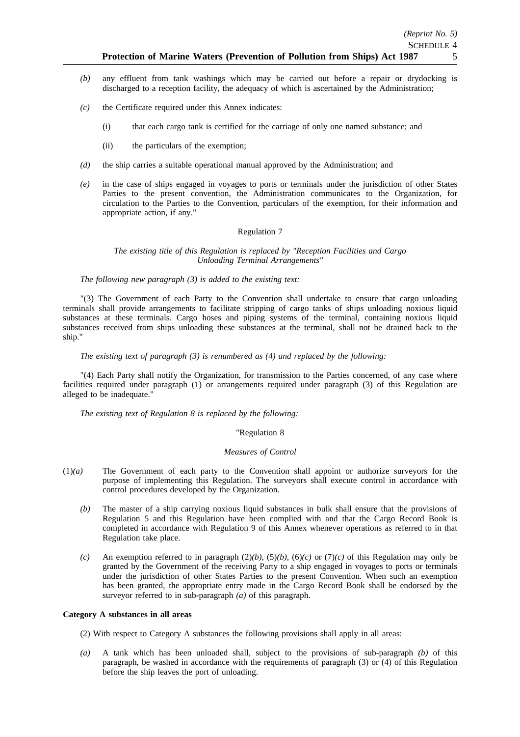*(b)* any effluent from tank washings which may be carried out before a repair or drydocking is discharged to a reception facility, the adequacy of which is ascertained by the Administration;

*(c)* the Certificate required under this Annex indicates:

(i) that each cargo tank is certified for the carriage of only one named substance; and

(ii) the particulars of the exemption;

*(d)* the ship carries a suitable operational manual approved by the Administration; and

*(e)* in the case of ships engaged in voyages to ports or terminals under the jurisdiction of other States Parties to the present convention, the Administration communicates to the Organization, for circulation to the Parties to the Convention, particulars of the exemption, for their information and appropriate action, if any."

Regulation 7

*The existing title of this Regulation is replaced by "Reception Facilities and Cargo Unloading Terminal Arrangements"*

*The following new paragraph (3) is added to the existing text:*

"(3) The Government of each Party to the Convention shall undertake to ensure that cargo unloading terminals shall provide arrangements to facilitate stripping of cargo tanks of ships unloading noxious liquid substances at these terminals. Cargo hoses and piping systems of the terminal, containing noxious liquid substances received from ships unloading these substances at the terminal, shall not be drained back to the ship."

*The existing text of paragraph (3) is renumbered as (4) and replaced by the following:*

"(4) Each Party shall notify the Organization, for transmission to the Parties concerned, of any case where facilities required under paragraph (1) or arrangements required under paragraph (3) of this Regulation are alleged to be inadequate."

*The existing text of Regulation 8 is replaced by the following:*

"Regulation 8

*Measures of Control*

(1)*(a)* The Government of each party to the Convention shall appoint or authorize surveyors for the purpose of implementing this Regulation. The surveyors shall execute control in accordance with control procedures developed by the Organization.

*(b)* The master of a ship carrying noxious liquid substances in bulk shall ensure that the provisions of Regulation 5 and this Regulation have been complied with and that the Cargo Record Book is completed in accordance with Regulation 9 of this Annex whenever operations as referred to in that Regulation take place.

*(c)* An exemption referred to in paragraph (2)*(b)*, (5)*(b)*, (6)*(c)* or (7)*(c)* of this Regulation may only be granted by the Government of the receiving Party to a ship engaged in voyages to ports or terminals under the jurisdiction of other States Parties to the present Convention. When such an exemption has been granted, the appropriate entry made in the Cargo Record Book shall be endorsed by the surveyor referred to in sub-paragraph *(a)* of this paragraph.

**Category A substances in all areas**

(2) With respect to Category A substances the following provisions shall apply in all areas:

*(a)* A tank which has been unloaded shall, subject to the provisions of sub-paragraph *(b)* of this paragraph, be washed in accordance with the requirements of paragraph (3) or (4) of this Regulation before the ship leaves the port of unloading.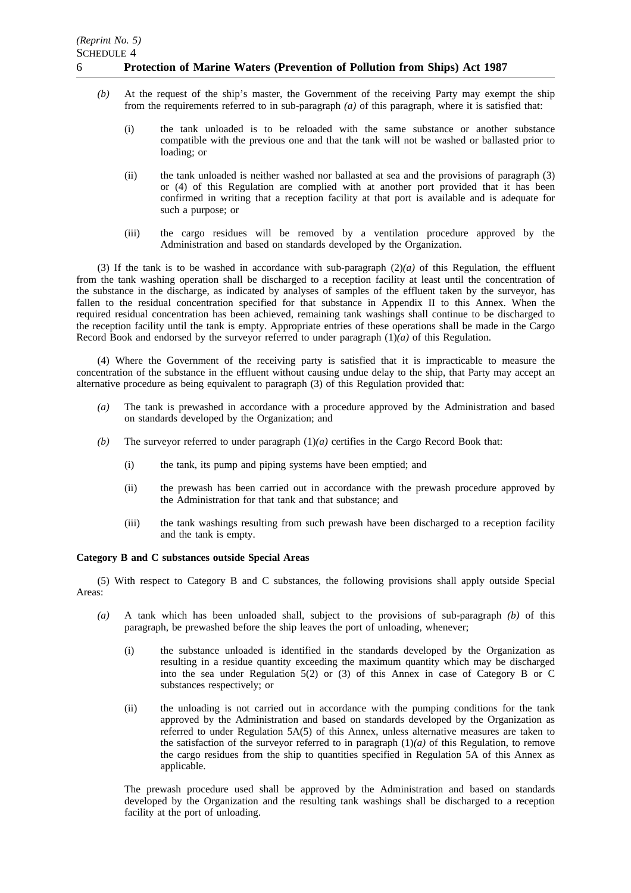*(b)* At the request of the ship's master, the Government of the receiving Party may exempt the ship from the requirements referred to in sub-paragraph *(a)* of this paragraph, where it is satisfied that:

(i) the tank unloaded is to be reloaded with the same substance or another substance compatible with the previous one and that the tank will not be washed or ballasted prior to loading; or

(ii) the tank unloaded is neither washed nor ballasted at sea and the provisions of paragraph (3) or (4) of this Regulation are complied with at another port provided that it has been confirmed in writing that a reception facility at that port is available and is adequate for such a purpose; or

(iii) the cargo residues will be removed by a ventilation procedure approved by the Administration and based on standards developed by the Organization.

(3) If the tank is to be washed in accordance with sub-paragraph (2)*(a)* of this Regulation, the effluent from the tank washing operation shall be discharged to a reception facility at least until the concentration of the substance in the discharge, as indicated by analyses of samples of the effluent taken by the surveyor, has fallen to the residual concentration specified for that substance in Appendix II to this Annex. When the required residual concentration has been achieved, remaining tank washings shall continue to be discharged to the reception facility until the tank is empty. Appropriate entries of these operations shall be made in the Cargo Record Book and endorsed by the surveyor referred to under paragraph (1)*(a)* of this Regulation.

(4) Where the Government of the receiving party is satisfied that it is impracticable to measure the concentration of the substance in the effluent without causing undue delay to the ship, that Party may accept an alternative procedure as being equivalent to paragraph (3) of this Regulation provided that:

*(a)* The tank is prewashed in accordance with a procedure approved by the Administration and based on standards developed by the Organization; and

*(b)* The surveyor referred to under paragraph (1)*(a)* certifies in the Cargo Record Book that:

(i) the tank, its pump and piping systems have been emptied; and

(ii) the prewash has been carried out in accordance with the prewash procedure approved by the Administration for that tank and that substance; and

(iii) the tank washings resulting from such prewash have been discharged to a reception facility and the tank is empty.

**Category B and C substances outside Special Areas**

(5) With respect to Category B and C substances, the following provisions shall apply outside Special Areas:

*(a)* A tank which has been unloaded shall, subject to the provisions of sub-paragraph *(b)* of this paragraph, be prewashed before the ship leaves the port of unloading, whenever;

(i) the substance unloaded is identified in the standards developed by the Organization as resulting in a residue quantity exceeding the maximum quantity which may be discharged into the sea under Regulation 5(2) or (3) of this Annex in case of Category B or C substances respectively; or

(ii) the unloading is not carried out in accordance with the pumping conditions for the tank approved by the Administration and based on standards developed by the Organization as referred to under Regulation 5A(5) of this Annex, unless alternative measures are taken to the satisfaction of the surveyor referred to in paragraph (1)*(a)* of this Regulation, to remove the cargo residues from the ship to quantities specified in Regulation 5A of this Annex as applicable.

The prewash procedure used shall be approved by the Administration and based on standards developed by the Organization and the resulting tank washings shall be discharged to a reception facility at the port of unloading.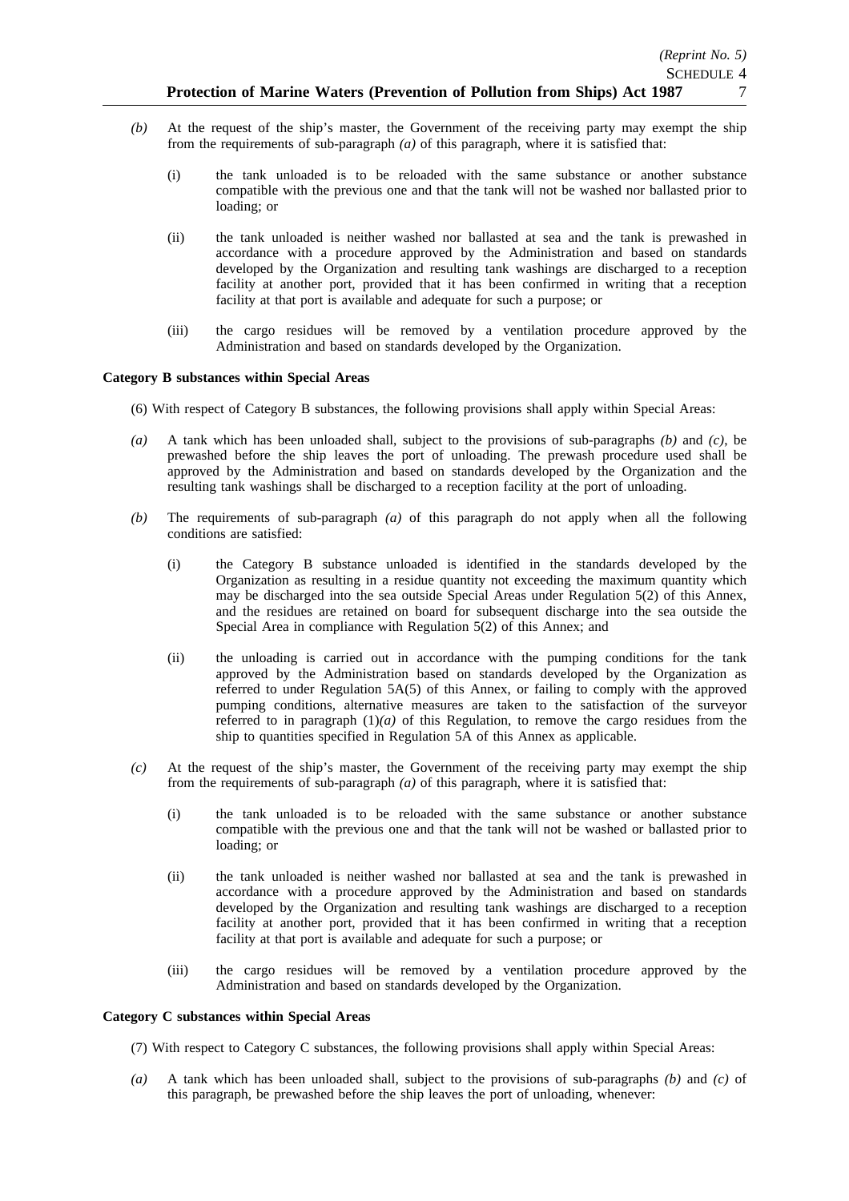*(b)* At the request of the ship's master, the Government of the receiving party may exempt the ship from the requirements of sub-paragraph *(a)* of this paragraph, where it is satisfied that:

(i) the tank unloaded is to be reloaded with the same substance or another substance compatible with the previous one and that the tank will not be washed nor ballasted prior to loading; or

(ii) the tank unloaded is neither washed nor ballasted at sea and the tank is prewashed in accordance with a procedure approved by the Administration and based on standards developed by the Organization and resulting tank washings are discharged to a reception facility at another port, provided that it has been confirmed in writing that a reception facility at that port is available and adequate for such a purpose; or

(iii) the cargo residues will be removed by a ventilation procedure approved by the Administration and based on standards developed by the Organization.

**Category B substances within Special Areas**

(6) With respect of Category B substances, the following provisions shall apply within Special Areas:

*(a)* A tank which has been unloaded shall, subject to the provisions of sub-paragraphs *(b)* and *(c)*, be prewashed before the ship leaves the port of unloading. The prewash procedure used shall be approved by the Administration and based on standards developed by the Organization and the resulting tank washings shall be discharged to a reception facility at the port of unloading.

*(b)* The requirements of sub-paragraph *(a)* of this paragraph do not apply when all the following conditions are satisfied:

(i) the Category B substance unloaded is identified in the standards developed by the Organization as resulting in a residue quantity not exceeding the maximum quantity which may be discharged into the sea outside Special Areas under Regulation 5(2) of this Annex, and the residues are retained on board for subsequent discharge into the sea outside the Special Area in compliance with Regulation 5(2) of this Annex; and

(ii) the unloading is carried out in accordance with the pumping conditions for the tank approved by the Administration based on standards developed by the Organization as referred to under Regulation 5A(5) of this Annex, or failing to comply with the approved pumping conditions, alternative measures are taken to the satisfaction of the surveyor referred to in paragraph (1)*(a)* of this Regulation, to remove the cargo residues from the ship to quantities specified in Regulation 5A of this Annex as applicable.

*(c)* At the request of the ship's master, the Government of the receiving party may exempt the ship from the requirements of sub-paragraph *(a)* of this paragraph, where it is satisfied that:

(i) the tank unloaded is to be reloaded with the same substance or another substance compatible with the previous one and that the tank will not be washed or ballasted prior to loading; or

(ii) the tank unloaded is neither washed nor ballasted at sea and the tank is prewashed in accordance with a procedure approved by the Administration and based on standards developed by the Organization and resulting tank washings are discharged to a reception facility at another port, provided that it has been confirmed in writing that a reception facility at that port is available and adequate for such a purpose; or

(iii) the cargo residues will be removed by a ventilation procedure approved by the Administration and based on standards developed by the Organization.

**Category C substances within Special Areas**

(7) With respect to Category C substances, the following provisions shall apply within Special Areas:

*(a)* A tank which has been unloaded shall, subject to the provisions of sub-paragraphs *(b)* and *(c)* of this paragraph, be prewashed before the ship leaves the port of unloading, whenever: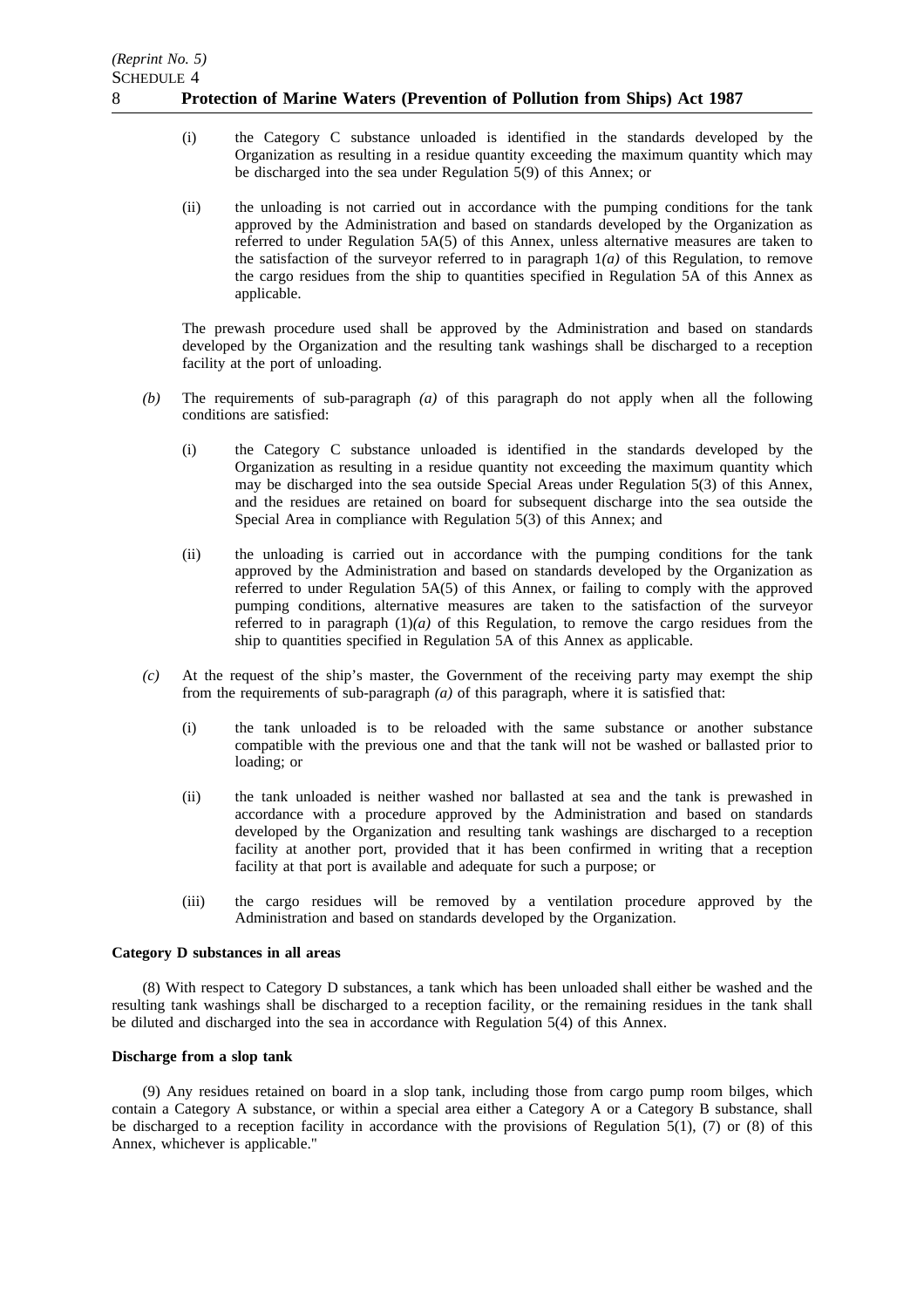(i) the Category C substance unloaded is identified in the standards developed by the Organization as resulting in a residue quantity exceeding the maximum quantity which may be discharged into the sea under Regulation 5(9) of this Annex; or

(ii) the unloading is not carried out in accordance with the pumping conditions for the tank approved by the Administration and based on standards developed by the Organization as referred to under Regulation 5A(5) of this Annex, unless alternative measures are taken to the satisfaction of the surveyor referred to in paragraph 1*(a)* of this Regulation, to remove the cargo residues from the ship to quantities specified in Regulation 5A of this Annex as applicable.

The prewash procedure used shall be approved by the Administration and based on standards developed by the Organization and the resulting tank washings shall be discharged to a reception facility at the port of unloading.

*(b)* The requirements of sub-paragraph *(a)* of this paragraph do not apply when all the following conditions are satisfied:

(i) the Category C substance unloaded is identified in the standards developed by the Organization as resulting in a residue quantity not exceeding the maximum quantity which may be discharged into the sea outside Special Areas under Regulation 5(3) of this Annex, and the residues are retained on board for subsequent discharge into the sea outside the Special Area in compliance with Regulation 5(3) of this Annex; and

(ii) the unloading is carried out in accordance with the pumping conditions for the tank approved by the Administration and based on standards developed by the Organization as referred to under Regulation 5A(5) of this Annex, or failing to comply with the approved pumping conditions, alternative measures are taken to the satisfaction of the surveyor referred to in paragraph (1)*(a)* of this Regulation, to remove the cargo residues from the ship to quantities specified in Regulation 5A of this Annex as applicable.

*(c)* At the request of the ship's master, the Government of the receiving party may exempt the ship from the requirements of sub-paragraph *(a)* of this paragraph, where it is satisfied that:

(i) the tank unloaded is to be reloaded with the same substance or another substance compatible with the previous one and that the tank will not be washed or ballasted prior to loading; or

(ii) the tank unloaded is neither washed nor ballasted at sea and the tank is prewashed in accordance with a procedure approved by the Administration and based on standards developed by the Organization and resulting tank washings are discharged to a reception facility at another port, provided that it has been confirmed in writing that a reception facility at that port is available and adequate for such a purpose; or

(iii) the cargo residues will be removed by a ventilation procedure approved by the Administration and based on standards developed by the Organization.

**Category D substances in all areas**

(8) With respect to Category D substances, a tank which has been unloaded shall either be washed and the resulting tank washings shall be discharged to a reception facility, or the remaining residues in the tank shall be diluted and discharged into the sea in accordance with Regulation 5(4) of this Annex.

**Discharge from a slop tank**

(9) Any residues retained on board in a slop tank, including those from cargo pump room bilges, which contain a Category A substance, or within a special area either a Category A or a Category B substance, shall be discharged to a reception facility in accordance with the provisions of Regulation 5(1), (7) or (8) of this Annex, whichever is applicable."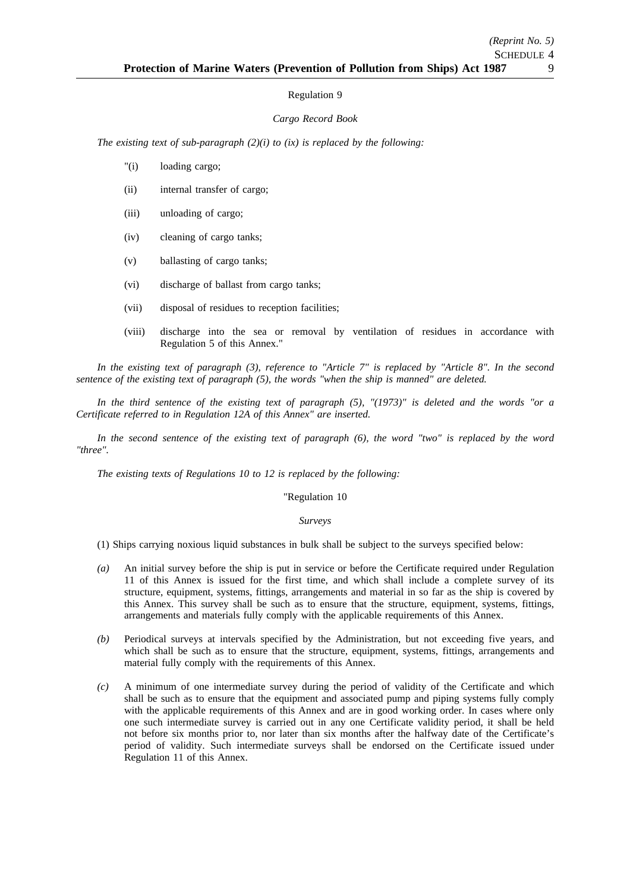Regulation 9

*Cargo Record Book*

*The existing text of sub-paragraph (2)(i) to (ix) is replaced by the following:*

"(i) loading cargo;

(ii) internal transfer of cargo;

(iii) unloading of cargo;

(iv) cleaning of cargo tanks;

(v) ballasting of cargo tanks;

(vi) discharge of ballast from cargo tanks;

(vii) disposal of residues to reception facilities;

(viii) discharge into the sea or removal by ventilation of residues in accordance with Regulation 5 of this Annex."

*In the existing text of paragraph (3), reference to "Article 7" is replaced by "Article 8". In the second sentence of the existing text of paragraph (5), the words "when the ship is manned" are deleted.*

*In the third sentence of the existing text of paragraph (5), "(1973)" is deleted and the words "or a Certificate referred to in Regulation 12A of this Annex" are inserted.*

*In the second sentence of the existing text of paragraph (6), the word "two" is replaced by the word "three".*

*The existing texts of Regulations 10 to 12 is replaced by the following:*

"Regulation 10

*Surveys*

(1) Ships carrying noxious liquid substances in bulk shall be subject to the surveys specified below:

*(a)* An initial survey before the ship is put in service or before the Certificate required under Regulation 11 of this Annex is issued for the first time, and which shall include a complete survey of its structure, equipment, systems, fittings, arrangements and material in so far as the ship is covered by this Annex. This survey shall be such as to ensure that the structure, equipment, systems, fittings, arrangements and materials fully comply with the applicable requirements of this Annex.

*(b)* Periodical surveys at intervals specified by the Administration, but not exceeding five years, and which shall be such as to ensure that the structure, equipment, systems, fittings, arrangements and material fully comply with the requirements of this Annex.

*(c)* A minimum of one intermediate survey during the period of validity of the Certificate and which shall be such as to ensure that the equipment and associated pump and piping systems fully comply with the applicable requirements of this Annex and are in good working order. In cases where only one such intermediate survey is carried out in any one Certificate validity period, it shall be held not before six months prior to, nor later than six months after the halfway date of the Certificate's period of validity. Such intermediate surveys shall be endorsed on the Certificate issued under Regulation 11 of this Annex.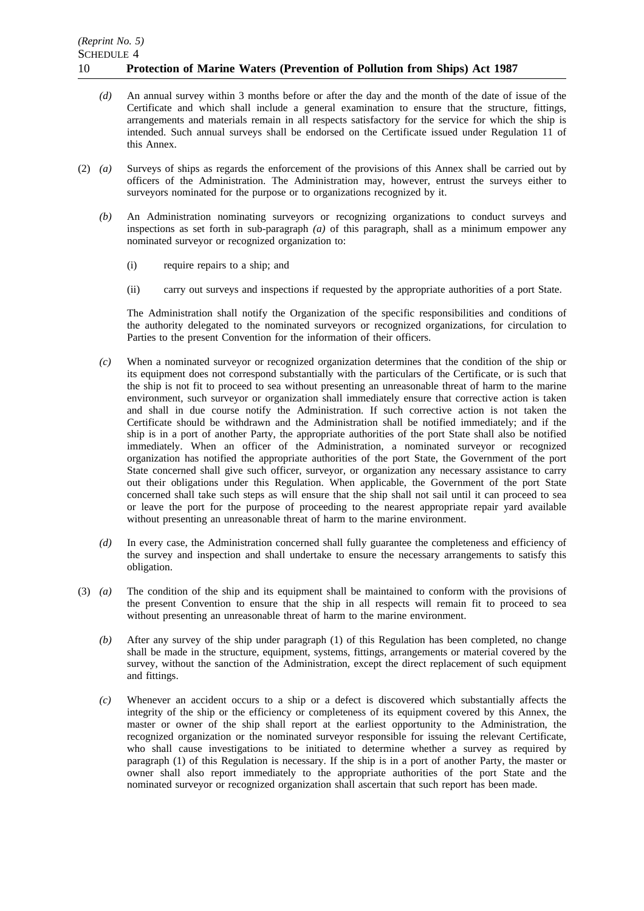(d) An annual survey within 3 months before or after the day and the month of the date of issue of the Certificate and which shall include a general examination to ensure that the structure, fittings, arrangements and materials remain in all respects satisfactory for the service for which the ship is intended. Such annual surveys shall be endorsed on the Certificate issued under Regulation 11 of this Annex.

(2) (a) Surveys of ships as regards the enforcement of the provisions of this Annex shall be carried out by officers of the Administration. The Administration may, however, entrust the surveys either to surveyors nominated for the purpose or to organizations recognized by it.

(b) An Administration nominating surveyors or recognizing organizations to conduct surveys and inspections as set forth in sub-paragraph *(a)* of this paragraph, shall as a minimum empower any nominated surveyor or recognized organization to:

(i) require repairs to a ship; and

(ii) carry out surveys and inspections if requested by the appropriate authorities of a port State.

The Administration shall notify the Organization of the specific responsibilities and conditions of the authority delegated to the nominated surveyors or recognized organizations, for circulation to Parties to the present Convention for the information of their officers.

(c) When a nominated surveyor or recognized organization determines that the condition of the ship or its equipment does not correspond substantially with the particulars of the Certificate, or is such that the ship is not fit to proceed to sea without presenting an unreasonable threat of harm to the marine environment, such surveyor or organization shall immediately ensure that corrective action is taken and shall in due course notify the Administration. If such corrective action is not taken the Certificate should be withdrawn and the Administration shall be notified immediately; and if the ship is in a port of another Party, the appropriate authorities of the port State shall also be notified immediately. When an officer of the Administration, a nominated surveyor or recognized organization has notified the appropriate authorities of the port State, the Government of the port State concerned shall give such officer, surveyor, or organization any necessary assistance to carry out their obligations under this Regulation. When applicable, the Government of the port State concerned shall take such steps as will ensure that the ship shall not sail until it can proceed to sea or leave the port for the purpose of proceeding to the nearest appropriate repair yard available without presenting an unreasonable threat of harm to the marine environment.

(d) In every case, the Administration concerned shall fully guarantee the completeness and efficiency of the survey and inspection and shall undertake to ensure the necessary arrangements to satisfy this obligation.

(3) (a) The condition of the ship and its equipment shall be maintained to conform with the provisions of the present Convention to ensure that the ship in all respects will remain fit to proceed to sea without presenting an unreasonable threat of harm to the marine environment.

(b) After any survey of the ship under paragraph (1) of this Regulation has been completed, no change shall be made in the structure, equipment, systems, fittings, arrangements or material covered by the survey, without the sanction of the Administration, except the direct replacement of such equipment and fittings.

(c) Whenever an accident occurs to a ship or a defect is discovered which substantially affects the integrity of the ship or the efficiency or completeness of its equipment covered by this Annex, the master or owner of the ship shall report at the earliest opportunity to the Administration, the recognized organization or the nominated surveyor responsible for issuing the relevant Certificate, who shall cause investigations to be initiated to determine whether a survey as required by paragraph (1) of this Regulation is necessary. If the ship is in a port of another Party, the master or owner shall also report immediately to the appropriate authorities of the port State and the nominated surveyor or recognized organization shall ascertain that such report has been made.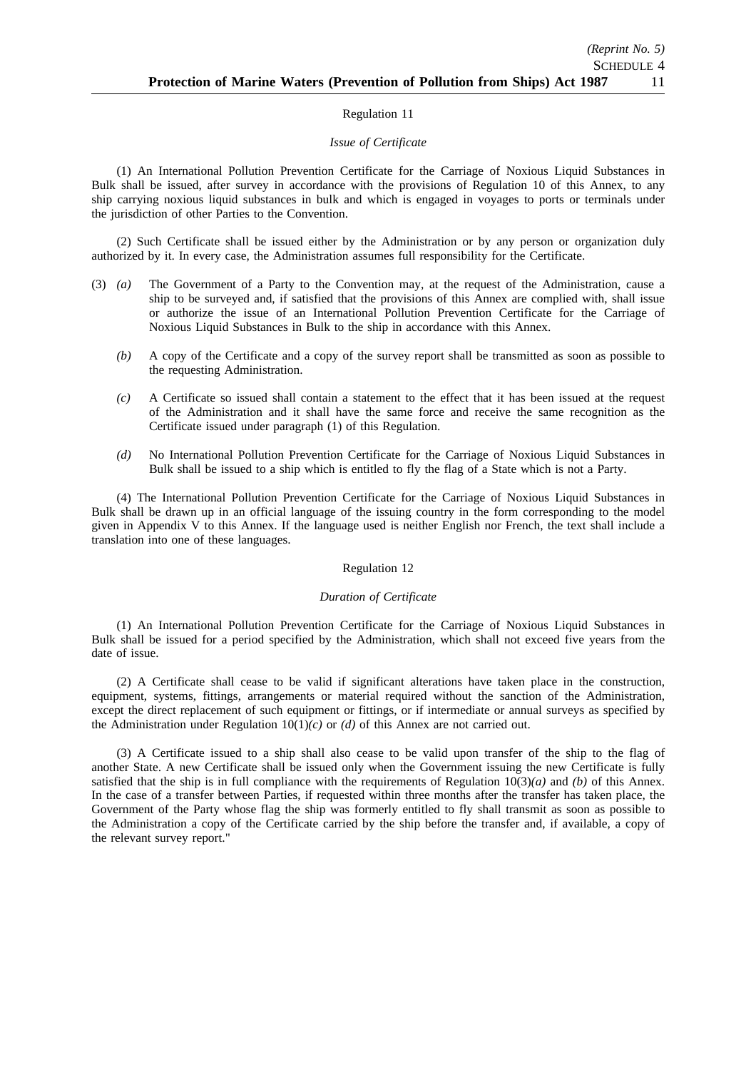Regulation 11

*Issue of Certificate*

(1) An International Pollution Prevention Certificate for the Carriage of Noxious Liquid Substances in Bulk shall be issued, after survey in accordance with the provisions of Regulation 10 of this Annex, to any ship carrying noxious liquid substances in bulk and which is engaged in voyages to ports or terminals under the jurisdiction of other Parties to the Convention.

(2) Such Certificate shall be issued either by the Administration or by any person or organization duly authorized by it. In every case, the Administration assumes full responsibility for the Certificate.

(3) *(a)* The Government of a Party to the Convention may, at the request of the Administration, cause a ship to be surveyed and, if satisfied that the provisions of this Annex are complied with, shall issue or authorize the issue of an International Pollution Prevention Certificate for the Carriage of Noxious Liquid Substances in Bulk to the ship in accordance with this Annex.

*(b)* A copy of the Certificate and a copy of the survey report shall be transmitted as soon as possible to the requesting Administration.

*(c)* A Certificate so issued shall contain a statement to the effect that it has been issued at the request of the Administration and it shall have the same force and receive the same recognition as the Certificate issued under paragraph (1) of this Regulation.

*(d)* No International Pollution Prevention Certificate for the Carriage of Noxious Liquid Substances in Bulk shall be issued to a ship which is entitled to fly the flag of a State which is not a Party.

(4) The International Pollution Prevention Certificate for the Carriage of Noxious Liquid Substances in Bulk shall be drawn up in an official language of the issuing country in the form corresponding to the model given in Appendix V to this Annex. If the language used is neither English nor French, the text shall include a translation into one of these languages.

Regulation 12

*Duration of Certificate*

(1) An International Pollution Prevention Certificate for the Carriage of Noxious Liquid Substances in Bulk shall be issued for a period specified by the Administration, which shall not exceed five years from the date of issue.

(2) A Certificate shall cease to be valid if significant alterations have taken place in the construction, equipment, systems, fittings, arrangements or material required without the sanction of the Administration, except the direct replacement of such equipment or fittings, or if intermediate or annual surveys as specified by the Administration under Regulation 10(1)*(c)* or *(d)* of this Annex are not carried out.

(3) A Certificate issued to a ship shall also cease to be valid upon transfer of the ship to the flag of another State. A new Certificate shall be issued only when the Government issuing the new Certificate is fully satisfied that the ship is in full compliance with the requirements of Regulation 10(3)*(a)* and *(b)* of this Annex. In the case of a transfer between Parties, if requested within three months after the transfer has taken place, the Government of the Party whose flag the ship was formerly entitled to fly shall transmit as soon as possible to the Administration a copy of the Certificate carried by the ship before the transfer and, if available, a copy of the relevant survey report."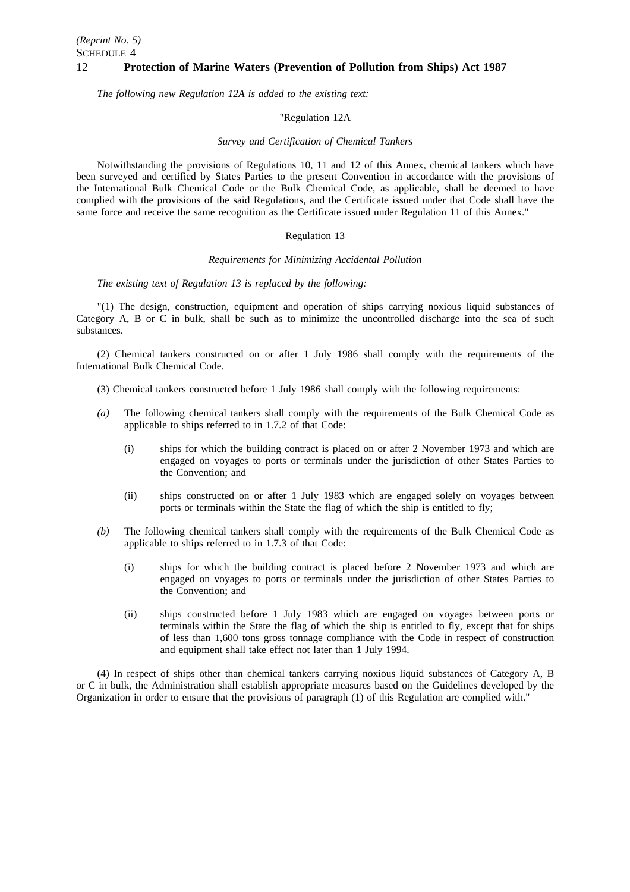*The following new Regulation 12A is added to the existing text:*

"Regulation 12A

*Survey and Certification of Chemical Tankers*

Notwithstanding the provisions of Regulations 10, 11 and 12 of this Annex, chemical tankers which have been surveyed and certified by States Parties to the present Convention in accordance with the provisions of the International Bulk Chemical Code or the Bulk Chemical Code, as applicable, shall be deemed to have complied with the provisions of the said Regulations, and the Certificate issued under that Code shall have the same force and receive the same recognition as the Certificate issued under Regulation 11 of this Annex."

Regulation 13

*Requirements for Minimizing Accidental Pollution*

*The existing text of Regulation 13 is replaced by the following:*

"(1) The design, construction, equipment and operation of ships carrying noxious liquid substances of Category A, B or C in bulk, shall be such as to minimize the uncontrolled discharge into the sea of such substances.

(2) Chemical tankers constructed on or after 1 July 1986 shall comply with the requirements of the International Bulk Chemical Code.

(3) Chemical tankers constructed before 1 July 1986 shall comply with the following requirements:

*(a)* The following chemical tankers shall comply with the requirements of the Bulk Chemical Code as applicable to ships referred to in 1.7.2 of that Code:

   (i) ships for which the building contract is placed on or after 2 November 1973 and which are engaged on voyages to ports or terminals under the jurisdiction of other States Parties to the Convention; and

   (ii) ships constructed on or after 1 July 1983 which are engaged solely on voyages between ports or terminals within the State the flag of which the ship is entitled to fly;

*(b)* The following chemical tankers shall comply with the requirements of the Bulk Chemical Code as applicable to ships referred to in 1.7.3 of that Code:

   (i) ships for which the building contract is placed before 2 November 1973 and which are engaged on voyages to ports or terminals under the jurisdiction of other States Parties to the Convention; and

   (ii) ships constructed before 1 July 1983 which are engaged on voyages between ports or terminals within the State the flag of which the ship is entitled to fly, except that for ships of less than 1,600 tons gross tonnage compliance with the Code in respect of construction and equipment shall take effect not later than 1 July 1994.

(4) In respect of ships other than chemical tankers carrying noxious liquid substances of Category A, B or C in bulk, the Administration shall establish appropriate measures based on the Guidelines developed by the Organization in order to ensure that the provisions of paragraph (1) of this Regulation are complied with."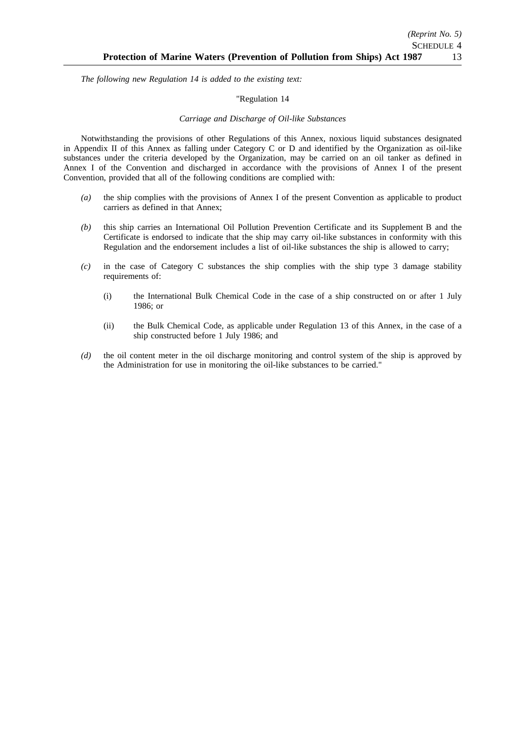*The following new Regulation 14 is added to the existing text:*

"Regulation 14

*Carriage and Discharge of Oil-like Substances*

Notwithstanding the provisions of other Regulations of this Annex, noxious liquid substances designated in Appendix II of this Annex as falling under Category C or D and identified by the Organization as oil-like substances under the criteria developed by the Organization, may be carried on an oil tanker as defined in Annex I of the Convention and discharged in accordance with the provisions of Annex I of the present Convention, provided that all of the following conditions are complied with:

*(a)* the ship complies with the provisions of Annex I of the present Convention as applicable to product carriers as defined in that Annex;

*(b)* this ship carries an International Oil Pollution Prevention Certificate and its Supplement B and the Certificate is endorsed to indicate that the ship may carry oil-like substances in conformity with this Regulation and the endorsement includes a list of oil-like substances the ship is allowed to carry;

*(c)* in the case of Category C substances the ship complies with the ship type 3 damage stability requirements of:

   (i) the International Bulk Chemical Code in the case of a ship constructed on or after 1 July 1986; or

   (ii) the Bulk Chemical Code, as applicable under Regulation 13 of this Annex, in the case of a ship constructed before 1 July 1986; and

*(d)* the oil content meter in the oil discharge monitoring and control system of the ship is approved by the Administration for use in monitoring the oil-like substances to be carried."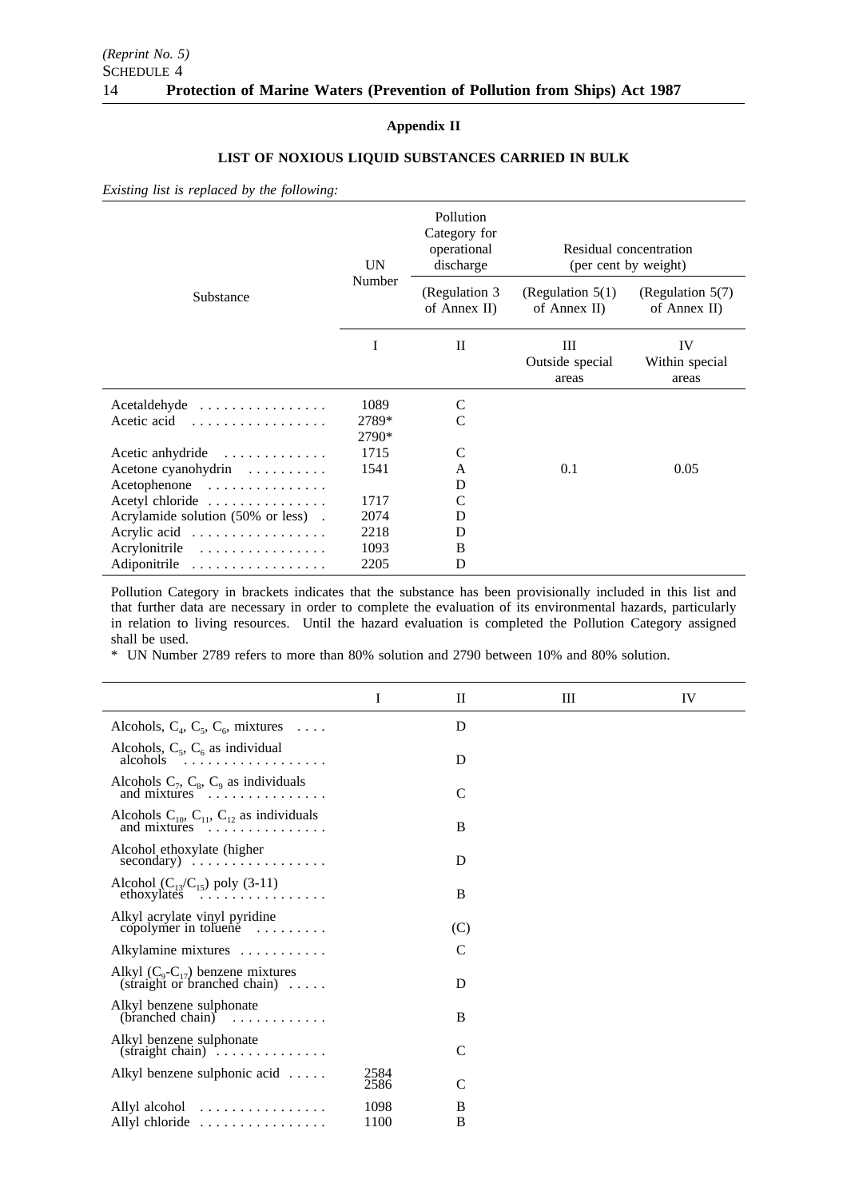## Appendix II

### LIST OF NOXIOUS LIQUID SUBSTANCES CARRIED IN BULK

*Existing list is replaced by the following:*

| Substance | UN Number | Pollution Category for operational discharge (Regulation 3 of Annex II) | Residual concentration (per cent by weight) (Regulation 5(1) of Annex II) | (Regulation 5(7) of Annex II) |
|---|---|---|---|---|
| | I | II | III Outside special areas | IV Within special areas |
| Acetaldehyde | 1089 | C | | |
| Acetic acid | 2789* 2790* | C | | |
| Acetic anhydride | 1715 | C | | |
| Acetone cyanohydrin | 1541 | A | 0.1 | 0.05 |
| Acetophenone | | D | | |
| Acetyl chloride | 1717 | C | | |
| Acrylamide solution (50% or less) | 2074 | D | | |
| Acrylic acid | 2218 | D | | |
| Acrylonitrile | 1093 | B | | |
| Adiponitrile | 2205 | D | | |

Pollution Category in brackets indicates that the substance has been provisionally included in this list and that further data are necessary in order to complete the evaluation of its environmental hazards, particularly in relation to living resources. Until the hazard evaluation is completed the Pollution Category assigned shall be used.

\* UN Number 2789 refers to more than 80% solution and 2790 between 10% and 80% solution.

| | I | II | III | IV |
|---|---|---|---|---|
| Alcohols, $C_4$, $C_5$, $C_6$, mixtures | | D | | |
| Alcohols, $C_5$, $C_6$ as individual alcohols | | D | | |
| Alcohols $C_7$, $C_8$, $C_9$ as individuals and mixtures | | C | | |
| Alcohols $C_{10}$, $C_{11}$, $C_{12}$ as individuals and mixtures | | B | | |
| Alcohol ethoxylate (higher secondary) | | D | | |
| Alcohol ($C_{13}$/$C_{15}$) poly (3-11) ethoxylates | | B | | |
| Alkyl acrylate vinyl pyridine copolymer in toluene | | (C) | | |
| Alkylamine mixtures | | C | | |
| Alkyl ($C_9$-$C_{17}$) benzene mixtures (straight or branched chain) | | D | | |
| Alkyl benzene sulphonate (branched chain) | | B | | |
| Alkyl benzene sulphonate (straight chain) | | C | | |
| Alkyl benzene sulphonic acid | 2584 2586 | C | | |
| Allyl alcohol | 1098 | B | | |
| Allyl chloride | 1100 | B | | |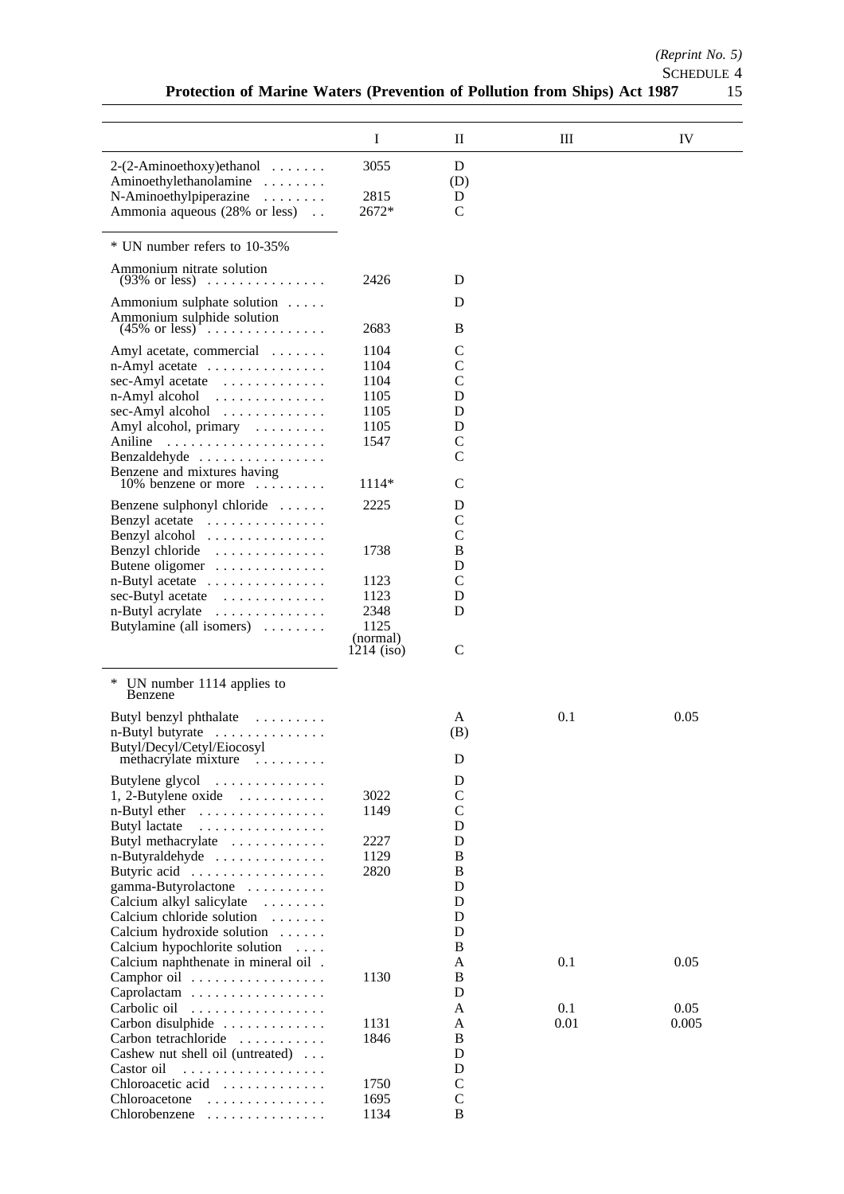| | I | II | III | IV |
|---|---|---|---|---|
| 2-(2-Aminoethoxy)ethanol | 3055 | D | | |
| Aminoethylethanolamine | | (D) | | |
| N-Aminoethylpiperazine | 2815 | D | | |
| Ammonia aqueous (28% or less) | 2672* | C | | |
| * UN number refers to 10-35% | | | | |
| Ammonium nitrate solution (93% or less) | 2426 | D | | |
| Ammonium sulphate solution | | D | | |
| Ammonium sulphide solution (45% or less) | 2683 | B | | |
| Amyl acetate, commercial | 1104 | C | | |
| n-Amyl acetate | 1104 | C | | |
| sec-Amyl acetate | 1104 | C | | |
| n-Amyl alcohol | 1105 | D | | |
| sec-Amyl alcohol | 1105 | D | | |
| Amyl alcohol, primary | 1105 | D | | |
| Aniline | 1547 | C | | |
| Benzaldehyde | | C | | |
| Benzene and mixtures having 10% benzene or more | 1114* | C | | |
| Benzene sulphonyl chloride | 2225 | D | | |
| Benzyl acetate | | C | | |
| Benzyl alcohol | | C | | |
| Benzyl chloride | 1738 | B | | |
| Butene oligomer | | D | | |
| n-Butyl acetate | 1123 | C | | |
| sec-Butyl acetate | 1123 | D | | |
| n-Butyl acrylate | 2348 | D | | |
| Butylamine (all isomers) | 1125 (normal) 1214 (iso) | C | | |
| * UN number 1114 applies to Benzene | | | | |
| Butyl benzyl phthalate | | A | 0.1 | 0.05 |
| n-Butyl butyrate | | (B) | | |
| Butyl/Decyl/Cetyl/Eiocosyl methacrylate mixture | | D | | |
| Butylene glycol | | D | | |
| 1, 2-Butylene oxide | 3022 | C | | |
| n-Butyl ether | 1149 | C | | |
| Butyl lactate | | D | | |
| Butyl methacrylate | 2227 | D | | |
| n-Butyraldehyde | 1129 | B | | |
| Butyric acid | 2820 | B | | |
| gamma-Butyrolactone | | D | | |
| Calcium alkyl salicylate | | D | | |
| Calcium chloride solution | | D | | |
| Calcium hydroxide solution | | D | | |
| Calcium hypochlorite solution | | B | | |
| Calcium naphthenate in mineral oil | | A | 0.1 | 0.05 |
| Camphor oil | 1130 | B | | |
| Caprolactam | | D | | |
| Carbolic oil | | A | 0.1 | 0.05 |
| Carbon disulphide | 1131 | A | 0.01 | 0.005 |
| Carbon tetrachloride | 1846 | B | | |
| Cashew nut shell oil (untreated) | | D | | |
| Castor oil | | D | | |
| Chloroacetic acid | 1750 | C | | |
| Chloroacetone | 1695 | C | | |
| Chlorobenzene | 1134 | B | | |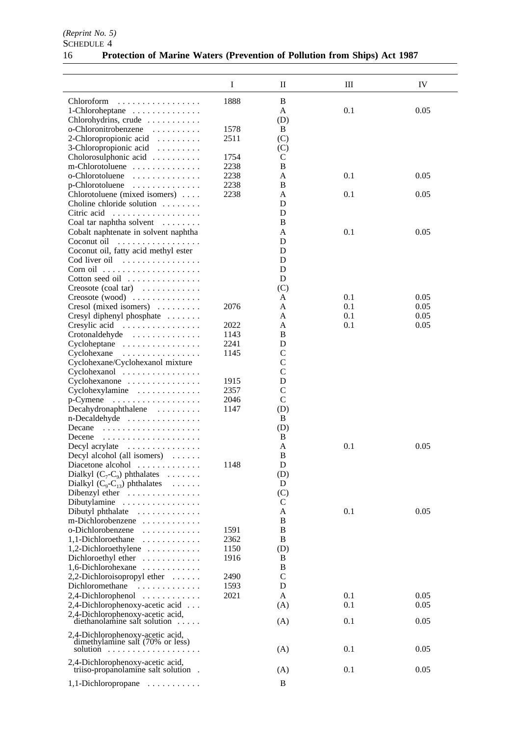| | I | II | III | IV |
|---|---|---|---|---|
| Chloroform | 1888 | B | | |
| 1-Chloroheptane | | A | 0.1 | 0.05 |
| Chlorohydrins, crude | | (D) | | |
| o-Chloronitrobenzene | 1578 | B | | |
| 2-Chloropropionic acid | 2511 | (C) | | |
| 3-Chloropropionic acid | | (C) | | |
| Cholorosulphonic acid | 1754 | C | | |
| m-Chlorotoluene | 2238 | B | | |
| o-Chlorotoluene | 2238 | A | 0.1 | 0.05 |
| p-Chlorotoluene | 2238 | B | | |
| Chlorotoluene (mixed isomers) | 2238 | A | 0.1 | 0.05 |
| Choline chloride solution | | D | | |
| Citric acid | | D | | |
| Coal tar naphtha solvent | | B | | |
| Cobalt naphtenate in solvent naphtha | | A | 0.1 | 0.05 |
| Coconut oil | | D | | |
| Coconut oil, fatty acid methyl ester | | D | | |
| Cod liver oil | | D | | |
| Corn oil | | D | | |
| Cotton seed oil | | D | | |
| Creosote (coal tar) | | (C) | | |
| Creosote (wood) | | A | 0.1 | 0.05 |
| Cresol (mixed isomers) | 2076 | A | 0.1 | 0.05 |
| Cresyl diphenyl phosphate | | A | 0.1 | 0.05 |
| Cresylic acid | 2022 | A | 0.1 | 0.05 |
| Crotonaldehyde | 1143 | B | | |
| Cycloheptane | 2241 | D | | |
| Cyclohexane | 1145 | C | | |
| Cyclohexane/Cyclohexanol mixture | | C | | |
| Cyclohexanol | | C | | |
| Cyclohexanone | 1915 | D | | |
| Cyclohexylamine | 2357 | C | | |
| p-Cymene | 2046 | C | | |
| Decahydronaphthalene | 1147 | (D) | | |
| n-Decaldehyde | | B | | |
| Decane | | (D) | | |
| Decene | | B | | |
| Decyl acrylate | | A | 0.1 | 0.05 |
| Decyl alcohol (all isomers) | | B | | |
| Diacetone alcohol | 1148 | D | | |
| Dialkyl ($C_7$-$C_9$) phthalates | | (D) | | |
| Dialkyl ($C_9$-$C_{13}$) phthalates | | D | | |
| Dibenzyl ether | | (C) | | |
| Dibutylamine | | C | | |
| Dibutyl phthalate | | A | 0.1 | 0.05 |
| m-Dichlorobenzene | | B | | |
| o-Dichlorobenzene | 1591 | B | | |
| 1,1-Dichloroethane | 2362 | B | | |
| 1,2-Dichloroethylene | 1150 | (D) | | |
| Dichloroethyl ether | 1916 | B | | |
| 1,6-Dichlorohexane | | B | | |
| 2,2-Dichloroisopropyl ether | 2490 | C | | |
| Dichloromethane | 1593 | D | | |
| 2,4-Dichlorophenol | 2021 | A | 0.1 | 0.05 |
| 2,4-Dichlorophenoxy-acetic acid | | (A) | 0.1 | 0.05 |
| 2,4-Dichlorophenoxy-acetic acid, diethanolamine salt solution | | (A) | 0.1 | 0.05 |
| 2,4-Dichlorophenoxy-acetic acid, dimethylamine salt (70% or less) solution | | (A) | 0.1 | 0.05 |
| 2,4-Dichlorophenoxy-acetic acid, triiso-propanolamine salt solution | | (A) | 0.1 | 0.05 |
| 1,1-Dichloropropane | | B | | |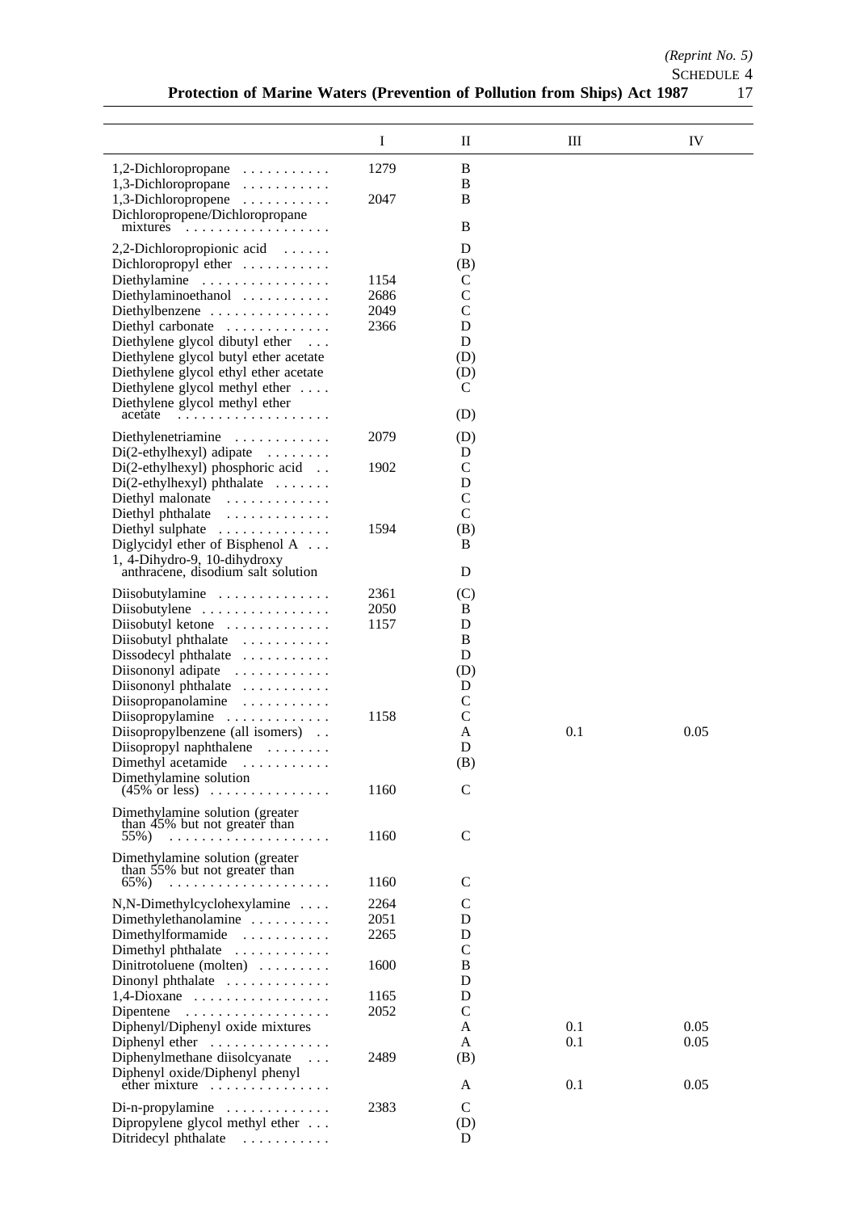| | I | II | III | IV |
|---|---|---|---|---|
| 1,2-Dichloropropane | 1279 | B | | |
| 1,3-Dichloropropane | | B | | |
| 1,3-Dichloropropene | 2047 | B | | |
| Dichloropropene/Dichloropropane mixtures | | B | | |
| 2,2-Dichloropropionic acid | | D | | |
| Dichloropropyl ether | | (B) | | |
| Diethylamine | 1154 | C | | |
| Diethylaminoethanol | 2686 | C | | |
| Diethylbenzene | 2049 | C | | |
| Diethyl carbonate | 2366 | D | | |
| Diethylene glycol dibutyl ether | | D | | |
| Diethylene glycol butyl ether acetate | | (D) | | |
| Diethylene glycol ethyl ether acetate | | (D) | | |
| Diethylene glycol methyl ether | | C | | |
| Diethylene glycol methyl ether acetate | | (D) | | |
| Diethylenetriamine | 2079 | (D) | | |
| Di(2-ethylhexyl) adipate | | D | | |
| Di(2-ethylhexyl) phosphoric acid | 1902 | C | | |
| Di(2-ethylhexyl) phthalate | | D | | |
| Diethyl malonate | | C | | |
| Diethyl phthalate | | C | | |
| Diethyl sulphate | 1594 | (B) | | |
| Diglycidyl ether of Bisphenol A | | B | | |
| 1, 4-Dihydro-9, 10-dihydroxy anthracene, disodium salt solution | | D | | |
| Diisobutylamine | 2361 | (C) | | |
| Diisobutylene | 2050 | B | | |
| Diisobutyl ketone | 1157 | D | | |
| Diisobutyl phthalate | | B | | |
| Dissodecyl phthalate | | D | | |
| Diisononyl adipate | | (D) | | |
| Diisononyl phthalate | | D | | |
| Diisopropanolamine | | C | | |
| Diisopropylamine | 1158 | C | | |
| Diisopropylbenzene (all isomers) | | A | 0.1 | 0.05 |
| Diisopropyl naphthalene | | D | | |
| Dimethyl acetamide | | (B) | | |
| Dimethylamine solution (45% or less) | 1160 | C | | |
| Dimethylamine solution (greater than 45% but not greater than 55%) | 1160 | C | | |
| Dimethylamine solution (greater than 55% but not greater than 65%) | 1160 | C | | |
| N,N-Dimethylcyclohexylamine | 2264 | C | | |
| Dimethylethanolamine | 2051 | D | | |
| Dimethylformamide | 2265 | D | | |
| Dimethyl phthalate | | C | | |
| Dinitrotoluene (molten) | 1600 | B | | |
| Dinonyl phthalate | | D | | |
| 1,4-Dioxane | 1165 | D | | |
| Dipentene | 2052 | C | | |
| Diphenyl/Diphenyl oxide mixtures | | A | 0.1 | 0.05 |
| Diphenyl ether | | A | 0.1 | 0.05 |
| Diphenylmethane diisolcyanate | 2489 | (B) | | |
| Diphenyl oxide/Diphenyl phenyl ether mixture | | A | 0.1 | 0.05 |
| Di-n-propylamine | 2383 | C | | |
| Dipropylene glycol methyl ether | | (D) | | |
| Ditridecyl phthalate | | D | | |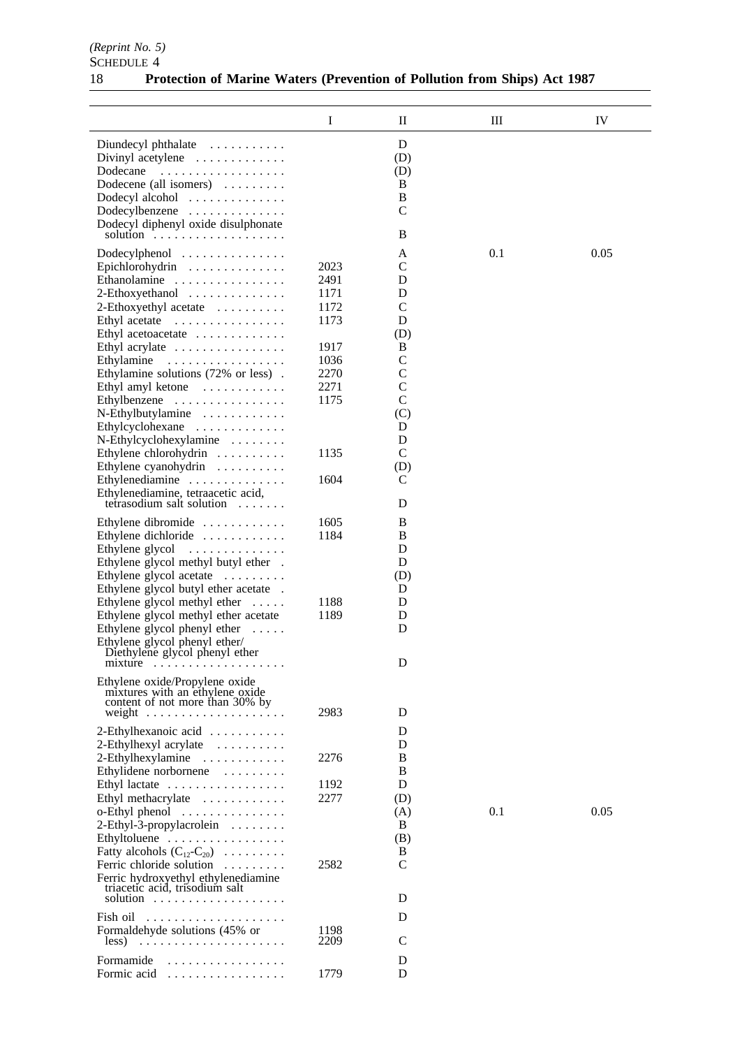| | I | II | III | IV |
|---|---|---|---|---|
| Diundecyl phthalate | | D | | |
| Divinyl acetylene | | (D) | | |
| Dodecane | | (D) | | |
| Dodecene (all isomers) | | B | | |
| Dodecyl alcohol | | B | | |
| Dodecylbenzene | | C | | |
| Dodecyl diphenyl oxide disulphonate solution | | B | | |
| Dodecylphenol | | A | 0.1 | 0.05 |
| Epichlorohydrin | 2023 | C | | |
| Ethanolamine | 2491 | D | | |
| 2-Ethoxyethanol | 1171 | D | | |
| 2-Ethoxyethyl acetate | 1172 | C | | |
| Ethyl acetate | 1173 | D | | |
| Ethyl acetoacetate | | (D) | | |
| Ethyl acrylate | 1917 | B | | |
| Ethylamine | 1036 | C | | |
| Ethylamine solutions (72% or less) | 2270 | C | | |
| Ethyl amyl ketone | 2271 | C | | |
| Ethylbenzene | 1175 | C | | |
| N-Ethylbutylamine | | (C) | | |
| Ethylcyclohexane | | D | | |
| N-Ethylcyclohexylamine | | D | | |
| Ethylene chlorohydrin | 1135 | C | | |
| Ethylene cyanohydrin | | (D) | | |
| Ethylenediamine | 1604 | C | | |
| Ethylenediamine, tetraacetic acid, tetrasodium salt solution | | D | | |
| Ethylene dibromide | 1605 | B | | |
| Ethylene dichloride | 1184 | B | | |
| Ethylene glycol | | D | | |
| Ethylene glycol methyl butyl ether | | D | | |
| Ethylene glycol acetate | | (D) | | |
| Ethylene glycol butyl ether acetate | | D | | |
| Ethylene glycol methyl ether | 1188 | D | | |
| Ethylene glycol methyl ether acetate | 1189 | D | | |
| Ethylene glycol phenyl ether | | D | | |
| Ethylene glycol phenyl ether/ Diethylene glycol phenyl ether mixture | | D | | |
| Ethylene oxide/Propylene oxide mixtures with an ethylene oxide content of not more than 30% by weight | 2983 | D | | |
| 2-Ethylhexanoic acid | | D | | |
| 2-Ethylhexyl acrylate | | D | | |
| 2-Ethylhexylamine | 2276 | B | | |
| Ethylidene norbornene | | B | | |
| Ethyl lactate | 1192 | D | | |
| Ethyl methacrylate | 2277 | (D) | | |
| o-Ethyl phenol | | (A) | 0.1 | 0.05 |
| 2-Ethyl-3-propylacrolein | | B | | |
| Ethyltoluene | | (B) | | |
| Fatty alcohols ($C_{12}$-$C_{20}$) | | B | | |
| Ferric chloride solution | 2582 | C | | |
| Ferric hydroxyethyl ethylenediamine triacetic acid, trisodium salt solution | | D | | |
| Fish oil | | D | | |
| Formaldehyde solutions (45% or less) | 1198<br>2209 | C | | |
| Formamide | | D | | |
| Formic acid | 1779 | D | | |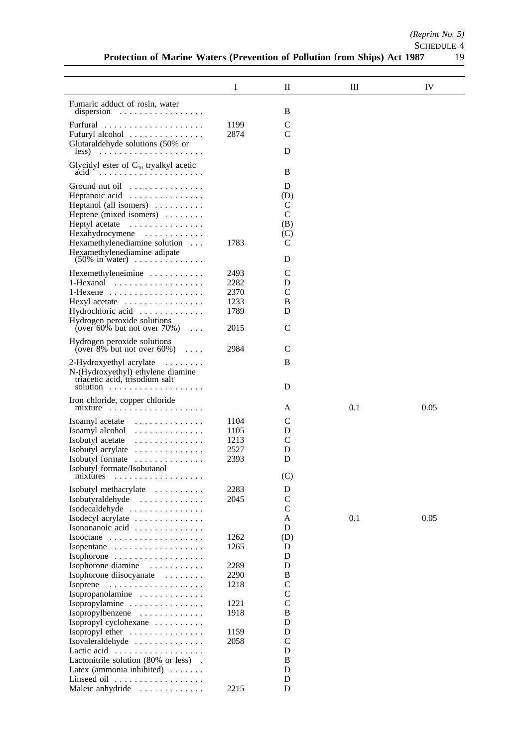| | I | II | III | IV |
|---|---|---|---|---|
| Fumaric adduct of rosin, water dispersion | | B | | |
| Furfural | 1199 | C | | |
| Fufuryl alcohol | 2874 | C | | |
| Glutaraldehyde solutions (50% or less) | | D | | |
| Glycidyl ester of $C_{10}$ tryalkyl acetic acid | | B | | |
| Ground nut oil | | D | | |
| Heptanoic acid | | (D) | | |
| Heptanol (all isomers) | | C | | |
| Heptene (mixed isomers) | | C | | |
| Heptyl acetate | | (B) | | |
| Hexahydrocymene | | (C) | | |
| Hexamethylenediamine solution | 1783 | C | | |
| Hexamethylenediamine adipate (50% in water) | | D | | |
| Hexemethyleneimine | 2493 | C | | |
| 1-Hexanol | 2282 | D | | |
| 1-Hexene | 2370 | C | | |
| Hexyl acetate | 1233 | B | | |
| Hydrochloric acid | 1789 | D | | |
| Hydrogen peroxide solutions (over 60% but not over 70%) | 2015 | C | | |
| Hydrogen peroxide solutions (over 8% but not over 60%) | 2984 | C | | |
| 2-Hydroxyethyl acrylate | | B | | |
| N-(Hydroxyethyl) ethylene diamine triacetic acid, trisodium salt solution | | D | | |
| Iron chloride, copper chloride mixture | | A | 0.1 | 0.05 |
| Isoamyl acetate | 1104 | C | | |
| Isoamyl alcohol | 1105 | D | | |
| Isobutyl acetate | 1213 | C | | |
| Isobutyl acrylate | 2527 | D | | |
| Isobutyl formate | 2393 | D | | |
| Isobutyl formate/Isobutanol mixtures | | (C) | | |
| Isobutyl methacrylate | 2283 | D | | |
| Isobutyraldehyde | 2045 | C | | |
| Isodecaldehyde | | C | | |
| Isodecyl acrylate | | A | 0.1 | 0.05 |
| Isononanoic acid | | D | | |
| Isooctane | 1262 | (D) | | |
| Isopentane | 1265 | D | | |
| Isophorone | | D | | |
| Isophorone diamine | 2289 | D | | |
| Isophorone diisocyanate | 2290 | B | | |
| Isoprene | 1218 | C | | |
| Isopropanolamine | | C | | |
| Isopropylamine | 1221 | C | | |
| Isopropylbenzene | 1918 | B | | |
| Isopropyl cyclohexane | | D | | |
| Isopropyl ether | 1159 | D | | |
| Isovaleraldehyde | 2058 | C | | |
| Lactic acid | | D | | |
| Lactonitrile solution (80% or less) | | B | | |
| Latex (ammonia inhibited) | | D | | |
| Linseed oil | | D | | |
| Maleic anhydride | 2215 | D | | |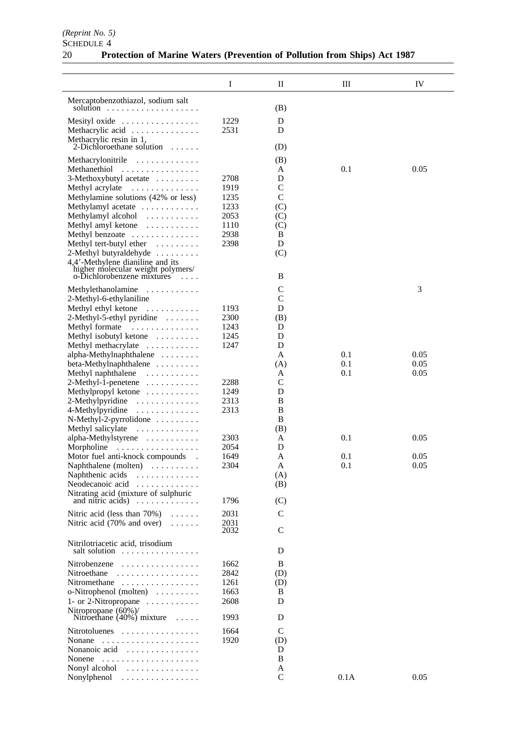| | I | II | III | IV |
|---|---|---|---|---|
| Mercaptobenzothiazol, sodium salt solution | | (B) | | |
| Mesityl oxide | 1229 | D | | |
| Methacrylic acid | 2531 | D | | |
| Methacrylic resin in 1, 2-Dichloroethane solution | | (D) | | |
| Methacrylonitrile | | (B) | | |
| Methanethiol | | A | 0.1 | 0.05 |
| 3-Methoxybutyl acetate | 2708 | D | | |
| Methyl acrylate | 1919 | C | | |
| Methylamine solutions (42% or less) | 1235 | C | | |
| Methylamyl acetate | 1233 | (C) | | |
| Methylamyl alcohol | 2053 | (C) | | |
| Methyl amyl ketone | 1110 | (C) | | |
| Methyl benzoate | 2938 | B | | |
| Methyl tert-butyl ether | 2398 | D | | |
| 2-Methyl butyraldehyde | | (C) | | |
| 4,4'-Methylene dianiline and its higher molecular weight polymers/ o-Dichlorobenzene mixtures | | B | | |
| Methylethanolamine | | C | | 3 |
| 2-Methyl-6-ethylaniline | | C | | |
| Methyl ethyl ketone | 1193 | D | | |
| 2-Methyl-5-ethyl pyridine | 2300 | (B) | | |
| Methyl formate | 1243 | D | | |
| Methyl isobutyl ketone | 1245 | D | | |
| Methyl methacrylate | 1247 | D | | |
| alpha-Methylnaphthalene | | A | 0.1 | 0.05 |
| beta-Methylnaphthalene | | (A) | 0.1 | 0.05 |
| Methyl naphthalene | | A | 0.1 | 0.05 |
| 2-Methyl-1-penetene | 2288 | C | | |
| Methylpropyl ketone | 1249 | D | | |
| 2-Methylpyridine | 2313 | B | | |
| 4-Methylpyridine | 2313 | B | | |
| N-Methyl-2-pyrrolidone | | B | | |
| Methyl salicylate | | (B) | | |
| alpha-Methylstyrene | 2303 | A | 0.1 | 0.05 |
| Morpholine | 2054 | D | | |
| Motor fuel anti-knock compounds | 1649 | A | 0.1 | 0.05 |
| Naphthalene (molten) | 2304 | A | 0.1 | 0.05 |
| Naphthenic acids | | (A) | | |
| Neodecanoic acid | | (B) | | |
| Nitrating acid (mixture of sulphuric and nitric acids) | 1796 | (C) | | |
| Nitric acid (less than 70%) | 2031 | C | | |
| Nitric acid (70% and over) | 2031 2032 | C | | |
| Nitrilotriacetic acid, trisodium salt solution | | D | | |
| Nitrobenzene | 1662 | B | | |
| Nitroethane | 2842 | (D) | | |
| Nitromethane | 1261 | (D) | | |
| o-Nitrophenol (molten) | 1663 | B | | |
| 1- or 2-Nitropropane | 2608 | D | | |
| Nitropropane (60%)/ Nitroethane (40%) mixture | 1993 | D | | |
| Nitrotoluenes | 1664 | C | | |
| Nonane | 1920 | (D) | | |
| Nonanoic acid | | D | | |
| Nonene | | B | | |
| Nonyl alcohol | | A | | |
| Nonylphenol | | C | 0.1A | 0.05 |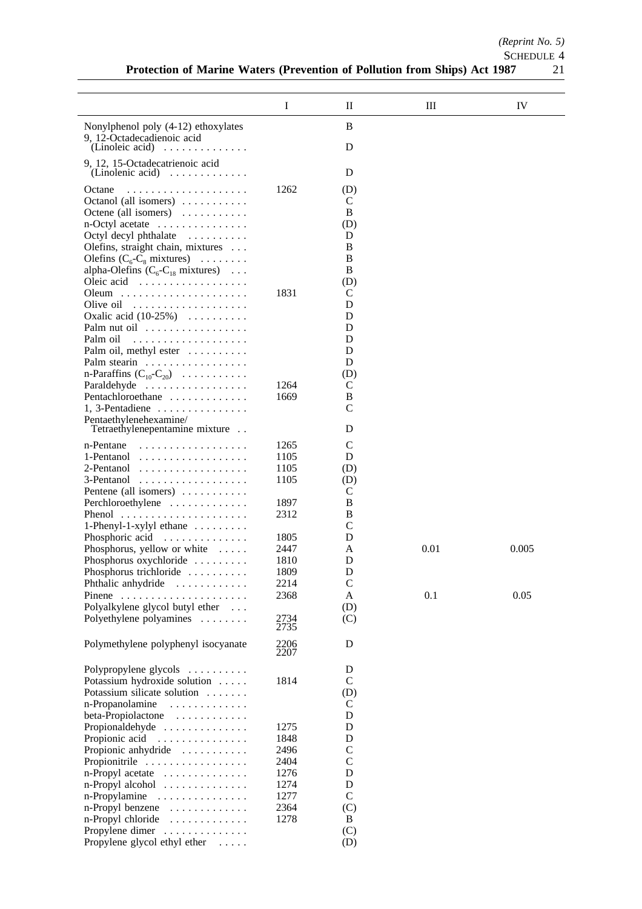| | I | II | III | IV |
|---|---|---|---|---|
| Nonylphenol poly (4-12) ethoxylates | | B | | |
| 9, 12-Octadecadienoic acid (Linoleic acid) | | D | | |
| 9, 12, 15-Octadecatrienoic acid (Linolenic acid) | | D | | |
| Octane | 1262 | (D) | | |
| Octanol (all isomers) | | C | | |
| Octene (all isomers) | | B | | |
| n-Octyl acetate | | (D) | | |
| Octyl decyl phthalate | | D | | |
| Olefins, straight chain, mixtures | | B | | |
| Olefins ($C_6$-$C_8$ mixtures) | | B | | |
| alpha-Olefins ($C_6$-$C_{18}$ mixtures) | | B | | |
| Oleic acid | | (D) | | |
| Oleum | 1831 | C | | |
| Olive oil | | D | | |
| Oxalic acid (10-25%) | | D | | |
| Palm nut oil | | D | | |
| Palm oil | | D | | |
| Palm oil, methyl ester | | D | | |
| Palm stearin | | D | | |
| n-Paraffins ($C_{10}$-$C_{20}$) | | (D) | | |
| Paraldehyde | 1264 | C | | |
| Pentachloroethane | 1669 | B | | |
| 1, 3-Pentadiene | | C | | |
| Pentaethylenehexamine/ Tetraethylenepentamine mixture | | D | | |
| n-Pentane | 1265 | C | | |
| 1-Pentanol | 1105 | D | | |
| 2-Pentanol | 1105 | (D) | | |
| 3-Pentanol | 1105 | (D) | | |
| Pentene (all isomers) | | C | | |
| Perchloroethylene | 1897 | B | | |
| Phenol | 2312 | B | | |
| 1-Phenyl-1-xylyl ethane | | C | | |
| Phosphoric acid | 1805 | D | | |
| Phosphorus, yellow or white | 2447 | A | 0.01 | 0.005 |
| Phosphorus oxychloride | 1810 | D | | |
| Phosphorus trichloride | 1809 | D | | |
| Phthalic anhydride | 2214 | C | | |
| Pinene | 2368 | A | 0.1 | 0.05 |
| Polyalkylene glycol butyl ether | | (D) | | |
| Polyethylene polyamines | 2734 2735 | (C) | | |
| Polymethylene polyphenyl isocyanate | 2206 2207 | D | | |
| Polypropylene glycols | | D | | |
| Potassium hydroxide solution | 1814 | C | | |
| Potassium silicate solution | | (D) | | |
| n-Propanolamine | | C | | |
| beta-Propiolactone | | D | | |
| Propionaldehyde | 1275 | D | | |
| Propionic acid | 1848 | D | | |
| Propionic anhydride | 2496 | C | | |
| Propionitrile | 2404 | C | | |
| n-Propyl acetate | 1276 | D | | |
| n-Propyl alcohol | 1274 | D | | |
| n-Propylamine | 1277 | C | | |
| n-Propyl benzene | 2364 | (C) | | |
| n-Propyl chloride | 1278 | B | | |
| Propylene dimer | | (C) | | |
| Propylene glycol ethyl ether | | (D) | | |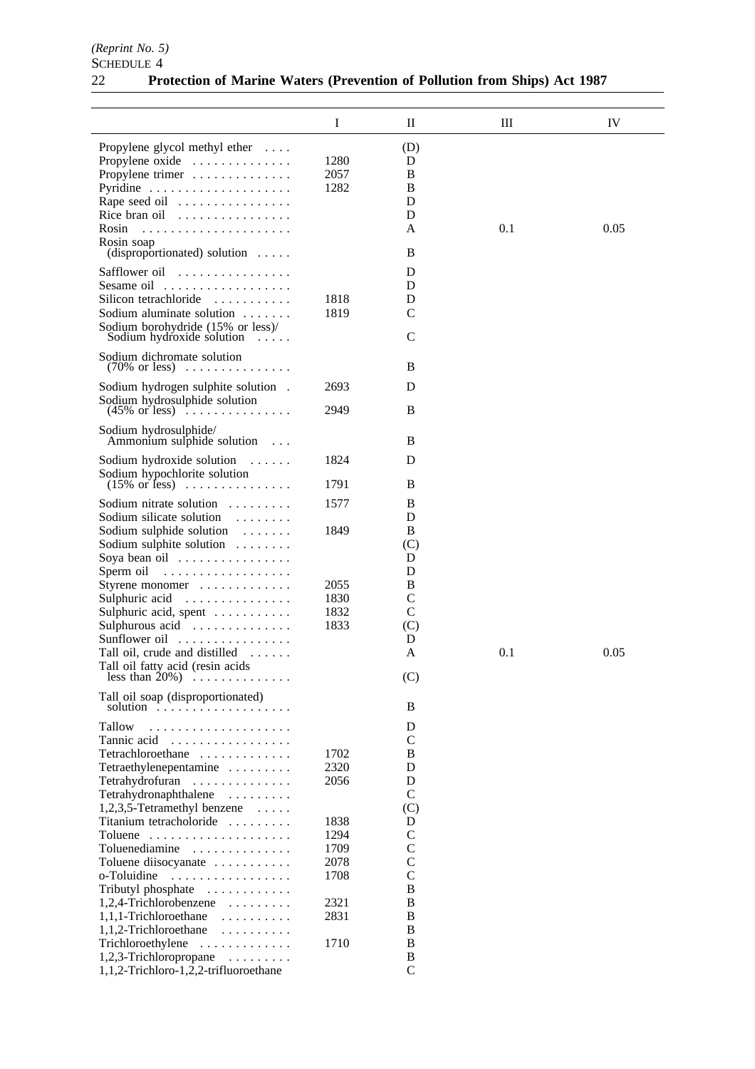| | I | II | III | IV |
|---|---|---|---|---|
| Propylene glycol methyl ether | | (D) | | |
| Propylene oxide | 1280 | D | | |
| Propylene trimer | 2057 | B | | |
| Pyridine | 1282 | B | | |
| Rape seed oil | | D | | |
| Rice bran oil | | D | | |
| Rosin | | A | 0.1 | 0.05 |
| Rosin soap (disproportionated) solution | | B | | |
| Safflower oil | | D | | |
| Sesame oil | | D | | |
| Silicon tetrachloride | 1818 | D | | |
| Sodium aluminate solution | 1819 | C | | |
| Sodium borohydride (15% or less)/ Sodium hydroxide solution | | C | | |
| Sodium dichromate solution (70% or less) | | B | | |
| Sodium hydrogen sulphite solution | 2693 | D | | |
| Sodium hydrosulphide solution (45% or less) | 2949 | B | | |
| Sodium hydrosulphide/ Ammonium sulphide solution | | B | | |
| Sodium hydroxide solution | 1824 | D | | |
| Sodium hypochlorite solution (15% or less) | 1791 | B | | |
| Sodium nitrate solution | 1577 | B | | |
| Sodium silicate solution | | D | | |
| Sodium sulphide solution | 1849 | B | | |
| Sodium sulphite solution | | (C) | | |
| Soya bean oil | | D | | |
| Sperm oil | | D | | |
| Styrene monomer | 2055 | B | | |
| Sulphuric acid | 1830 | C | | |
| Sulphuric acid, spent | 1832 | C | | |
| Sulphurous acid | 1833 | (C) | | |
| Sunflower oil | | D | | |
| Tall oil, crude and distilled | | A | 0.1 | 0.05 |
| Tall oil fatty acid (resin acids less than 20%) | | (C) | | |
| Tall oil soap (disproportionated) solution | | B | | |
| Tallow | | D | | |
| Tannic acid | | C | | |
| Tetrachloroethane | 1702 | B | | |
| Tetraethylenepentamine | 2320 | D | | |
| Tetrahydrofuran | 2056 | D | | |
| Tetrahydronaphthalene | | C | | |
| 1,2,3,5-Tetramethyl benzene | | (C) | | |
| Titanium tetracholoride | 1838 | D | | |
| Toluene | 1294 | C | | |
| Toluenediamine | 1709 | C | | |
| Toluene diisocyanate | 2078 | C | | |
| o-Toluidine | 1708 | C | | |
| Tributyl phosphate | | B | | |
| 1,2,4-Trichlorobenzene | 2321 | B | | |
| 1,1,1-Trichloroethane | 2831 | B | | |
| 1,1,2-Trichloroethane | | B | | |
| Trichloroethylene | 1710 | B | | |
| 1,2,3-Trichloropropane | | B | | |
| 1,1,2-Trichloro-1,2,2-trifluoroethane | | C | | |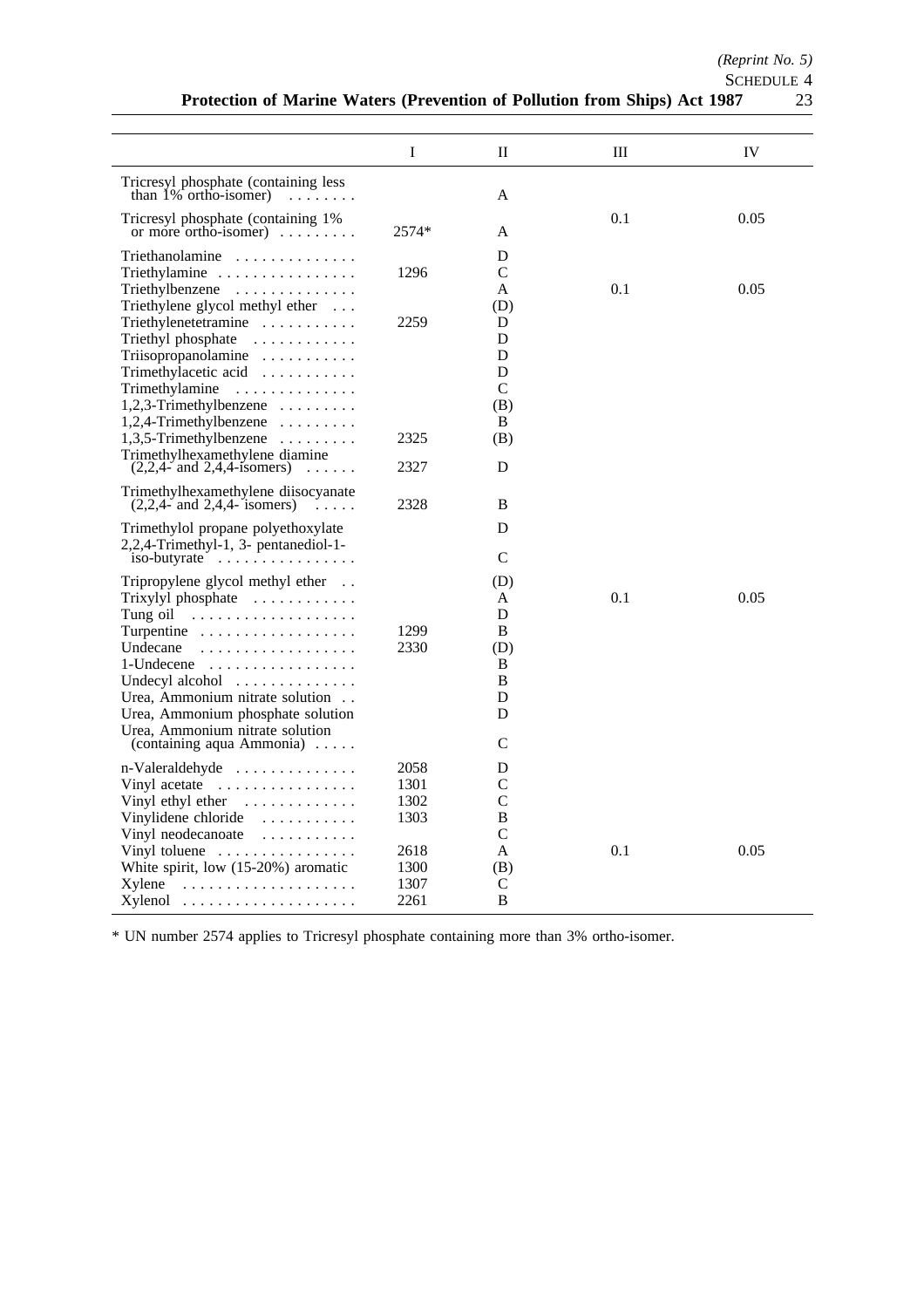| | I | II | III | IV |
|---|---|---|---|---|
| Tricresyl phosphate (containing less than 1% ortho-isomer) | | A | | |
| Tricresyl phosphate (containing 1% or more ortho-isomer) | 2574* | A | 0.1 | 0.05 |
| Triethanolamine | | D | | |
| Triethylamine | 1296 | C | | |
| Triethylbenzene | | A | 0.1 | 0.05 |
| Triethylene glycol methyl ether | | (D) | | |
| Triethylenetetramine | 2259 | D | | |
| Triethyl phosphate | | D | | |
| Triisopropanolamine | | D | | |
| Trimethylacetic acid | | D | | |
| Trimethylamine | | C | | |
| 1,2,3-Trimethylbenzene | | (B) | | |
| 1,2,4-Trimethylbenzene | | B | | |
| 1,3,5-Trimethylbenzene | 2325 | (B) | | |
| Trimethylhexamethylene diamine (2,2,4- and 2,4,4-isomers) | 2327 | D | | |
| Trimethylhexamethylene diisocyanate (2,2,4- and 2,4,4- isomers) | 2328 | B | | |
| Trimethylol propane polyethoxylate | | D | | |
| 2,2,4-Trimethyl-1, 3- pentanediol-1-iso-butyrate | | C | | |
| Tripropylene glycol methyl ether | | (D) | | |
| Trixylyl phosphate | | A | 0.1 | 0.05 |
| Tung oil | | D | | |
| Turpentine | 1299 | B | | |
| Undecane | 2330 | (D) | | |
| 1-Undecene | | B | | |
| Undecyl alcohol | | B | | |
| Urea, Ammonium nitrate solution | | D | | |
| Urea, Ammonium phosphate solution | | D | | |
| Urea, Ammonium nitrate solution (containing aqua Ammonia) | | C | | |
| n-Valeraldehyde | 2058 | D | | |
| Vinyl acetate | 1301 | C | | |
| Vinyl ethyl ether | 1302 | C | | |
| Vinylidene chloride | 1303 | B | | |
| Vinyl neodecanoate | | C | | |
| Vinyl toluene | 2618 | A | 0.1 | 0.05 |
| White spirit, low (15-20%) aromatic | 1300 | (B) | | |
| Xylene | 1307 | C | | |
| Xylenol | 2261 | B | | |

* UN number 2574 applies to Tricresyl phosphate containing more than 3% ortho-isomer.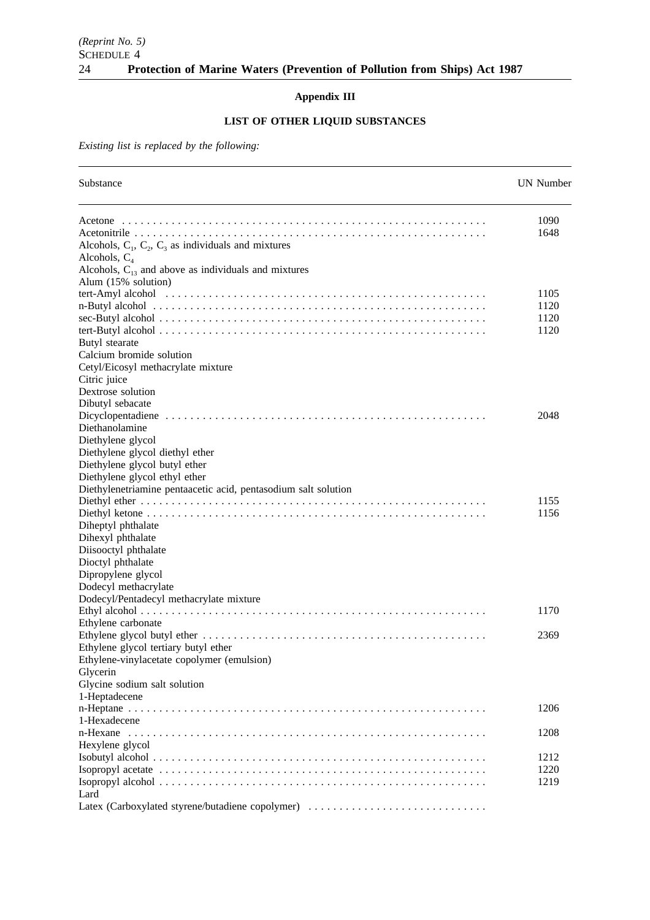## Appendix III

### LIST OF OTHER LIQUID SUBSTANCES

*Existing list is replaced by the following:*

| Substance | UN Number |
| --- | --- |
| Acetone | 1090 |
| Acetonitrile | 1648 |
| Alcohols, $C_1$, $C_2$, $C_3$ as individuals and mixtures | |
| Alcohols, $C_4$ | |
| Alcohols, $C_{13}$ and above as individuals and mixtures | |
| Alum (15% solution) | |
| tert-Amyl alcohol | 1105 |
| n-Butyl alcohol | 1120 |
| sec-Butyl alcohol | 1120 |
| tert-Butyl alcohol | 1120 |
| Butyl stearate | |
| Calcium bromide solution | |
| Cetyl/Eicosyl methacrylate mixture | |
| Citric juice | |
| Dextrose solution | |
| Dibutyl sebacate | |
| Dicyclopentadiene | 2048 |
| Diethanolamine | |
| Diethylene glycol | |
| Diethylene glycol diethyl ether | |
| Diethylene glycol butyl ether | |
| Diethylene glycol ethyl ether | |
| Diethylenetriamine pentaacetic acid, pentasodium salt solution | |
| Diethyl ether | 1155 |
| Diethyl ketone | 1156 |
| Diheptyl phthalate | |
| Dihexyl phthalate | |
| Diisooctyl phthalate | |
| Dioctyl phthalate | |
| Dipropylene glycol | |
| Dodecyl methacrylate | |
| Dodecyl/Pentadecyl methacrylate mixture | |
| Ethyl alcohol | 1170 |
| Ethylene carbonate | |
| Ethylene glycol butyl ether | 2369 |
| Ethylene glycol tertiary butyl ether | |
| Ethylene-vinylacetate copolymer (emulsion) | |
| Glycerin | |
| Glycine sodium salt solution | |
| 1-Heptadecene | |
| n-Heptane | 1206 |
| 1-Hexadecene | |
| n-Hexane | 1208 |
| Hexylene glycol | |
| Isobutyl alcohol | 1212 |
| Isopropyl acetate | 1220 |
| Isopropyl alcohol | 1219 |
| Lard | |
| Latex (Carboxylated styrene/butadiene copolymer) | |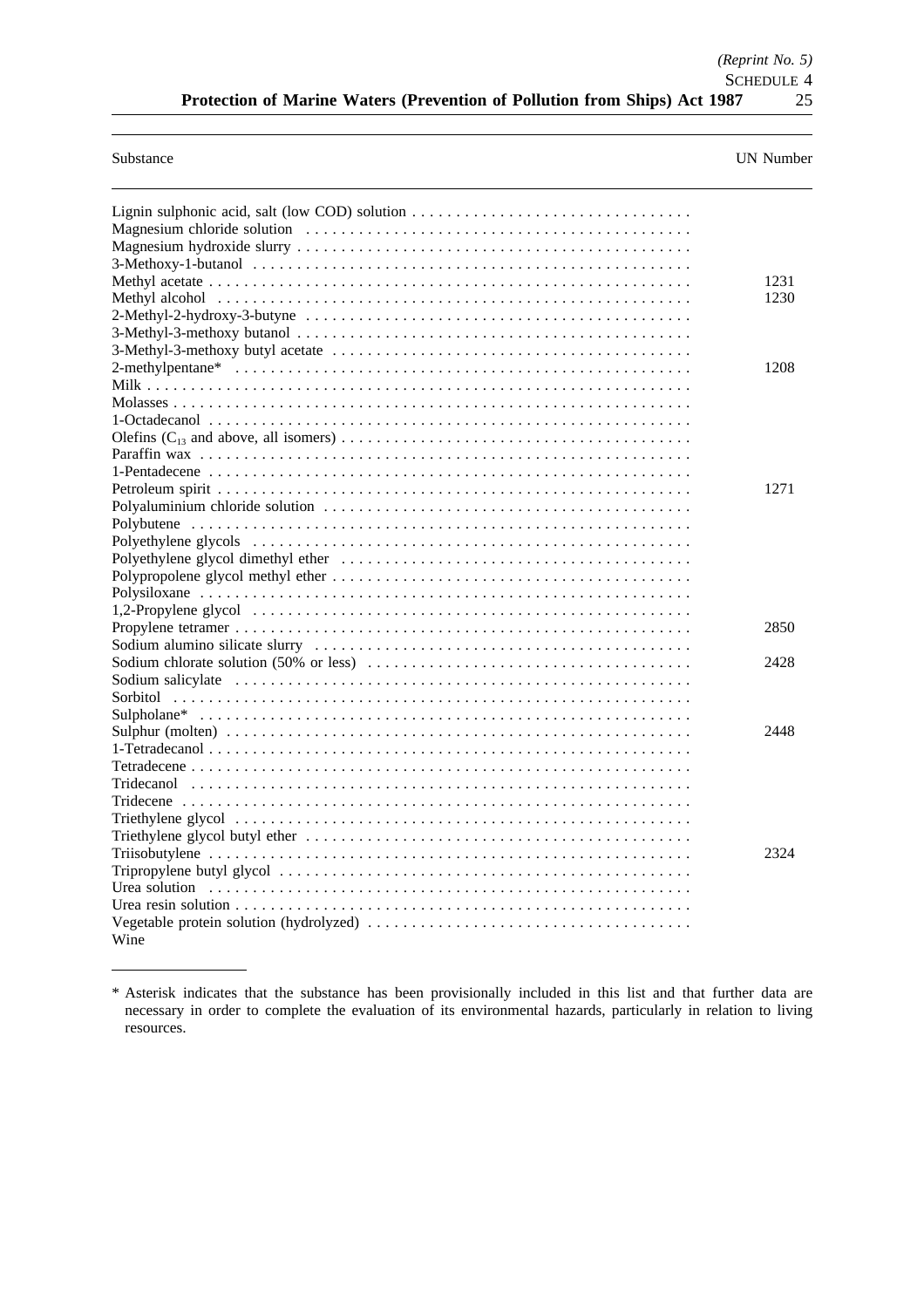| Substance | UN Number |
|---|---|
| Lignin sulphonic acid, salt (low COD) solution | |
| Magnesium chloride solution | |
| Magnesium hydroxide slurry | |
| 3-Methoxy-1-butanol | |
| Methyl acetate | 1231 |
| Methyl alcohol | 1230 |
| 2-Methyl-2-hydroxy-3-butyne | |
| 3-Methyl-3-methoxy butanol | |
| 3-Methyl-3-methoxy butyl acetate | |
| 2-methylpentane* | 1208 |
| Milk | |
| Molasses | |
| 1-Octadecanol | |
| Olefins ($C_{13}$ and above, all isomers) | |
| Paraffin wax | |
| 1-Pentadecene | |
| Petroleum spirit | 1271 |
| Polyaluminium chloride solution | |
| Polybutene | |
| Polyethylene glycols | |
| Polyethylene glycol dimethyl ether | |
| Polypropolene glycol methyl ether | |
| Polysiloxane | |
| 1,2-Propylene glycol | |
| Propylene tetramer | 2850 |
| Sodium alumino silicate slurry | |
| Sodium chlorate solution (50% or less) | 2428 |
| Sodium salicylate | |
| Sorbitol | |
| Sulpholane* | |
| Sulphur (molten) | 2448 |
| 1-Tetradecanol | |
| Tetradecene | |
| Tridecanol | |
| Tridecene | |
| Triethylene glycol | |
| Triethylene glycol butyl ether | |
| Triisobutylene | 2324 |
| Tripropylene butyl glycol | |
| Urea solution | |
| Urea resin solution | |
| Vegetable protein solution (hydrolyzed) | |
| Wine | |

\* Asterisk indicates that the substance has been provisionally included in this list and that further data are necessary in order to complete the evaluation of its environmental hazards, particularly in relation to living resources.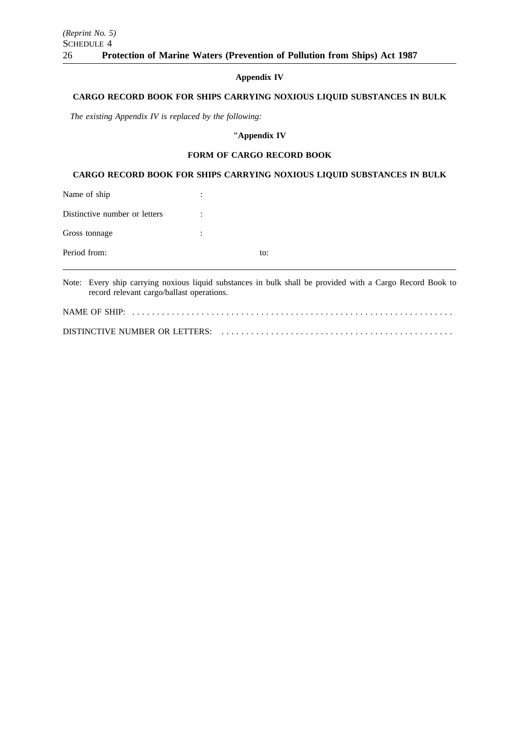### Appendix IV

#### CARGO RECORD BOOK FOR SHIPS CARRYING NOXIOUS LIQUID SUBSTANCES IN BULK

*The existing Appendix IV is replaced by the following:*

### "Appendix IV

#### FORM OF CARGO RECORD BOOK

#### CARGO RECORD BOOK FOR SHIPS CARRYING NOXIOUS LIQUID SUBSTANCES IN BULK

Name of ship :

Distinctive number or letters :

Gross tonnage :

Period from: to:

---

Note: Every ship carrying noxious liquid substances in bulk shall be provided with a Cargo Record Book to record relevant cargo/ballast operations.

NAME OF SHIP: . . . . . . . . . . . . . . . . . . . . . . . . . . . . . . . . . . . . . . . . . . . . . . . . . . . . . . . . . . . . . . .

DISTINCTIVE NUMBER OR LETTERS: . . . . . . . . . . . . . . . . . . . . . . . . . . . . . . . . . . . . . . . . . . . . . .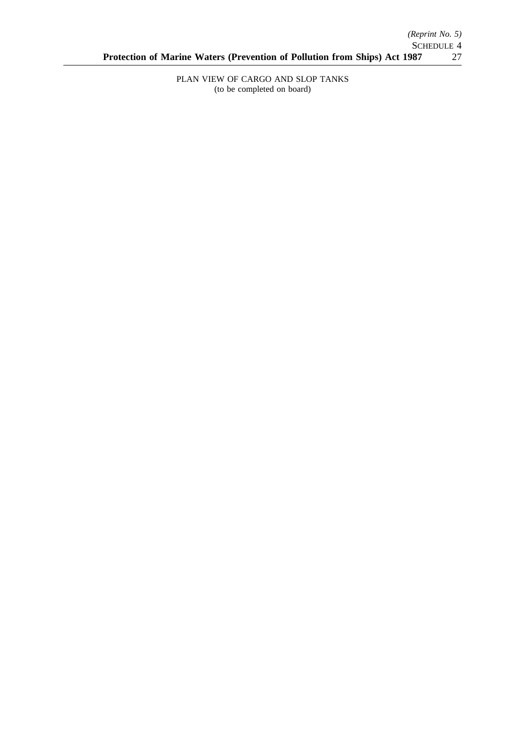PLAN VIEW OF CARGO AND SLOP TANKS
(to be completed on board)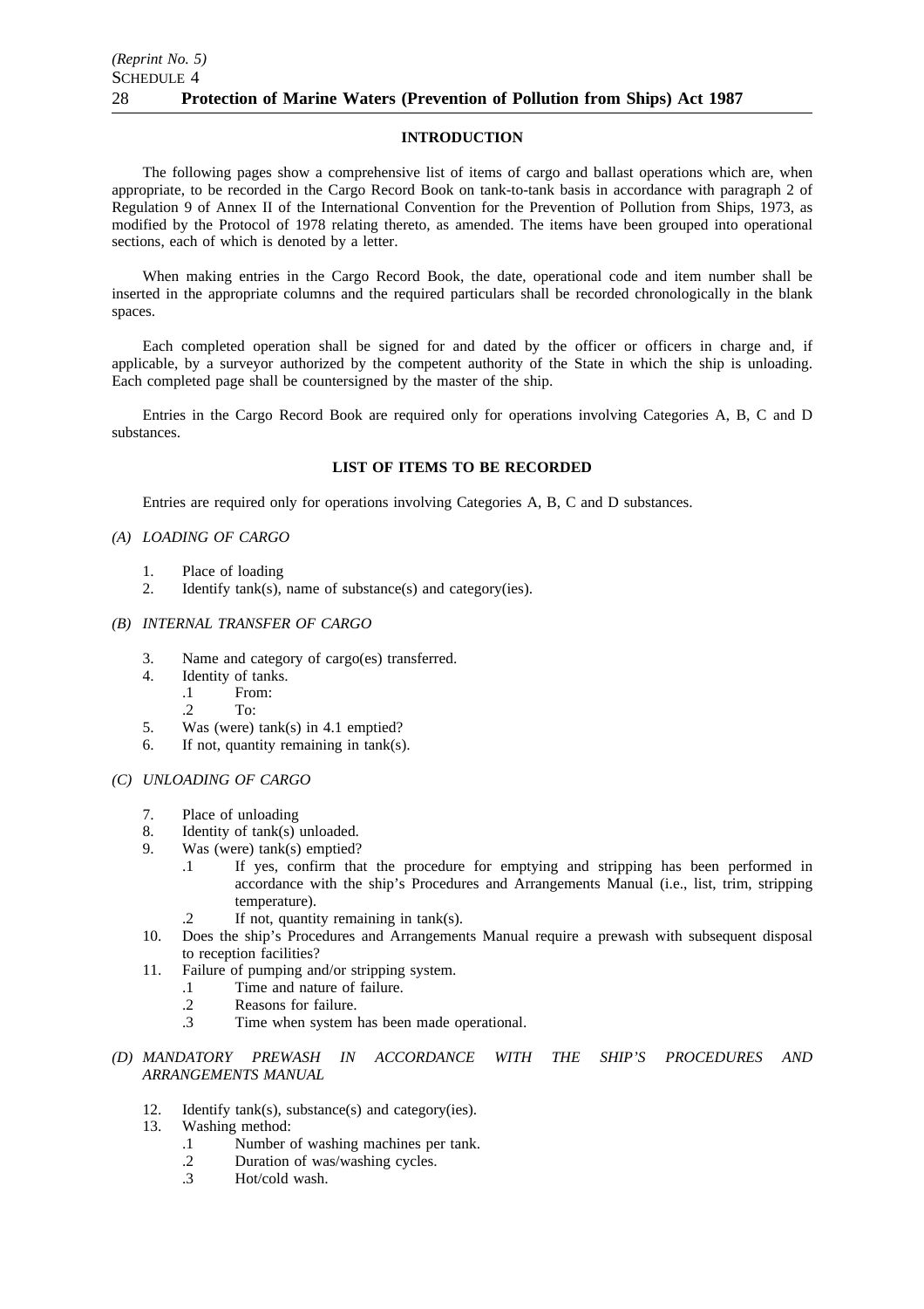## INTRODUCTION

The following pages show a comprehensive list of items of cargo and ballast operations which are, when appropriate, to be recorded in the Cargo Record Book on tank-to-tank basis in accordance with paragraph 2 of Regulation 9 of Annex II of the International Convention for the Prevention of Pollution from Ships, 1973, as modified by the Protocol of 1978 relating thereto, as amended. The items have been grouped into operational sections, each of which is denoted by a letter.

When making entries in the Cargo Record Book, the date, operational code and item number shall be inserted in the appropriate columns and the required particulars shall be recorded chronologically in the blank spaces.

Each completed operation shall be signed for and dated by the officer or officers in charge and, if applicable, by a surveyor authorized by the competent authority of the State in which the ship is unloading. Each completed page shall be countersigned by the master of the ship.

Entries in the Cargo Record Book are required only for operations involving Categories A, B, C and D substances.

## LIST OF ITEMS TO BE RECORDED

Entries are required only for operations involving Categories A, B, C and D substances.

*(A) LOADING OF CARGO*

1. Place of loading
2. Identify tank(s), name of substance(s) and category(ies).

*(B) INTERNAL TRANSFER OF CARGO*

3. Name and category of cargo(es) transferred.
4. Identity of tanks.
   - .1 From:
   - .2 To:
5. Was (were) tank(s) in 4.1 emptied?
6. If not, quantity remaining in tank(s).

*(C) UNLOADING OF CARGO*

7. Place of unloading
8. Identity of tank(s) unloaded.
9. Was (were) tank(s) emptied?
   - .1 If yes, confirm that the procedure for emptying and stripping has been performed in accordance with the ship's Procedures and Arrangements Manual (i.e., list, trim, stripping temperature).
   - .2 If not, quantity remaining in tank(s).
10. Does the ship's Procedures and Arrangements Manual require a prewash with subsequent disposal to reception facilities?
11. Failure of pumping and/or stripping system.
    - .1 Time and nature of failure.
    - .2 Reasons for failure.
    - .3 Time when system has been made operational.

*(D) MANDATORY PREWASH IN ACCORDANCE WITH THE SHIP'S PROCEDURES AND ARRANGEMENTS MANUAL*

12. Identify tank(s), substance(s) and category(ies).
13. Washing method:
    - .1 Number of washing machines per tank.
    - .2 Duration of was/washing cycles.
    - .3 Hot/cold wash.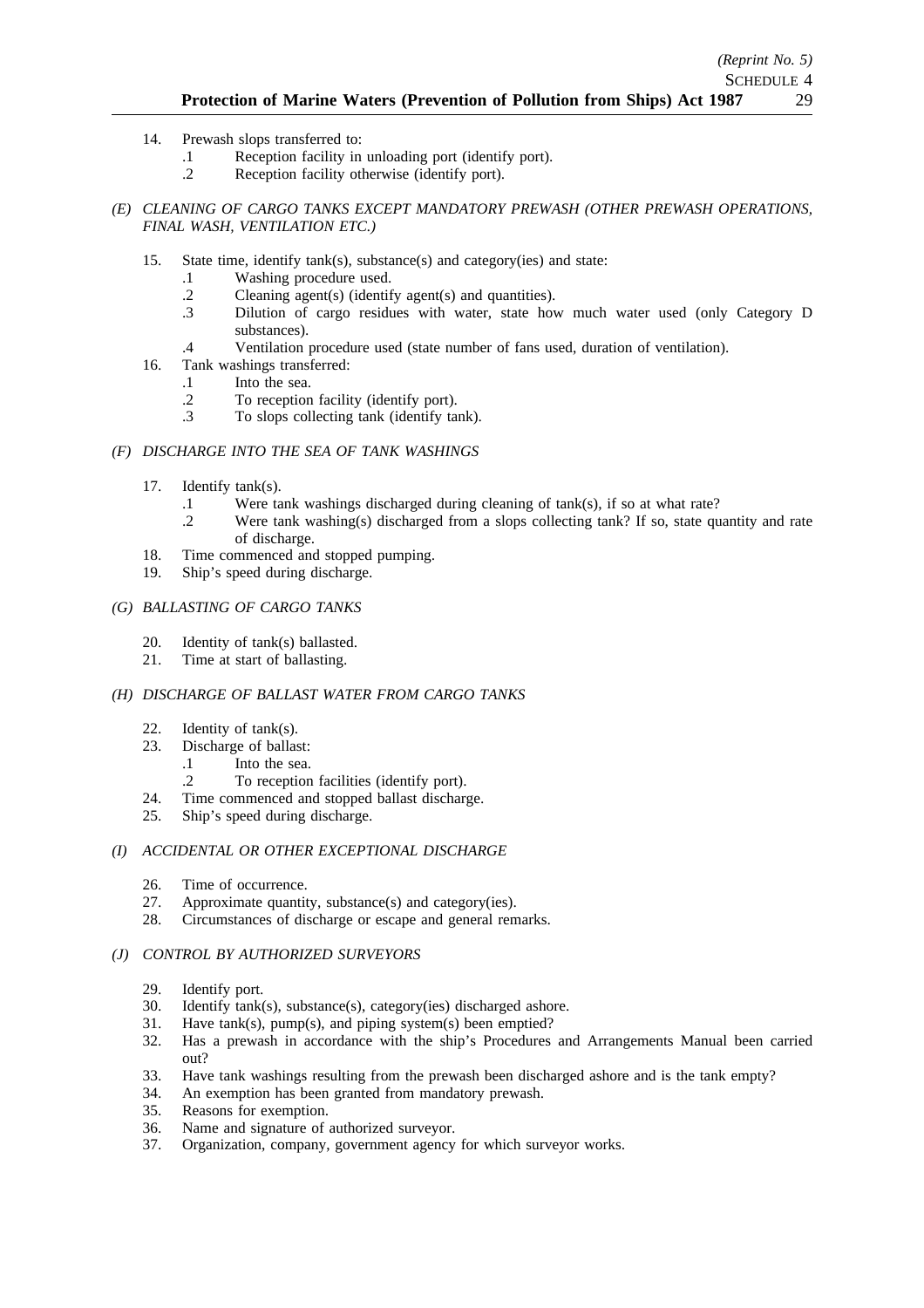14. Prewash slops transferred to:
    - .1 Reception facility in unloading port (identify port).
    - .2 Reception facility otherwise (identify port).

*(E) CLEANING OF CARGO TANKS EXCEPT MANDATORY PREWASH (OTHER PREWASH OPERATIONS, FINAL WASH, VENTILATION ETC.)*

15. State time, identify tank(s), substance(s) and category(ies) and state:
    - .1 Washing procedure used.
    - .2 Cleaning agent(s) (identify agent(s) and quantities).
    - .3 Dilution of cargo residues with water, state how much water used (only Category D substances).
    - .4 Ventilation procedure used (state number of fans used, duration of ventilation).
16. Tank washings transferred:
    - .1 Into the sea.
    - .2 To reception facility (identify port).
    - .3 To slops collecting tank (identify tank).

*(F) DISCHARGE INTO THE SEA OF TANK WASHINGS*

17. Identify tank(s).
    - .1 Were tank washings discharged during cleaning of tank(s), if so at what rate?
    - .2 Were tank washing(s) discharged from a slops collecting tank? If so, state quantity and rate of discharge.
18. Time commenced and stopped pumping.
19. Ship's speed during discharge.

*(G) BALLASTING OF CARGO TANKS*

20. Identity of tank(s) ballasted.
21. Time at start of ballasting.

*(H) DISCHARGE OF BALLAST WATER FROM CARGO TANKS*

22. Identity of tank(s).
23. Discharge of ballast:
    - .1 Into the sea.
    - .2 To reception facilities (identify port).
24. Time commenced and stopped ballast discharge.
25. Ship's speed during discharge.

*(I) ACCIDENTAL OR OTHER EXCEPTIONAL DISCHARGE*

26. Time of occurrence.
27. Approximate quantity, substance(s) and category(ies).
28. Circumstances of discharge or escape and general remarks.

*(J) CONTROL BY AUTHORIZED SURVEYORS*

29. Identify port.
30. Identify tank(s), substance(s), category(ies) discharged ashore.
31. Have tank(s), pump(s), and piping system(s) been emptied?
32. Has a prewash in accordance with the ship's Procedures and Arrangements Manual been carried out?
33. Have tank washings resulting from the prewash been discharged ashore and is the tank empty?
34. An exemption has been granted from mandatory prewash.
35. Reasons for exemption.
36. Name and signature of authorized surveyor.
37. Organization, company, government agency for which surveyor works.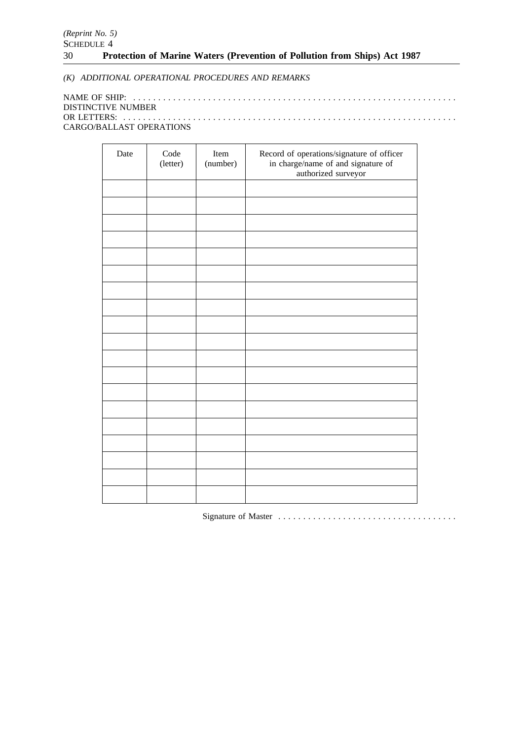*(K) ADDITIONAL OPERATIONAL PROCEDURES AND REMARKS*

NAME OF SHIP: . . . . . . . . . . . . . . . . . . . . . . . . . . . . . . . . . . . . . . . . . . . . . . . . . . . . . . . . . . . . . . . . .
DISTINCTIVE NUMBER
OR LETTERS: . . . . . . . . . . . . . . . . . . . . . . . . . . . . . . . . . . . . . . . . . . . . . . . . . . . . . . . . . . . . . . . . . .
CARGO/BALLAST OPERATIONS

| Date | Code (letter) | Item (number) | Record of operations/signature of officer in charge/name of and signature of authorized surveyor |
|---|---|---|---|
| | | | |
| | | | |
| | | | |
| | | | |
| | | | |
| | | | |
| | | | |
| | | | |
| | | | |
| | | | |
| | | | |
| | | | |
| | | | |
| | | | |
| | | | |
| | | | |
| | | | |
| | | | |
| | | | |

Signature of Master . . . . . . . . . . . . . . . . . . . . . . . . . . . . . . . . . . .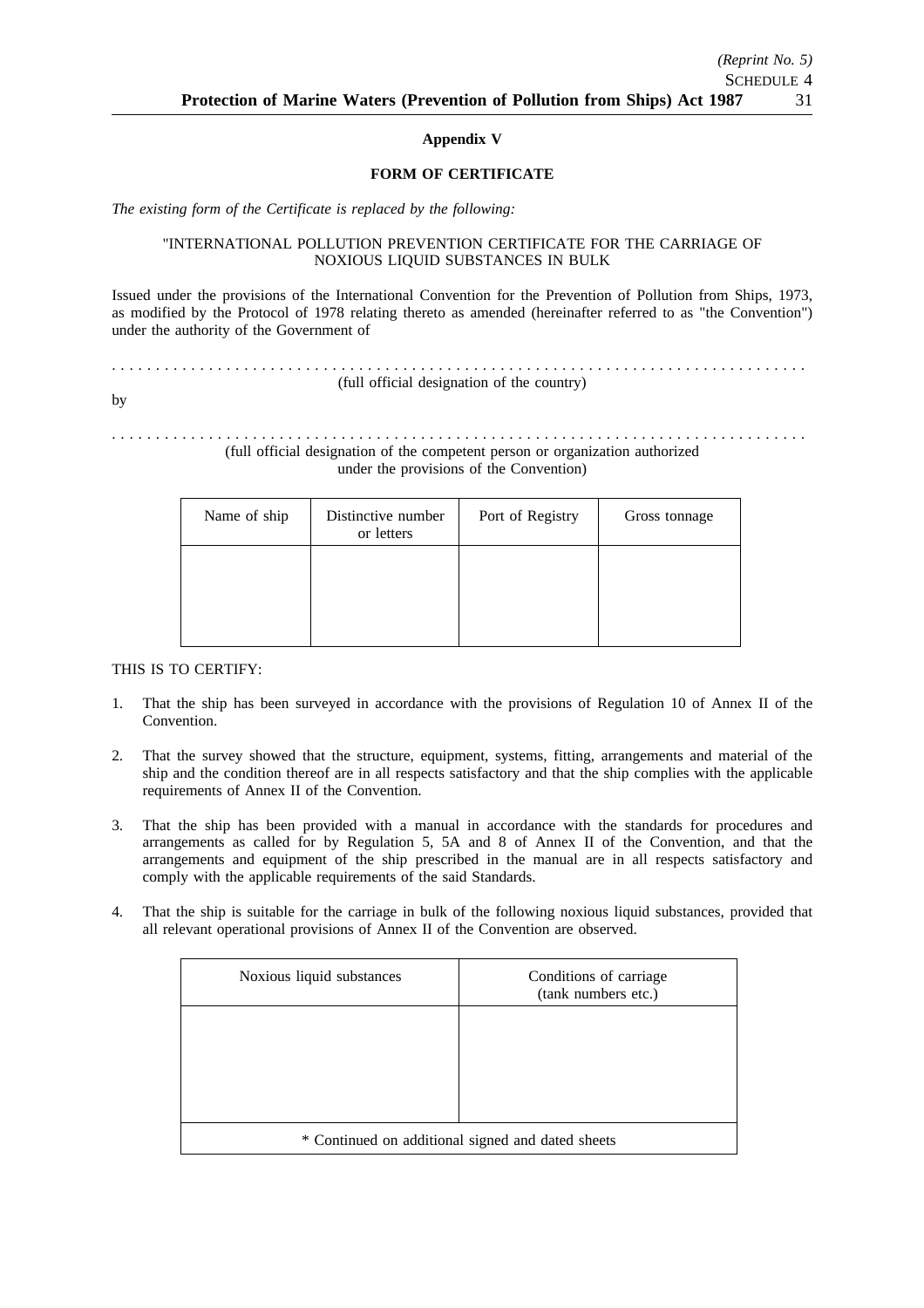**Appendix V**

**FORM OF CERTIFICATE**

*The existing form of the Certificate is replaced by the following:*

"INTERNATIONAL POLLUTION PREVENTION CERTIFICATE FOR THE CARRIAGE OF NOXIOUS LIQUID SUBSTANCES IN BULK

Issued under the provisions of the International Convention for the Prevention of Pollution from Ships, 1973, as modified by the Protocol of 1978 relating thereto as amended (hereinafter referred to as "the Convention") under the authority of the Government of

. . . . . . . . . . . . . . . . . . . . . . . . . . . . . . . . . . . . . . . . . . . . . . . . . . . . . . . . . . . . . . . . . . . . . . . . . . . . .
(full official designation of the country)

by

. . . . . . . . . . . . . . . . . . . . . . . . . . . . . . . . . . . . . . . . . . . . . . . . . . . . . . . . . . . . . . . . . . . . . . . . . . . . .
(full official designation of the competent person or organization authorized under the provisions of the Convention)

| Name of ship | Distinctive number or letters | Port of Registry | Gross tonnage |
|---|---|---|---|
| | | | |

THIS IS TO CERTIFY:

1. That the ship has been surveyed in accordance with the provisions of Regulation 10 of Annex II of the Convention.

2. That the survey showed that the structure, equipment, systems, fitting, arrangements and material of the ship and the condition thereof are in all respects satisfactory and that the ship complies with the applicable requirements of Annex II of the Convention.

3. That the ship has been provided with a manual in accordance with the standards for procedures and arrangements as called for by Regulation 5, 5A and 8 of Annex II of the Convention, and that the arrangements and equipment of the ship prescribed in the manual are in all respects satisfactory and comply with the applicable requirements of the said Standards.

4. That the ship is suitable for the carriage in bulk of the following noxious liquid substances, provided that all relevant operational provisions of Annex II of the Convention are observed.

| Noxious liquid substances | Conditions of carriage (tank numbers etc.) |
|---|---|
| | |
| * Continued on additional signed and dated sheets | |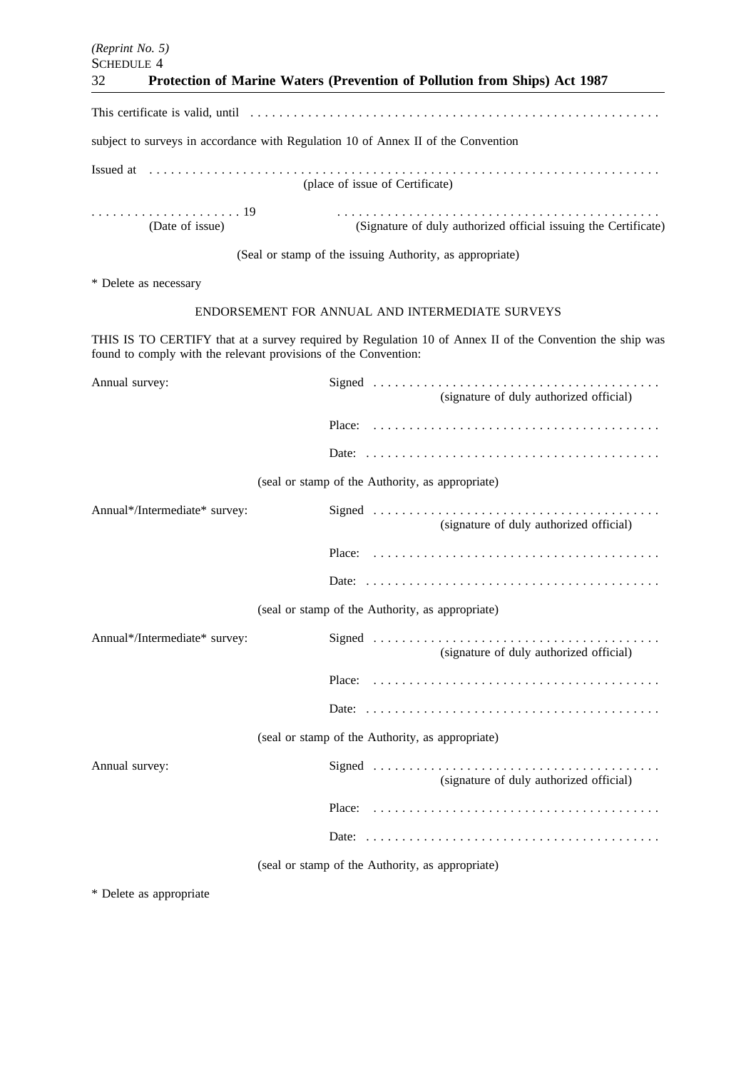This certificate is valid, until . . . . . . . . . . . . . . . . . . . . . . . . . . . . . . . . . . . . . . . . . . . . . . . . . . . . . .

subject to surveys in accordance with Regulation 10 of Annex II of the Convention

Issued at . . . . . . . . . . . . . . . . . . . . . . . . . . . . . . . . . . . . . . . . . . . . . . . . . . . . . . . . . . . . . . . . . . . . . .
(place of issue of Certificate)

. . . . . . . . . . . . . . . . . . . . . 19 (Date of issue)

. . . . . . . . . . . . . . . . . . . . . . . . . . . . . . . . . . . . . . . . . . . . . (Signature of duly authorized official issuing the Certificate)

(Seal or stamp of the issuing Authority, as appropriate)

\* Delete as necessary

## ENDORSEMENT FOR ANNUAL AND INTERMEDIATE SURVEYS

THIS IS TO CERTIFY that at a survey required by Regulation 10 of Annex II of the Convention the ship was found to comply with the relevant provisions of the Convention:

Annual survey:

Signed . . . . . . . . . . . . . . . . . . . . . . . . . . . . . . . . . . . . . . . .
(signature of duly authorized official)

Place: . . . . . . . . . . . . . . . . . . . . . . . . . . . . . . . . . . . . . . . .

Date: . . . . . . . . . . . . . . . . . . . . . . . . . . . . . . . . . . . . . . . . .

(seal or stamp of the Authority, as appropriate)

Annual*/Intermediate* survey:

Signed . . . . . . . . . . . . . . . . . . . . . . . . . . . . . . . . . . . . . . . .
(signature of duly authorized official)

Place: . . . . . . . . . . . . . . . . . . . . . . . . . . . . . . . . . . . . . . . .

Date: . . . . . . . . . . . . . . . . . . . . . . . . . . . . . . . . . . . . . . . . .

(seal or stamp of the Authority, as appropriate)

Annual*/Intermediate* survey:

Signed . . . . . . . . . . . . . . . . . . . . . . . . . . . . . . . . . . . . . . . .
(signature of duly authorized official)

Place: . . . . . . . . . . . . . . . . . . . . . . . . . . . . . . . . . . . . . . . .

Date: . . . . . . . . . . . . . . . . . . . . . . . . . . . . . . . . . . . . . . . . .

(seal or stamp of the Authority, as appropriate)

Annual survey:

Signed . . . . . . . . . . . . . . . . . . . . . . . . . . . . . . . . . . . . . . . .
(signature of duly authorized official)

Place: . . . . . . . . . . . . . . . . . . . . . . . . . . . . . . . . . . . . . . . .

Date: . . . . . . . . . . . . . . . . . . . . . . . . . . . . . . . . . . . . . . . . .

(seal or stamp of the Authority, as appropriate)

\* Delete as appropriate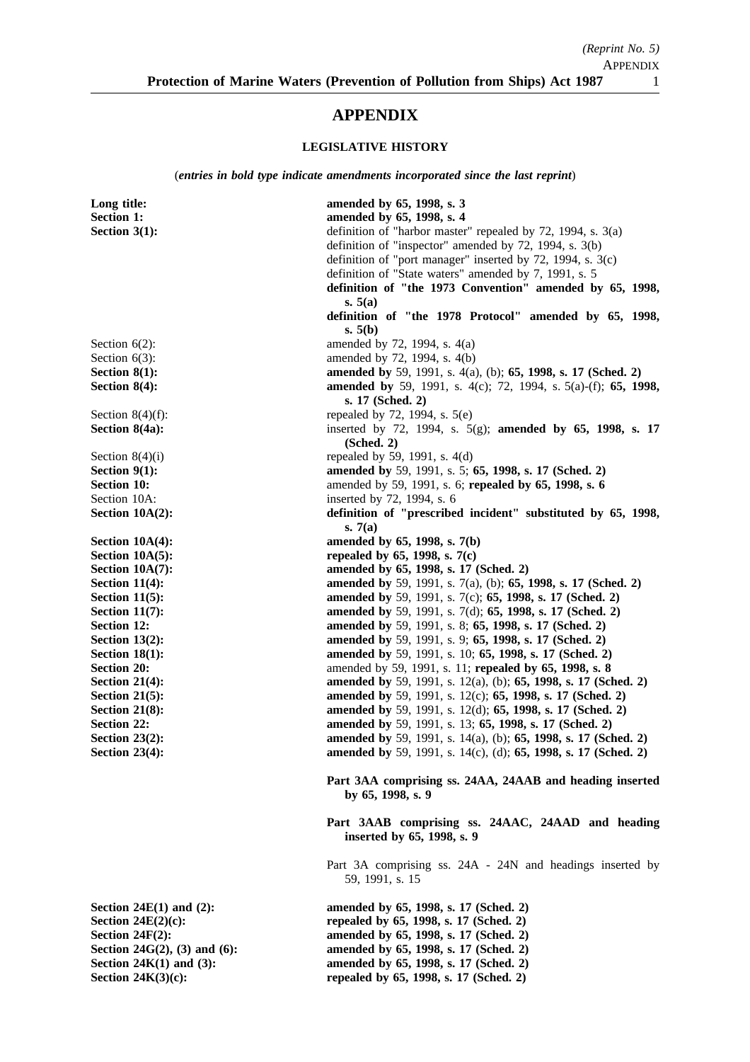# APPENDIX

## LEGISLATIVE HISTORY

(*entries in bold type indicate amendments incorporated since the last reprint*)

| | |
|---|---|
| **Long title:** | **amended by 65, 1998, s. 3** |
| **Section 1:** | **amended by 65, 1998, s. 4** |
| **Section 3(1):** | definition of "harbor master" repealed by 72, 1994, s. 3(a)<br>definition of "inspector" amended by 72, 1994, s. 3(b)<br>definition of "port manager" inserted by 72, 1994, s. 3(c)<br>definition of "State waters" amended by 7, 1991, s. 5<br>**definition of "the 1973 Convention" amended by 65, 1998, s. 5(a)**<br>**definition of "the 1978 Protocol" amended by 65, 1998, s. 5(b)** |
| Section 6(2): | amended by 72, 1994, s. 4(a) |
| Section 6(3): | amended by 72, 1994, s. 4(b) |
| **Section 8(1):** | **amended by** 59, 1991, s. 4(a), (b); **65, 1998, s. 17 (Sched. 2)** |
| **Section 8(4):** | **amended by** 59, 1991, s. 4(c); 72, 1994, s. 5(a)-(f); **65, 1998, s. 17 (Sched. 2)** |
| Section 8(4)(f): | repealed by 72, 1994, s. 5(e) |
| **Section 8(4a):** | inserted by 72, 1994, s. 5(g); **amended by 65, 1998, s. 17 (Sched. 2)** |
| Section 8(4)(i) | repealed by 59, 1991, s. 4(d) |
| **Section 9(1):** | **amended by** 59, 1991, s. 5; **65, 1998, s. 17 (Sched. 2)** |
| **Section 10:** | amended by 59, 1991, s. 6; **repealed by 65, 1998, s. 6** |
| Section 10A: | inserted by 72, 1994, s. 6 |
| **Section 10A(2):** | **definition of "prescribed incident" substituted by 65, 1998, s. 7(a)** |
| **Section 10A(4):** | **amended by 65, 1998, s. 7(b)** |
| **Section 10A(5):** | **repealed by 65, 1998, s. 7(c)** |
| **Section 10A(7):** | **amended by 65, 1998, s. 17 (Sched. 2)** |
| **Section 11(4):** | **amended by** 59, 1991, s. 7(a), (b); **65, 1998, s. 17 (Sched. 2)** |
| **Section 11(5):** | **amended by** 59, 1991, s. 7(c); **65, 1998, s. 17 (Sched. 2)** |
| **Section 11(7):** | **amended by** 59, 1991, s. 7(d); **65, 1998, s. 17 (Sched. 2)** |
| **Section 12:** | **amended by** 59, 1991, s. 8; **65, 1998, s. 17 (Sched. 2)** |
| **Section 13(2):** | **amended by** 59, 1991, s. 9; **65, 1998, s. 17 (Sched. 2)** |
| **Section 18(1):** | **amended by** 59, 1991, s. 10; **65, 1998, s. 17 (Sched. 2)** |
| **Section 20:** | amended by 59, 1991, s. 11; **repealed by 65, 1998, s. 8** |
| **Section 21(4):** | **amended by** 59, 1991, s. 12(a), (b); **65, 1998, s. 17 (Sched. 2)** |
| **Section 21(5):** | **amended by** 59, 1991, s. 12(c); **65, 1998, s. 17 (Sched. 2)** |
| **Section 21(8):** | **amended by** 59, 1991, s. 12(d); **65, 1998, s. 17 (Sched. 2)** |
| **Section 22:** | **amended by** 59, 1991, s. 13; **65, 1998, s. 17 (Sched. 2)** |
| **Section 23(2):** | **amended by** 59, 1991, s. 14(a), (b); **65, 1998, s. 17 (Sched. 2)** |
| **Section 23(4):** | **amended by** 59, 1991, s. 14(c), (d); **65, 1998, s. 17 (Sched. 2)** |
| | **Part 3AA comprising ss. 24AA, 24AAB and heading inserted by 65, 1998, s. 9** |
| | **Part 3AAB comprising ss. 24AAC, 24AAD and heading inserted by 65, 1998, s. 9** |
| | Part 3A comprising ss. 24A - 24N and headings inserted by 59, 1991, s. 15 |
| **Section 24E(1) and (2):** | **amended by 65, 1998, s. 17 (Sched. 2)** |
| **Section 24E(2)(c):** | **repealed by 65, 1998, s. 17 (Sched. 2)** |
| **Section 24F(2):** | **amended by 65, 1998, s. 17 (Sched. 2)** |
| **Section 24G(2), (3) and (6):** | **amended by 65, 1998, s. 17 (Sched. 2)** |
| **Section 24K(1) and (3):** | **amended by 65, 1998, s. 17 (Sched. 2)** |
| **Section 24K(3)(c):** | **repealed by 65, 1998, s. 17 (Sched. 2)** |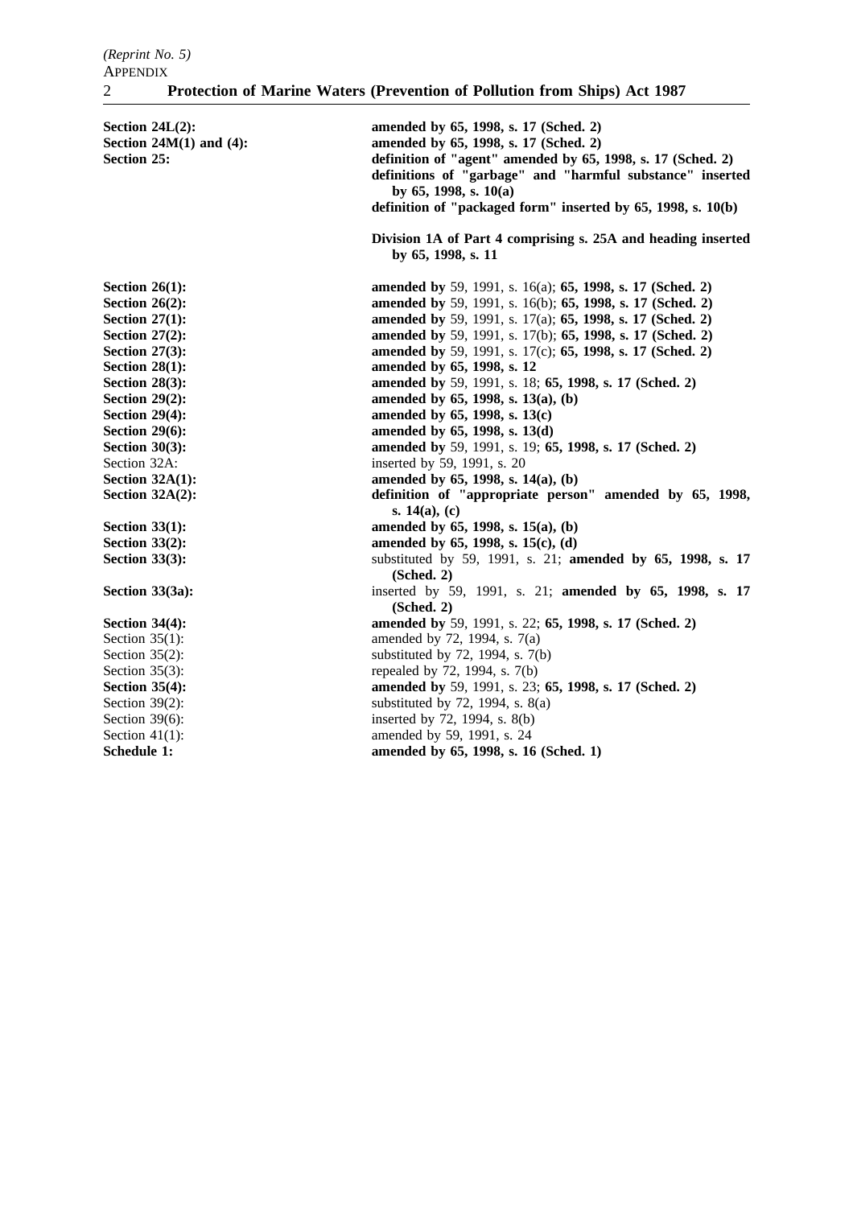| | |
|---|---|
| **Section 24L(2):** | **amended by 65, 1998, s. 17 (Sched. 2)** |
| **Section 24M(1) and (4):** | **amended by 65, 1998, s. 17 (Sched. 2)** |
| **Section 25:** | **definition of "agent" amended by 65, 1998, s. 17 (Sched. 2)** |
| | **definitions of "garbage" and "harmful substance" inserted by 65, 1998, s. 10(a)** |
| | **definition of "packaged form" inserted by 65, 1998, s. 10(b)** |
| | **Division 1A of Part 4 comprising s. 25A and heading inserted by 65, 1998, s. 11** |
| **Section 26(1):** | **amended by** 59, 1991, s. 16(a); **65, 1998, s. 17 (Sched. 2)** |
| **Section 26(2):** | **amended by** 59, 1991, s. 16(b); **65, 1998, s. 17 (Sched. 2)** |
| **Section 27(1):** | **amended by** 59, 1991, s. 17(a); **65, 1998, s. 17 (Sched. 2)** |
| **Section 27(2):** | **amended by** 59, 1991, s. 17(b); **65, 1998, s. 17 (Sched. 2)** |
| **Section 27(3):** | **amended by** 59, 1991, s. 17(c); **65, 1998, s. 17 (Sched. 2)** |
| **Section 28(1):** | **amended by 65, 1998, s. 12** |
| **Section 28(3):** | **amended by** 59, 1991, s. 18; **65, 1998, s. 17 (Sched. 2)** |
| **Section 29(2):** | **amended by 65, 1998, s. 13(a), (b)** |
| **Section 29(4):** | **amended by 65, 1998, s. 13(c)** |
| **Section 29(6):** | **amended by 65, 1998, s. 13(d)** |
| **Section 30(3):** | **amended by** 59, 1991, s. 19; **65, 1998, s. 17 (Sched. 2)** |
| Section 32A: | inserted by 59, 1991, s. 20 |
| **Section 32A(1):** | **amended by 65, 1998, s. 14(a), (b)** |
| **Section 32A(2):** | **definition of "appropriate person" amended by 65, 1998, s. 14(a), (c)** |
| **Section 33(1):** | **amended by 65, 1998, s. 15(a), (b)** |
| **Section 33(2):** | **amended by 65, 1998, s. 15(c), (d)** |
| **Section 33(3):** | substituted by 59, 1991, s. 21; **amended by 65, 1998, s. 17 (Sched. 2)** |
| **Section 33(3a):** | inserted by 59, 1991, s. 21; **amended by 65, 1998, s. 17 (Sched. 2)** |
| **Section 34(4):** | **amended by** 59, 1991, s. 22; **65, 1998, s. 17 (Sched. 2)** |
| Section 35(1): | amended by 72, 1994, s. 7(a) |
| Section 35(2): | substituted by 72, 1994, s. 7(b) |
| Section 35(3): | repealed by 72, 1994, s. 7(b) |
| **Section 35(4):** | **amended by** 59, 1991, s. 23; **65, 1998, s. 17 (Sched. 2)** |
| Section 39(2): | substituted by 72, 1994, s. 8(a) |
| Section 39(6): | inserted by 72, 1994, s. 8(b) |
| Section 41(1): | amended by 59, 1991, s. 24 |
| **Schedule 1:** | **amended by 65, 1998, s. 16 (Sched. 1)** |